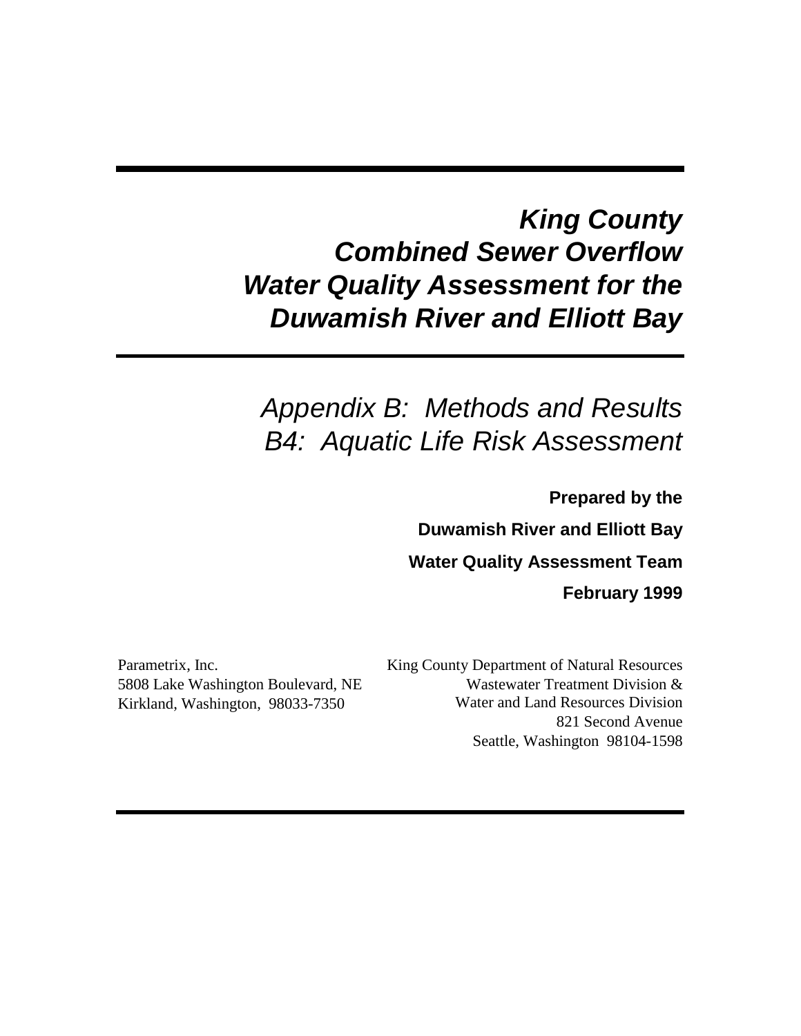# *King County Combined Sewer Overflow Water Quality Assessment for the Duwamish River and Elliott Bay*

## *Appendix B: Methods and Results*
## *B4: Aquatic Life Risk Assessment*

**Prepared by the**

**Duwamish River and Elliott Bay**

**Water Quality Assessment Team**

**February 1999**

Parametrix, Inc.
5808 Lake Washington Boulevard, NE
Kirkland, Washington, 98033-7350

King County Department of Natural Resources
Wastewater Treatment Division &
Water and Land Resources Division
821 Second Avenue
Seattle, Washington 98104-1598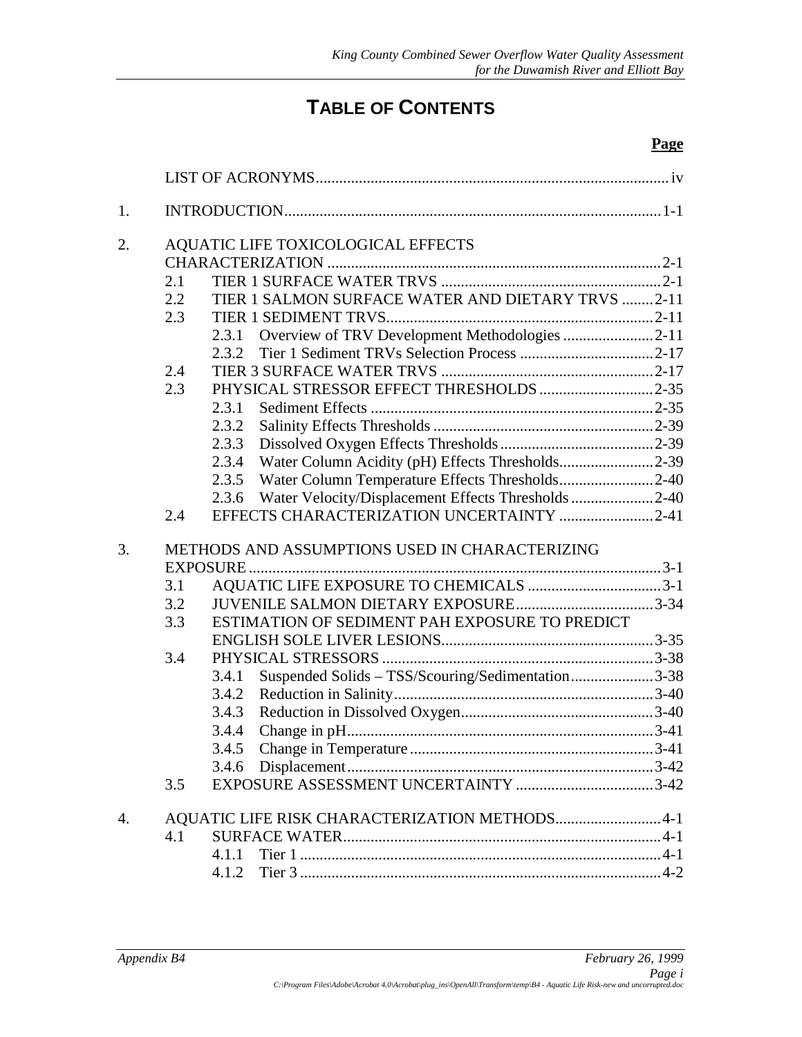# TABLE OF CONTENTS

| | | Page |
|---|---|---|
| | LIST OF ACRONYMS | iv |
| 1. | INTRODUCTION | 1-1 |
| 2. | AQUATIC LIFE TOXICOLOGICAL EFFECTS CHARACTERIZATION | 2-1 |
| | 2.1 TIER 1 SURFACE WATER TRVS | 2-1 |
| | 2.2 TIER 1 SALMON SURFACE WATER AND DIETARY TRVS | 2-11 |
| | 2.3 TIER 1 SEDIMENT TRVS | 2-11 |
| | 2.3.1 Overview of TRV Development Methodologies | 2-11 |
| | 2.3.2 Tier 1 Sediment TRVs Selection Process | 2-17 |
| | 2.4 TIER 3 SURFACE WATER TRVS | 2-17 |
| | 2.3 PHYSICAL STRESSOR EFFECT THRESHOLDS | 2-35 |
| | 2.3.1 Sediment Effects | 2-35 |
| | 2.3.2 Salinity Effects Thresholds | 2-39 |
| | 2.3.3 Dissolved Oxygen Effects Thresholds | 2-39 |
| | 2.3.4 Water Column Acidity (pH) Effects Thresholds | 2-39 |
| | 2.3.5 Water Column Temperature Effects Thresholds | 2-40 |
| | 2.3.6 Water Velocity/Displacement Effects Thresholds | 2-40 |
| | 2.4 EFFECTS CHARACTERIZATION UNCERTAINTY | 2-41 |
| 3. | METHODS AND ASSUMPTIONS USED IN CHARACTERIZING EXPOSURE | 3-1 |
| | 3.1 AQUATIC LIFE EXPOSURE TO CHEMICALS | 3-1 |
| | 3.2 JUVENILE SALMON DIETARY EXPOSURE | 3-34 |
| | 3.3 ESTIMATION OF SEDIMENT PAH EXPOSURE TO PREDICT ENGLISH SOLE LIVER LESIONS | 3-35 |
| | 3.4 PHYSICAL STRESSORS | 3-38 |
| | 3.4.1 Suspended Solids – TSS/Scouring/Sedimentation | 3-38 |
| | 3.4.2 Reduction in Salinity | 3-40 |
| | 3.4.3 Reduction in Dissolved Oxygen | 3-40 |
| | 3.4.4 Change in pH | 3-41 |
| | 3.4.5 Change in Temperature | 3-41 |
| | 3.4.6 Displacement | 3-42 |
| | 3.5 EXPOSURE ASSESSMENT UNCERTAINTY | 3-42 |
| 4. | AQUATIC LIFE RISK CHARACTERIZATION METHODS | 4-1 |
| | 4.1 SURFACE WATER | 4-1 |
| | 4.1.1 Tier 1 | 4-1 |
| | 4.1.2 Tier 3 | 4-2 |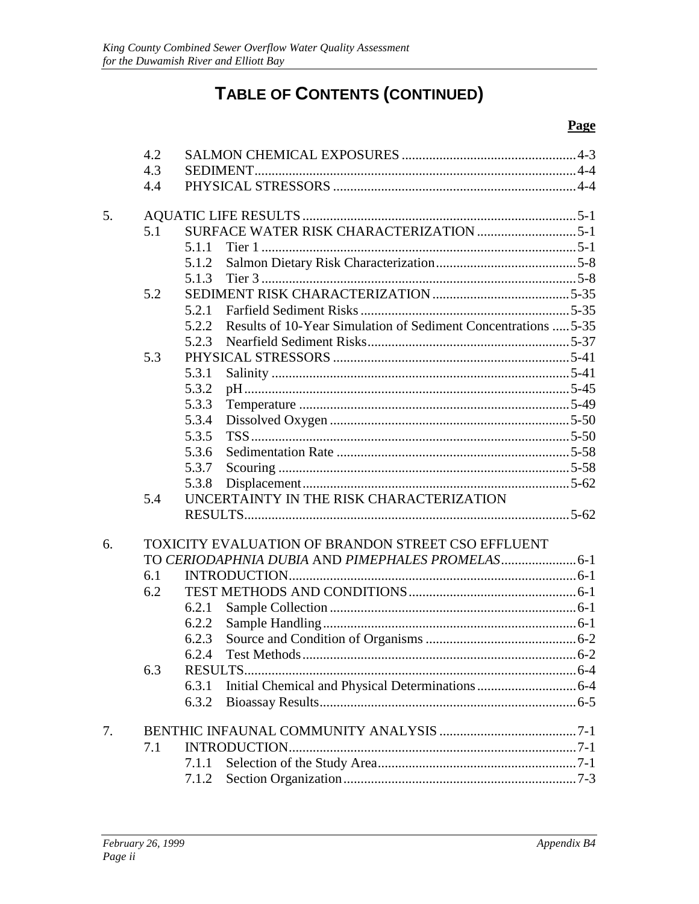# TABLE OF CONTENTS (CONTINUED)

**Page**

4.2 SALMON CHEMICAL EXPOSURES .................................................. 4-3
4.3 SEDIMENT ............................................................................................ 4-4
4.4 PHYSICAL STRESSORS ...................................................................... 4-4

5. AQUATIC LIFE RESULTS ............................................................................ 5-1
5.1 SURFACE WATER RISK CHARACTERIZATION ............................. 5-1
5.1.1 Tier 1 ........................................................................................... 5-1
5.1.2 Salmon Dietary Risk Characterization ......................................... 5-8
5.1.3 Tier 3 ........................................................................................... 5-8
5.2 SEDIMENT RISK CHARACTERIZATION ........................................ 5-35
5.2.1 Farfield Sediment Risks ............................................................. 5-35
5.2.2 Results of 10-Year Simulation of Sediment Concentrations ..... 5-35
5.2.3 Nearfield Sediment Risks ........................................................... 5-37
5.3 PHYSICAL STRESSORS ..................................................................... 5-41
5.3.1 Salinity ....................................................................................... 5-41
5.3.2 pH ............................................................................................... 5-45
5.3.3 Temperature ............................................................................... 5-49
5.3.4 Dissolved Oxygen ...................................................................... 5-50
5.3.5 TSS ............................................................................................. 5-50
5.3.6 Sedimentation Rate .................................................................... 5-58
5.3.7 Scouring ..................................................................................... 5-58
5.3.8 Displacement .............................................................................. 5-62
5.4 UNCERTAINTY IN THE RISK CHARACTERIZATION RESULTS ............................................................................................... 5-62

6. TOXICITY EVALUATION OF BRANDON STREET CSO EFFLUENT TO *CERIODAPHNIA DUBIA* AND *PIMEPHALES PROMELAS* ...................... 6-1
6.1 INTRODUCTION ................................................................................... 6-1
6.2 TEST METHODS AND CONDITIONS ................................................ 6-1
6.2.1 Sample Collection ........................................................................ 6-1
6.2.2 Sample Handling .......................................................................... 6-1
6.2.3 Source and Condition of Organisms ............................................ 6-2
6.2.4 Test Methods ................................................................................ 6-2
6.3 RESULTS ................................................................................................ 6-4
6.3.1 Initial Chemical and Physical Determinations ............................. 6-4
6.3.2 Bioassay Results ........................................................................... 6-5

7. BENTHIC INFAUNAL COMMUNITY ANALYSIS ........................................ 7-1
7.1 INTRODUCTION .................................................................................... 7-1
7.1.1 Selection of the Study Area .......................................................... 7-1
7.1.2 Section Organization .................................................................... 7-3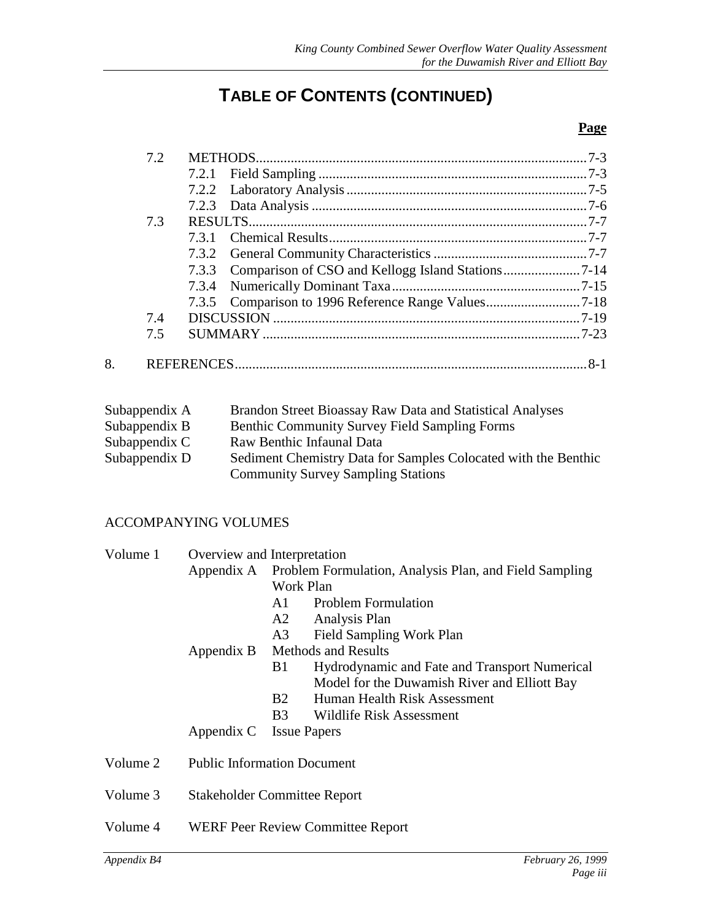# TABLE OF CONTENTS (CONTINUED)

**Page**

- 7.2 METHODS ... 7-3
  - 7.2.1 Field Sampling ... 7-3
  - 7.2.2 Laboratory Analysis ... 7-5
  - 7.2.3 Data Analysis ... 7-6
- 7.3 RESULTS ... 7-7
  - 7.3.1 Chemical Results ... 7-7
  - 7.3.2 General Community Characteristics ... 7-7
  - 7.3.3 Comparison of CSO and Kellogg Island Stations ... 7-14
  - 7.3.4 Numerically Dominant Taxa ... 7-15
  - 7.3.5 Comparison to 1996 Reference Range Values ... 7-18
- 7.4 DISCUSSION ... 7-19
- 7.5 SUMMARY ... 7-23

8. REFERENCES ... 8-1

| | |
|---|---|
| Subappendix A | Brandon Street Bioassay Raw Data and Statistical Analyses |
| Subappendix B | Benthic Community Survey Field Sampling Forms |
| Subappendix C | Raw Benthic Infaunal Data |
| Subappendix D | Sediment Chemistry Data for Samples Colocated with the Benthic Community Survey Sampling Stations |

ACCOMPANYING VOLUMES

Volume 1 Overview and Interpretation

- Appendix A Problem Formulation, Analysis Plan, and Field Sampling Work Plan
  - A1 Problem Formulation
  - A2 Analysis Plan
  - A3 Field Sampling Work Plan
- Appendix B Methods and Results
  - B1 Hydrodynamic and Fate and Transport Numerical Model for the Duwamish River and Elliott Bay
  - B2 Human Health Risk Assessment
  - B3 Wildlife Risk Assessment
- Appendix C Issue Papers

Volume 2 Public Information Document

Volume 3 Stakeholder Committee Report

Volume 4 WERF Peer Review Committee Report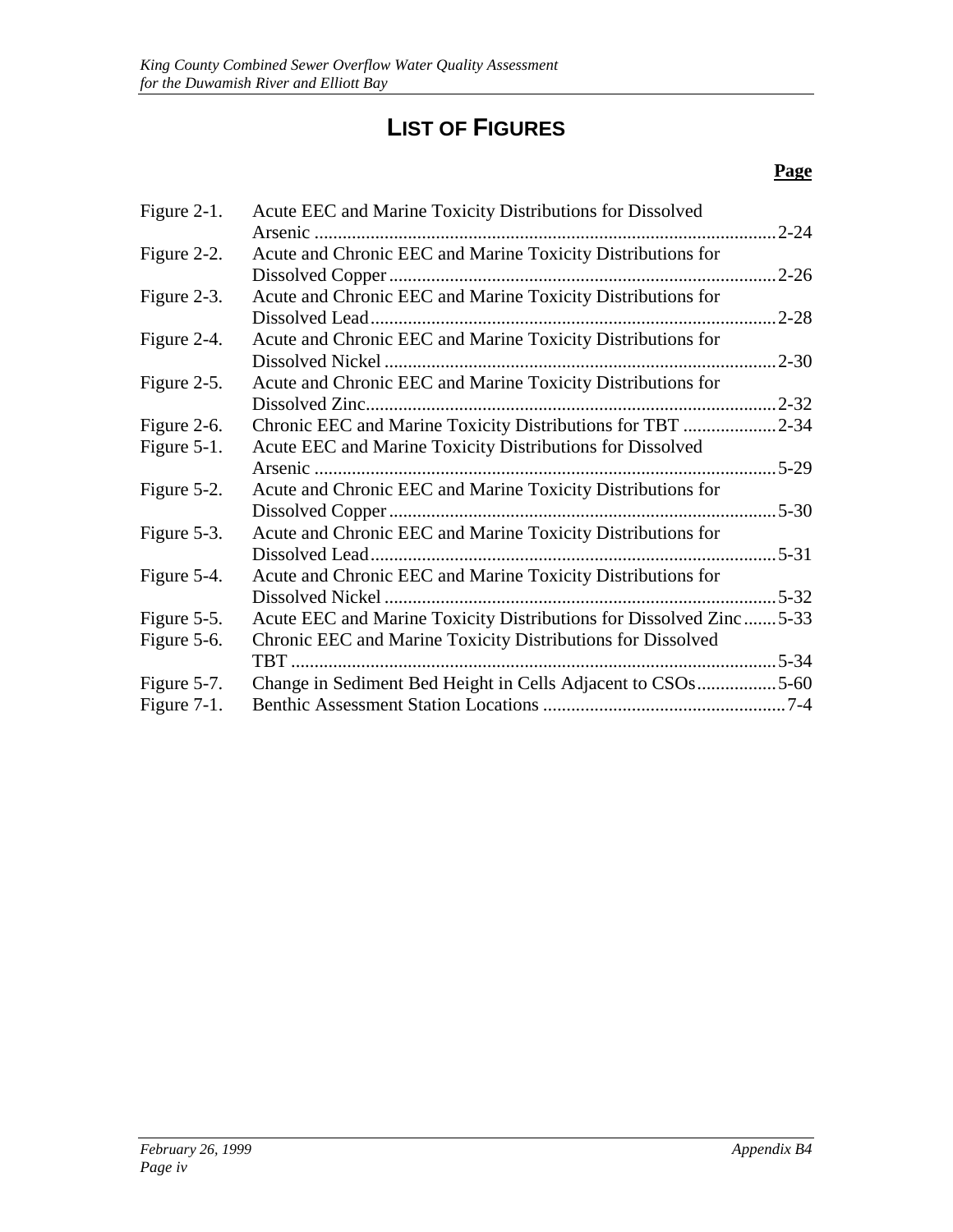# LIST OF FIGURES

| | | Page |
|---|---|---|
| Figure 2-1. | Acute EEC and Marine Toxicity Distributions for Dissolved Arsenic | 2-24 |
| Figure 2-2. | Acute and Chronic EEC and Marine Toxicity Distributions for Dissolved Copper | 2-26 |
| Figure 2-3. | Acute and Chronic EEC and Marine Toxicity Distributions for Dissolved Lead | 2-28 |
| Figure 2-4. | Acute and Chronic EEC and Marine Toxicity Distributions for Dissolved Nickel | 2-30 |
| Figure 2-5. | Acute and Chronic EEC and Marine Toxicity Distributions for Dissolved Zinc | 2-32 |
| Figure 2-6. | Chronic EEC and Marine Toxicity Distributions for TBT | 2-34 |
| Figure 5-1. | Acute EEC and Marine Toxicity Distributions for Dissolved Arsenic | 5-29 |
| Figure 5-2. | Acute and Chronic EEC and Marine Toxicity Distributions for Dissolved Copper | 5-30 |
| Figure 5-3. | Acute and Chronic EEC and Marine Toxicity Distributions for Dissolved Lead | 5-31 |
| Figure 5-4. | Acute and Chronic EEC and Marine Toxicity Distributions for Dissolved Nickel | 5-32 |
| Figure 5-5. | Acute EEC and Marine Toxicity Distributions for Dissolved Zinc | 5-33 |
| Figure 5-6. | Chronic EEC and Marine Toxicity Distributions for Dissolved TBT | 5-34 |
| Figure 5-7. | Change in Sediment Bed Height in Cells Adjacent to CSOs | 5-60 |
| Figure 7-1. | Benthic Assessment Station Locations | 7-4 |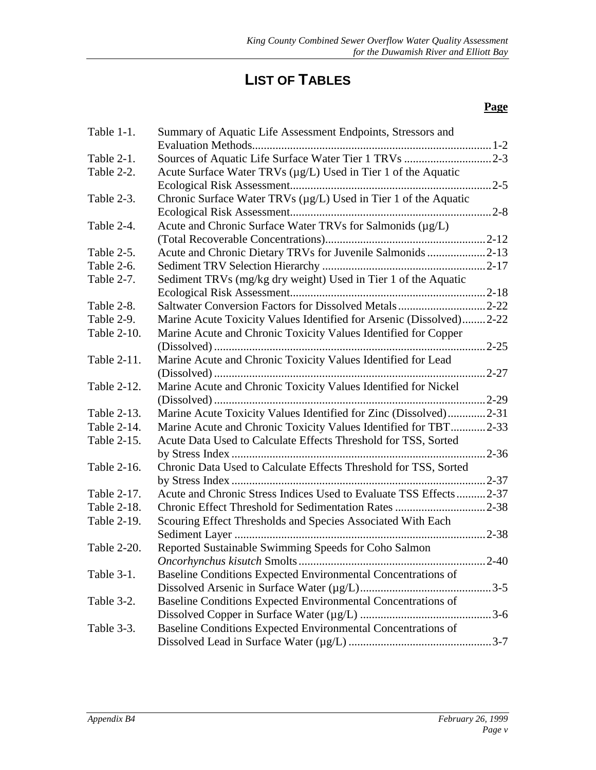# LIST OF TABLES

| | | **Page** |
|---|---|---|
| Table 1-1. | Summary of Aquatic Life Assessment Endpoints, Stressors and Evaluation Methods | 1-2 |
| Table 2-1. | Sources of Aquatic Life Surface Water Tier 1 TRVs | 2-3 |
| Table 2-2. | Acute Surface Water TRVs (µg/L) Used in Tier 1 of the Aquatic Ecological Risk Assessment | 2-5 |
| Table 2-3. | Chronic Surface Water TRVs (µg/L) Used in Tier 1 of the Aquatic Ecological Risk Assessment | 2-8 |
| Table 2-4. | Acute and Chronic Surface Water TRVs for Salmonids (µg/L) (Total Recoverable Concentrations) | 2-12 |
| Table 2-5. | Acute and Chronic Dietary TRVs for Juvenile Salmonids | 2-13 |
| Table 2-6. | Sediment TRV Selection Hierarchy | 2-17 |
| Table 2-7. | Sediment TRVs (mg/kg dry weight) Used in Tier 1 of the Aquatic Ecological Risk Assessment | 2-18 |
| Table 2-8. | Saltwater Conversion Factors for Dissolved Metals | 2-22 |
| Table 2-9. | Marine Acute Toxicity Values Identified for Arsenic (Dissolved) | 2-22 |
| Table 2-10. | Marine Acute and Chronic Toxicity Values Identified for Copper (Dissolved) | 2-25 |
| Table 2-11. | Marine Acute and Chronic Toxicity Values Identified for Lead (Dissolved) | 2-27 |
| Table 2-12. | Marine Acute and Chronic Toxicity Values Identified for Nickel (Dissolved) | 2-29 |
| Table 2-13. | Marine Acute Toxicity Values Identified for Zinc (Dissolved) | 2-31 |
| Table 2-14. | Marine Acute and Chronic Toxicity Values Identified for TBT | 2-33 |
| Table 2-15. | Acute Data Used to Calculate Effects Threshold for TSS, Sorted by Stress Index | 2-36 |
| Table 2-16. | Chronic Data Used to Calculate Effects Threshold for TSS, Sorted by Stress Index | 2-37 |
| Table 2-17. | Acute and Chronic Stress Indices Used to Evaluate TSS Effects | 2-37 |
| Table 2-18. | Chronic Effect Threshold for Sedimentation Rates | 2-38 |
| Table 2-19. | Scouring Effect Thresholds and Species Associated With Each Sediment Layer | 2-38 |
| Table 2-20. | Reported Sustainable Swimming Speeds for Coho Salmon *Oncorhynchus kisutch* Smolts | 2-40 |
| Table 3-1. | Baseline Conditions Expected Environmental Concentrations of Dissolved Arsenic in Surface Water (µg/L) | 3-5 |
| Table 3-2. | Baseline Conditions Expected Environmental Concentrations of Dissolved Copper in Surface Water (µg/L) | 3-6 |
| Table 3-3. | Baseline Conditions Expected Environmental Concentrations of Dissolved Lead in Surface Water (µg/L) | 3-7 |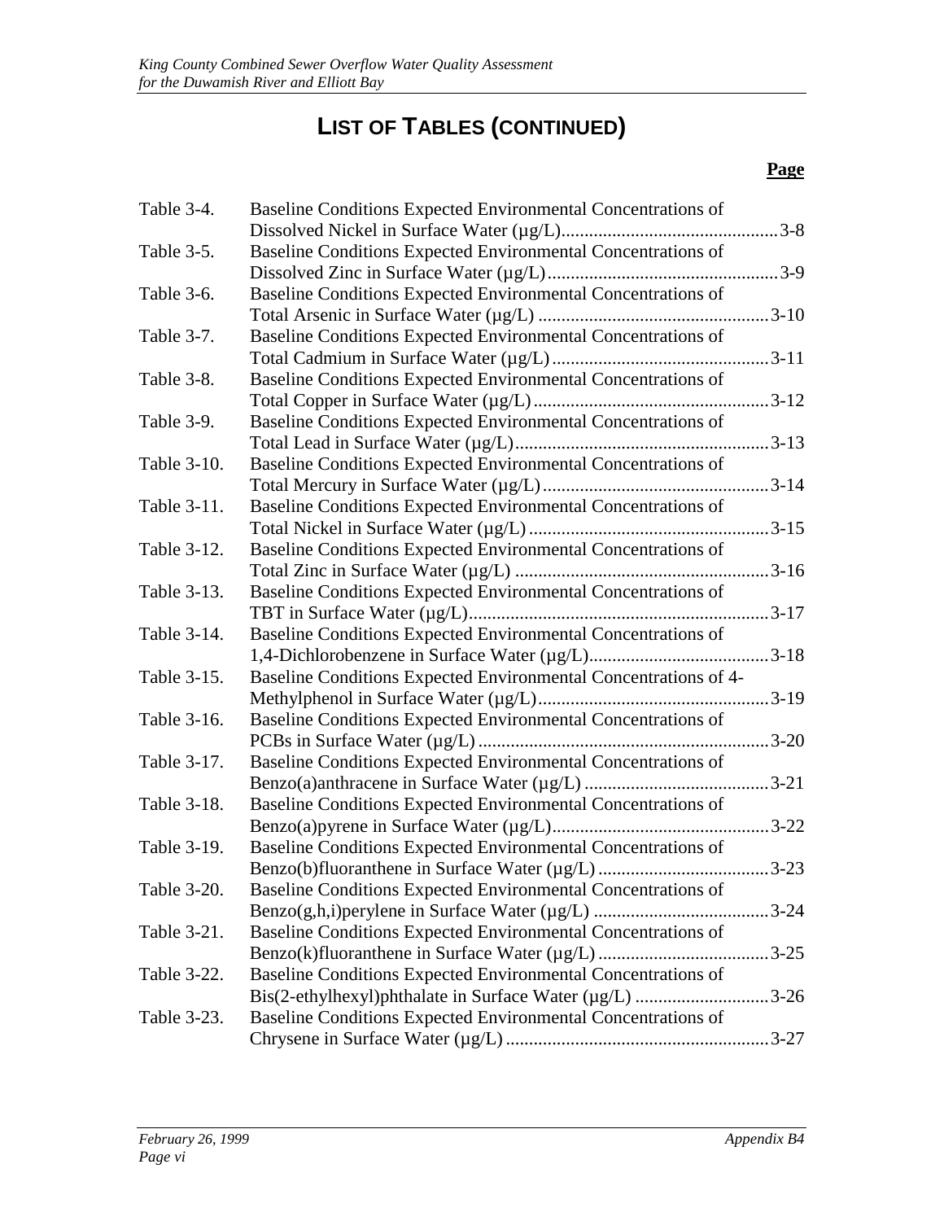# LIST OF TABLES (CONTINUED)

| | | Page |
|---|---|---|
| Table 3-4. | Baseline Conditions Expected Environmental Concentrations of Dissolved Nickel in Surface Water (µg/L) | 3-8 |
| Table 3-5. | Baseline Conditions Expected Environmental Concentrations of Dissolved Zinc in Surface Water (µg/L) | 3-9 |
| Table 3-6. | Baseline Conditions Expected Environmental Concentrations of Total Arsenic in Surface Water (µg/L) | 3-10 |
| Table 3-7. | Baseline Conditions Expected Environmental Concentrations of Total Cadmium in Surface Water (µg/L) | 3-11 |
| Table 3-8. | Baseline Conditions Expected Environmental Concentrations of Total Copper in Surface Water (µg/L) | 3-12 |
| Table 3-9. | Baseline Conditions Expected Environmental Concentrations of Total Lead in Surface Water (µg/L) | 3-13 |
| Table 3-10. | Baseline Conditions Expected Environmental Concentrations of Total Mercury in Surface Water (µg/L) | 3-14 |
| Table 3-11. | Baseline Conditions Expected Environmental Concentrations of Total Nickel in Surface Water (µg/L) | 3-15 |
| Table 3-12. | Baseline Conditions Expected Environmental Concentrations of Total Zinc in Surface Water (µg/L) | 3-16 |
| Table 3-13. | Baseline Conditions Expected Environmental Concentrations of TBT in Surface Water (µg/L) | 3-17 |
| Table 3-14. | Baseline Conditions Expected Environmental Concentrations of 1,4-Dichlorobenzene in Surface Water (µg/L) | 3-18 |
| Table 3-15. | Baseline Conditions Expected Environmental Concentrations of 4-Methylphenol in Surface Water (µg/L) | 3-19 |
| Table 3-16. | Baseline Conditions Expected Environmental Concentrations of PCBs in Surface Water (µg/L) | 3-20 |
| Table 3-17. | Baseline Conditions Expected Environmental Concentrations of Benzo(a)anthracene in Surface Water (µg/L) | 3-21 |
| Table 3-18. | Baseline Conditions Expected Environmental Concentrations of Benzo(a)pyrene in Surface Water (µg/L) | 3-22 |
| Table 3-19. | Baseline Conditions Expected Environmental Concentrations of Benzo(b)fluoranthene in Surface Water (µg/L) | 3-23 |
| Table 3-20. | Baseline Conditions Expected Environmental Concentrations of Benzo(g,h,i)perylene in Surface Water (µg/L) | 3-24 |
| Table 3-21. | Baseline Conditions Expected Environmental Concentrations of Benzo(k)fluoranthene in Surface Water (µg/L) | 3-25 |
| Table 3-22. | Baseline Conditions Expected Environmental Concentrations of Bis(2-ethylhexyl)phthalate in Surface Water (µg/L) | 3-26 |
| Table 3-23. | Baseline Conditions Expected Environmental Concentrations of Chrysene in Surface Water (µg/L) | 3-27 |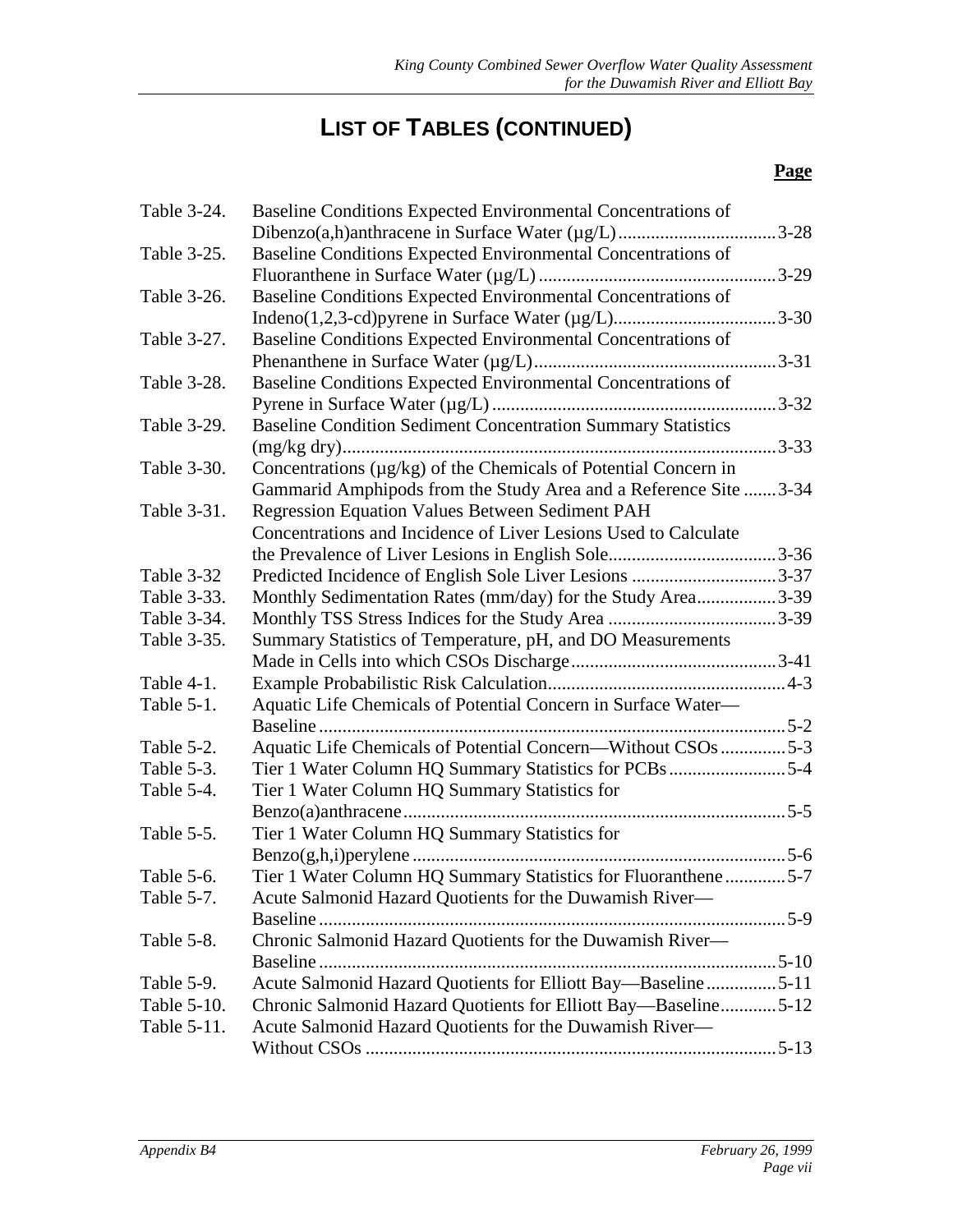# LIST OF TABLES (CONTINUED)

| | | Page |
|---|---|---|
| Table 3-24. | Baseline Conditions Expected Environmental Concentrations of Dibenzo(a,h)anthracene in Surface Water (µg/L) | 3-28 |
| Table 3-25. | Baseline Conditions Expected Environmental Concentrations of Fluoranthene in Surface Water (µg/L) | 3-29 |
| Table 3-26. | Baseline Conditions Expected Environmental Concentrations of Indeno(1,2,3-cd)pyrene in Surface Water (µg/L) | 3-30 |
| Table 3-27. | Baseline Conditions Expected Environmental Concentrations of Phenanthene in Surface Water (µg/L) | 3-31 |
| Table 3-28. | Baseline Conditions Expected Environmental Concentrations of Pyrene in Surface Water (µg/L) | 3-32 |
| Table 3-29. | Baseline Condition Sediment Concentration Summary Statistics (mg/kg dry) | 3-33 |
| Table 3-30. | Concentrations (µg/kg) of the Chemicals of Potential Concern in Gammarid Amphipods from the Study Area and a Reference Site | 3-34 |
| Table 3-31. | Regression Equation Values Between Sediment PAH Concentrations and Incidence of Liver Lesions Used to Calculate the Prevalence of Liver Lesions in English Sole | 3-36 |
| Table 3-32 | Predicted Incidence of English Sole Liver Lesions | 3-37 |
| Table 3-33. | Monthly Sedimentation Rates (mm/day) for the Study Area | 3-39 |
| Table 3-34. | Monthly TSS Stress Indices for the Study Area | 3-39 |
| Table 3-35. | Summary Statistics of Temperature, pH, and DO Measurements Made in Cells into which CSOs Discharge | 3-41 |
| Table 4-1. | Example Probabilistic Risk Calculation | 4-3 |
| Table 5-1. | Aquatic Life Chemicals of Potential Concern in Surface Water—Baseline | 5-2 |
| Table 5-2. | Aquatic Life Chemicals of Potential Concern—Without CSOs | 5-3 |
| Table 5-3. | Tier 1 Water Column HQ Summary Statistics for PCBs | 5-4 |
| Table 5-4. | Tier 1 Water Column HQ Summary Statistics for Benzo(a)anthracene | 5-5 |
| Table 5-5. | Tier 1 Water Column HQ Summary Statistics for Benzo(g,h,i)perylene | 5-6 |
| Table 5-6. | Tier 1 Water Column HQ Summary Statistics for Fluoranthene | 5-7 |
| Table 5-7. | Acute Salmonid Hazard Quotients for the Duwamish River—Baseline | 5-9 |
| Table 5-8. | Chronic Salmonid Hazard Quotients for the Duwamish River—Baseline | 5-10 |
| Table 5-9. | Acute Salmonid Hazard Quotients for Elliott Bay—Baseline | 5-11 |
| Table 5-10. | Chronic Salmonid Hazard Quotients for Elliott Bay—Baseline | 5-12 |
| Table 5-11. | Acute Salmonid Hazard Quotients for the Duwamish River—Without CSOs | 5-13 |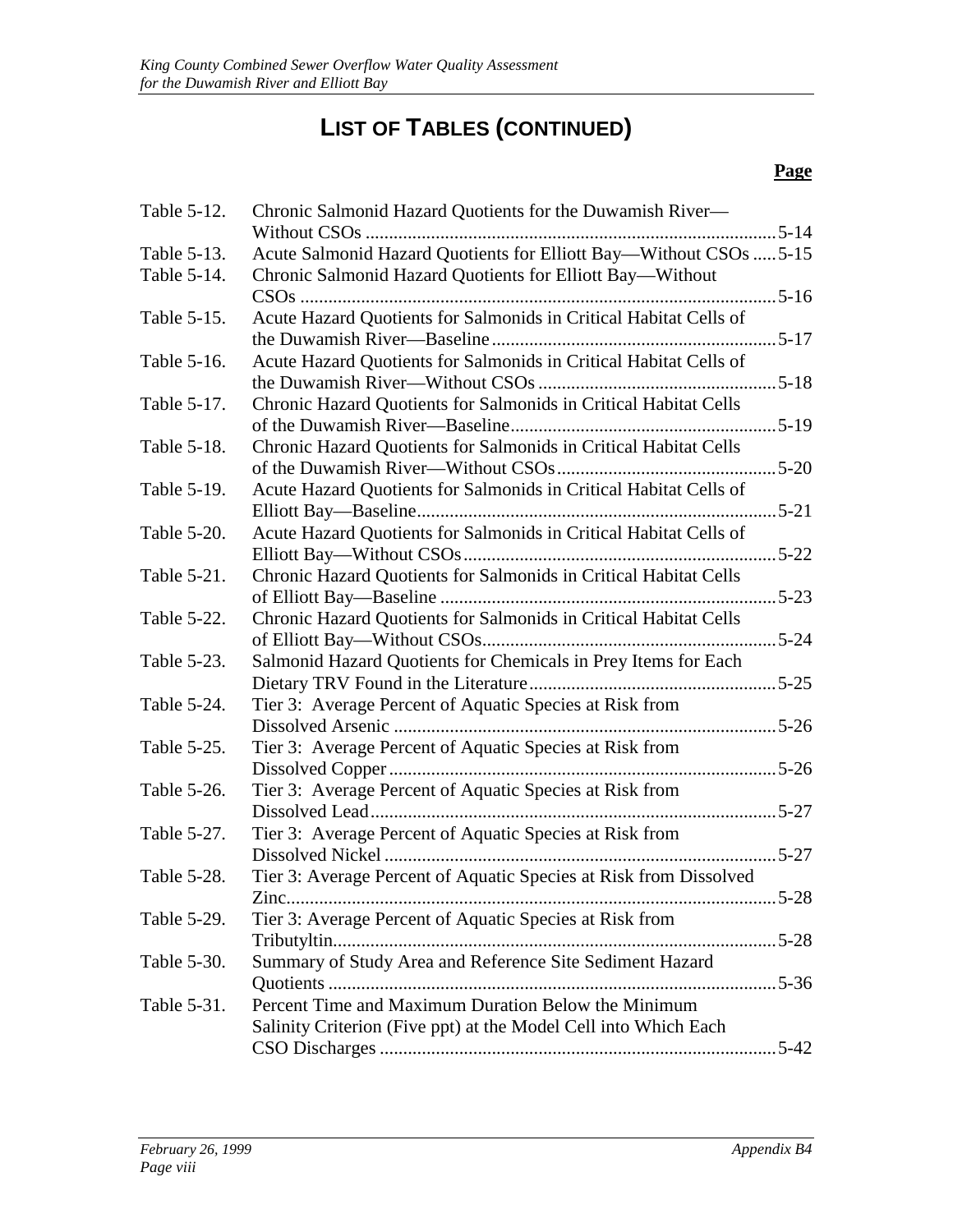# LIST OF TABLES (CONTINUED)

| | | Page |
|---|---|---|
| Table 5-12. | Chronic Salmonid Hazard Quotients for the Duwamish River—Without CSOs | 5-14 |
| Table 5-13. | Acute Salmonid Hazard Quotients for Elliott Bay—Without CSOs | 5-15 |
| Table 5-14. | Chronic Salmonid Hazard Quotients for Elliott Bay—Without CSOs | 5-16 |
| Table 5-15. | Acute Hazard Quotients for Salmonids in Critical Habitat Cells of the Duwamish River—Baseline | 5-17 |
| Table 5-16. | Acute Hazard Quotients for Salmonids in Critical Habitat Cells of the Duwamish River—Without CSOs | 5-18 |
| Table 5-17. | Chronic Hazard Quotients for Salmonids in Critical Habitat Cells of the Duwamish River—Baseline | 5-19 |
| Table 5-18. | Chronic Hazard Quotients for Salmonids in Critical Habitat Cells of the Duwamish River—Without CSOs | 5-20 |
| Table 5-19. | Acute Hazard Quotients for Salmonids in Critical Habitat Cells of Elliott Bay—Baseline | 5-21 |
| Table 5-20. | Acute Hazard Quotients for Salmonids in Critical Habitat Cells of Elliott Bay—Without CSOs | 5-22 |
| Table 5-21. | Chronic Hazard Quotients for Salmonids in Critical Habitat Cells of Elliott Bay—Baseline | 5-23 |
| Table 5-22. | Chronic Hazard Quotients for Salmonids in Critical Habitat Cells of Elliott Bay—Without CSOs | 5-24 |
| Table 5-23. | Salmonid Hazard Quotients for Chemicals in Prey Items for Each Dietary TRV Found in the Literature | 5-25 |
| Table 5-24. | Tier 3: Average Percent of Aquatic Species at Risk from Dissolved Arsenic | 5-26 |
| Table 5-25. | Tier 3: Average Percent of Aquatic Species at Risk from Dissolved Copper | 5-26 |
| Table 5-26. | Tier 3: Average Percent of Aquatic Species at Risk from Dissolved Lead | 5-27 |
| Table 5-27. | Tier 3: Average Percent of Aquatic Species at Risk from Dissolved Nickel | 5-27 |
| Table 5-28. | Tier 3: Average Percent of Aquatic Species at Risk from Dissolved Zinc | 5-28 |
| Table 5-29. | Tier 3: Average Percent of Aquatic Species at Risk from Tributyltin | 5-28 |
| Table 5-30. | Summary of Study Area and Reference Site Sediment Hazard Quotients | 5-36 |
| Table 5-31. | Percent Time and Maximum Duration Below the Minimum Salinity Criterion (Five ppt) at the Model Cell into Which Each CSO Discharges | 5-42 |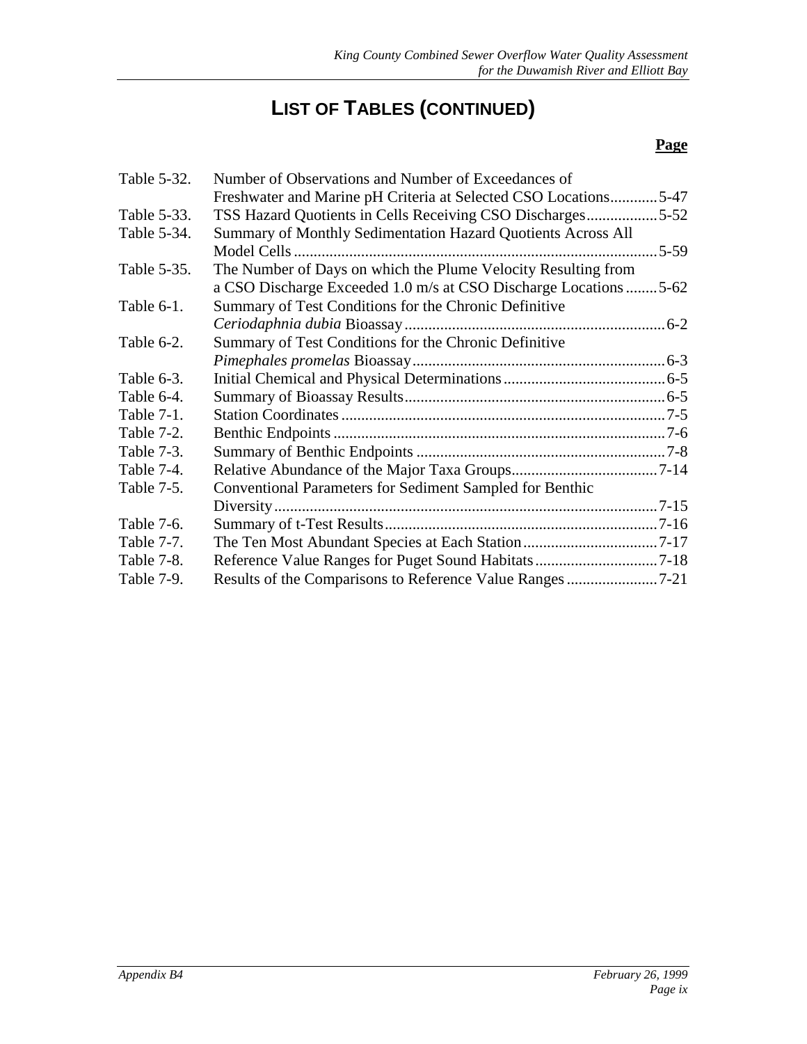# LIST OF TABLES (CONTINUED)

| | | **Page** |
|---|---|---|
| Table 5-32. | Number of Observations and Number of Exceedances of Freshwater and Marine pH Criteria at Selected CSO Locations | 5-47 |
| Table 5-33. | TSS Hazard Quotients in Cells Receiving CSO Discharges | 5-52 |
| Table 5-34. | Summary of Monthly Sedimentation Hazard Quotients Across All Model Cells | 5-59 |
| Table 5-35. | The Number of Days on which the Plume Velocity Resulting from a CSO Discharge Exceeded 1.0 m/s at CSO Discharge Locations | 5-62 |
| Table 6-1. | Summary of Test Conditions for the Chronic Definitive *Ceriodaphnia dubia* Bioassay | 6-2 |
| Table 6-2. | Summary of Test Conditions for the Chronic Definitive *Pimephales promelas* Bioassay | 6-3 |
| Table 6-3. | Initial Chemical and Physical Determinations | 6-5 |
| Table 6-4. | Summary of Bioassay Results | 6-5 |
| Table 7-1. | Station Coordinates | 7-5 |
| Table 7-2. | Benthic Endpoints | 7-6 |
| Table 7-3. | Summary of Benthic Endpoints | 7-8 |
| Table 7-4. | Relative Abundance of the Major Taxa Groups | 7-14 |
| Table 7-5. | Conventional Parameters for Sediment Sampled for Benthic Diversity | 7-15 |
| Table 7-6. | Summary of t-Test Results | 7-16 |
| Table 7-7. | The Ten Most Abundant Species at Each Station | 7-17 |
| Table 7-8. | Reference Value Ranges for Puget Sound Habitats | 7-18 |
| Table 7-9. | Results of the Comparisons to Reference Value Ranges | 7-21 |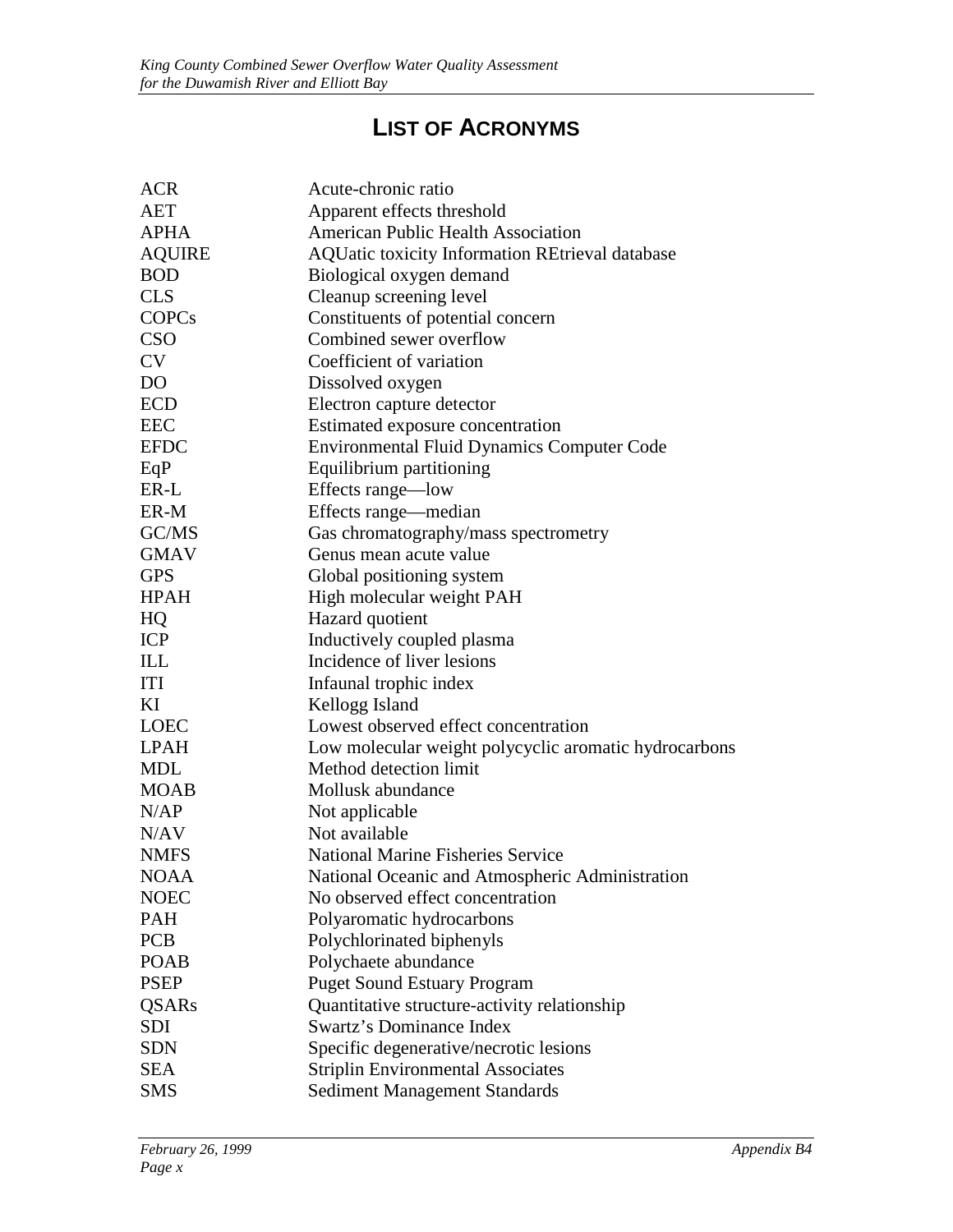# LIST OF ACRONYMS

| | |
|---|---|
| ACR | Acute-chronic ratio |
| AET | Apparent effects threshold |
| APHA | American Public Health Association |
| AQUIRE | AQUatic toxicity Information REtrieval database |
| BOD | Biological oxygen demand |
| CLS | Cleanup screening level |
| COPCs | Constituents of potential concern |
| CSO | Combined sewer overflow |
| CV | Coefficient of variation |
| DO | Dissolved oxygen |
| ECD | Electron capture detector |
| EEC | Estimated exposure concentration |
| EFDC | Environmental Fluid Dynamics Computer Code |
| EqP | Equilibrium partitioning |
| ER-L | Effects range—low |
| ER-M | Effects range—median |
| GC/MS | Gas chromatography/mass spectrometry |
| GMAV | Genus mean acute value |
| GPS | Global positioning system |
| HPAH | High molecular weight PAH |
| HQ | Hazard quotient |
| ICP | Inductively coupled plasma |
| ILL | Incidence of liver lesions |
| ITI | Infaunal trophic index |
| KI | Kellogg Island |
| LOEC | Lowest observed effect concentration |
| LPAH | Low molecular weight polycyclic aromatic hydrocarbons |
| MDL | Method detection limit |
| MOAB | Mollusk abundance |
| N/AP | Not applicable |
| N/AV | Not available |
| NMFS | National Marine Fisheries Service |
| NOAA | National Oceanic and Atmospheric Administration |
| NOEC | No observed effect concentration |
| PAH | Polyaromatic hydrocarbons |
| PCB | Polychlorinated biphenyls |
| POAB | Polychaete abundance |
| PSEP | Puget Sound Estuary Program |
| QSARs | Quantitative structure-activity relationship |
| SDI | Swartz's Dominance Index |
| SDN | Specific degenerative/necrotic lesions |
| SEA | Striplin Environmental Associates |
| SMS | Sediment Management Standards |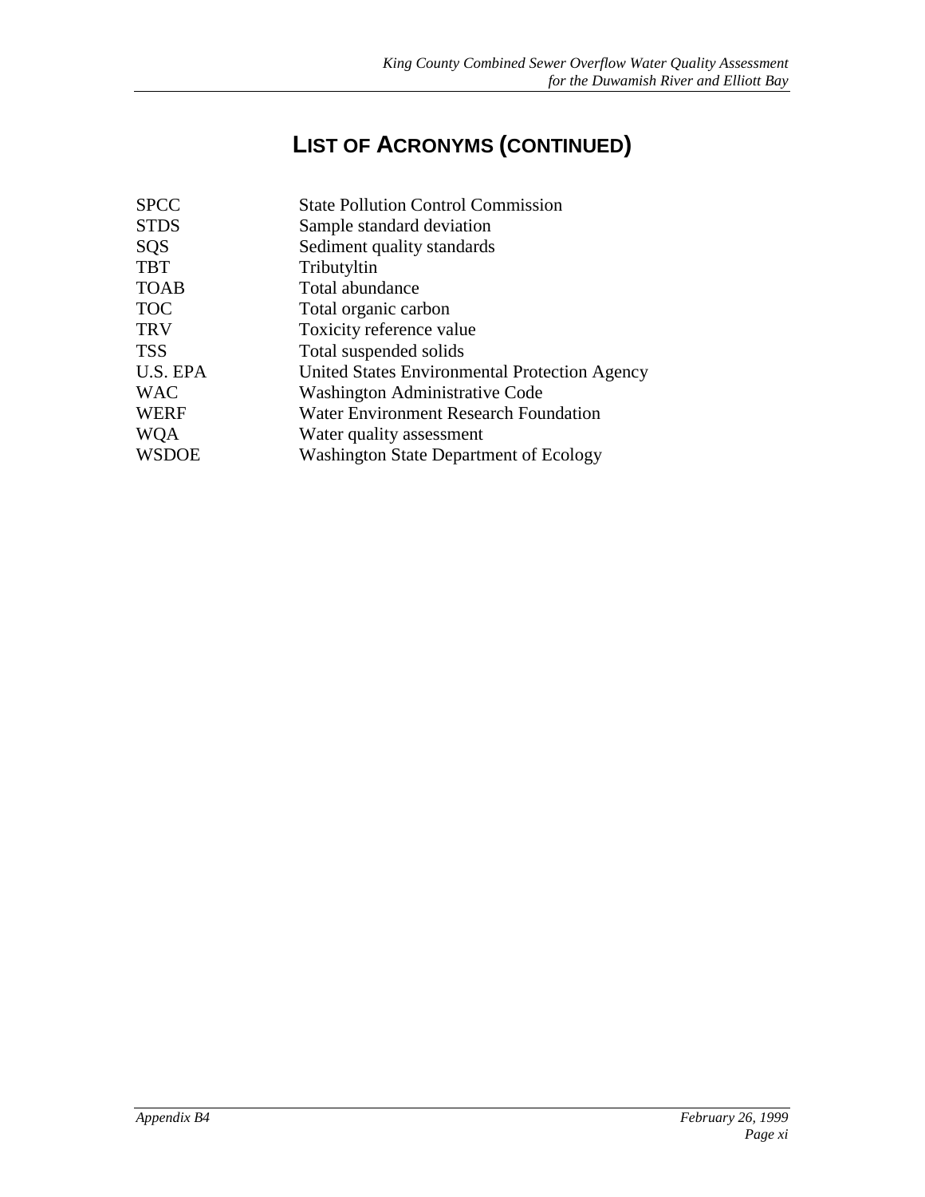# LIST OF ACRONYMS (CONTINUED)

| | |
|---|---|
| SPCC | State Pollution Control Commission |
| STDS | Sample standard deviation |
| SQS | Sediment quality standards |
| TBT | Tributyltin |
| TOAB | Total abundance |
| TOC | Total organic carbon |
| TRV | Toxicity reference value |
| TSS | Total suspended solids |
| U.S. EPA | United States Environmental Protection Agency |
| WAC | Washington Administrative Code |
| WERF | Water Environment Research Foundation |
| WQA | Water quality assessment |
| WSDOE | Washington State Department of Ecology |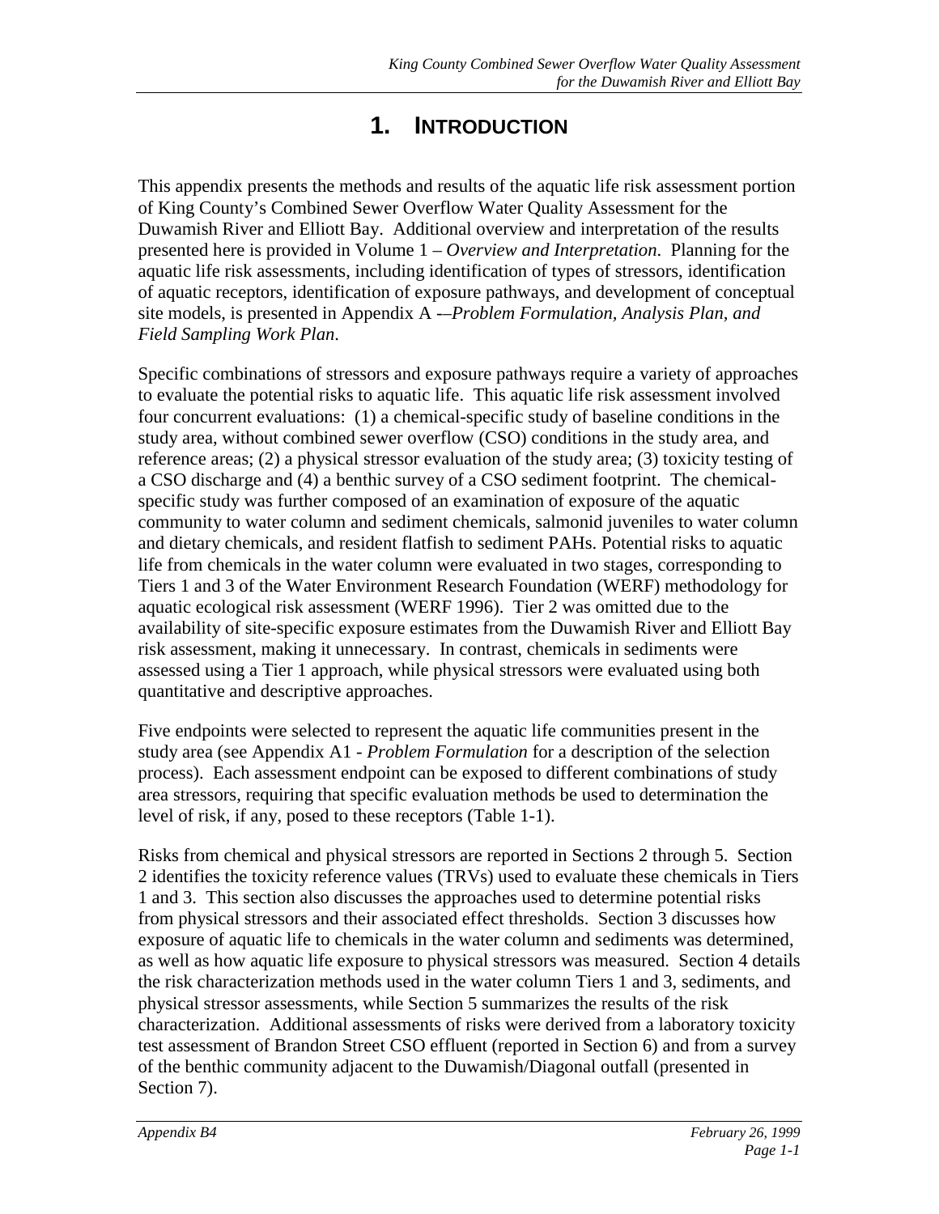# 1. INTRODUCTION

This appendix presents the methods and results of the aquatic life risk assessment portion of King County's Combined Sewer Overflow Water Quality Assessment for the Duwamish River and Elliott Bay. Additional overview and interpretation of the results presented here is provided in Volume 1 – *Overview and Interpretation*. Planning for the aquatic life risk assessments, including identification of types of stressors, identification of aquatic receptors, identification of exposure pathways, and development of conceptual site models, is presented in Appendix A -–*Problem Formulation, Analysis Plan, and Field Sampling Work Plan*.

Specific combinations of stressors and exposure pathways require a variety of approaches to evaluate the potential risks to aquatic life. This aquatic life risk assessment involved four concurrent evaluations: (1) a chemical-specific study of baseline conditions in the study area, without combined sewer overflow (CSO) conditions in the study area, and reference areas; (2) a physical stressor evaluation of the study area; (3) toxicity testing of a CSO discharge and (4) a benthic survey of a CSO sediment footprint. The chemical-specific study was further composed of an examination of exposure of the aquatic community to water column and sediment chemicals, salmonid juveniles to water column and dietary chemicals, and resident flatfish to sediment PAHs. Potential risks to aquatic life from chemicals in the water column were evaluated in two stages, corresponding to Tiers 1 and 3 of the Water Environment Research Foundation (WERF) methodology for aquatic ecological risk assessment (WERF 1996). Tier 2 was omitted due to the availability of site-specific exposure estimates from the Duwamish River and Elliott Bay risk assessment, making it unnecessary. In contrast, chemicals in sediments were assessed using a Tier 1 approach, while physical stressors were evaluated using both quantitative and descriptive approaches.

Five endpoints were selected to represent the aquatic life communities present in the study area (see Appendix A1 - *Problem Formulation* for a description of the selection process). Each assessment endpoint can be exposed to different combinations of study area stressors, requiring that specific evaluation methods be used to determination the level of risk, if any, posed to these receptors (Table 1-1).

Risks from chemical and physical stressors are reported in Sections 2 through 5. Section 2 identifies the toxicity reference values (TRVs) used to evaluate these chemicals in Tiers 1 and 3. This section also discusses the approaches used to determine potential risks from physical stressors and their associated effect thresholds. Section 3 discusses how exposure of aquatic life to chemicals in the water column and sediments was determined, as well as how aquatic life exposure to physical stressors was measured. Section 4 details the risk characterization methods used in the water column Tiers 1 and 3, sediments, and physical stressor assessments, while Section 5 summarizes the results of the risk characterization. Additional assessments of risks were derived from a laboratory toxicity test assessment of Brandon Street CSO effluent (reported in Section 6) and from a survey of the benthic community adjacent to the Duwamish/Diagonal outfall (presented in Section 7).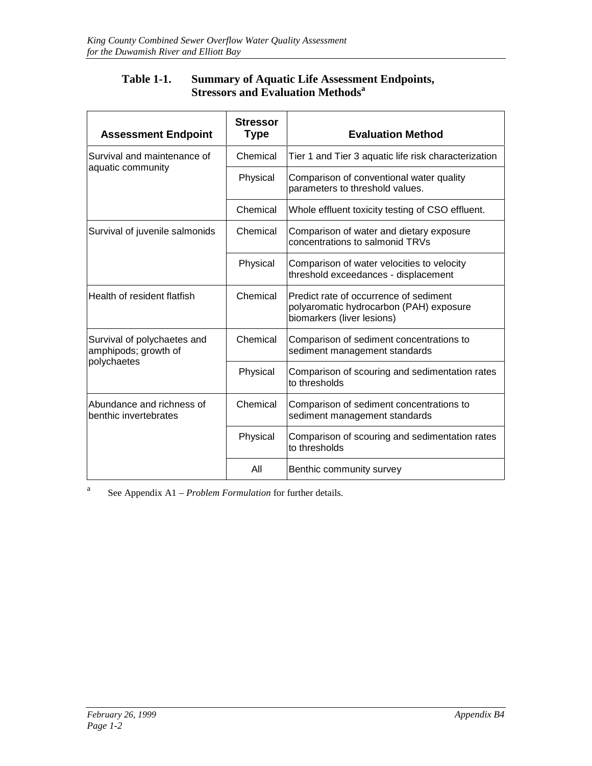**Table 1-1. Summary of Aquatic Life Assessment Endpoints, Stressors and Evaluation Methods[a]**

| Assessment Endpoint | Stressor Type | Evaluation Method |
|---|---|---|
| Survival and maintenance of aquatic community | Chemical | Tier 1 and Tier 3 aquatic life risk characterization |
| | Physical | Comparison of conventional water quality parameters to threshold values. |
| | Chemical | Whole effluent toxicity testing of CSO effluent. |
| Survival of juvenile salmonids | Chemical | Comparison of water and dietary exposure concentrations to salmonid TRVs |
| | Physical | Comparison of water velocities to velocity threshold exceedances - displacement |
| Health of resident flatfish | Chemical | Predict rate of occurrence of sediment polyaromatic hydrocarbon (PAH) exposure biomarkers (liver lesions) |
| Survival of polychaetes and amphipods; growth of polychaetes | Chemical | Comparison of sediment concentrations to sediment management standards |
| | Physical | Comparison of scouring and sedimentation rates to thresholds |
| Abundance and richness of benthic invertebrates | Chemical | Comparison of sediment concentrations to sediment management standards |
| | Physical | Comparison of scouring and sedimentation rates to thresholds |
| | All | Benthic community survey |

[a] See Appendix A1 – *Problem Formulation* for further details.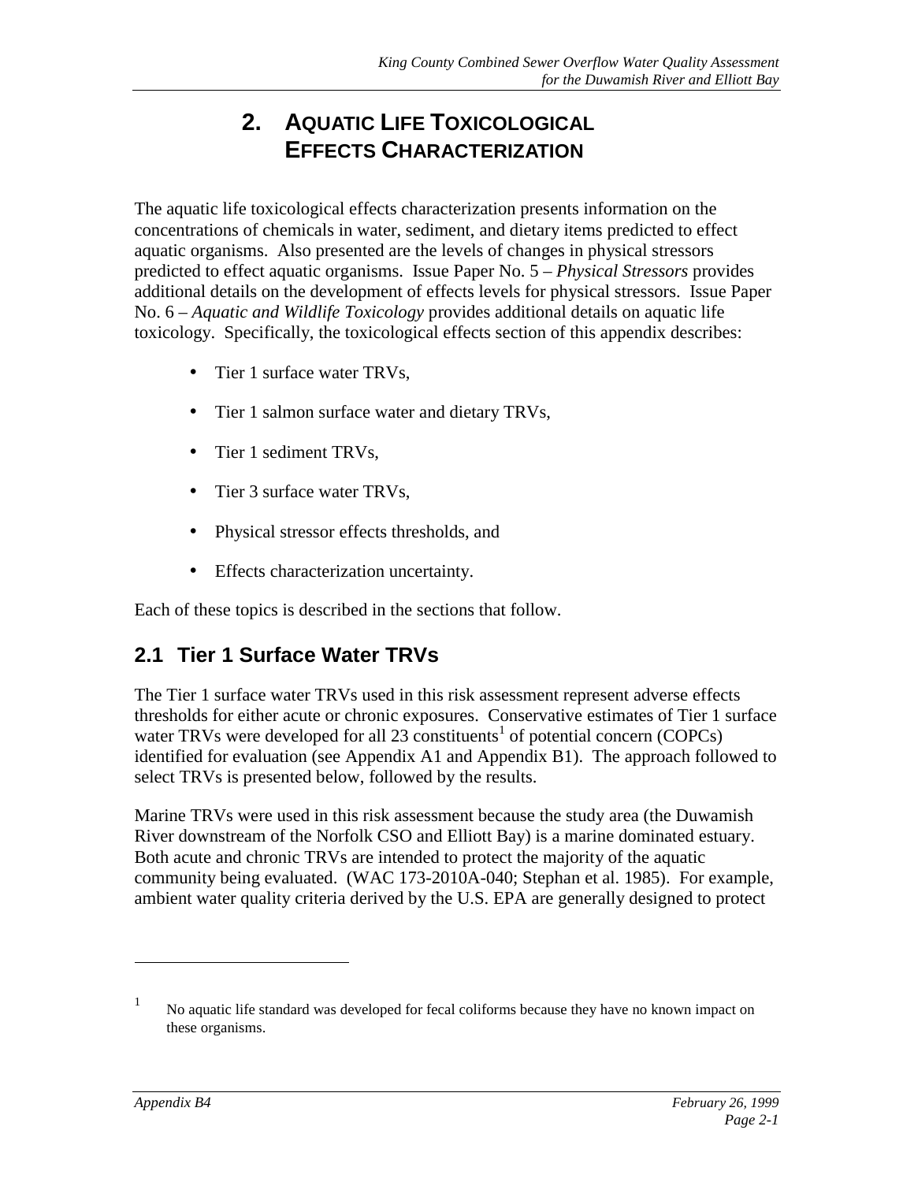# 2. AQUATIC LIFE TOXICOLOGICAL EFFECTS CHARACTERIZATION

The aquatic life toxicological effects characterization presents information on the concentrations of chemicals in water, sediment, and dietary items predicted to effect aquatic organisms. Also presented are the levels of changes in physical stressors predicted to effect aquatic organisms. Issue Paper No. 5 – *Physical Stressors* provides additional details on the development of effects levels for physical stressors. Issue Paper No. 6 – *Aquatic and Wildlife Toxicology* provides additional details on aquatic life toxicology. Specifically, the toxicological effects section of this appendix describes:

- Tier 1 surface water TRVs,
- Tier 1 salmon surface water and dietary TRVs,
- Tier 1 sediment TRVs,
- Tier 3 surface water TRVs,
- Physical stressor effects thresholds, and
- Effects characterization uncertainty.

Each of these topics is described in the sections that follow.

## 2.1 Tier 1 Surface Water TRVs

The Tier 1 surface water TRVs used in this risk assessment represent adverse effects thresholds for either acute or chronic exposures. Conservative estimates of Tier 1 surface water TRVs were developed for all 23 constituents[1] of potential concern (COPCs) identified for evaluation (see Appendix A1 and Appendix B1). The approach followed to select TRVs is presented below, followed by the results.

Marine TRVs were used in this risk assessment because the study area (the Duwamish River downstream of the Norfolk CSO and Elliott Bay) is a marine dominated estuary. Both acute and chronic TRVs are intended to protect the majority of the aquatic community being evaluated. (WAC 173-2010A-040; Stephan et al. 1985). For example, ambient water quality criteria derived by the U.S. EPA are generally designed to protect

---

[1] No aquatic life standard was developed for fecal coliforms because they have no known impact on these organisms.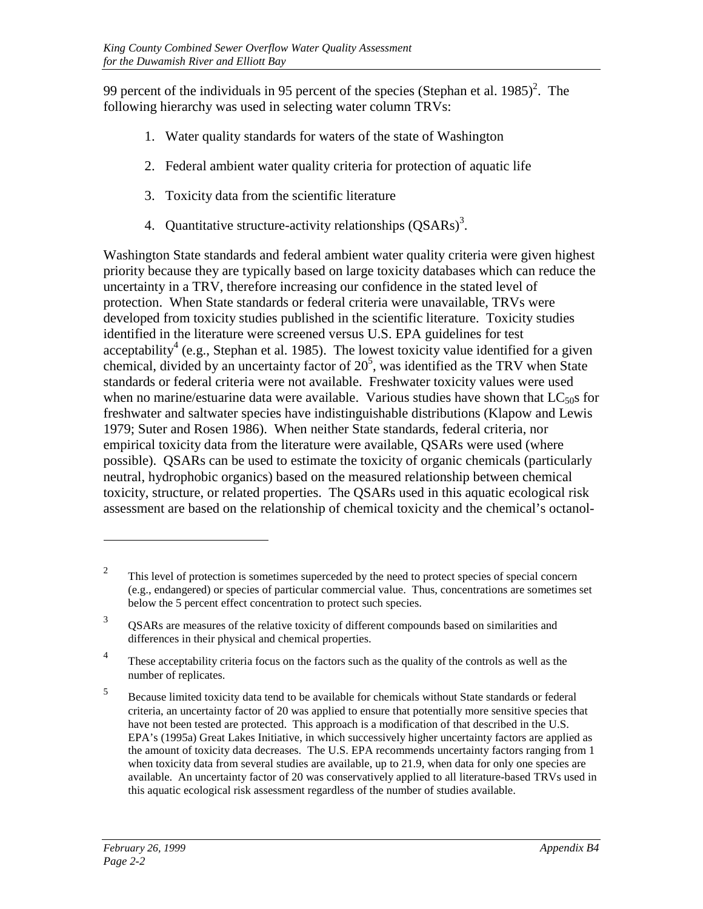99 percent of the individuals in 95 percent of the species (Stephan et al. 1985)[2]. The following hierarchy was used in selecting water column TRVs:

1. Water quality standards for waters of the state of Washington
2. Federal ambient water quality criteria for protection of aquatic life
3. Toxicity data from the scientific literature
4. Quantitative structure-activity relationships (QSARs)[3].

Washington State standards and federal ambient water quality criteria were given highest priority because they are typically based on large toxicity databases which can reduce the uncertainty in a TRV, therefore increasing our confidence in the stated level of protection. When State standards or federal criteria were unavailable, TRVs were developed from toxicity studies published in the scientific literature. Toxicity studies identified in the literature were screened versus U.S. EPA guidelines for test acceptability[4] (e.g., Stephan et al. 1985). The lowest toxicity value identified for a given chemical, divided by an uncertainty factor of 20[5], was identified as the TRV when State standards or federal criteria were not available. Freshwater toxicity values were used when no marine/estuarine data were available. Various studies have shown that $LC_{50}$s for freshwater and saltwater species have indistinguishable distributions (Klapow and Lewis 1979; Suter and Rosen 1986). When neither State standards, federal criteria, nor empirical toxicity data from the literature were available, QSARs were used (where possible). QSARs can be used to estimate the toxicity of organic chemicals (particularly neutral, hydrophobic organics) based on the measured relationship between chemical toxicity, structure, or related properties. The QSARs used in this aquatic ecological risk assessment are based on the relationship of chemical toxicity and the chemical's octanol-

---

[2] This level of protection is sometimes superceded by the need to protect species of special concern (e.g., endangered) or species of particular commercial value. Thus, concentrations are sometimes set below the 5 percent effect concentration to protect such species.

[3] QSARs are measures of the relative toxicity of different compounds based on similarities and differences in their physical and chemical properties.

[4] These acceptability criteria focus on the factors such as the quality of the controls as well as the number of replicates.

[5] Because limited toxicity data tend to be available for chemicals without State standards or federal criteria, an uncertainty factor of 20 was applied to ensure that potentially more sensitive species that have not been tested are protected. This approach is a modification of that described in the U.S. EPA's (1995a) Great Lakes Initiative, in which successively higher uncertainty factors are applied as the amount of toxicity data decreases. The U.S. EPA recommends uncertainty factors ranging from 1 when toxicity data from several studies are available, up to 21.9, when data for only one species are available. An uncertainty factor of 20 was conservatively applied to all literature-based TRVs used in this aquatic ecological risk assessment regardless of the number of studies available.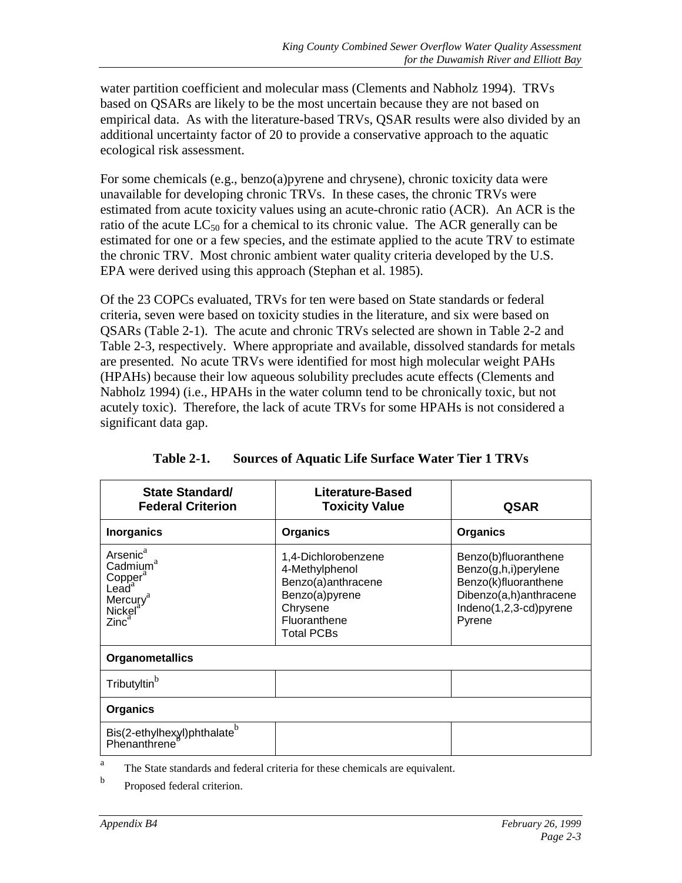water partition coefficient and molecular mass (Clements and Nabholz 1994). TRVs based on QSARs are likely to be the most uncertain because they are not based on empirical data. As with the literature-based TRVs, QSAR results were also divided by an additional uncertainty factor of 20 to provide a conservative approach to the aquatic ecological risk assessment.

For some chemicals (e.g., benzo(a)pyrene and chrysene), chronic toxicity data were unavailable for developing chronic TRVs. In these cases, the chronic TRVs were estimated from acute toxicity values using an acute-chronic ratio (ACR). An ACR is the ratio of the acute $LC_{50}$ for a chemical to its chronic value. The ACR generally can be estimated for one or a few species, and the estimate applied to the acute TRV to estimate the chronic TRV. Most chronic ambient water quality criteria developed by the U.S. EPA were derived using this approach (Stephan et al. 1985).

Of the 23 COPCs evaluated, TRVs for ten were based on State standards or federal criteria, seven were based on toxicity studies in the literature, and six were based on QSARs (Table 2-1). The acute and chronic TRVs selected are shown in Table 2-2 and Table 2-3, respectively. Where appropriate and available, dissolved standards for metals are presented. No acute TRVs were identified for most high molecular weight PAHs (HPAHs) because their low aqueous solubility precludes acute effects (Clements and Nabholz 1994) (i.e., HPAHs in the water column tend to be chronically toxic, but not acutely toxic). Therefore, the lack of acute TRVs for some HPAHs is not considered a significant data gap.

**Table 2-1. Sources of Aquatic Life Surface Water Tier 1 TRVs**

| State Standard/ Federal Criterion | Literature-Based Toxicity Value | QSAR |
|---|---|---|
| **Inorganics** | **Organics** | **Organics** |
| Arsenic[a]<br>Cadmium[a]<br>Copper[a]<br>Lead[a]<br>Mercury[a]<br>Nickel[a]<br>Zinc[a] | 1,4-Dichlorobenzene<br>4-Methylphenol<br>Benzo(a)anthracene<br>Benzo(a)pyrene<br>Chrysene<br>Fluoranthene<br>Total PCBs | Benzo(b)fluoranthene<br>Benzo(g,h,i)perylene<br>Benzo(k)fluoranthene<br>Dibenzo(a,h)anthracene<br>Indeno(1,2,3-cd)pyrene<br>Pyrene |
| **Organometallics** | | |
| Tributyltin[b] | | |
| **Organics** | | |
| Bis(2-ethylhexyl)phthalate[b]<br>Phenanthrene[b] | | |

[a] The State standards and federal criteria for these chemicals are equivalent.

[b] Proposed federal criterion.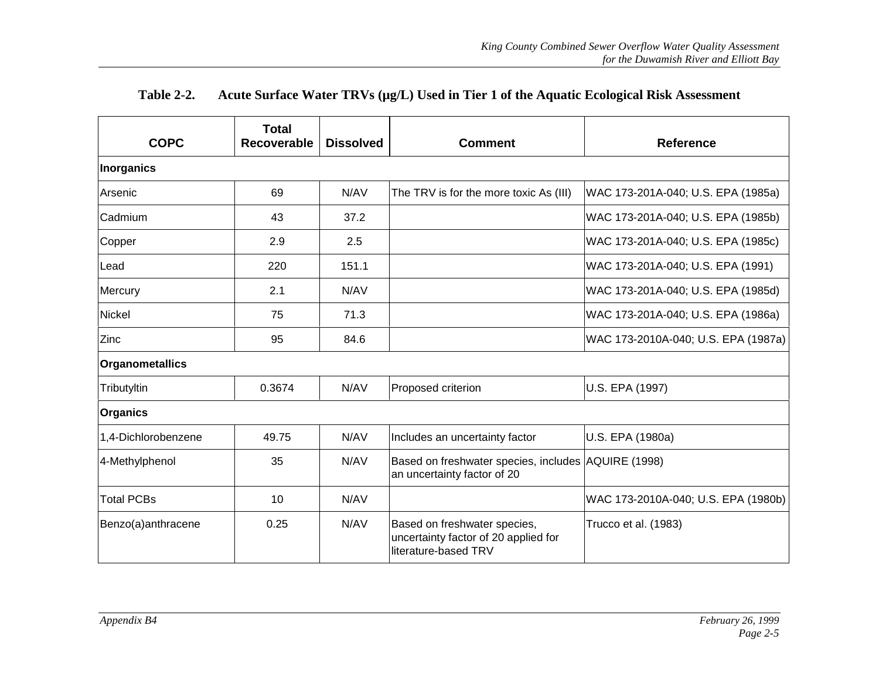**Table 2-2. Acute Surface Water TRVs (µg/L) Used in Tier 1 of the Aquatic Ecological Risk Assessment**

| COPC | Total Recoverable | Dissolved | Comment | Reference |
|---|---|---|---|---|
| **Inorganics** | | | | |
| Arsenic | 69 | N/AV | The TRV is for the more toxic As (III) | WAC 173-201A-040; U.S. EPA (1985a) |
| Cadmium | 43 | 37.2 | | WAC 173-201A-040; U.S. EPA (1985b) |
| Copper | 2.9 | 2.5 | | WAC 173-201A-040; U.S. EPA (1985c) |
| Lead | 220 | 151.1 | | WAC 173-201A-040; U.S. EPA (1991) |
| Mercury | 2.1 | N/AV | | WAC 173-201A-040; U.S. EPA (1985d) |
| Nickel | 75 | 71.3 | | WAC 173-201A-040; U.S. EPA (1986a) |
| Zinc | 95 | 84.6 | | WAC 173-2010A-040; U.S. EPA (1987a) |
| **Organometallics** | | | | |
| Tributyltin | 0.3674 | N/AV | Proposed criterion | U.S. EPA (1997) |
| **Organics** | | | | |
| 1,4-Dichlorobenzene | 49.75 | N/AV | Includes an uncertainty factor | U.S. EPA (1980a) |
| 4-Methylphenol | 35 | N/AV | Based on freshwater species, includes an uncertainty factor of 20 | AQUIRE (1998) |
| Total PCBs | 10 | N/AV | | WAC 173-2010A-040; U.S. EPA (1980b) |
| Benzo(a)anthracene | 0.25 | N/AV | Based on freshwater species, uncertainty factor of 20 applied for literature-based TRV | Trucco et al. (1983) |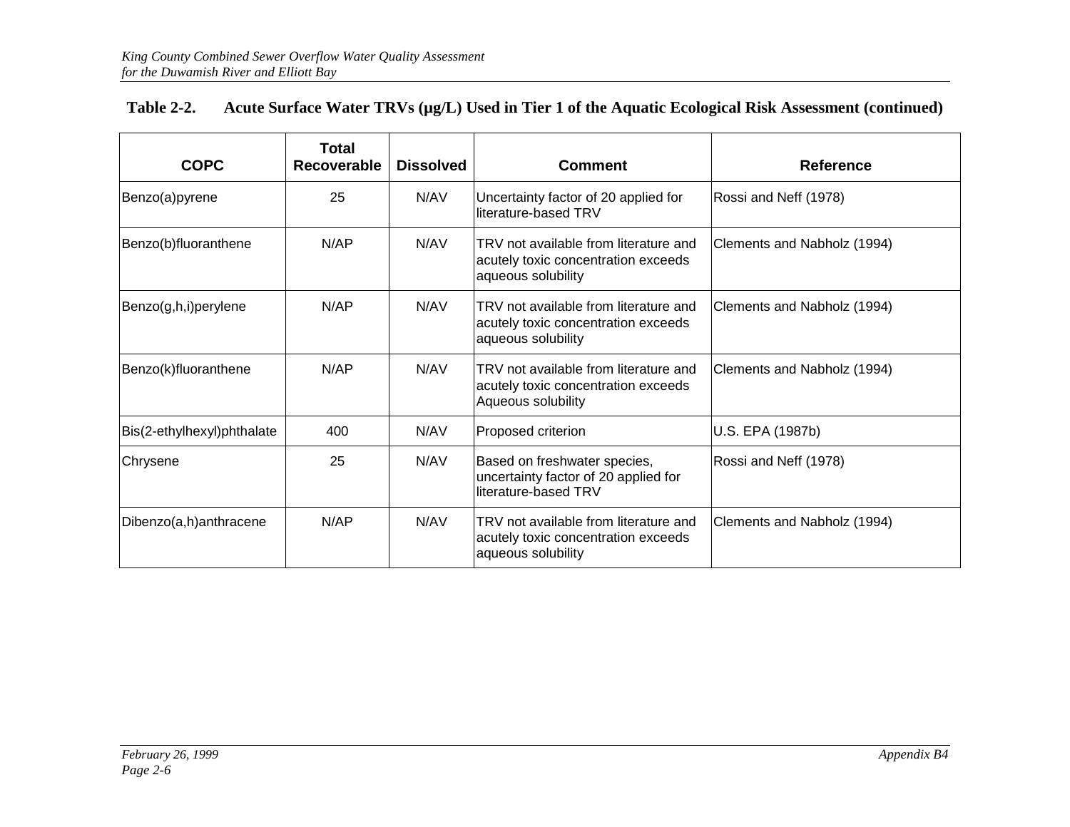**Table 2-2. Acute Surface Water TRVs (μg/L) Used in Tier 1 of the Aquatic Ecological Risk Assessment (continued)**

| COPC | Total Recoverable | Dissolved | Comment | Reference |
|---|---|---|---|---|
| Benzo(a)pyrene | 25 | N/AV | Uncertainty factor of 20 applied for literature-based TRV | Rossi and Neff (1978) |
| Benzo(b)fluoranthene | N/AP | N/AV | TRV not available from literature and acutely toxic concentration exceeds aqueous solubility | Clements and Nabholz (1994) |
| Benzo(g,h,i)perylene | N/AP | N/AV | TRV not available from literature and acutely toxic concentration exceeds aqueous solubility | Clements and Nabholz (1994) |
| Benzo(k)fluoranthene | N/AP | N/AV | TRV not available from literature and acutely toxic concentration exceeds Aqueous solubility | Clements and Nabholz (1994) |
| Bis(2-ethylhexyl)phthalate | 400 | N/AV | Proposed criterion | U.S. EPA (1987b) |
| Chrysene | 25 | N/AV | Based on freshwater species, uncertainty factor of 20 applied for literature-based TRV | Rossi and Neff (1978) |
| Dibenzo(a,h)anthracene | N/AP | N/AV | TRV not available from literature and acutely toxic concentration exceeds aqueous solubility | Clements and Nabholz (1994) |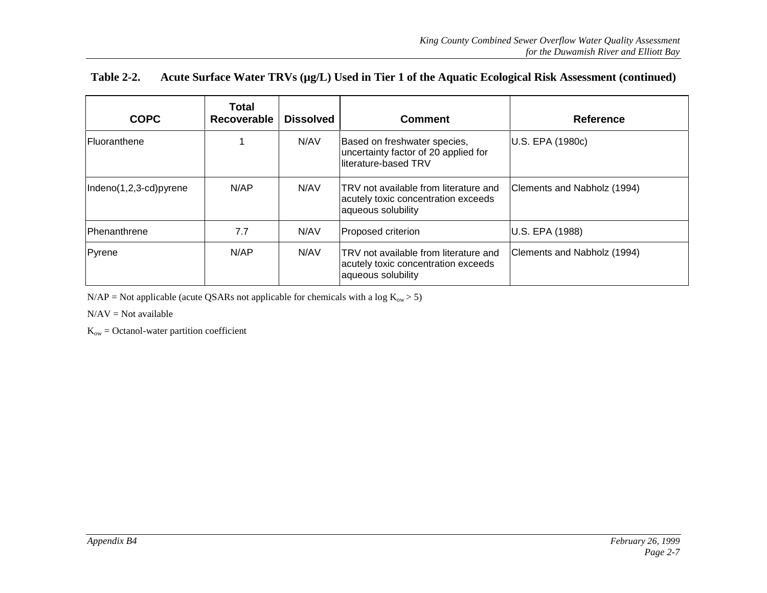**Table 2-2. Acute Surface Water TRVs (μg/L) Used in Tier 1 of the Aquatic Ecological Risk Assessment (continued)**

| COPC | Total Recoverable | Dissolved | Comment | Reference |
|---|---|---|---|---|
| Fluoranthene | 1 | N/AV | Based on freshwater species, uncertainty factor of 20 applied for literature-based TRV | U.S. EPA (1980c) |
| Indeno(1,2,3-cd)pyrene | N/AP | N/AV | TRV not available from literature and acutely toxic concentration exceeds aqueous solubility | Clements and Nabholz (1994) |
| Phenanthrene | 7.7 | N/AV | Proposed criterion | U.S. EPA (1988) |
| Pyrene | N/AP | N/AV | TRV not available from literature and acutely toxic concentration exceeds aqueous solubility | Clements and Nabholz (1994) |

N/AP = Not applicable (acute QSARs not applicable for chemicals with a log $K_{ow} > 5$)

N/AV = Not available

$K_{ow}$ = Octanol-water partition coefficient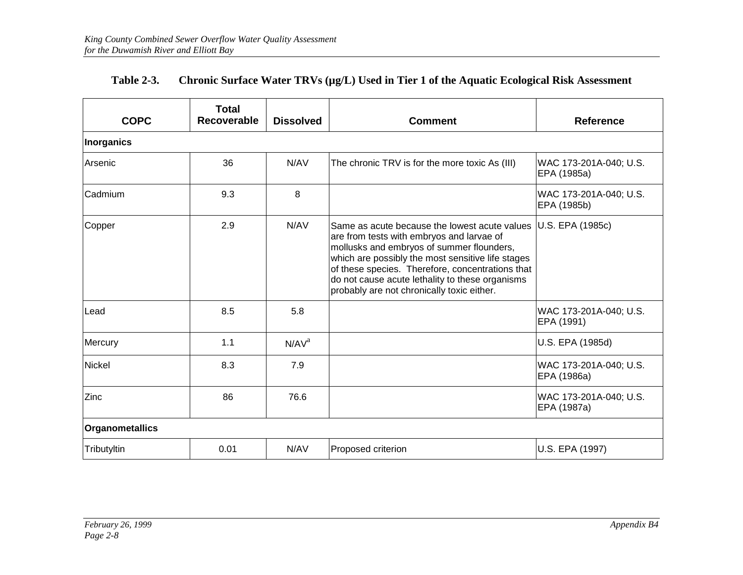**Table 2-3. Chronic Surface Water TRVs (µg/L) Used in Tier 1 of the Aquatic Ecological Risk Assessment**

| COPC | Total Recoverable | Dissolved | Comment | Reference |
|---|---|---|---|---|
| **Inorganics** | | | | |
| Arsenic | 36 | N/AV | The chronic TRV is for the more toxic As (III) | WAC 173-201A-040; U.S. EPA (1985a) |
| Cadmium | 9.3 | 8 | | WAC 173-201A-040; U.S. EPA (1985b) |
| Copper | 2.9 | N/AV | Same as acute because the lowest acute values are from tests with embryos and larvae of mollusks and embryos of summer flounders, which are possibly the most sensitive life stages of these species. Therefore, concentrations that do not cause acute lethality to these organisms probably are not chronically toxic either. | U.S. EPA (1985c) |
| Lead | 8.5 | 5.8 | | WAC 173-201A-040; U.S. EPA (1991) |
| Mercury | 1.1 | N/AV[a] | | U.S. EPA (1985d) |
| Nickel | 8.3 | 7.9 | | WAC 173-201A-040; U.S. EPA (1986a) |
| Zinc | 86 | 76.6 | | WAC 173-201A-040; U.S. EPA (1987a) |
| **Organometallics** | | | | |
| Tributyltin | 0.01 | N/AV | Proposed criterion | U.S. EPA (1997) |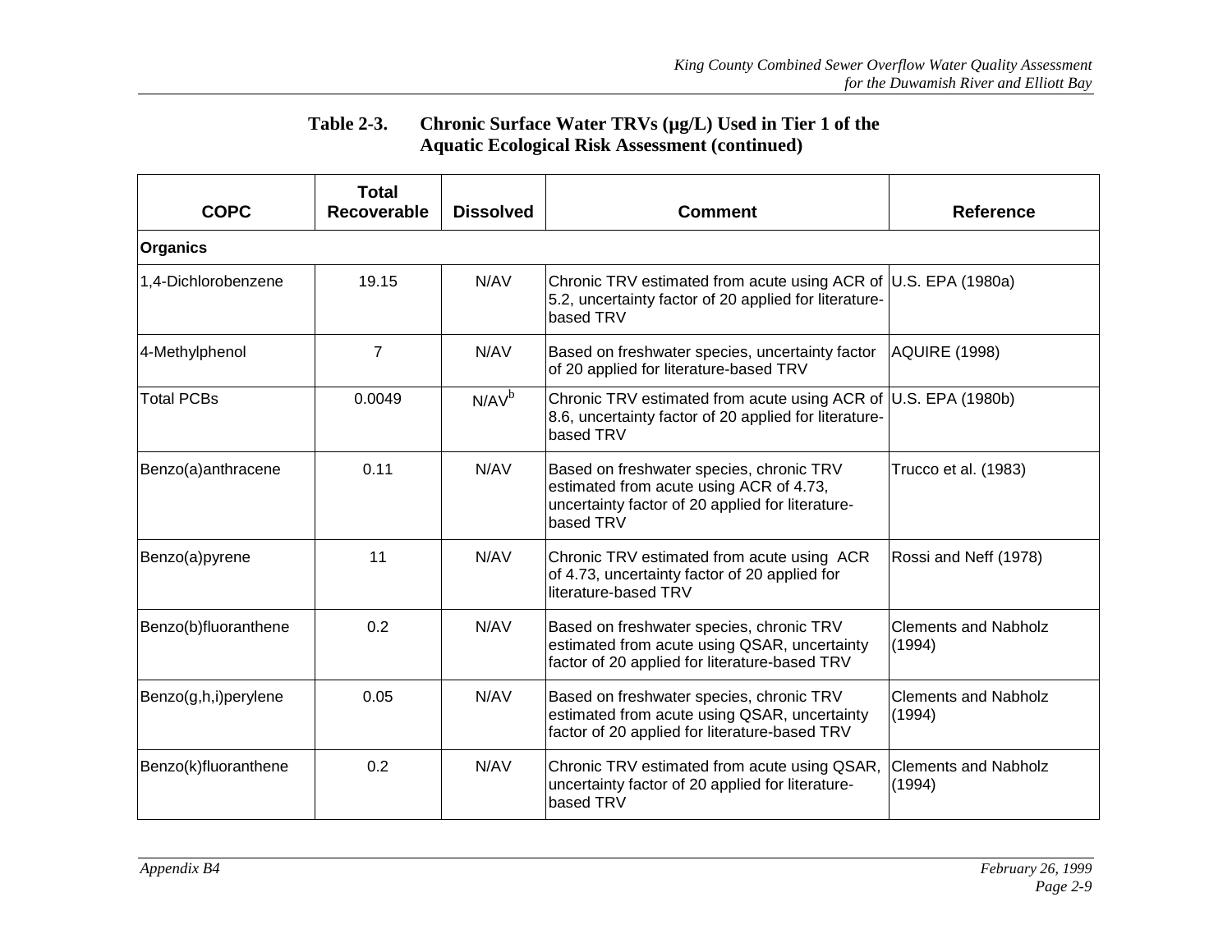**Table 2-3. Chronic Surface Water TRVs (µg/L) Used in Tier 1 of the Aquatic Ecological Risk Assessment (continued)**

| COPC | Total Recoverable | Dissolved | Comment | Reference |
|---|---|---|---|---|
| **Organics** | | | | |
| 1,4-Dichlorobenzene | 19.15 | N/AV | Chronic TRV estimated from acute using ACR of 5.2, uncertainty factor of 20 applied for literature-based TRV | U.S. EPA (1980a) |
| 4-Methylphenol | 7 | N/AV | Based on freshwater species, uncertainty factor of 20 applied for literature-based TRV | AQUIRE (1998) |
| Total PCBs | 0.0049 | N/AV[b] | Chronic TRV estimated from acute using ACR of 8.6, uncertainty factor of 20 applied for literature-based TRV | U.S. EPA (1980b) |
| Benzo(a)anthracene | 0.11 | N/AV | Based on freshwater species, chronic TRV estimated from acute using ACR of 4.73, uncertainty factor of 20 applied for literature-based TRV | Trucco et al. (1983) |
| Benzo(a)pyrene | 11 | N/AV | Chronic TRV estimated from acute using ACR of 4.73, uncertainty factor of 20 applied for literature-based TRV | Rossi and Neff (1978) |
| Benzo(b)fluoranthene | 0.2 | N/AV | Based on freshwater species, chronic TRV estimated from acute using QSAR, uncertainty factor of 20 applied for literature-based TRV | Clements and Nabholz (1994) |
| Benzo(g,h,i)perylene | 0.05 | N/AV | Based on freshwater species, chronic TRV estimated from acute using QSAR, uncertainty factor of 20 applied for literature-based TRV | Clements and Nabholz (1994) |
| Benzo(k)fluoranthene | 0.2 | N/AV | Chronic TRV estimated from acute using QSAR, uncertainty factor of 20 applied for literature-based TRV | Clements and Nabholz (1994) |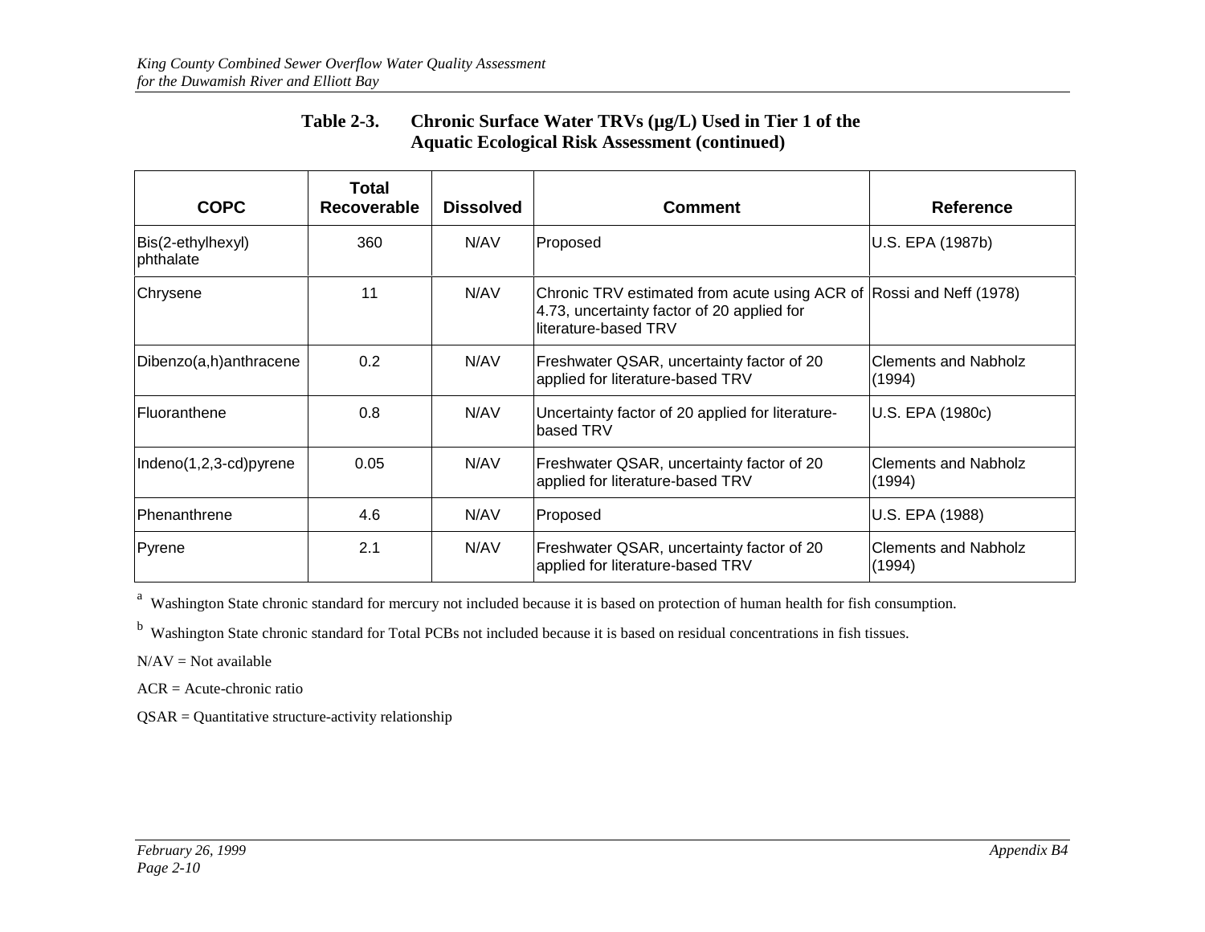**Table 2-3. Chronic Surface Water TRVs (µg/L) Used in Tier 1 of the Aquatic Ecological Risk Assessment (continued)**

| COPC | Total Recoverable | Dissolved | Comment | Reference |
|---|---|---|---|---|
| Bis(2-ethylhexyl) phthalate | 360 | N/AV | Proposed | U.S. EPA (1987b) |
| Chrysene | 11 | N/AV | Chronic TRV estimated from acute using ACR of 4.73, uncertainty factor of 20 applied for literature-based TRV | Rossi and Neff (1978) |
| Dibenzo(a,h)anthracene | 0.2 | N/AV | Freshwater QSAR, uncertainty factor of 20 applied for literature-based TRV | Clements and Nabholz (1994) |
| Fluoranthene | 0.8 | N/AV | Uncertainty factor of 20 applied for literature-based TRV | U.S. EPA (1980c) |
| Indeno(1,2,3-cd)pyrene | 0.05 | N/AV | Freshwater QSAR, uncertainty factor of 20 applied for literature-based TRV | Clements and Nabholz (1994) |
| Phenanthrene | 4.6 | N/AV | Proposed | U.S. EPA (1988) |
| Pyrene | 2.1 | N/AV | Freshwater QSAR, uncertainty factor of 20 applied for literature-based TRV | Clements and Nabholz (1994) |

[a] Washington State chronic standard for mercury not included because it is based on protection of human health for fish consumption.

[b] Washington State chronic standard for Total PCBs not included because it is based on residual concentrations in fish tissues.

N/AV = Not available

ACR = Acute-chronic ratio

QSAR = Quantitative structure-activity relationship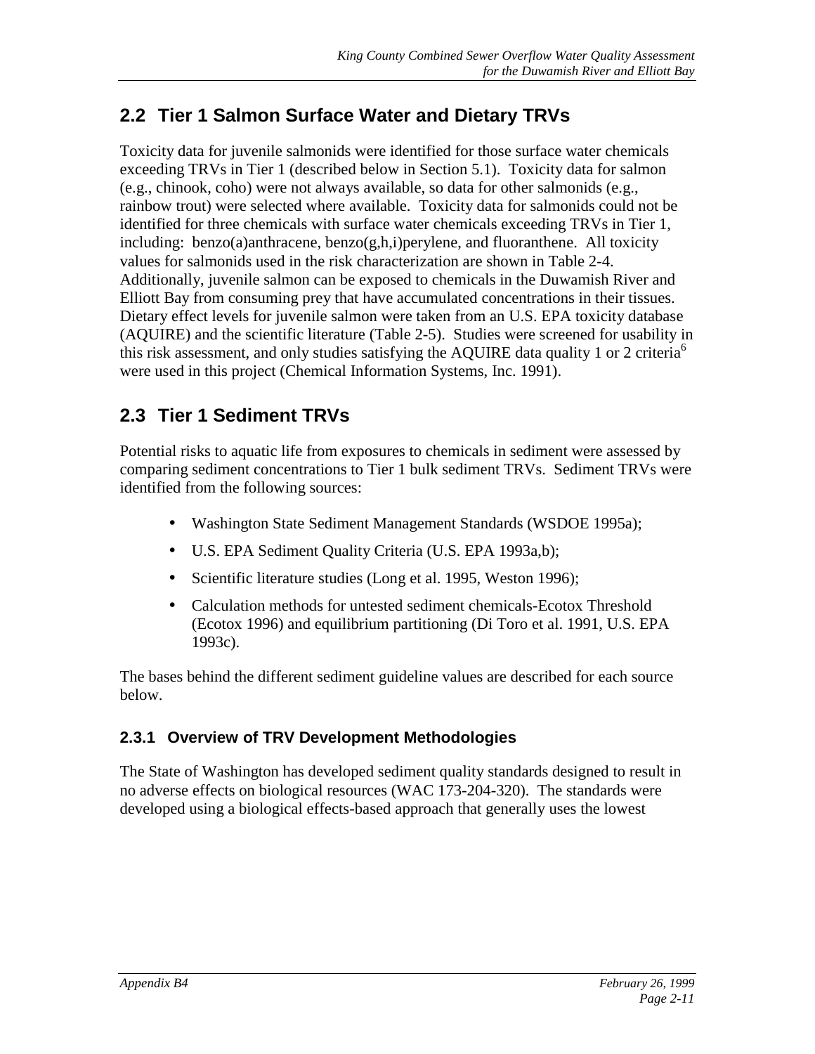## 2.2 Tier 1 Salmon Surface Water and Dietary TRVs

Toxicity data for juvenile salmonids were identified for those surface water chemicals exceeding TRVs in Tier 1 (described below in Section 5.1). Toxicity data for salmon (e.g., chinook, coho) were not always available, so data for other salmonids (e.g., rainbow trout) were selected where available. Toxicity data for salmonids could not be identified for three chemicals with surface water chemicals exceeding TRVs in Tier 1, including: benzo(a)anthracene, benzo(g,h,i)perylene, and fluoranthene. All toxicity values for salmonids used in the risk characterization are shown in Table 2-4. Additionally, juvenile salmon can be exposed to chemicals in the Duwamish River and Elliott Bay from consuming prey that have accumulated concentrations in their tissues. Dietary effect levels for juvenile salmon were taken from an U.S. EPA toxicity database (AQUIRE) and the scientific literature (Table 2-5). Studies were screened for usability in this risk assessment, and only studies satisfying the AQUIRE data quality 1 or 2 criteria[6] were used in this project (Chemical Information Systems, Inc. 1991).

## 2.3 Tier 1 Sediment TRVs

Potential risks to aquatic life from exposures to chemicals in sediment were assessed by comparing sediment concentrations to Tier 1 bulk sediment TRVs. Sediment TRVs were identified from the following sources:

- Washington State Sediment Management Standards (WSDOE 1995a);
- U.S. EPA Sediment Quality Criteria (U.S. EPA 1993a,b);
- Scientific literature studies (Long et al. 1995, Weston 1996);
- Calculation methods for untested sediment chemicals-Ecotox Threshold (Ecotox 1996) and equilibrium partitioning (Di Toro et al. 1991, U.S. EPA 1993c).

The bases behind the different sediment guideline values are described for each source below.

### 2.3.1 Overview of TRV Development Methodologies

The State of Washington has developed sediment quality standards designed to result in no adverse effects on biological resources (WAC 173-204-320). The standards were developed using a biological effects-based approach that generally uses the lowest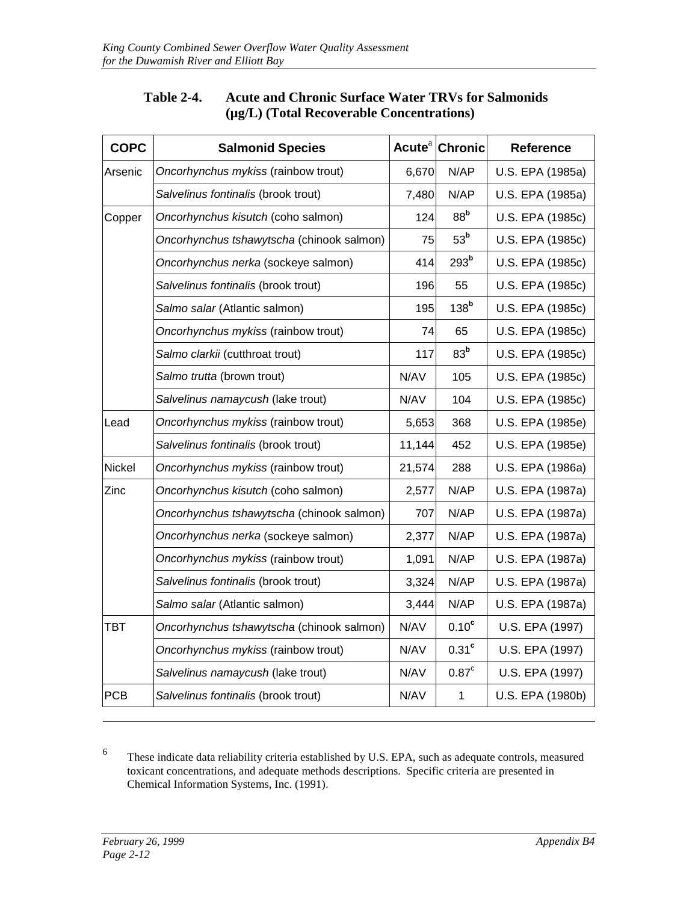**Table 2-4. Acute and Chronic Surface Water TRVs for Salmonids (µg/L) (Total Recoverable Concentrations)**

| COPC | Salmonid Species | Acute[a] | Chronic | Reference |
|---|---|---|---|---|
| Arsenic | *Oncorhynchus mykiss* (rainbow trout) | 6,670 | N/AP | U.S. EPA (1985a) |
| | *Salvelinus fontinalis* (brook trout) | 7,480 | N/AP | U.S. EPA (1985a) |
| Copper | *Oncorhynchus kisutch* (coho salmon) | 124 | 88[b] | U.S. EPA (1985c) |
| | *Oncorhynchus tshawytscha* (chinook salmon) | 75 | 53[b] | U.S. EPA (1985c) |
| | *Oncorhynchus nerka* (sockeye salmon) | 414 | 293[b] | U.S. EPA (1985c) |
| | *Salvelinus fontinalis* (brook trout) | 196 | 55 | U.S. EPA (1985c) |
| | *Salmo salar* (Atlantic salmon) | 195 | 138[b] | U.S. EPA (1985c) |
| | *Oncorhynchus mykiss* (rainbow trout) | 74 | 65 | U.S. EPA (1985c) |
| | *Salmo clarkii* (cutthroat trout) | 117 | 83[b] | U.S. EPA (1985c) |
| | *Salmo trutta* (brown trout) | N/AV | 105 | U.S. EPA (1985c) |
| | *Salvelinus namaycush* (lake trout) | N/AV | 104 | U.S. EPA (1985c) |
| Lead | *Oncorhynchus mykiss* (rainbow trout) | 5,653 | 368 | U.S. EPA (1985e) |
| | *Salvelinus fontinalis* (brook trout) | 11,144 | 452 | U.S. EPA (1985e) |
| Nickel | *Oncorhynchus mykiss* (rainbow trout) | 21,574 | 288 | U.S. EPA (1986a) |
| Zinc | *Oncorhynchus kisutch* (coho salmon) | 2,577 | N/AP | U.S. EPA (1987a) |
| | *Oncorhynchus tshawytscha* (chinook salmon) | 707 | N/AP | U.S. EPA (1987a) |
| | *Oncorhynchus nerka* (sockeye salmon) | 2,377 | N/AP | U.S. EPA (1987a) |
| | *Oncorhynchus mykiss* (rainbow trout) | 1,091 | N/AP | U.S. EPA (1987a) |
| | *Salvelinus fontinalis* (brook trout) | 3,324 | N/AP | U.S. EPA (1987a) |
| | *Salmo salar* (Atlantic salmon) | 3,444 | N/AP | U.S. EPA (1987a) |
| TBT | *Oncorhynchus tshawytscha* (chinook salmon) | N/AV | 0.10[c] | U.S. EPA (1997) |
| | *Oncorhynchus mykiss* (rainbow trout) | N/AV | 0.31[c] | U.S. EPA (1997) |
| | *Salvelinus namaycush* (lake trout) | N/AV | 0.87[c] | U.S. EPA (1997) |
| PCB | *Salvelinus fontinalis* (brook trout) | N/AV | 1 | U.S. EPA (1980b) |

[6] These indicate data reliability criteria established by U.S. EPA, such as adequate controls, measured toxicant concentrations, and adequate methods descriptions. Specific criteria are presented in Chemical Information Systems, Inc. (1991).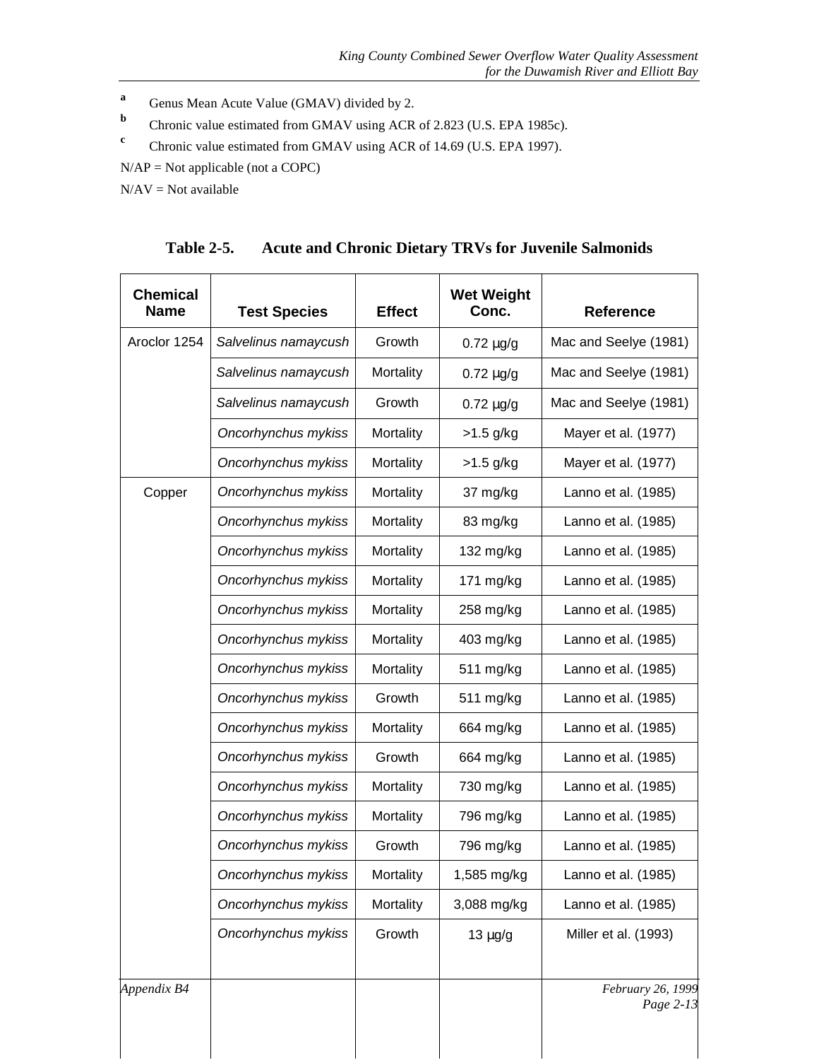[a] Genus Mean Acute Value (GMAV) divided by 2.

[b] Chronic value estimated from GMAV using ACR of 2.823 (U.S. EPA 1985c).

[c] Chronic value estimated from GMAV using ACR of 14.69 (U.S. EPA 1997).

N/AP = Not applicable (not a COPC)

N/AV = Not available

**Table 2-5. Acute and Chronic Dietary TRVs for Juvenile Salmonids**

| Chemical Name | Test Species | Effect | Wet Weight Conc. | Reference |
|---|---|---|---|---|
| Aroclor 1254 | *Salvelinus namaycush* | Growth | 0.72 µg/g | Mac and Seelye (1981) |
| | *Salvelinus namaycush* | Mortality | 0.72 µg/g | Mac and Seelye (1981) |
| | *Salvelinus namaycush* | Growth | 0.72 µg/g | Mac and Seelye (1981) |
| | *Oncorhynchus mykiss* | Mortality | >1.5 g/kg | Mayer et al. (1977) |
| | *Oncorhynchus mykiss* | Mortality | >1.5 g/kg | Mayer et al. (1977) |
| Copper | *Oncorhynchus mykiss* | Mortality | 37 mg/kg | Lanno et al. (1985) |
| | *Oncorhynchus mykiss* | Mortality | 83 mg/kg | Lanno et al. (1985) |
| | *Oncorhynchus mykiss* | Mortality | 132 mg/kg | Lanno et al. (1985) |
| | *Oncorhynchus mykiss* | Mortality | 171 mg/kg | Lanno et al. (1985) |
| | *Oncorhynchus mykiss* | Mortality | 258 mg/kg | Lanno et al. (1985) |
| | *Oncorhynchus mykiss* | Mortality | 403 mg/kg | Lanno et al. (1985) |
| | *Oncorhynchus mykiss* | Mortality | 511 mg/kg | Lanno et al. (1985) |
| | *Oncorhynchus mykiss* | Growth | 511 mg/kg | Lanno et al. (1985) |
| | *Oncorhynchus mykiss* | Mortality | 664 mg/kg | Lanno et al. (1985) |
| | *Oncorhynchus mykiss* | Growth | 664 mg/kg | Lanno et al. (1985) |
| | *Oncorhynchus mykiss* | Mortality | 730 mg/kg | Lanno et al. (1985) |
| | *Oncorhynchus mykiss* | Mortality | 796 mg/kg | Lanno et al. (1985) |
| | *Oncorhynchus mykiss* | Growth | 796 mg/kg | Lanno et al. (1985) |
| | *Oncorhynchus mykiss* | Mortality | 1,585 mg/kg | Lanno et al. (1985) |
| | *Oncorhynchus mykiss* | Mortality | 3,088 mg/kg | Lanno et al. (1985) |
| | *Oncorhynchus mykiss* | Growth | 13 µg/g | Miller et al. (1993) |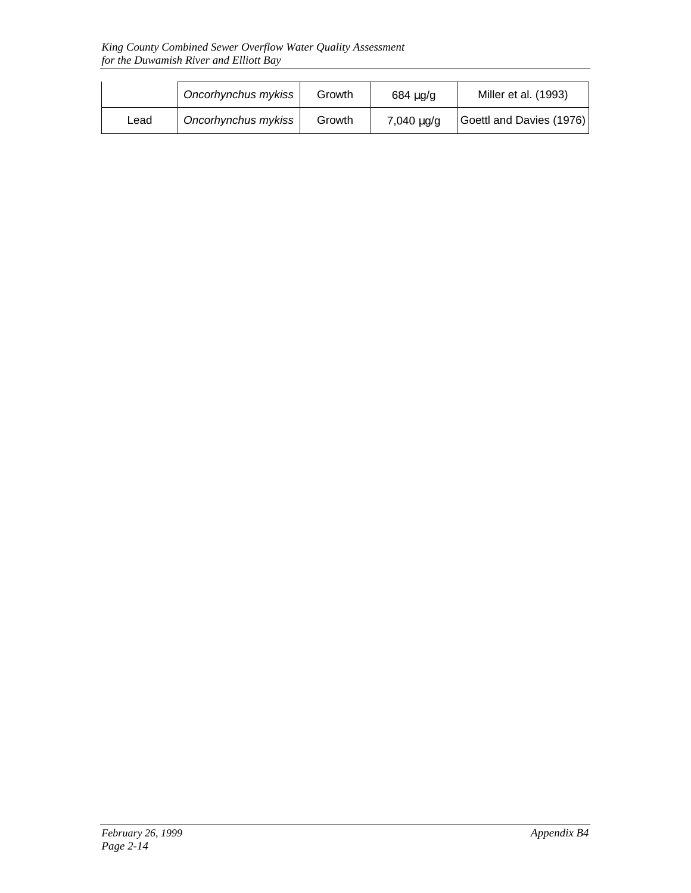| | | | | |
|---|---|---|---|---|
| | *Oncorhynchus mykiss* | Growth | 684 µg/g | Miller et al. (1993) |
| Lead | *Oncorhynchus mykiss* | Growth | 7,040 µg/g | Goettl and Davies (1976) |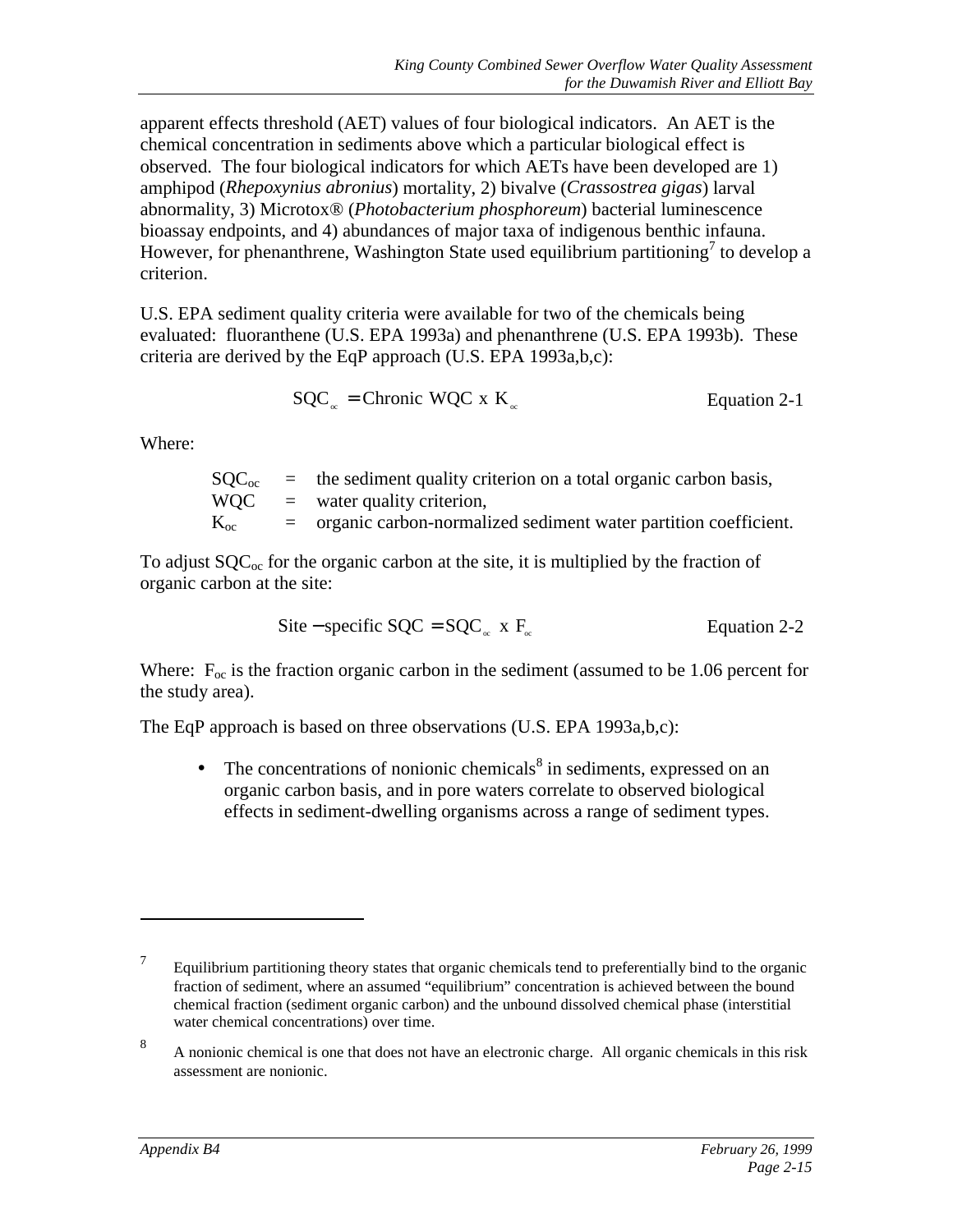apparent effects threshold (AET) values of four biological indicators. An AET is the chemical concentration in sediments above which a particular biological effect is observed. The four biological indicators for which AETs have been developed are 1) amphipod (*Rhepoxynius abronius*) mortality, 2) bivalve (*Crassostrea gigas*) larval abnormality, 3) Microtox® (*Photobacterium phosphoreum*) bacterial luminescence bioassay endpoints, and 4) abundances of major taxa of indigenous benthic infauna. However, for phenanthrene, Washington State used equilibrium partitioning[7] to develop a criterion.

U.S. EPA sediment quality criteria were available for two of the chemicals being evaluated: fluoranthene (U.S. EPA 1993a) and phenanthrene (U.S. EPA 1993b). These criteria are derived by the EqP approach (U.S. EPA 1993a,b,c):

$$SQC_{oc} = \text{Chronic WQC x } K_{oc} \qquad \text{Equation 2-1}$$

Where:

$SQC_{oc}$ = the sediment quality criterion on a total organic carbon basis,
WQC = water quality criterion,
$K_{oc}$ = organic carbon-normalized sediment water partition coefficient.

To adjust $SQC_{oc}$ for the organic carbon at the site, it is multiplied by the fraction of organic carbon at the site:

$$\text{Site} - \text{specific SQC} = SQC_{oc} \text{ x } F_{oc} \qquad \text{Equation 2-2}$$

Where: $F_{oc}$ is the fraction organic carbon in the sediment (assumed to be 1.06 percent for the study area).

The EqP approach is based on three observations (U.S. EPA 1993a,b,c):

- The concentrations of nonionic chemicals[8] in sediments, expressed on an organic carbon basis, and in pore waters correlate to observed biological effects in sediment-dwelling organisms across a range of sediment types.

---

[7] Equilibrium partitioning theory states that organic chemicals tend to preferentially bind to the organic fraction of sediment, where an assumed "equilibrium" concentration is achieved between the bound chemical fraction (sediment organic carbon) and the unbound dissolved chemical phase (interstitial water chemical concentrations) over time.

[8] A nonionic chemical is one that does not have an electronic charge. All organic chemicals in this risk assessment are nonionic.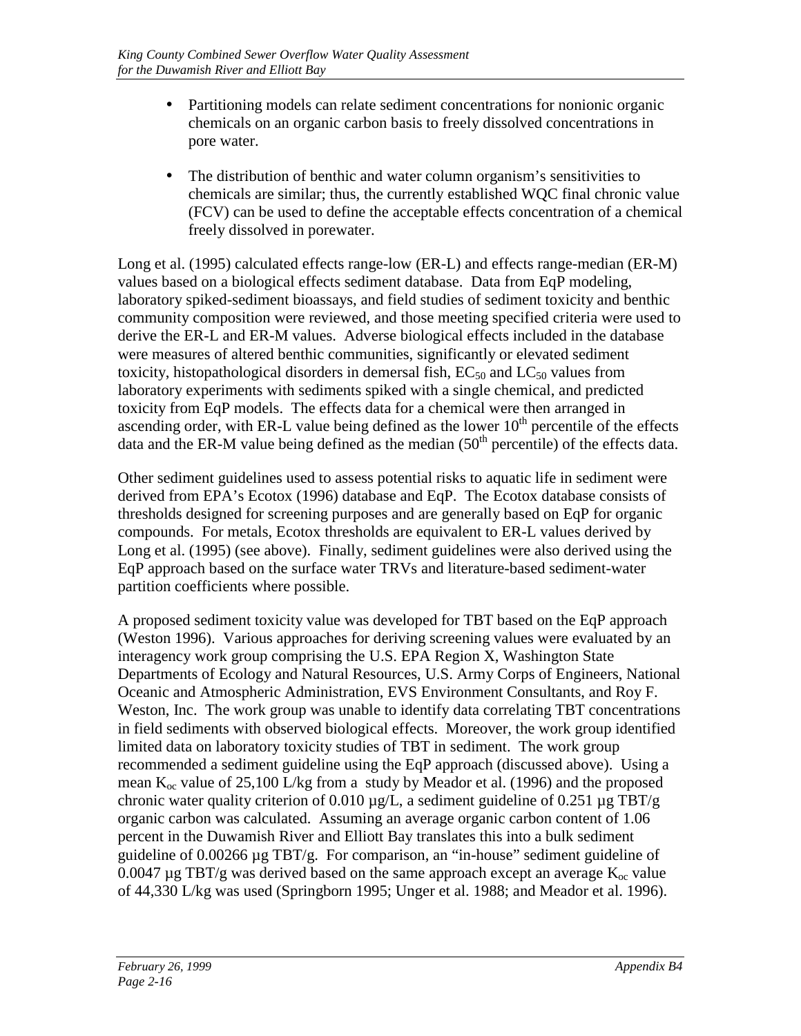- Partitioning models can relate sediment concentrations for nonionic organic chemicals on an organic carbon basis to freely dissolved concentrations in pore water.

- The distribution of benthic and water column organism's sensitivities to chemicals are similar; thus, the currently established WQC final chronic value (FCV) can be used to define the acceptable effects concentration of a chemical freely dissolved in porewater.

Long et al. (1995) calculated effects range-low (ER-L) and effects range-median (ER-M) values based on a biological effects sediment database. Data from EqP modeling, laboratory spiked-sediment bioassays, and field studies of sediment toxicity and benthic community composition were reviewed, and those meeting specified criteria were used to derive the ER-L and ER-M values. Adverse biological effects included in the database were measures of altered benthic communities, significantly or elevated sediment toxicity, histopathological disorders in demersal fish, $EC_{50}$ and $LC_{50}$ values from laboratory experiments with sediments spiked with a single chemical, and predicted toxicity from EqP models. The effects data for a chemical were then arranged in ascending order, with ER-L value being defined as the lower $10^{th}$ percentile of the effects data and the ER-M value being defined as the median ($50^{th}$ percentile) of the effects data.

Other sediment guidelines used to assess potential risks to aquatic life in sediment were derived from EPA's Ecotox (1996) database and EqP. The Ecotox database consists of thresholds designed for screening purposes and are generally based on EqP for organic compounds. For metals, Ecotox thresholds are equivalent to ER-L values derived by Long et al. (1995) (see above). Finally, sediment guidelines were also derived using the EqP approach based on the surface water TRVs and literature-based sediment-water partition coefficients where possible.

A proposed sediment toxicity value was developed for TBT based on the EqP approach (Weston 1996). Various approaches for deriving screening values were evaluated by an interagency work group comprising the U.S. EPA Region X, Washington State Departments of Ecology and Natural Resources, U.S. Army Corps of Engineers, National Oceanic and Atmospheric Administration, EVS Environment Consultants, and Roy F. Weston, Inc. The work group was unable to identify data correlating TBT concentrations in field sediments with observed biological effects. Moreover, the work group identified limited data on laboratory toxicity studies of TBT in sediment. The work group recommended a sediment guideline using the EqP approach (discussed above). Using a mean $K_{oc}$ value of 25,100 L/kg from a study by Meador et al. (1996) and the proposed chronic water quality criterion of 0.010 µg/L, a sediment guideline of 0.251 µg TBT/g organic carbon was calculated. Assuming an average organic carbon content of 1.06 percent in the Duwamish River and Elliott Bay translates this into a bulk sediment guideline of 0.00266 µg TBT/g. For comparison, an "in-house" sediment guideline of 0.0047 µg TBT/g was derived based on the same approach except an average $K_{oc}$ value of 44,330 L/kg was used (Springborn 1995; Unger et al. 1988; and Meador et al. 1996).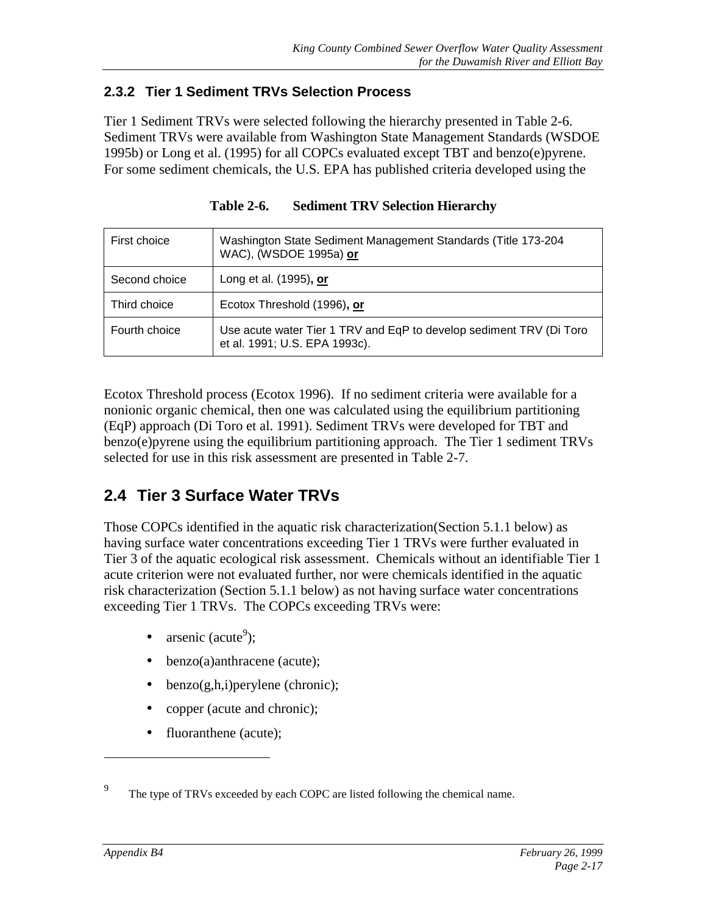### 2.3.2 Tier 1 Sediment TRVs Selection Process

Tier 1 Sediment TRVs were selected following the hierarchy presented in Table 2-6. Sediment TRVs were available from Washington State Management Standards (WSDOE 1995b) or Long et al. (1995) for all COPCs evaluated except TBT and benzo(e)pyrene. For some sediment chemicals, the U.S. EPA has published criteria developed using the Ecotox Threshold process (Ecotox 1996). If no sediment criteria were available for a nonionic organic chemical, then one was calculated using the equilibrium partitioning (EqP) approach (Di Toro et al. 1991). Sediment TRVs were developed for TBT and benzo(e)pyrene using the equilibrium partitioning approach. The Tier 1 sediment TRVs selected for use in this risk assessment are presented in Table 2-7.

**Table 2-6. Sediment TRV Selection Hierarchy**

| | |
|---|---|
| First choice | Washington State Sediment Management Standards (Title 173-204 WAC), (WSDOE 1995a) **or** |
| Second choice | Long et al. (1995)**, or** |
| Third choice | Ecotox Threshold (1996)**, or** |
| Fourth choice | Use acute water Tier 1 TRV and EqP to develop sediment TRV (Di Toro et al. 1991; U.S. EPA 1993c). |

## 2.4 Tier 3 Surface Water TRVs

Those COPCs identified in the aquatic risk characterization(Section 5.1.1 below) as having surface water concentrations exceeding Tier 1 TRVs were further evaluated in Tier 3 of the aquatic ecological risk assessment. Chemicals without an identifiable Tier 1 acute criterion were not evaluated further, nor were chemicals identified in the aquatic risk characterization (Section 5.1.1 below) as not having surface water concentrations exceeding Tier 1 TRVs. The COPCs exceeding TRVs were:

- arsenic (acute[9]);
- benzo(a)anthracene (acute);
- benzo(g,h,i)perylene (chronic);
- copper (acute and chronic);
- fluoranthene (acute);

[9] The type of TRVs exceeded by each COPC are listed following the chemical name.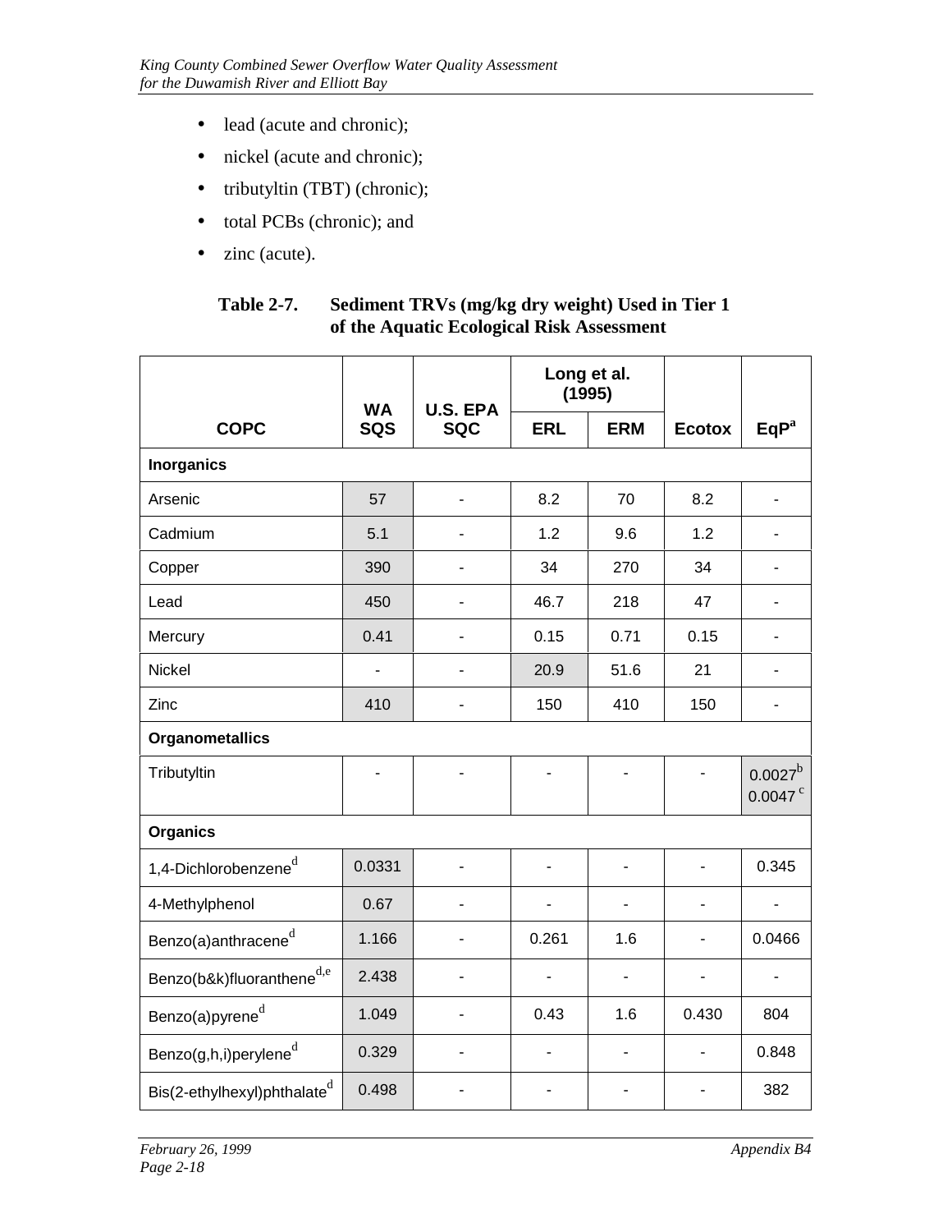- lead (acute and chronic);
- nickel (acute and chronic);
- tributyltin (TBT) (chronic);
- total PCBs (chronic); and
- zinc (acute).

**Table 2-7. Sediment TRVs (mg/kg dry weight) Used in Tier 1 of the Aquatic Ecological Risk Assessment**

| COPC | WA SQS | U.S. EPA SQC | Long et al. (1995) | | Ecotox | EqP[a] |
|---|---|---|---|---|---|---|
| | | | ERL | ERM | | |
| **Inorganics** | | | | | | |
| Arsenic | 57 | - | 8.2 | 70 | 8.2 | - |
| Cadmium | 5.1 | - | 1.2 | 9.6 | 1.2 | - |
| Copper | 390 | - | 34 | 270 | 34 | - |
| Lead | 450 | - | 46.7 | 218 | 47 | - |
| Mercury | 0.41 | - | 0.15 | 0.71 | 0.15 | - |
| Nickel | - | - | 20.9 | 51.6 | 21 | - |
| Zinc | 410 | - | 150 | 410 | 150 | - |
| **Organometallics** | | | | | | |
| Tributyltin | - | - | - | - | - | 0.0027[b] 0.0047[c] |
| **Organics** | | | | | | |
| 1,4-Dichlorobenzene[d] | 0.0331 | - | - | - | - | 0.345 |
| 4-Methylphenol | 0.67 | - | - | - | - | - |
| Benzo(a)anthracene[d] | 1.166 | - | 0.261 | 1.6 | - | 0.0466 |
| Benzo(b&k)fluoranthene[d,e] | 2.438 | - | - | - | - | - |
| Benzo(a)pyrene[d] | 1.049 | - | 0.43 | 1.6 | 0.430 | 804 |
| Benzo(g,h,i)perylene[d] | 0.329 | - | - | - | - | 0.848 |
| Bis(2-ethylhexyl)phthalate[d] | 0.498 | - | - | - | - | 382 |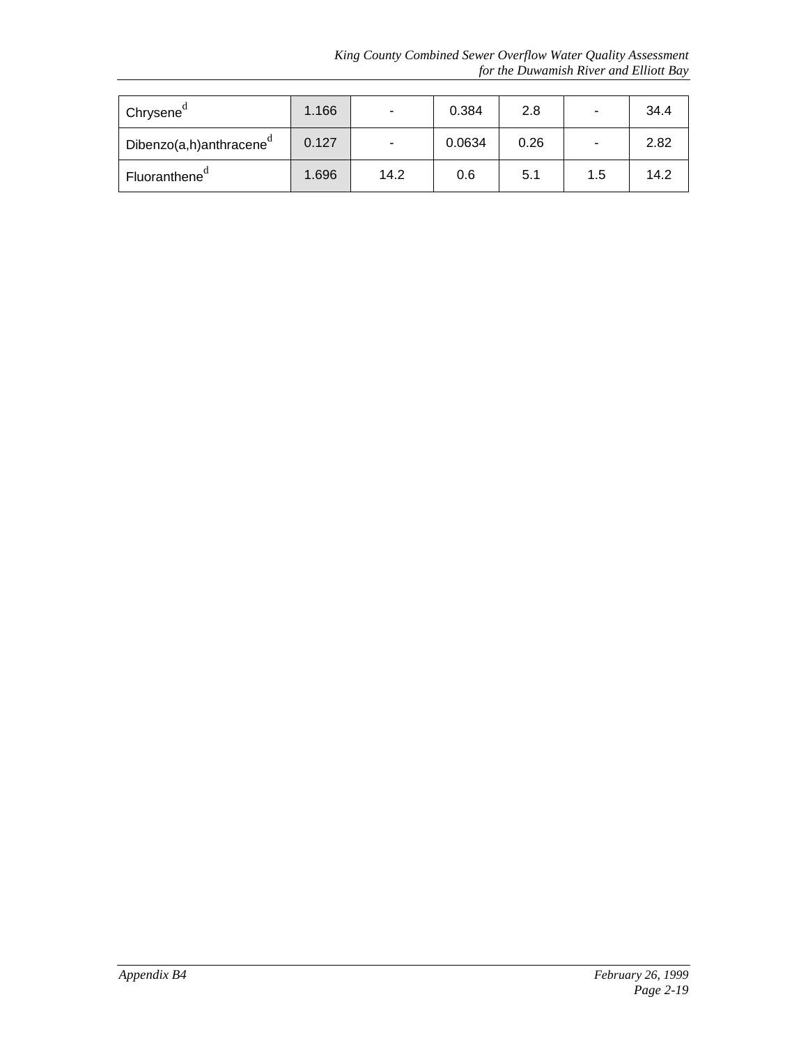| Chrysene[d] | 1.166 | - | 0.384 | 2.8 | - | 34.4 |
|---|---|---|---|---|---|---|
| Dibenzo(a,h)anthracene[d] | 0.127 | - | 0.0634 | 0.26 | - | 2.82 |
| Fluoranthene[d] | 1.696 | 14.2 | 0.6 | 5.1 | 1.5 | 14.2 |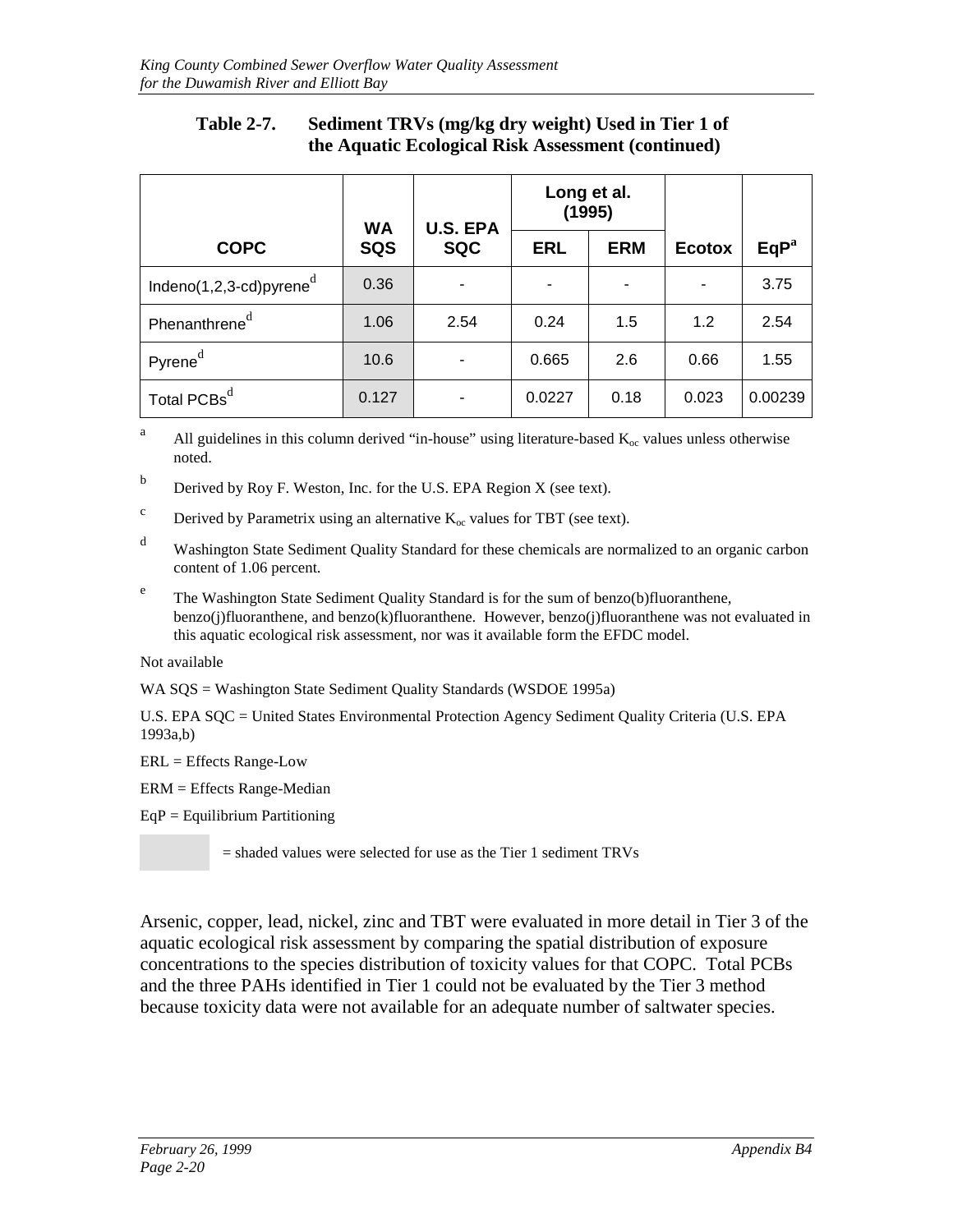**Table 2-7. Sediment TRVs (mg/kg dry weight) Used in Tier 1 of the Aquatic Ecological Risk Assessment (continued)**

| COPC | WA SQS | U.S. EPA SQC | Long et al. (1995) | | Ecotox | EqP[a] |
|---|---|---|---|---|---|---|
| | | | ERL | ERM | | |
| Indeno(1,2,3-cd)pyrene[d] | 0.36 | - | - | - | - | 3.75 |
| Phenanthrene[d] | 1.06 | 2.54 | 0.24 | 1.5 | 1.2 | 2.54 |
| Pyrene[d] | 10.6 | - | 0.665 | 2.6 | 0.66 | 1.55 |
| Total PCBs[d] | 0.127 | - | 0.0227 | 0.18 | 0.023 | 0.00239 |

[a] All guidelines in this column derived "in-house" using literature-based $K_{oc}$ values unless otherwise noted.

[b] Derived by Roy F. Weston, Inc. for the U.S. EPA Region X (see text).

[c] Derived by Parametrix using an alternative $K_{oc}$ values for TBT (see text).

[d] Washington State Sediment Quality Standard for these chemicals are normalized to an organic carbon content of 1.06 percent.

[e] The Washington State Sediment Quality Standard is for the sum of benzo(b)fluoranthene, benzo(j)fluoranthene, and benzo(k)fluoranthene. However, benzo(j)fluoranthene was not evaluated in this aquatic ecological risk assessment, nor was it available form the EFDC model.

Not available

WA SQS = Washington State Sediment Quality Standards (WSDOE 1995a)

U.S. EPA SQC = United States Environmental Protection Agency Sediment Quality Criteria (U.S. EPA 1993a,b)

ERL = Effects Range-Low

ERM = Effects Range-Median

EqP = Equilibrium Partitioning

= shaded values were selected for use as the Tier 1 sediment TRVs

Arsenic, copper, lead, nickel, zinc and TBT were evaluated in more detail in Tier 3 of the aquatic ecological risk assessment by comparing the spatial distribution of exposure concentrations to the species distribution of toxicity values for that COPC. Total PCBs and the three PAHs identified in Tier 1 could not be evaluated by the Tier 3 method because toxicity data were not available for an adequate number of saltwater species.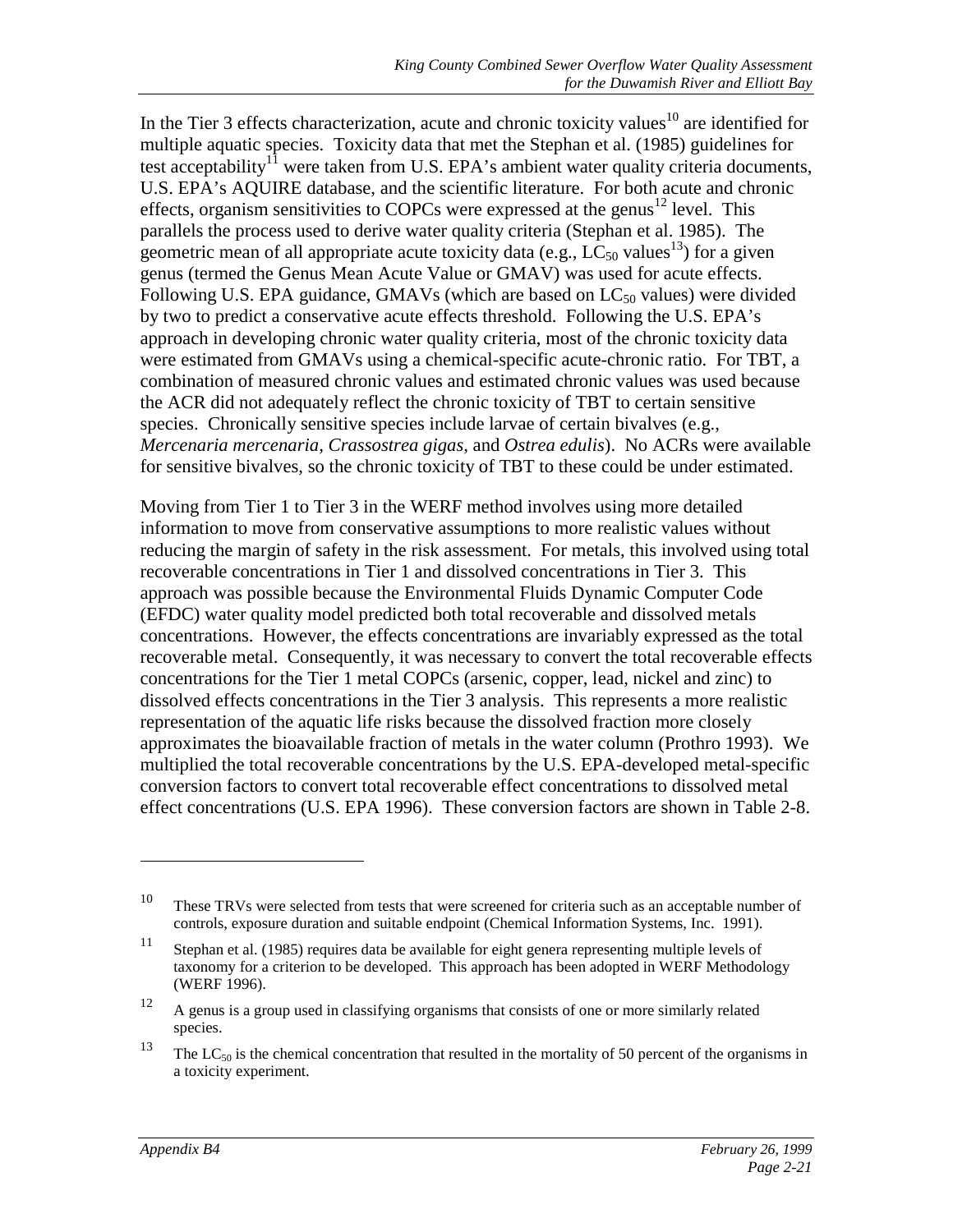In the Tier 3 effects characterization, acute and chronic toxicity values[10] are identified for multiple aquatic species. Toxicity data that met the Stephan et al. (1985) guidelines for test acceptability[11] were taken from U.S. EPA's ambient water quality criteria documents, U.S. EPA's AQUIRE database, and the scientific literature. For both acute and chronic effects, organism sensitivities to COPCs were expressed at the genus[12] level. This parallels the process used to derive water quality criteria (Stephan et al. 1985). The geometric mean of all appropriate acute toxicity data (e.g., $LC_{50}$ values[13]) for a given genus (termed the Genus Mean Acute Value or GMAV) was used for acute effects. Following U.S. EPA guidance, GMAVs (which are based on $LC_{50}$ values) were divided by two to predict a conservative acute effects threshold. Following the U.S. EPA's approach in developing chronic water quality criteria, most of the chronic toxicity data were estimated from GMAVs using a chemical-specific acute-chronic ratio. For TBT, a combination of measured chronic values and estimated chronic values was used because the ACR did not adequately reflect the chronic toxicity of TBT to certain sensitive species. Chronically sensitive species include larvae of certain bivalves (e.g., *Mercenaria mercenaria*, *Crassostrea gigas*, and *Ostrea edulis*). No ACRs were available for sensitive bivalves, so the chronic toxicity of TBT to these could be under estimated.

Moving from Tier 1 to Tier 3 in the WERF method involves using more detailed information to move from conservative assumptions to more realistic values without reducing the margin of safety in the risk assessment. For metals, this involved using total recoverable concentrations in Tier 1 and dissolved concentrations in Tier 3. This approach was possible because the Environmental Fluids Dynamic Computer Code (EFDC) water quality model predicted both total recoverable and dissolved metals concentrations. However, the effects concentrations are invariably expressed as the total recoverable metal. Consequently, it was necessary to convert the total recoverable effects concentrations for the Tier 1 metal COPCs (arsenic, copper, lead, nickel and zinc) to dissolved effects concentrations in the Tier 3 analysis. This represents a more realistic representation of the aquatic life risks because the dissolved fraction more closely approximates the bioavailable fraction of metals in the water column (Prothro 1993). We multiplied the total recoverable concentrations by the U.S. EPA-developed metal-specific conversion factors to convert total recoverable effect concentrations to dissolved metal effect concentrations (U.S. EPA 1996). These conversion factors are shown in Table 2-8.

---

[10] These TRVs were selected from tests that were screened for criteria such as an acceptable number of controls, exposure duration and suitable endpoint (Chemical Information Systems, Inc. 1991).

[11] Stephan et al. (1985) requires data be available for eight genera representing multiple levels of taxonomy for a criterion to be developed. This approach has been adopted in WERF Methodology (WERF 1996).

[12] A genus is a group used in classifying organisms that consists of one or more similarly related species.

[13] The $LC_{50}$ is the chemical concentration that resulted in the mortality of 50 percent of the organisms in a toxicity experiment.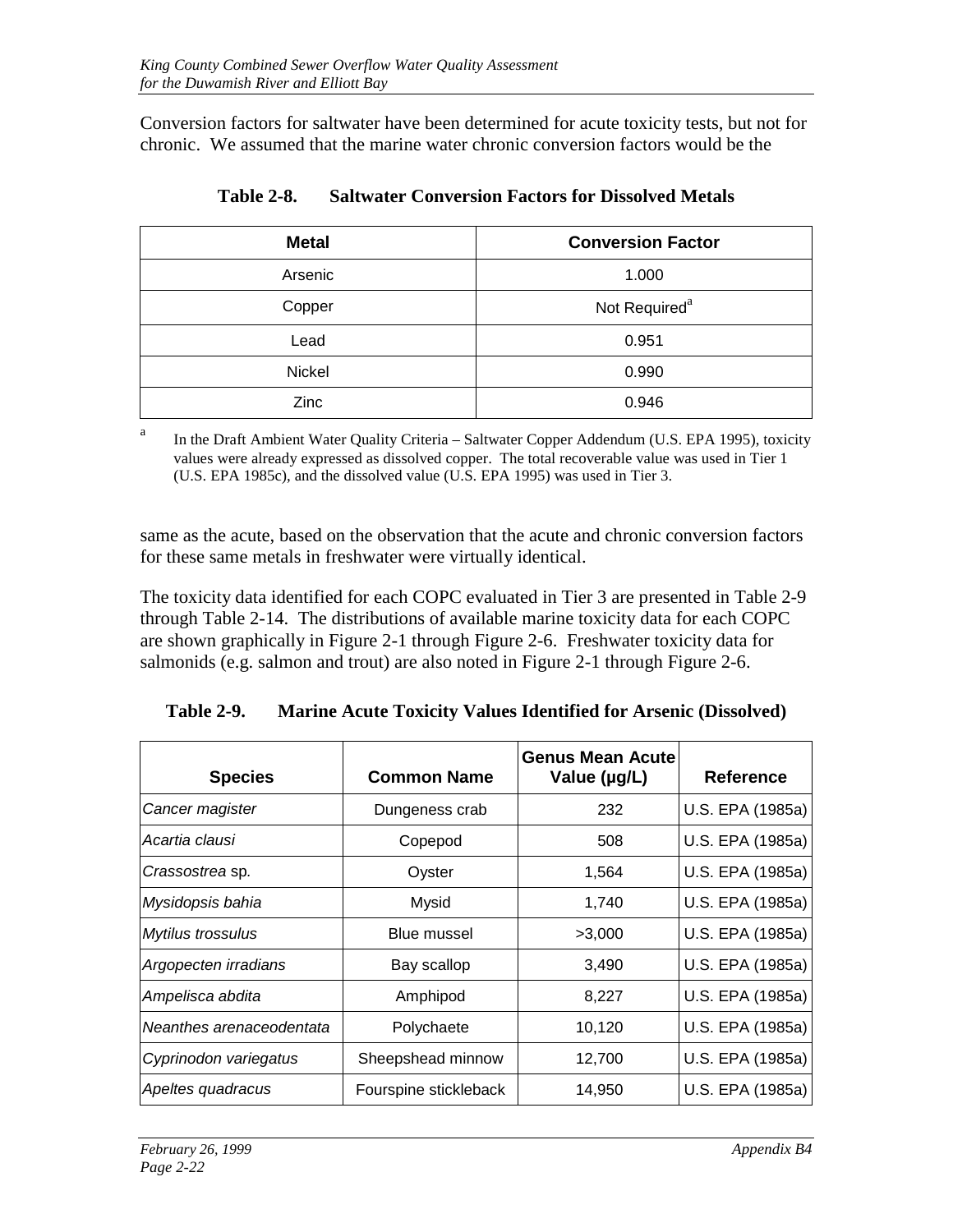Conversion factors for saltwater have been determined for acute toxicity tests, but not for chronic. We assumed that the marine water chronic conversion factors would be the

**Table 2-8. Saltwater Conversion Factors for Dissolved Metals**

| Metal | Conversion Factor |
|---|---|
| Arsenic | 1.000 |
| Copper | Not Required[a] |
| Lead | 0.951 |
| Nickel | 0.990 |
| Zinc | 0.946 |

[a] In the Draft Ambient Water Quality Criteria – Saltwater Copper Addendum (U.S. EPA 1995), toxicity values were already expressed as dissolved copper. The total recoverable value was used in Tier 1 (U.S. EPA 1985c), and the dissolved value (U.S. EPA 1995) was used in Tier 3.

same as the acute, based on the observation that the acute and chronic conversion factors for these same metals in freshwater were virtually identical.

The toxicity data identified for each COPC evaluated in Tier 3 are presented in Table 2-9 through Table 2-14. The distributions of available marine toxicity data for each COPC are shown graphically in Figure 2-1 through Figure 2-6. Freshwater toxicity data for salmonids (e.g. salmon and trout) are also noted in Figure 2-1 through Figure 2-6.

**Table 2-9. Marine Acute Toxicity Values Identified for Arsenic (Dissolved)**

| Species | Common Name | Genus Mean Acute Value (µg/L) | Reference |
|---|---|---|---|
| *Cancer magister* | Dungeness crab | 232 | U.S. EPA (1985a) |
| *Acartia clausi* | Copepod | 508 | U.S. EPA (1985a) |
| *Crassostrea* sp. | Oyster | 1,564 | U.S. EPA (1985a) |
| *Mysidopsis bahia* | Mysid | 1,740 | U.S. EPA (1985a) |
| *Mytilus trossulus* | Blue mussel | >3,000 | U.S. EPA (1985a) |
| *Argopecten irradians* | Bay scallop | 3,490 | U.S. EPA (1985a) |
| *Ampelisca abdita* | Amphipod | 8,227 | U.S. EPA (1985a) |
| *Neanthes arenaceodentata* | Polychaete | 10,120 | U.S. EPA (1985a) |
| *Cyprinodon variegatus* | Sheepshead minnow | 12,700 | U.S. EPA (1985a) |
| *Apeltes quadracus* | Fourspine stickleback | 14,950 | U.S. EPA (1985a) |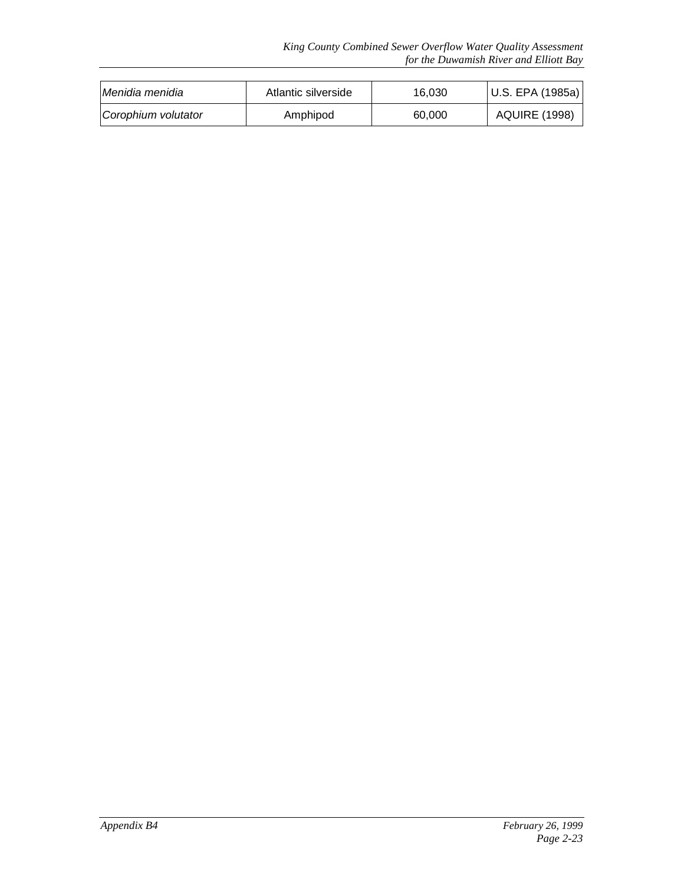| | | | |
|---|---|---|---|
| *Menidia menidia* | Atlantic silverside | 16,030 | U.S. EPA (1985a) |
| *Corophium volutator* | Amphipod | 60,000 | AQUIRE (1998) |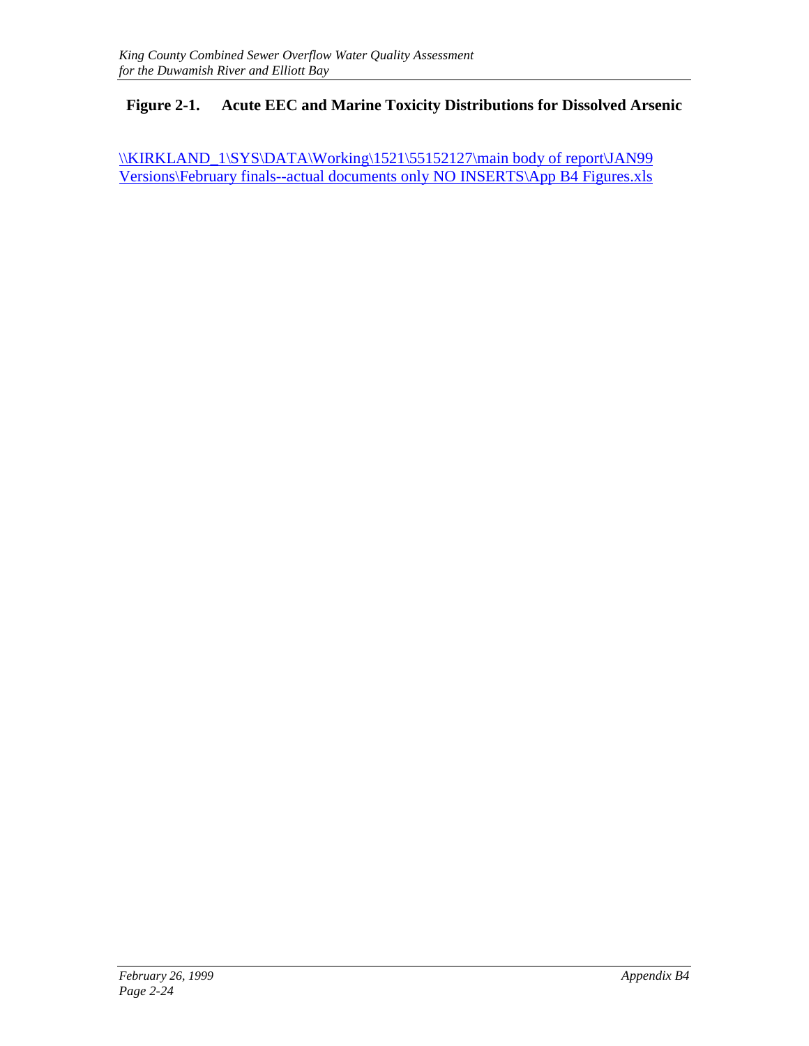**Figure 2-1. Acute EEC and Marine Toxicity Distributions for Dissolved Arsenic**

\\KIRKLAND_1\SYS\DATA\Working\1521\55152127\main body of report\JAN99 Versions\February finals--actual documents only NO INSERTS\App B4 Figures.xls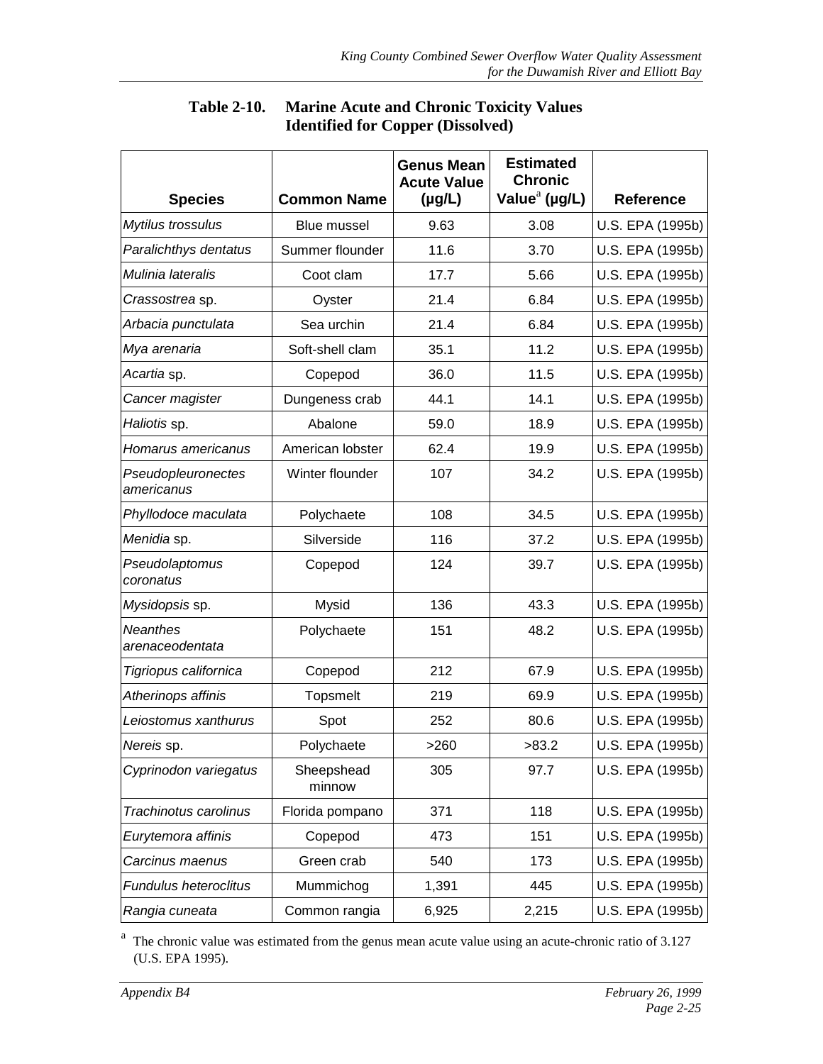**Table 2-10. Marine Acute and Chronic Toxicity Values Identified for Copper (Dissolved)**

| Species | Common Name | Genus Mean Acute Value (µg/L) | Estimated Chronic Value[a] (µg/L) | Reference |
|---|---|---|---|---|
| *Mytilus trossulus* | Blue mussel | 9.63 | 3.08 | U.S. EPA (1995b) |
| *Paralichthys dentatus* | Summer flounder | 11.6 | 3.70 | U.S. EPA (1995b) |
| *Mulinia lateralis* | Coot clam | 17.7 | 5.66 | U.S. EPA (1995b) |
| *Crassostrea* sp. | Oyster | 21.4 | 6.84 | U.S. EPA (1995b) |
| *Arbacia punctulata* | Sea urchin | 21.4 | 6.84 | U.S. EPA (1995b) |
| *Mya arenaria* | Soft-shell clam | 35.1 | 11.2 | U.S. EPA (1995b) |
| *Acartia* sp. | Copepod | 36.0 | 11.5 | U.S. EPA (1995b) |
| *Cancer magister* | Dungeness crab | 44.1 | 14.1 | U.S. EPA (1995b) |
| *Haliotis* sp. | Abalone | 59.0 | 18.9 | U.S. EPA (1995b) |
| *Homarus americanus* | American lobster | 62.4 | 19.9 | U.S. EPA (1995b) |
| *Pseudopleuronectes americanus* | Winter flounder | 107 | 34.2 | U.S. EPA (1995b) |
| *Phyllodoce maculata* | Polychaete | 108 | 34.5 | U.S. EPA (1995b) |
| *Menidia* sp. | Silverside | 116 | 37.2 | U.S. EPA (1995b) |
| *Pseudolaptomus coronatus* | Copepod | 124 | 39.7 | U.S. EPA (1995b) |
| *Mysidopsis* sp. | Mysid | 136 | 43.3 | U.S. EPA (1995b) |
| *Neanthes arenaceodentata* | Polychaete | 151 | 48.2 | U.S. EPA (1995b) |
| *Tigriopus californica* | Copepod | 212 | 67.9 | U.S. EPA (1995b) |
| *Atherinops affinis* | Topsmelt | 219 | 69.9 | U.S. EPA (1995b) |
| *Leiostomus xanthurus* | Spot | 252 | 80.6 | U.S. EPA (1995b) |
| *Nereis* sp. | Polychaete | >260 | >83.2 | U.S. EPA (1995b) |
| *Cyprinodon variegatus* | Sheepshead minnow | 305 | 97.7 | U.S. EPA (1995b) |
| *Trachinotus carolinus* | Florida pompano | 371 | 118 | U.S. EPA (1995b) |
| *Eurytemora affinis* | Copepod | 473 | 151 | U.S. EPA (1995b) |
| *Carcinus maenus* | Green crab | 540 | 173 | U.S. EPA (1995b) |
| *Fundulus heteroclitus* | Mummichog | 1,391 | 445 | U.S. EPA (1995b) |
| *Rangia cuneata* | Common rangia | 6,925 | 2,215 | U.S. EPA (1995b) |

[a] The chronic value was estimated from the genus mean acute value using an acute-chronic ratio of 3.127 (U.S. EPA 1995).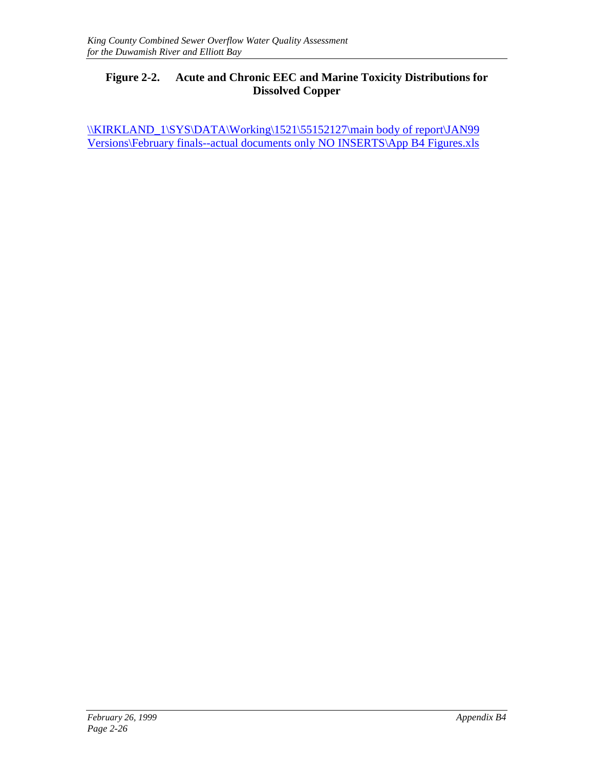**Figure 2-2. Acute and Chronic EEC and Marine Toxicity Distributions for Dissolved Copper**

\\KIRKLAND_1\SYS\DATA\Working\1521\55152127\main body of report\JAN99 Versions\February finals--actual documents only NO INSERTS\App B4 Figures.xls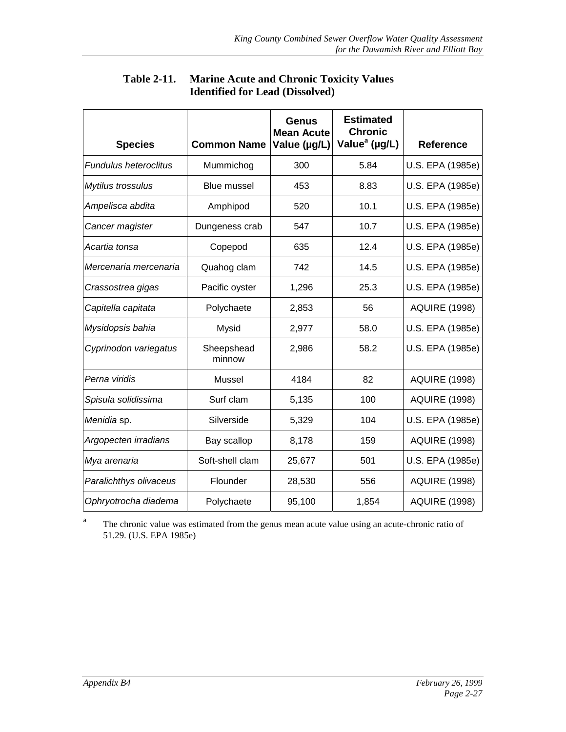**Table 2-11. Marine Acute and Chronic Toxicity Values Identified for Lead (Dissolved)**

| Species | Common Name | Genus Mean Acute Value (µg/L) | Estimated Chronic Value[a] (µg/L) | Reference |
|---|---|---|---|---|
| *Fundulus heteroclitus* | Mummichog | 300 | 5.84 | U.S. EPA (1985e) |
| *Mytilus trossulus* | Blue mussel | 453 | 8.83 | U.S. EPA (1985e) |
| *Ampelisca abdita* | Amphipod | 520 | 10.1 | U.S. EPA (1985e) |
| *Cancer magister* | Dungeness crab | 547 | 10.7 | U.S. EPA (1985e) |
| *Acartia tonsa* | Copepod | 635 | 12.4 | U.S. EPA (1985e) |
| *Mercenaria mercenaria* | Quahog clam | 742 | 14.5 | U.S. EPA (1985e) |
| *Crassostrea gigas* | Pacific oyster | 1,296 | 25.3 | U.S. EPA (1985e) |
| *Capitella capitata* | Polychaete | 2,853 | 56 | AQUIRE (1998) |
| *Mysidopsis bahia* | Mysid | 2,977 | 58.0 | U.S. EPA (1985e) |
| *Cyprinodon variegatus* | Sheepshead minnow | 2,986 | 58.2 | U.S. EPA (1985e) |
| *Perna viridis* | Mussel | 4184 | 82 | AQUIRE (1998) |
| *Spisula solidissima* | Surf clam | 5,135 | 100 | AQUIRE (1998) |
| *Menidia* sp. | Silverside | 5,329 | 104 | U.S. EPA (1985e) |
| *Argopecten irradians* | Bay scallop | 8,178 | 159 | AQUIRE (1998) |
| *Mya arenaria* | Soft-shell clam | 25,677 | 501 | U.S. EPA (1985e) |
| *Paralichthys olivaceus* | Flounder | 28,530 | 556 | AQUIRE (1998) |
| *Ophryotrocha diadema* | Polychaete | 95,100 | 1,854 | AQUIRE (1998) |

[a] The chronic value was estimated from the genus mean acute value using an acute-chronic ratio of 51.29. (U.S. EPA 1985e)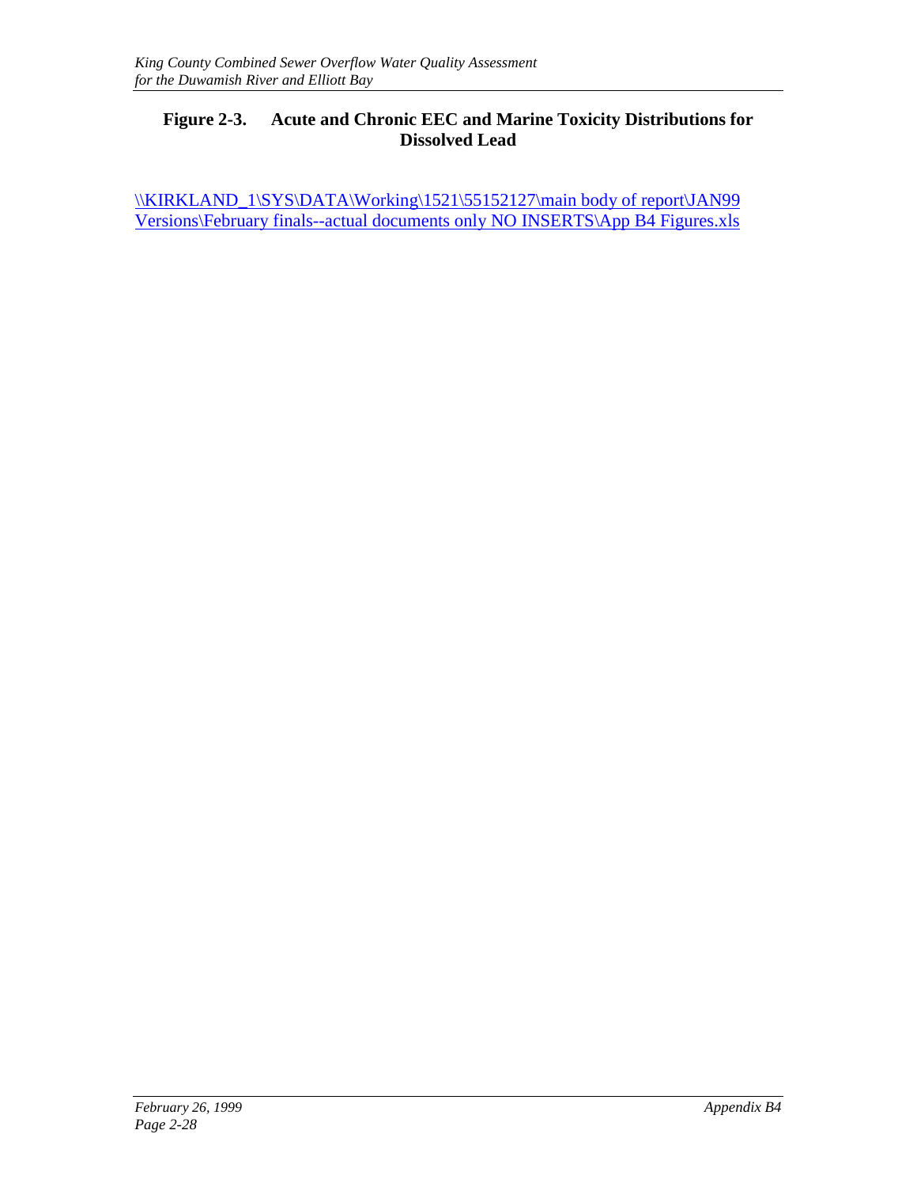**Figure 2-3. Acute and Chronic EEC and Marine Toxicity Distributions for Dissolved Lead**

\\KIRKLAND_1\SYS\DATA\Working\1521\55152127\main body of report\JAN99 Versions\February finals--actual documents only NO INSERTS\App B4 Figures.xls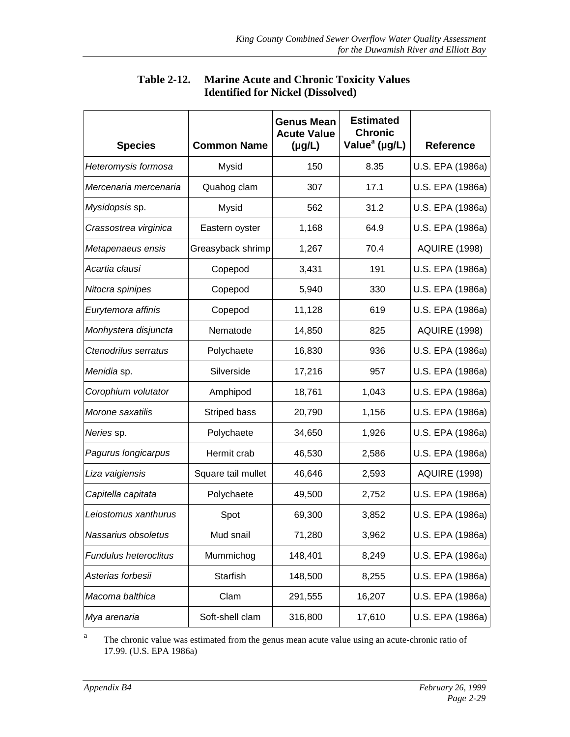**Table 2-12. Marine Acute and Chronic Toxicity Values Identified for Nickel (Dissolved)**

| Species | Common Name | Genus Mean Acute Value (µg/L) | Estimated Chronic Value[a] (µg/L) | Reference |
|---|---|---|---|---|
| *Heteromysis formosa* | Mysid | 150 | 8.35 | U.S. EPA (1986a) |
| *Mercenaria mercenaria* | Quahog clam | 307 | 17.1 | U.S. EPA (1986a) |
| *Mysidopsis* sp. | Mysid | 562 | 31.2 | U.S. EPA (1986a) |
| *Crassostrea virginica* | Eastern oyster | 1,168 | 64.9 | U.S. EPA (1986a) |
| *Metapenaeus ensis* | Greasyback shrimp | 1,267 | 70.4 | AQUIRE (1998) |
| *Acartia clausi* | Copepod | 3,431 | 191 | U.S. EPA (1986a) |
| *Nitocra spinipes* | Copepod | 5,940 | 330 | U.S. EPA (1986a) |
| *Eurytemora affinis* | Copepod | 11,128 | 619 | U.S. EPA (1986a) |
| *Monhystera disjuncta* | Nematode | 14,850 | 825 | AQUIRE (1998) |
| *Ctenodrilus serratus* | Polychaete | 16,830 | 936 | U.S. EPA (1986a) |
| *Menidia* sp. | Silverside | 17,216 | 957 | U.S. EPA (1986a) |
| *Corophium volutator* | Amphipod | 18,761 | 1,043 | U.S. EPA (1986a) |
| *Morone saxatilis* | Striped bass | 20,790 | 1,156 | U.S. EPA (1986a) |
| *Neries* sp. | Polychaete | 34,650 | 1,926 | U.S. EPA (1986a) |
| *Pagurus longicarpus* | Hermit crab | 46,530 | 2,586 | U.S. EPA (1986a) |
| *Liza vaigiensis* | Square tail mullet | 46,646 | 2,593 | AQUIRE (1998) |
| *Capitella capitata* | Polychaete | 49,500 | 2,752 | U.S. EPA (1986a) |
| *Leiostomus xanthurus* | Spot | 69,300 | 3,852 | U.S. EPA (1986a) |
| *Nassarius obsoletus* | Mud snail | 71,280 | 3,962 | U.S. EPA (1986a) |
| *Fundulus heteroclitus* | Mummichog | 148,401 | 8,249 | U.S. EPA (1986a) |
| *Asterias forbesii* | Starfish | 148,500 | 8,255 | U.S. EPA (1986a) |
| *Macoma balthica* | Clam | 291,555 | 16,207 | U.S. EPA (1986a) |
| *Mya arenaria* | Soft-shell clam | 316,800 | 17,610 | U.S. EPA (1986a) |

[a] The chronic value was estimated from the genus mean acute value using an acute-chronic ratio of 17.99. (U.S. EPA 1986a)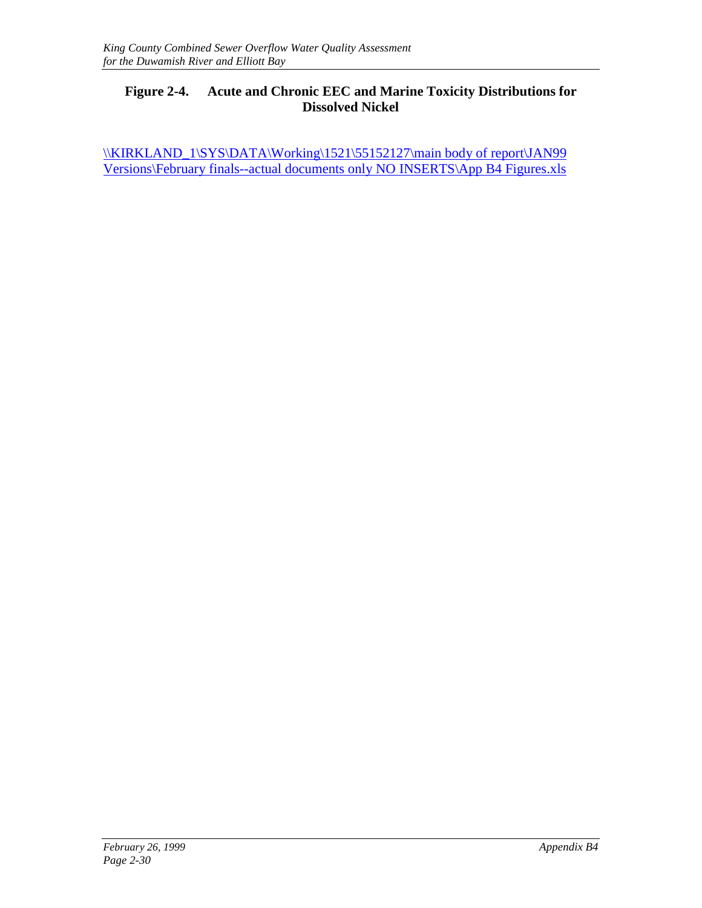**Figure 2-4. Acute and Chronic EEC and Marine Toxicity Distributions for Dissolved Nickel**

\\KIRKLAND_1\SYS\DATA\Working\1521\55152127\main body of report\JAN99 Versions\February finals--actual documents only NO INSERTS\App B4 Figures.xls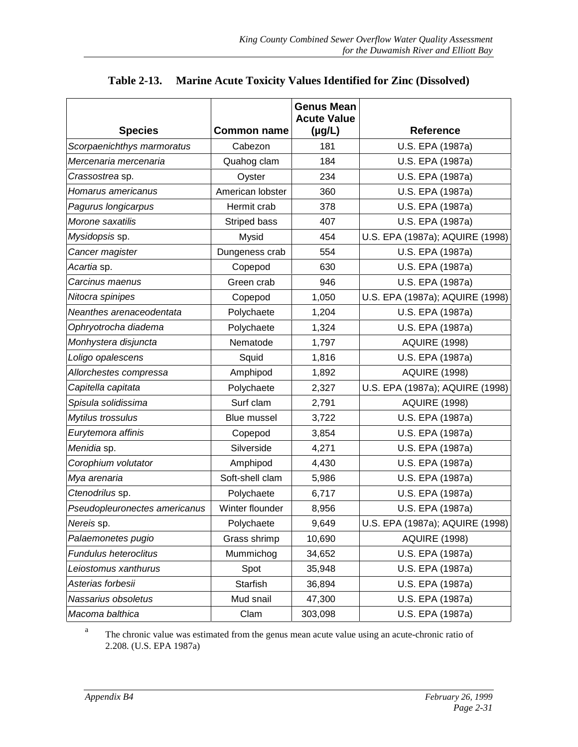**Table 2-13. Marine Acute Toxicity Values Identified for Zinc (Dissolved)**

| Species | Common name | Genus Mean Acute Value (µg/L) | Reference |
|---|---|---|---|
| *Scorpaenichthys marmoratus* | Cabezon | 181 | U.S. EPA (1987a) |
| *Mercenaria mercenaria* | Quahog clam | 184 | U.S. EPA (1987a) |
| *Crassostrea* sp. | Oyster | 234 | U.S. EPA (1987a) |
| *Homarus americanus* | American lobster | 360 | U.S. EPA (1987a) |
| *Pagurus longicarpus* | Hermit crab | 378 | U.S. EPA (1987a) |
| *Morone saxatilis* | Striped bass | 407 | U.S. EPA (1987a) |
| *Mysidopsis* sp. | Mysid | 454 | U.S. EPA (1987a); AQUIRE (1998) |
| *Cancer magister* | Dungeness crab | 554 | U.S. EPA (1987a) |
| *Acartia* sp. | Copepod | 630 | U.S. EPA (1987a) |
| *Carcinus maenus* | Green crab | 946 | U.S. EPA (1987a) |
| *Nitocra spinipes* | Copepod | 1,050 | U.S. EPA (1987a); AQUIRE (1998) |
| *Neanthes arenaceodentata* | Polychaete | 1,204 | U.S. EPA (1987a) |
| *Ophryotrocha diadema* | Polychaete | 1,324 | U.S. EPA (1987a) |
| *Monhystera disjuncta* | Nematode | 1,797 | AQUIRE (1998) |
| *Loligo opalescens* | Squid | 1,816 | U.S. EPA (1987a) |
| *Allorchestes compressa* | Amphipod | 1,892 | AQUIRE (1998) |
| *Capitella capitata* | Polychaete | 2,327 | U.S. EPA (1987a); AQUIRE (1998) |
| *Spisula solidissima* | Surf clam | 2,791 | AQUIRE (1998) |
| *Mytilus trossulus* | Blue mussel | 3,722 | U.S. EPA (1987a) |
| *Eurytemora affinis* | Copepod | 3,854 | U.S. EPA (1987a) |
| *Menidia* sp. | Silverside | 4,271 | U.S. EPA (1987a) |
| *Corophium volutator* | Amphipod | 4,430 | U.S. EPA (1987a) |
| *Mya arenaria* | Soft-shell clam | 5,986 | U.S. EPA (1987a) |
| *Ctenodrilus* sp. | Polychaete | 6,717 | U.S. EPA (1987a) |
| *Pseudopleuronectes americanus* | Winter flounder | 8,956 | U.S. EPA (1987a) |
| *Nereis* sp. | Polychaete | 9,649 | U.S. EPA (1987a); AQUIRE (1998) |
| *Palaemonetes pugio* | Grass shrimp | 10,690 | AQUIRE (1998) |
| *Fundulus heteroclitus* | Mummichog | 34,652 | U.S. EPA (1987a) |
| *Leiostomus xanthurus* | Spot | 35,948 | U.S. EPA (1987a) |
| *Asterias forbesii* | Starfish | 36,894 | U.S. EPA (1987a) |
| *Nassarius obsoletus* | Mud snail | 47,300 | U.S. EPA (1987a) |
| *Macoma balthica* | Clam | 303,098 | U.S. EPA (1987a) |

[a] The chronic value was estimated from the genus mean acute value using an acute-chronic ratio of 2.208. (U.S. EPA 1987a)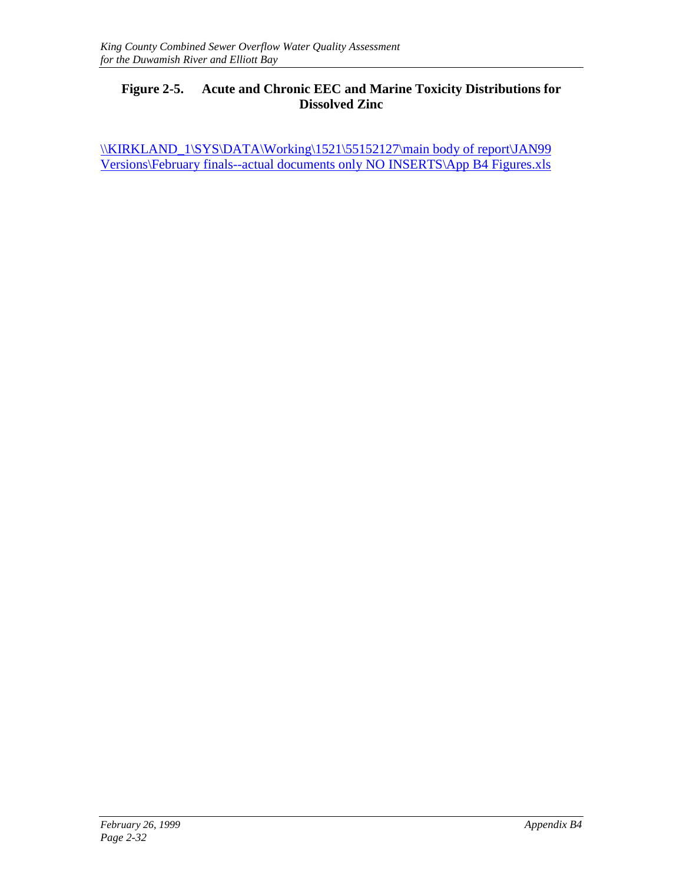**Figure 2-5. Acute and Chronic EEC and Marine Toxicity Distributions for Dissolved Zinc**

\\KIRKLAND_1\SYS\DATA\Working\1521\55152127\main body of report\JAN99 Versions\February finals--actual documents only NO INSERTS\App B4 Figures.xls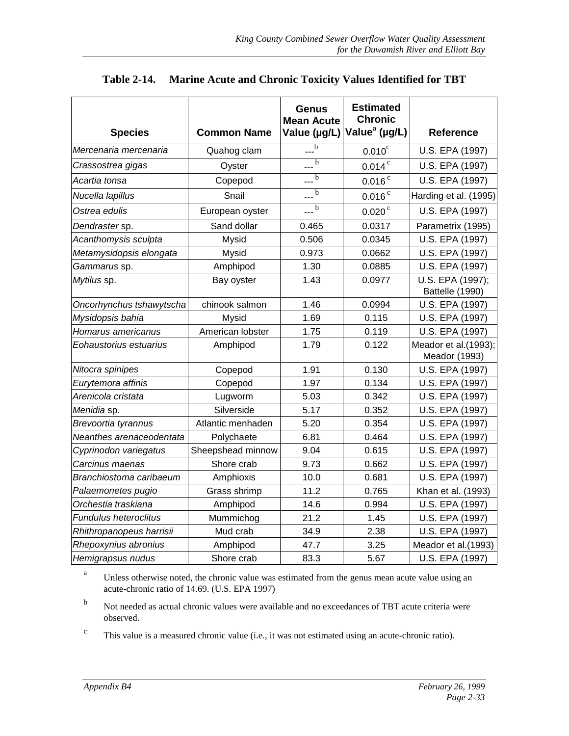**Table 2-14. Marine Acute and Chronic Toxicity Values Identified for TBT**

| Species | Common Name | Genus Mean Acute Value (µg/L) | Estimated Chronic Value[a] (µg/L) | Reference |
|---|---|---|---|---|
| *Mercenaria mercenaria* | Quahog clam | ---[b] | 0.010[c] | U.S. EPA (1997) |
| *Crassostrea gigas* | Oyster | ---[b] | 0.014[c] | U.S. EPA (1997) |
| *Acartia tonsa* | Copepod | ---[b] | 0.016[c] | U.S. EPA (1997) |
| *Nucella lapillus* | Snail | ---[b] | 0.016[c] | Harding et al. (1995) |
| *Ostrea edulis* | European oyster | ---[b] | 0.020[c] | U.S. EPA (1997) |
| *Dendraster* sp. | Sand dollar | 0.465 | 0.0317 | Parametrix (1995) |
| *Acanthomysis sculpta* | Mysid | 0.506 | 0.0345 | U.S. EPA (1997) |
| *Metamysidopsis elongata* | Mysid | 0.973 | 0.0662 | U.S. EPA (1997) |
| *Gammarus* sp. | Amphipod | 1.30 | 0.0885 | U.S. EPA (1997) |
| *Mytilus* sp. | Bay oyster | 1.43 | 0.0977 | U.S. EPA (1997); Battelle (1990) |
| *Oncorhynchus tshawytscha* | chinook salmon | 1.46 | 0.0994 | U.S. EPA (1997) |
| *Mysidopsis bahia* | Mysid | 1.69 | 0.115 | U.S. EPA (1997) |
| *Homarus americanus* | American lobster | 1.75 | 0.119 | U.S. EPA (1997) |
| *Eohaustorius estuarius* | Amphipod | 1.79 | 0.122 | Meador et al.(1993); Meador (1993) |
| *Nitocra spinipes* | Copepod | 1.91 | 0.130 | U.S. EPA (1997) |
| *Eurytemora affinis* | Copepod | 1.97 | 0.134 | U.S. EPA (1997) |
| *Arenicola cristata* | Lugworm | 5.03 | 0.342 | U.S. EPA (1997) |
| *Menidia* sp. | Silverside | 5.17 | 0.352 | U.S. EPA (1997) |
| *Brevoortia tyrannus* | Atlantic menhaden | 5.20 | 0.354 | U.S. EPA (1997) |
| *Neanthes arenaceodentata* | Polychaete | 6.81 | 0.464 | U.S. EPA (1997) |
| *Cyprinodon variegatus* | Sheepshead minnow | 9.04 | 0.615 | U.S. EPA (1997) |
| *Carcinus maenas* | Shore crab | 9.73 | 0.662 | U.S. EPA (1997) |
| *Branchiostoma caribaeum* | Amphioxis | 10.0 | 0.681 | U.S. EPA (1997) |
| *Palaemonetes pugio* | Grass shrimp | 11.2 | 0.765 | Khan et al. (1993) |
| *Orchestia traskiana* | Amphipod | 14.6 | 0.994 | U.S. EPA (1997) |
| *Fundulus heteroclitus* | Mummichog | 21.2 | 1.45 | U.S. EPA (1997) |
| *Rhithropanopeus harrisii* | Mud crab | 34.9 | 2.38 | U.S. EPA (1997) |
| *Rhepoxynius abronius* | Amphipod | 47.7 | 3.25 | Meador et al.(1993) |
| *Hemigrapsus nudus* | Shore crab | 83.3 | 5.67 | U.S. EPA (1997) |

[a] Unless otherwise noted, the chronic value was estimated from the genus mean acute value using an acute-chronic ratio of 14.69. (U.S. EPA 1997)

[b] Not needed as actual chronic values were available and no exceedances of TBT acute criteria were observed.

[c] This value is a measured chronic value (i.e., it was not estimated using an acute-chronic ratio).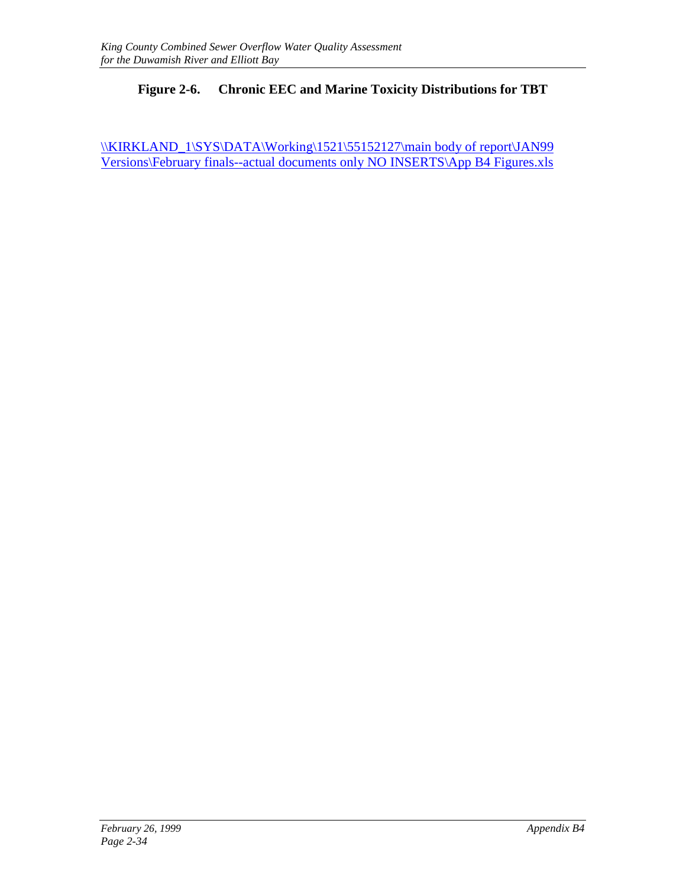**Figure 2-6. Chronic EEC and Marine Toxicity Distributions for TBT**

\\KIRKLAND_1\SYS\DATA\Working\1521\55152127\main body of report\JAN99 Versions\February finals--actual documents only NO INSERTS\App B4 Figures.xls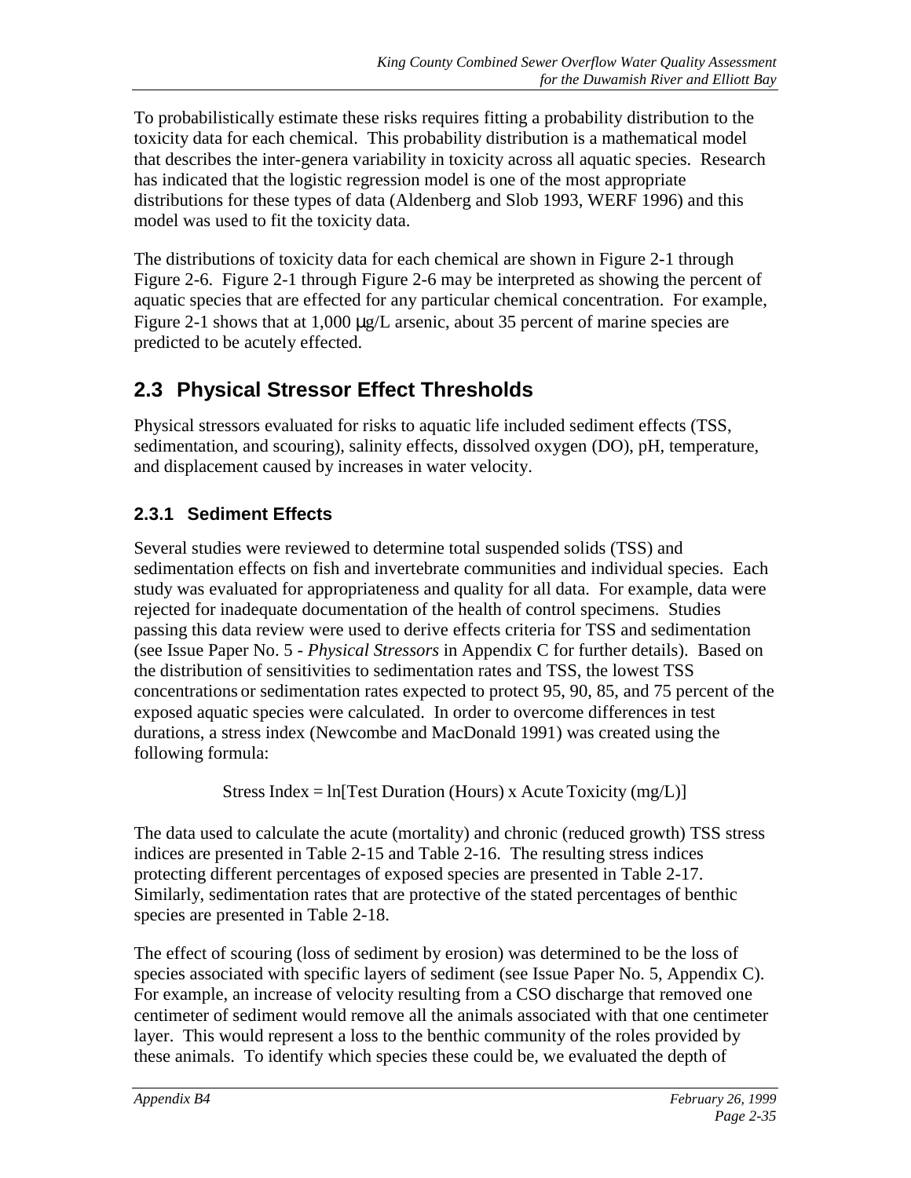To probabilistically estimate these risks requires fitting a probability distribution to the toxicity data for each chemical. This probability distribution is a mathematical model that describes the inter-genera variability in toxicity across all aquatic species. Research has indicated that the logistic regression model is one of the most appropriate distributions for these types of data (Aldenberg and Slob 1993, WERF 1996) and this model was used to fit the toxicity data.

The distributions of toxicity data for each chemical are shown in Figure 2-1 through Figure 2-6. Figure 2-1 through Figure 2-6 may be interpreted as showing the percent of aquatic species that are effected for any particular chemical concentration. For example, Figure 2-1 shows that at 1,000 μg/L arsenic, about 35 percent of marine species are predicted to be acutely effected.

## 2.3 Physical Stressor Effect Thresholds

Physical stressors evaluated for risks to aquatic life included sediment effects (TSS, sedimentation, and scouring), salinity effects, dissolved oxygen (DO), pH, temperature, and displacement caused by increases in water velocity.

### 2.3.1 Sediment Effects

Several studies were reviewed to determine total suspended solids (TSS) and sedimentation effects on fish and invertebrate communities and individual species. Each study was evaluated for appropriateness and quality for all data. For example, data were rejected for inadequate documentation of the health of control specimens. Studies passing this data review were used to derive effects criteria for TSS and sedimentation (see Issue Paper No. 5 - *Physical Stressors* in Appendix C for further details). Based on the distribution of sensitivities to sedimentation rates and TSS, the lowest TSS concentrations or sedimentation rates expected to protect 95, 90, 85, and 75 percent of the exposed aquatic species were calculated. In order to overcome differences in test durations, a stress index (Newcombe and MacDonald 1991) was created using the following formula:

$$\text{Stress Index} = \ln[\text{Test Duration (Hours)} \times \text{Acute Toxicity (mg/L)}]$$

The data used to calculate the acute (mortality) and chronic (reduced growth) TSS stress indices are presented in Table 2-15 and Table 2-16. The resulting stress indices protecting different percentages of exposed species are presented in Table 2-17. Similarly, sedimentation rates that are protective of the stated percentages of benthic species are presented in Table 2-18.

The effect of scouring (loss of sediment by erosion) was determined to be the loss of species associated with specific layers of sediment (see Issue Paper No. 5, Appendix C). For example, an increase of velocity resulting from a CSO discharge that removed one centimeter of sediment would remove all the animals associated with that one centimeter layer. This would represent a loss to the benthic community of the roles provided by these animals. To identify which species these could be, we evaluated the depth of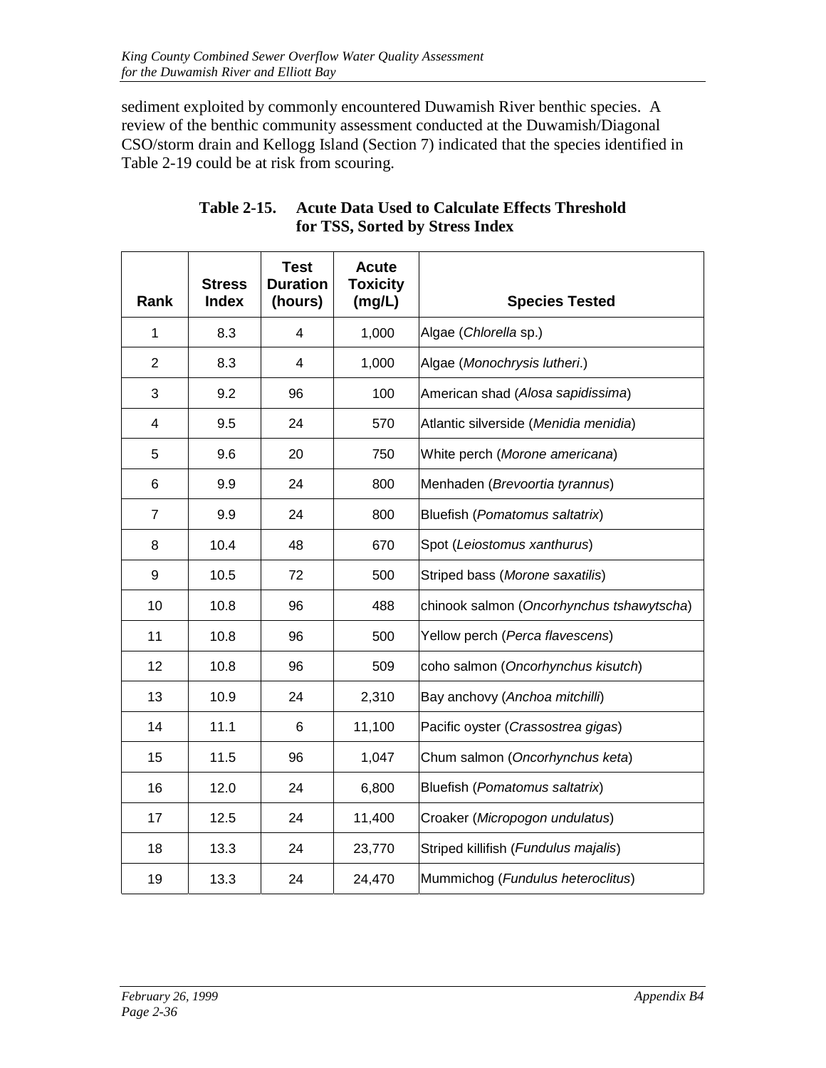sediment exploited by commonly encountered Duwamish River benthic species. A review of the benthic community assessment conducted at the Duwamish/Diagonal CSO/storm drain and Kellogg Island (Section 7) indicated that the species identified in Table 2-19 could be at risk from scouring.

**Table 2-15. Acute Data Used to Calculate Effects Threshold for TSS, Sorted by Stress Index**

| Rank | Stress Index | Test Duration (hours) | Acute Toxicity (mg/L) | Species Tested |
|---|---|---|---|---|
| 1 | 8.3 | 4 | 1,000 | Algae (*Chlorella* sp.) |
| 2 | 8.3 | 4 | 1,000 | Algae (*Monochrysis lutheri*.) |
| 3 | 9.2 | 96 | 100 | American shad (*Alosa sapidissima*) |
| 4 | 9.5 | 24 | 570 | Atlantic silverside (*Menidia menidia*) |
| 5 | 9.6 | 20 | 750 | White perch (*Morone americana*) |
| 6 | 9.9 | 24 | 800 | Menhaden (*Brevoortia tyrannus*) |
| 7 | 9.9 | 24 | 800 | Bluefish (*Pomatomus saltatrix*) |
| 8 | 10.4 | 48 | 670 | Spot (*Leiostomus xanthurus*) |
| 9 | 10.5 | 72 | 500 | Striped bass (*Morone saxatilis*) |
| 10 | 10.8 | 96 | 488 | chinook salmon (*Oncorhynchus tshawytscha*) |
| 11 | 10.8 | 96 | 500 | Yellow perch (*Perca flavescens*) |
| 12 | 10.8 | 96 | 509 | coho salmon (*Oncorhynchus kisutch*) |
| 13 | 10.9 | 24 | 2,310 | Bay anchovy (*Anchoa mitchilli*) |
| 14 | 11.1 | 6 | 11,100 | Pacific oyster (*Crassostrea gigas*) |
| 15 | 11.5 | 96 | 1,047 | Chum salmon (*Oncorhynchus keta*) |
| 16 | 12.0 | 24 | 6,800 | Bluefish (*Pomatomus saltatrix*) |
| 17 | 12.5 | 24 | 11,400 | Croaker (*Micropogon undulatus*) |
| 18 | 13.3 | 24 | 23,770 | Striped killifish (*Fundulus majalis*) |
| 19 | 13.3 | 24 | 24,470 | Mummichog (*Fundulus heteroclitus*) |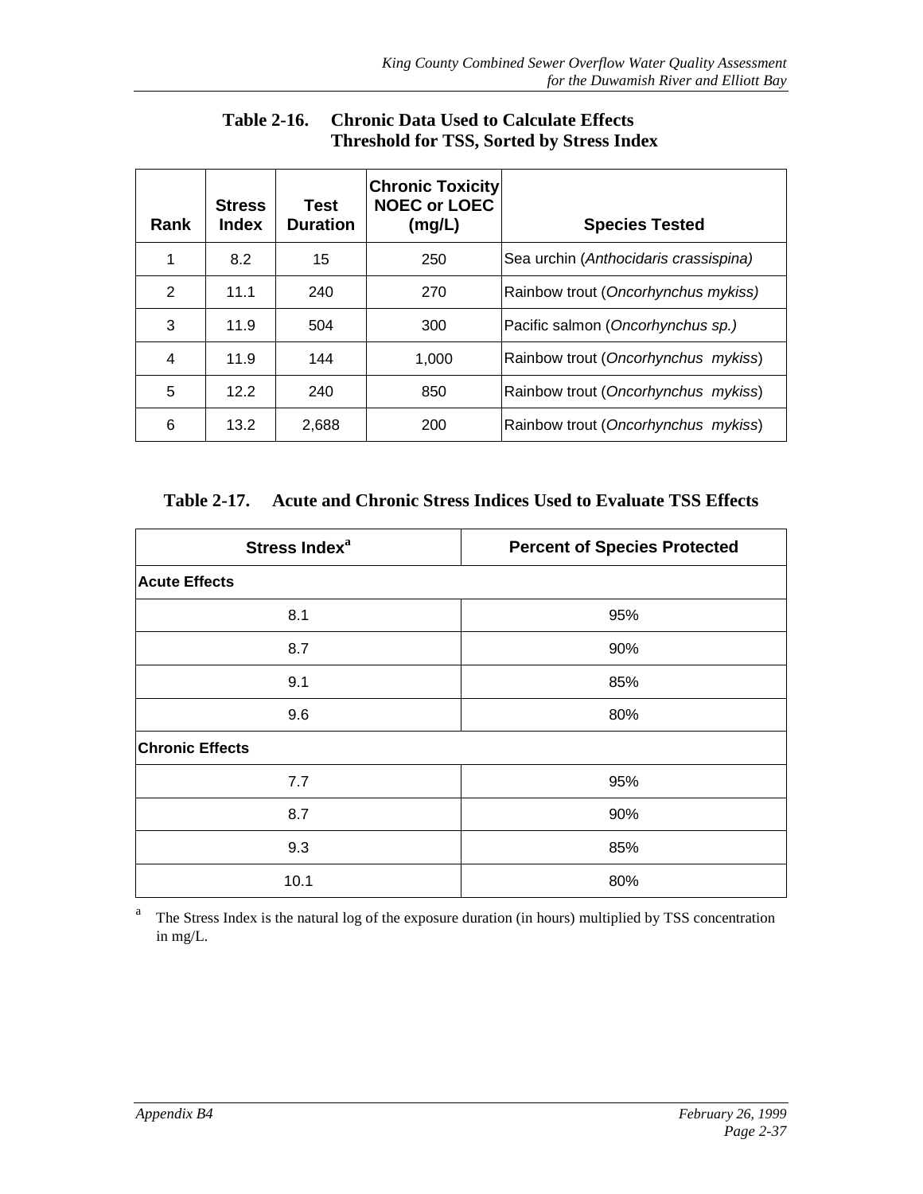**Table 2-16. Chronic Data Used to Calculate Effects Threshold for TSS, Sorted by Stress Index**

| Rank | Stress Index | Test Duration | Chronic Toxicity NOEC or LOEC (mg/L) | Species Tested |
|---|---|---|---|---|
| 1 | 8.2 | 15 | 250 | Sea urchin (*Anthocidaris crassispina)* |
| 2 | 11.1 | 240 | 270 | Rainbow trout (*Oncorhynchus mykiss)* |
| 3 | 11.9 | 504 | 300 | Pacific salmon (*Oncorhynchus sp.)* |
| 4 | 11.9 | 144 | 1,000 | Rainbow trout (*Oncorhynchus mykiss*) |
| 5 | 12.2 | 240 | 850 | Rainbow trout (*Oncorhynchus mykiss*) |
| 6 | 13.2 | 2,688 | 200 | Rainbow trout (*Oncorhynchus mykiss*) |

**Table 2-17. Acute and Chronic Stress Indices Used to Evaluate TSS Effects**

| Stress Index[a] | Percent of Species Protected |
|---|---|
| **Acute Effects** | |
| 8.1 | 95% |
| 8.7 | 90% |
| 9.1 | 85% |
| 9.6 | 80% |
| **Chronic Effects** | |
| 7.7 | 95% |
| 8.7 | 90% |
| 9.3 | 85% |
| 10.1 | 80% |

[a] The Stress Index is the natural log of the exposure duration (in hours) multiplied by TSS concentration in mg/L.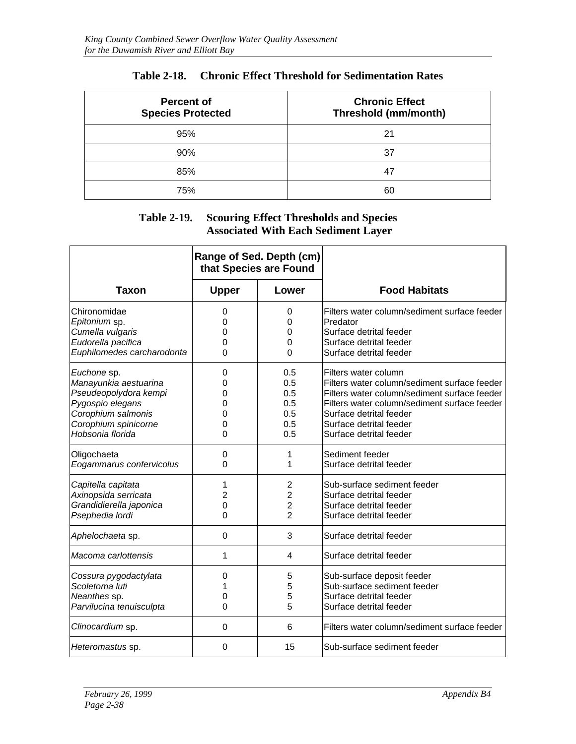**Table 2-18. Chronic Effect Threshold for Sedimentation Rates**

| Percent of Species Protected | Chronic Effect Threshold (mm/month) |
|---|---|
| 95% | 21 |
| 90% | 37 |
| 85% | 47 |
| 75% | 60 |

**Table 2-19. Scouring Effect Thresholds and Species Associated With Each Sediment Layer**

| | Range of Sed. Depth (cm) that Species are Found | | |
|---|---|---|---|
| **Taxon** | **Upper** | **Lower** | **Food Habitats** |
| Chironomidae | 0 | 0 | Filters water column/sediment surface feeder |
| *Epitonium* sp. | 0 | 0 | Predator |
| *Cumella vulgaris* | 0 | 0 | Surface detrital feeder |
| *Eudorella pacifica* | 0 | 0 | Surface detrital feeder |
| *Euphilomedes carcharodonta* | 0 | 0 | Surface detrital feeder |
| *Euchone* sp. | 0 | 0.5 | Filters water column |
| *Manayunkia aestuarina* | 0 | 0.5 | Filters water column/sediment surface feeder |
| *Pseudeopolydora kempi* | 0 | 0.5 | Filters water column/sediment surface feeder |
| *Pygospio elegans* | 0 | 0.5 | Filters water column/sediment surface feeder |
| *Corophium salmonis* | 0 | 0.5 | Surface detrital feeder |
| *Corophium spinicorne* | 0 | 0.5 | Surface detrital feeder |
| *Hobsonia florida* | 0 | 0.5 | Surface detrital feeder |
| Oligochaeta | 0 | 1 | Sediment feeder |
| *Eogammarus confervicolus* | 0 | 1 | Surface detrital feeder |
| *Capitella capitata* | 1 | 2 | Sub-surface sediment feeder |
| *Axinopsida serricata* | 2 | 2 | Surface detrital feeder |
| *Grandidierella japonica* | 0 | 2 | Surface detrital feeder |
| *Psephedia lordi* | 0 | 2 | Surface detrital feeder |
| *Aphelochaeta* sp. | 0 | 3 | Surface detrital feeder |
| *Macoma carlottensis* | 1 | 4 | Surface detrital feeder |
| *Cossura pygodactylata* | 0 | 5 | Sub-surface deposit feeder |
| *Scoletoma luti* | 1 | 5 | Sub-surface sediment feeder |
| *Neanthes* sp. | 0 | 5 | Surface detrital feeder |
| *Parvilucina tenuisculpta* | 0 | 5 | Surface detrital feeder |
| *Clinocardium* sp. | 0 | 6 | Filters water column/sediment surface feeder |
| *Heteromastus* sp. | 0 | 15 | Sub-surface sediment feeder |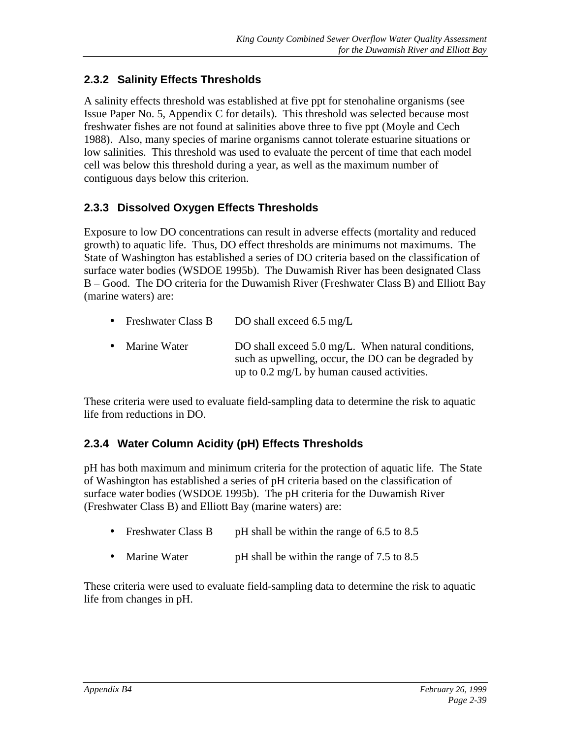### 2.3.2 Salinity Effects Thresholds

A salinity effects threshold was established at five ppt for stenohaline organisms (see Issue Paper No. 5, Appendix C for details). This threshold was selected because most freshwater fishes are not found at salinities above three to five ppt (Moyle and Cech 1988). Also, many species of marine organisms cannot tolerate estuarine situations or low salinities. This threshold was used to evaluate the percent of time that each model cell was below this threshold during a year, as well as the maximum number of contiguous days below this criterion.

### 2.3.3 Dissolved Oxygen Effects Thresholds

Exposure to low DO concentrations can result in adverse effects (mortality and reduced growth) to aquatic life. Thus, DO effect thresholds are minimums not maximums. The State of Washington has established a series of DO criteria based on the classification of surface water bodies (WSDOE 1995b). The Duwamish River has been designated Class B – Good. The DO criteria for the Duwamish River (Freshwater Class B) and Elliott Bay (marine waters) are:

- Freshwater Class B — DO shall exceed 6.5 mg/L
- Marine Water — DO shall exceed 5.0 mg/L. When natural conditions, such as upwelling, occur, the DO can be degraded by up to 0.2 mg/L by human caused activities.

These criteria were used to evaluate field-sampling data to determine the risk to aquatic life from reductions in DO.

### 2.3.4 Water Column Acidity (pH) Effects Thresholds

pH has both maximum and minimum criteria for the protection of aquatic life. The State of Washington has established a series of pH criteria based on the classification of surface water bodies (WSDOE 1995b). The pH criteria for the Duwamish River (Freshwater Class B) and Elliott Bay (marine waters) are:

- Freshwater Class B — pH shall be within the range of 6.5 to 8.5
- Marine Water — pH shall be within the range of 7.5 to 8.5

These criteria were used to evaluate field-sampling data to determine the risk to aquatic life from changes in pH.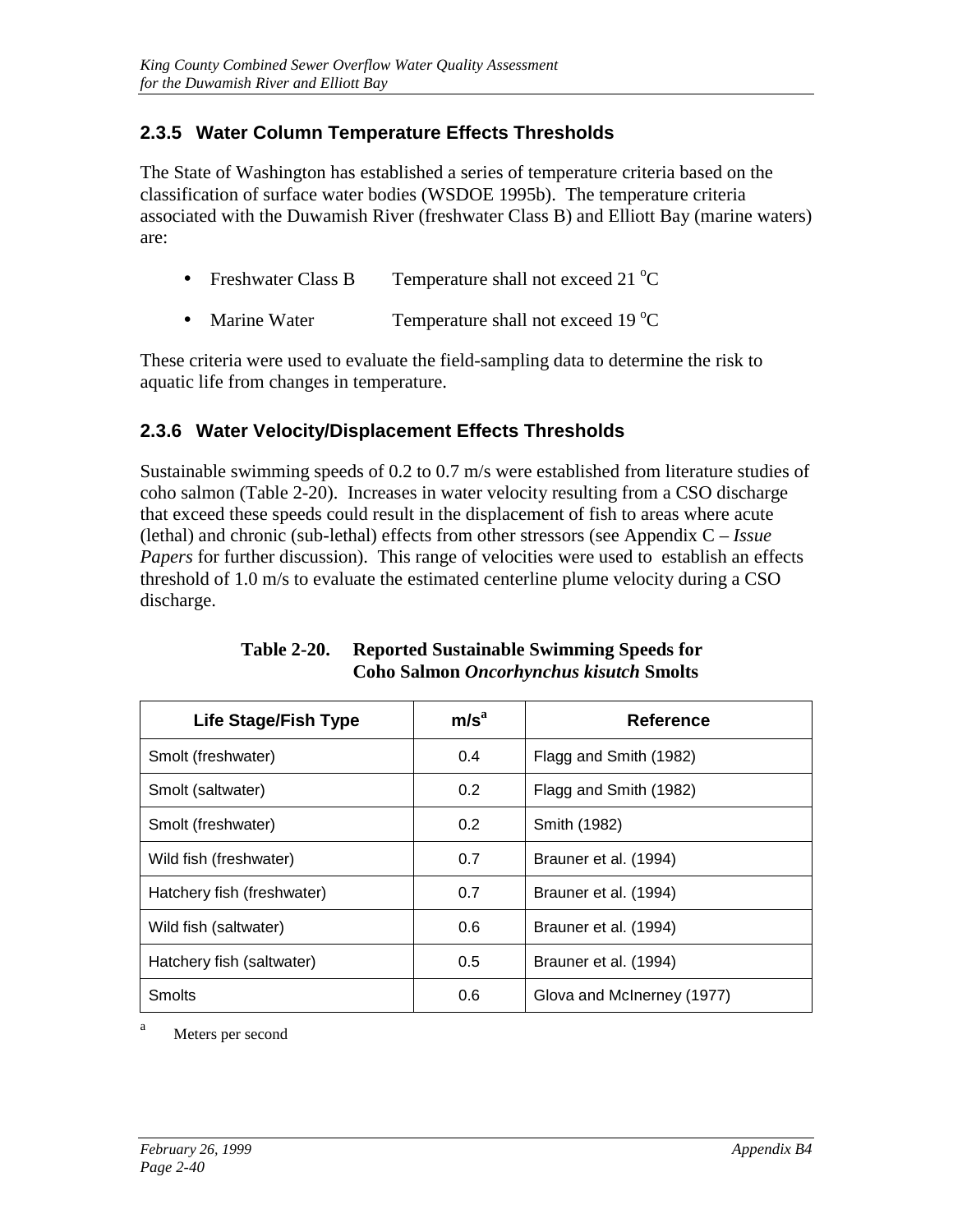### 2.3.5 Water Column Temperature Effects Thresholds

The State of Washington has established a series of temperature criteria based on the classification of surface water bodies (WSDOE 1995b). The temperature criteria associated with the Duwamish River (freshwater Class B) and Elliott Bay (marine waters) are:

- Freshwater Class B    Temperature shall not exceed 21 °C
- Marine Water    Temperature shall not exceed 19 °C

These criteria were used to evaluate the field-sampling data to determine the risk to aquatic life from changes in temperature.

### 2.3.6 Water Velocity/Displacement Effects Thresholds

Sustainable swimming speeds of 0.2 to 0.7 m/s were established from literature studies of coho salmon (Table 2-20). Increases in water velocity resulting from a CSO discharge that exceed these speeds could result in the displacement of fish to areas where acute (lethal) and chronic (sub-lethal) effects from other stressors (see Appendix C – *Issue Papers* for further discussion). This range of velocities were used to establish an effects threshold of 1.0 m/s to evaluate the estimated centerline plume velocity during a CSO discharge.

**Table 2-20. Reported Sustainable Swimming Speeds for Coho Salmon *Oncorhynchus kisutch* Smolts**

| Life Stage/Fish Type | m/s[a] | Reference |
|---|---|---|
| Smolt (freshwater) | 0.4 | Flagg and Smith (1982) |
| Smolt (saltwater) | 0.2 | Flagg and Smith (1982) |
| Smolt (freshwater) | 0.2 | Smith (1982) |
| Wild fish (freshwater) | 0.7 | Brauner et al. (1994) |
| Hatchery fish (freshwater) | 0.7 | Brauner et al. (1994) |
| Wild fish (saltwater) | 0.6 | Brauner et al. (1994) |
| Hatchery fish (saltwater) | 0.5 | Brauner et al. (1994) |
| Smolts | 0.6 | Glova and McInerney (1977) |

[a] Meters per second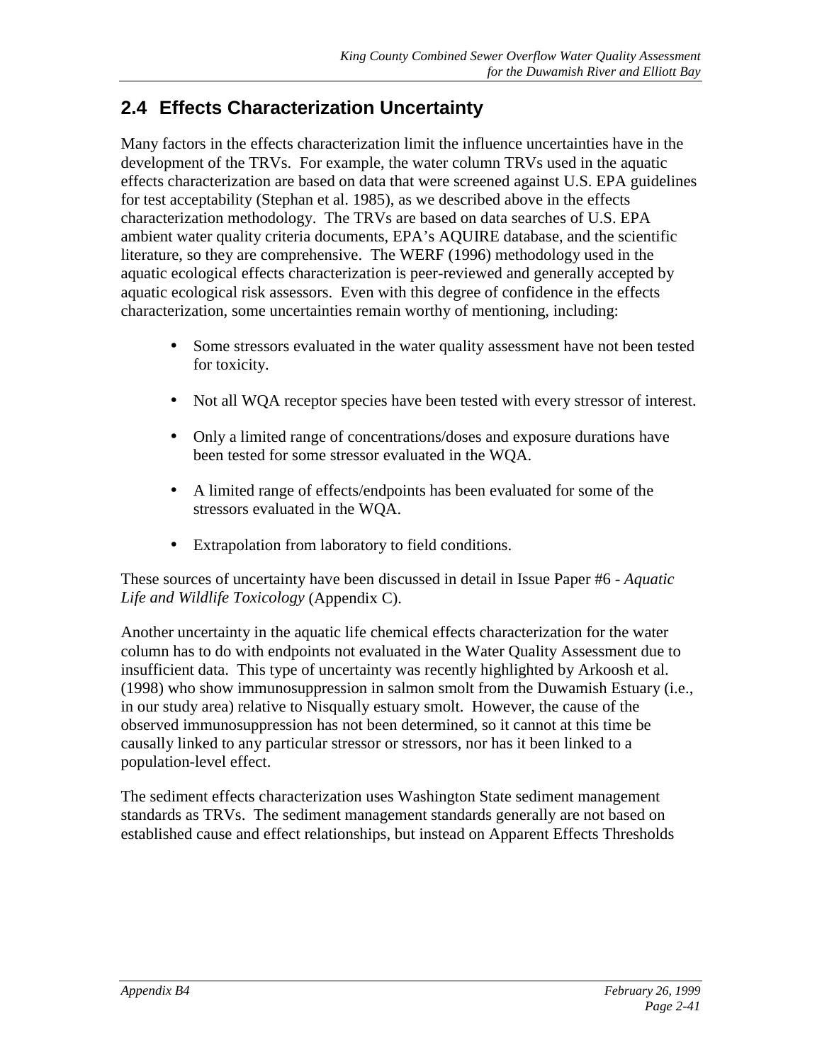## 2.4 Effects Characterization Uncertainty

Many factors in the effects characterization limit the influence uncertainties have in the development of the TRVs. For example, the water column TRVs used in the aquatic effects characterization are based on data that were screened against U.S. EPA guidelines for test acceptability (Stephan et al. 1985), as we described above in the effects characterization methodology. The TRVs are based on data searches of U.S. EPA ambient water quality criteria documents, EPA's AQUIRE database, and the scientific literature, so they are comprehensive. The WERF (1996) methodology used in the aquatic ecological effects characterization is peer-reviewed and generally accepted by aquatic ecological risk assessors. Even with this degree of confidence in the effects characterization, some uncertainties remain worthy of mentioning, including:

- Some stressors evaluated in the water quality assessment have not been tested for toxicity.
- Not all WQA receptor species have been tested with every stressor of interest.
- Only a limited range of concentrations/doses and exposure durations have been tested for some stressor evaluated in the WQA.
- A limited range of effects/endpoints has been evaluated for some of the stressors evaluated in the WQA.
- Extrapolation from laboratory to field conditions.

These sources of uncertainty have been discussed in detail in Issue Paper #6 - *Aquatic Life and Wildlife Toxicology* (Appendix C).

Another uncertainty in the aquatic life chemical effects characterization for the water column has to do with endpoints not evaluated in the Water Quality Assessment due to insufficient data. This type of uncertainty was recently highlighted by Arkoosh et al. (1998) who show immunosuppression in salmon smolt from the Duwamish Estuary (i.e., in our study area) relative to Nisqually estuary smolt. However, the cause of the observed immunosuppression has not been determined, so it cannot at this time be causally linked to any particular stressor or stressors, nor has it been linked to a population-level effect.

The sediment effects characterization uses Washington State sediment management standards as TRVs. The sediment management standards generally are not based on established cause and effect relationships, but instead on Apparent Effects Thresholds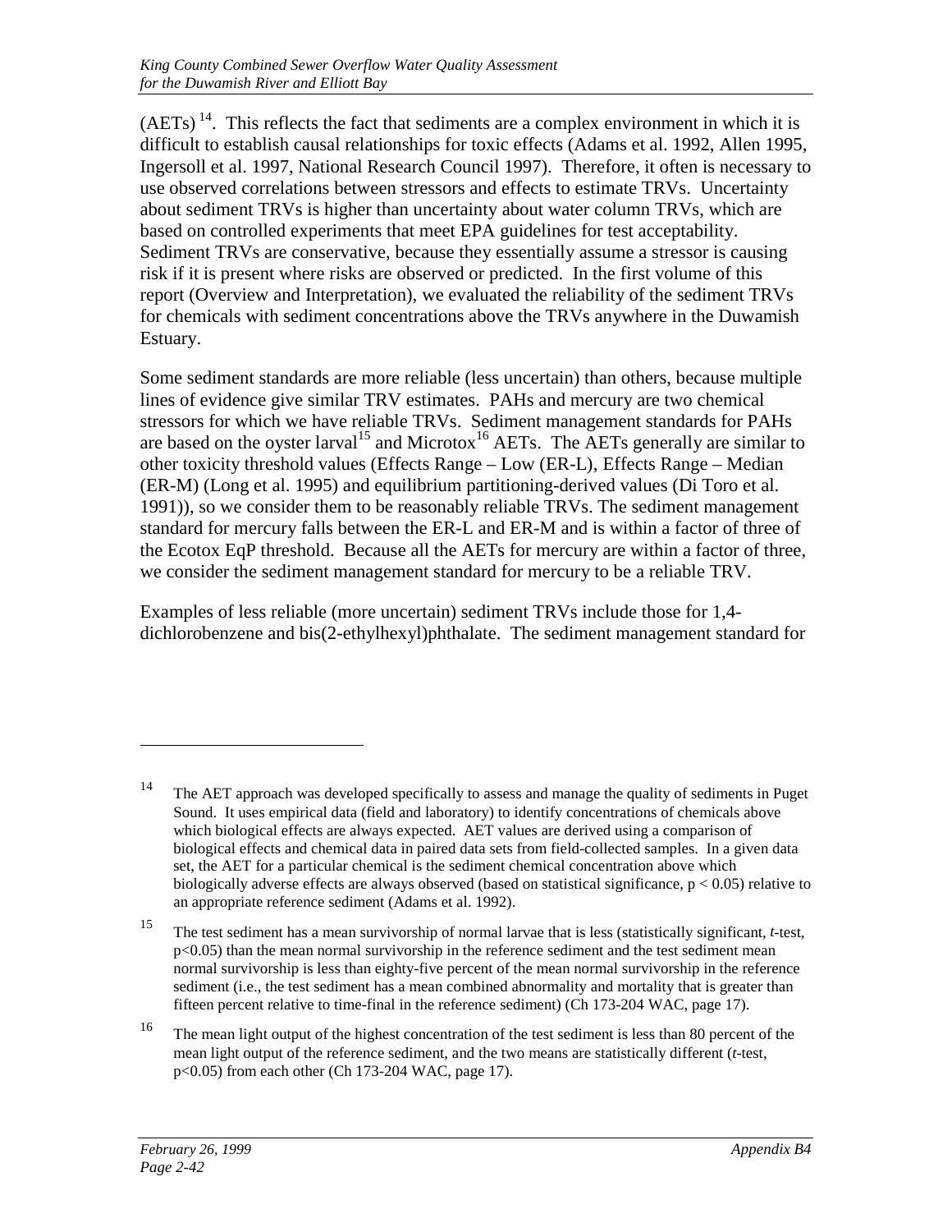(AETs) [14]. This reflects the fact that sediments are a complex environment in which it is difficult to establish causal relationships for toxic effects (Adams et al. 1992, Allen 1995, Ingersoll et al. 1997, National Research Council 1997). Therefore, it often is necessary to use observed correlations between stressors and effects to estimate TRVs. Uncertainty about sediment TRVs is higher than uncertainty about water column TRVs, which are based on controlled experiments that meet EPA guidelines for test acceptability. Sediment TRVs are conservative, because they essentially assume a stressor is causing risk if it is present where risks are observed or predicted. In the first volume of this report (Overview and Interpretation), we evaluated the reliability of the sediment TRVs for chemicals with sediment concentrations above the TRVs anywhere in the Duwamish Estuary.

Some sediment standards are more reliable (less uncertain) than others, because multiple lines of evidence give similar TRV estimates. PAHs and mercury are two chemical stressors for which we have reliable TRVs. Sediment management standards for PAHs are based on the oyster larval[15] and Microtox[16] AETs. The AETs generally are similar to other toxicity threshold values (Effects Range – Low (ER-L), Effects Range – Median (ER-M) (Long et al. 1995) and equilibrium partitioning-derived values (Di Toro et al. 1991)), so we consider them to be reasonably reliable TRVs. The sediment management standard for mercury falls between the ER-L and ER-M and is within a factor of three of the Ecotox EqP threshold. Because all the AETs for mercury are within a factor of three, we consider the sediment management standard for mercury to be a reliable TRV.

Examples of less reliable (more uncertain) sediment TRVs include those for 1,4-dichlorobenzene and bis(2-ethylhexyl)phthalate. The sediment management standard for

---

[14] The AET approach was developed specifically to assess and manage the quality of sediments in Puget Sound. It uses empirical data (field and laboratory) to identify concentrations of chemicals above which biological effects are always expected. AET values are derived using a comparison of biological effects and chemical data in paired data sets from field-collected samples. In a given data set, the AET for a particular chemical is the sediment chemical concentration above which biologically adverse effects are always observed (based on statistical significance, $p < 0.05$) relative to an appropriate reference sediment (Adams et al. 1992).

[15] The test sediment has a mean survivorship of normal larvae that is less (statistically significant, *t*-test, $p<0.05$) than the mean normal survivorship in the reference sediment and the test sediment mean normal survivorship is less than eighty-five percent of the mean normal survivorship in the reference sediment (i.e., the test sediment has a mean combined abnormality and mortality that is greater than fifteen percent relative to time-final in the reference sediment) (Ch 173-204 WAC, page 17).

[16] The mean light output of the highest concentration of the test sediment is less than 80 percent of the mean light output of the reference sediment, and the two means are statistically different (*t*-test, $p<0.05$) from each other (Ch 173-204 WAC, page 17).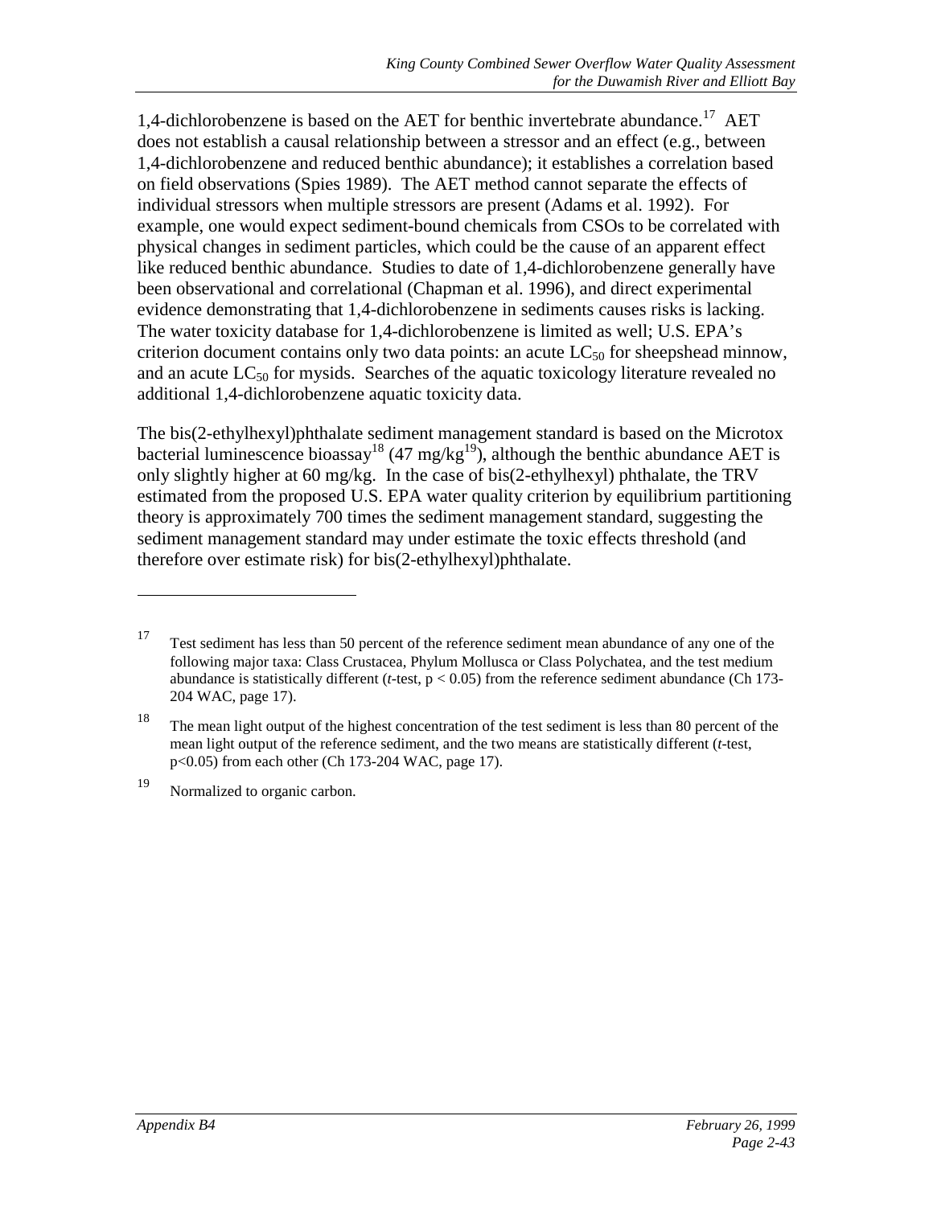1,4-dichlorobenzene is based on the AET for benthic invertebrate abundance.[17] AET does not establish a causal relationship between a stressor and an effect (e.g., between 1,4-dichlorobenzene and reduced benthic abundance); it establishes a correlation based on field observations (Spies 1989). The AET method cannot separate the effects of individual stressors when multiple stressors are present (Adams et al. 1992). For example, one would expect sediment-bound chemicals from CSOs to be correlated with physical changes in sediment particles, which could be the cause of an apparent effect like reduced benthic abundance. Studies to date of 1,4-dichlorobenzene generally have been observational and correlational (Chapman et al. 1996), and direct experimental evidence demonstrating that 1,4-dichlorobenzene in sediments causes risks is lacking. The water toxicity database for 1,4-dichlorobenzene is limited as well; U.S. EPA's criterion document contains only two data points: an acute $LC_{50}$ for sheepshead minnow, and an acute $LC_{50}$ for mysids. Searches of the aquatic toxicology literature revealed no additional 1,4-dichlorobenzene aquatic toxicity data.

The bis(2-ethylhexyl)phthalate sediment management standard is based on the Microtox bacterial luminescence bioassay[18] (47 mg/kg[19]), although the benthic abundance AET is only slightly higher at 60 mg/kg. In the case of bis(2-ethylhexyl) phthalate, the TRV estimated from the proposed U.S. EPA water quality criterion by equilibrium partitioning theory is approximately 700 times the sediment management standard, suggesting the sediment management standard may under estimate the toxic effects threshold (and therefore over estimate risk) for bis(2-ethylhexyl)phthalate.

---

[17] Test sediment has less than 50 percent of the reference sediment mean abundance of any one of the following major taxa: Class Crustacea, Phylum Mollusca or Class Polychatea, and the test medium abundance is statistically different (*t*-test, $p < 0.05$) from the reference sediment abundance (Ch 173-204 WAC, page 17).

[18] The mean light output of the highest concentration of the test sediment is less than 80 percent of the mean light output of the reference sediment, and the two means are statistically different (*t*-test, $p<0.05$) from each other (Ch 173-204 WAC, page 17).

[19] Normalized to organic carbon.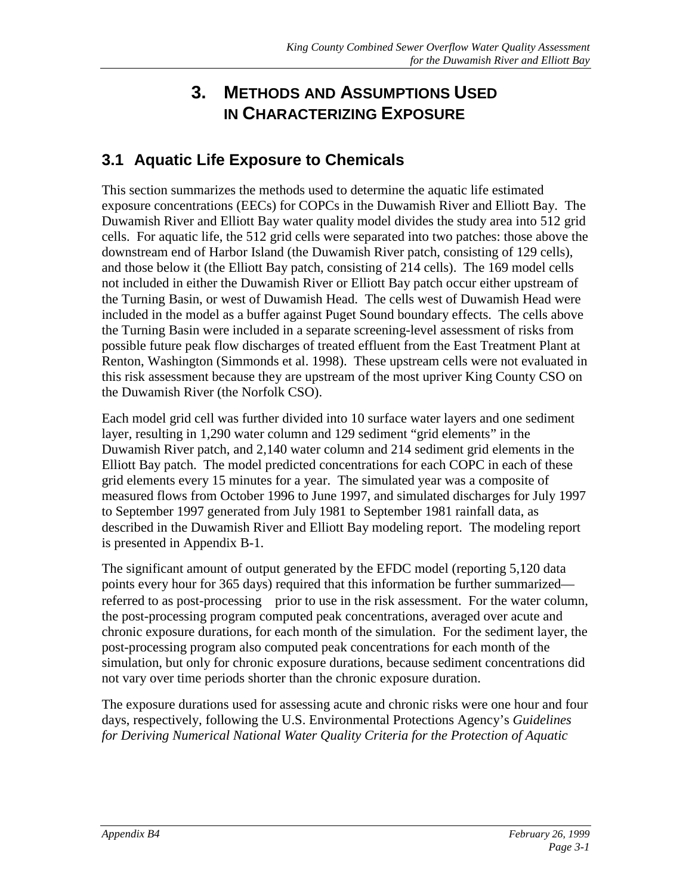// Omitting running header/footer

# 3. Methods and Assumptions Used in Characterizing Exposure

## 3.1 Aquatic Life Exposure to Chemicals

This section summarizes the methods used to determine the aquatic life estimated exposure concentrations (EECs) for COPCs in the Duwamish River and Elliott Bay. The Duwamish River and Elliott Bay water quality model divides the study area into 512 grid cells. For aquatic life, the 512 grid cells were separated into two patches: those above the downstream end of Harbor Island (the Duwamish River patch, consisting of 129 cells), and those below it (the Elliott Bay patch, consisting of 214 cells). The 169 model cells not included in either the Duwamish River or Elliott Bay patch occur either upstream of the Turning Basin, or west of Duwamish Head. The cells west of Duwamish Head were included in the model as a buffer against Puget Sound boundary effects. The cells above the Turning Basin were included in a separate screening-level assessment of risks from possible future peak flow discharges of treated effluent from the East Treatment Plant at Renton, Washington (Simmonds et al. 1998). These upstream cells were not evaluated in this risk assessment because they are upstream of the most upriver King County CSO on the Duwamish River (the Norfolk CSO).

Each model grid cell was further divided into 10 surface water layers and one sediment layer, resulting in 1,290 water column and 129 sediment "grid elements" in the Duwamish River patch, and 2,140 water column and 214 sediment grid elements in the Elliott Bay patch. The model predicted concentrations for each COPC in each of these grid elements every 15 minutes for a year. The simulated year was a composite of measured flows from October 1996 to June 1997, and simulated discharges for July 1997 to September 1997 generated from July 1981 to September 1981 rainfall data, as described in the Duwamish River and Elliott Bay modeling report. The modeling report is presented in Appendix B-1.

The significant amount of output generated by the EFDC model (reporting 5,120 data points every hour for 365 days) required that this information be further summarized—referred to as post-processing prior to use in the risk assessment. For the water column, the post-processing program computed peak concentrations, averaged over acute and chronic exposure durations, for each month of the simulation. For the sediment layer, the post-processing program also computed peak concentrations for each month of the simulation, but only for chronic exposure durations, because sediment concentrations did not vary over time periods shorter than the chronic exposure duration.

The exposure durations used for assessing acute and chronic risks were one hour and four days, respectively, following the U.S. Environmental Protections Agency's *Guidelines for Deriving Numerical National Water Quality Criteria for the Protection of Aquatic*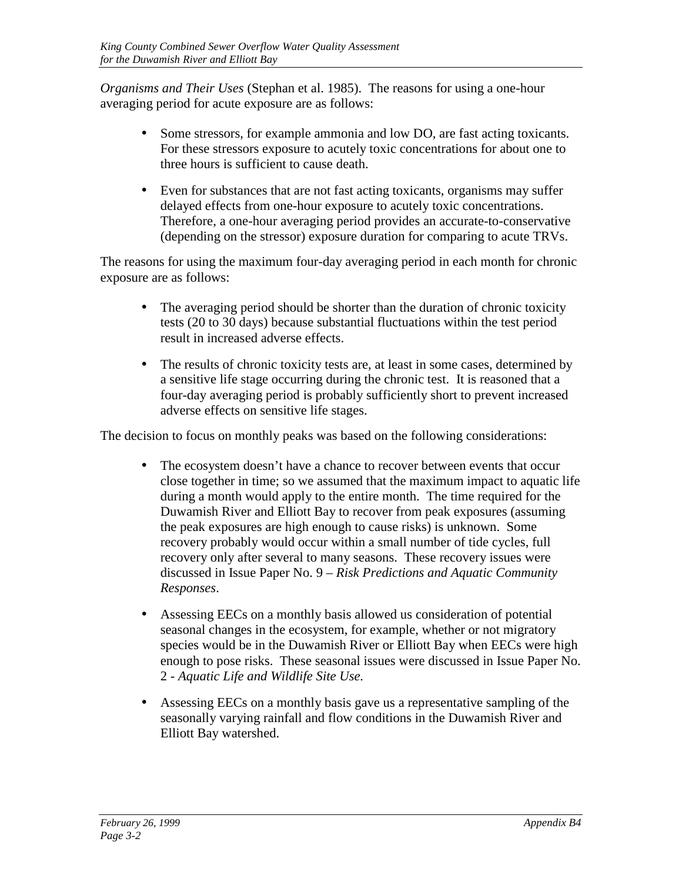*Organisms and Their Uses* (Stephan et al. 1985). The reasons for using a one-hour averaging period for acute exposure are as follows:

- Some stressors, for example ammonia and low DO, are fast acting toxicants. For these stressors exposure to acutely toxic concentrations for about one to three hours is sufficient to cause death.
- Even for substances that are not fast acting toxicants, organisms may suffer delayed effects from one-hour exposure to acutely toxic concentrations. Therefore, a one-hour averaging period provides an accurate-to-conservative (depending on the stressor) exposure duration for comparing to acute TRVs.

The reasons for using the maximum four-day averaging period in each month for chronic exposure are as follows:

- The averaging period should be shorter than the duration of chronic toxicity tests (20 to 30 days) because substantial fluctuations within the test period result in increased adverse effects.
- The results of chronic toxicity tests are, at least in some cases, determined by a sensitive life stage occurring during the chronic test. It is reasoned that a four-day averaging period is probably sufficiently short to prevent increased adverse effects on sensitive life stages.

The decision to focus on monthly peaks was based on the following considerations:

- The ecosystem doesn't have a chance to recover between events that occur close together in time; so we assumed that the maximum impact to aquatic life during a month would apply to the entire month. The time required for the Duwamish River and Elliott Bay to recover from peak exposures (assuming the peak exposures are high enough to cause risks) is unknown. Some recovery probably would occur within a small number of tide cycles, full recovery only after several to many seasons. These recovery issues were discussed in Issue Paper No. 9 – *Risk Predictions and Aquatic Community Responses*.
- Assessing EECs on a monthly basis allowed us consideration of potential seasonal changes in the ecosystem, for example, whether or not migratory species would be in the Duwamish River or Elliott Bay when EECs were high enough to pose risks. These seasonal issues were discussed in Issue Paper No. 2 - *Aquatic Life and Wildlife Site Use.*
- Assessing EECs on a monthly basis gave us a representative sampling of the seasonally varying rainfall and flow conditions in the Duwamish River and Elliott Bay watershed.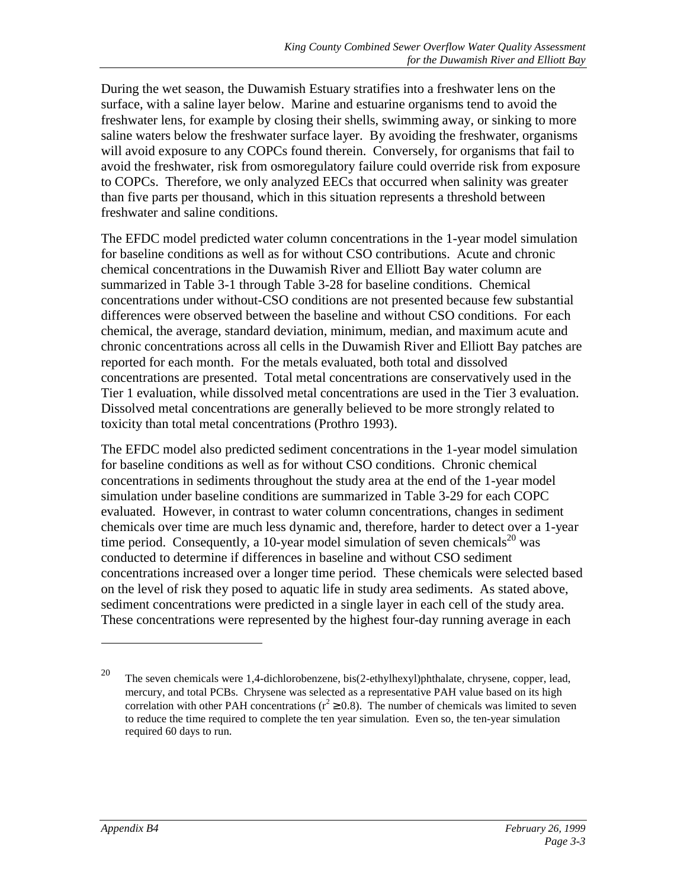During the wet season, the Duwamish Estuary stratifies into a freshwater lens on the surface, with a saline layer below. Marine and estuarine organisms tend to avoid the freshwater lens, for example by closing their shells, swimming away, or sinking to more saline waters below the freshwater surface layer. By avoiding the freshwater, organisms will avoid exposure to any COPCs found therein. Conversely, for organisms that fail to avoid the freshwater, risk from osmoregulatory failure could override risk from exposure to COPCs. Therefore, we only analyzed EECs that occurred when salinity was greater than five parts per thousand, which in this situation represents a threshold between freshwater and saline conditions.

The EFDC model predicted water column concentrations in the 1-year model simulation for baseline conditions as well as for without CSO contributions. Acute and chronic chemical concentrations in the Duwamish River and Elliott Bay water column are summarized in Table 3-1 through Table 3-28 for baseline conditions. Chemical concentrations under without-CSO conditions are not presented because few substantial differences were observed between the baseline and without CSO conditions. For each chemical, the average, standard deviation, minimum, median, and maximum acute and chronic concentrations across all cells in the Duwamish River and Elliott Bay patches are reported for each month. For the metals evaluated, both total and dissolved concentrations are presented. Total metal concentrations are conservatively used in the Tier 1 evaluation, while dissolved metal concentrations are used in the Tier 3 evaluation. Dissolved metal concentrations are generally believed to be more strongly related to toxicity than total metal concentrations (Prothro 1993).

The EFDC model also predicted sediment concentrations in the 1-year model simulation for baseline conditions as well as for without CSO conditions. Chronic chemical concentrations in sediments throughout the study area at the end of the 1-year model simulation under baseline conditions are summarized in Table 3-29 for each COPC evaluated. However, in contrast to water column concentrations, changes in sediment chemicals over time are much less dynamic and, therefore, harder to detect over a 1-year time period. Consequently, a 10-year model simulation of seven chemicals[20] was conducted to determine if differences in baseline and without CSO sediment concentrations increased over a longer time period. These chemicals were selected based on the level of risk they posed to aquatic life in study area sediments. As stated above, sediment concentrations were predicted in a single layer in each cell of the study area. These concentrations were represented by the highest four-day running average in each

---

[20] The seven chemicals were 1,4-dichlorobenzene, bis(2-ethylhexyl)phthalate, chrysene, copper, lead, mercury, and total PCBs. Chrysene was selected as a representative PAH value based on its high correlation with other PAH concentrations ($r^2 \geq 0.8$). The number of chemicals was limited to seven to reduce the time required to complete the ten year simulation. Even so, the ten-year simulation required 60 days to run.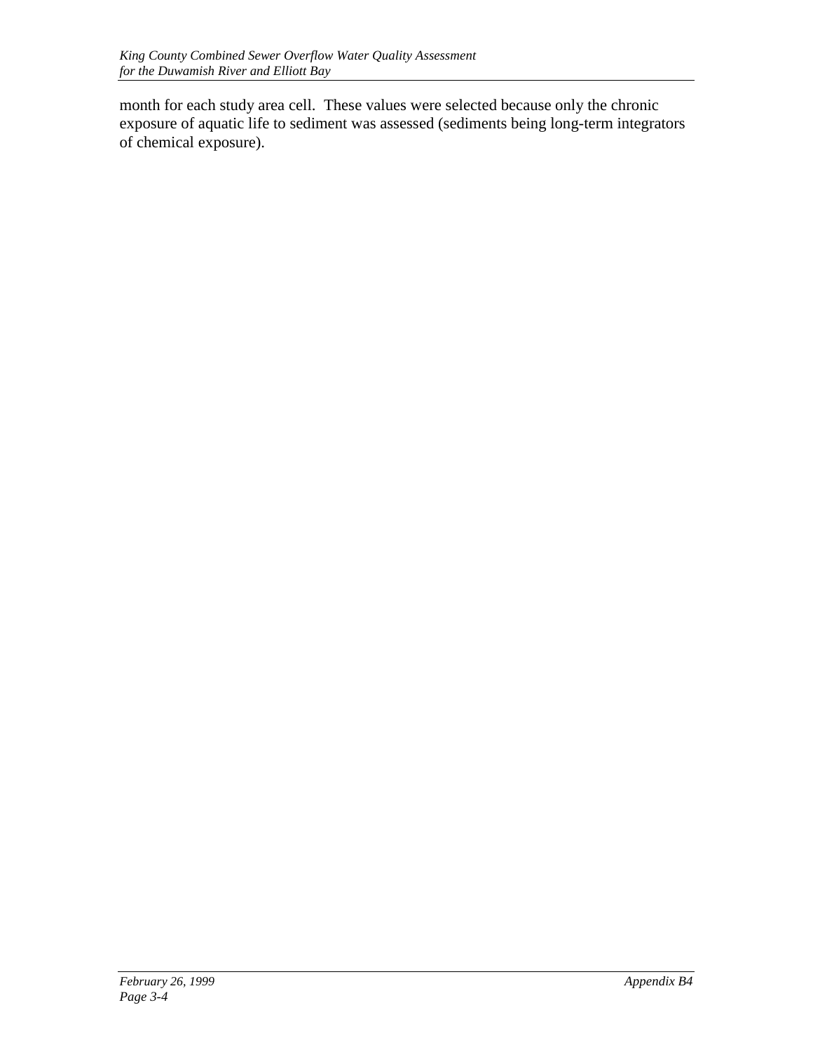month for each study area cell. These values were selected because only the chronic exposure of aquatic life to sediment was assessed (sediments being long-term integrators of chemical exposure).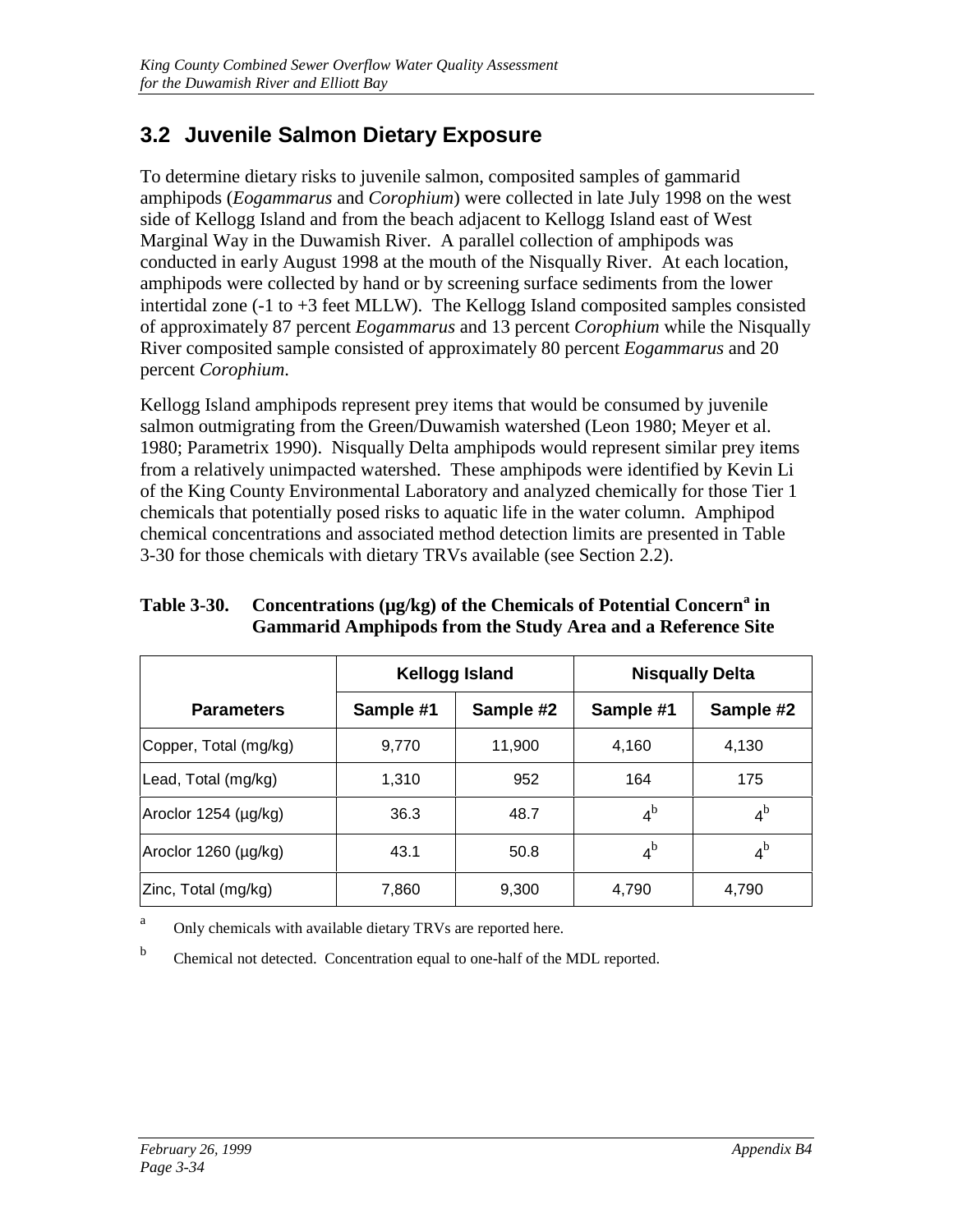## 3.2 Juvenile Salmon Dietary Exposure

To determine dietary risks to juvenile salmon, composited samples of gammarid amphipods (*Eogammarus* and *Corophium*) were collected in late July 1998 on the west side of Kellogg Island and from the beach adjacent to Kellogg Island east of West Marginal Way in the Duwamish River. A parallel collection of amphipods was conducted in early August 1998 at the mouth of the Nisqually River. At each location, amphipods were collected by hand or by screening surface sediments from the lower intertidal zone (-1 to +3 feet MLLW). The Kellogg Island composited samples consisted of approximately 87 percent *Eogammarus* and 13 percent *Corophium* while the Nisqually River composited sample consisted of approximately 80 percent *Eogammarus* and 20 percent *Corophium*.

Kellogg Island amphipods represent prey items that would be consumed by juvenile salmon outmigrating from the Green/Duwamish watershed (Leon 1980; Meyer et al. 1980; Parametrix 1990). Nisqually Delta amphipods would represent similar prey items from a relatively unimpacted watershed. These amphipods were identified by Kevin Li of the King County Environmental Laboratory and analyzed chemically for those Tier 1 chemicals that potentially posed risks to aquatic life in the water column. Amphipod chemical concentrations and associated method detection limits are presented in Table 3-30 for those chemicals with dietary TRVs available (see Section 2.2).

**Table 3-30. Concentrations (µg/kg) of the Chemicals of Potential Concern[a] in Gammarid Amphipods from the Study Area and a Reference Site**

| | Kellogg Island | | Nisqually Delta | |
|---|---|---|---|---|
| **Parameters** | **Sample #1** | **Sample #2** | **Sample #1** | **Sample #2** |
| Copper, Total (mg/kg) | 9,770 | 11,900 | 4,160 | 4,130 |
| Lead, Total (mg/kg) | 1,310 | 952 | 164 | 175 |
| Aroclor 1254 (µg/kg) | 36.3 | 48.7 | 4[b] | 4[b] |
| Aroclor 1260 (µg/kg) | 43.1 | 50.8 | 4[b] | 4[b] |
| Zinc, Total (mg/kg) | 7,860 | 9,300 | 4,790 | 4,790 |

[a] Only chemicals with available dietary TRVs are reported here.

[b] Chemical not detected. Concentration equal to one-half of the MDL reported.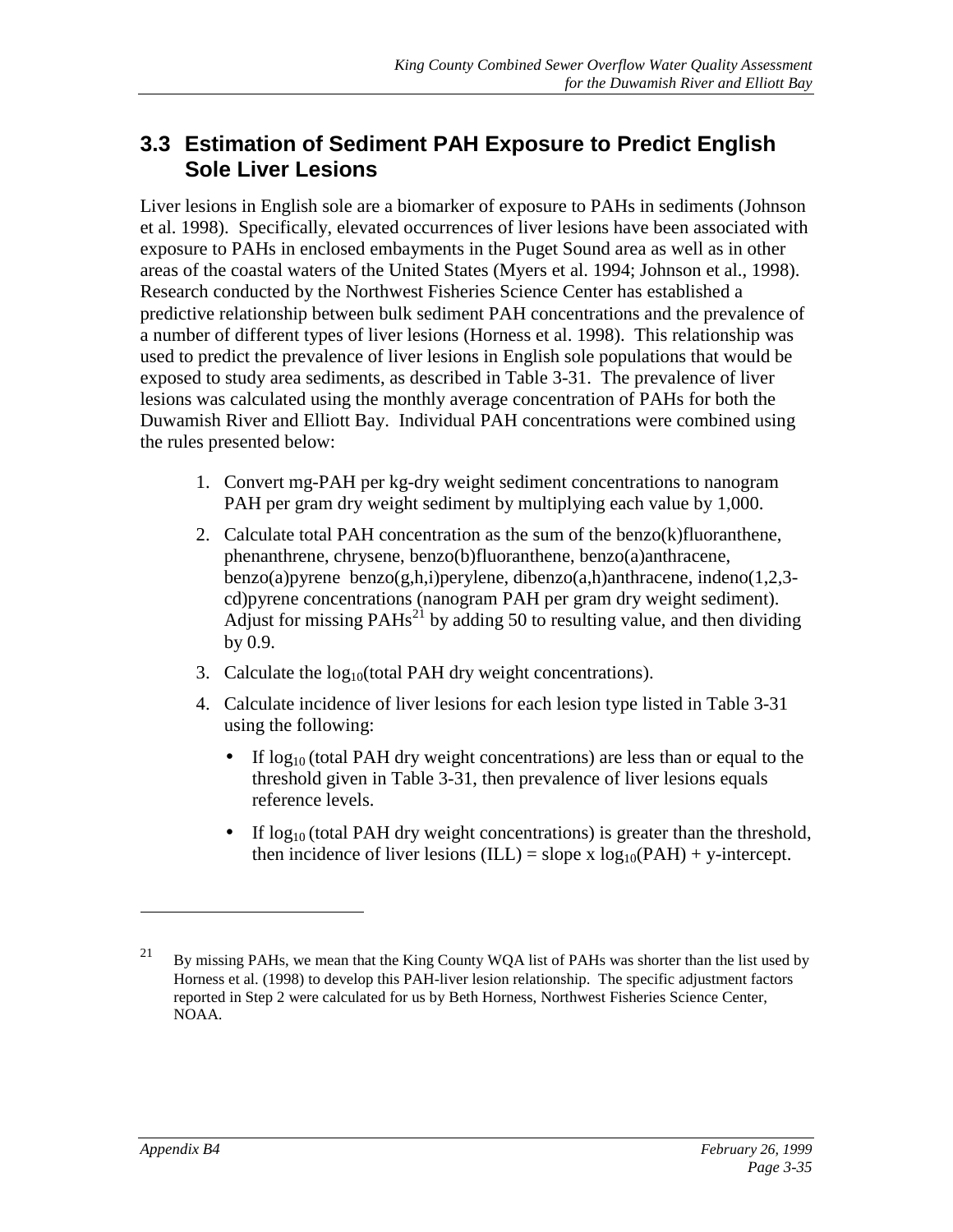## 3.3 Estimation of Sediment PAH Exposure to Predict English Sole Liver Lesions

Liver lesions in English sole are a biomarker of exposure to PAHs in sediments (Johnson et al. 1998). Specifically, elevated occurrences of liver lesions have been associated with exposure to PAHs in enclosed embayments in the Puget Sound area as well as in other areas of the coastal waters of the United States (Myers et al. 1994; Johnson et al., 1998). Research conducted by the Northwest Fisheries Science Center has established a predictive relationship between bulk sediment PAH concentrations and the prevalence of a number of different types of liver lesions (Horness et al. 1998). This relationship was used to predict the prevalence of liver lesions in English sole populations that would be exposed to study area sediments, as described in Table 3-31. The prevalence of liver lesions was calculated using the monthly average concentration of PAHs for both the Duwamish River and Elliott Bay. Individual PAH concentrations were combined using the rules presented below:

1. Convert mg-PAH per kg-dry weight sediment concentrations to nanogram PAH per gram dry weight sediment by multiplying each value by 1,000.
2. Calculate total PAH concentration as the sum of the benzo(k)fluoranthene, phenanthrene, chrysene, benzo(b)fluoranthene, benzo(a)anthracene, benzo(a)pyrene benzo(g,h,i)perylene, dibenzo(a,h)anthracene, indeno(1,2,3-cd)pyrene concentrations (nanogram PAH per gram dry weight sediment). Adjust for missing PAHs[21] by adding 50 to resulting value, and then dividing by 0.9.
3. Calculate the $\log_{10}$(total PAH dry weight concentrations).
4. Calculate incidence of liver lesions for each lesion type listed in Table 3-31 using the following:
   - If $\log_{10}$ (total PAH dry weight concentrations) are less than or equal to the threshold given in Table 3-31, then prevalence of liver lesions equals reference levels.
   - If $\log_{10}$ (total PAH dry weight concentrations) is greater than the threshold, then incidence of liver lesions (ILL) = slope x $\log_{10}$(PAH) + y-intercept.

---

[21] By missing PAHs, we mean that the King County WQA list of PAHs was shorter than the list used by Horness et al. (1998) to develop this PAH-liver lesion relationship. The specific adjustment factors reported in Step 2 were calculated for us by Beth Horness, Northwest Fisheries Science Center, NOAA.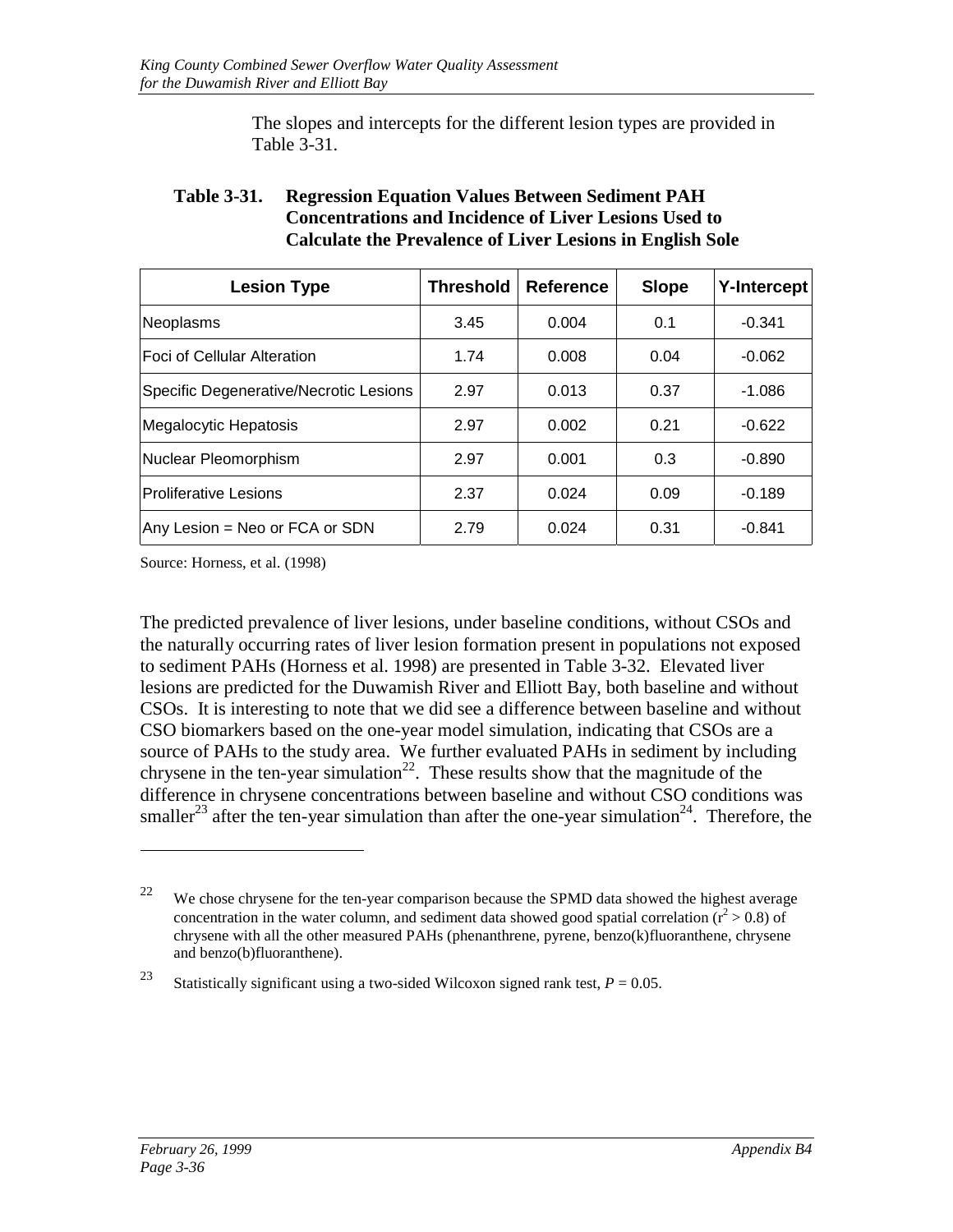The slopes and intercepts for the different lesion types are provided in Table 3-31.

**Table 3-31. Regression Equation Values Between Sediment PAH Concentrations and Incidence of Liver Lesions Used to Calculate the Prevalence of Liver Lesions in English Sole**

| Lesion Type | Threshold | Reference | Slope | Y-Intercept |
|---|---|---|---|---|
| Neoplasms | 3.45 | 0.004 | 0.1 | -0.341 |
| Foci of Cellular Alteration | 1.74 | 0.008 | 0.04 | -0.062 |
| Specific Degenerative/Necrotic Lesions | 2.97 | 0.013 | 0.37 | -1.086 |
| Megalocytic Hepatosis | 2.97 | 0.002 | 0.21 | -0.622 |
| Nuclear Pleomorphism | 2.97 | 0.001 | 0.3 | -0.890 |
| Proliferative Lesions | 2.37 | 0.024 | 0.09 | -0.189 |
| Any Lesion = Neo or FCA or SDN | 2.79 | 0.024 | 0.31 | -0.841 |

Source: Horness, et al. (1998)

The predicted prevalence of liver lesions, under baseline conditions, without CSOs and the naturally occurring rates of liver lesion formation present in populations not exposed to sediment PAHs (Horness et al. 1998) are presented in Table 3-32. Elevated liver lesions are predicted for the Duwamish River and Elliott Bay, both baseline and without CSOs. It is interesting to note that we did see a difference between baseline and without CSO biomarkers based on the one-year model simulation, indicating that CSOs are a source of PAHs to the study area. We further evaluated PAHs in sediment by including chrysene in the ten-year simulation[22]. These results show that the magnitude of the difference in chrysene concentrations between baseline and without CSO conditions was smaller[23] after the ten-year simulation than after the one-year simulation[24]. Therefore, the

---

[22] We chose chrysene for the ten-year comparison because the SPMD data showed the highest average concentration in the water column, and sediment data showed good spatial correlation ($r^2 > 0.8$) of chrysene with all the other measured PAHs (phenanthrene, pyrene, benzo(k)fluoranthene, chrysene and benzo(b)fluoranthene).

[23] Statistically significant using a two-sided Wilcoxon signed rank test, $P = 0.05$.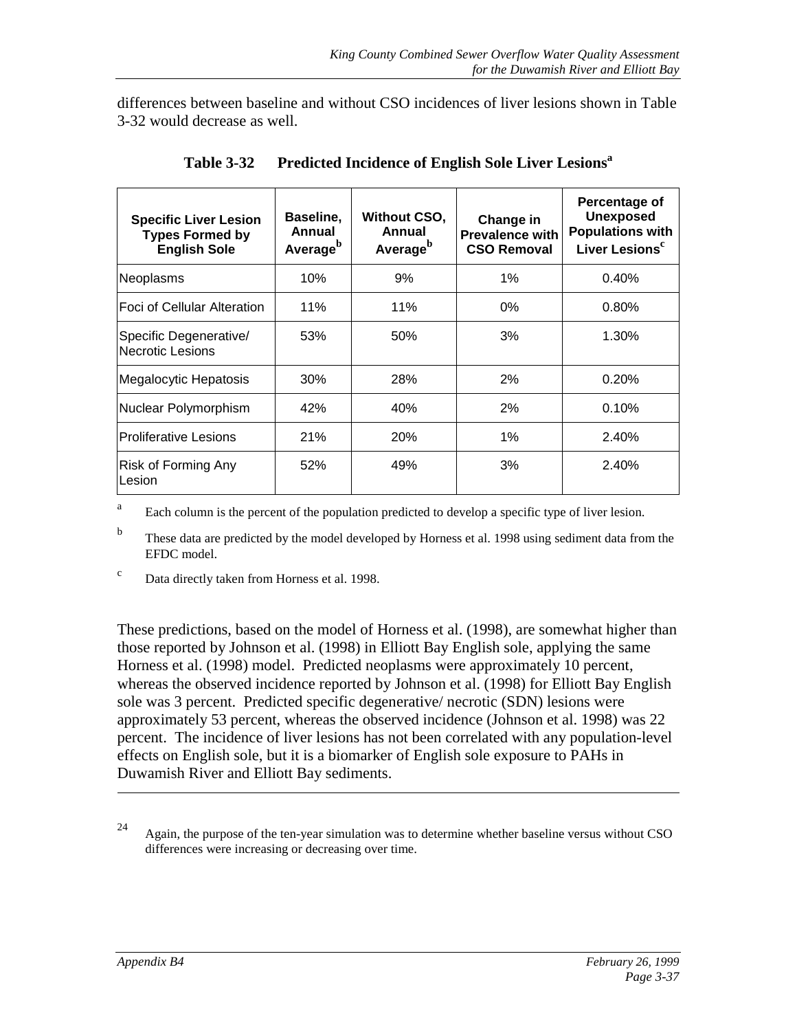differences between baseline and without CSO incidences of liver lesions shown in Table 3-32 would decrease as well.

**Table 3-32 Predicted Incidence of English Sole Liver Lesions[a]**

| Specific Liver Lesion Types Formed by English Sole | Baseline, Annual Average[b] | Without CSO, Annual Average[b] | Change in Prevalence with CSO Removal | Percentage of Unexposed Populations with Liver Lesions[c] |
|---|---|---|---|---|
| Neoplasms | 10% | 9% | 1% | 0.40% |
| Foci of Cellular Alteration | 11% | 11% | 0% | 0.80% |
| Specific Degenerative/ Necrotic Lesions | 53% | 50% | 3% | 1.30% |
| Megalocytic Hepatosis | 30% | 28% | 2% | 0.20% |
| Nuclear Polymorphism | 42% | 40% | 2% | 0.10% |
| Proliferative Lesions | 21% | 20% | 1% | 2.40% |
| Risk of Forming Any Lesion | 52% | 49% | 3% | 2.40% |

[a] Each column is the percent of the population predicted to develop a specific type of liver lesion.

[b] These data are predicted by the model developed by Horness et al. 1998 using sediment data from the EFDC model.

[c] Data directly taken from Horness et al. 1998.

These predictions, based on the model of Horness et al. (1998), are somewhat higher than those reported by Johnson et al. (1998) in Elliott Bay English sole, applying the same Horness et al. (1998) model. Predicted neoplasms were approximately 10 percent, whereas the observed incidence reported by Johnson et al. (1998) for Elliott Bay English sole was 3 percent. Predicted specific degenerative/ necrotic (SDN) lesions were approximately 53 percent, whereas the observed incidence (Johnson et al. 1998) was 22 percent. The incidence of liver lesions has not been correlated with any population-level effects on English sole, but it is a biomarker of English sole exposure to PAHs in Duwamish River and Elliott Bay sediments.

---

[24] Again, the purpose of the ten-year simulation was to determine whether baseline versus without CSO differences were increasing or decreasing over time.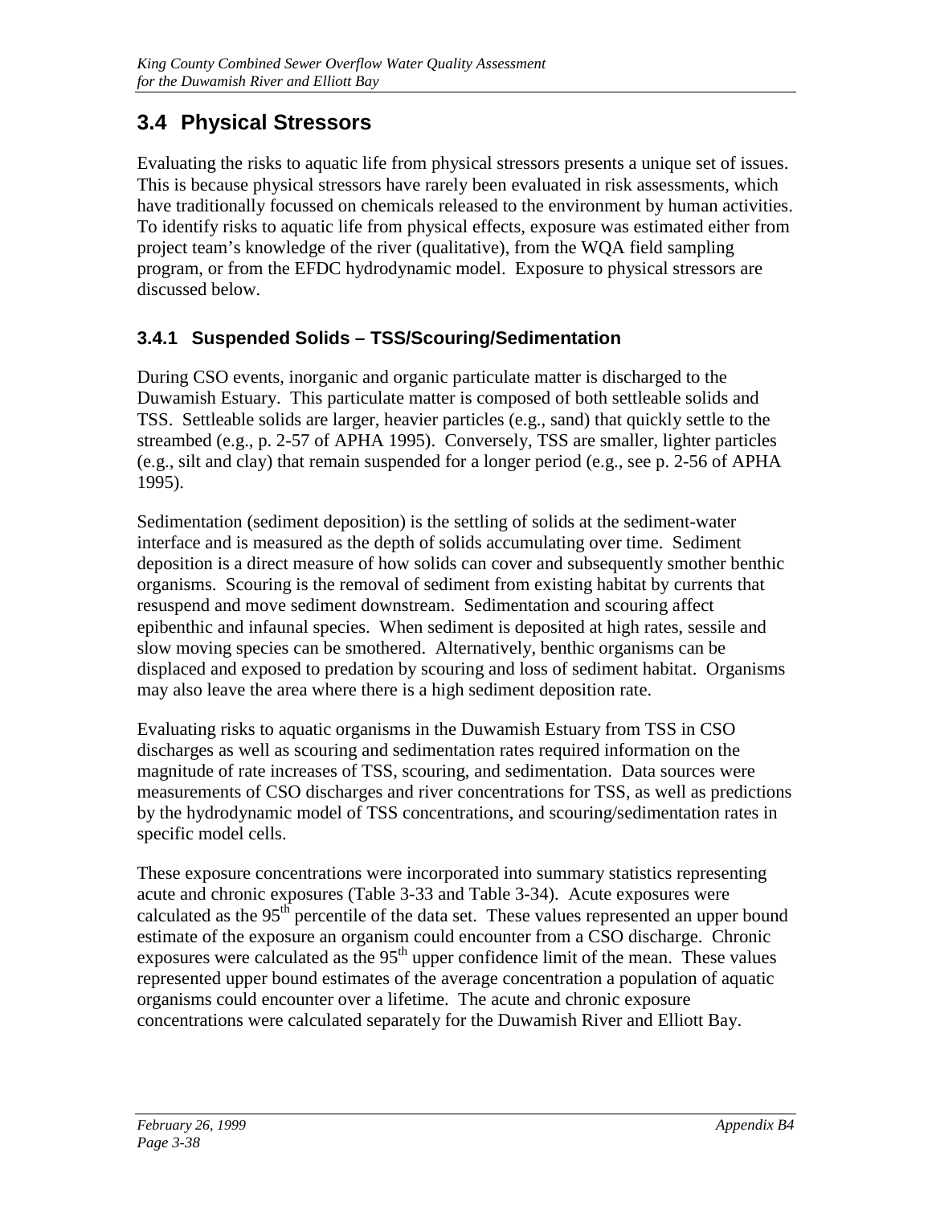## 3.4 Physical Stressors

Evaluating the risks to aquatic life from physical stressors presents a unique set of issues. This is because physical stressors have rarely been evaluated in risk assessments, which have traditionally focussed on chemicals released to the environment by human activities. To identify risks to aquatic life from physical effects, exposure was estimated either from project team's knowledge of the river (qualitative), from the WQA field sampling program, or from the EFDC hydrodynamic model. Exposure to physical stressors are discussed below.

### 3.4.1 Suspended Solids – TSS/Scouring/Sedimentation

During CSO events, inorganic and organic particulate matter is discharged to the Duwamish Estuary. This particulate matter is composed of both settleable solids and TSS. Settleable solids are larger, heavier particles (e.g., sand) that quickly settle to the streambed (e.g., p. 2-57 of APHA 1995). Conversely, TSS are smaller, lighter particles (e.g., silt and clay) that remain suspended for a longer period (e.g., see p. 2-56 of APHA 1995).

Sedimentation (sediment deposition) is the settling of solids at the sediment-water interface and is measured as the depth of solids accumulating over time. Sediment deposition is a direct measure of how solids can cover and subsequently smother benthic organisms. Scouring is the removal of sediment from existing habitat by currents that resuspend and move sediment downstream. Sedimentation and scouring affect epibenthic and infaunal species. When sediment is deposited at high rates, sessile and slow moving species can be smothered. Alternatively, benthic organisms can be displaced and exposed to predation by scouring and loss of sediment habitat. Organisms may also leave the area where there is a high sediment deposition rate.

Evaluating risks to aquatic organisms in the Duwamish Estuary from TSS in CSO discharges as well as scouring and sedimentation rates required information on the magnitude of rate increases of TSS, scouring, and sedimentation. Data sources were measurements of CSO discharges and river concentrations for TSS, as well as predictions by the hydrodynamic model of TSS concentrations, and scouring/sedimentation rates in specific model cells.

These exposure concentrations were incorporated into summary statistics representing acute and chronic exposures (Table 3-33 and Table 3-34). Acute exposures were calculated as the $95^{th}$ percentile of the data set. These values represented an upper bound estimate of the exposure an organism could encounter from a CSO discharge. Chronic exposures were calculated as the $95^{th}$ upper confidence limit of the mean. These values represented upper bound estimates of the average concentration a population of aquatic organisms could encounter over a lifetime. The acute and chronic exposure concentrations were calculated separately for the Duwamish River and Elliott Bay.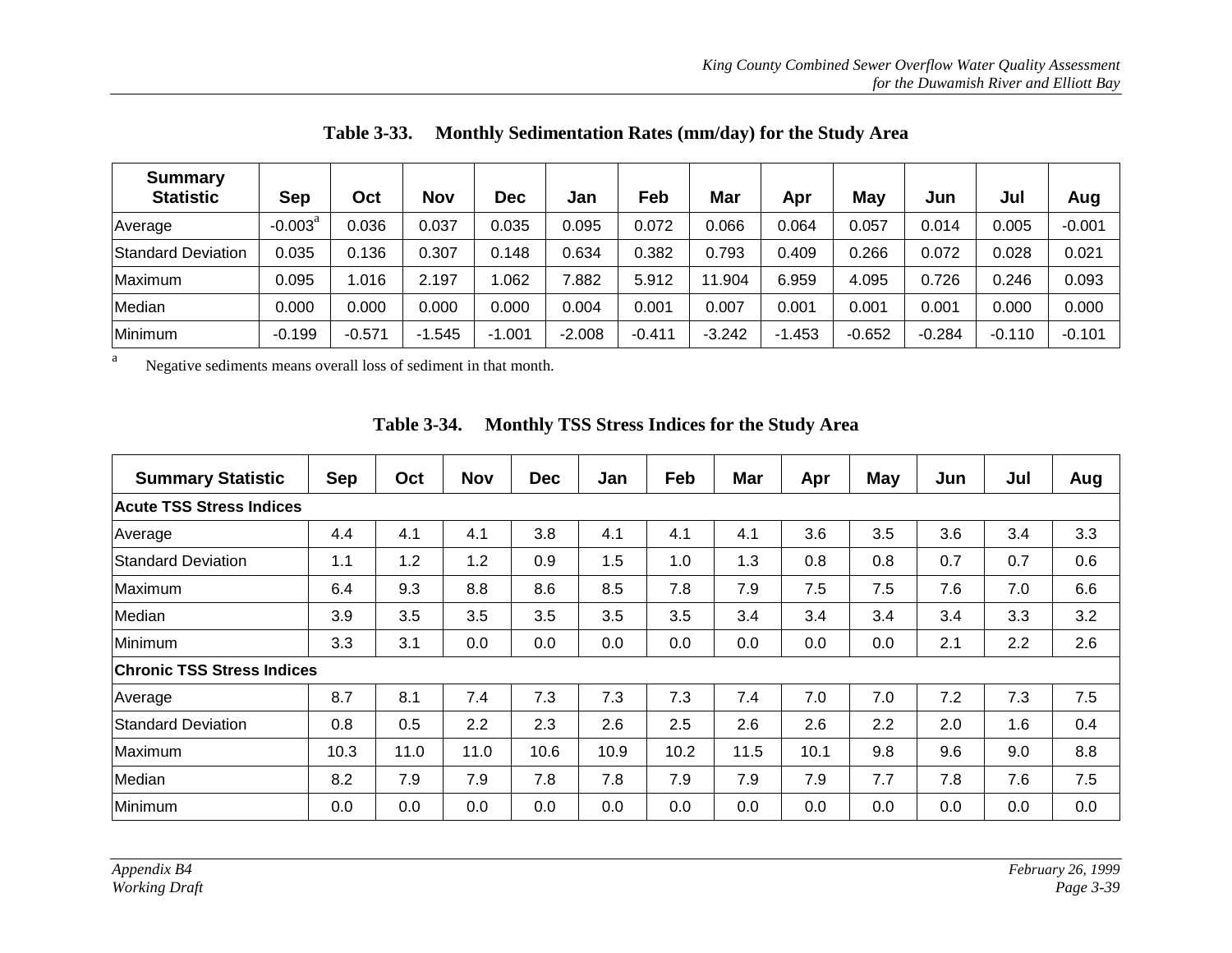**Table 3-33. Monthly Sedimentation Rates (mm/day) for the Study Area**

| Summary Statistic | Sep | Oct | Nov | Dec | Jan | Feb | Mar | Apr | May | Jun | Jul | Aug |
|---|---|---|---|---|---|---|---|---|---|---|---|---|
| Average | -0.003[a] | 0.036 | 0.037 | 0.035 | 0.095 | 0.072 | 0.066 | 0.064 | 0.057 | 0.014 | 0.005 | -0.001 |
| Standard Deviation | 0.035 | 0.136 | 0.307 | 0.148 | 0.634 | 0.382 | 0.793 | 0.409 | 0.266 | 0.072 | 0.028 | 0.021 |
| Maximum | 0.095 | 1.016 | 2.197 | 1.062 | 7.882 | 5.912 | 11.904 | 6.959 | 4.095 | 0.726 | 0.246 | 0.093 |
| Median | 0.000 | 0.000 | 0.000 | 0.000 | 0.004 | 0.001 | 0.007 | 0.001 | 0.001 | 0.001 | 0.000 | 0.000 |
| Minimum | -0.199 | -0.571 | -1.545 | -1.001 | -2.008 | -0.411 | -3.242 | -1.453 | -0.652 | -0.284 | -0.110 | -0.101 |

[a] Negative sediments means overall loss of sediment in that month.

**Table 3-34. Monthly TSS Stress Indices for the Study Area**

| Summary Statistic | Sep | Oct | Nov | Dec | Jan | Feb | Mar | Apr | May | Jun | Jul | Aug |
|---|---|---|---|---|---|---|---|---|---|---|---|---|
| **Acute TSS Stress Indices** | | | | | | | | | | | | |
| Average | 4.4 | 4.1 | 4.1 | 3.8 | 4.1 | 4.1 | 4.1 | 3.6 | 3.5 | 3.6 | 3.4 | 3.3 |
| Standard Deviation | 1.1 | 1.2 | 1.2 | 0.9 | 1.5 | 1.0 | 1.3 | 0.8 | 0.8 | 0.7 | 0.7 | 0.6 |
| Maximum | 6.4 | 9.3 | 8.8 | 8.6 | 8.5 | 7.8 | 7.9 | 7.5 | 7.5 | 7.6 | 7.0 | 6.6 |
| Median | 3.9 | 3.5 | 3.5 | 3.5 | 3.5 | 3.5 | 3.4 | 3.4 | 3.4 | 3.4 | 3.3 | 3.2 |
| Minimum | 3.3 | 3.1 | 0.0 | 0.0 | 0.0 | 0.0 | 0.0 | 0.0 | 0.0 | 2.1 | 2.2 | 2.6 |
| **Chronic TSS Stress Indices** | | | | | | | | | | | | |
| Average | 8.7 | 8.1 | 7.4 | 7.3 | 7.3 | 7.3 | 7.4 | 7.0 | 7.0 | 7.2 | 7.3 | 7.5 |
| Standard Deviation | 0.8 | 0.5 | 2.2 | 2.3 | 2.6 | 2.5 | 2.6 | 2.6 | 2.2 | 2.0 | 1.6 | 0.4 |
| Maximum | 10.3 | 11.0 | 11.0 | 10.6 | 10.9 | 10.2 | 11.5 | 10.1 | 9.8 | 9.6 | 9.0 | 8.8 |
| Median | 8.2 | 7.9 | 7.9 | 7.8 | 7.8 | 7.9 | 7.9 | 7.9 | 7.7 | 7.8 | 7.6 | 7.5 |
| Minimum | 0.0 | 0.0 | 0.0 | 0.0 | 0.0 | 0.0 | 0.0 | 0.0 | 0.0 | 0.0 | 0.0 | 0.0 |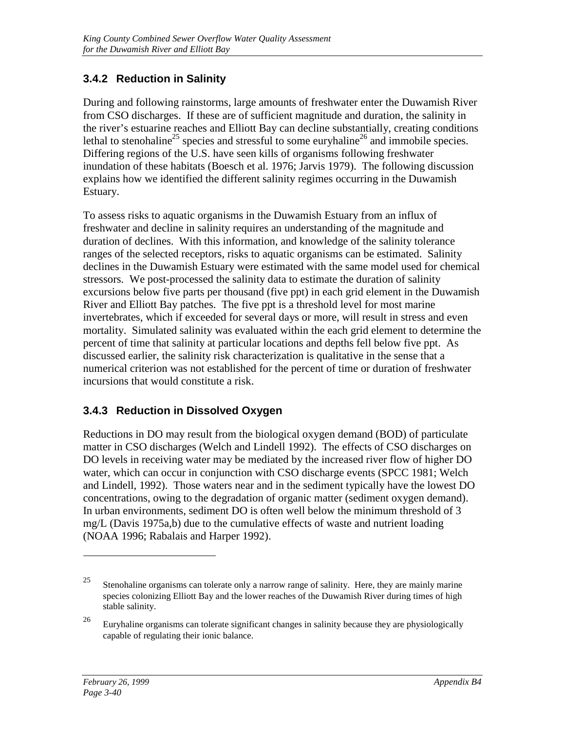### 3.4.2 Reduction in Salinity

During and following rainstorms, large amounts of freshwater enter the Duwamish River from CSO discharges. If these are of sufficient magnitude and duration, the salinity in the river's estuarine reaches and Elliott Bay can decline substantially, creating conditions lethal to stenohaline[25] species and stressful to some euryhaline[26] and immobile species. Differing regions of the U.S. have seen kills of organisms following freshwater inundation of these habitats (Boesch et al. 1976; Jarvis 1979). The following discussion explains how we identified the different salinity regimes occurring in the Duwamish Estuary.

To assess risks to aquatic organisms in the Duwamish Estuary from an influx of freshwater and decline in salinity requires an understanding of the magnitude and duration of declines. With this information, and knowledge of the salinity tolerance ranges of the selected receptors, risks to aquatic organisms can be estimated. Salinity declines in the Duwamish Estuary were estimated with the same model used for chemical stressors. We post-processed the salinity data to estimate the duration of salinity excursions below five parts per thousand (five ppt) in each grid element in the Duwamish River and Elliott Bay patches. The five ppt is a threshold level for most marine invertebrates, which if exceeded for several days or more, will result in stress and even mortality. Simulated salinity was evaluated within the each grid element to determine the percent of time that salinity at particular locations and depths fell below five ppt. As discussed earlier, the salinity risk characterization is qualitative in the sense that a numerical criterion was not established for the percent of time or duration of freshwater incursions that would constitute a risk.

### 3.4.3 Reduction in Dissolved Oxygen

Reductions in DO may result from the biological oxygen demand (BOD) of particulate matter in CSO discharges (Welch and Lindell 1992). The effects of CSO discharges on DO levels in receiving water may be mediated by the increased river flow of higher DO water, which can occur in conjunction with CSO discharge events (SPCC 1981; Welch and Lindell, 1992). Those waters near and in the sediment typically have the lowest DO concentrations, owing to the degradation of organic matter (sediment oxygen demand). In urban environments, sediment DO is often well below the minimum threshold of 3 mg/L (Davis 1975a,b) due to the cumulative effects of waste and nutrient loading (NOAA 1996; Rabalais and Harper 1992).

---

[25] Stenohaline organisms can tolerate only a narrow range of salinity. Here, they are mainly marine species colonizing Elliott Bay and the lower reaches of the Duwamish River during times of high stable salinity.

[26] Euryhaline organisms can tolerate significant changes in salinity because they are physiologically capable of regulating their ionic balance.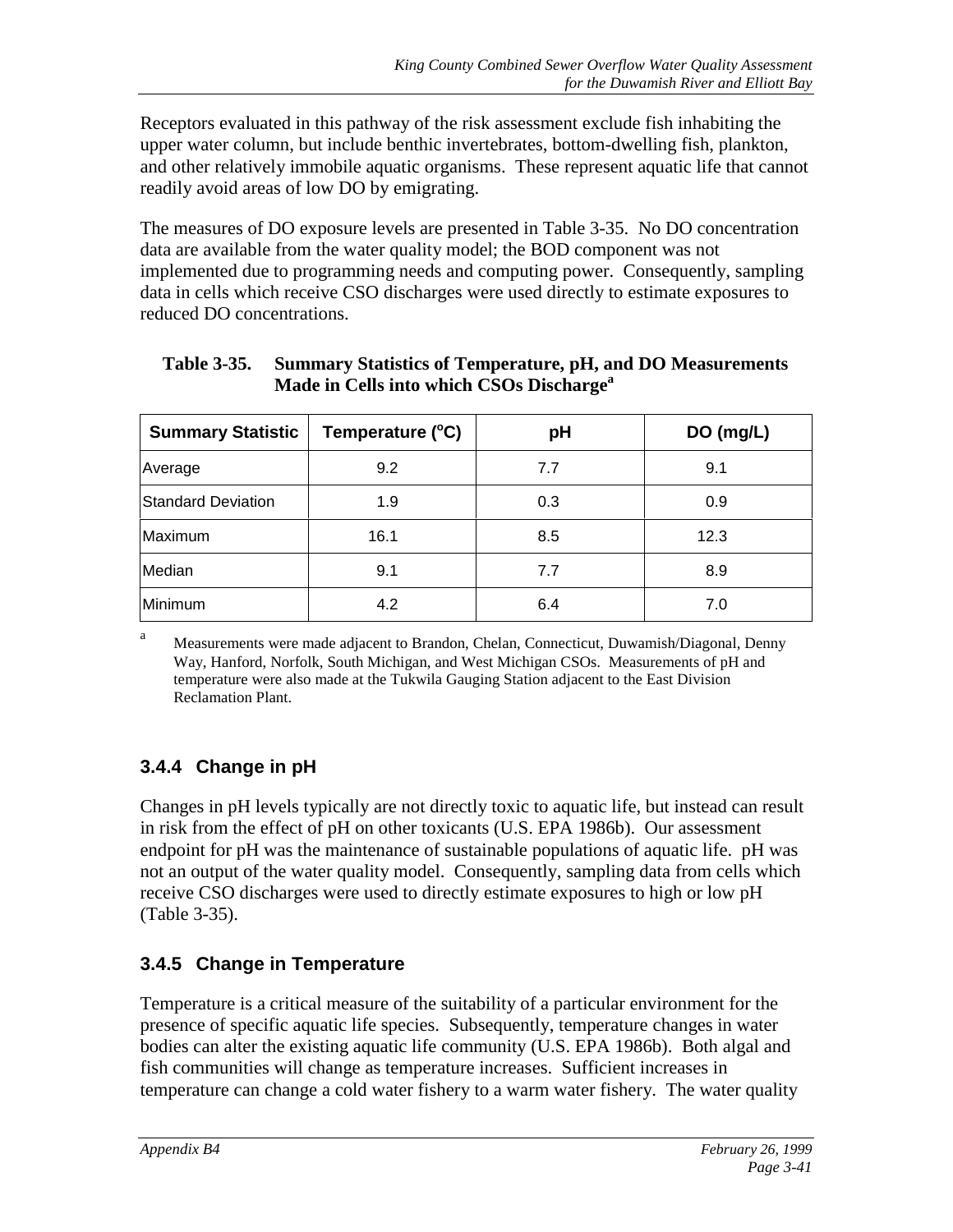Receptors evaluated in this pathway of the risk assessment exclude fish inhabiting the upper water column, but include benthic invertebrates, bottom-dwelling fish, plankton, and other relatively immobile aquatic organisms. These represent aquatic life that cannot readily avoid areas of low DO by emigrating.

The measures of DO exposure levels are presented in Table 3-35. No DO concentration data are available from the water quality model; the BOD component was not implemented due to programming needs and computing power. Consequently, sampling data in cells which receive CSO discharges were used directly to estimate exposures to reduced DO concentrations.

**Table 3-35. Summary Statistics of Temperature, pH, and DO Measurements Made in Cells into which CSOs Discharge[a]**

| Summary Statistic | Temperature (°C) | pH | DO (mg/L) |
|---|---|---|---|
| Average | 9.2 | 7.7 | 9.1 |
| Standard Deviation | 1.9 | 0.3 | 0.9 |
| Maximum | 16.1 | 8.5 | 12.3 |
| Median | 9.1 | 7.7 | 8.9 |
| Minimum | 4.2 | 6.4 | 7.0 |

[a] Measurements were made adjacent to Brandon, Chelan, Connecticut, Duwamish/Diagonal, Denny Way, Hanford, Norfolk, South Michigan, and West Michigan CSOs. Measurements of pH and temperature were also made at the Tukwila Gauging Station adjacent to the East Division Reclamation Plant.

### 3.4.4 Change in pH

Changes in pH levels typically are not directly toxic to aquatic life, but instead can result in risk from the effect of pH on other toxicants (U.S. EPA 1986b). Our assessment endpoint for pH was the maintenance of sustainable populations of aquatic life. pH was not an output of the water quality model. Consequently, sampling data from cells which receive CSO discharges were used to directly estimate exposures to high or low pH (Table 3-35).

### 3.4.5 Change in Temperature

Temperature is a critical measure of the suitability of a particular environment for the presence of specific aquatic life species. Subsequently, temperature changes in water bodies can alter the existing aquatic life community (U.S. EPA 1986b). Both algal and fish communities will change as temperature increases. Sufficient increases in temperature can change a cold water fishery to a warm water fishery. The water quality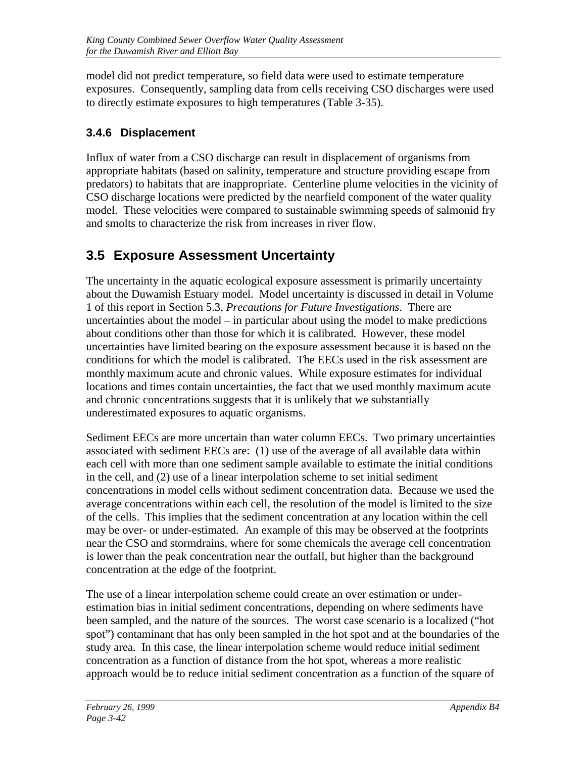model did not predict temperature, so field data were used to estimate temperature exposures. Consequently, sampling data from cells receiving CSO discharges were used to directly estimate exposures to high temperatures (Table 3-35).

### 3.4.6 Displacement

Influx of water from a CSO discharge can result in displacement of organisms from appropriate habitats (based on salinity, temperature and structure providing escape from predators) to habitats that are inappropriate. Centerline plume velocities in the vicinity of CSO discharge locations were predicted by the nearfield component of the water quality model. These velocities were compared to sustainable swimming speeds of salmonid fry and smolts to characterize the risk from increases in river flow.

## 3.5 Exposure Assessment Uncertainty

The uncertainty in the aquatic ecological exposure assessment is primarily uncertainty about the Duwamish Estuary model. Model uncertainty is discussed in detail in Volume 1 of this report in Section 5.3, *Precautions for Future Investigations*. There are uncertainties about the model – in particular about using the model to make predictions about conditions other than those for which it is calibrated. However, these model uncertainties have limited bearing on the exposure assessment because it is based on the conditions for which the model is calibrated. The EECs used in the risk assessment are monthly maximum acute and chronic values. While exposure estimates for individual locations and times contain uncertainties, the fact that we used monthly maximum acute and chronic concentrations suggests that it is unlikely that we substantially underestimated exposures to aquatic organisms.

Sediment EECs are more uncertain than water column EECs. Two primary uncertainties associated with sediment EECs are: (1) use of the average of all available data within each cell with more than one sediment sample available to estimate the initial conditions in the cell, and (2) use of a linear interpolation scheme to set initial sediment concentrations in model cells without sediment concentration data. Because we used the average concentrations within each cell, the resolution of the model is limited to the size of the cells. This implies that the sediment concentration at any location within the cell may be over- or under-estimated. An example of this may be observed at the footprints near the CSO and stormdrains, where for some chemicals the average cell concentration is lower than the peak concentration near the outfall, but higher than the background concentration at the edge of the footprint.

The use of a linear interpolation scheme could create an over estimation or under-estimation bias in initial sediment concentrations, depending on where sediments have been sampled, and the nature of the sources. The worst case scenario is a localized ("hot spot") contaminant that has only been sampled in the hot spot and at the boundaries of the study area. In this case, the linear interpolation scheme would reduce initial sediment concentration as a function of distance from the hot spot, whereas a more realistic approach would be to reduce initial sediment concentration as a function of the square of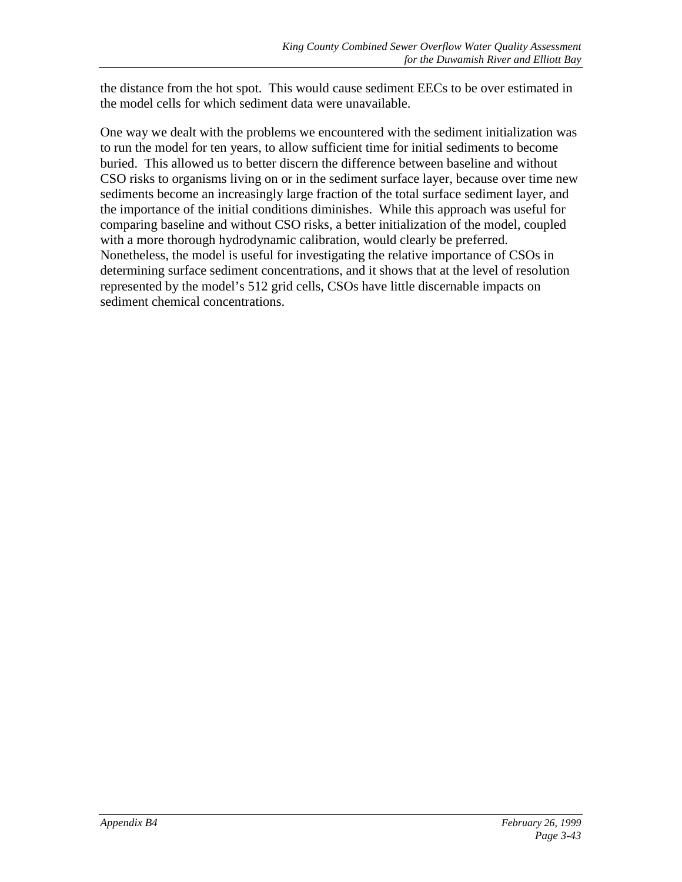the distance from the hot spot. This would cause sediment EECs to be over estimated in the model cells for which sediment data were unavailable.

One way we dealt with the problems we encountered with the sediment initialization was to run the model for ten years, to allow sufficient time for initial sediments to become buried. This allowed us to better discern the difference between baseline and without CSO risks to organisms living on or in the sediment surface layer, because over time new sediments become an increasingly large fraction of the total surface sediment layer, and the importance of the initial conditions diminishes. While this approach was useful for comparing baseline and without CSO risks, a better initialization of the model, coupled with a more thorough hydrodynamic calibration, would clearly be preferred. Nonetheless, the model is useful for investigating the relative importance of CSOs in determining surface sediment concentrations, and it shows that at the level of resolution represented by the model's 512 grid cells, CSOs have little discernable impacts on sediment chemical concentrations.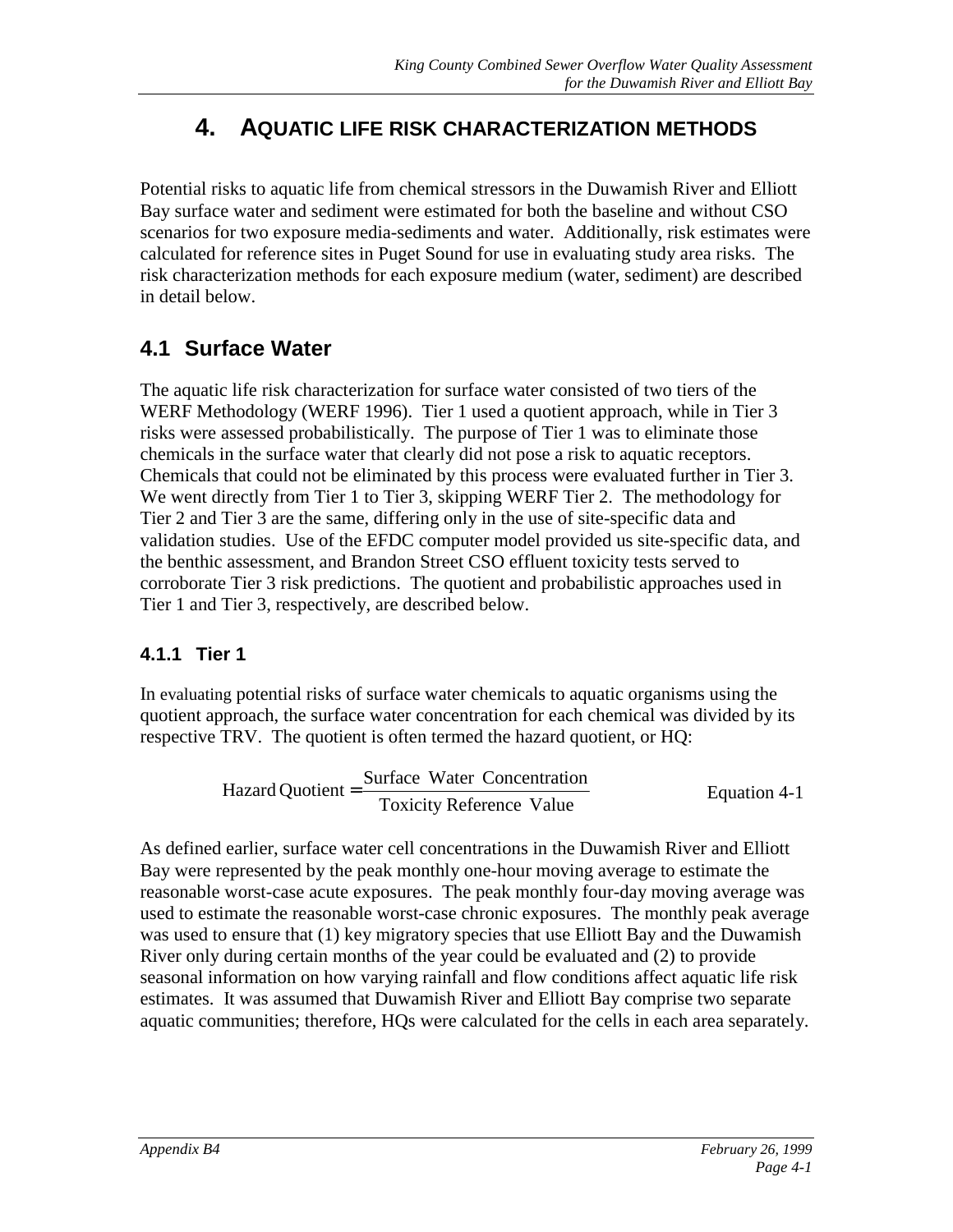# 4. AQUATIC LIFE RISK CHARACTERIZATION METHODS

Potential risks to aquatic life from chemical stressors in the Duwamish River and Elliott Bay surface water and sediment were estimated for both the baseline and without CSO scenarios for two exposure media-sediments and water. Additionally, risk estimates were calculated for reference sites in Puget Sound for use in evaluating study area risks. The risk characterization methods for each exposure medium (water, sediment) are described in detail below.

## 4.1 Surface Water

The aquatic life risk characterization for surface water consisted of two tiers of the WERF Methodology (WERF 1996). Tier 1 used a quotient approach, while in Tier 3 risks were assessed probabilistically. The purpose of Tier 1 was to eliminate those chemicals in the surface water that clearly did not pose a risk to aquatic receptors. Chemicals that could not be eliminated by this process were evaluated further in Tier 3. We went directly from Tier 1 to Tier 3, skipping WERF Tier 2. The methodology for Tier 2 and Tier 3 are the same, differing only in the use of site-specific data and validation studies. Use of the EFDC computer model provided us site-specific data, and the benthic assessment, and Brandon Street CSO effluent toxicity tests served to corroborate Tier 3 risk predictions. The quotient and probabilistic approaches used in Tier 1 and Tier 3, respectively, are described below.

### 4.1.1 Tier 1

In evaluating potential risks of surface water chemicals to aquatic organisms using the quotient approach, the surface water concentration for each chemical was divided by its respective TRV. The quotient is often termed the hazard quotient, or HQ:

$$\text{Hazard Quotient} = \frac{\text{Surface Water Concentration}}{\text{Toxicity Reference Value}} \qquad \text{Equation 4-1}$$

As defined earlier, surface water cell concentrations in the Duwamish River and Elliott Bay were represented by the peak monthly one-hour moving average to estimate the reasonable worst-case acute exposures. The peak monthly four-day moving average was used to estimate the reasonable worst-case chronic exposures. The monthly peak average was used to ensure that (1) key migratory species that use Elliott Bay and the Duwamish River only during certain months of the year could be evaluated and (2) to provide seasonal information on how varying rainfall and flow conditions affect aquatic life risk estimates. It was assumed that Duwamish River and Elliott Bay comprise two separate aquatic communities; therefore, HQs were calculated for the cells in each area separately.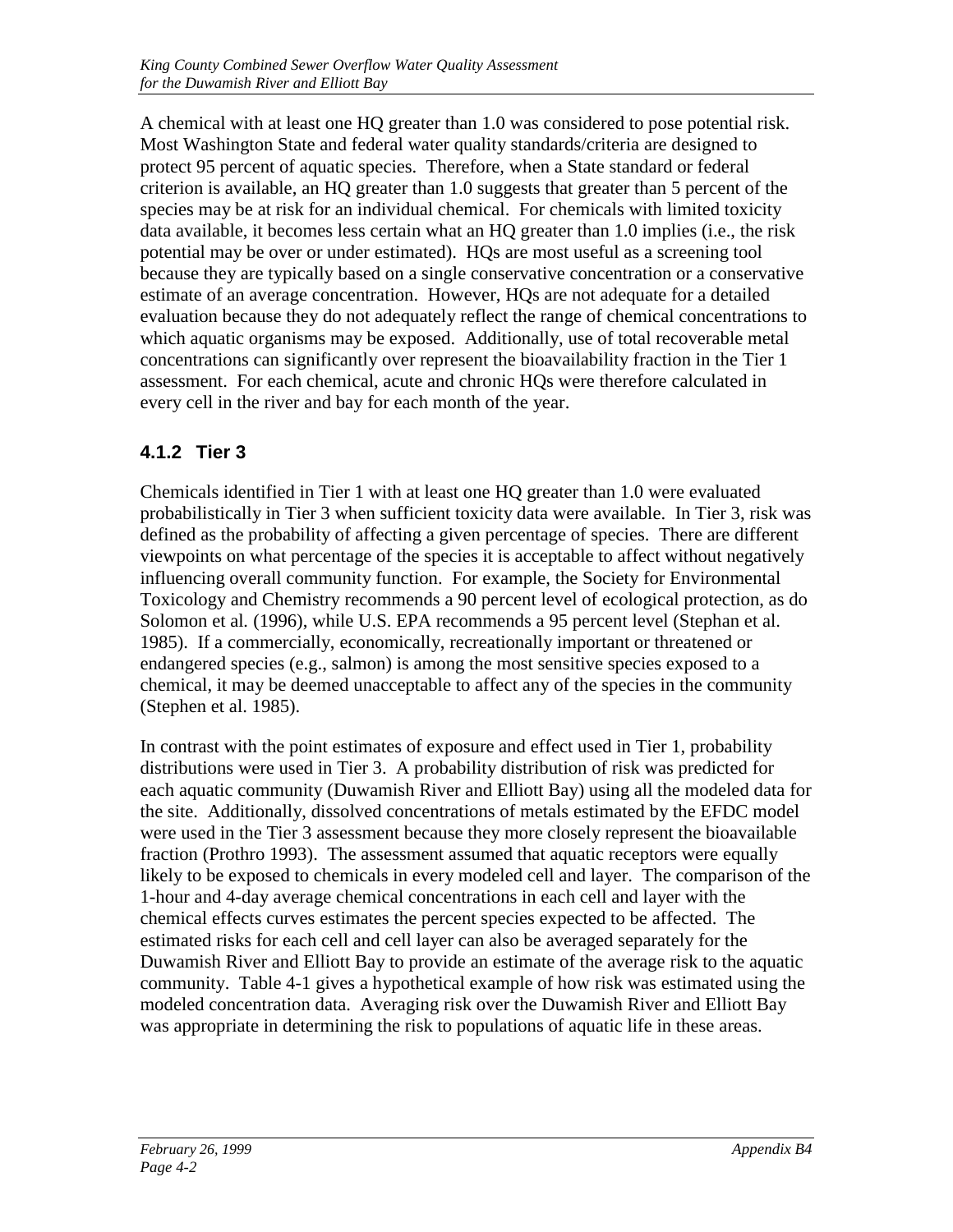A chemical with at least one HQ greater than 1.0 was considered to pose potential risk. Most Washington State and federal water quality standards/criteria are designed to protect 95 percent of aquatic species. Therefore, when a State standard or federal criterion is available, an HQ greater than 1.0 suggests that greater than 5 percent of the species may be at risk for an individual chemical. For chemicals with limited toxicity data available, it becomes less certain what an HQ greater than 1.0 implies (i.e., the risk potential may be over or under estimated). HQs are most useful as a screening tool because they are typically based on a single conservative concentration or a conservative estimate of an average concentration. However, HQs are not adequate for a detailed evaluation because they do not adequately reflect the range of chemical concentrations to which aquatic organisms may be exposed. Additionally, use of total recoverable metal concentrations can significantly over represent the bioavailability fraction in the Tier 1 assessment. For each chemical, acute and chronic HQs were therefore calculated in every cell in the river and bay for each month of the year.

### 4.1.2 Tier 3

Chemicals identified in Tier 1 with at least one HQ greater than 1.0 were evaluated probabilistically in Tier 3 when sufficient toxicity data were available. In Tier 3, risk was defined as the probability of affecting a given percentage of species. There are different viewpoints on what percentage of the species it is acceptable to affect without negatively influencing overall community function. For example, the Society for Environmental Toxicology and Chemistry recommends a 90 percent level of ecological protection, as do Solomon et al. (1996), while U.S. EPA recommends a 95 percent level (Stephan et al. 1985). If a commercially, economically, recreationally important or threatened or endangered species (e.g., salmon) is among the most sensitive species exposed to a chemical, it may be deemed unacceptable to affect any of the species in the community (Stephen et al. 1985).

In contrast with the point estimates of exposure and effect used in Tier 1, probability distributions were used in Tier 3. A probability distribution of risk was predicted for each aquatic community (Duwamish River and Elliott Bay) using all the modeled data for the site. Additionally, dissolved concentrations of metals estimated by the EFDC model were used in the Tier 3 assessment because they more closely represent the bioavailable fraction (Prothro 1993). The assessment assumed that aquatic receptors were equally likely to be exposed to chemicals in every modeled cell and layer. The comparison of the 1-hour and 4-day average chemical concentrations in each cell and layer with the chemical effects curves estimates the percent species expected to be affected. The estimated risks for each cell and cell layer can also be averaged separately for the Duwamish River and Elliott Bay to provide an estimate of the average risk to the aquatic community. Table 4-1 gives a hypothetical example of how risk was estimated using the modeled concentration data. Averaging risk over the Duwamish River and Elliott Bay was appropriate in determining the risk to populations of aquatic life in these areas.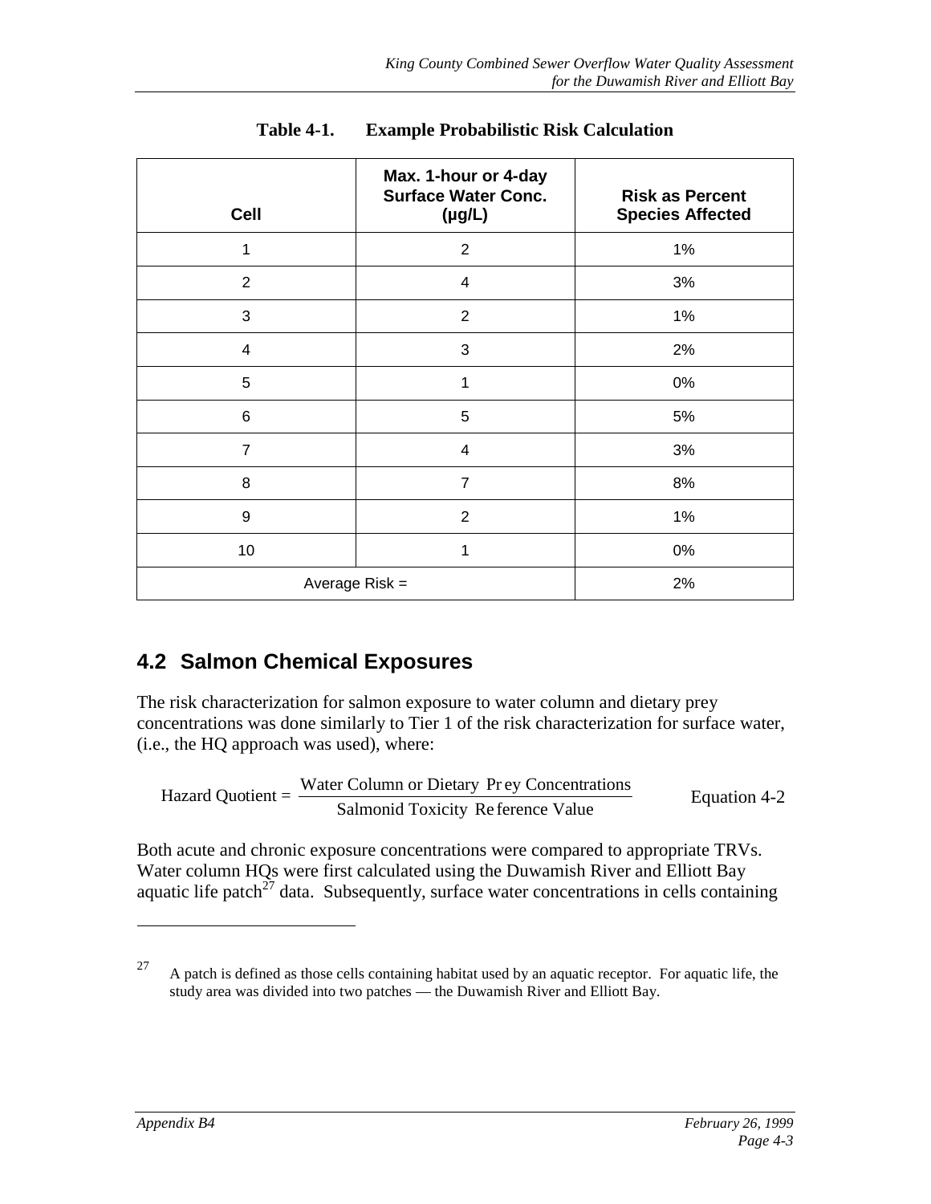**Table 4-1. Example Probabilistic Risk Calculation**

| Cell | Max. 1-hour or 4-day Surface Water Conc. (µg/L) | Risk as Percent Species Affected |
|---|---|---|
| 1 | 2 | 1% |
| 2 | 4 | 3% |
| 3 | 2 | 1% |
| 4 | 3 | 2% |
| 5 | 1 | 0% |
| 6 | 5 | 5% |
| 7 | 4 | 3% |
| 8 | 7 | 8% |
| 9 | 2 | 1% |
| 10 | 1 | 0% |
| Average Risk = | | 2% |

## 4.2 Salmon Chemical Exposures

The risk characterization for salmon exposure to water column and dietary prey concentrations was done similarly to Tier 1 of the risk characterization for surface water, (i.e., the HQ approach was used), where:

$$\text{Hazard Quotient} = \frac{\text{Water Column or Dietary Prey Concentrations}}{\text{Salmonid Toxicity Reference Value}} \qquad \text{Equation 4-2}$$

Both acute and chronic exposure concentrations were compared to appropriate TRVs. Water column HQs were first calculated using the Duwamish River and Elliott Bay aquatic life patch[27] data. Subsequently, surface water concentrations in cells containing

---

[27] A patch is defined as those cells containing habitat used by an aquatic receptor. For aquatic life, the study area was divided into two patches — the Duwamish River and Elliott Bay.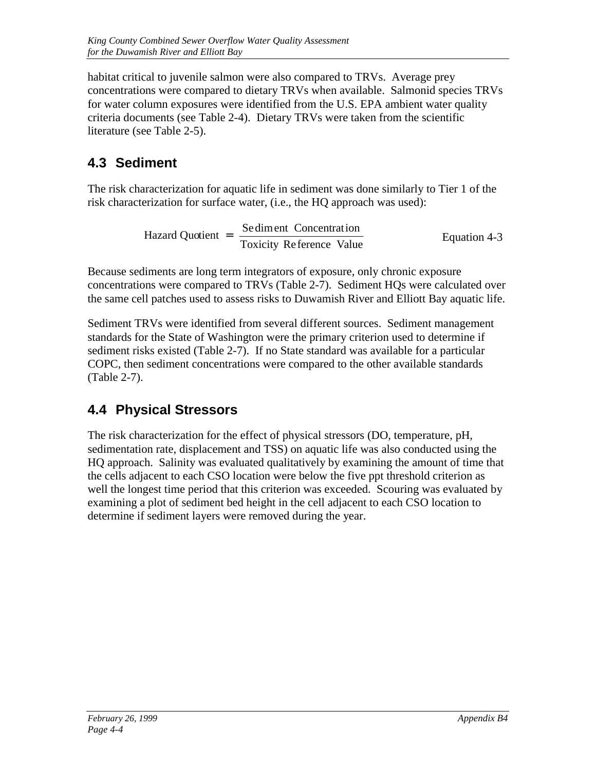habitat critical to juvenile salmon were also compared to TRVs. Average prey concentrations were compared to dietary TRVs when available. Salmonid species TRVs for water column exposures were identified from the U.S. EPA ambient water quality criteria documents (see Table 2-4). Dietary TRVs were taken from the scientific literature (see Table 2-5).

## 4.3 Sediment

The risk characterization for aquatic life in sediment was done similarly to Tier 1 of the risk characterization for surface water, (i.e., the HQ approach was used):

$$\text{Hazard Quotient} = \frac{\text{Sediment Concentration}}{\text{Toxicity Reference Value}} \qquad \text{Equation 4-3}$$

Because sediments are long term integrators of exposure, only chronic exposure concentrations were compared to TRVs (Table 2-7). Sediment HQs were calculated over the same cell patches used to assess risks to Duwamish River and Elliott Bay aquatic life.

Sediment TRVs were identified from several different sources. Sediment management standards for the State of Washington were the primary criterion used to determine if sediment risks existed (Table 2-7). If no State standard was available for a particular COPC, then sediment concentrations were compared to the other available standards (Table 2-7).

## 4.4 Physical Stressors

The risk characterization for the effect of physical stressors (DO, temperature, pH, sedimentation rate, displacement and TSS) on aquatic life was also conducted using the HQ approach. Salinity was evaluated qualitatively by examining the amount of time that the cells adjacent to each CSO location were below the five ppt threshold criterion as well the longest time period that this criterion was exceeded. Scouring was evaluated by examining a plot of sediment bed height in the cell adjacent to each CSO location to determine if sediment layers were removed during the year.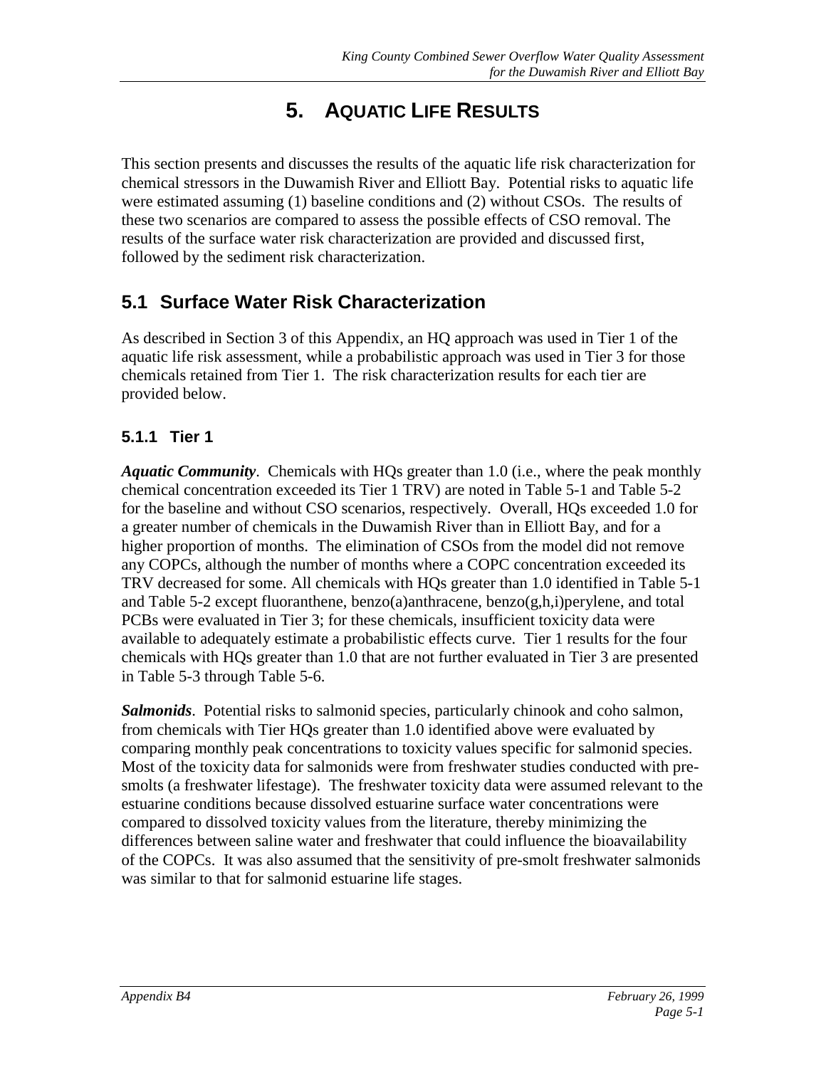# 5. AQUATIC LIFE RESULTS

This section presents and discusses the results of the aquatic life risk characterization for chemical stressors in the Duwamish River and Elliott Bay. Potential risks to aquatic life were estimated assuming (1) baseline conditions and (2) without CSOs. The results of these two scenarios are compared to assess the possible effects of CSO removal. The results of the surface water risk characterization are provided and discussed first, followed by the sediment risk characterization.

## 5.1 Surface Water Risk Characterization

As described in Section 3 of this Appendix, an HQ approach was used in Tier 1 of the aquatic life risk assessment, while a probabilistic approach was used in Tier 3 for those chemicals retained from Tier 1. The risk characterization results for each tier are provided below.

### 5.1.1 Tier 1

***Aquatic Community***. Chemicals with HQs greater than 1.0 (i.e., where the peak monthly chemical concentration exceeded its Tier 1 TRV) are noted in Table 5-1 and Table 5-2 for the baseline and without CSO scenarios, respectively. Overall, HQs exceeded 1.0 for a greater number of chemicals in the Duwamish River than in Elliott Bay, and for a higher proportion of months. The elimination of CSOs from the model did not remove any COPCs, although the number of months where a COPC concentration exceeded its TRV decreased for some. All chemicals with HQs greater than 1.0 identified in Table 5-1 and Table 5-2 except fluoranthene, benzo(a)anthracene, benzo(g,h,i)perylene, and total PCBs were evaluated in Tier 3; for these chemicals, insufficient toxicity data were available to adequately estimate a probabilistic effects curve. Tier 1 results for the four chemicals with HQs greater than 1.0 that are not further evaluated in Tier 3 are presented in Table 5-3 through Table 5-6.

***Salmonids***. Potential risks to salmonid species, particularly chinook and coho salmon, from chemicals with Tier HQs greater than 1.0 identified above were evaluated by comparing monthly peak concentrations to toxicity values specific for salmonid species. Most of the toxicity data for salmonids were from freshwater studies conducted with pre-smolts (a freshwater lifestage). The freshwater toxicity data were assumed relevant to the estuarine conditions because dissolved estuarine surface water concentrations were compared to dissolved toxicity values from the literature, thereby minimizing the differences between saline water and freshwater that could influence the bioavailability of the COPCs. It was also assumed that the sensitivity of pre-smolt freshwater salmonids was similar to that for salmonid estuarine life stages.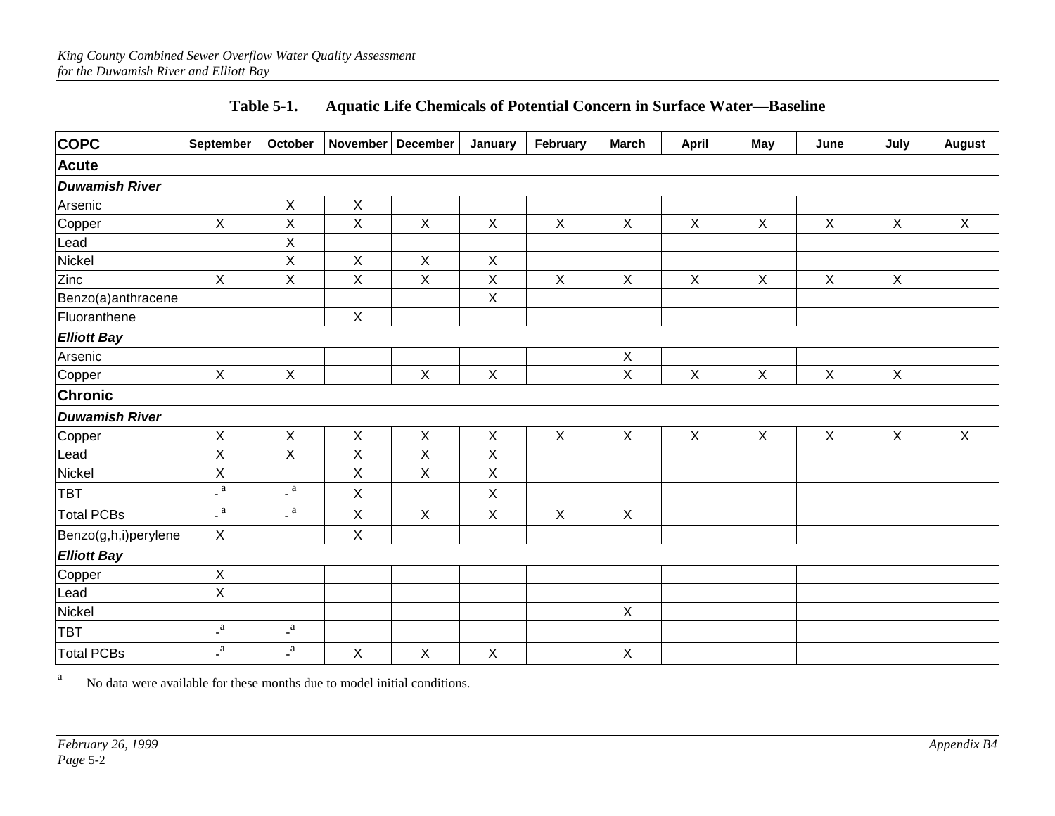**Table 5-1. Aquatic Life Chemicals of Potential Concern in Surface Water—Baseline**

| COPC | September | October | November | December | January | February | March | April | May | June | July | August |
|---|---|---|---|---|---|---|---|---|---|---|---|---|
| **Acute** | | | | | | | | | | | | |
| ***Duwamish River*** | | | | | | | | | | | | |
| Arsenic | | X | X | | | | | | | | | |
| Copper | X | X | X | X | X | X | X | X | X | X | X | X |
| Lead | | X | | | | | | | | | | |
| Nickel | | X | X | X | X | | | | | | | |
| Zinc | X | X | X | X | X | X | X | X | X | X | X | |
| Benzo(a)anthracene | | | | | X | | | | | | | |
| Fluoranthene | | | X | | | | | | | | | |
| ***Elliott Bay*** | | | | | | | | | | | | |
| Arsenic | | | | | | | X | | | | | |
| Copper | X | X | | X | X | | X | X | X | X | X | |
| **Chronic** | | | | | | | | | | | | |
| ***Duwamish River*** | | | | | | | | | | | | |
| Copper | X | X | X | X | X | X | X | X | X | X | X | X |
| Lead | X | X | X | X | X | | | | | | | |
| Nickel | X | | X | X | X | | | | | | | |
| TBT | -[a] | -[a] | X | | X | | | | | | | |
| Total PCBs | -[a] | -[a] | X | X | X | X | X | | | | | |
| Benzo(g,h,i)perylene | X | | X | | | | | | | | | |
| ***Elliott Bay*** | | | | | | | | | | | | |
| Copper | X | | | | | | | | | | | |
| Lead | X | | | | | | | | | | | |
| Nickel | | | | | | | X | | | | | |
| TBT | -[a] | -[a] | | | | | | | | | | |
| Total PCBs | -[a] | -[a] | X | X | X | | X | | | | | |

[a] No data were available for these months due to model initial conditions.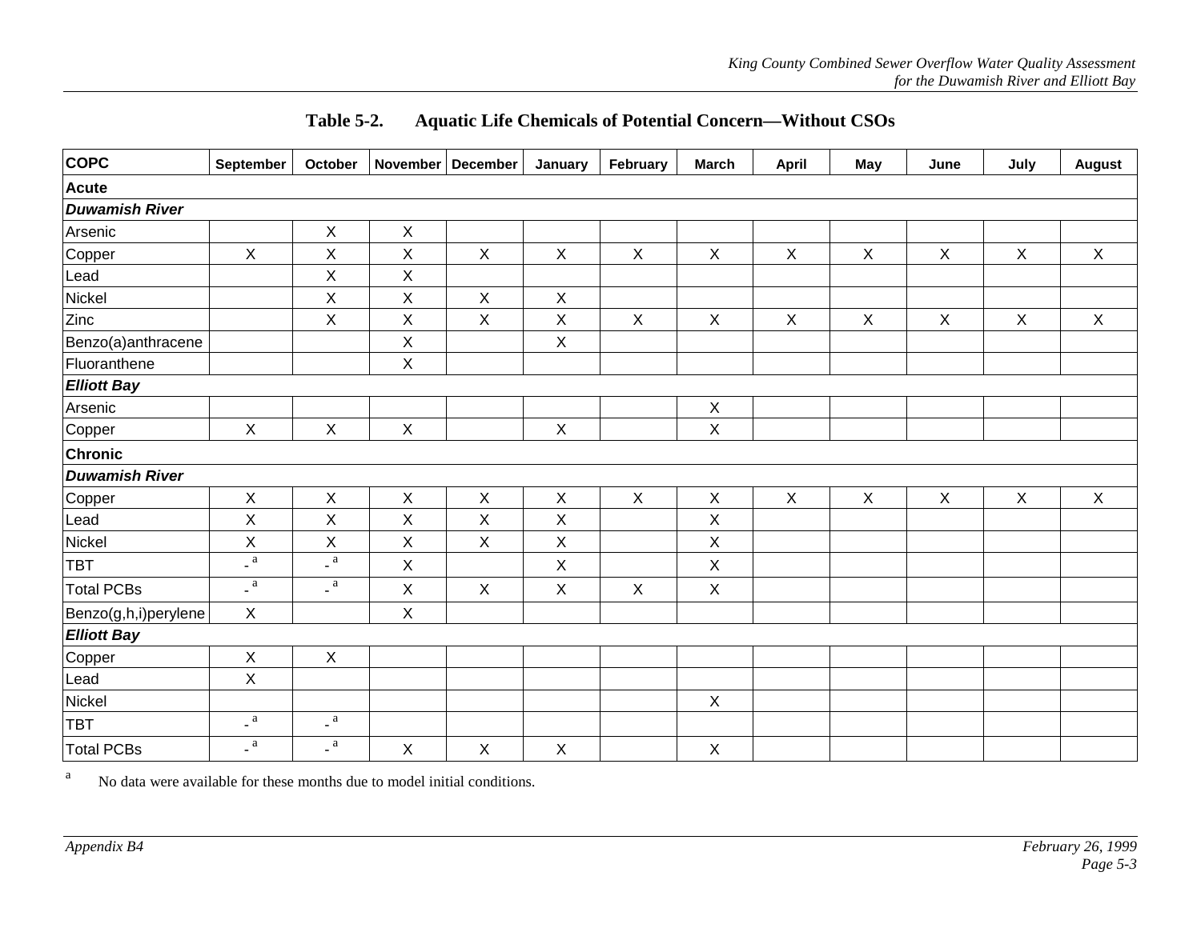**Table 5-2. Aquatic Life Chemicals of Potential Concern—Without CSOs**

| COPC | September | October | November | December | January | February | March | April | May | June | July | August |
|---|---|---|---|---|---|---|---|---|---|---|---|---|
| **Acute** | | | | | | | | | | | | |
| ***Duwamish River*** | | | | | | | | | | | | |
| Arsenic | | X | X | | | | | | | | | |
| Copper | X | X | X | X | X | X | X | X | X | X | X | X |
| Lead | | X | X | | | | | | | | | |
| Nickel | | X | X | X | X | | | | | | | |
| Zinc | | X | X | X | X | X | X | X | X | X | X | X |
| Benzo(a)anthracene | | | X | | X | | | | | | | |
| Fluoranthene | | | X | | | | | | | | | |
| ***Elliott Bay*** | | | | | | | | | | | | |
| Arsenic | | | | | | | X | | | | | |
| Copper | X | X | X | | X | | X | | | | | |
| **Chronic** | | | | | | | | | | | | |
| ***Duwamish River*** | | | | | | | | | | | | |
| Copper | X | X | X | X | X | X | X | X | X | X | X | X |
| Lead | X | X | X | X | X | | X | | | | | |
| Nickel | X | X | X | X | X | | X | | | | | |
| TBT | - [a] | - [a] | X | | X | | X | | | | | |
| Total PCBs | - [a] | - [a] | X | X | X | X | X | | | | | |
| Benzo(g,h,i)perylene | X | | X | | | | | | | | | |
| ***Elliott Bay*** | | | | | | | | | | | | |
| Copper | X | X | | | | | | | | | | |
| Lead | X | | | | | | | | | | | |
| Nickel | | | | | | | X | | | | | |
| TBT | - [a] | - [a] | | | | | | | | | | |
| Total PCBs | - [a] | - [a] | X | X | X | | X | | | | | |

[a] No data were available for these months due to model initial conditions.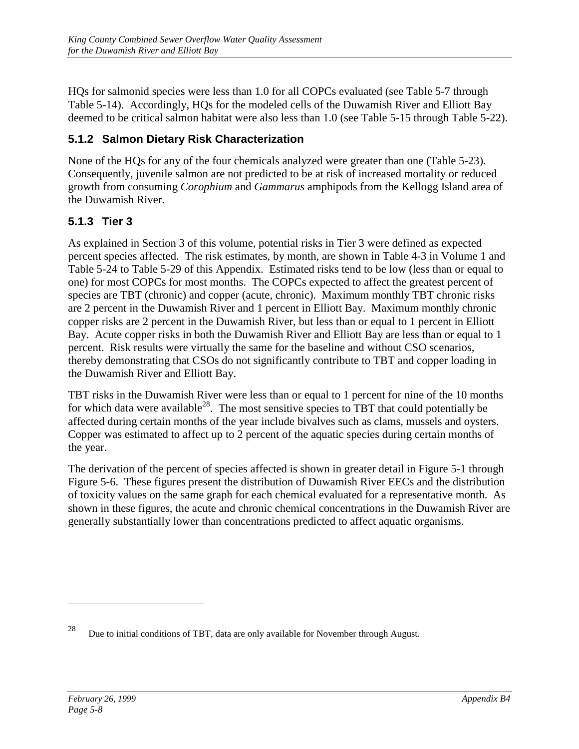HQs for salmonid species were less than 1.0 for all COPCs evaluated (see Table 5-7 through Table 5-14). Accordingly, HQs for the modeled cells of the Duwamish River and Elliott Bay deemed to be critical salmon habitat were also less than 1.0 (see Table 5-15 through Table 5-22).

### 5.1.2 Salmon Dietary Risk Characterization

None of the HQs for any of the four chemicals analyzed were greater than one (Table 5-23). Consequently, juvenile salmon are not predicted to be at risk of increased mortality or reduced growth from consuming *Corophium* and *Gammarus* amphipods from the Kellogg Island area of the Duwamish River.

### 5.1.3 Tier 3

As explained in Section 3 of this volume, potential risks in Tier 3 were defined as expected percent species affected. The risk estimates, by month, are shown in Table 4-3 in Volume 1 and Table 5-24 to Table 5-29 of this Appendix. Estimated risks tend to be low (less than or equal to one) for most COPCs for most months. The COPCs expected to affect the greatest percent of species are TBT (chronic) and copper (acute, chronic). Maximum monthly TBT chronic risks are 2 percent in the Duwamish River and 1 percent in Elliott Bay. Maximum monthly chronic copper risks are 2 percent in the Duwamish River, but less than or equal to 1 percent in Elliott Bay. Acute copper risks in both the Duwamish River and Elliott Bay are less than or equal to 1 percent. Risk results were virtually the same for the baseline and without CSO scenarios, thereby demonstrating that CSOs do not significantly contribute to TBT and copper loading in the Duwamish River and Elliott Bay.

TBT risks in the Duwamish River were less than or equal to 1 percent for nine of the 10 months for which data were available[28]. The most sensitive species to TBT that could potentially be affected during certain months of the year include bivalves such as clams, mussels and oysters. Copper was estimated to affect up to 2 percent of the aquatic species during certain months of the year.

The derivation of the percent of species affected is shown in greater detail in Figure 5-1 through Figure 5-6. These figures present the distribution of Duwamish River EECs and the distribution of toxicity values on the same graph for each chemical evaluated for a representative month. As shown in these figures, the acute and chronic chemical concentrations in the Duwamish River are generally substantially lower than concentrations predicted to affect aquatic organisms.

---

[28] Due to initial conditions of TBT, data are only available for November through August.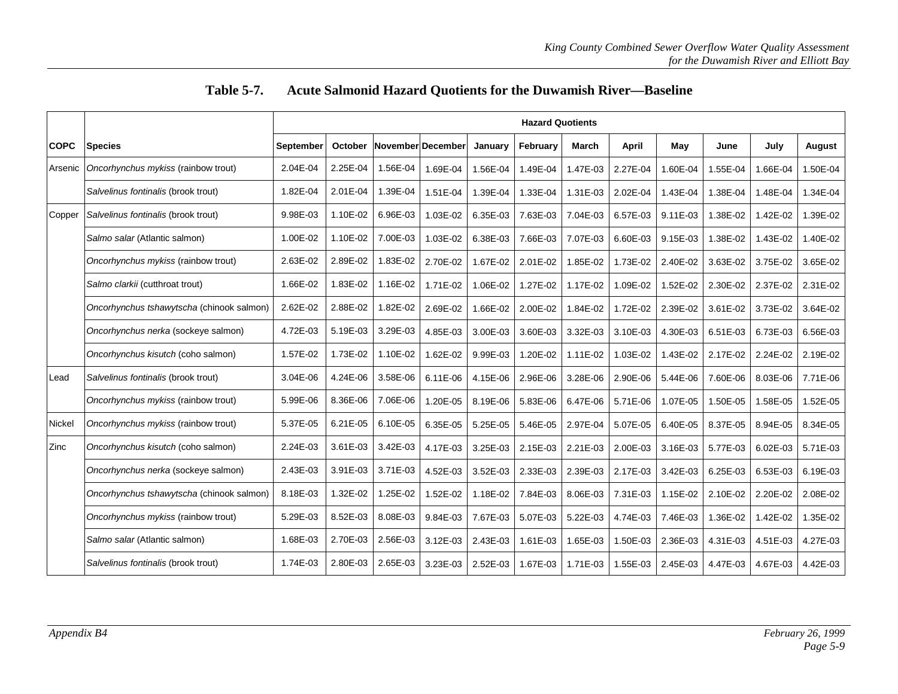**Table 5-7. Acute Salmonid Hazard Quotients for the Duwamish River—Baseline**

| COPC | Species | Hazard Quotients | | | | | | | | | | | |
|---|---|---|---|---|---|---|---|---|---|---|---|---|---|
| | | September | October | November | December | January | February | March | April | May | June | July | August |
| Arsenic | *Oncorhynchus mykiss* (rainbow trout) | 2.04E-04 | 2.25E-04 | 1.56E-04 | 1.69E-04 | 1.56E-04 | 1.49E-04 | 1.47E-03 | 2.27E-04 | 1.60E-04 | 1.55E-04 | 1.66E-04 | 1.50E-04 |
| | *Salvelinus fontinalis* (brook trout) | 1.82E-04 | 2.01E-04 | 1.39E-04 | 1.51E-04 | 1.39E-04 | 1.33E-04 | 1.31E-03 | 2.02E-04 | 1.43E-04 | 1.38E-04 | 1.48E-04 | 1.34E-04 |
| Copper | *Salvelinus fontinalis* (brook trout) | 9.98E-03 | 1.10E-02 | 6.96E-03 | 1.03E-02 | 6.35E-03 | 7.63E-03 | 7.04E-03 | 6.57E-03 | 9.11E-03 | 1.38E-02 | 1.42E-02 | 1.39E-02 |
| | *Salmo salar* (Atlantic salmon) | 1.00E-02 | 1.10E-02 | 7.00E-03 | 1.03E-02 | 6.38E-03 | 7.66E-03 | 7.07E-03 | 6.60E-03 | 9.15E-03 | 1.38E-02 | 1.43E-02 | 1.40E-02 |
| | *Oncorhynchus mykiss* (rainbow trout) | 2.63E-02 | 2.89E-02 | 1.83E-02 | 2.70E-02 | 1.67E-02 | 2.01E-02 | 1.85E-02 | 1.73E-02 | 2.40E-02 | 3.63E-02 | 3.75E-02 | 3.65E-02 |
| | *Salmo clarkii* (cutthroat trout) | 1.66E-02 | 1.83E-02 | 1.16E-02 | 1.71E-02 | 1.06E-02 | 1.27E-02 | 1.17E-02 | 1.09E-02 | 1.52E-02 | 2.30E-02 | 2.37E-02 | 2.31E-02 |
| | *Oncorhynchus tshawytscha* (chinook salmon) | 2.62E-02 | 2.88E-02 | 1.82E-02 | 2.69E-02 | 1.66E-02 | 2.00E-02 | 1.84E-02 | 1.72E-02 | 2.39E-02 | 3.61E-02 | 3.73E-02 | 3.64E-02 |
| | *Oncorhynchus nerka* (sockeye salmon) | 4.72E-03 | 5.19E-03 | 3.29E-03 | 4.85E-03 | 3.00E-03 | 3.60E-03 | 3.32E-03 | 3.10E-03 | 4.30E-03 | 6.51E-03 | 6.73E-03 | 6.56E-03 |
| | *Oncorhynchus kisutch* (coho salmon) | 1.57E-02 | 1.73E-02 | 1.10E-02 | 1.62E-02 | 9.99E-03 | 1.20E-02 | 1.11E-02 | 1.03E-02 | 1.43E-02 | 2.17E-02 | 2.24E-02 | 2.19E-02 |
| Lead | *Salvelinus fontinalis* (brook trout) | 3.04E-06 | 4.24E-06 | 3.58E-06 | 6.11E-06 | 4.15E-06 | 2.96E-06 | 3.28E-06 | 2.90E-06 | 5.44E-06 | 7.60E-06 | 8.03E-06 | 7.71E-06 |
| | *Oncorhynchus mykiss* (rainbow trout) | 5.99E-06 | 8.36E-06 | 7.06E-06 | 1.20E-05 | 8.19E-06 | 5.83E-06 | 6.47E-06 | 5.71E-06 | 1.07E-05 | 1.50E-05 | 1.58E-05 | 1.52E-05 |
| Nickel | *Oncorhynchus mykiss* (rainbow trout) | 5.37E-05 | 6.21E-05 | 6.10E-05 | 6.35E-05 | 5.25E-05 | 5.46E-05 | 2.97E-04 | 5.07E-05 | 6.40E-05 | 8.37E-05 | 8.94E-05 | 8.34E-05 |
| Zinc | *Oncorhynchus kisutch* (coho salmon) | 2.24E-03 | 3.61E-03 | 3.42E-03 | 4.17E-03 | 3.25E-03 | 2.15E-03 | 2.21E-03 | 2.00E-03 | 3.16E-03 | 5.77E-03 | 6.02E-03 | 5.71E-03 |
| | *Oncorhynchus nerka* (sockeye salmon) | 2.43E-03 | 3.91E-03 | 3.71E-03 | 4.52E-03 | 3.52E-03 | 2.33E-03 | 2.39E-03 | 2.17E-03 | 3.42E-03 | 6.25E-03 | 6.53E-03 | 6.19E-03 |
| | *Oncorhynchus tshawytscha* (chinook salmon) | 8.18E-03 | 1.32E-02 | 1.25E-02 | 1.52E-02 | 1.18E-02 | 7.84E-03 | 8.06E-03 | 7.31E-03 | 1.15E-02 | 2.10E-02 | 2.20E-02 | 2.08E-02 |
| | *Oncorhynchus mykiss* (rainbow trout) | 5.29E-03 | 8.52E-03 | 8.08E-03 | 9.84E-03 | 7.67E-03 | 5.07E-03 | 5.22E-03 | 4.74E-03 | 7.46E-03 | 1.36E-02 | 1.42E-02 | 1.35E-02 |
| | *Salmo salar* (Atlantic salmon) | 1.68E-03 | 2.70E-03 | 2.56E-03 | 3.12E-03 | 2.43E-03 | 1.61E-03 | 1.65E-03 | 1.50E-03 | 2.36E-03 | 4.31E-03 | 4.51E-03 | 4.27E-03 |
| | *Salvelinus fontinalis* (brook trout) | 1.74E-03 | 2.80E-03 | 2.65E-03 | 3.23E-03 | 2.52E-03 | 1.67E-03 | 1.71E-03 | 1.55E-03 | 2.45E-03 | 4.47E-03 | 4.67E-03 | 4.42E-03 |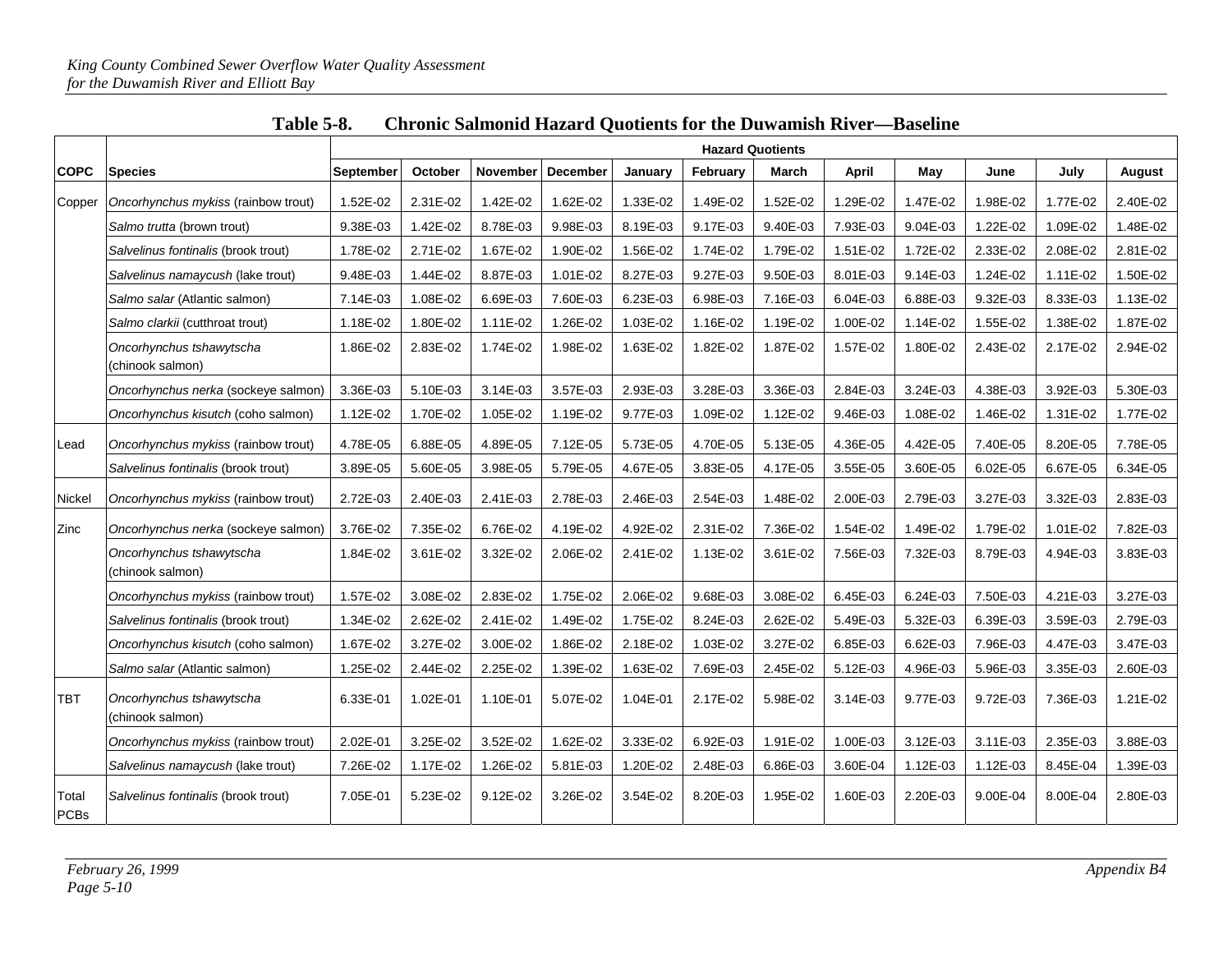**Table 5-8. Chronic Salmonid Hazard Quotients for the Duwamish River—Baseline**

| COPC | Species | Hazard Quotients | | | | | | | | | | | |
|---|---|---|---|---|---|---|---|---|---|---|---|---|---|
| | | September | October | November | December | January | February | March | April | May | June | July | August |
| Copper | *Oncorhynchus mykiss* (rainbow trout) | 1.52E-02 | 2.31E-02 | 1.42E-02 | 1.62E-02 | 1.33E-02 | 1.49E-02 | 1.52E-02 | 1.29E-02 | 1.47E-02 | 1.98E-02 | 1.77E-02 | 2.40E-02 |
| | *Salmo trutta* (brown trout) | 9.38E-03 | 1.42E-02 | 8.78E-03 | 9.98E-03 | 8.19E-03 | 9.17E-03 | 9.40E-03 | 7.93E-03 | 9.04E-03 | 1.22E-02 | 1.09E-02 | 1.48E-02 |
| | *Salvelinus fontinalis* (brook trout) | 1.78E-02 | 2.71E-02 | 1.67E-02 | 1.90E-02 | 1.56E-02 | 1.74E-02 | 1.79E-02 | 1.51E-02 | 1.72E-02 | 2.33E-02 | 2.08E-02 | 2.81E-02 |
| | *Salvelinus namaycush* (lake trout) | 9.48E-03 | 1.44E-02 | 8.87E-03 | 1.01E-02 | 8.27E-03 | 9.27E-03 | 9.50E-03 | 8.01E-03 | 9.14E-03 | 1.24E-02 | 1.11E-02 | 1.50E-02 |
| | *Salmo salar* (Atlantic salmon) | 7.14E-03 | 1.08E-02 | 6.69E-03 | 7.60E-03 | 6.23E-03 | 6.98E-03 | 7.16E-03 | 6.04E-03 | 6.88E-03 | 9.32E-03 | 8.33E-03 | 1.13E-02 |
| | *Salmo clarkii* (cutthroat trout) | 1.18E-02 | 1.80E-02 | 1.11E-02 | 1.26E-02 | 1.03E-02 | 1.16E-02 | 1.19E-02 | 1.00E-02 | 1.14E-02 | 1.55E-02 | 1.38E-02 | 1.87E-02 |
| | *Oncorhynchus tshawytscha* (chinook salmon) | 1.86E-02 | 2.83E-02 | 1.74E-02 | 1.98E-02 | 1.63E-02 | 1.82E-02 | 1.87E-02 | 1.57E-02 | 1.80E-02 | 2.43E-02 | 2.17E-02 | 2.94E-02 |
| | *Oncorhynchus nerka* (sockeye salmon) | 3.36E-03 | 5.10E-03 | 3.14E-03 | 3.57E-03 | 2.93E-03 | 3.28E-03 | 3.36E-03 | 2.84E-03 | 3.24E-03 | 4.38E-03 | 3.92E-03 | 5.30E-03 |
| | *Oncorhynchus kisutch* (coho salmon) | 1.12E-02 | 1.70E-02 | 1.05E-02 | 1.19E-02 | 9.77E-03 | 1.09E-02 | 1.12E-02 | 9.46E-03 | 1.08E-02 | 1.46E-02 | 1.31E-02 | 1.77E-02 |
| Lead | *Oncorhynchus mykiss* (rainbow trout) | 4.78E-05 | 6.88E-05 | 4.89E-05 | 7.12E-05 | 5.73E-05 | 4.70E-05 | 5.13E-05 | 4.36E-05 | 4.42E-05 | 7.40E-05 | 8.20E-05 | 7.78E-05 |
| | *Salvelinus fontinalis* (brook trout) | 3.89E-05 | 5.60E-05 | 3.98E-05 | 5.79E-05 | 4.67E-05 | 3.83E-05 | 4.17E-05 | 3.55E-05 | 3.60E-05 | 6.02E-05 | 6.67E-05 | 6.34E-05 |
| Nickel | *Oncorhynchus mykiss* (rainbow trout) | 2.72E-03 | 2.40E-03 | 2.41E-03 | 2.78E-03 | 2.46E-03 | 2.54E-03 | 1.48E-02 | 2.00E-03 | 2.79E-03 | 3.27E-03 | 3.32E-03 | 2.83E-03 |
| Zinc | *Oncorhynchus nerka* (sockeye salmon) | 3.76E-02 | 7.35E-02 | 6.76E-02 | 4.19E-02 | 4.92E-02 | 2.31E-02 | 7.36E-02 | 1.54E-02 | 1.49E-02 | 1.79E-02 | 1.01E-02 | 7.82E-03 |
| | *Oncorhynchus tshawytscha* (chinook salmon) | 1.84E-02 | 3.61E-02 | 3.32E-02 | 2.06E-02 | 2.41E-02 | 1.13E-02 | 3.61E-02 | 7.56E-03 | 7.32E-03 | 8.79E-03 | 4.94E-03 | 3.83E-03 |
| | *Oncorhynchus mykiss* (rainbow trout) | 1.57E-02 | 3.08E-02 | 2.83E-02 | 1.75E-02 | 2.06E-02 | 9.68E-03 | 3.08E-02 | 6.45E-03 | 6.24E-03 | 7.50E-03 | 4.21E-03 | 3.27E-03 |
| | *Salvelinus fontinalis* (brook trout) | 1.34E-02 | 2.62E-02 | 2.41E-02 | 1.49E-02 | 1.75E-02 | 8.24E-03 | 2.62E-02 | 5.49E-03 | 5.32E-03 | 6.39E-03 | 3.59E-03 | 2.79E-03 |
| | *Oncorhynchus kisutch* (coho salmon) | 1.67E-02 | 3.27E-02 | 3.00E-02 | 1.86E-02 | 2.18E-02 | 1.03E-02 | 3.27E-02 | 6.85E-03 | 6.62E-03 | 7.96E-03 | 4.47E-03 | 3.47E-03 |
| | *Salmo salar* (Atlantic salmon) | 1.25E-02 | 2.44E-02 | 2.25E-02 | 1.39E-02 | 1.63E-02 | 7.69E-03 | 2.45E-02 | 5.12E-03 | 4.96E-03 | 5.96E-03 | 3.35E-03 | 2.60E-03 |
| TBT | *Oncorhynchus tshawytscha* (chinook salmon) | 6.33E-01 | 1.02E-01 | 1.10E-01 | 5.07E-02 | 1.04E-01 | 2.17E-02 | 5.98E-02 | 3.14E-03 | 9.77E-03 | 9.72E-03 | 7.36E-03 | 1.21E-02 |
| | *Oncorhynchus mykiss* (rainbow trout) | 2.02E-01 | 3.25E-02 | 3.52E-02 | 1.62E-02 | 3.33E-02 | 6.92E-03 | 1.91E-02 | 1.00E-03 | 3.12E-03 | 3.11E-03 | 2.35E-03 | 3.88E-03 |
| | *Salvelinus namaycush* (lake trout) | 7.26E-02 | 1.17E-02 | 1.26E-02 | 5.81E-03 | 1.20E-02 | 2.48E-03 | 6.86E-03 | 3.60E-04 | 1.12E-03 | 1.12E-03 | 8.45E-04 | 1.39E-03 |
| Total PCBs | *Salvelinus fontinalis* (brook trout) | 7.05E-01 | 5.23E-02 | 9.12E-02 | 3.26E-02 | 3.54E-02 | 8.20E-03 | 1.95E-02 | 1.60E-03 | 2.20E-03 | 9.00E-04 | 8.00E-04 | 2.80E-03 |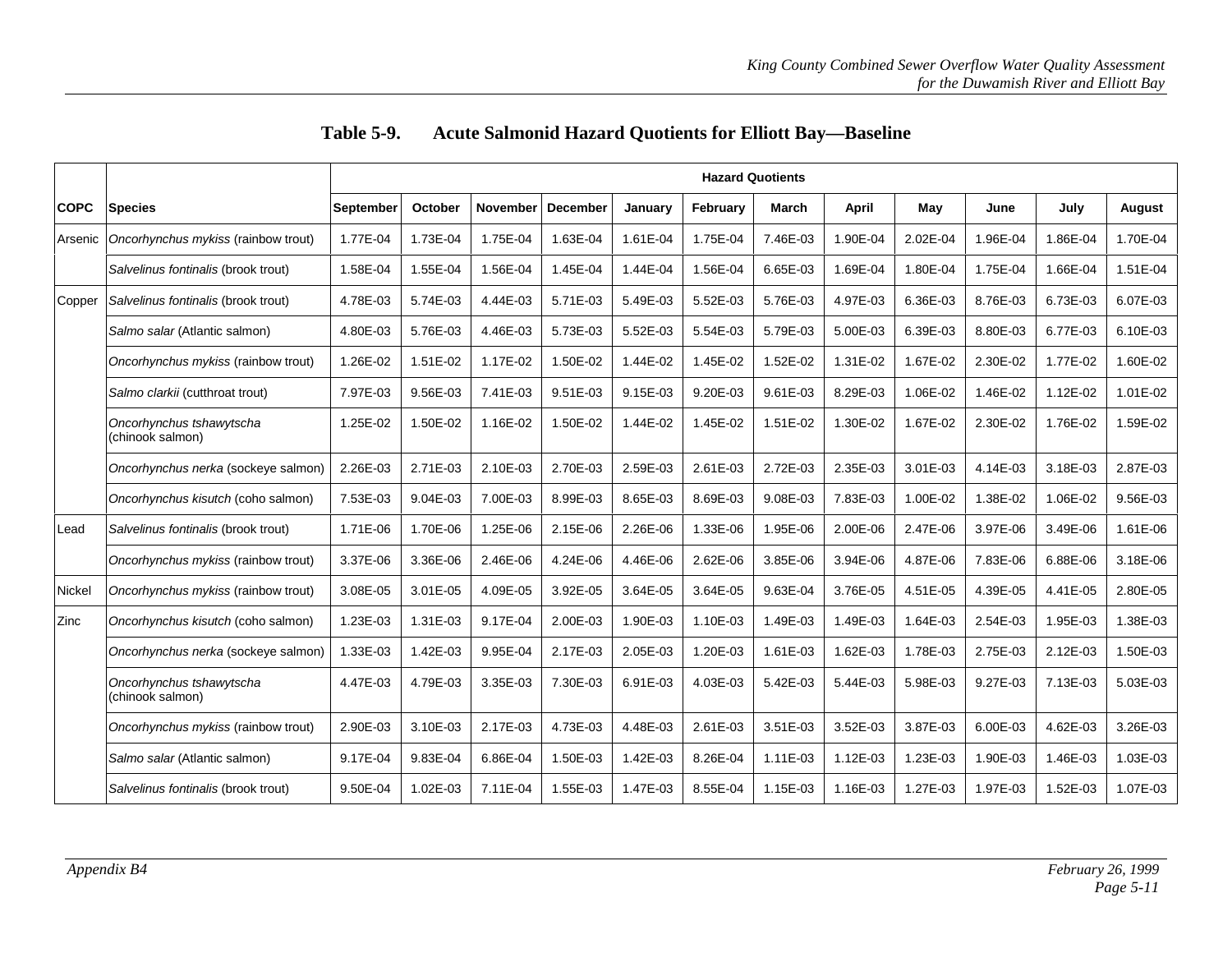**Table 5-9. Acute Salmonid Hazard Quotients for Elliott Bay—Baseline**

| COPC | Species | Hazard Quotients | | | | | | | | | | | |
|---|---|---|---|---|---|---|---|---|---|---|---|---|---|
| | | September | October | November | December | January | February | March | April | May | June | July | August |
| Arsenic | *Oncorhynchus mykiss* (rainbow trout) | 1.77E-04 | 1.73E-04 | 1.75E-04 | 1.63E-04 | 1.61E-04 | 1.75E-04 | 7.46E-03 | 1.90E-04 | 2.02E-04 | 1.96E-04 | 1.86E-04 | 1.70E-04 |
| | *Salvelinus fontinalis* (brook trout) | 1.58E-04 | 1.55E-04 | 1.56E-04 | 1.45E-04 | 1.44E-04 | 1.56E-04 | 6.65E-03 | 1.69E-04 | 1.80E-04 | 1.75E-04 | 1.66E-04 | 1.51E-04 |
| Copper | *Salvelinus fontinalis* (brook trout) | 4.78E-03 | 5.74E-03 | 4.44E-03 | 5.71E-03 | 5.49E-03 | 5.52E-03 | 5.76E-03 | 4.97E-03 | 6.36E-03 | 8.76E-03 | 6.73E-03 | 6.07E-03 |
| | *Salmo salar* (Atlantic salmon) | 4.80E-03 | 5.76E-03 | 4.46E-03 | 5.73E-03 | 5.52E-03 | 5.54E-03 | 5.79E-03 | 5.00E-03 | 6.39E-03 | 8.80E-03 | 6.77E-03 | 6.10E-03 |
| | *Oncorhynchus mykiss* (rainbow trout) | 1.26E-02 | 1.51E-02 | 1.17E-02 | 1.50E-02 | 1.44E-02 | 1.45E-02 | 1.52E-02 | 1.31E-02 | 1.67E-02 | 2.30E-02 | 1.77E-02 | 1.60E-02 |
| | *Salmo clarkii* (cutthroat trout) | 7.97E-03 | 9.56E-03 | 7.41E-03 | 9.51E-03 | 9.15E-03 | 9.20E-03 | 9.61E-03 | 8.29E-03 | 1.06E-02 | 1.46E-02 | 1.12E-02 | 1.01E-02 |
| | *Oncorhynchus tshawytscha* (chinook salmon) | 1.25E-02 | 1.50E-02 | 1.16E-02 | 1.50E-02 | 1.44E-02 | 1.45E-02 | 1.51E-02 | 1.30E-02 | 1.67E-02 | 2.30E-02 | 1.76E-02 | 1.59E-02 |
| | *Oncorhynchus nerka* (sockeye salmon) | 2.26E-03 | 2.71E-03 | 2.10E-03 | 2.70E-03 | 2.59E-03 | 2.61E-03 | 2.72E-03 | 2.35E-03 | 3.01E-03 | 4.14E-03 | 3.18E-03 | 2.87E-03 |
| | *Oncorhynchus kisutch* (coho salmon) | 7.53E-03 | 9.04E-03 | 7.00E-03 | 8.99E-03 | 8.65E-03 | 8.69E-03 | 9.08E-03 | 7.83E-03 | 1.00E-02 | 1.38E-02 | 1.06E-02 | 9.56E-03 |
| Lead | *Salvelinus fontinalis* (brook trout) | 1.71E-06 | 1.70E-06 | 1.25E-06 | 2.15E-06 | 2.26E-06 | 1.33E-06 | 1.95E-06 | 2.00E-06 | 2.47E-06 | 3.97E-06 | 3.49E-06 | 1.61E-06 |
| | *Oncorhynchus mykiss* (rainbow trout) | 3.37E-06 | 3.36E-06 | 2.46E-06 | 4.24E-06 | 4.46E-06 | 2.62E-06 | 3.85E-06 | 3.94E-06 | 4.87E-06 | 7.83E-06 | 6.88E-06 | 3.18E-06 |
| Nickel | *Oncorhynchus mykiss* (rainbow trout) | 3.08E-05 | 3.01E-05 | 4.09E-05 | 3.92E-05 | 3.64E-05 | 3.64E-05 | 9.63E-04 | 3.76E-05 | 4.51E-05 | 4.39E-05 | 4.41E-05 | 2.80E-05 |
| Zinc | *Oncorhynchus kisutch* (coho salmon) | 1.23E-03 | 1.31E-03 | 9.17E-04 | 2.00E-03 | 1.90E-03 | 1.10E-03 | 1.49E-03 | 1.49E-03 | 1.64E-03 | 2.54E-03 | 1.95E-03 | 1.38E-03 |
| | *Oncorhynchus nerka* (sockeye salmon) | 1.33E-03 | 1.42E-03 | 9.95E-04 | 2.17E-03 | 2.05E-03 | 1.20E-03 | 1.61E-03 | 1.62E-03 | 1.78E-03 | 2.75E-03 | 2.12E-03 | 1.50E-03 |
| | *Oncorhynchus tshawytscha* (chinook salmon) | 4.47E-03 | 4.79E-03 | 3.35E-03 | 7.30E-03 | 6.91E-03 | 4.03E-03 | 5.42E-03 | 5.44E-03 | 5.98E-03 | 9.27E-03 | 7.13E-03 | 5.03E-03 |
| | *Oncorhynchus mykiss* (rainbow trout) | 2.90E-03 | 3.10E-03 | 2.17E-03 | 4.73E-03 | 4.48E-03 | 2.61E-03 | 3.51E-03 | 3.52E-03 | 3.87E-03 | 6.00E-03 | 4.62E-03 | 3.26E-03 |
| | *Salmo salar* (Atlantic salmon) | 9.17E-04 | 9.83E-04 | 6.86E-04 | 1.50E-03 | 1.42E-03 | 8.26E-04 | 1.11E-03 | 1.12E-03 | 1.23E-03 | 1.90E-03 | 1.46E-03 | 1.03E-03 |
| | *Salvelinus fontinalis* (brook trout) | 9.50E-04 | 1.02E-03 | 7.11E-04 | 1.55E-03 | 1.47E-03 | 8.55E-04 | 1.15E-03 | 1.16E-03 | 1.27E-03 | 1.97E-03 | 1.52E-03 | 1.07E-03 |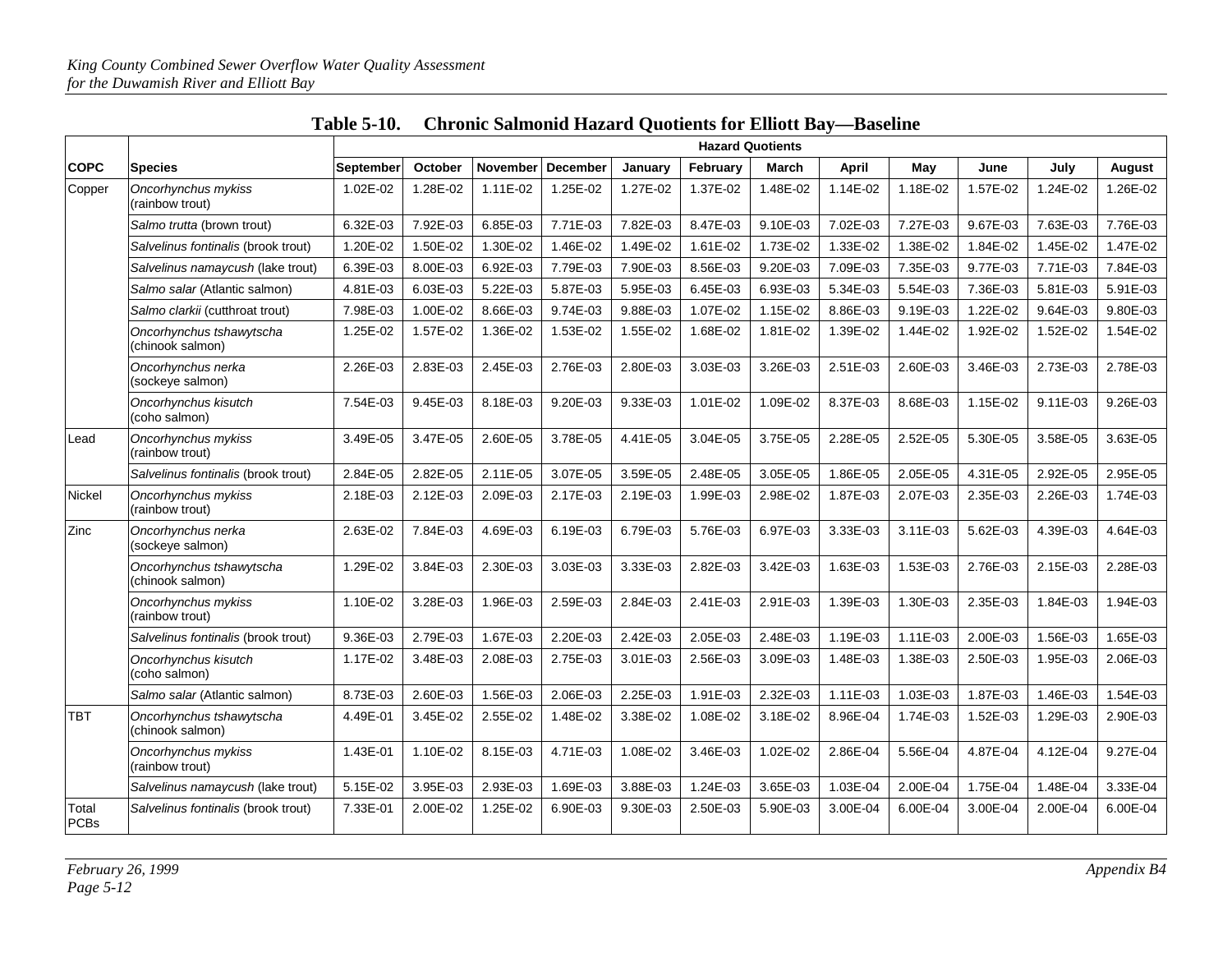**Table 5-10. Chronic Salmonid Hazard Quotients for Elliott Bay—Baseline**

| COPC | Species | Hazard Quotients | | | | | | | | | | | |
|---|---|---|---|---|---|---|---|---|---|---|---|---|---|
| | | September | October | November | December | January | February | March | April | May | June | July | August |
| Copper | *Oncorhynchus mykiss* (rainbow trout) | 1.02E-02 | 1.28E-02 | 1.11E-02 | 1.25E-02 | 1.27E-02 | 1.37E-02 | 1.48E-02 | 1.14E-02 | 1.18E-02 | 1.57E-02 | 1.24E-02 | 1.26E-02 |
| | *Salmo trutta* (brown trout) | 6.32E-03 | 7.92E-03 | 6.85E-03 | 7.71E-03 | 7.82E-03 | 8.47E-03 | 9.10E-03 | 7.02E-03 | 7.27E-03 | 9.67E-03 | 7.63E-03 | 7.76E-03 |
| | *Salvelinus fontinalis* (brook trout) | 1.20E-02 | 1.50E-02 | 1.30E-02 | 1.46E-02 | 1.49E-02 | 1.61E-02 | 1.73E-02 | 1.33E-02 | 1.38E-02 | 1.84E-02 | 1.45E-02 | 1.47E-02 |
| | *Salvelinus namaycush* (lake trout) | 6.39E-03 | 8.00E-03 | 6.92E-03 | 7.79E-03 | 7.90E-03 | 8.56E-03 | 9.20E-03 | 7.09E-03 | 7.35E-03 | 9.77E-03 | 7.71E-03 | 7.84E-03 |
| | *Salmo salar* (Atlantic salmon) | 4.81E-03 | 6.03E-03 | 5.22E-03 | 5.87E-03 | 5.95E-03 | 6.45E-03 | 6.93E-03 | 5.34E-03 | 5.54E-03 | 7.36E-03 | 5.81E-03 | 5.91E-03 |
| | *Salmo clarkii* (cutthroat trout) | 7.98E-03 | 1.00E-02 | 8.66E-03 | 9.74E-03 | 9.88E-03 | 1.07E-02 | 1.15E-02 | 8.86E-03 | 9.19E-03 | 1.22E-02 | 9.64E-03 | 9.80E-03 |
| | *Oncorhynchus tshawytscha* (chinook salmon) | 1.25E-02 | 1.57E-02 | 1.36E-02 | 1.53E-02 | 1.55E-02 | 1.68E-02 | 1.81E-02 | 1.39E-02 | 1.44E-02 | 1.92E-02 | 1.52E-02 | 1.54E-02 |
| | *Oncorhynchus nerka* (sockeye salmon) | 2.26E-03 | 2.83E-03 | 2.45E-03 | 2.76E-03 | 2.80E-03 | 3.03E-03 | 3.26E-03 | 2.51E-03 | 2.60E-03 | 3.46E-03 | 2.73E-03 | 2.78E-03 |
| | *Oncorhynchus kisutch* (coho salmon) | 7.54E-03 | 9.45E-03 | 8.18E-03 | 9.20E-03 | 9.33E-03 | 1.01E-02 | 1.09E-02 | 8.37E-03 | 8.68E-03 | 1.15E-02 | 9.11E-03 | 9.26E-03 |
| Lead | *Oncorhynchus mykiss* (rainbow trout) | 3.49E-05 | 3.47E-05 | 2.60E-05 | 3.78E-05 | 4.41E-05 | 3.04E-05 | 3.75E-05 | 2.28E-05 | 2.52E-05 | 5.30E-05 | 3.58E-05 | 3.63E-05 |
| | *Salvelinus fontinalis* (brook trout) | 2.84E-05 | 2.82E-05 | 2.11E-05 | 3.07E-05 | 3.59E-05 | 2.48E-05 | 3.05E-05 | 1.86E-05 | 2.05E-05 | 4.31E-05 | 2.92E-05 | 2.95E-05 |
| Nickel | *Oncorhynchus mykiss* (rainbow trout) | 2.18E-03 | 2.12E-03 | 2.09E-03 | 2.17E-03 | 2.19E-03 | 1.99E-03 | 2.98E-02 | 1.87E-03 | 2.07E-03 | 2.35E-03 | 2.26E-03 | 1.74E-03 |
| Zinc | *Oncorhynchus nerka* (sockeye salmon) | 2.63E-02 | 7.84E-03 | 4.69E-03 | 6.19E-03 | 6.79E-03 | 5.76E-03 | 6.97E-03 | 3.33E-03 | 3.11E-03 | 5.62E-03 | 4.39E-03 | 4.64E-03 |
| | *Oncorhynchus tshawytscha* (chinook salmon) | 1.29E-02 | 3.84E-03 | 2.30E-03 | 3.03E-03 | 3.33E-03 | 2.82E-03 | 3.42E-03 | 1.63E-03 | 1.53E-03 | 2.76E-03 | 2.15E-03 | 2.28E-03 |
| | *Oncorhynchus mykiss* (rainbow trout) | 1.10E-02 | 3.28E-03 | 1.96E-03 | 2.59E-03 | 2.84E-03 | 2.41E-03 | 2.91E-03 | 1.39E-03 | 1.30E-03 | 2.35E-03 | 1.84E-03 | 1.94E-03 |
| | *Salvelinus fontinalis* (brook trout) | 9.36E-03 | 2.79E-03 | 1.67E-03 | 2.20E-03 | 2.42E-03 | 2.05E-03 | 2.48E-03 | 1.19E-03 | 1.11E-03 | 2.00E-03 | 1.56E-03 | 1.65E-03 |
| | *Oncorhynchus kisutch* (coho salmon) | 1.17E-02 | 3.48E-03 | 2.08E-03 | 2.75E-03 | 3.01E-03 | 2.56E-03 | 3.09E-03 | 1.48E-03 | 1.38E-03 | 2.50E-03 | 1.95E-03 | 2.06E-03 |
| | *Salmo salar* (Atlantic salmon) | 8.73E-03 | 2.60E-03 | 1.56E-03 | 2.06E-03 | 2.25E-03 | 1.91E-03 | 2.32E-03 | 1.11E-03 | 1.03E-03 | 1.87E-03 | 1.46E-03 | 1.54E-03 |
| TBT | *Oncorhynchus tshawytscha* (chinook salmon) | 4.49E-01 | 3.45E-02 | 2.55E-02 | 1.48E-02 | 3.38E-02 | 1.08E-02 | 3.18E-02 | 8.96E-04 | 1.74E-03 | 1.52E-03 | 1.29E-03 | 2.90E-03 |
| | *Oncorhynchus mykiss* (rainbow trout) | 1.43E-01 | 1.10E-02 | 8.15E-03 | 4.71E-03 | 1.08E-02 | 3.46E-03 | 1.02E-02 | 2.86E-04 | 5.56E-04 | 4.87E-04 | 4.12E-04 | 9.27E-04 |
| | *Salvelinus namaycush* (lake trout) | 5.15E-02 | 3.95E-03 | 2.93E-03 | 1.69E-03 | 3.88E-03 | 1.24E-03 | 3.65E-03 | 1.03E-04 | 2.00E-04 | 1.75E-04 | 1.48E-04 | 3.33E-04 |
| Total PCBs | *Salvelinus fontinalis* (brook trout) | 7.33E-01 | 2.00E-02 | 1.25E-02 | 6.90E-03 | 9.30E-03 | 2.50E-03 | 5.90E-03 | 3.00E-04 | 6.00E-04 | 3.00E-04 | 2.00E-04 | 6.00E-04 |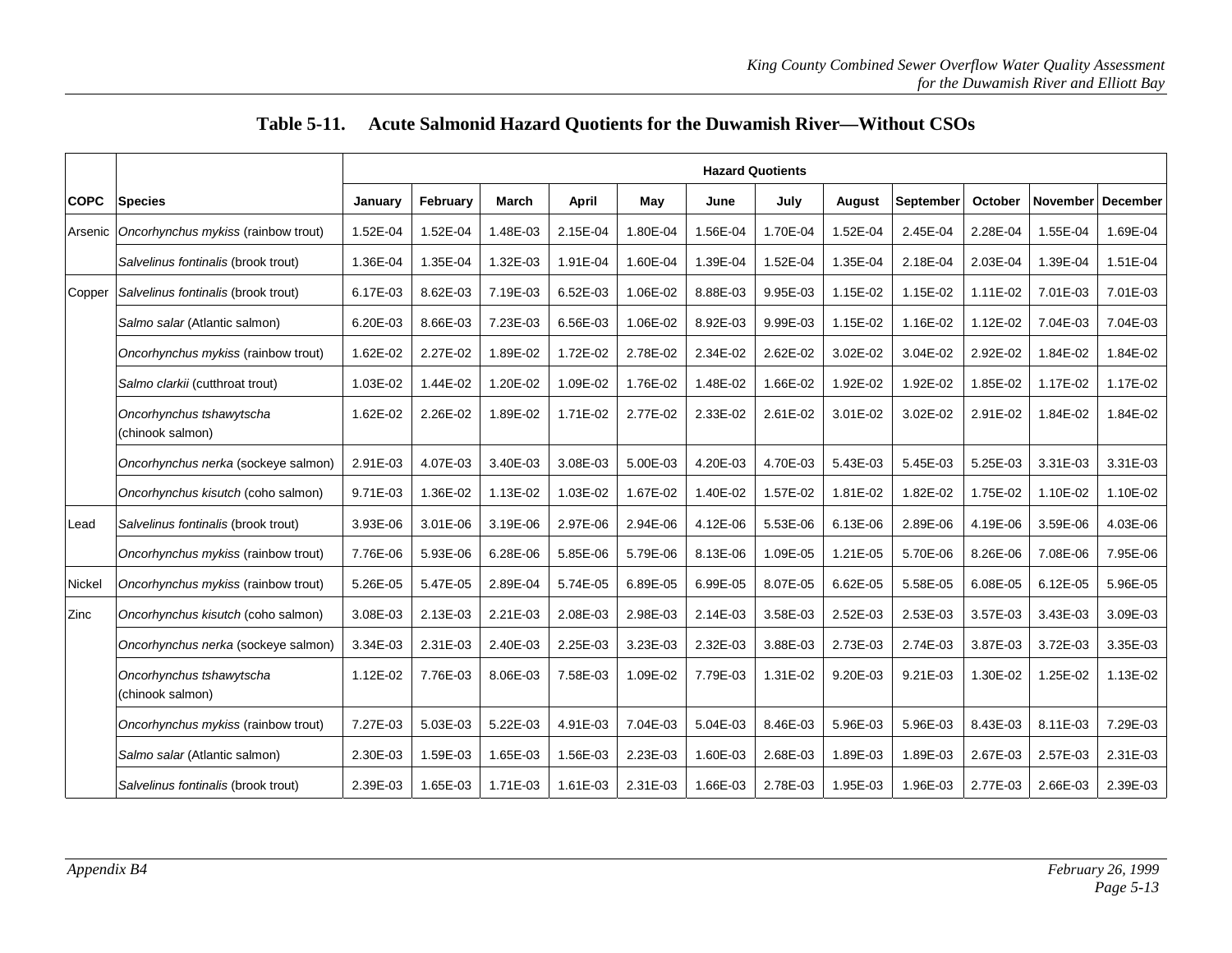**Table 5-11. Acute Salmonid Hazard Quotients for the Duwamish River—Without CSOs**

| | | Hazard Quotients | | | | | | | | | | | |
|---|---|---|---|---|---|---|---|---|---|---|---|---|---|
| **COPC** | **Species** | **January** | **February** | **March** | **April** | **May** | **June** | **July** | **August** | **September** | **October** | **November** | **December** |
| Arsenic | *Oncorhynchus mykiss* (rainbow trout) | 1.52E-04 | 1.52E-04 | 1.48E-03 | 2.15E-04 | 1.80E-04 | 1.56E-04 | 1.70E-04 | 1.52E-04 | 2.45E-04 | 2.28E-04 | 1.55E-04 | 1.69E-04 |
| | *Salvelinus fontinalis* (brook trout) | 1.36E-04 | 1.35E-04 | 1.32E-03 | 1.91E-04 | 1.60E-04 | 1.39E-04 | 1.52E-04 | 1.35E-04 | 2.18E-04 | 2.03E-04 | 1.39E-04 | 1.51E-04 |
| Copper | *Salvelinus fontinalis* (brook trout) | 6.17E-03 | 8.62E-03 | 7.19E-03 | 6.52E-03 | 1.06E-02 | 8.88E-03 | 9.95E-03 | 1.15E-02 | 1.15E-02 | 1.11E-02 | 7.01E-03 | 7.01E-03 |
| | *Salmo salar* (Atlantic salmon) | 6.20E-03 | 8.66E-03 | 7.23E-03 | 6.56E-03 | 1.06E-02 | 8.92E-03 | 9.99E-03 | 1.15E-02 | 1.16E-02 | 1.12E-02 | 7.04E-03 | 7.04E-03 |
| | *Oncorhynchus mykiss* (rainbow trout) | 1.62E-02 | 2.27E-02 | 1.89E-02 | 1.72E-02 | 2.78E-02 | 2.34E-02 | 2.62E-02 | 3.02E-02 | 3.04E-02 | 2.92E-02 | 1.84E-02 | 1.84E-02 |
| | *Salmo clarkii* (cutthroat trout) | 1.03E-02 | 1.44E-02 | 1.20E-02 | 1.09E-02 | 1.76E-02 | 1.48E-02 | 1.66E-02 | 1.92E-02 | 1.92E-02 | 1.85E-02 | 1.17E-02 | 1.17E-02 |
| | *Oncorhynchus tshawytscha* (chinook salmon) | 1.62E-02 | 2.26E-02 | 1.89E-02 | 1.71E-02 | 2.77E-02 | 2.33E-02 | 2.61E-02 | 3.01E-02 | 3.02E-02 | 2.91E-02 | 1.84E-02 | 1.84E-02 |
| | *Oncorhynchus nerka* (sockeye salmon) | 2.91E-03 | 4.07E-03 | 3.40E-03 | 3.08E-03 | 5.00E-03 | 4.20E-03 | 4.70E-03 | 5.43E-03 | 5.45E-03 | 5.25E-03 | 3.31E-03 | 3.31E-03 |
| | *Oncorhynchus kisutch* (coho salmon) | 9.71E-03 | 1.36E-02 | 1.13E-02 | 1.03E-02 | 1.67E-02 | 1.40E-02 | 1.57E-02 | 1.81E-02 | 1.82E-02 | 1.75E-02 | 1.10E-02 | 1.10E-02 |
| Lead | *Salvelinus fontinalis* (brook trout) | 3.93E-06 | 3.01E-06 | 3.19E-06 | 2.97E-06 | 2.94E-06 | 4.12E-06 | 5.53E-06 | 6.13E-06 | 2.89E-06 | 4.19E-06 | 3.59E-06 | 4.03E-06 |
| | *Oncorhynchus mykiss* (rainbow trout) | 7.76E-06 | 5.93E-06 | 6.28E-06 | 5.85E-06 | 5.79E-06 | 8.13E-06 | 1.09E-05 | 1.21E-05 | 5.70E-06 | 8.26E-06 | 7.08E-06 | 7.95E-06 |
| Nickel | *Oncorhynchus mykiss* (rainbow trout) | 5.26E-05 | 5.47E-05 | 2.89E-04 | 5.74E-05 | 6.89E-05 | 6.99E-05 | 8.07E-05 | 6.62E-05 | 5.58E-05 | 6.08E-05 | 6.12E-05 | 5.96E-05 |
| Zinc | *Oncorhynchus kisutch* (coho salmon) | 3.08E-03 | 2.13E-03 | 2.21E-03 | 2.08E-03 | 2.98E-03 | 2.14E-03 | 3.58E-03 | 2.52E-03 | 2.53E-03 | 3.57E-03 | 3.43E-03 | 3.09E-03 |
| | *Oncorhynchus nerka* (sockeye salmon) | 3.34E-03 | 2.31E-03 | 2.40E-03 | 2.25E-03 | 3.23E-03 | 2.32E-03 | 3.88E-03 | 2.73E-03 | 2.74E-03 | 3.87E-03 | 3.72E-03 | 3.35E-03 |
| | *Oncorhynchus tshawytscha* (chinook salmon) | 1.12E-02 | 7.76E-03 | 8.06E-03 | 7.58E-03 | 1.09E-02 | 7.79E-03 | 1.31E-02 | 9.20E-03 | 9.21E-03 | 1.30E-02 | 1.25E-02 | 1.13E-02 |
| | *Oncorhynchus mykiss* (rainbow trout) | 7.27E-03 | 5.03E-03 | 5.22E-03 | 4.91E-03 | 7.04E-03 | 5.04E-03 | 8.46E-03 | 5.96E-03 | 5.96E-03 | 8.43E-03 | 8.11E-03 | 7.29E-03 |
| | *Salmo salar* (Atlantic salmon) | 2.30E-03 | 1.59E-03 | 1.65E-03 | 1.56E-03 | 2.23E-03 | 1.60E-03 | 2.68E-03 | 1.89E-03 | 1.89E-03 | 2.67E-03 | 2.57E-03 | 2.31E-03 |
| | *Salvelinus fontinalis* (brook trout) | 2.39E-03 | 1.65E-03 | 1.71E-03 | 1.61E-03 | 2.31E-03 | 1.66E-03 | 2.78E-03 | 1.95E-03 | 1.96E-03 | 2.77E-03 | 2.66E-03 | 2.39E-03 |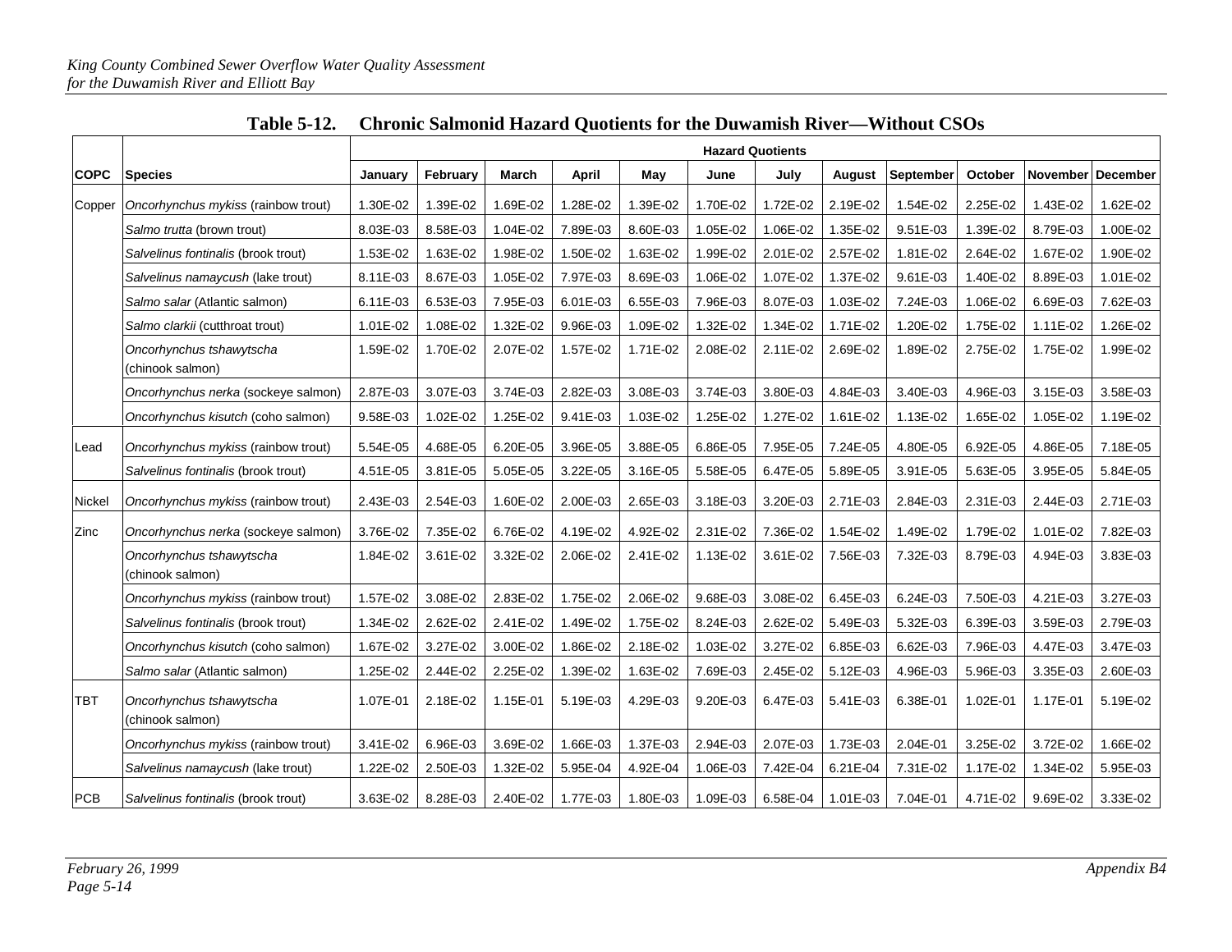**Table 5-12. Chronic Salmonid Hazard Quotients for the Duwamish River—Without CSOs**

| | | Hazard Quotients | | | | | | | | | | | |
|---|---|---|---|---|---|---|---|---|---|---|---|---|---|
| **COPC** | **Species** | **January** | **February** | **March** | **April** | **May** | **June** | **July** | **August** | **September** | **October** | **November** | **December** |
| Copper | *Oncorhynchus mykiss* (rainbow trout) | 1.30E-02 | 1.39E-02 | 1.69E-02 | 1.28E-02 | 1.39E-02 | 1.70E-02 | 1.72E-02 | 2.19E-02 | 1.54E-02 | 2.25E-02 | 1.43E-02 | 1.62E-02 |
| | *Salmo trutta* (brown trout) | 8.03E-03 | 8.58E-03 | 1.04E-02 | 7.89E-03 | 8.60E-03 | 1.05E-02 | 1.06E-02 | 1.35E-02 | 9.51E-03 | 1.39E-02 | 8.79E-03 | 1.00E-02 |
| | *Salvelinus fontinalis* (brook trout) | 1.53E-02 | 1.63E-02 | 1.98E-02 | 1.50E-02 | 1.63E-02 | 1.99E-02 | 2.01E-02 | 2.57E-02 | 1.81E-02 | 2.64E-02 | 1.67E-02 | 1.90E-02 |
| | *Salvelinus namaycush* (lake trout) | 8.11E-03 | 8.67E-03 | 1.05E-02 | 7.97E-03 | 8.69E-03 | 1.06E-02 | 1.07E-02 | 1.37E-02 | 9.61E-03 | 1.40E-02 | 8.89E-03 | 1.01E-02 |
| | *Salmo salar* (Atlantic salmon) | 6.11E-03 | 6.53E-03 | 7.95E-03 | 6.01E-03 | 6.55E-03 | 7.96E-03 | 8.07E-03 | 1.03E-02 | 7.24E-03 | 1.06E-02 | 6.69E-03 | 7.62E-03 |
| | *Salmo clarkii* (cutthroat trout) | 1.01E-02 | 1.08E-02 | 1.32E-02 | 9.96E-03 | 1.09E-02 | 1.32E-02 | 1.34E-02 | 1.71E-02 | 1.20E-02 | 1.75E-02 | 1.11E-02 | 1.26E-02 |
| | *Oncorhynchus tshawytscha* (chinook salmon) | 1.59E-02 | 1.70E-02 | 2.07E-02 | 1.57E-02 | 1.71E-02 | 2.08E-02 | 2.11E-02 | 2.69E-02 | 1.89E-02 | 2.75E-02 | 1.75E-02 | 1.99E-02 |
| | *Oncorhynchus nerka* (sockeye salmon) | 2.87E-03 | 3.07E-03 | 3.74E-03 | 2.82E-03 | 3.08E-03 | 3.74E-03 | 3.80E-03 | 4.84E-03 | 3.40E-03 | 4.96E-03 | 3.15E-03 | 3.58E-03 |
| | *Oncorhynchus kisutch* (coho salmon) | 9.58E-03 | 1.02E-02 | 1.25E-02 | 9.41E-03 | 1.03E-02 | 1.25E-02 | 1.27E-02 | 1.61E-02 | 1.13E-02 | 1.65E-02 | 1.05E-02 | 1.19E-02 |
| Lead | *Oncorhynchus mykiss* (rainbow trout) | 5.54E-05 | 4.68E-05 | 6.20E-05 | 3.96E-05 | 3.88E-05 | 6.86E-05 | 7.95E-05 | 7.24E-05 | 4.80E-05 | 6.92E-05 | 4.86E-05 | 7.18E-05 |
| | *Salvelinus fontinalis* (brook trout) | 4.51E-05 | 3.81E-05 | 5.05E-05 | 3.22E-05 | 3.16E-05 | 5.58E-05 | 6.47E-05 | 5.89E-05 | 3.91E-05 | 5.63E-05 | 3.95E-05 | 5.84E-05 |
| Nickel | *Oncorhynchus mykiss* (rainbow trout) | 2.43E-03 | 2.54E-03 | 1.60E-02 | 2.00E-03 | 2.65E-03 | 3.18E-03 | 3.20E-03 | 2.71E-03 | 2.84E-03 | 2.31E-03 | 2.44E-03 | 2.71E-03 |
| Zinc | *Oncorhynchus nerka* (sockeye salmon) | 3.76E-02 | 7.35E-02 | 6.76E-02 | 4.19E-02 | 4.92E-02 | 2.31E-02 | 7.36E-02 | 1.54E-02 | 1.49E-02 | 1.79E-02 | 1.01E-02 | 7.82E-03 |
| | *Oncorhynchus tshawytscha* (chinook salmon) | 1.84E-02 | 3.61E-02 | 3.32E-02 | 2.06E-02 | 2.41E-02 | 1.13E-02 | 3.61E-02 | 7.56E-03 | 7.32E-03 | 8.79E-03 | 4.94E-03 | 3.83E-03 |
| | *Oncorhynchus mykiss* (rainbow trout) | 1.57E-02 | 3.08E-02 | 2.83E-02 | 1.75E-02 | 2.06E-02 | 9.68E-03 | 3.08E-02 | 6.45E-03 | 6.24E-03 | 7.50E-03 | 4.21E-03 | 3.27E-03 |
| | *Salvelinus fontinalis* (brook trout) | 1.34E-02 | 2.62E-02 | 2.41E-02 | 1.49E-02 | 1.75E-02 | 8.24E-03 | 2.62E-02 | 5.49E-03 | 5.32E-03 | 6.39E-03 | 3.59E-03 | 2.79E-03 |
| | *Oncorhynchus kisutch* (coho salmon) | 1.67E-02 | 3.27E-02 | 3.00E-02 | 1.86E-02 | 2.18E-02 | 1.03E-02 | 3.27E-02 | 6.85E-03 | 6.62E-03 | 7.96E-03 | 4.47E-03 | 3.47E-03 |
| | *Salmo salar* (Atlantic salmon) | 1.25E-02 | 2.44E-02 | 2.25E-02 | 1.39E-02 | 1.63E-02 | 7.69E-03 | 2.45E-02 | 5.12E-03 | 4.96E-03 | 5.96E-03 | 3.35E-03 | 2.60E-03 |
| TBT | *Oncorhynchus tshawytscha* (chinook salmon) | 1.07E-01 | 2.18E-02 | 1.15E-01 | 5.19E-03 | 4.29E-03 | 9.20E-03 | 6.47E-03 | 5.41E-03 | 6.38E-01 | 1.02E-01 | 1.17E-01 | 5.19E-02 |
| | *Oncorhynchus mykiss* (rainbow trout) | 3.41E-02 | 6.96E-03 | 3.69E-02 | 1.66E-03 | 1.37E-03 | 2.94E-03 | 2.07E-03 | 1.73E-03 | 2.04E-01 | 3.25E-02 | 3.72E-02 | 1.66E-02 |
| | *Salvelinus namaycush* (lake trout) | 1.22E-02 | 2.50E-03 | 1.32E-02 | 5.95E-04 | 4.92E-04 | 1.06E-03 | 7.42E-04 | 6.21E-04 | 7.31E-02 | 1.17E-02 | 1.34E-02 | 5.95E-03 |
| PCB | *Salvelinus fontinalis* (brook trout) | 3.63E-02 | 8.28E-03 | 2.40E-02 | 1.77E-03 | 1.80E-03 | 1.09E-03 | 6.58E-04 | 1.01E-03 | 7.04E-01 | 4.71E-02 | 9.69E-02 | 3.33E-02 |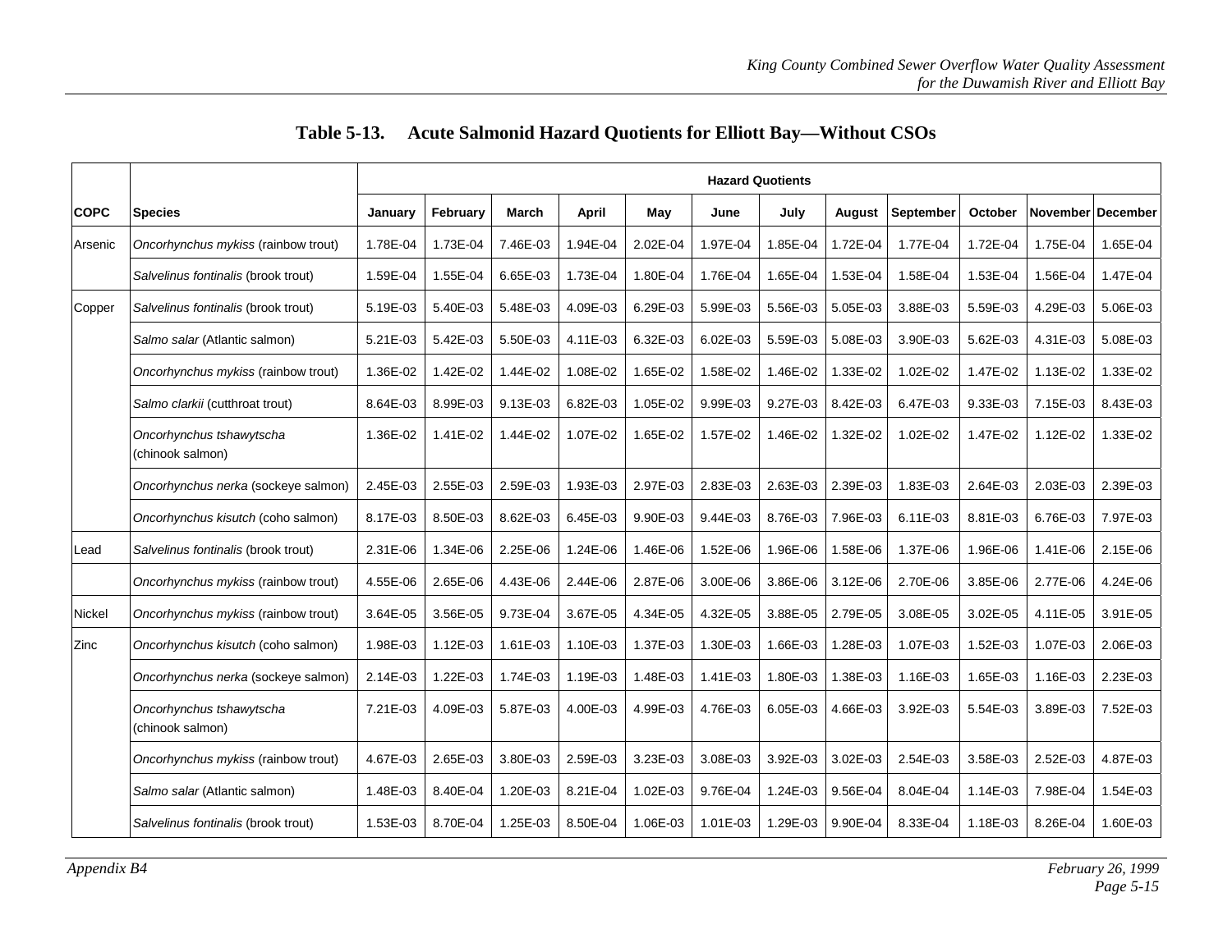## Table 5-13. Acute Salmonid Hazard Quotients for Elliott Bay—Without CSOs

| COPC | Species | Hazard Quotients | | | | | | | | | | | |
|---|---|---|---|---|---|---|---|---|---|---|---|---|---|
| | | January | February | March | April | May | June | July | August | September | October | November | December |
| Arsenic | *Oncorhynchus mykiss* (rainbow trout) | 1.78E-04 | 1.73E-04 | 7.46E-03 | 1.94E-04 | 2.02E-04 | 1.97E-04 | 1.85E-04 | 1.72E-04 | 1.77E-04 | 1.72E-04 | 1.75E-04 | 1.65E-04 |
| | *Salvelinus fontinalis* (brook trout) | 1.59E-04 | 1.55E-04 | 6.65E-03 | 1.73E-04 | 1.80E-04 | 1.76E-04 | 1.65E-04 | 1.53E-04 | 1.58E-04 | 1.53E-04 | 1.56E-04 | 1.47E-04 |
| Copper | *Salvelinus fontinalis* (brook trout) | 5.19E-03 | 5.40E-03 | 5.48E-03 | 4.09E-03 | 6.29E-03 | 5.99E-03 | 5.56E-03 | 5.05E-03 | 3.88E-03 | 5.59E-03 | 4.29E-03 | 5.06E-03 |
| | *Salmo salar* (Atlantic salmon) | 5.21E-03 | 5.42E-03 | 5.50E-03 | 4.11E-03 | 6.32E-03 | 6.02E-03 | 5.59E-03 | 5.08E-03 | 3.90E-03 | 5.62E-03 | 4.31E-03 | 5.08E-03 |
| | *Oncorhynchus mykiss* (rainbow trout) | 1.36E-02 | 1.42E-02 | 1.44E-02 | 1.08E-02 | 1.65E-02 | 1.58E-02 | 1.46E-02 | 1.33E-02 | 1.02E-02 | 1.47E-02 | 1.13E-02 | 1.33E-02 |
| | *Salmo clarkii* (cutthroat trout) | 8.64E-03 | 8.99E-03 | 9.13E-03 | 6.82E-03 | 1.05E-02 | 9.99E-03 | 9.27E-03 | 8.42E-03 | 6.47E-03 | 9.33E-03 | 7.15E-03 | 8.43E-03 |
| | *Oncorhynchus tshawytscha* (chinook salmon) | 1.36E-02 | 1.41E-02 | 1.44E-02 | 1.07E-02 | 1.65E-02 | 1.57E-02 | 1.46E-02 | 1.32E-02 | 1.02E-02 | 1.47E-02 | 1.12E-02 | 1.33E-02 |
| | *Oncorhynchus nerka* (sockeye salmon) | 2.45E-03 | 2.55E-03 | 2.59E-03 | 1.93E-03 | 2.97E-03 | 2.83E-03 | 2.63E-03 | 2.39E-03 | 1.83E-03 | 2.64E-03 | 2.03E-03 | 2.39E-03 |
| | *Oncorhynchus kisutch* (coho salmon) | 8.17E-03 | 8.50E-03 | 8.62E-03 | 6.45E-03 | 9.90E-03 | 9.44E-03 | 8.76E-03 | 7.96E-03 | 6.11E-03 | 8.81E-03 | 6.76E-03 | 7.97E-03 |
| Lead | *Salvelinus fontinalis* (brook trout) | 2.31E-06 | 1.34E-06 | 2.25E-06 | 1.24E-06 | 1.46E-06 | 1.52E-06 | 1.96E-06 | 1.58E-06 | 1.37E-06 | 1.96E-06 | 1.41E-06 | 2.15E-06 |
| | *Oncorhynchus mykiss* (rainbow trout) | 4.55E-06 | 2.65E-06 | 4.43E-06 | 2.44E-06 | 2.87E-06 | 3.00E-06 | 3.86E-06 | 3.12E-06 | 2.70E-06 | 3.85E-06 | 2.77E-06 | 4.24E-06 |
| Nickel | *Oncorhynchus mykiss* (rainbow trout) | 3.64E-05 | 3.56E-05 | 9.73E-04 | 3.67E-05 | 4.34E-05 | 4.32E-05 | 3.88E-05 | 2.79E-05 | 3.08E-05 | 3.02E-05 | 4.11E-05 | 3.91E-05 |
| Zinc | *Oncorhynchus kisutch* (coho salmon) | 1.98E-03 | 1.12E-03 | 1.61E-03 | 1.10E-03 | 1.37E-03 | 1.30E-03 | 1.66E-03 | 1.28E-03 | 1.07E-03 | 1.52E-03 | 1.07E-03 | 2.06E-03 |
| | *Oncorhynchus nerka* (sockeye salmon) | 2.14E-03 | 1.22E-03 | 1.74E-03 | 1.19E-03 | 1.48E-03 | 1.41E-03 | 1.80E-03 | 1.38E-03 | 1.16E-03 | 1.65E-03 | 1.16E-03 | 2.23E-03 |
| | *Oncorhynchus tshawytscha* (chinook salmon) | 7.21E-03 | 4.09E-03 | 5.87E-03 | 4.00E-03 | 4.99E-03 | 4.76E-03 | 6.05E-03 | 4.66E-03 | 3.92E-03 | 5.54E-03 | 3.89E-03 | 7.52E-03 |
| | *Oncorhynchus mykiss* (rainbow trout) | 4.67E-03 | 2.65E-03 | 3.80E-03 | 2.59E-03 | 3.23E-03 | 3.08E-03 | 3.92E-03 | 3.02E-03 | 2.54E-03 | 3.58E-03 | 2.52E-03 | 4.87E-03 |
| | *Salmo salar* (Atlantic salmon) | 1.48E-03 | 8.40E-04 | 1.20E-03 | 8.21E-04 | 1.02E-03 | 9.76E-04 | 1.24E-03 | 9.56E-04 | 8.04E-04 | 1.14E-03 | 7.98E-04 | 1.54E-03 |
| | *Salvelinus fontinalis* (brook trout) | 1.53E-03 | 8.70E-04 | 1.25E-03 | 8.50E-04 | 1.06E-03 | 1.01E-03 | 1.29E-03 | 9.90E-04 | 8.33E-04 | 1.18E-03 | 8.26E-04 | 1.60E-03 |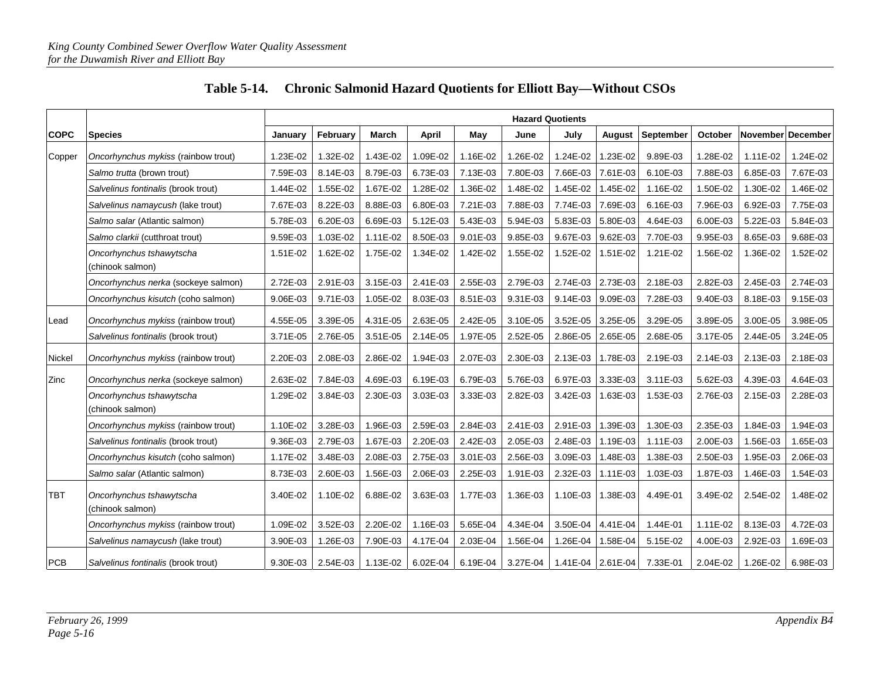## Table 5-14. Chronic Salmonid Hazard Quotients for Elliott Bay—Without CSOs

| COPC | Species | Hazard Quotients | | | | | | | | | | | |
|---|---|---|---|---|---|---|---|---|---|---|---|---|---|
| | | January | February | March | April | May | June | July | August | September | October | November | December |
| Copper | *Oncorhynchus mykiss* (rainbow trout) | 1.23E-02 | 1.32E-02 | 1.43E-02 | 1.09E-02 | 1.16E-02 | 1.26E-02 | 1.24E-02 | 1.23E-02 | 9.89E-03 | 1.28E-02 | 1.11E-02 | 1.24E-02 |
| | *Salmo trutta* (brown trout) | 7.59E-03 | 8.14E-03 | 8.79E-03 | 6.73E-03 | 7.13E-03 | 7.80E-03 | 7.66E-03 | 7.61E-03 | 6.10E-03 | 7.88E-03 | 6.85E-03 | 7.67E-03 |
| | *Salvelinus fontinalis* (brook trout) | 1.44E-02 | 1.55E-02 | 1.67E-02 | 1.28E-02 | 1.36E-02 | 1.48E-02 | 1.45E-02 | 1.45E-02 | 1.16E-02 | 1.50E-02 | 1.30E-02 | 1.46E-02 |
| | *Salvelinus namaycush* (lake trout) | 7.67E-03 | 8.22E-03 | 8.88E-03 | 6.80E-03 | 7.21E-03 | 7.88E-03 | 7.74E-03 | 7.69E-03 | 6.16E-03 | 7.96E-03 | 6.92E-03 | 7.75E-03 |
| | *Salmo salar* (Atlantic salmon) | 5.78E-03 | 6.20E-03 | 6.69E-03 | 5.12E-03 | 5.43E-03 | 5.94E-03 | 5.83E-03 | 5.80E-03 | 4.64E-03 | 6.00E-03 | 5.22E-03 | 5.84E-03 |
| | *Salmo clarkii* (cutthroat trout) | 9.59E-03 | 1.03E-02 | 1.11E-02 | 8.50E-03 | 9.01E-03 | 9.85E-03 | 9.67E-03 | 9.62E-03 | 7.70E-03 | 9.95E-03 | 8.65E-03 | 9.68E-03 |
| | *Oncorhynchus tshawytscha* (chinook salmon) | 1.51E-02 | 1.62E-02 | 1.75E-02 | 1.34E-02 | 1.42E-02 | 1.55E-02 | 1.52E-02 | 1.51E-02 | 1.21E-02 | 1.56E-02 | 1.36E-02 | 1.52E-02 |
| | *Oncorhynchus nerka* (sockeye salmon) | 2.72E-03 | 2.91E-03 | 3.15E-03 | 2.41E-03 | 2.55E-03 | 2.79E-03 | 2.74E-03 | 2.73E-03 | 2.18E-03 | 2.82E-03 | 2.45E-03 | 2.74E-03 |
| | *Oncorhynchus kisutch* (coho salmon) | 9.06E-03 | 9.71E-03 | 1.05E-02 | 8.03E-03 | 8.51E-03 | 9.31E-03 | 9.14E-03 | 9.09E-03 | 7.28E-03 | 9.40E-03 | 8.18E-03 | 9.15E-03 |
| Lead | *Oncorhynchus mykiss* (rainbow trout) | 4.55E-05 | 3.39E-05 | 4.31E-05 | 2.63E-05 | 2.42E-05 | 3.10E-05 | 3.52E-05 | 3.25E-05 | 3.29E-05 | 3.89E-05 | 3.00E-05 | 3.98E-05 |
| | *Salvelinus fontinalis* (brook trout) | 3.71E-05 | 2.76E-05 | 3.51E-05 | 2.14E-05 | 1.97E-05 | 2.52E-05 | 2.86E-05 | 2.65E-05 | 2.68E-05 | 3.17E-05 | 2.44E-05 | 3.24E-05 |
| Nickel | *Oncorhynchus mykiss* (rainbow trout) | 2.20E-03 | 2.08E-03 | 2.86E-02 | 1.94E-03 | 2.07E-03 | 2.30E-03 | 2.13E-03 | 1.78E-03 | 2.19E-03 | 2.14E-03 | 2.13E-03 | 2.18E-03 |
| Zinc | *Oncorhynchus nerka* (sockeye salmon) | 2.63E-02 | 7.84E-03 | 4.69E-03 | 6.19E-03 | 6.79E-03 | 5.76E-03 | 6.97E-03 | 3.33E-03 | 3.11E-03 | 5.62E-03 | 4.39E-03 | 4.64E-03 |
| | *Oncorhynchus tshawytscha* (chinook salmon) | 1.29E-02 | 3.84E-03 | 2.30E-03 | 3.03E-03 | 3.33E-03 | 2.82E-03 | 3.42E-03 | 1.63E-03 | 1.53E-03 | 2.76E-03 | 2.15E-03 | 2.28E-03 |
| | *Oncorhynchus mykiss* (rainbow trout) | 1.10E-02 | 3.28E-03 | 1.96E-03 | 2.59E-03 | 2.84E-03 | 2.41E-03 | 2.91E-03 | 1.39E-03 | 1.30E-03 | 2.35E-03 | 1.84E-03 | 1.94E-03 |
| | *Salvelinus fontinalis* (brook trout) | 9.36E-03 | 2.79E-03 | 1.67E-03 | 2.20E-03 | 2.42E-03 | 2.05E-03 | 2.48E-03 | 1.19E-03 | 1.11E-03 | 2.00E-03 | 1.56E-03 | 1.65E-03 |
| | *Oncorhynchus kisutch* (coho salmon) | 1.17E-02 | 3.48E-03 | 2.08E-03 | 2.75E-03 | 3.01E-03 | 2.56E-03 | 3.09E-03 | 1.48E-03 | 1.38E-03 | 2.50E-03 | 1.95E-03 | 2.06E-03 |
| | *Salmo salar* (Atlantic salmon) | 8.73E-03 | 2.60E-03 | 1.56E-03 | 2.06E-03 | 2.25E-03 | 1.91E-03 | 2.32E-03 | 1.11E-03 | 1.03E-03 | 1.87E-03 | 1.46E-03 | 1.54E-03 |
| TBT | *Oncorhynchus tshawytscha* (chinook salmon) | 3.40E-02 | 1.10E-02 | 6.88E-02 | 3.63E-03 | 1.77E-03 | 1.36E-03 | 1.10E-03 | 1.38E-03 | 4.49E-01 | 3.49E-02 | 2.54E-02 | 1.48E-02 |
| | *Oncorhynchus mykiss* (rainbow trout) | 1.09E-02 | 3.52E-03 | 2.20E-02 | 1.16E-03 | 5.65E-04 | 4.34E-04 | 3.50E-04 | 4.41E-04 | 1.44E-01 | 1.11E-02 | 8.13E-03 | 4.72E-03 |
| | *Salvelinus namaycush* (lake trout) | 3.90E-03 | 1.26E-03 | 7.90E-03 | 4.17E-04 | 2.03E-04 | 1.56E-04 | 1.26E-04 | 1.58E-04 | 5.15E-02 | 4.00E-03 | 2.92E-03 | 1.69E-03 |
| PCB | *Salvelinus fontinalis* (brook trout) | 9.30E-03 | 2.54E-03 | 1.13E-02 | 6.02E-04 | 6.19E-04 | 3.27E-04 | 1.41E-04 | 2.61E-04 | 7.33E-01 | 2.04E-02 | 1.26E-02 | 6.98E-03 |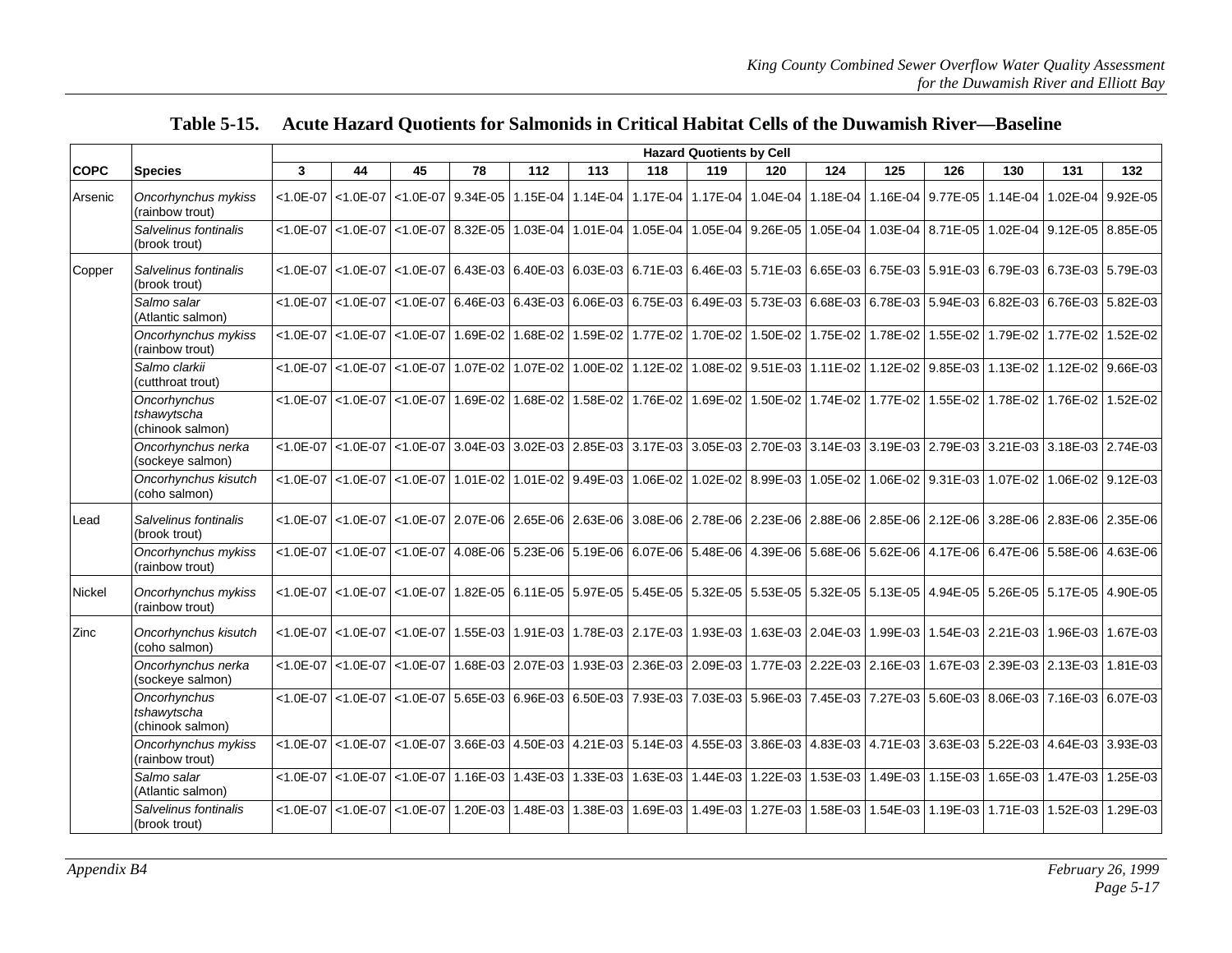**Table 5-15. Acute Hazard Quotients for Salmonids in Critical Habitat Cells of the Duwamish River—Baseline**

| | | Hazard Quotients by Cell | | | | | | | | | | | | | | |
|---|---|---|---|---|---|---|---|---|---|---|---|---|---|---|---|---|
| COPC | Species | 3 | 44 | 45 | 78 | 112 | 113 | 118 | 119 | 120 | 124 | 125 | 126 | 130 | 131 | 132 |
| Arsenic | *Oncorhynchus mykiss* (rainbow trout) | <1.0E-07 | <1.0E-07 | <1.0E-07 | 9.34E-05 | 1.15E-04 | 1.14E-04 | 1.17E-04 | 1.17E-04 | 1.04E-04 | 1.18E-04 | 1.16E-04 | 9.77E-05 | 1.14E-04 | 1.02E-04 | 9.92E-05 |
| | *Salvelinus fontinalis* (brook trout) | <1.0E-07 | <1.0E-07 | <1.0E-07 | 8.32E-05 | 1.03E-04 | 1.01E-04 | 1.05E-04 | 1.05E-04 | 9.26E-05 | 1.05E-04 | 1.03E-04 | 8.71E-05 | 1.02E-04 | 9.12E-05 | 8.85E-05 |
| Copper | *Salvelinus fontinalis* (brook trout) | <1.0E-07 | <1.0E-07 | <1.0E-07 | 6.43E-03 | 6.40E-03 | 6.03E-03 | 6.71E-03 | 6.46E-03 | 5.71E-03 | 6.65E-03 | 6.75E-03 | 5.91E-03 | 6.79E-03 | 6.73E-03 | 5.79E-03 |
| | *Salmo salar* (Atlantic salmon) | <1.0E-07 | <1.0E-07 | <1.0E-07 | 6.46E-03 | 6.43E-03 | 6.06E-03 | 6.75E-03 | 6.49E-03 | 5.73E-03 | 6.68E-03 | 6.78E-03 | 5.94E-03 | 6.82E-03 | 6.76E-03 | 5.82E-03 |
| | *Oncorhynchus mykiss* (rainbow trout) | <1.0E-07 | <1.0E-07 | <1.0E-07 | 1.69E-02 | 1.68E-02 | 1.59E-02 | 1.77E-02 | 1.70E-02 | 1.50E-02 | 1.75E-02 | 1.78E-02 | 1.55E-02 | 1.79E-02 | 1.77E-02 | 1.52E-02 |
| | *Salmo clarkii* (cutthroat trout) | <1.0E-07 | <1.0E-07 | <1.0E-07 | 1.07E-02 | 1.07E-02 | 1.00E-02 | 1.12E-02 | 1.08E-02 | 9.51E-03 | 1.11E-02 | 1.12E-02 | 9.85E-03 | 1.13E-02 | 1.12E-02 | 9.66E-03 |
| | *Oncorhynchus tshawytscha* (chinook salmon) | <1.0E-07 | <1.0E-07 | <1.0E-07 | 1.69E-02 | 1.68E-02 | 1.58E-02 | 1.76E-02 | 1.69E-02 | 1.50E-02 | 1.74E-02 | 1.77E-02 | 1.55E-02 | 1.78E-02 | 1.76E-02 | 1.52E-02 |
| | *Oncorhynchus nerka* (sockeye salmon) | <1.0E-07 | <1.0E-07 | <1.0E-07 | 3.04E-03 | 3.02E-03 | 2.85E-03 | 3.17E-03 | 3.05E-03 | 2.70E-03 | 3.14E-03 | 3.19E-03 | 2.79E-03 | 3.21E-03 | 3.18E-03 | 2.74E-03 |
| | *Oncorhynchus kisutch* (coho salmon) | <1.0E-07 | <1.0E-07 | <1.0E-07 | 1.01E-02 | 1.01E-02 | 9.49E-03 | 1.06E-02 | 1.02E-02 | 8.99E-03 | 1.05E-02 | 1.06E-02 | 9.31E-03 | 1.07E-02 | 1.06E-02 | 9.12E-03 |
| Lead | *Salvelinus fontinalis* (brook trout) | <1.0E-07 | <1.0E-07 | <1.0E-07 | 2.07E-06 | 2.65E-06 | 2.63E-06 | 3.08E-06 | 2.78E-06 | 2.23E-06 | 2.88E-06 | 2.85E-06 | 2.12E-06 | 3.28E-06 | 2.83E-06 | 2.35E-06 |
| | *Oncorhynchus mykiss* (rainbow trout) | <1.0E-07 | <1.0E-07 | <1.0E-07 | 4.08E-06 | 5.23E-06 | 5.19E-06 | 6.07E-06 | 5.48E-06 | 4.39E-06 | 5.68E-06 | 5.62E-06 | 4.17E-06 | 6.47E-06 | 5.58E-06 | 4.63E-06 |
| Nickel | *Oncorhynchus mykiss* (rainbow trout) | <1.0E-07 | <1.0E-07 | <1.0E-07 | 1.82E-05 | 6.11E-05 | 5.97E-05 | 5.45E-05 | 5.32E-05 | 5.53E-05 | 5.32E-05 | 5.13E-05 | 4.94E-05 | 5.26E-05 | 5.17E-05 | 4.90E-05 |
| Zinc | *Oncorhynchus kisutch* (coho salmon) | <1.0E-07 | <1.0E-07 | <1.0E-07 | 1.55E-03 | 1.91E-03 | 1.78E-03 | 2.17E-03 | 1.93E-03 | 1.63E-03 | 2.04E-03 | 1.99E-03 | 1.54E-03 | 2.21E-03 | 1.96E-03 | 1.67E-03 |
| | *Oncorhynchus nerka* (sockeye salmon) | <1.0E-07 | <1.0E-07 | <1.0E-07 | 1.68E-03 | 2.07E-03 | 1.93E-03 | 2.36E-03 | 2.09E-03 | 1.77E-03 | 2.22E-03 | 2.16E-03 | 1.67E-03 | 2.39E-03 | 2.13E-03 | 1.81E-03 |
| | *Oncorhynchus tshawytscha* (chinook salmon) | <1.0E-07 | <1.0E-07 | <1.0E-07 | 5.65E-03 | 6.96E-03 | 6.50E-03 | 7.93E-03 | 7.03E-03 | 5.96E-03 | 7.45E-03 | 7.27E-03 | 5.60E-03 | 8.06E-03 | 7.16E-03 | 6.07E-03 |
| | *Oncorhynchus mykiss* (rainbow trout) | <1.0E-07 | <1.0E-07 | <1.0E-07 | 3.66E-03 | 4.50E-03 | 4.21E-03 | 5.14E-03 | 4.55E-03 | 3.86E-03 | 4.83E-03 | 4.71E-03 | 3.63E-03 | 5.22E-03 | 4.64E-03 | 3.93E-03 |
| | *Salmo salar* (Atlantic salmon) | <1.0E-07 | <1.0E-07 | <1.0E-07 | 1.16E-03 | 1.43E-03 | 1.33E-03 | 1.63E-03 | 1.44E-03 | 1.22E-03 | 1.53E-03 | 1.49E-03 | 1.15E-03 | 1.65E-03 | 1.47E-03 | 1.25E-03 |
| | *Salvelinus fontinalis* (brook trout) | <1.0E-07 | <1.0E-07 | <1.0E-07 | 1.20E-03 | 1.48E-03 | 1.38E-03 | 1.69E-03 | 1.49E-03 | 1.27E-03 | 1.58E-03 | 1.54E-03 | 1.19E-03 | 1.71E-03 | 1.52E-03 | 1.29E-03 |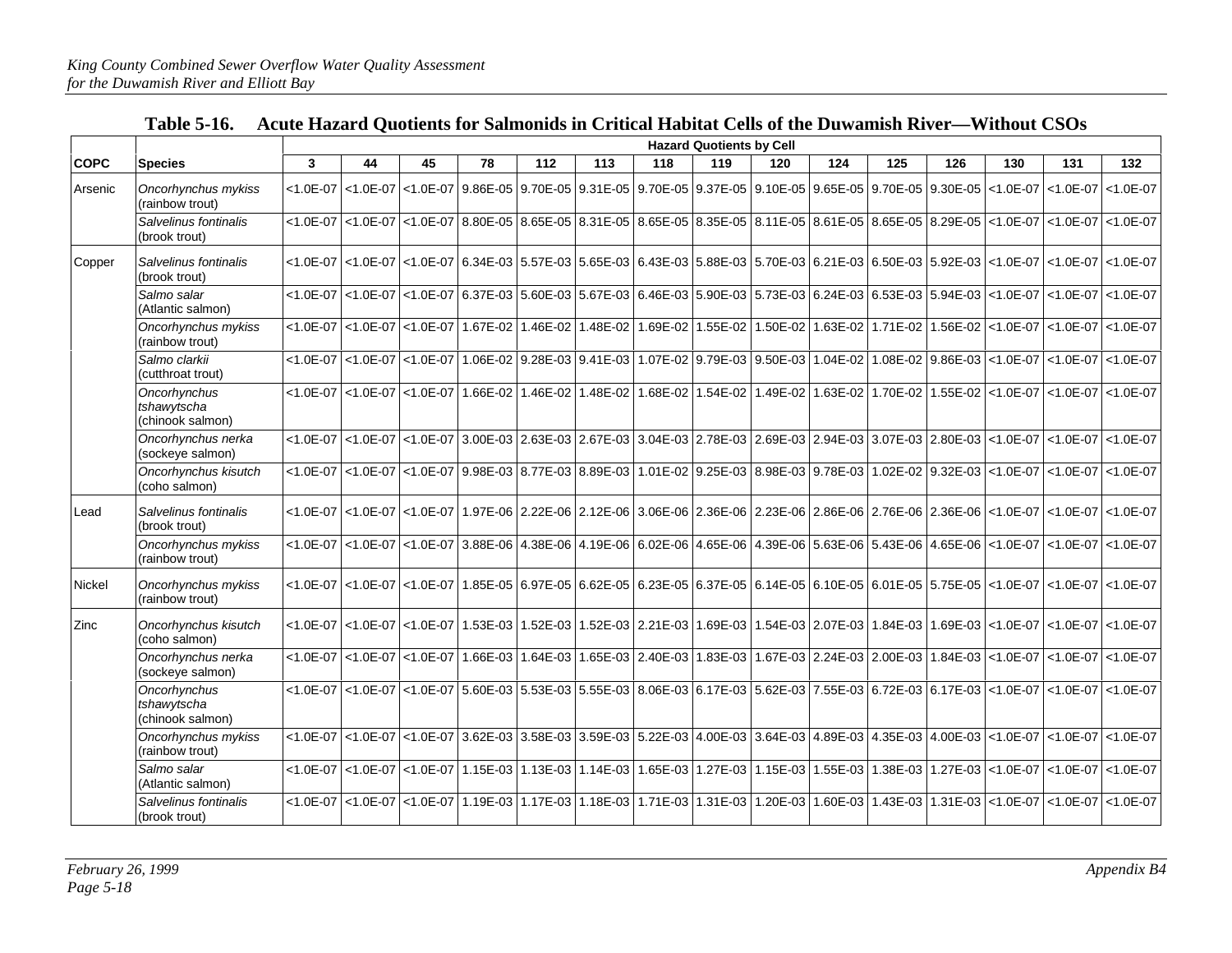**Table 5-16. Acute Hazard Quotients for Salmonids in Critical Habitat Cells of the Duwamish River—Without CSOs**

| | | Hazard Quotients by Cell | | | | | | | | | | | | | | |
|---|---|---|---|---|---|---|---|---|---|---|---|---|---|---|---|---|
| **COPC** | **Species** | **3** | **44** | **45** | **78** | **112** | **113** | **118** | **119** | **120** | **124** | **125** | **126** | **130** | **131** | **132** |
| Arsenic | *Oncorhynchus mykiss* (rainbow trout) | <1.0E-07 | <1.0E-07 | <1.0E-07 | 9.86E-05 | 9.70E-05 | 9.31E-05 | 9.70E-05 | 9.37E-05 | 9.10E-05 | 9.65E-05 | 9.70E-05 | 9.30E-05 | <1.0E-07 | <1.0E-07 | <1.0E-07 |
| | *Salvelinus fontinalis* (brook trout) | <1.0E-07 | <1.0E-07 | <1.0E-07 | 8.80E-05 | 8.65E-05 | 8.31E-05 | 8.65E-05 | 8.35E-05 | 8.11E-05 | 8.61E-05 | 8.65E-05 | 8.29E-05 | <1.0E-07 | <1.0E-07 | <1.0E-07 |
| Copper | *Salvelinus fontinalis* (brook trout) | <1.0E-07 | <1.0E-07 | <1.0E-07 | 6.34E-03 | 5.57E-03 | 5.65E-03 | 6.43E-03 | 5.88E-03 | 5.70E-03 | 6.21E-03 | 6.50E-03 | 5.92E-03 | <1.0E-07 | <1.0E-07 | <1.0E-07 |
| | *Salmo salar* (Atlantic salmon) | <1.0E-07 | <1.0E-07 | <1.0E-07 | 6.37E-03 | 5.60E-03 | 5.67E-03 | 6.46E-03 | 5.90E-03 | 5.73E-03 | 6.24E-03 | 6.53E-03 | 5.94E-03 | <1.0E-07 | <1.0E-07 | <1.0E-07 |
| | *Oncorhynchus mykiss* (rainbow trout) | <1.0E-07 | <1.0E-07 | <1.0E-07 | 1.67E-02 | 1.46E-02 | 1.48E-02 | 1.69E-02 | 1.55E-02 | 1.50E-02 | 1.63E-02 | 1.71E-02 | 1.56E-02 | <1.0E-07 | <1.0E-07 | <1.0E-07 |
| | *Salmo clarkii* (cutthroat trout) | <1.0E-07 | <1.0E-07 | <1.0E-07 | 1.06E-02 | 9.28E-03 | 9.41E-03 | 1.07E-02 | 9.79E-03 | 9.50E-03 | 1.04E-02 | 1.08E-02 | 9.86E-03 | <1.0E-07 | <1.0E-07 | <1.0E-07 |
| | *Oncorhynchus tshawytscha* (chinook salmon) | <1.0E-07 | <1.0E-07 | <1.0E-07 | 1.66E-02 | 1.46E-02 | 1.48E-02 | 1.68E-02 | 1.54E-02 | 1.49E-02 | 1.63E-02 | 1.70E-02 | 1.55E-02 | <1.0E-07 | <1.0E-07 | <1.0E-07 |
| | *Oncorhynchus nerka* (sockeye salmon) | <1.0E-07 | <1.0E-07 | <1.0E-07 | 3.00E-03 | 2.63E-03 | 2.67E-03 | 3.04E-03 | 2.78E-03 | 2.69E-03 | 2.94E-03 | 3.07E-03 | 2.80E-03 | <1.0E-07 | <1.0E-07 | <1.0E-07 |
| | *Oncorhynchus kisutch* (coho salmon) | <1.0E-07 | <1.0E-07 | <1.0E-07 | 9.98E-03 | 8.77E-03 | 8.89E-03 | 1.01E-02 | 9.25E-03 | 8.98E-03 | 9.78E-03 | 1.02E-02 | 9.32E-03 | <1.0E-07 | <1.0E-07 | <1.0E-07 |
| Lead | *Salvelinus fontinalis* (brook trout) | <1.0E-07 | <1.0E-07 | <1.0E-07 | 1.97E-06 | 2.22E-06 | 2.12E-06 | 3.06E-06 | 2.36E-06 | 2.23E-06 | 2.86E-06 | 2.76E-06 | 2.36E-06 | <1.0E-07 | <1.0E-07 | <1.0E-07 |
| | *Oncorhynchus mykiss* (rainbow trout) | <1.0E-07 | <1.0E-07 | <1.0E-07 | 3.88E-06 | 4.38E-06 | 4.19E-06 | 6.02E-06 | 4.65E-06 | 4.39E-06 | 5.63E-06 | 5.43E-06 | 4.65E-06 | <1.0E-07 | <1.0E-07 | <1.0E-07 |
| Nickel | *Oncorhynchus mykiss* (rainbow trout) | <1.0E-07 | <1.0E-07 | <1.0E-07 | 1.85E-05 | 6.97E-05 | 6.62E-05 | 6.23E-05 | 6.37E-05 | 6.14E-05 | 6.10E-05 | 6.01E-05 | 5.75E-05 | <1.0E-07 | <1.0E-07 | <1.0E-07 |
| Zinc | *Oncorhynchus kisutch* (coho salmon) | <1.0E-07 | <1.0E-07 | <1.0E-07 | 1.53E-03 | 1.52E-03 | 1.52E-03 | 2.21E-03 | 1.69E-03 | 1.54E-03 | 2.07E-03 | 1.84E-03 | 1.69E-03 | <1.0E-07 | <1.0E-07 | <1.0E-07 |
| | *Oncorhynchus nerka* (sockeye salmon) | <1.0E-07 | <1.0E-07 | <1.0E-07 | 1.66E-03 | 1.64E-03 | 1.65E-03 | 2.40E-03 | 1.83E-03 | 1.67E-03 | 2.24E-03 | 2.00E-03 | 1.84E-03 | <1.0E-07 | <1.0E-07 | <1.0E-07 |
| | *Oncorhynchus tshawytscha* (chinook salmon) | <1.0E-07 | <1.0E-07 | <1.0E-07 | 5.60E-03 | 5.53E-03 | 5.55E-03 | 8.06E-03 | 6.17E-03 | 5.62E-03 | 7.55E-03 | 6.72E-03 | 6.17E-03 | <1.0E-07 | <1.0E-07 | <1.0E-07 |
| | *Oncorhynchus mykiss* (rainbow trout) | <1.0E-07 | <1.0E-07 | <1.0E-07 | 3.62E-03 | 3.58E-03 | 3.59E-03 | 5.22E-03 | 4.00E-03 | 3.64E-03 | 4.89E-03 | 4.35E-03 | 4.00E-03 | <1.0E-07 | <1.0E-07 | <1.0E-07 |
| | *Salmo salar* (Atlantic salmon) | <1.0E-07 | <1.0E-07 | <1.0E-07 | 1.15E-03 | 1.13E-03 | 1.14E-03 | 1.65E-03 | 1.27E-03 | 1.15E-03 | 1.55E-03 | 1.38E-03 | 1.27E-03 | <1.0E-07 | <1.0E-07 | <1.0E-07 |
| | *Salvelinus fontinalis* (brook trout) | <1.0E-07 | <1.0E-07 | <1.0E-07 | 1.19E-03 | 1.17E-03 | 1.18E-03 | 1.71E-03 | 1.31E-03 | 1.20E-03 | 1.60E-03 | 1.43E-03 | 1.31E-03 | <1.0E-07 | <1.0E-07 | <1.0E-07 |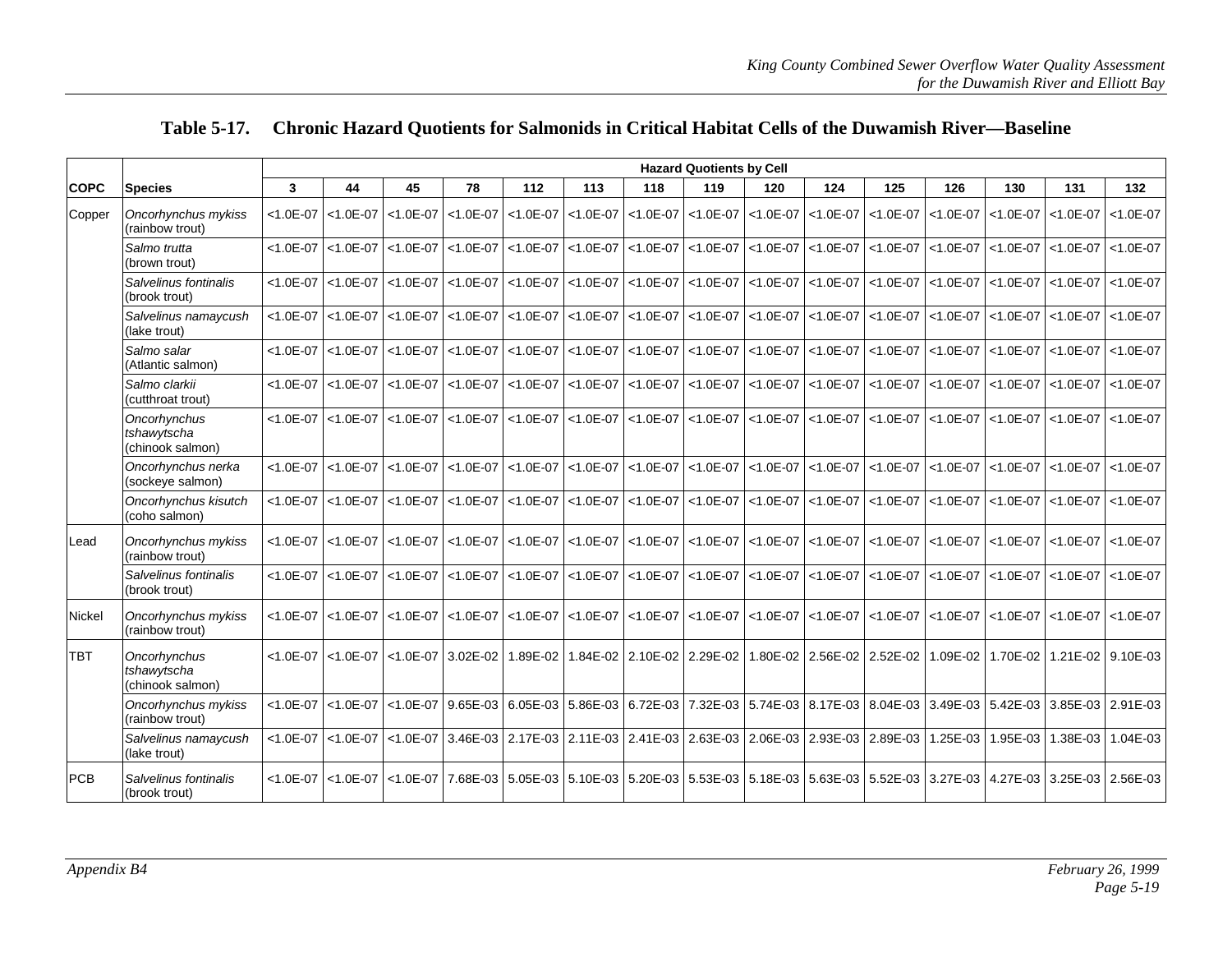## Table 5-17. Chronic Hazard Quotients for Salmonids in Critical Habitat Cells of the Duwamish River—Baseline

| COPC | Species | Hazard Quotients by Cell | | | | | | | | | | | | | | |
|---|---|---|---|---|---|---|---|---|---|---|---|---|---|---|---|---|
| | | 3 | 44 | 45 | 78 | 112 | 113 | 118 | 119 | 120 | 124 | 125 | 126 | 130 | 131 | 132 |
| Copper | *Oncorhynchus mykiss* (rainbow trout) | <1.0E-07 | <1.0E-07 | <1.0E-07 | <1.0E-07 | <1.0E-07 | <1.0E-07 | <1.0E-07 | <1.0E-07 | <1.0E-07 | <1.0E-07 | <1.0E-07 | <1.0E-07 | <1.0E-07 | <1.0E-07 | <1.0E-07 |
| | *Salmo trutta* (brown trout) | <1.0E-07 | <1.0E-07 | <1.0E-07 | <1.0E-07 | <1.0E-07 | <1.0E-07 | <1.0E-07 | <1.0E-07 | <1.0E-07 | <1.0E-07 | <1.0E-07 | <1.0E-07 | <1.0E-07 | <1.0E-07 | <1.0E-07 |
| | *Salvelinus fontinalis* (brook trout) | <1.0E-07 | <1.0E-07 | <1.0E-07 | <1.0E-07 | <1.0E-07 | <1.0E-07 | <1.0E-07 | <1.0E-07 | <1.0E-07 | <1.0E-07 | <1.0E-07 | <1.0E-07 | <1.0E-07 | <1.0E-07 | <1.0E-07 |
| | *Salvelinus namaycush* (lake trout) | <1.0E-07 | <1.0E-07 | <1.0E-07 | <1.0E-07 | <1.0E-07 | <1.0E-07 | <1.0E-07 | <1.0E-07 | <1.0E-07 | <1.0E-07 | <1.0E-07 | <1.0E-07 | <1.0E-07 | <1.0E-07 | <1.0E-07 |
| | *Salmo salar* (Atlantic salmon) | <1.0E-07 | <1.0E-07 | <1.0E-07 | <1.0E-07 | <1.0E-07 | <1.0E-07 | <1.0E-07 | <1.0E-07 | <1.0E-07 | <1.0E-07 | <1.0E-07 | <1.0E-07 | <1.0E-07 | <1.0E-07 | <1.0E-07 |
| | *Salmo clarkii* (cutthroat trout) | <1.0E-07 | <1.0E-07 | <1.0E-07 | <1.0E-07 | <1.0E-07 | <1.0E-07 | <1.0E-07 | <1.0E-07 | <1.0E-07 | <1.0E-07 | <1.0E-07 | <1.0E-07 | <1.0E-07 | <1.0E-07 | <1.0E-07 |
| | *Oncorhynchus tshawytscha* (chinook salmon) | <1.0E-07 | <1.0E-07 | <1.0E-07 | <1.0E-07 | <1.0E-07 | <1.0E-07 | <1.0E-07 | <1.0E-07 | <1.0E-07 | <1.0E-07 | <1.0E-07 | <1.0E-07 | <1.0E-07 | <1.0E-07 | <1.0E-07 |
| | *Oncorhynchus nerka* (sockeye salmon) | <1.0E-07 | <1.0E-07 | <1.0E-07 | <1.0E-07 | <1.0E-07 | <1.0E-07 | <1.0E-07 | <1.0E-07 | <1.0E-07 | <1.0E-07 | <1.0E-07 | <1.0E-07 | <1.0E-07 | <1.0E-07 | <1.0E-07 |
| | *Oncorhynchus kisutch* (coho salmon) | <1.0E-07 | <1.0E-07 | <1.0E-07 | <1.0E-07 | <1.0E-07 | <1.0E-07 | <1.0E-07 | <1.0E-07 | <1.0E-07 | <1.0E-07 | <1.0E-07 | <1.0E-07 | <1.0E-07 | <1.0E-07 | <1.0E-07 |
| Lead | *Oncorhynchus mykiss* (rainbow trout) | <1.0E-07 | <1.0E-07 | <1.0E-07 | <1.0E-07 | <1.0E-07 | <1.0E-07 | <1.0E-07 | <1.0E-07 | <1.0E-07 | <1.0E-07 | <1.0E-07 | <1.0E-07 | <1.0E-07 | <1.0E-07 | <1.0E-07 |
| | *Salvelinus fontinalis* (brook trout) | <1.0E-07 | <1.0E-07 | <1.0E-07 | <1.0E-07 | <1.0E-07 | <1.0E-07 | <1.0E-07 | <1.0E-07 | <1.0E-07 | <1.0E-07 | <1.0E-07 | <1.0E-07 | <1.0E-07 | <1.0E-07 | <1.0E-07 |
| Nickel | *Oncorhynchus mykiss* (rainbow trout) | <1.0E-07 | <1.0E-07 | <1.0E-07 | <1.0E-07 | <1.0E-07 | <1.0E-07 | <1.0E-07 | <1.0E-07 | <1.0E-07 | <1.0E-07 | <1.0E-07 | <1.0E-07 | <1.0E-07 | <1.0E-07 | <1.0E-07 |
| TBT | *Oncorhynchus tshawytscha* (chinook salmon) | <1.0E-07 | <1.0E-07 | <1.0E-07 | 3.02E-02 | 1.89E-02 | 1.84E-02 | 2.10E-02 | 2.29E-02 | 1.80E-02 | 2.56E-02 | 2.52E-02 | 1.09E-02 | 1.70E-02 | 1.21E-02 | 9.10E-03 |
| | *Oncorhynchus mykiss* (rainbow trout) | <1.0E-07 | <1.0E-07 | <1.0E-07 | 9.65E-03 | 6.05E-03 | 5.86E-03 | 6.72E-03 | 7.32E-03 | 5.74E-03 | 8.17E-03 | 8.04E-03 | 3.49E-03 | 5.42E-03 | 3.85E-03 | 2.91E-03 |
| | *Salvelinus namaycush* (lake trout) | <1.0E-07 | <1.0E-07 | <1.0E-07 | 3.46E-03 | 2.17E-03 | 2.11E-03 | 2.41E-03 | 2.63E-03 | 2.06E-03 | 2.93E-03 | 2.89E-03 | 1.25E-03 | 1.95E-03 | 1.38E-03 | 1.04E-03 |
| PCB | *Salvelinus fontinalis* (brook trout) | <1.0E-07 | <1.0E-07 | <1.0E-07 | 7.68E-03 | 5.05E-03 | 5.10E-03 | 5.20E-03 | 5.53E-03 | 5.18E-03 | 5.63E-03 | 5.52E-03 | 3.27E-03 | 4.27E-03 | 3.25E-03 | 2.56E-03 |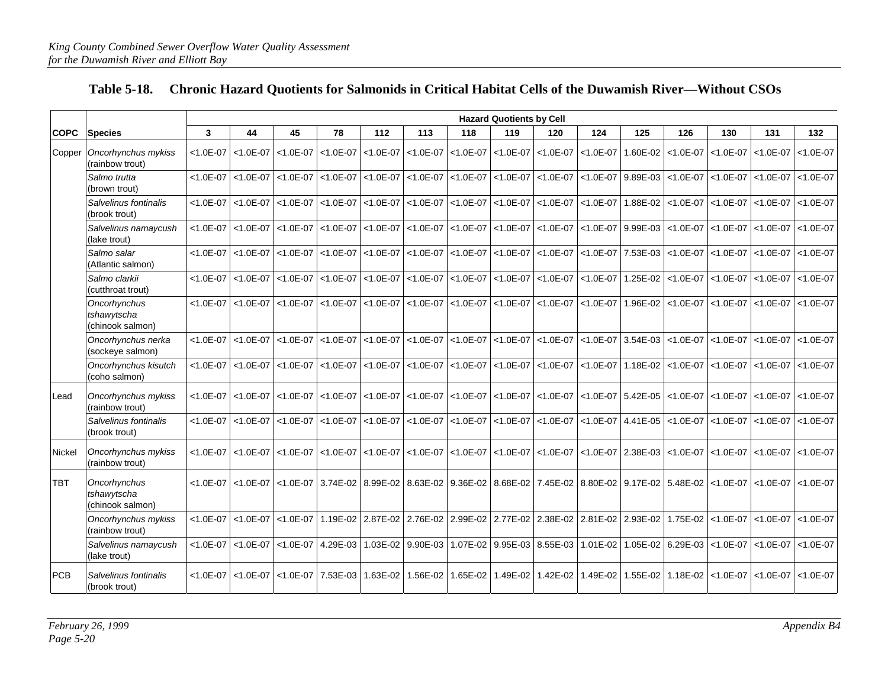**Table 5-18. Chronic Hazard Quotients for Salmonids in Critical Habitat Cells of the Duwamish River—Without CSOs**

| COPC | Species | Hazard Quotients by Cell | | | | | | | | | | | | | | |
|---|---|---|---|---|---|---|---|---|---|---|---|---|---|---|---|---|
| | | 3 | 44 | 45 | 78 | 112 | 113 | 118 | 119 | 120 | 124 | 125 | 126 | 130 | 131 | 132 |
| Copper | *Oncorhynchus mykiss* (rainbow trout) | <1.0E-07 | <1.0E-07 | <1.0E-07 | <1.0E-07 | <1.0E-07 | <1.0E-07 | <1.0E-07 | <1.0E-07 | <1.0E-07 | <1.0E-07 | 1.60E-02 | <1.0E-07 | <1.0E-07 | <1.0E-07 | <1.0E-07 |
| | *Salmo trutta* (brown trout) | <1.0E-07 | <1.0E-07 | <1.0E-07 | <1.0E-07 | <1.0E-07 | <1.0E-07 | <1.0E-07 | <1.0E-07 | <1.0E-07 | <1.0E-07 | 9.89E-03 | <1.0E-07 | <1.0E-07 | <1.0E-07 | <1.0E-07 |
| | *Salvelinus fontinalis* (brook trout) | <1.0E-07 | <1.0E-07 | <1.0E-07 | <1.0E-07 | <1.0E-07 | <1.0E-07 | <1.0E-07 | <1.0E-07 | <1.0E-07 | <1.0E-07 | 1.88E-02 | <1.0E-07 | <1.0E-07 | <1.0E-07 | <1.0E-07 |
| | *Salvelinus namaycush* (lake trout) | <1.0E-07 | <1.0E-07 | <1.0E-07 | <1.0E-07 | <1.0E-07 | <1.0E-07 | <1.0E-07 | <1.0E-07 | <1.0E-07 | <1.0E-07 | 9.99E-03 | <1.0E-07 | <1.0E-07 | <1.0E-07 | <1.0E-07 |
| | *Salmo salar* (Atlantic salmon) | <1.0E-07 | <1.0E-07 | <1.0E-07 | <1.0E-07 | <1.0E-07 | <1.0E-07 | <1.0E-07 | <1.0E-07 | <1.0E-07 | <1.0E-07 | 7.53E-03 | <1.0E-07 | <1.0E-07 | <1.0E-07 | <1.0E-07 |
| | *Salmo clarkii* (cutthroat trout) | <1.0E-07 | <1.0E-07 | <1.0E-07 | <1.0E-07 | <1.0E-07 | <1.0E-07 | <1.0E-07 | <1.0E-07 | <1.0E-07 | <1.0E-07 | 1.25E-02 | <1.0E-07 | <1.0E-07 | <1.0E-07 | <1.0E-07 |
| | *Oncorhynchus tshawytscha* (chinook salmon) | <1.0E-07 | <1.0E-07 | <1.0E-07 | <1.0E-07 | <1.0E-07 | <1.0E-07 | <1.0E-07 | <1.0E-07 | <1.0E-07 | <1.0E-07 | 1.96E-02 | <1.0E-07 | <1.0E-07 | <1.0E-07 | <1.0E-07 |
| | *Oncorhynchus nerka* (sockeye salmon) | <1.0E-07 | <1.0E-07 | <1.0E-07 | <1.0E-07 | <1.0E-07 | <1.0E-07 | <1.0E-07 | <1.0E-07 | <1.0E-07 | <1.0E-07 | 3.54E-03 | <1.0E-07 | <1.0E-07 | <1.0E-07 | <1.0E-07 |
| | *Oncorhynchus kisutch* (coho salmon) | <1.0E-07 | <1.0E-07 | <1.0E-07 | <1.0E-07 | <1.0E-07 | <1.0E-07 | <1.0E-07 | <1.0E-07 | <1.0E-07 | <1.0E-07 | 1.18E-02 | <1.0E-07 | <1.0E-07 | <1.0E-07 | <1.0E-07 |
| Lead | *Oncorhynchus mykiss* (rainbow trout) | <1.0E-07 | <1.0E-07 | <1.0E-07 | <1.0E-07 | <1.0E-07 | <1.0E-07 | <1.0E-07 | <1.0E-07 | <1.0E-07 | <1.0E-07 | 5.42E-05 | <1.0E-07 | <1.0E-07 | <1.0E-07 | <1.0E-07 |
| | *Salvelinus fontinalis* (brook trout) | <1.0E-07 | <1.0E-07 | <1.0E-07 | <1.0E-07 | <1.0E-07 | <1.0E-07 | <1.0E-07 | <1.0E-07 | <1.0E-07 | <1.0E-07 | 4.41E-05 | <1.0E-07 | <1.0E-07 | <1.0E-07 | <1.0E-07 |
| Nickel | *Oncorhynchus mykiss* (rainbow trout) | <1.0E-07 | <1.0E-07 | <1.0E-07 | <1.0E-07 | <1.0E-07 | <1.0E-07 | <1.0E-07 | <1.0E-07 | <1.0E-07 | <1.0E-07 | 2.38E-03 | <1.0E-07 | <1.0E-07 | <1.0E-07 | <1.0E-07 |
| TBT | *Oncorhynchus tshawytscha* (chinook salmon) | <1.0E-07 | <1.0E-07 | <1.0E-07 | 3.74E-02 | 8.99E-02 | 8.63E-02 | 9.36E-02 | 8.68E-02 | 7.45E-02 | 8.80E-02 | 9.17E-02 | 5.48E-02 | <1.0E-07 | <1.0E-07 | <1.0E-07 |
| | *Oncorhynchus mykiss* (rainbow trout) | <1.0E-07 | <1.0E-07 | <1.0E-07 | 1.19E-02 | 2.87E-02 | 2.76E-02 | 2.99E-02 | 2.77E-02 | 2.38E-02 | 2.81E-02 | 2.93E-02 | 1.75E-02 | <1.0E-07 | <1.0E-07 | <1.0E-07 |
| | *Salvelinus namaycush* (lake trout) | <1.0E-07 | <1.0E-07 | <1.0E-07 | 4.29E-03 | 1.03E-02 | 9.90E-03 | 1.07E-02 | 9.95E-03 | 8.55E-03 | 1.01E-02 | 1.05E-02 | 6.29E-03 | <1.0E-07 | <1.0E-07 | <1.0E-07 |
| PCB | *Salvelinus fontinalis* (brook trout) | <1.0E-07 | <1.0E-07 | <1.0E-07 | 7.53E-03 | 1.63E-02 | 1.56E-02 | 1.65E-02 | 1.49E-02 | 1.42E-02 | 1.49E-02 | 1.55E-02 | 1.18E-02 | <1.0E-07 | <1.0E-07 | <1.0E-07 |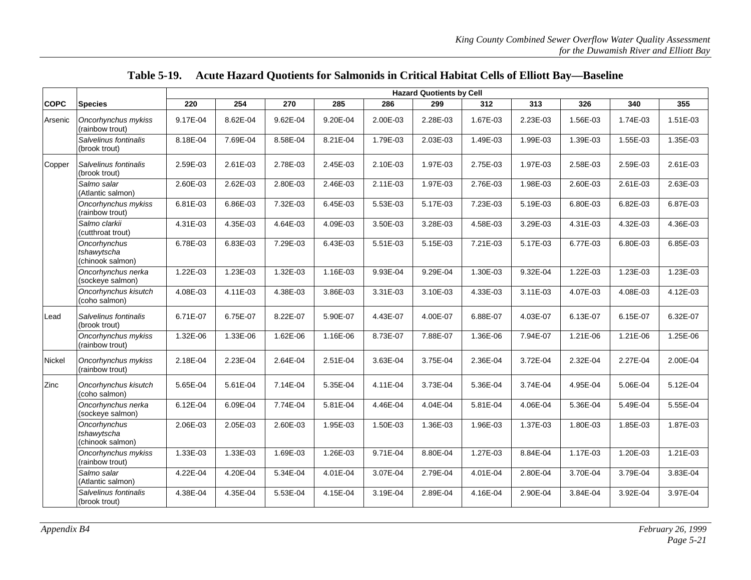## Table 5-19. Acute Hazard Quotients for Salmonids in Critical Habitat Cells of Elliott Bay—Baseline

| COPC | Species | Hazard Quotients by Cell | | | | | | | | | | |
|---|---|---|---|---|---|---|---|---|---|---|---|---|
| | | 220 | 254 | 270 | 285 | 286 | 299 | 312 | 313 | 326 | 340 | 355 |
| Arsenic | *Oncorhynchus mykiss* (rainbow trout) | 9.17E-04 | 8.62E-04 | 9.62E-04 | 9.20E-04 | 2.00E-03 | 2.28E-03 | 1.67E-03 | 2.23E-03 | 1.56E-03 | 1.74E-03 | 1.51E-03 |
| | *Salvelinus fontinalis* (brook trout) | 8.18E-04 | 7.69E-04 | 8.58E-04 | 8.21E-04 | 1.79E-03 | 2.03E-03 | 1.49E-03 | 1.99E-03 | 1.39E-03 | 1.55E-03 | 1.35E-03 |
| Copper | *Salvelinus fontinalis* (brook trout) | 2.59E-03 | 2.61E-03 | 2.78E-03 | 2.45E-03 | 2.10E-03 | 1.97E-03 | 2.75E-03 | 1.97E-03 | 2.58E-03 | 2.59E-03 | 2.61E-03 |
| | *Salmo salar* (Atlantic salmon) | 2.60E-03 | 2.62E-03 | 2.80E-03 | 2.46E-03 | 2.11E-03 | 1.97E-03 | 2.76E-03 | 1.98E-03 | 2.60E-03 | 2.61E-03 | 2.63E-03 |
| | *Oncorhynchus mykiss* (rainbow trout) | 6.81E-03 | 6.86E-03 | 7.32E-03 | 6.45E-03 | 5.53E-03 | 5.17E-03 | 7.23E-03 | 5.19E-03 | 6.80E-03 | 6.82E-03 | 6.87E-03 |
| | *Salmo clarkii* (cutthroat trout) | 4.31E-03 | 4.35E-03 | 4.64E-03 | 4.09E-03 | 3.50E-03 | 3.28E-03 | 4.58E-03 | 3.29E-03 | 4.31E-03 | 4.32E-03 | 4.36E-03 |
| | *Oncorhynchus tshawytscha* (chinook salmon) | 6.78E-03 | 6.83E-03 | 7.29E-03 | 6.43E-03 | 5.51E-03 | 5.15E-03 | 7.21E-03 | 5.17E-03 | 6.77E-03 | 6.80E-03 | 6.85E-03 |
| | *Oncorhynchus nerka* (sockeye salmon) | 1.22E-03 | 1.23E-03 | 1.32E-03 | 1.16E-03 | 9.93E-04 | 9.29E-04 | 1.30E-03 | 9.32E-04 | 1.22E-03 | 1.23E-03 | 1.23E-03 |
| | *Oncorhynchus kisutch* (coho salmon) | 4.08E-03 | 4.11E-03 | 4.38E-03 | 3.86E-03 | 3.31E-03 | 3.10E-03 | 4.33E-03 | 3.11E-03 | 4.07E-03 | 4.08E-03 | 4.12E-03 |
| Lead | *Salvelinus fontinalis* (brook trout) | 6.71E-07 | 6.75E-07 | 8.22E-07 | 5.90E-07 | 4.43E-07 | 4.00E-07 | 6.88E-07 | 4.03E-07 | 6.13E-07 | 6.15E-07 | 6.32E-07 |
| | *Oncorhynchus mykiss* (rainbow trout) | 1.32E-06 | 1.33E-06 | 1.62E-06 | 1.16E-06 | 8.73E-07 | 7.88E-07 | 1.36E-06 | 7.94E-07 | 1.21E-06 | 1.21E-06 | 1.25E-06 |
| Nickel | *Oncorhynchus mykiss* (rainbow trout) | 2.18E-04 | 2.23E-04 | 2.64E-04 | 2.51E-04 | 3.63E-04 | 3.75E-04 | 2.36E-04 | 3.72E-04 | 2.32E-04 | 2.27E-04 | 2.00E-04 |
| Zinc | *Oncorhynchus kisutch* (coho salmon) | 5.65E-04 | 5.61E-04 | 7.14E-04 | 5.35E-04 | 4.11E-04 | 3.73E-04 | 5.36E-04 | 3.74E-04 | 4.95E-04 | 5.06E-04 | 5.12E-04 |
| | *Oncorhynchus nerka* (sockeye salmon) | 6.12E-04 | 6.09E-04 | 7.74E-04 | 5.81E-04 | 4.46E-04 | 4.04E-04 | 5.81E-04 | 4.06E-04 | 5.36E-04 | 5.49E-04 | 5.55E-04 |
| | *Oncorhynchus tshawytscha* (chinook salmon) | 2.06E-03 | 2.05E-03 | 2.60E-03 | 1.95E-03 | 1.50E-03 | 1.36E-03 | 1.96E-03 | 1.37E-03 | 1.80E-03 | 1.85E-03 | 1.87E-03 |
| | *Oncorhynchus mykiss* (rainbow trout) | 1.33E-03 | 1.33E-03 | 1.69E-03 | 1.26E-03 | 9.71E-04 | 8.80E-04 | 1.27E-03 | 8.84E-04 | 1.17E-03 | 1.20E-03 | 1.21E-03 |
| | *Salmo salar* (Atlantic salmon) | 4.22E-04 | 4.20E-04 | 5.34E-04 | 4.01E-04 | 3.07E-04 | 2.79E-04 | 4.01E-04 | 2.80E-04 | 3.70E-04 | 3.79E-04 | 3.83E-04 |
| | *Salvelinus fontinalis* (brook trout) | 4.38E-04 | 4.35E-04 | 5.53E-04 | 4.15E-04 | 3.19E-04 | 2.89E-04 | 4.16E-04 | 2.90E-04 | 3.84E-04 | 3.92E-04 | 3.97E-04 |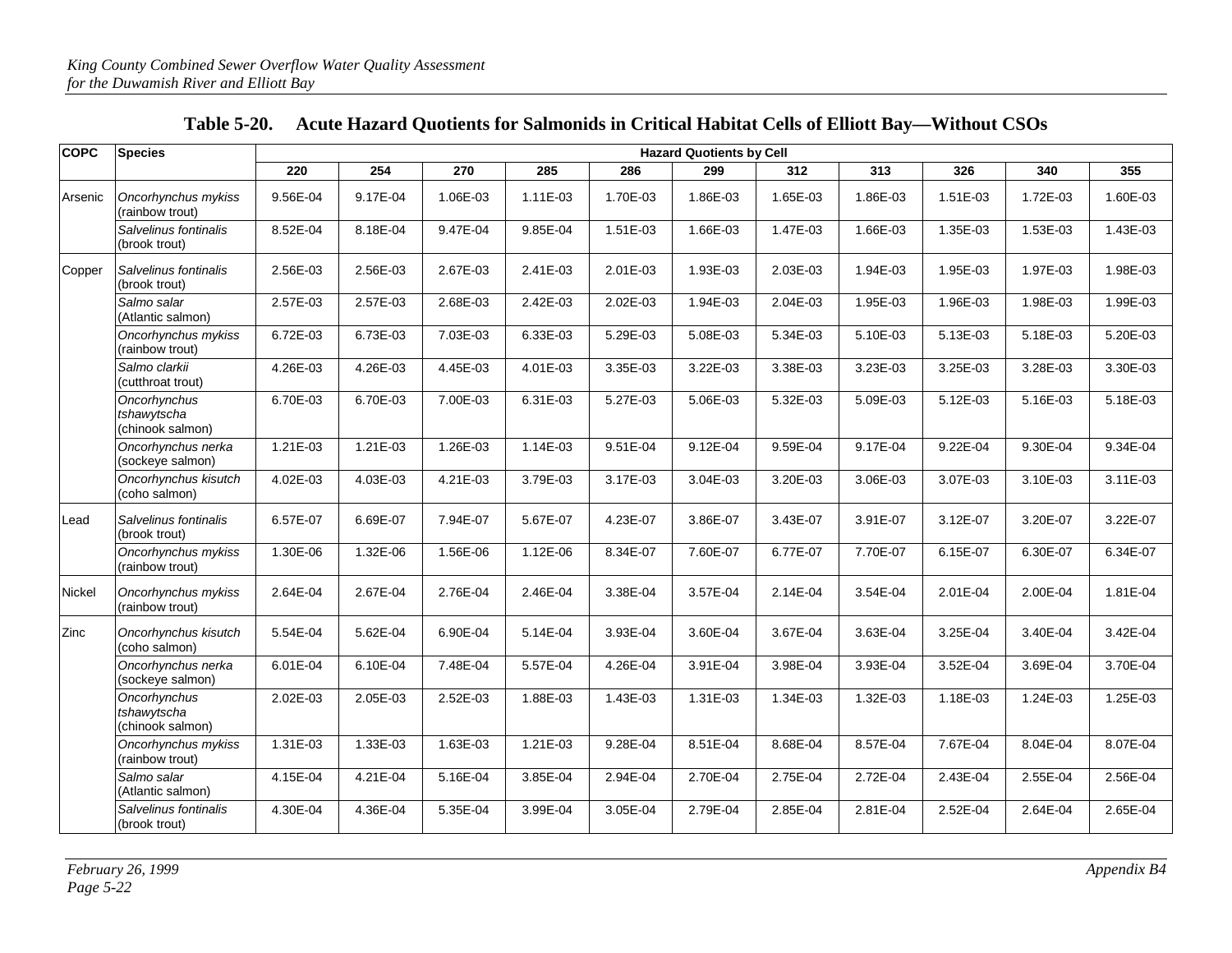**Table 5-20. Acute Hazard Quotients for Salmonids in Critical Habitat Cells of Elliott Bay—Without CSOs**

| COPC | Species | Hazard Quotients by Cell | | | | | | | | | | |
|---|---|---|---|---|---|---|---|---|---|---|---|---|
| | | 220 | 254 | 270 | 285 | 286 | 299 | 312 | 313 | 326 | 340 | 355 |
| Arsenic | *Oncorhynchus mykiss* (rainbow trout) | 9.56E-04 | 9.17E-04 | 1.06E-03 | 1.11E-03 | 1.70E-03 | 1.86E-03 | 1.65E-03 | 1.86E-03 | 1.51E-03 | 1.72E-03 | 1.60E-03 |
| | *Salvelinus fontinalis* (brook trout) | 8.52E-04 | 8.18E-04 | 9.47E-04 | 9.85E-04 | 1.51E-03 | 1.66E-03 | 1.47E-03 | 1.66E-03 | 1.35E-03 | 1.53E-03 | 1.43E-03 |
| Copper | *Salvelinus fontinalis* (brook trout) | 2.56E-03 | 2.56E-03 | 2.67E-03 | 2.41E-03 | 2.01E-03 | 1.93E-03 | 2.03E-03 | 1.94E-03 | 1.95E-03 | 1.97E-03 | 1.98E-03 |
| | *Salmo salar* (Atlantic salmon) | 2.57E-03 | 2.57E-03 | 2.68E-03 | 2.42E-03 | 2.02E-03 | 1.94E-03 | 2.04E-03 | 1.95E-03 | 1.96E-03 | 1.98E-03 | 1.99E-03 |
| | *Oncorhynchus mykiss* (rainbow trout) | 6.72E-03 | 6.73E-03 | 7.03E-03 | 6.33E-03 | 5.29E-03 | 5.08E-03 | 5.34E-03 | 5.10E-03 | 5.13E-03 | 5.18E-03 | 5.20E-03 |
| | *Salmo clarkii* (cutthroat trout) | 4.26E-03 | 4.26E-03 | 4.45E-03 | 4.01E-03 | 3.35E-03 | 3.22E-03 | 3.38E-03 | 3.23E-03 | 3.25E-03 | 3.28E-03 | 3.30E-03 |
| | *Oncorhynchus tshawytscha* (chinook salmon) | 6.70E-03 | 6.70E-03 | 7.00E-03 | 6.31E-03 | 5.27E-03 | 5.06E-03 | 5.32E-03 | 5.09E-03 | 5.12E-03 | 5.16E-03 | 5.18E-03 |
| | *Oncorhynchus nerka* (sockeye salmon) | 1.21E-03 | 1.21E-03 | 1.26E-03 | 1.14E-03 | 9.51E-04 | 9.12E-04 | 9.59E-04 | 9.17E-04 | 9.22E-04 | 9.30E-04 | 9.34E-04 |
| | *Oncorhynchus kisutch* (coho salmon) | 4.02E-03 | 4.03E-03 | 4.21E-03 | 3.79E-03 | 3.17E-03 | 3.04E-03 | 3.20E-03 | 3.06E-03 | 3.07E-03 | 3.10E-03 | 3.11E-03 |
| Lead | *Salvelinus fontinalis* (brook trout) | 6.57E-07 | 6.69E-07 | 7.94E-07 | 5.67E-07 | 4.23E-07 | 3.86E-07 | 3.43E-07 | 3.91E-07 | 3.12E-07 | 3.20E-07 | 3.22E-07 |
| | *Oncorhynchus mykiss* (rainbow trout) | 1.30E-06 | 1.32E-06 | 1.56E-06 | 1.12E-06 | 8.34E-07 | 7.60E-07 | 6.77E-07 | 7.70E-07 | 6.15E-07 | 6.30E-07 | 6.34E-07 |
| Nickel | *Oncorhynchus mykiss* (rainbow trout) | 2.64E-04 | 2.67E-04 | 2.76E-04 | 2.46E-04 | 3.38E-04 | 3.57E-04 | 2.14E-04 | 3.54E-04 | 2.01E-04 | 2.00E-04 | 1.81E-04 |
| Zinc | *Oncorhynchus kisutch* (coho salmon) | 5.54E-04 | 5.62E-04 | 6.90E-04 | 5.14E-04 | 3.93E-04 | 3.60E-04 | 3.67E-04 | 3.63E-04 | 3.25E-04 | 3.40E-04 | 3.42E-04 |
| | *Oncorhynchus nerka* (sockeye salmon) | 6.01E-04 | 6.10E-04 | 7.48E-04 | 5.57E-04 | 4.26E-04 | 3.91E-04 | 3.98E-04 | 3.93E-04 | 3.52E-04 | 3.69E-04 | 3.70E-04 |
| | *Oncorhynchus tshawytscha* (chinook salmon) | 2.02E-03 | 2.05E-03 | 2.52E-03 | 1.88E-03 | 1.43E-03 | 1.31E-03 | 1.34E-03 | 1.32E-03 | 1.18E-03 | 1.24E-03 | 1.25E-03 |
| | *Oncorhynchus mykiss* (rainbow trout) | 1.31E-03 | 1.33E-03 | 1.63E-03 | 1.21E-03 | 9.28E-04 | 8.51E-04 | 8.68E-04 | 8.57E-04 | 7.67E-04 | 8.04E-04 | 8.07E-04 |
| | *Salmo salar* (Atlantic salmon) | 4.15E-04 | 4.21E-04 | 5.16E-04 | 3.85E-04 | 2.94E-04 | 2.70E-04 | 2.75E-04 | 2.72E-04 | 2.43E-04 | 2.55E-04 | 2.56E-04 |
| | *Salvelinus fontinalis* (brook trout) | 4.30E-04 | 4.36E-04 | 5.35E-04 | 3.99E-04 | 3.05E-04 | 2.79E-04 | 2.85E-04 | 2.81E-04 | 2.52E-04 | 2.64E-04 | 2.65E-04 |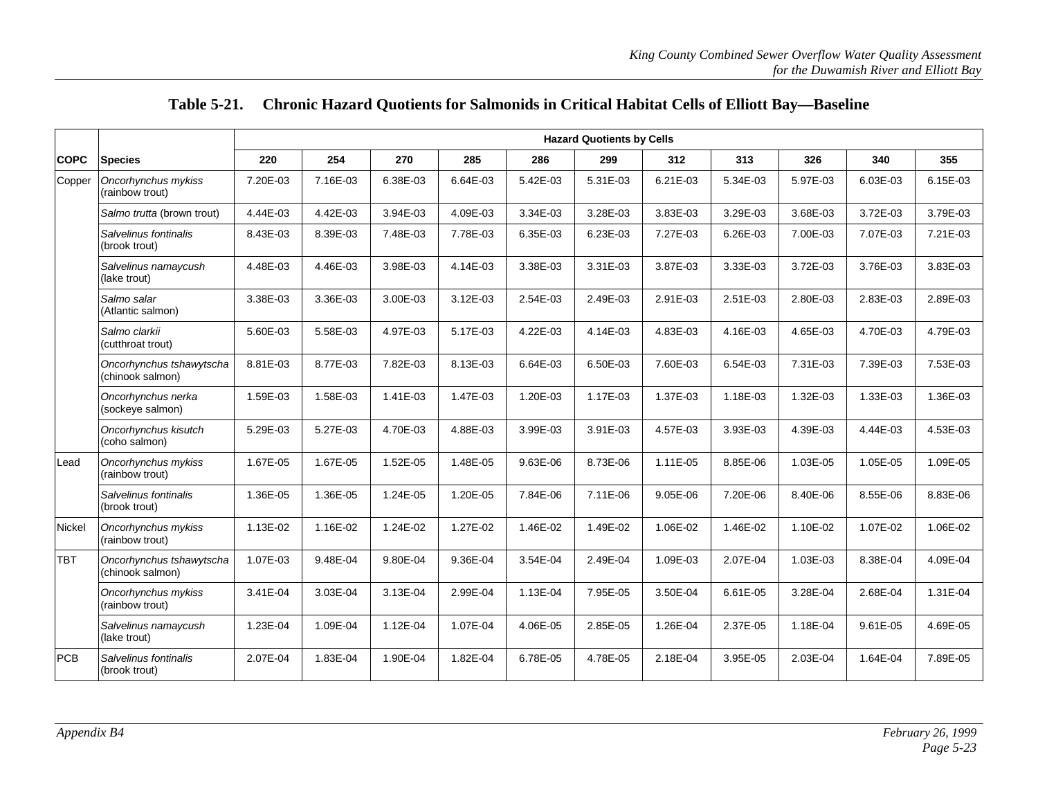**Table 5-21. Chronic Hazard Quotients for Salmonids in Critical Habitat Cells of Elliott Bay—Baseline**

| COPC | Species | Hazard Quotients by Cells | | | | | | | | | | |
|---|---|---|---|---|---|---|---|---|---|---|---|---|
| | | 220 | 254 | 270 | 285 | 286 | 299 | 312 | 313 | 326 | 340 | 355 |
| Copper | *Oncorhynchus mykiss* (rainbow trout) | 7.20E-03 | 7.16E-03 | 6.38E-03 | 6.64E-03 | 5.42E-03 | 5.31E-03 | 6.21E-03 | 5.34E-03 | 5.97E-03 | 6.03E-03 | 6.15E-03 |
| | *Salmo trutta* (brown trout) | 4.44E-03 | 4.42E-03 | 3.94E-03 | 4.09E-03 | 3.34E-03 | 3.28E-03 | 3.83E-03 | 3.29E-03 | 3.68E-03 | 3.72E-03 | 3.79E-03 |
| | *Salvelinus fontinalis* (brook trout) | 8.43E-03 | 8.39E-03 | 7.48E-03 | 7.78E-03 | 6.35E-03 | 6.23E-03 | 7.27E-03 | 6.26E-03 | 7.00E-03 | 7.07E-03 | 7.21E-03 |
| | *Salvelinus namaycush* (lake trout) | 4.48E-03 | 4.46E-03 | 3.98E-03 | 4.14E-03 | 3.38E-03 | 3.31E-03 | 3.87E-03 | 3.33E-03 | 3.72E-03 | 3.76E-03 | 3.83E-03 |
| | *Salmo salar* (Atlantic salmon) | 3.38E-03 | 3.36E-03 | 3.00E-03 | 3.12E-03 | 2.54E-03 | 2.49E-03 | 2.91E-03 | 2.51E-03 | 2.80E-03 | 2.83E-03 | 2.89E-03 |
| | *Salmo clarkii* (cutthroat trout) | 5.60E-03 | 5.58E-03 | 4.97E-03 | 5.17E-03 | 4.22E-03 | 4.14E-03 | 4.83E-03 | 4.16E-03 | 4.65E-03 | 4.70E-03 | 4.79E-03 |
| | *Oncorhynchus tshawytscha* (chinook salmon) | 8.81E-03 | 8.77E-03 | 7.82E-03 | 8.13E-03 | 6.64E-03 | 6.50E-03 | 7.60E-03 | 6.54E-03 | 7.31E-03 | 7.39E-03 | 7.53E-03 |
| | *Oncorhynchus nerka* (sockeye salmon) | 1.59E-03 | 1.58E-03 | 1.41E-03 | 1.47E-03 | 1.20E-03 | 1.17E-03 | 1.37E-03 | 1.18E-03 | 1.32E-03 | 1.33E-03 | 1.36E-03 |
| | *Oncorhynchus kisutch* (coho salmon) | 5.29E-03 | 5.27E-03 | 4.70E-03 | 4.88E-03 | 3.99E-03 | 3.91E-03 | 4.57E-03 | 3.93E-03 | 4.39E-03 | 4.44E-03 | 4.53E-03 |
| Lead | *Oncorhynchus mykiss* (rainbow trout) | 1.67E-05 | 1.67E-05 | 1.52E-05 | 1.48E-05 | 9.63E-06 | 8.73E-06 | 1.11E-05 | 8.85E-06 | 1.03E-05 | 1.05E-05 | 1.09E-05 |
| | *Salvelinus fontinalis* (brook trout) | 1.36E-05 | 1.36E-05 | 1.24E-05 | 1.20E-05 | 7.84E-06 | 7.11E-06 | 9.05E-06 | 7.20E-06 | 8.40E-06 | 8.55E-06 | 8.83E-06 |
| Nickel | *Oncorhynchus mykiss* (rainbow trout) | 1.13E-02 | 1.16E-02 | 1.24E-02 | 1.27E-02 | 1.46E-02 | 1.49E-02 | 1.06E-02 | 1.46E-02 | 1.10E-02 | 1.07E-02 | 1.06E-02 |
| TBT | *Oncorhynchus tshawytscha* (chinook salmon) | 1.07E-03 | 9.48E-04 | 9.80E-04 | 9.36E-04 | 3.54E-04 | 2.49E-04 | 1.09E-03 | 2.07E-04 | 1.03E-03 | 8.38E-04 | 4.09E-04 |
| | *Oncorhynchus mykiss* (rainbow trout) | 3.41E-04 | 3.03E-04 | 3.13E-04 | 2.99E-04 | 1.13E-04 | 7.95E-05 | 3.50E-04 | 6.61E-05 | 3.28E-04 | 2.68E-04 | 1.31E-04 |
| | *Salvelinus namaycush* (lake trout) | 1.23E-04 | 1.09E-04 | 1.12E-04 | 1.07E-04 | 4.06E-05 | 2.85E-05 | 1.26E-04 | 2.37E-05 | 1.18E-04 | 9.61E-05 | 4.69E-05 |
| PCB | *Salvelinus fontinalis* (brook trout) | 2.07E-04 | 1.83E-04 | 1.90E-04 | 1.82E-04 | 6.78E-05 | 4.78E-05 | 2.18E-04 | 3.95E-05 | 2.03E-04 | 1.64E-04 | 7.89E-05 |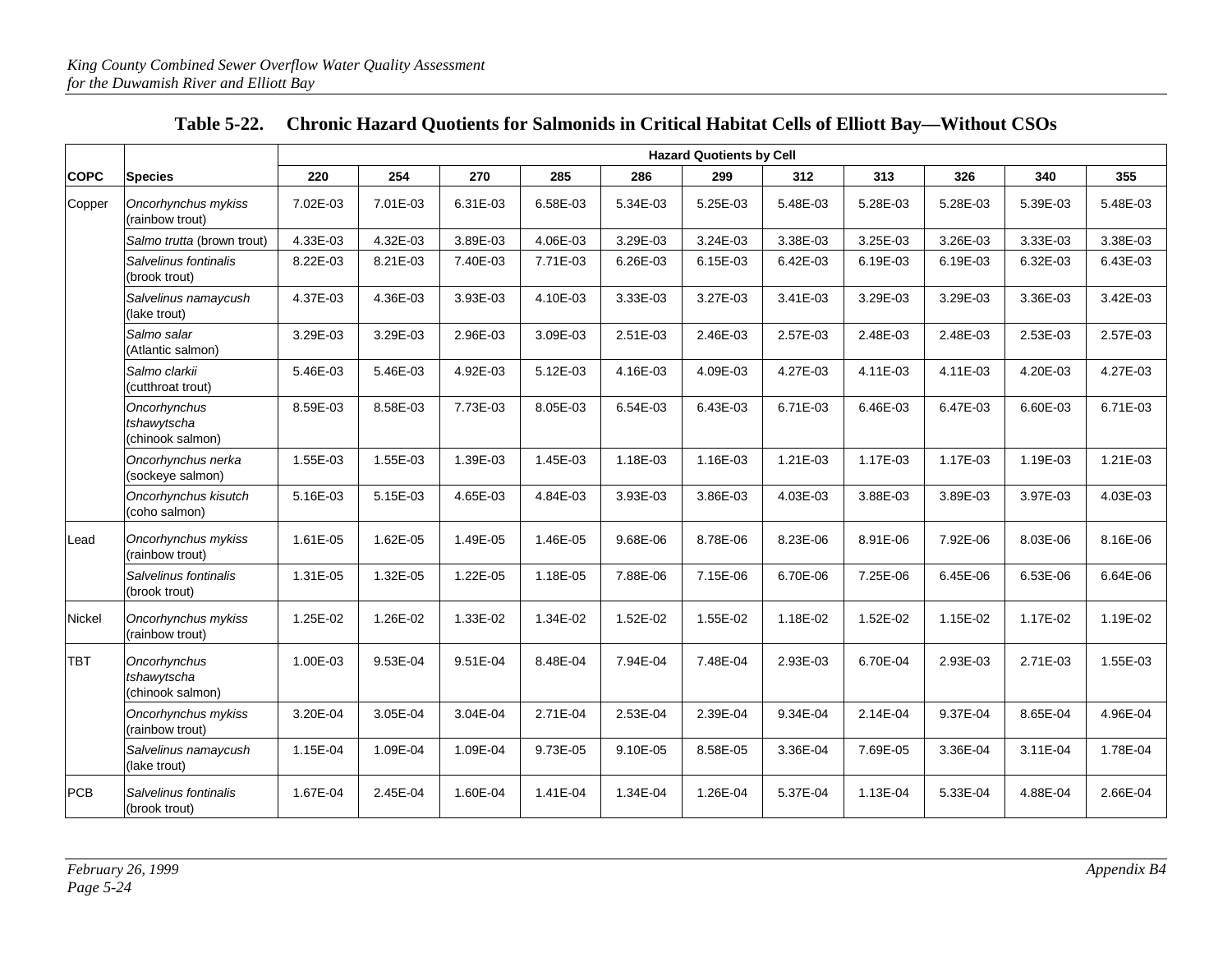**Table 5-22. Chronic Hazard Quotients for Salmonids in Critical Habitat Cells of Elliott Bay—Without CSOs**

| | | Hazard Quotients by Cell | | | | | | | | | | |
|---|---|---|---|---|---|---|---|---|---|---|---|---|
| **COPC** | **Species** | **220** | **254** | **270** | **285** | **286** | **299** | **312** | **313** | **326** | **340** | **355** |
| Copper | *Oncorhynchus mykiss* (rainbow trout) | 7.02E-03 | 7.01E-03 | 6.31E-03 | 6.58E-03 | 5.34E-03 | 5.25E-03 | 5.48E-03 | 5.28E-03 | 5.28E-03 | 5.39E-03 | 5.48E-03 |
| | *Salmo trutta* (brown trout) | 4.33E-03 | 4.32E-03 | 3.89E-03 | 4.06E-03 | 3.29E-03 | 3.24E-03 | 3.38E-03 | 3.25E-03 | 3.26E-03 | 3.33E-03 | 3.38E-03 |
| | *Salvelinus fontinalis* (brook trout) | 8.22E-03 | 8.21E-03 | 7.40E-03 | 7.71E-03 | 6.26E-03 | 6.15E-03 | 6.42E-03 | 6.19E-03 | 6.19E-03 | 6.32E-03 | 6.43E-03 |
| | *Salvelinus namaycush* (lake trout) | 4.37E-03 | 4.36E-03 | 3.93E-03 | 4.10E-03 | 3.33E-03 | 3.27E-03 | 3.41E-03 | 3.29E-03 | 3.29E-03 | 3.36E-03 | 3.42E-03 |
| | *Salmo salar* (Atlantic salmon) | 3.29E-03 | 3.29E-03 | 2.96E-03 | 3.09E-03 | 2.51E-03 | 2.46E-03 | 2.57E-03 | 2.48E-03 | 2.48E-03 | 2.53E-03 | 2.57E-03 |
| | *Salmo clarkii* (cutthroat trout) | 5.46E-03 | 5.46E-03 | 4.92E-03 | 5.12E-03 | 4.16E-03 | 4.09E-03 | 4.27E-03 | 4.11E-03 | 4.11E-03 | 4.20E-03 | 4.27E-03 |
| | *Oncorhynchus tshawytscha* (chinook salmon) | 8.59E-03 | 8.58E-03 | 7.73E-03 | 8.05E-03 | 6.54E-03 | 6.43E-03 | 6.71E-03 | 6.46E-03 | 6.47E-03 | 6.60E-03 | 6.71E-03 |
| | *Oncorhynchus nerka* (sockeye salmon) | 1.55E-03 | 1.55E-03 | 1.39E-03 | 1.45E-03 | 1.18E-03 | 1.16E-03 | 1.21E-03 | 1.17E-03 | 1.17E-03 | 1.19E-03 | 1.21E-03 |
| | *Oncorhynchus kisutch* (coho salmon) | 5.16E-03 | 5.15E-03 | 4.65E-03 | 4.84E-03 | 3.93E-03 | 3.86E-03 | 4.03E-03 | 3.88E-03 | 3.89E-03 | 3.97E-03 | 4.03E-03 |
| Lead | *Oncorhynchus mykiss* (rainbow trout) | 1.61E-05 | 1.62E-05 | 1.49E-05 | 1.46E-05 | 9.68E-06 | 8.78E-06 | 8.23E-06 | 8.91E-06 | 7.92E-06 | 8.03E-06 | 8.16E-06 |
| | *Salvelinus fontinalis* (brook trout) | 1.31E-05 | 1.32E-05 | 1.22E-05 | 1.18E-05 | 7.88E-06 | 7.15E-06 | 6.70E-06 | 7.25E-06 | 6.45E-06 | 6.53E-06 | 6.64E-06 |
| Nickel | *Oncorhynchus mykiss* (rainbow trout) | 1.25E-02 | 1.26E-02 | 1.33E-02 | 1.34E-02 | 1.52E-02 | 1.55E-02 | 1.18E-02 | 1.52E-02 | 1.15E-02 | 1.17E-02 | 1.19E-02 |
| TBT | *Oncorhynchus tshawytscha* (chinook salmon) | 1.00E-03 | 9.53E-04 | 9.51E-04 | 8.48E-04 | 7.94E-04 | 7.48E-04 | 2.93E-03 | 6.70E-04 | 2.93E-03 | 2.71E-03 | 1.55E-03 |
| | *Oncorhynchus mykiss* (rainbow trout) | 3.20E-04 | 3.05E-04 | 3.04E-04 | 2.71E-04 | 2.53E-04 | 2.39E-04 | 9.34E-04 | 2.14E-04 | 9.37E-04 | 8.65E-04 | 4.96E-04 |
| | *Salvelinus namaycush* (lake trout) | 1.15E-04 | 1.09E-04 | 1.09E-04 | 9.73E-05 | 9.10E-05 | 8.58E-05 | 3.36E-04 | 7.69E-05 | 3.36E-04 | 3.11E-04 | 1.78E-04 |
| PCB | *Salvelinus fontinalis* (brook trout) | 1.67E-04 | 2.45E-04 | 1.60E-04 | 1.41E-04 | 1.34E-04 | 1.26E-04 | 5.37E-04 | 1.13E-04 | 5.33E-04 | 4.88E-04 | 2.66E-04 |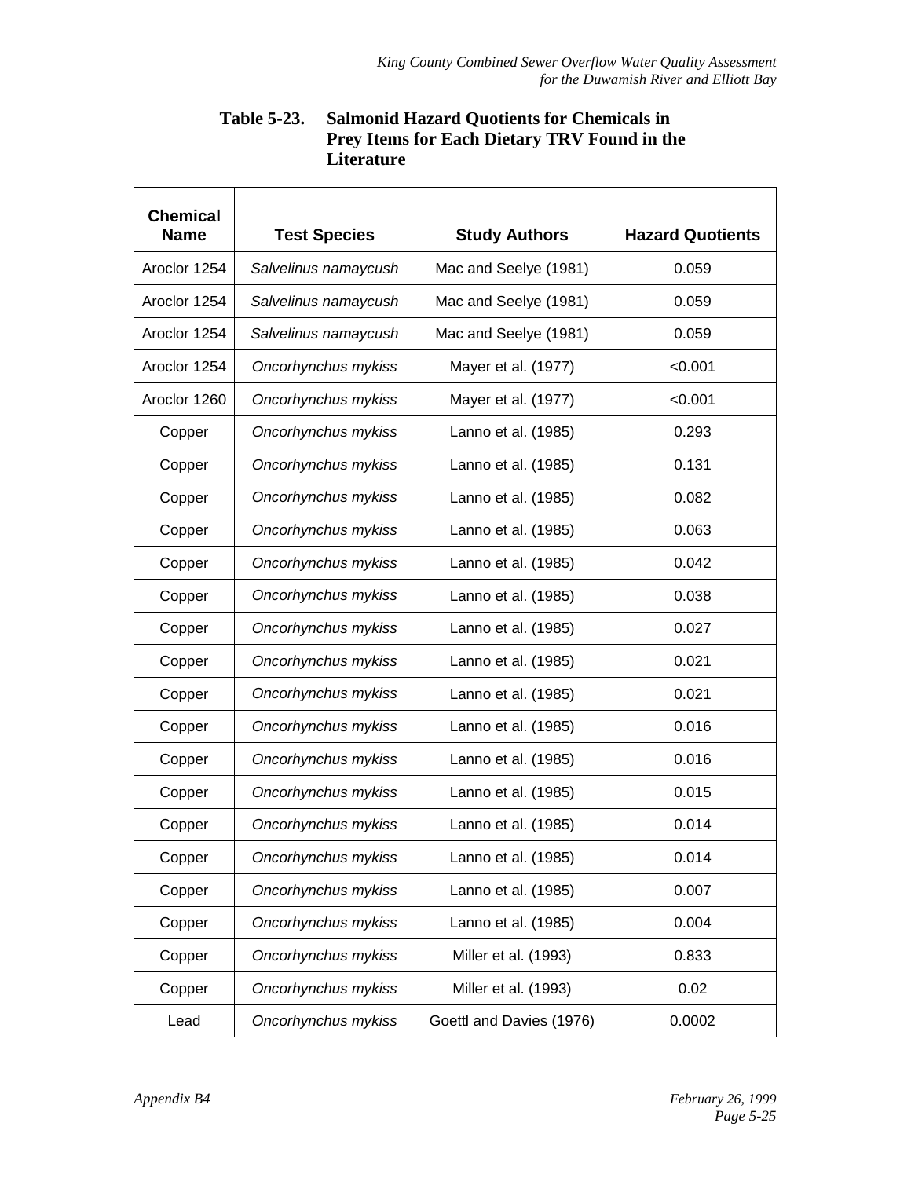**Table 5-23. Salmonid Hazard Quotients for Chemicals in Prey Items for Each Dietary TRV Found in the Literature**

| Chemical Name | Test Species | Study Authors | Hazard Quotients |
|---|---|---|---|
| Aroclor 1254 | *Salvelinus namaycush* | Mac and Seelye (1981) | 0.059 |
| Aroclor 1254 | *Salvelinus namaycush* | Mac and Seelye (1981) | 0.059 |
| Aroclor 1254 | *Salvelinus namaycush* | Mac and Seelye (1981) | 0.059 |
| Aroclor 1254 | *Oncorhynchus mykiss* | Mayer et al. (1977) | <0.001 |
| Aroclor 1260 | *Oncorhynchus mykiss* | Mayer et al. (1977) | <0.001 |
| Copper | *Oncorhynchus mykiss* | Lanno et al. (1985) | 0.293 |
| Copper | *Oncorhynchus mykiss* | Lanno et al. (1985) | 0.131 |
| Copper | *Oncorhynchus mykiss* | Lanno et al. (1985) | 0.082 |
| Copper | *Oncorhynchus mykiss* | Lanno et al. (1985) | 0.063 |
| Copper | *Oncorhynchus mykiss* | Lanno et al. (1985) | 0.042 |
| Copper | *Oncorhynchus mykiss* | Lanno et al. (1985) | 0.038 |
| Copper | *Oncorhynchus mykiss* | Lanno et al. (1985) | 0.027 |
| Copper | *Oncorhynchus mykiss* | Lanno et al. (1985) | 0.021 |
| Copper | *Oncorhynchus mykiss* | Lanno et al. (1985) | 0.021 |
| Copper | *Oncorhynchus mykiss* | Lanno et al. (1985) | 0.016 |
| Copper | *Oncorhynchus mykiss* | Lanno et al. (1985) | 0.016 |
| Copper | *Oncorhynchus mykiss* | Lanno et al. (1985) | 0.015 |
| Copper | *Oncorhynchus mykiss* | Lanno et al. (1985) | 0.014 |
| Copper | *Oncorhynchus mykiss* | Lanno et al. (1985) | 0.014 |
| Copper | *Oncorhynchus mykiss* | Lanno et al. (1985) | 0.007 |
| Copper | *Oncorhynchus mykiss* | Lanno et al. (1985) | 0.004 |
| Copper | *Oncorhynchus mykiss* | Miller et al. (1993) | 0.833 |
| Copper | *Oncorhynchus mykiss* | Miller et al. (1993) | 0.02 |
| Lead | *Oncorhynchus mykiss* | Goettl and Davies (1976) | 0.0002 |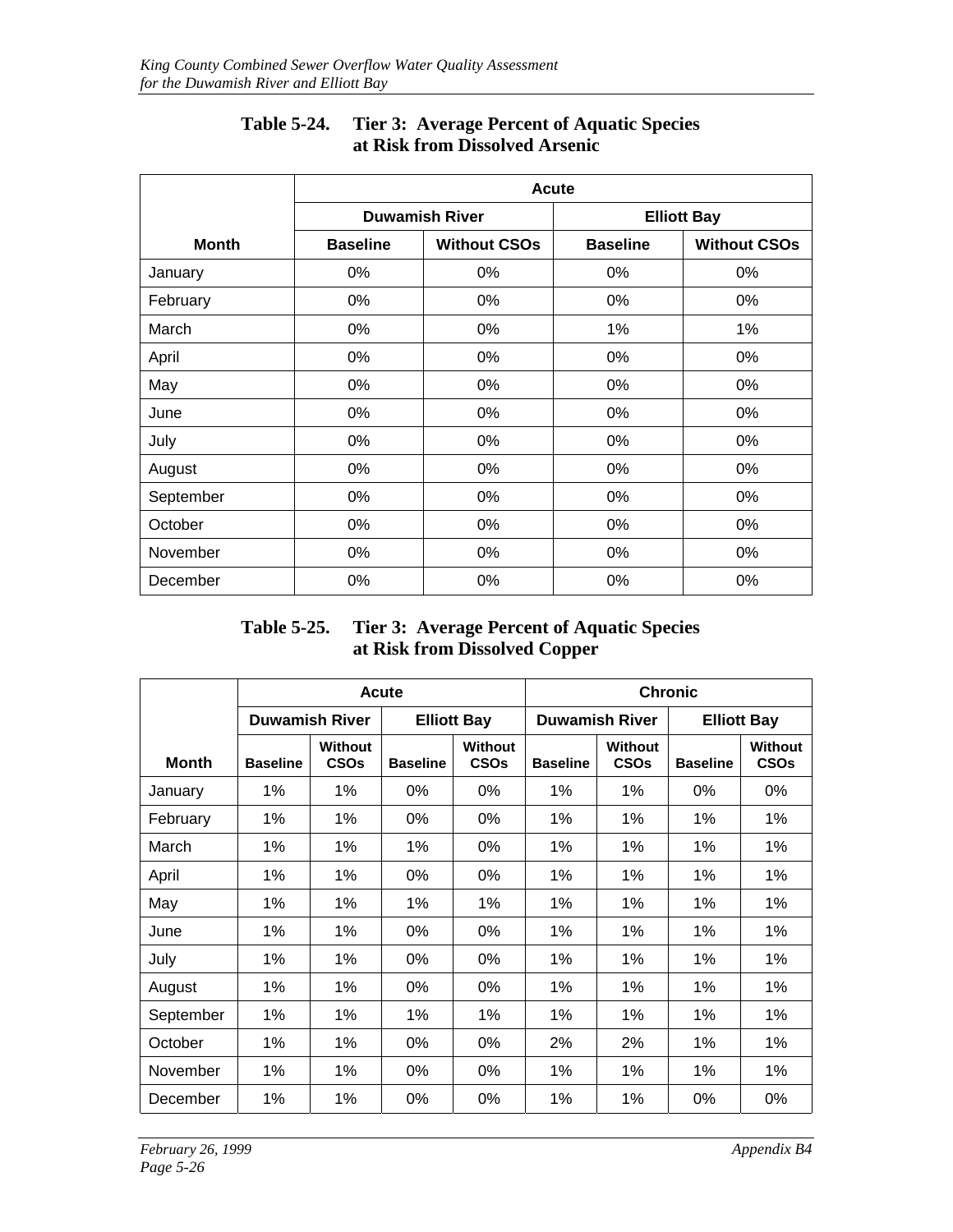**Table 5-24. Tier 3: Average Percent of Aquatic Species at Risk from Dissolved Arsenic**

| | Acute | | | |
|---|---|---|---|---|
| | Duwamish River | | Elliott Bay | |
| Month | Baseline | Without CSOs | Baseline | Without CSOs |
| January | 0% | 0% | 0% | 0% |
| February | 0% | 0% | 0% | 0% |
| March | 0% | 0% | 1% | 1% |
| April | 0% | 0% | 0% | 0% |
| May | 0% | 0% | 0% | 0% |
| June | 0% | 0% | 0% | 0% |
| July | 0% | 0% | 0% | 0% |
| August | 0% | 0% | 0% | 0% |
| September | 0% | 0% | 0% | 0% |
| October | 0% | 0% | 0% | 0% |
| November | 0% | 0% | 0% | 0% |
| December | 0% | 0% | 0% | 0% |

**Table 5-25. Tier 3: Average Percent of Aquatic Species at Risk from Dissolved Copper**

| | Acute | | | | Chronic | | | |
|---|---|---|---|---|---|---|---|---|
| | Duwamish River | | Elliott Bay | | Duwamish River | | Elliott Bay | |
| Month | Baseline | Without CSOs | Baseline | Without CSOs | Baseline | Without CSOs | Baseline | Without CSOs |
| January | 1% | 1% | 0% | 0% | 1% | 1% | 0% | 0% |
| February | 1% | 1% | 0% | 0% | 1% | 1% | 1% | 1% |
| March | 1% | 1% | 1% | 0% | 1% | 1% | 1% | 1% |
| April | 1% | 1% | 0% | 0% | 1% | 1% | 1% | 1% |
| May | 1% | 1% | 1% | 1% | 1% | 1% | 1% | 1% |
| June | 1% | 1% | 0% | 0% | 1% | 1% | 1% | 1% |
| July | 1% | 1% | 0% | 0% | 1% | 1% | 1% | 1% |
| August | 1% | 1% | 0% | 0% | 1% | 1% | 1% | 1% |
| September | 1% | 1% | 1% | 1% | 1% | 1% | 1% | 1% |
| October | 1% | 1% | 0% | 0% | 2% | 2% | 1% | 1% |
| November | 1% | 1% | 0% | 0% | 1% | 1% | 1% | 1% |
| December | 1% | 1% | 0% | 0% | 1% | 1% | 0% | 0% |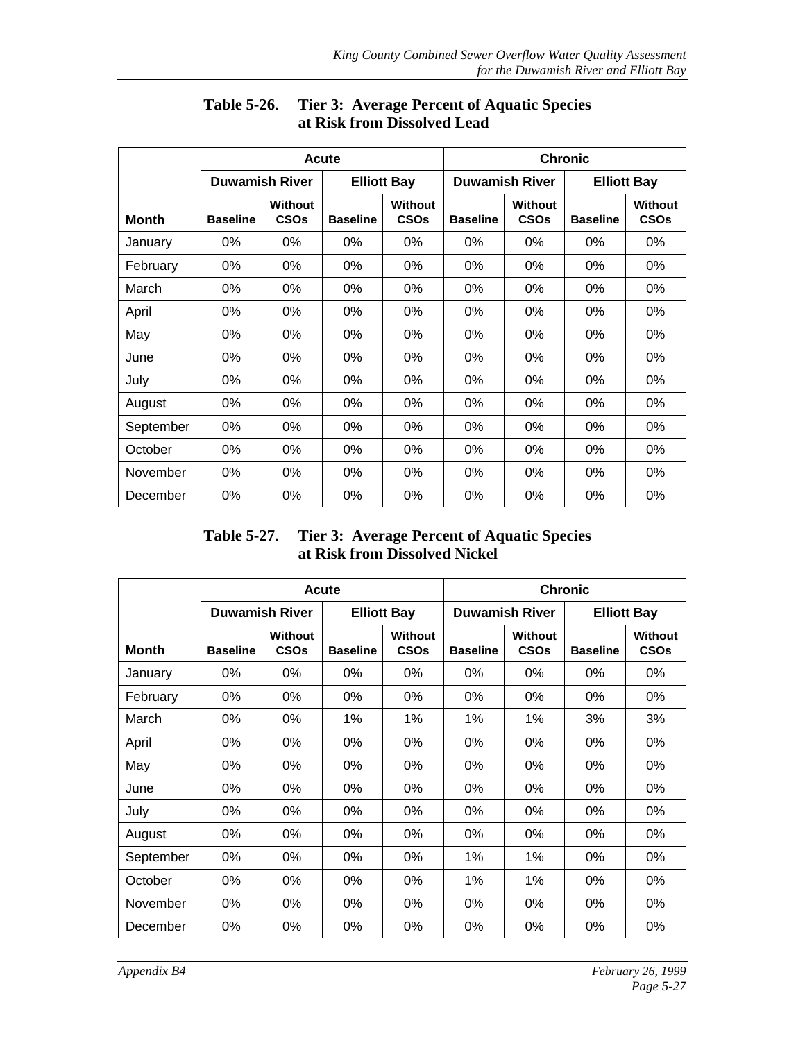**Table 5-26. Tier 3: Average Percent of Aquatic Species at Risk from Dissolved Lead**

| | Acute | | | | Chronic | | | |
|---|---|---|---|---|---|---|---|---|
| | Duwamish River | | Elliott Bay | | Duwamish River | | Elliott Bay | |
| Month | Baseline | Without CSOs | Baseline | Without CSOs | Baseline | Without CSOs | Baseline | Without CSOs |
| January | 0% | 0% | 0% | 0% | 0% | 0% | 0% | 0% |
| February | 0% | 0% | 0% | 0% | 0% | 0% | 0% | 0% |
| March | 0% | 0% | 0% | 0% | 0% | 0% | 0% | 0% |
| April | 0% | 0% | 0% | 0% | 0% | 0% | 0% | 0% |
| May | 0% | 0% | 0% | 0% | 0% | 0% | 0% | 0% |
| June | 0% | 0% | 0% | 0% | 0% | 0% | 0% | 0% |
| July | 0% | 0% | 0% | 0% | 0% | 0% | 0% | 0% |
| August | 0% | 0% | 0% | 0% | 0% | 0% | 0% | 0% |
| September | 0% | 0% | 0% | 0% | 0% | 0% | 0% | 0% |
| October | 0% | 0% | 0% | 0% | 0% | 0% | 0% | 0% |
| November | 0% | 0% | 0% | 0% | 0% | 0% | 0% | 0% |
| December | 0% | 0% | 0% | 0% | 0% | 0% | 0% | 0% |

**Table 5-27. Tier 3: Average Percent of Aquatic Species at Risk from Dissolved Nickel**

| | Acute | | | | Chronic | | | |
|---|---|---|---|---|---|---|---|---|
| | Duwamish River | | Elliott Bay | | Duwamish River | | Elliott Bay | |
| Month | Baseline | Without CSOs | Baseline | Without CSOs | Baseline | Without CSOs | Baseline | Without CSOs |
| January | 0% | 0% | 0% | 0% | 0% | 0% | 0% | 0% |
| February | 0% | 0% | 0% | 0% | 0% | 0% | 0% | 0% |
| March | 0% | 0% | 1% | 1% | 1% | 1% | 3% | 3% |
| April | 0% | 0% | 0% | 0% | 0% | 0% | 0% | 0% |
| May | 0% | 0% | 0% | 0% | 0% | 0% | 0% | 0% |
| June | 0% | 0% | 0% | 0% | 0% | 0% | 0% | 0% |
| July | 0% | 0% | 0% | 0% | 0% | 0% | 0% | 0% |
| August | 0% | 0% | 0% | 0% | 0% | 0% | 0% | 0% |
| September | 0% | 0% | 0% | 0% | 1% | 1% | 0% | 0% |
| October | 0% | 0% | 0% | 0% | 1% | 1% | 0% | 0% |
| November | 0% | 0% | 0% | 0% | 0% | 0% | 0% | 0% |
| December | 0% | 0% | 0% | 0% | 0% | 0% | 0% | 0% |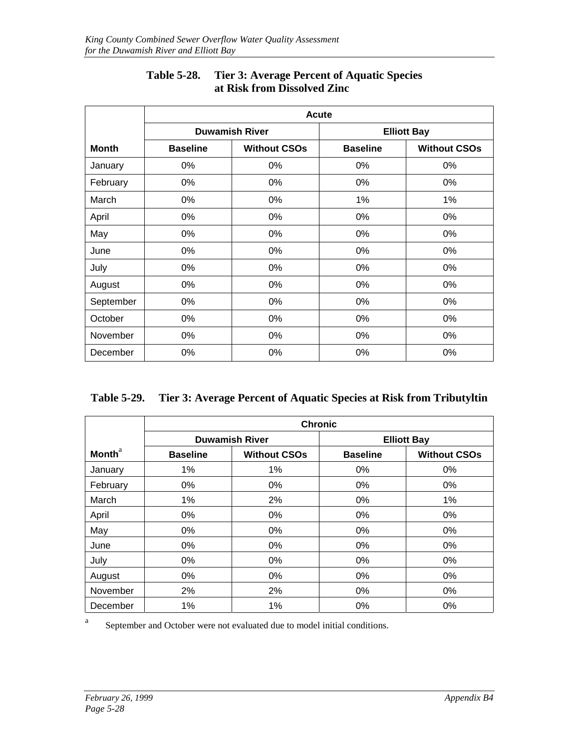**Table 5-28. Tier 3: Average Percent of Aquatic Species at Risk from Dissolved Zinc**

| | Acute | | | |
|---|---|---|---|---|
| | Duwamish River | | Elliott Bay | |
| Month | Baseline | Without CSOs | Baseline | Without CSOs |
| January | 0% | 0% | 0% | 0% |
| February | 0% | 0% | 0% | 0% |
| March | 0% | 0% | 1% | 1% |
| April | 0% | 0% | 0% | 0% |
| May | 0% | 0% | 0% | 0% |
| June | 0% | 0% | 0% | 0% |
| July | 0% | 0% | 0% | 0% |
| August | 0% | 0% | 0% | 0% |
| September | 0% | 0% | 0% | 0% |
| October | 0% | 0% | 0% | 0% |
| November | 0% | 0% | 0% | 0% |
| December | 0% | 0% | 0% | 0% |

**Table 5-29. Tier 3: Average Percent of Aquatic Species at Risk from Tributyltin**

| | Chronic | | | |
|---|---|---|---|---|
| | Duwamish River | | Elliott Bay | |
| Month[a] | Baseline | Without CSOs | Baseline | Without CSOs |
| January | 1% | 1% | 0% | 0% |
| February | 0% | 0% | 0% | 0% |
| March | 1% | 2% | 0% | 1% |
| April | 0% | 0% | 0% | 0% |
| May | 0% | 0% | 0% | 0% |
| June | 0% | 0% | 0% | 0% |
| July | 0% | 0% | 0% | 0% |
| August | 0% | 0% | 0% | 0% |
| November | 2% | 2% | 0% | 0% |
| December | 1% | 1% | 0% | 0% |

[a] September and October were not evaluated due to model initial conditions.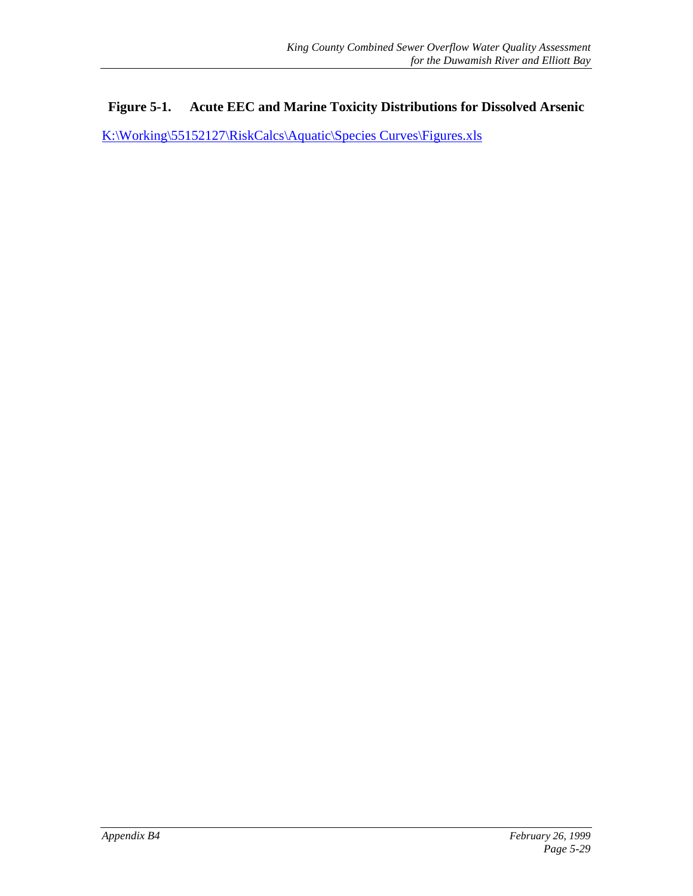**Figure 5-1. Acute EEC and Marine Toxicity Distributions for Dissolved Arsenic**

K:\Working\55152127\RiskCalcs\Aquatic\Species Curves\Figures.xls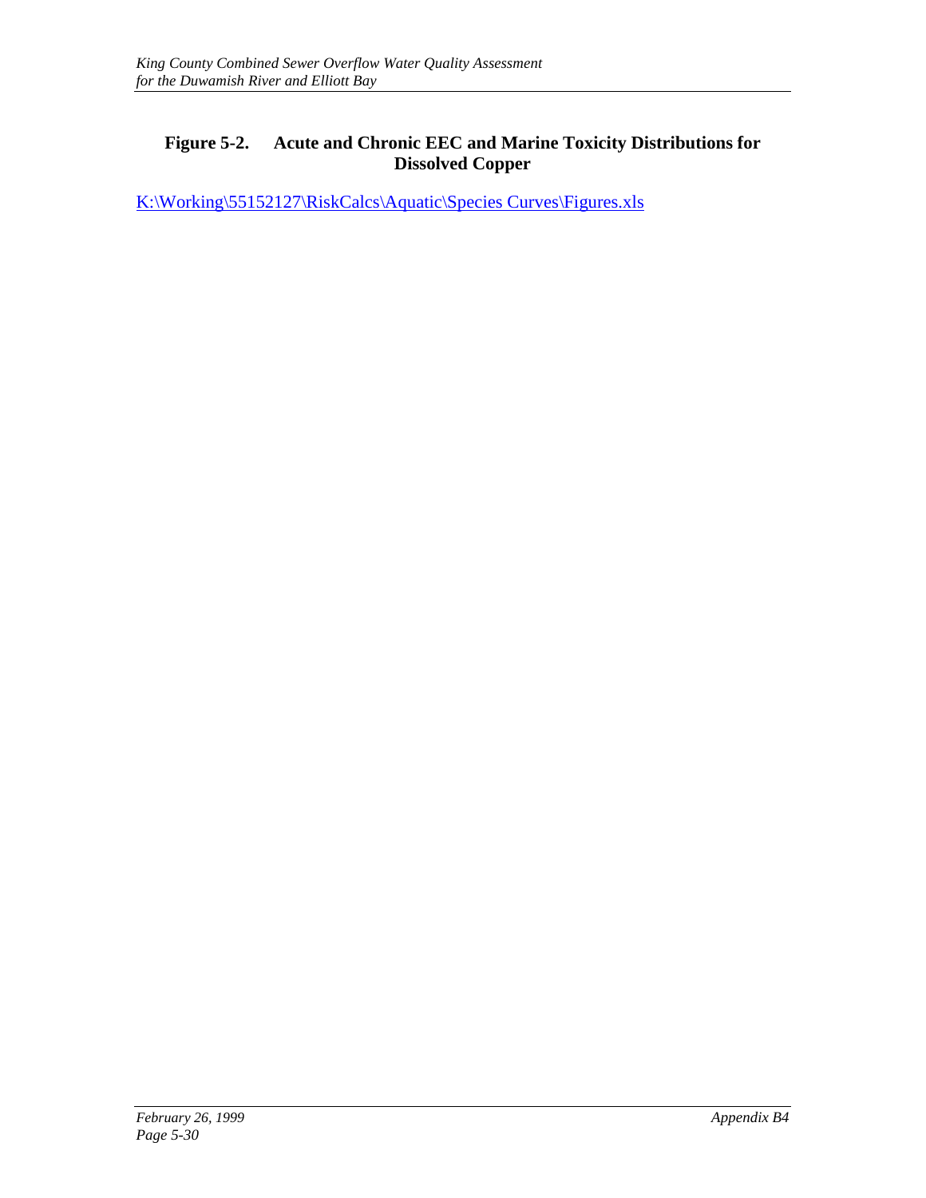**Figure 5-2. Acute and Chronic EEC and Marine Toxicity Distributions for Dissolved Copper**

K:\Working\55152127\RiskCalcs\Aquatic\Species Curves\Figures.xls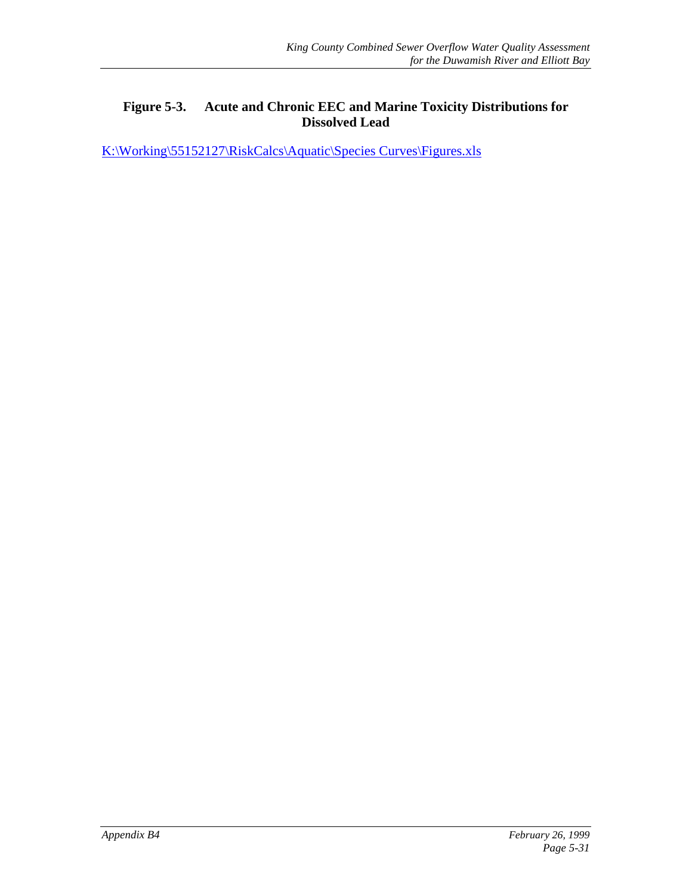**Figure 5-3. Acute and Chronic EEC and Marine Toxicity Distributions for Dissolved Lead**

K:\Working\55152127\RiskCalcs\Aquatic\Species Curves\Figures.xls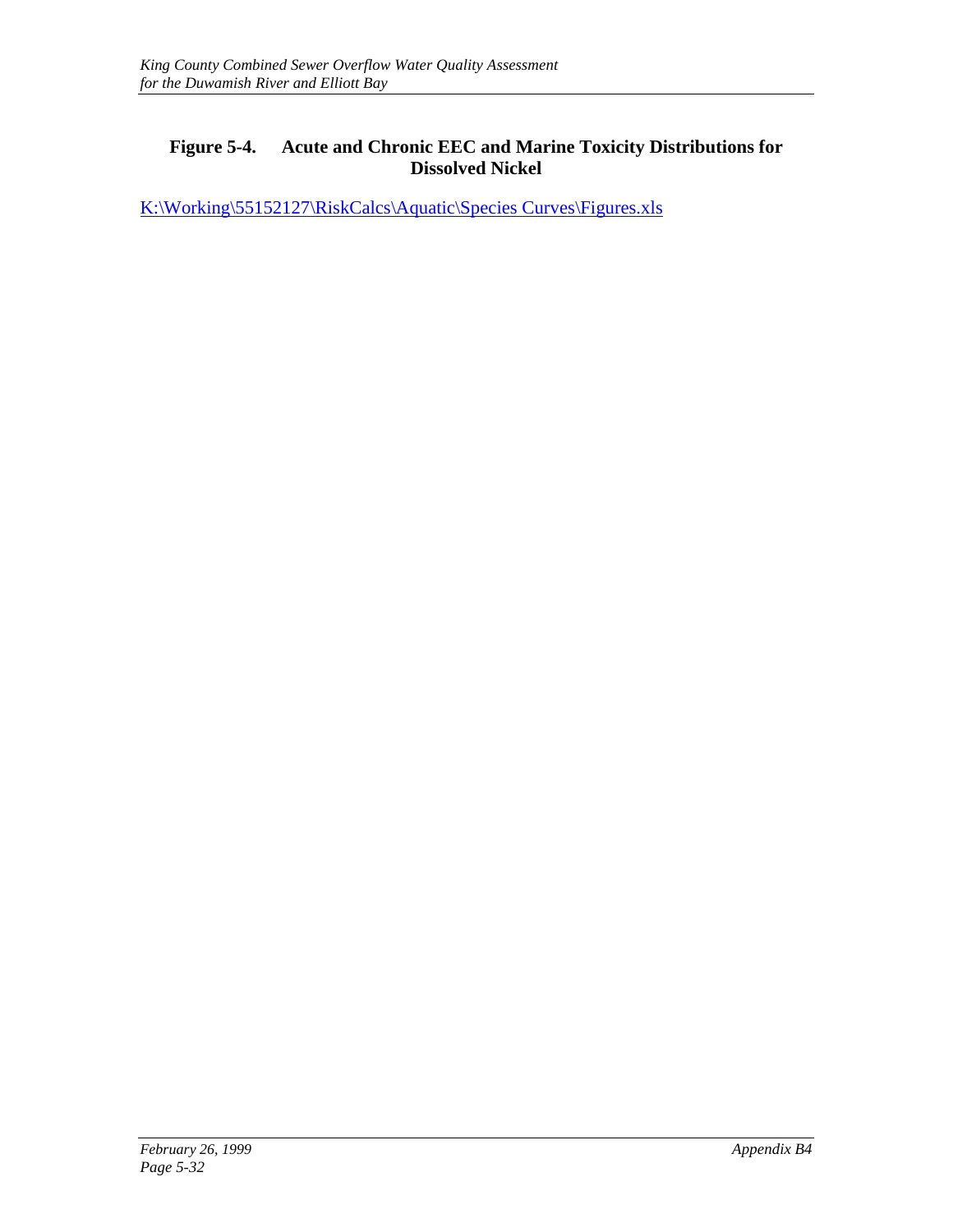**Figure 5-4. Acute and Chronic EEC and Marine Toxicity Distributions for Dissolved Nickel**

K:\Working\55152127\RiskCalcs\Aquatic\Species Curves\Figures.xls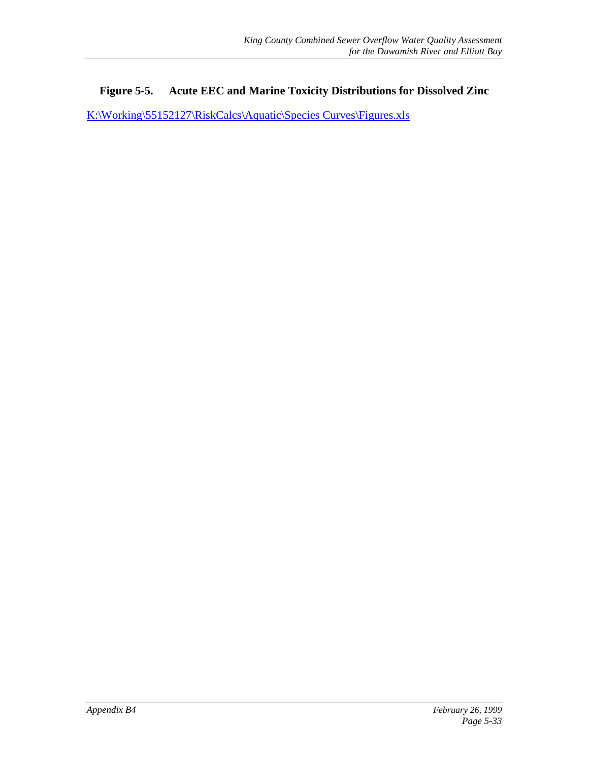**Figure 5-5. Acute EEC and Marine Toxicity Distributions for Dissolved Zinc**

K:\Working\55152127\RiskCalcs\Aquatic\Species Curves\Figures.xls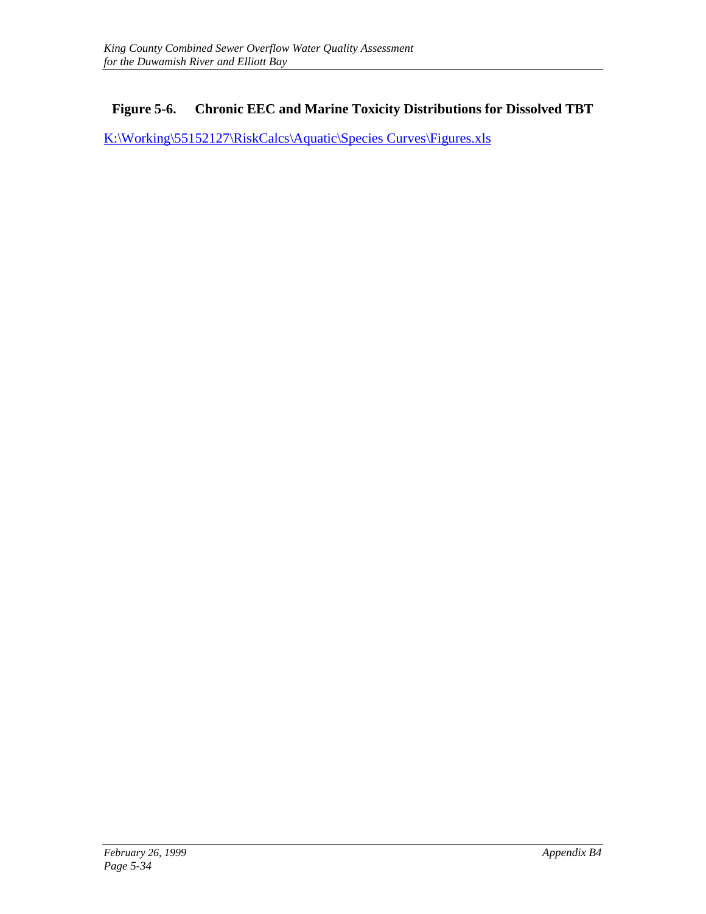## Figure 5-6. Chronic EEC and Marine Toxicity Distributions for Dissolved TBT

K:\Working\55152127\RiskCalcs\Aquatic\Species Curves\Figures.xls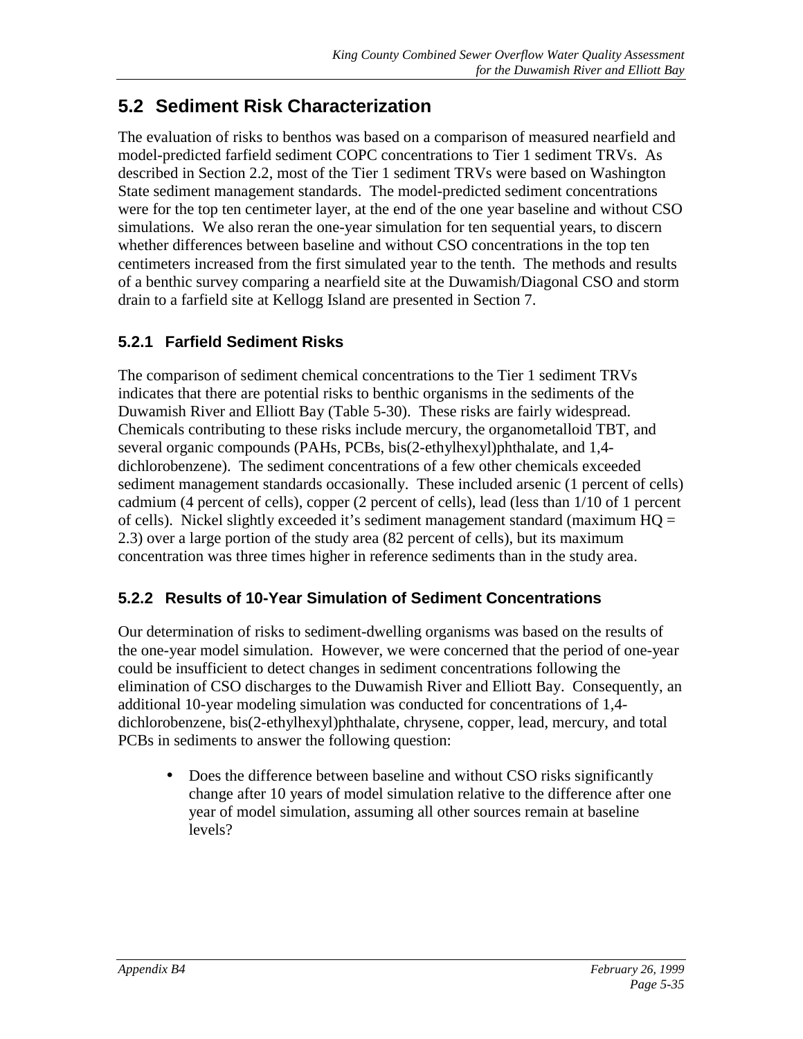## 5.2 Sediment Risk Characterization

The evaluation of risks to benthos was based on a comparison of measured nearfield and model-predicted farfield sediment COPC concentrations to Tier 1 sediment TRVs. As described in Section 2.2, most of the Tier 1 sediment TRVs were based on Washington State sediment management standards. The model-predicted sediment concentrations were for the top ten centimeter layer, at the end of the one year baseline and without CSO simulations. We also reran the one-year simulation for ten sequential years, to discern whether differences between baseline and without CSO concentrations in the top ten centimeters increased from the first simulated year to the tenth. The methods and results of a benthic survey comparing a nearfield site at the Duwamish/Diagonal CSO and storm drain to a farfield site at Kellogg Island are presented in Section 7.

### 5.2.1 Farfield Sediment Risks

The comparison of sediment chemical concentrations to the Tier 1 sediment TRVs indicates that there are potential risks to benthic organisms in the sediments of the Duwamish River and Elliott Bay (Table 5-30). These risks are fairly widespread. Chemicals contributing to these risks include mercury, the organometalloid TBT, and several organic compounds (PAHs, PCBs, bis(2-ethylhexyl)phthalate, and 1,4-dichlorobenzene). The sediment concentrations of a few other chemicals exceeded sediment management standards occasionally. These included arsenic (1 percent of cells) cadmium (4 percent of cells), copper (2 percent of cells), lead (less than 1/10 of 1 percent of cells). Nickel slightly exceeded it's sediment management standard (maximum HQ = 2.3) over a large portion of the study area (82 percent of cells), but its maximum concentration was three times higher in reference sediments than in the study area.

### 5.2.2 Results of 10-Year Simulation of Sediment Concentrations

Our determination of risks to sediment-dwelling organisms was based on the results of the one-year model simulation. However, we were concerned that the period of one-year could be insufficient to detect changes in sediment concentrations following the elimination of CSO discharges to the Duwamish River and Elliott Bay. Consequently, an additional 10-year modeling simulation was conducted for concentrations of 1,4-dichlorobenzene, bis(2-ethylhexyl)phthalate, chrysene, copper, lead, mercury, and total PCBs in sediments to answer the following question:

- Does the difference between baseline and without CSO risks significantly change after 10 years of model simulation relative to the difference after one year of model simulation, assuming all other sources remain at baseline levels?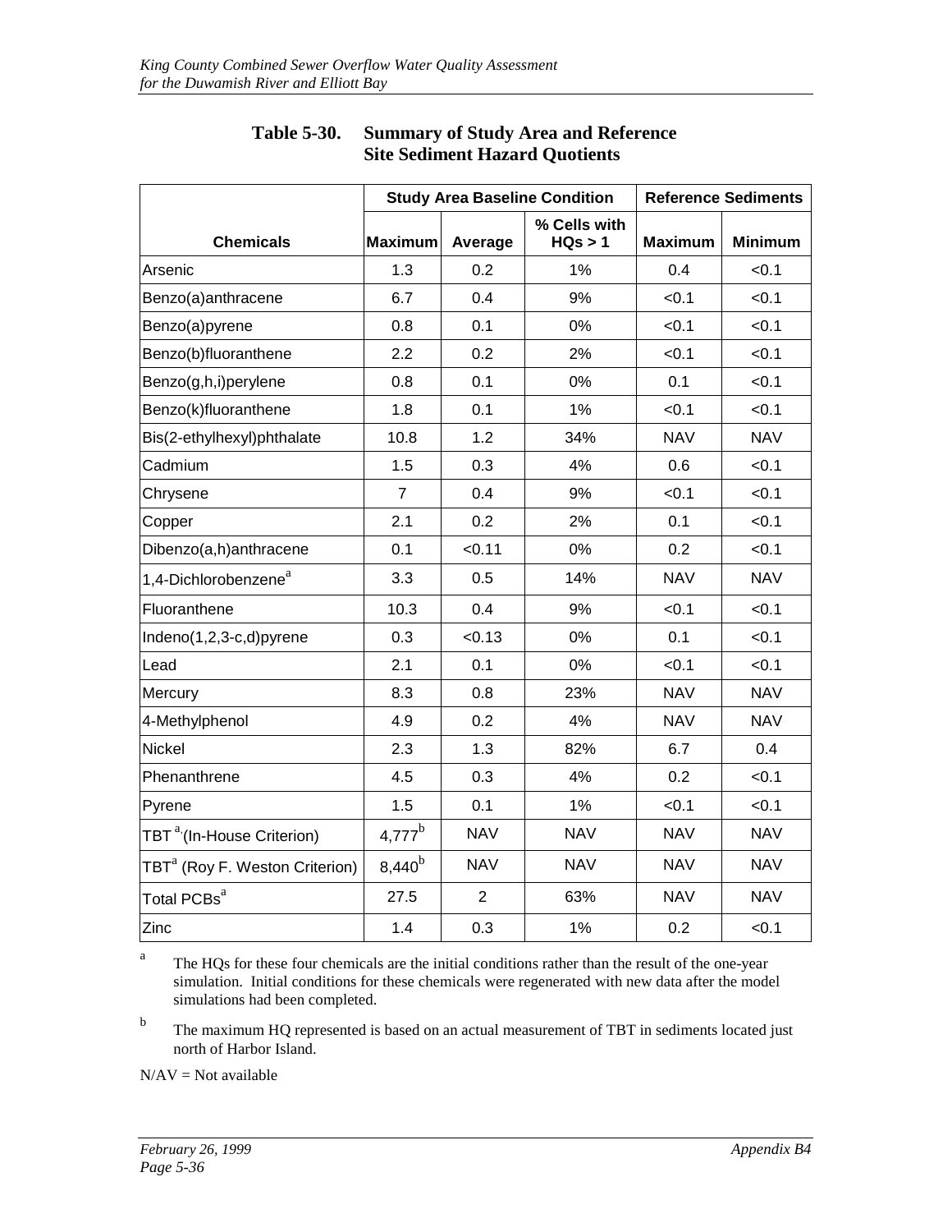**Table 5-30. Summary of Study Area and Reference Site Sediment Hazard Quotients**

| Chemicals | Study Area Baseline Condition | | | Reference Sediments | |
|---|---|---|---|---|---|
| | Maximum | Average | % Cells with HQs > 1 | Maximum | Minimum |
| Arsenic | 1.3 | 0.2 | 1% | 0.4 | <0.1 |
| Benzo(a)anthracene | 6.7 | 0.4 | 9% | <0.1 | <0.1 |
| Benzo(a)pyrene | 0.8 | 0.1 | 0% | <0.1 | <0.1 |
| Benzo(b)fluoranthene | 2.2 | 0.2 | 2% | <0.1 | <0.1 |
| Benzo(g,h,i)perylene | 0.8 | 0.1 | 0% | 0.1 | <0.1 |
| Benzo(k)fluoranthene | 1.8 | 0.1 | 1% | <0.1 | <0.1 |
| Bis(2-ethylhexyl)phthalate | 10.8 | 1.2 | 34% | NAV | NAV |
| Cadmium | 1.5 | 0.3 | 4% | 0.6 | <0.1 |
| Chrysene | 7 | 0.4 | 9% | <0.1 | <0.1 |
| Copper | 2.1 | 0.2 | 2% | 0.1 | <0.1 |
| Dibenzo(a,h)anthracene | 0.1 | <0.11 | 0% | 0.2 | <0.1 |
| 1,4-Dichlorobenzene[a] | 3.3 | 0.5 | 14% | NAV | NAV |
| Fluoranthene | 10.3 | 0.4 | 9% | <0.1 | <0.1 |
| Indeno(1,2,3-c,d)pyrene | 0.3 | <0.13 | 0% | 0.1 | <0.1 |
| Lead | 2.1 | 0.1 | 0% | <0.1 | <0.1 |
| Mercury | 8.3 | 0.8 | 23% | NAV | NAV |
| 4-Methylphenol | 4.9 | 0.2 | 4% | NAV | NAV |
| Nickel | 2.3 | 1.3 | 82% | 6.7 | 0.4 |
| Phenanthrene | 4.5 | 0.3 | 4% | 0.2 | <0.1 |
| Pyrene | 1.5 | 0.1 | 1% | <0.1 | <0.1 |
| TBT[a] (In-House Criterion) | 4,777[b] | NAV | NAV | NAV | NAV |
| TBT[a] (Roy F. Weston Criterion) | 8,440[b] | NAV | NAV | NAV | NAV |
| Total PCBs[a] | 27.5 | 2 | 63% | NAV | NAV |
| Zinc | 1.4 | 0.3 | 1% | 0.2 | <0.1 |

[a] The HQs for these four chemicals are the initial conditions rather than the result of the one-year simulation. Initial conditions for these chemicals were regenerated with new data after the model simulations had been completed.

[b] The maximum HQ represented is based on an actual measurement of TBT in sediments located just north of Harbor Island.

N/AV = Not available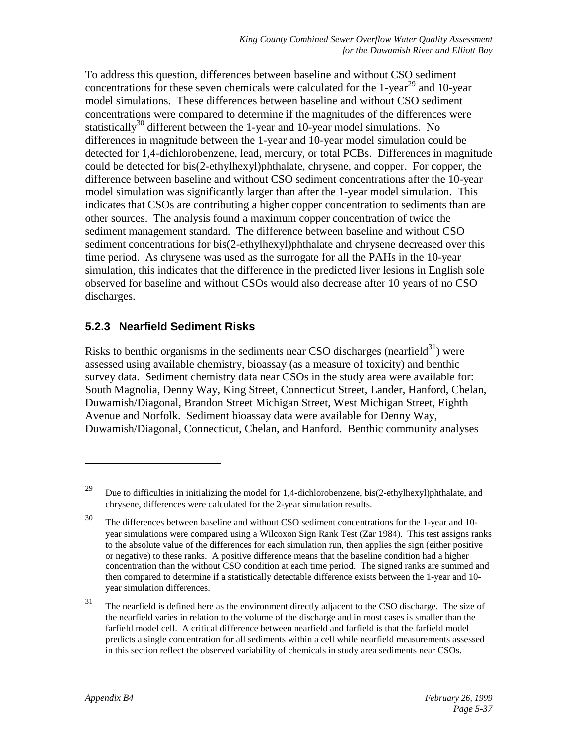To address this question, differences between baseline and without CSO sediment concentrations for these seven chemicals were calculated for the 1-year[29] and 10-year model simulations. These differences between baseline and without CSO sediment concentrations were compared to determine if the magnitudes of the differences were statistically[30] different between the 1-year and 10-year model simulations. No differences in magnitude between the 1-year and 10-year model simulation could be detected for 1,4-dichlorobenzene, lead, mercury, or total PCBs. Differences in magnitude could be detected for bis(2-ethylhexyl)phthalate, chrysene, and copper. For copper, the difference between baseline and without CSO sediment concentrations after the 10-year model simulation was significantly larger than after the 1-year model simulation. This indicates that CSOs are contributing a higher copper concentration to sediments than are other sources. The analysis found a maximum copper concentration of twice the sediment management standard. The difference between baseline and without CSO sediment concentrations for bis(2-ethylhexyl)phthalate and chrysene decreased over this time period. As chrysene was used as the surrogate for all the PAHs in the 10-year simulation, this indicates that the difference in the predicted liver lesions in English sole observed for baseline and without CSOs would also decrease after 10 years of no CSO discharges.

### 5.2.3 Nearfield Sediment Risks

Risks to benthic organisms in the sediments near CSO discharges (nearfield[31]) were assessed using available chemistry, bioassay (as a measure of toxicity) and benthic survey data. Sediment chemistry data near CSOs in the study area were available for: South Magnolia, Denny Way, King Street, Connecticut Street, Lander, Hanford, Chelan, Duwamish/Diagonal, Brandon Street Michigan Street, West Michigan Street, Eighth Avenue and Norfolk. Sediment bioassay data were available for Denny Way, Duwamish/Diagonal, Connecticut, Chelan, and Hanford. Benthic community analyses

---

[29] Due to difficulties in initializing the model for 1,4-dichlorobenzene, bis(2-ethylhexyl)phthalate, and chrysene, differences were calculated for the 2-year simulation results.

[30] The differences between baseline and without CSO sediment concentrations for the 1-year and 10-year simulations were compared using a Wilcoxon Sign Rank Test (Zar 1984). This test assigns ranks to the absolute value of the differences for each simulation run, then applies the sign (either positive or negative) to these ranks. A positive difference means that the baseline condition had a higher concentration than the without CSO condition at each time period. The signed ranks are summed and then compared to determine if a statistically detectable difference exists between the 1-year and 10-year simulation differences.

[31] The nearfield is defined here as the environment directly adjacent to the CSO discharge. The size of the nearfield varies in relation to the volume of the discharge and in most cases is smaller than the farfield model cell. A critical difference between nearfield and farfield is that the farfield model predicts a single concentration for all sediments within a cell while nearfield measurements assessed in this section reflect the observed variability of chemicals in study area sediments near CSOs.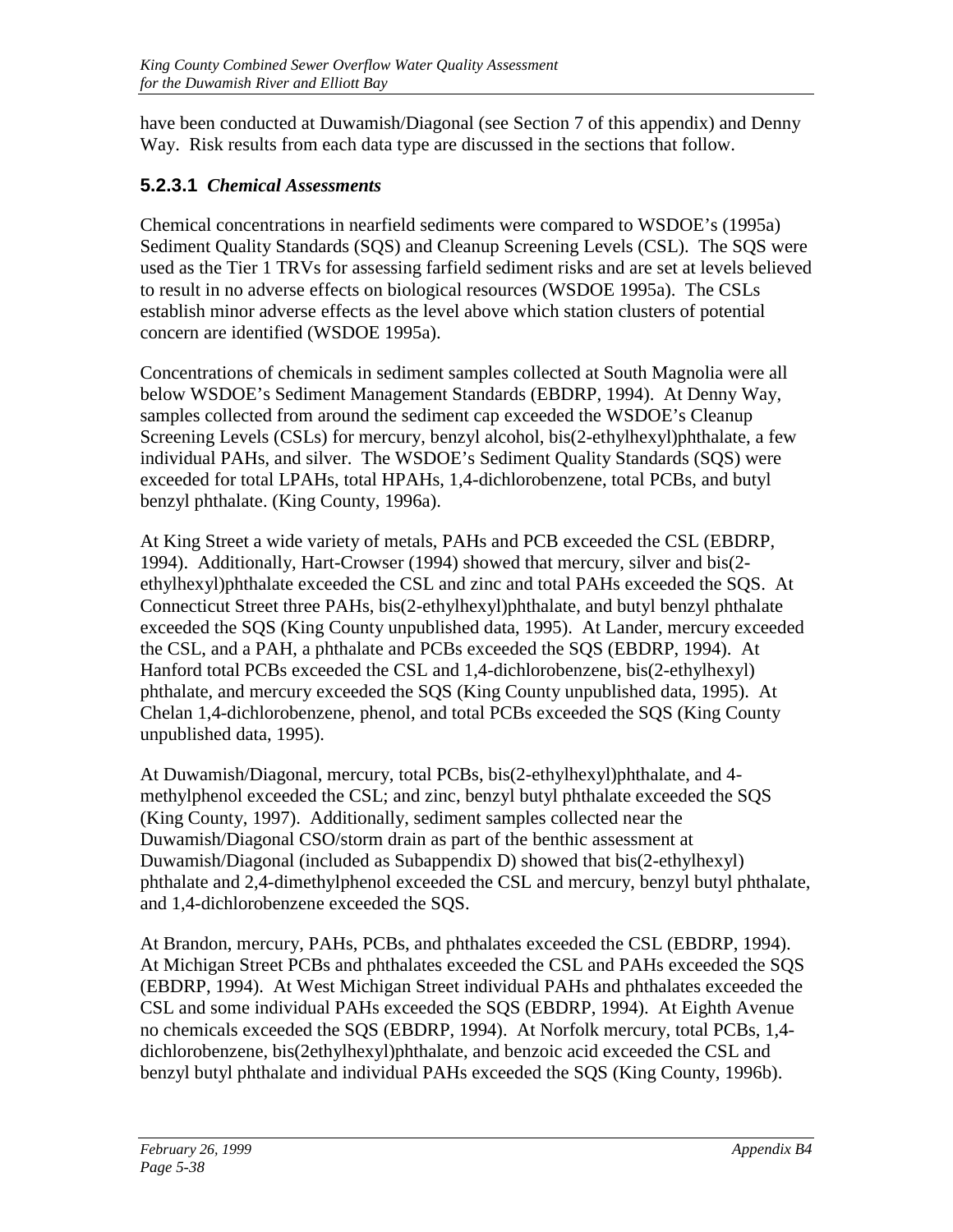have been conducted at Duwamish/Diagonal (see Section 7 of this appendix) and Denny Way. Risk results from each data type are discussed in the sections that follow.

### 5.2.3.1 *Chemical Assessments*

Chemical concentrations in nearfield sediments were compared to WSDOE's (1995a) Sediment Quality Standards (SQS) and Cleanup Screening Levels (CSL). The SQS were used as the Tier 1 TRVs for assessing farfield sediment risks and are set at levels believed to result in no adverse effects on biological resources (WSDOE 1995a). The CSLs establish minor adverse effects as the level above which station clusters of potential concern are identified (WSDOE 1995a).

Concentrations of chemicals in sediment samples collected at South Magnolia were all below WSDOE's Sediment Management Standards (EBDRP, 1994). At Denny Way, samples collected from around the sediment cap exceeded the WSDOE's Cleanup Screening Levels (CSLs) for mercury, benzyl alcohol, bis(2-ethylhexyl)phthalate, a few individual PAHs, and silver. The WSDOE's Sediment Quality Standards (SQS) were exceeded for total LPAHs, total HPAHs, 1,4-dichlorobenzene, total PCBs, and butyl benzyl phthalate. (King County, 1996a).

At King Street a wide variety of metals, PAHs and PCB exceeded the CSL (EBDRP, 1994). Additionally, Hart-Crowser (1994) showed that mercury, silver and bis(2-ethylhexyl)phthalate exceeded the CSL and zinc and total PAHs exceeded the SQS. At Connecticut Street three PAHs, bis(2-ethylhexyl)phthalate, and butyl benzyl phthalate exceeded the SQS (King County unpublished data, 1995). At Lander, mercury exceeded the CSL, and a PAH, a phthalate and PCBs exceeded the SQS (EBDRP, 1994). At Hanford total PCBs exceeded the CSL and 1,4-dichlorobenzene, bis(2-ethylhexyl) phthalate, and mercury exceeded the SQS (King County unpublished data, 1995). At Chelan 1,4-dichlorobenzene, phenol, and total PCBs exceeded the SQS (King County unpublished data, 1995).

At Duwamish/Diagonal, mercury, total PCBs, bis(2-ethylhexyl)phthalate, and 4-methylphenol exceeded the CSL; and zinc, benzyl butyl phthalate exceeded the SQS (King County, 1997). Additionally, sediment samples collected near the Duwamish/Diagonal CSO/storm drain as part of the benthic assessment at Duwamish/Diagonal (included as Subappendix D) showed that bis(2-ethylhexyl) phthalate and 2,4-dimethylphenol exceeded the CSL and mercury, benzyl butyl phthalate, and 1,4-dichlorobenzene exceeded the SQS.

At Brandon, mercury, PAHs, PCBs, and phthalates exceeded the CSL (EBDRP, 1994). At Michigan Street PCBs and phthalates exceeded the CSL and PAHs exceeded the SQS (EBDRP, 1994). At West Michigan Street individual PAHs and phthalates exceeded the CSL and some individual PAHs exceeded the SQS (EBDRP, 1994). At Eighth Avenue no chemicals exceeded the SQS (EBDRP, 1994). At Norfolk mercury, total PCBs, 1,4-dichlorobenzene, bis(2ethylhexyl)phthalate, and benzoic acid exceeded the CSL and benzyl butyl phthalate and individual PAHs exceeded the SQS (King County, 1996b).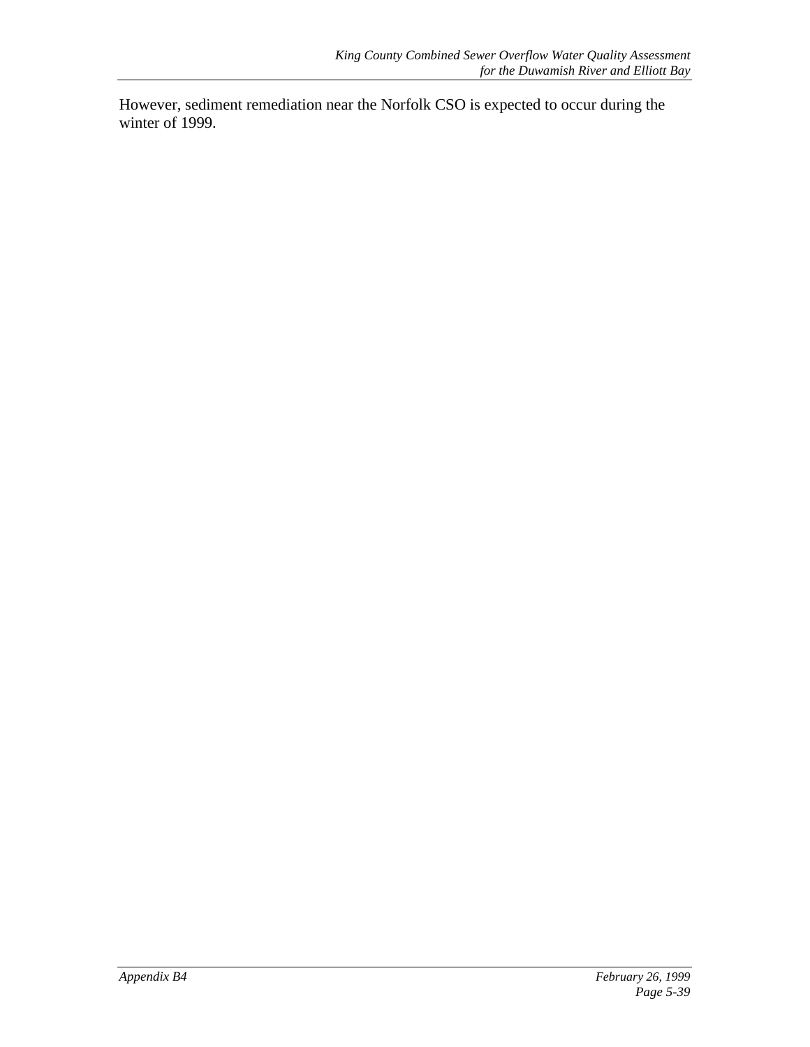However, sediment remediation near the Norfolk CSO is expected to occur during the winter of 1999.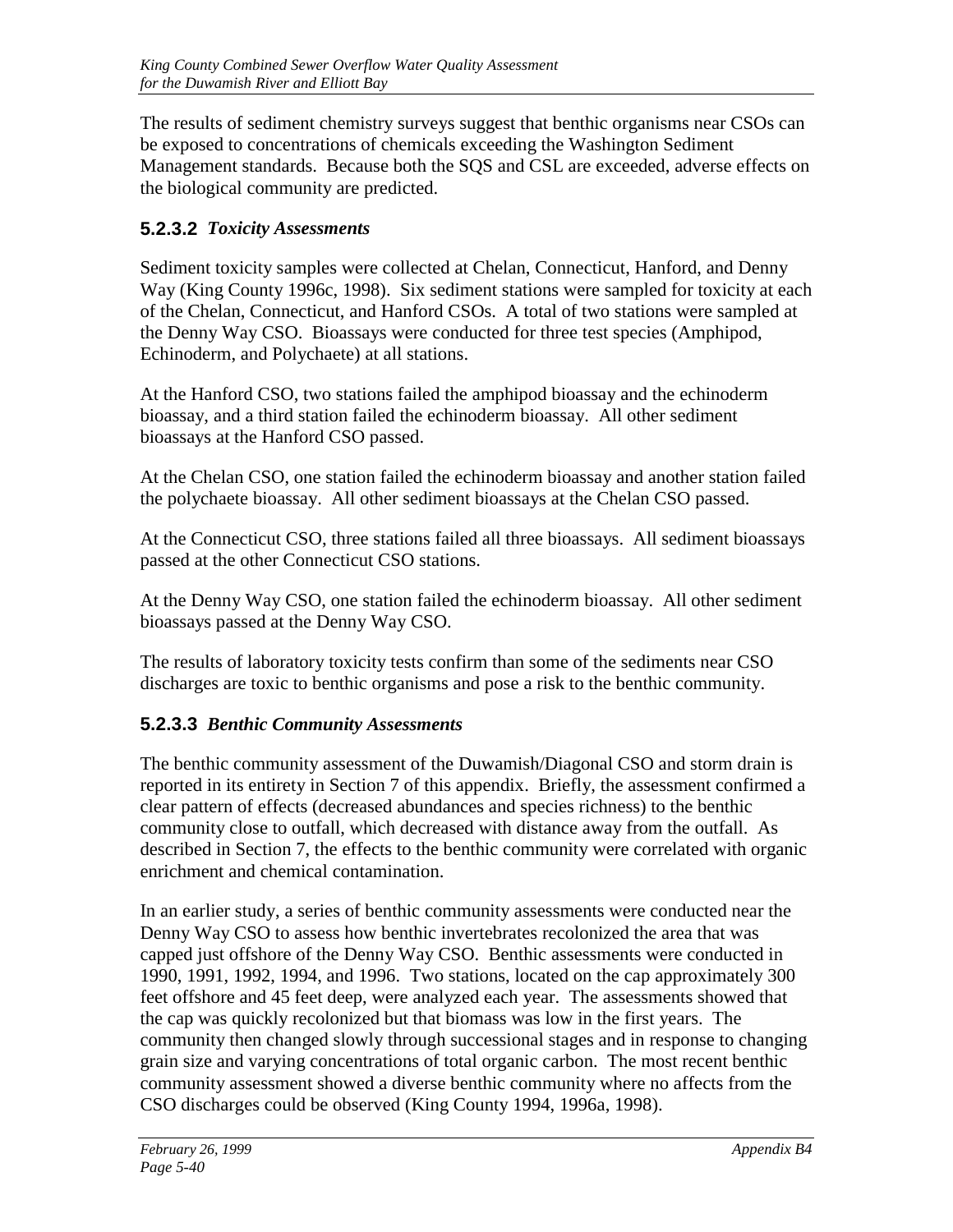The results of sediment chemistry surveys suggest that benthic organisms near CSOs can be exposed to concentrations of chemicals exceeding the Washington Sediment Management standards. Because both the SQS and CSL are exceeded, adverse effects on the biological community are predicted.

### 5.2.3.2 *Toxicity Assessments*

Sediment toxicity samples were collected at Chelan, Connecticut, Hanford, and Denny Way (King County 1996c, 1998). Six sediment stations were sampled for toxicity at each of the Chelan, Connecticut, and Hanford CSOs. A total of two stations were sampled at the Denny Way CSO. Bioassays were conducted for three test species (Amphipod, Echinoderm, and Polychaete) at all stations.

At the Hanford CSO, two stations failed the amphipod bioassay and the echinoderm bioassay, and a third station failed the echinoderm bioassay. All other sediment bioassays at the Hanford CSO passed.

At the Chelan CSO, one station failed the echinoderm bioassay and another station failed the polychaete bioassay. All other sediment bioassays at the Chelan CSO passed.

At the Connecticut CSO, three stations failed all three bioassays. All sediment bioassays passed at the other Connecticut CSO stations.

At the Denny Way CSO, one station failed the echinoderm bioassay. All other sediment bioassays passed at the Denny Way CSO.

The results of laboratory toxicity tests confirm than some of the sediments near CSO discharges are toxic to benthic organisms and pose a risk to the benthic community.

### 5.2.3.3 *Benthic Community Assessments*

The benthic community assessment of the Duwamish/Diagonal CSO and storm drain is reported in its entirety in Section 7 of this appendix. Briefly, the assessment confirmed a clear pattern of effects (decreased abundances and species richness) to the benthic community close to outfall, which decreased with distance away from the outfall. As described in Section 7, the effects to the benthic community were correlated with organic enrichment and chemical contamination.

In an earlier study, a series of benthic community assessments were conducted near the Denny Way CSO to assess how benthic invertebrates recolonized the area that was capped just offshore of the Denny Way CSO. Benthic assessments were conducted in 1990, 1991, 1992, 1994, and 1996. Two stations, located on the cap approximately 300 feet offshore and 45 feet deep, were analyzed each year. The assessments showed that the cap was quickly recolonized but that biomass was low in the first years. The community then changed slowly through successional stages and in response to changing grain size and varying concentrations of total organic carbon. The most recent benthic community assessment showed a diverse benthic community where no affects from the CSO discharges could be observed (King County 1994, 1996a, 1998).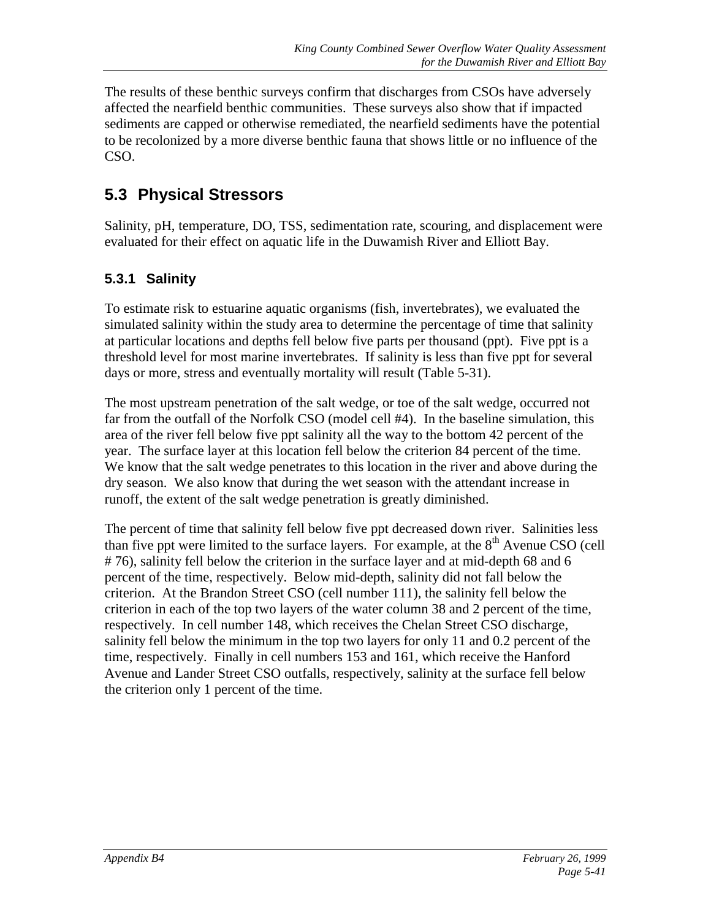The results of these benthic surveys confirm that discharges from CSOs have adversely affected the nearfield benthic communities. These surveys also show that if impacted sediments are capped or otherwise remediated, the nearfield sediments have the potential to be recolonized by a more diverse benthic fauna that shows little or no influence of the CSO.

## 5.3 Physical Stressors

Salinity, pH, temperature, DO, TSS, sedimentation rate, scouring, and displacement were evaluated for their effect on aquatic life in the Duwamish River and Elliott Bay.

### 5.3.1 Salinity

To estimate risk to estuarine aquatic organisms (fish, invertebrates), we evaluated the simulated salinity within the study area to determine the percentage of time that salinity at particular locations and depths fell below five parts per thousand (ppt). Five ppt is a threshold level for most marine invertebrates. If salinity is less than five ppt for several days or more, stress and eventually mortality will result (Table 5-31).

The most upstream penetration of the salt wedge, or toe of the salt wedge, occurred not far from the outfall of the Norfolk CSO (model cell #4). In the baseline simulation, this area of the river fell below five ppt salinity all the way to the bottom 42 percent of the year. The surface layer at this location fell below the criterion 84 percent of the time. We know that the salt wedge penetrates to this location in the river and above during the dry season. We also know that during the wet season with the attendant increase in runoff, the extent of the salt wedge penetration is greatly diminished.

The percent of time that salinity fell below five ppt decreased down river. Salinities less than five ppt were limited to the surface layers. For example, at the 8th Avenue CSO (cell # 76), salinity fell below the criterion in the surface layer and at mid-depth 68 and 6 percent of the time, respectively. Below mid-depth, salinity did not fall below the criterion. At the Brandon Street CSO (cell number 111), the salinity fell below the criterion in each of the top two layers of the water column 38 and 2 percent of the time, respectively. In cell number 148, which receives the Chelan Street CSO discharge, salinity fell below the minimum in the top two layers for only 11 and 0.2 percent of the time, respectively. Finally in cell numbers 153 and 161, which receive the Hanford Avenue and Lander Street CSO outfalls, respectively, salinity at the surface fell below the criterion only 1 percent of the time.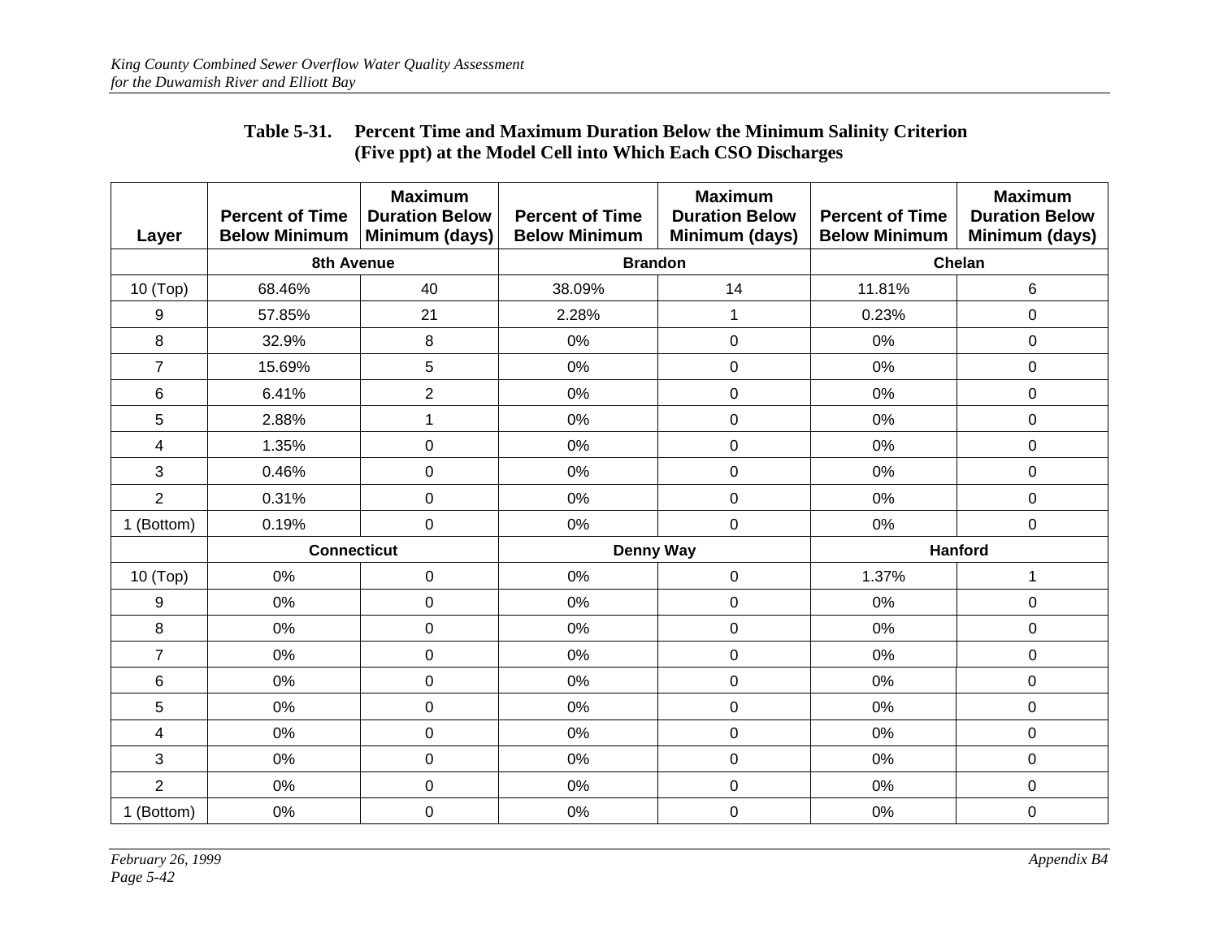**Table 5-31. Percent Time and Maximum Duration Below the Minimum Salinity Criterion (Five ppt) at the Model Cell into Which Each CSO Discharges**

| Layer | Percent of Time Below Minimum | Maximum Duration Below Minimum (days) | Percent of Time Below Minimum | Maximum Duration Below Minimum (days) | Percent of Time Below Minimum | Maximum Duration Below Minimum (days) |
|---|---|---|---|---|---|---|
| | **8th Avenue** | | **Brandon** | | **Chelan** | |
| 10 (Top) | 68.46% | 40 | 38.09% | 14 | 11.81% | 6 |
| 9 | 57.85% | 21 | 2.28% | 1 | 0.23% | 0 |
| 8 | 32.9% | 8 | 0% | 0 | 0% | 0 |
| 7 | 15.69% | 5 | 0% | 0 | 0% | 0 |
| 6 | 6.41% | 2 | 0% | 0 | 0% | 0 |
| 5 | 2.88% | 1 | 0% | 0 | 0% | 0 |
| 4 | 1.35% | 0 | 0% | 0 | 0% | 0 |
| 3 | 0.46% | 0 | 0% | 0 | 0% | 0 |
| 2 | 0.31% | 0 | 0% | 0 | 0% | 0 |
| 1 (Bottom) | 0.19% | 0 | 0% | 0 | 0% | 0 |
| | **Connecticut** | | **Denny Way** | | **Hanford** | |
| 10 (Top) | 0% | 0 | 0% | 0 | 1.37% | 1 |
| 9 | 0% | 0 | 0% | 0 | 0% | 0 |
| 8 | 0% | 0 | 0% | 0 | 0% | 0 |
| 7 | 0% | 0 | 0% | 0 | 0% | 0 |
| 6 | 0% | 0 | 0% | 0 | 0% | 0 |
| 5 | 0% | 0 | 0% | 0 | 0% | 0 |
| 4 | 0% | 0 | 0% | 0 | 0% | 0 |
| 3 | 0% | 0 | 0% | 0 | 0% | 0 |
| 2 | 0% | 0 | 0% | 0 | 0% | 0 |
| 1 (Bottom) | 0% | 0 | 0% | 0 | 0% | 0 |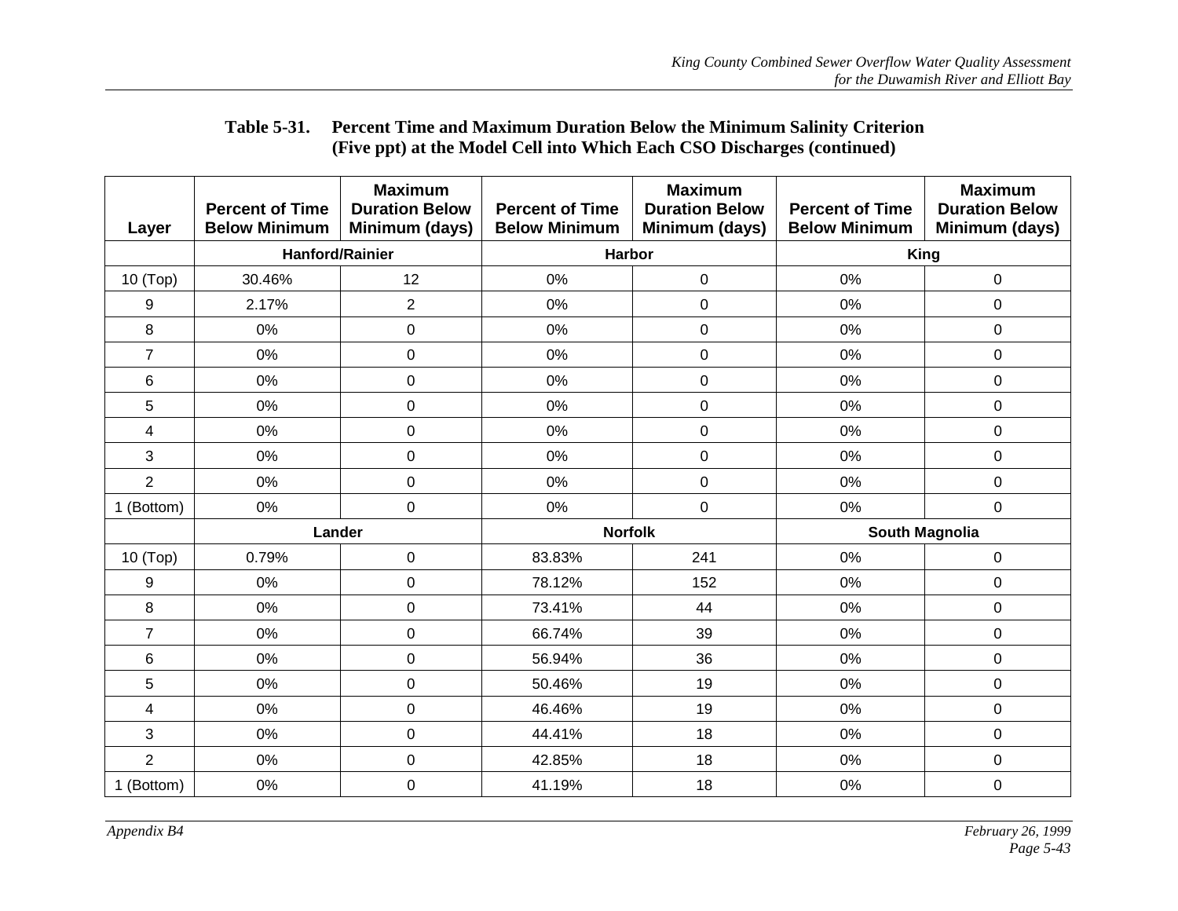**Table 5-31. Percent Time and Maximum Duration Below the Minimum Salinity Criterion (Five ppt) at the Model Cell into Which Each CSO Discharges (continued)**

| Layer | Percent of Time Below Minimum | Maximum Duration Below Minimum (days) | Percent of Time Below Minimum | Maximum Duration Below Minimum (days) | Percent of Time Below Minimum | Maximum Duration Below Minimum (days) |
|---|---|---|---|---|---|---|
| | Hanford/Rainier | | Harbor | | King | |
| 10 (Top) | 30.46% | 12 | 0% | 0 | 0% | 0 |
| 9 | 2.17% | 2 | 0% | 0 | 0% | 0 |
| 8 | 0% | 0 | 0% | 0 | 0% | 0 |
| 7 | 0% | 0 | 0% | 0 | 0% | 0 |
| 6 | 0% | 0 | 0% | 0 | 0% | 0 |
| 5 | 0% | 0 | 0% | 0 | 0% | 0 |
| 4 | 0% | 0 | 0% | 0 | 0% | 0 |
| 3 | 0% | 0 | 0% | 0 | 0% | 0 |
| 2 | 0% | 0 | 0% | 0 | 0% | 0 |
| 1 (Bottom) | 0% | 0 | 0% | 0 | 0% | 0 |
| | Lander | | Norfolk | | South Magnolia | |
| 10 (Top) | 0.79% | 0 | 83.83% | 241 | 0% | 0 |
| 9 | 0% | 0 | 78.12% | 152 | 0% | 0 |
| 8 | 0% | 0 | 73.41% | 44 | 0% | 0 |
| 7 | 0% | 0 | 66.74% | 39 | 0% | 0 |
| 6 | 0% | 0 | 56.94% | 36 | 0% | 0 |
| 5 | 0% | 0 | 50.46% | 19 | 0% | 0 |
| 4 | 0% | 0 | 46.46% | 19 | 0% | 0 |
| 3 | 0% | 0 | 44.41% | 18 | 0% | 0 |
| 2 | 0% | 0 | 42.85% | 18 | 0% | 0 |
| 1 (Bottom) | 0% | 0 | 41.19% | 18 | 0% | 0 |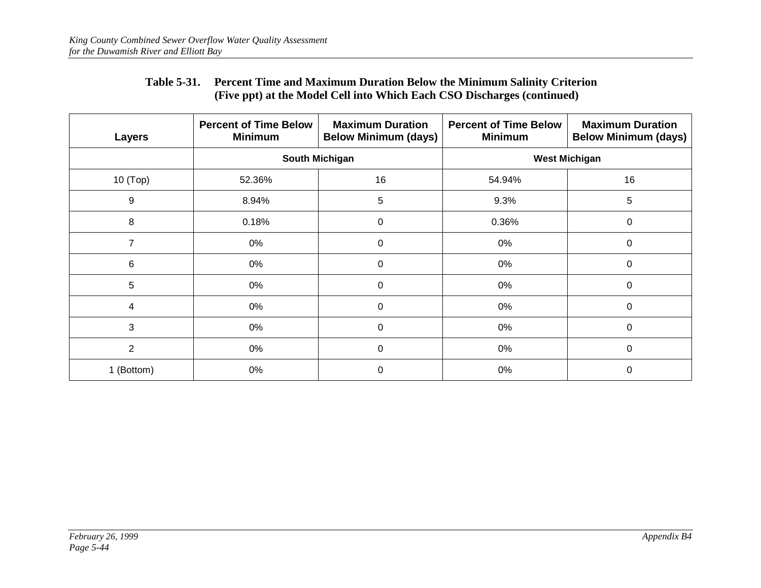**Table 5-31. Percent Time and Maximum Duration Below the Minimum Salinity Criterion (Five ppt) at the Model Cell into Which Each CSO Discharges (continued)**

| Layers | Percent of Time Below Minimum | Maximum Duration Below Minimum (days) | Percent of Time Below Minimum | Maximum Duration Below Minimum (days) |
|---|---|---|---|---|
| | South Michigan | | West Michigan | |
| 10 (Top) | 52.36% | 16 | 54.94% | 16 |
| 9 | 8.94% | 5 | 9.3% | 5 |
| 8 | 0.18% | 0 | 0.36% | 0 |
| 7 | 0% | 0 | 0% | 0 |
| 6 | 0% | 0 | 0% | 0 |
| 5 | 0% | 0 | 0% | 0 |
| 4 | 0% | 0 | 0% | 0 |
| 3 | 0% | 0 | 0% | 0 |
| 2 | 0% | 0 | 0% | 0 |
| 1 (Bottom) | 0% | 0 | 0% | 0 |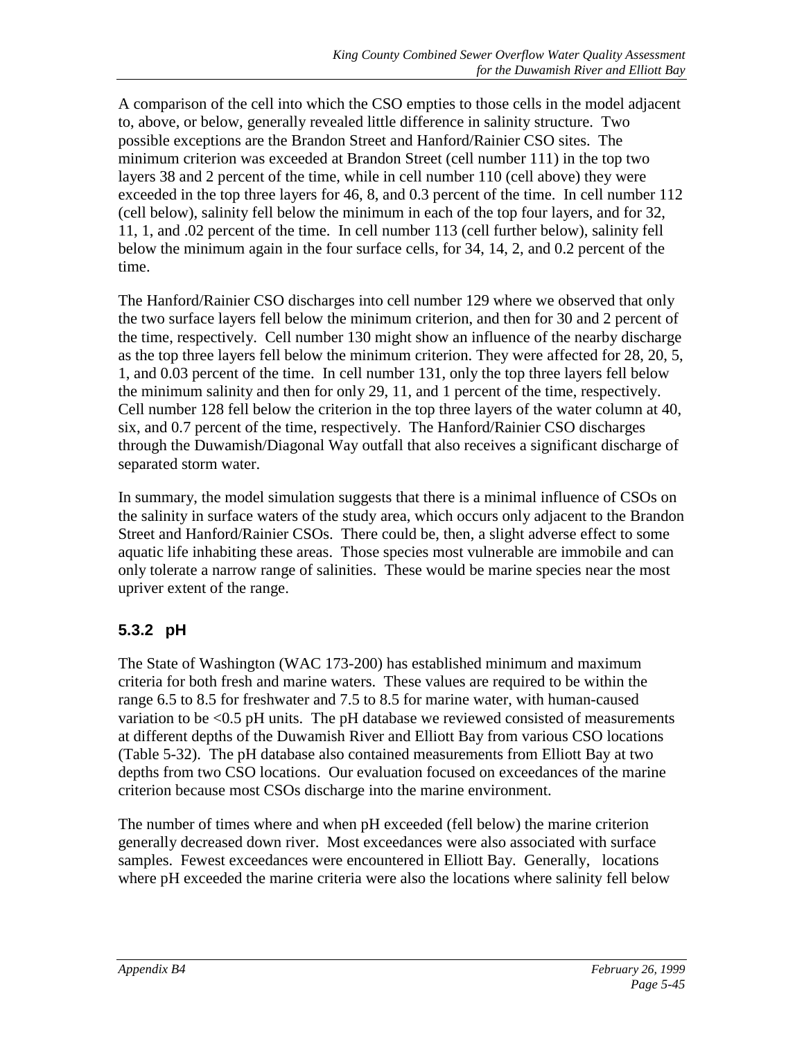A comparison of the cell into which the CSO empties to those cells in the model adjacent to, above, or below, generally revealed little difference in salinity structure. Two possible exceptions are the Brandon Street and Hanford/Rainier CSO sites. The minimum criterion was exceeded at Brandon Street (cell number 111) in the top two layers 38 and 2 percent of the time, while in cell number 110 (cell above) they were exceeded in the top three layers for 46, 8, and 0.3 percent of the time. In cell number 112 (cell below), salinity fell below the minimum in each of the top four layers, and for 32, 11, 1, and .02 percent of the time. In cell number 113 (cell further below), salinity fell below the minimum again in the four surface cells, for 34, 14, 2, and 0.2 percent of the time.

The Hanford/Rainier CSO discharges into cell number 129 where we observed that only the two surface layers fell below the minimum criterion, and then for 30 and 2 percent of the time, respectively. Cell number 130 might show an influence of the nearby discharge as the top three layers fell below the minimum criterion. They were affected for 28, 20, 5, 1, and 0.03 percent of the time. In cell number 131, only the top three layers fell below the minimum salinity and then for only 29, 11, and 1 percent of the time, respectively. Cell number 128 fell below the criterion in the top three layers of the water column at 40, six, and 0.7 percent of the time, respectively. The Hanford/Rainier CSO discharges through the Duwamish/Diagonal Way outfall that also receives a significant discharge of separated storm water.

In summary, the model simulation suggests that there is a minimal influence of CSOs on the salinity in surface waters of the study area, which occurs only adjacent to the Brandon Street and Hanford/Rainier CSOs. There could be, then, a slight adverse effect to some aquatic life inhabiting these areas. Those species most vulnerable are immobile and can only tolerate a narrow range of salinities. These would be marine species near the most upriver extent of the range.

### 5.3.2 pH

The State of Washington (WAC 173-200) has established minimum and maximum criteria for both fresh and marine waters. These values are required to be within the range 6.5 to 8.5 for freshwater and 7.5 to 8.5 for marine water, with human-caused variation to be <0.5 pH units. The pH database we reviewed consisted of measurements at different depths of the Duwamish River and Elliott Bay from various CSO locations (Table 5-32). The pH database also contained measurements from Elliott Bay at two depths from two CSO locations. Our evaluation focused on exceedances of the marine criterion because most CSOs discharge into the marine environment.

The number of times where and when pH exceeded (fell below) the marine criterion generally decreased down river. Most exceedances were also associated with surface samples. Fewest exceedances were encountered in Elliott Bay. Generally, locations where pH exceeded the marine criteria were also the locations where salinity fell below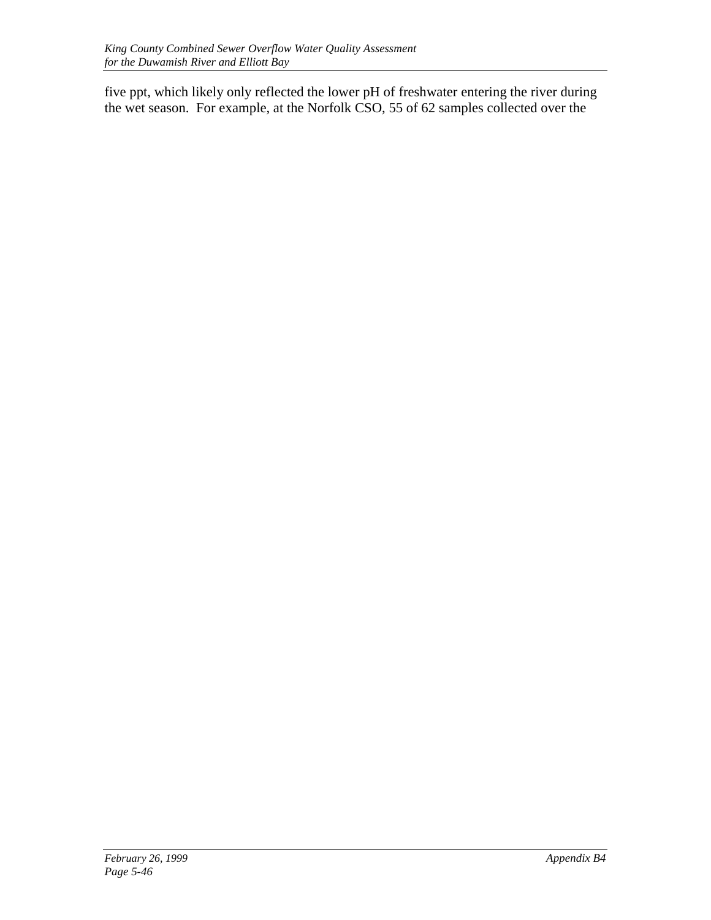five ppt, which likely only reflected the lower pH of freshwater entering the river during the wet season. For example, at the Norfolk CSO, 55 of 62 samples collected over the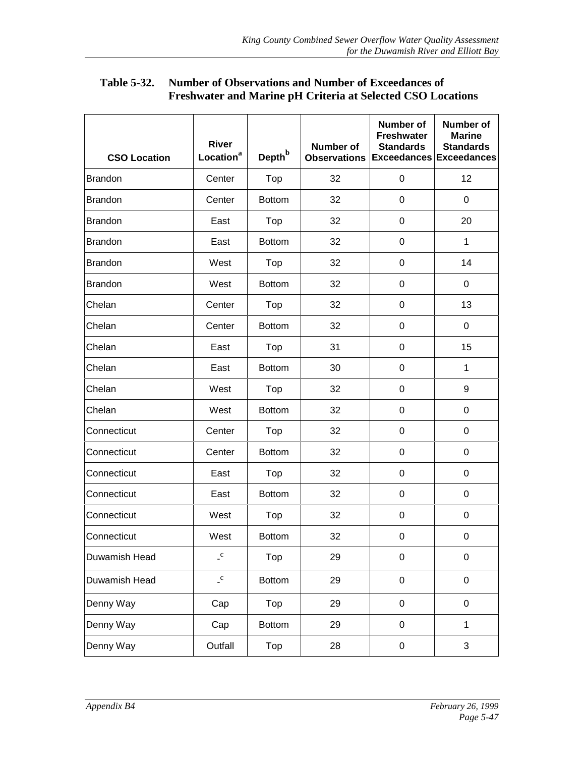**Table 5-32. Number of Observations and Number of Exceedances of Freshwater and Marine pH Criteria at Selected CSO Locations**

| CSO Location | River Location[a] | Depth[b] | Number of Observations | Number of Freshwater Standards Exceedances | Number of Marine Standards Exceedances |
|---|---|---|---|---|---|
| Brandon | Center | Top | 32 | 0 | 12 |
| Brandon | Center | Bottom | 32 | 0 | 0 |
| Brandon | East | Top | 32 | 0 | 20 |
| Brandon | East | Bottom | 32 | 0 | 1 |
| Brandon | West | Top | 32 | 0 | 14 |
| Brandon | West | Bottom | 32 | 0 | 0 |
| Chelan | Center | Top | 32 | 0 | 13 |
| Chelan | Center | Bottom | 32 | 0 | 0 |
| Chelan | East | Top | 31 | 0 | 15 |
| Chelan | East | Bottom | 30 | 0 | 1 |
| Chelan | West | Top | 32 | 0 | 9 |
| Chelan | West | Bottom | 32 | 0 | 0 |
| Connecticut | Center | Top | 32 | 0 | 0 |
| Connecticut | Center | Bottom | 32 | 0 | 0 |
| Connecticut | East | Top | 32 | 0 | 0 |
| Connecticut | East | Bottom | 32 | 0 | 0 |
| Connecticut | West | Top | 32 | 0 | 0 |
| Connecticut | West | Bottom | 32 | 0 | 0 |
| Duwamish Head | -[c] | Top | 29 | 0 | 0 |
| Duwamish Head | -[c] | Bottom | 29 | 0 | 0 |
| Denny Way | Cap | Top | 29 | 0 | 0 |
| Denny Way | Cap | Bottom | 29 | 0 | 1 |
| Denny Way | Outfall | Top | 28 | 0 | 3 |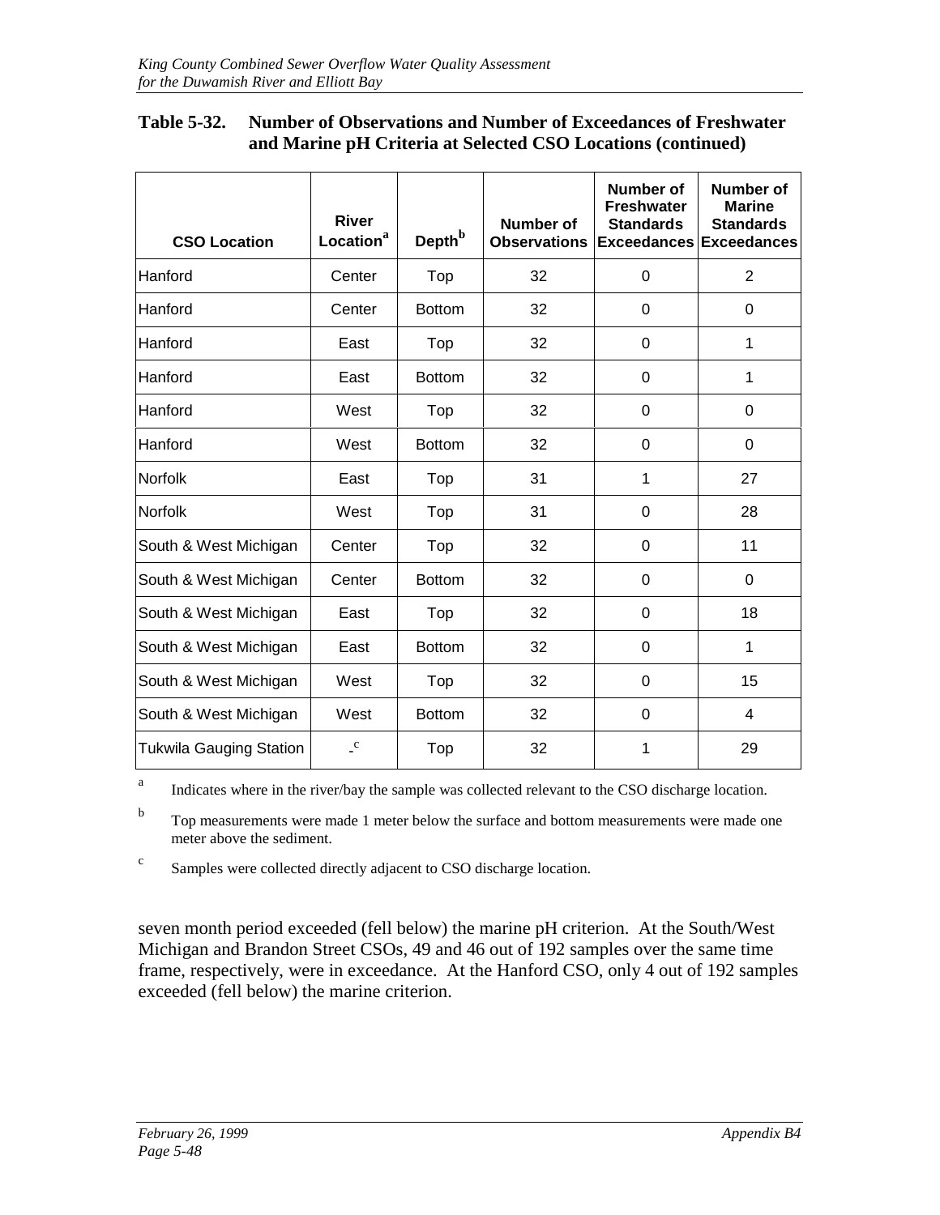**Table 5-32. Number of Observations and Number of Exceedances of Freshwater and Marine pH Criteria at Selected CSO Locations (continued)**

| CSO Location | River Location[a] | Depth[b] | Number of Observations | Number of Freshwater Standards Exceedances | Number of Marine Standards Exceedances |
|---|---|---|---|---|---|
| Hanford | Center | Top | 32 | 0 | 2 |
| Hanford | Center | Bottom | 32 | 0 | 0 |
| Hanford | East | Top | 32 | 0 | 1 |
| Hanford | East | Bottom | 32 | 0 | 1 |
| Hanford | West | Top | 32 | 0 | 0 |
| Hanford | West | Bottom | 32 | 0 | 0 |
| Norfolk | East | Top | 31 | 1 | 27 |
| Norfolk | West | Top | 31 | 0 | 28 |
| South & West Michigan | Center | Top | 32 | 0 | 11 |
| South & West Michigan | Center | Bottom | 32 | 0 | 0 |
| South & West Michigan | East | Top | 32 | 0 | 18 |
| South & West Michigan | East | Bottom | 32 | 0 | 1 |
| South & West Michigan | West | Top | 32 | 0 | 15 |
| South & West Michigan | West | Bottom | 32 | 0 | 4 |
| Tukwila Gauging Station | -[c] | Top | 32 | 1 | 29 |

[a] Indicates where in the river/bay the sample was collected relevant to the CSO discharge location.

[b] Top measurements were made 1 meter below the surface and bottom measurements were made one meter above the sediment.

[c] Samples were collected directly adjacent to CSO discharge location.

seven month period exceeded (fell below) the marine pH criterion. At the South/West Michigan and Brandon Street CSOs, 49 and 46 out of 192 samples over the same time frame, respectively, were in exceedance. At the Hanford CSO, only 4 out of 192 samples exceeded (fell below) the marine criterion.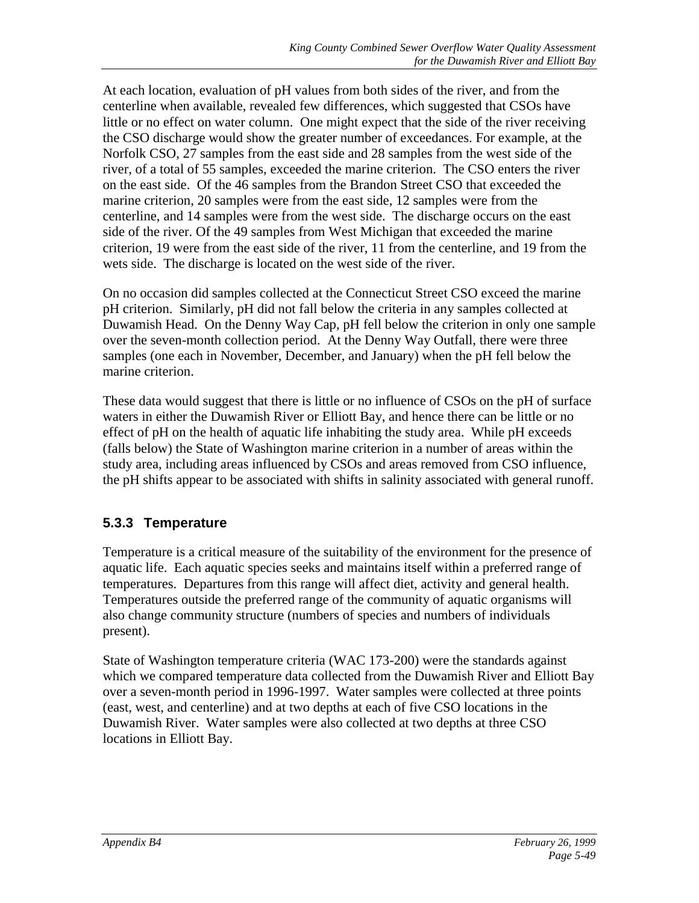At each location, evaluation of pH values from both sides of the river, and from the centerline when available, revealed few differences, which suggested that CSOs have little or no effect on water column. One might expect that the side of the river receiving the CSO discharge would show the greater number of exceedances. For example, at the Norfolk CSO, 27 samples from the east side and 28 samples from the west side of the river, of a total of 55 samples, exceeded the marine criterion. The CSO enters the river on the east side. Of the 46 samples from the Brandon Street CSO that exceeded the marine criterion, 20 samples were from the east side, 12 samples were from the centerline, and 14 samples were from the west side. The discharge occurs on the east side of the river. Of the 49 samples from West Michigan that exceeded the marine criterion, 19 were from the east side of the river, 11 from the centerline, and 19 from the wets side. The discharge is located on the west side of the river.

On no occasion did samples collected at the Connecticut Street CSO exceed the marine pH criterion. Similarly, pH did not fall below the criteria in any samples collected at Duwamish Head. On the Denny Way Cap, pH fell below the criterion in only one sample over the seven-month collection period. At the Denny Way Outfall, there were three samples (one each in November, December, and January) when the pH fell below the marine criterion.

These data would suggest that there is little or no influence of CSOs on the pH of surface waters in either the Duwamish River or Elliott Bay, and hence there can be little or no effect of pH on the health of aquatic life inhabiting the study area. While pH exceeds (falls below) the State of Washington marine criterion in a number of areas within the study area, including areas influenced by CSOs and areas removed from CSO influence, the pH shifts appear to be associated with shifts in salinity associated with general runoff.

### 5.3.3 Temperature

Temperature is a critical measure of the suitability of the environment for the presence of aquatic life. Each aquatic species seeks and maintains itself within a preferred range of temperatures. Departures from this range will affect diet, activity and general health. Temperatures outside the preferred range of the community of aquatic organisms will also change community structure (numbers of species and numbers of individuals present).

State of Washington temperature criteria (WAC 173-200) were the standards against which we compared temperature data collected from the Duwamish River and Elliott Bay over a seven-month period in 1996-1997. Water samples were collected at three points (east, west, and centerline) and at two depths at each of five CSO locations in the Duwamish River. Water samples were also collected at two depths at three CSO locations in Elliott Bay.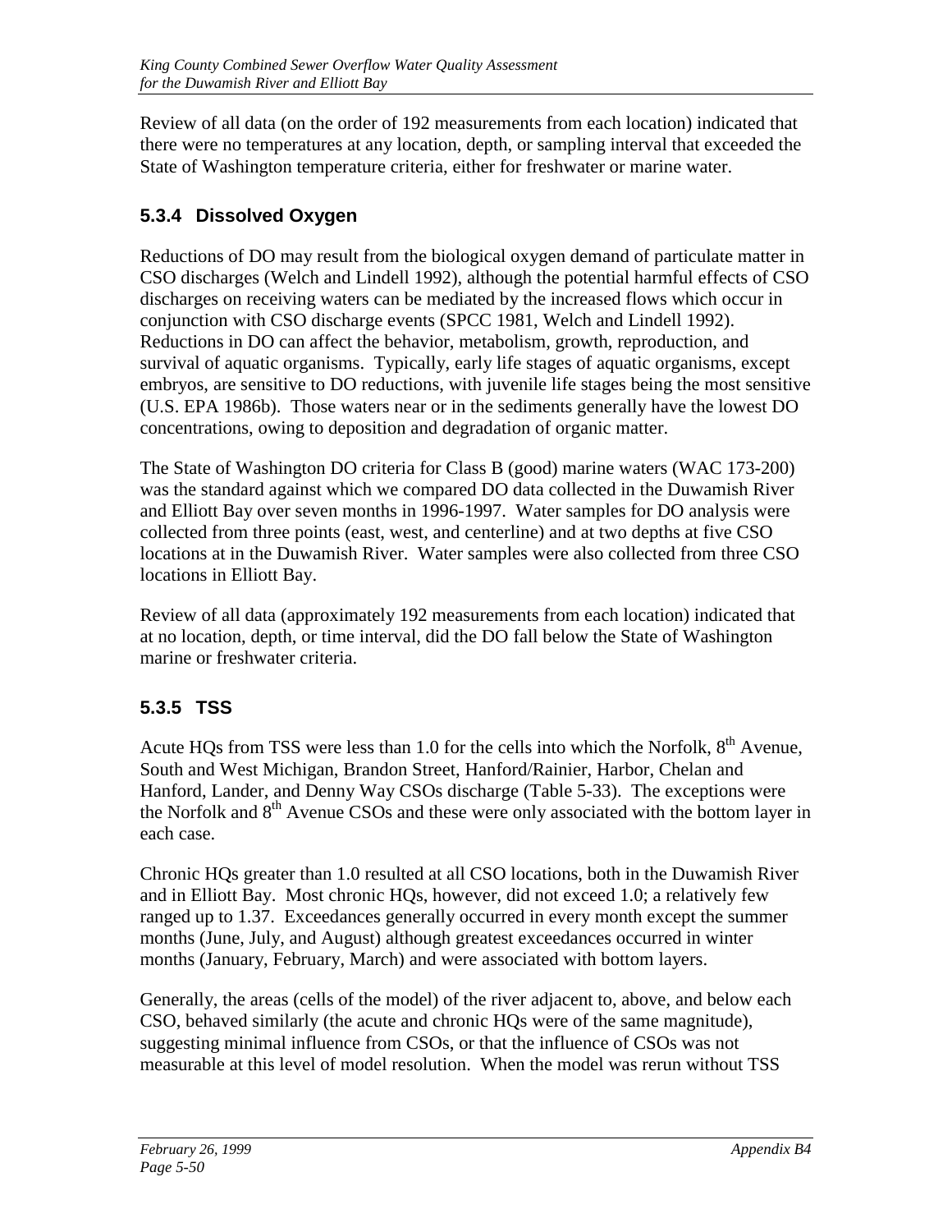Review of all data (on the order of 192 measurements from each location) indicated that there were no temperatures at any location, depth, or sampling interval that exceeded the State of Washington temperature criteria, either for freshwater or marine water.

### 5.3.4 Dissolved Oxygen

Reductions of DO may result from the biological oxygen demand of particulate matter in CSO discharges (Welch and Lindell 1992), although the potential harmful effects of CSO discharges on receiving waters can be mediated by the increased flows which occur in conjunction with CSO discharge events (SPCC 1981, Welch and Lindell 1992). Reductions in DO can affect the behavior, metabolism, growth, reproduction, and survival of aquatic organisms. Typically, early life stages of aquatic organisms, except embryos, are sensitive to DO reductions, with juvenile life stages being the most sensitive (U.S. EPA 1986b). Those waters near or in the sediments generally have the lowest DO concentrations, owing to deposition and degradation of organic matter.

The State of Washington DO criteria for Class B (good) marine waters (WAC 173-200) was the standard against which we compared DO data collected in the Duwamish River and Elliott Bay over seven months in 1996-1997. Water samples for DO analysis were collected from three points (east, west, and centerline) and at two depths at five CSO locations at in the Duwamish River. Water samples were also collected from three CSO locations in Elliott Bay.

Review of all data (approximately 192 measurements from each location) indicated that at no location, depth, or time interval, did the DO fall below the State of Washington marine or freshwater criteria.

### 5.3.5 TSS

Acute HQs from TSS were less than 1.0 for the cells into which the Norfolk, 8th Avenue, South and West Michigan, Brandon Street, Hanford/Rainier, Harbor, Chelan and Hanford, Lander, and Denny Way CSOs discharge (Table 5-33). The exceptions were the Norfolk and 8th Avenue CSOs and these were only associated with the bottom layer in each case.

Chronic HQs greater than 1.0 resulted at all CSO locations, both in the Duwamish River and in Elliott Bay. Most chronic HQs, however, did not exceed 1.0; a relatively few ranged up to 1.37. Exceedances generally occurred in every month except the summer months (June, July, and August) although greatest exceedances occurred in winter months (January, February, March) and were associated with bottom layers.

Generally, the areas (cells of the model) of the river adjacent to, above, and below each CSO, behaved similarly (the acute and chronic HQs were of the same magnitude), suggesting minimal influence from CSOs, or that the influence of CSOs was not measurable at this level of model resolution. When the model was rerun without TSS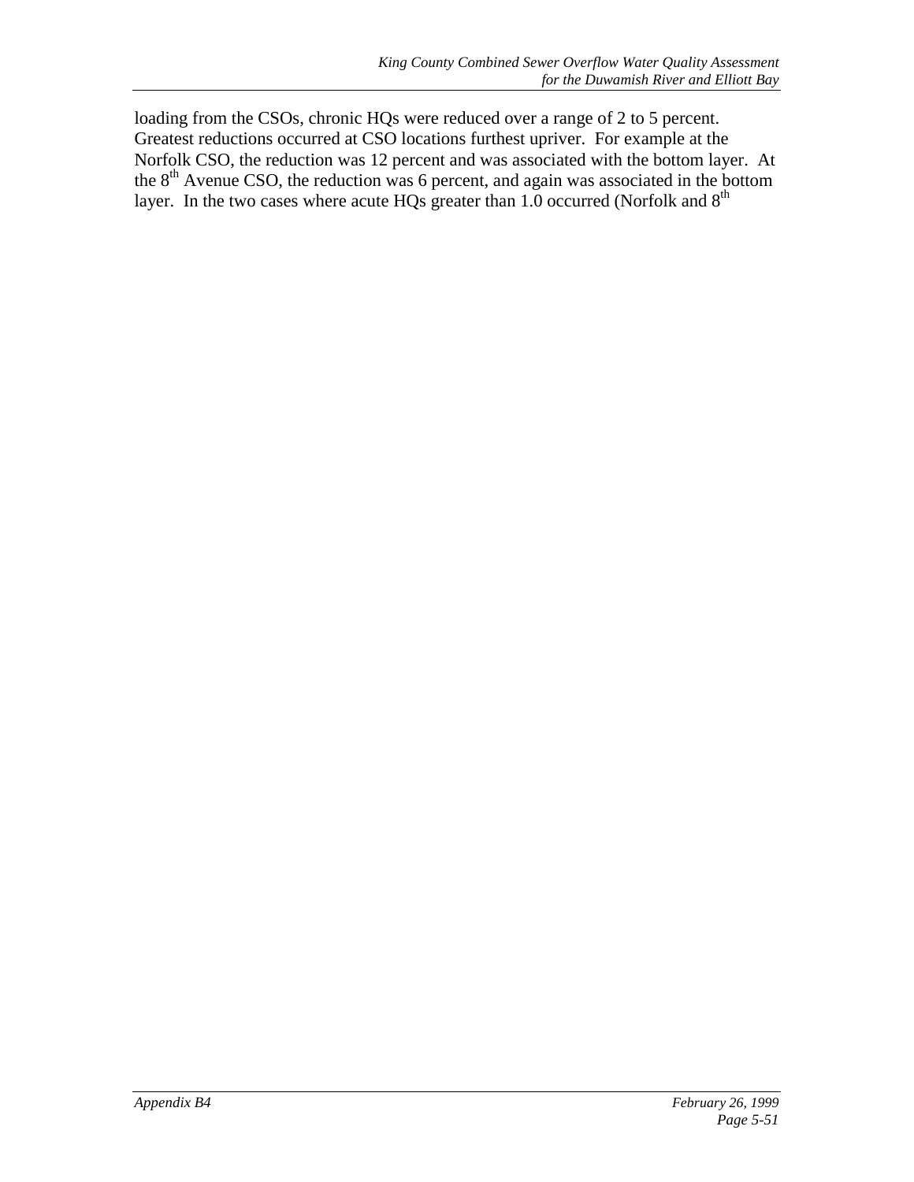loading from the CSOs, chronic HQs were reduced over a range of 2 to 5 percent. Greatest reductions occurred at CSO locations furthest upriver. For example at the Norfolk CSO, the reduction was 12 percent and was associated with the bottom layer. At the $8^{th}$ Avenue CSO, the reduction was 6 percent, and again was associated in the bottom layer. In the two cases where acute HQs greater than 1.0 occurred (Norfolk and $8^{th}$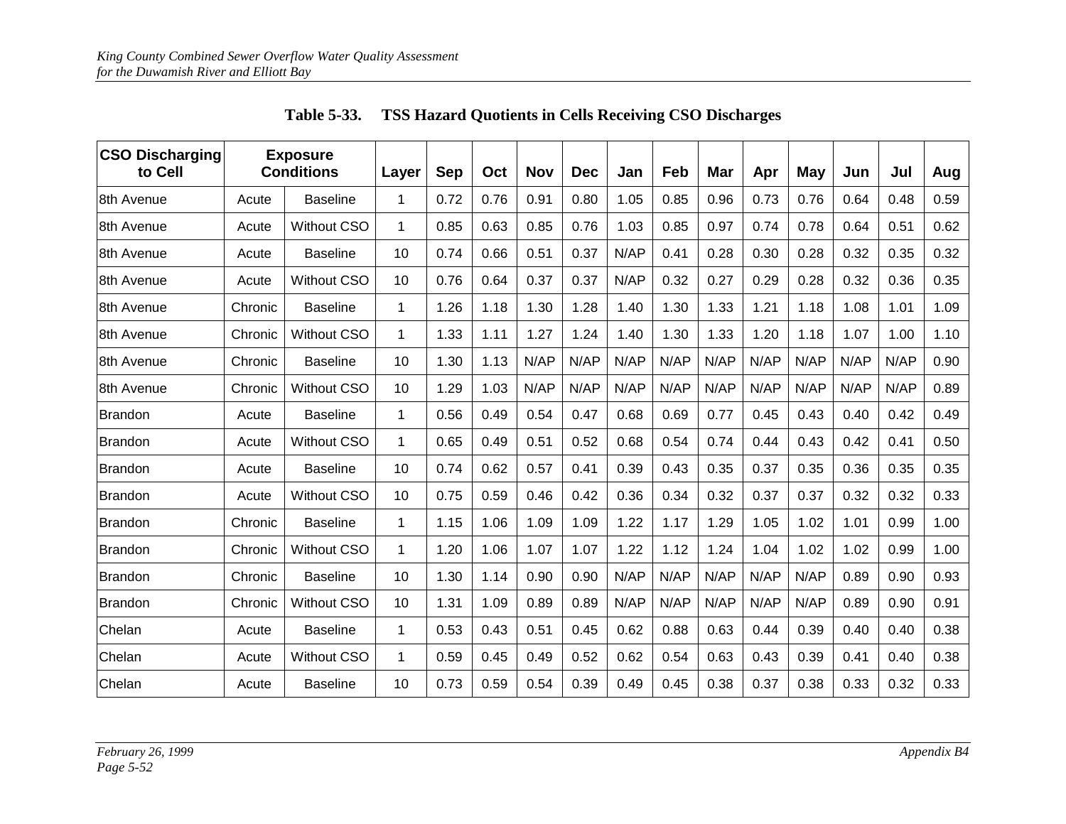**Table 5-33. TSS Hazard Quotients in Cells Receiving CSO Discharges**

| CSO Discharging to Cell | Exposure Conditions | | Layer | Sep | Oct | Nov | Dec | Jan | Feb | Mar | Apr | May | Jun | Jul | Aug |
|---|---|---|---|---|---|---|---|---|---|---|---|---|---|---|---|
| 8th Avenue | Acute | Baseline | 1 | 0.72 | 0.76 | 0.91 | 0.80 | 1.05 | 0.85 | 0.96 | 0.73 | 0.76 | 0.64 | 0.48 | 0.59 |
| 8th Avenue | Acute | Without CSO | 1 | 0.85 | 0.63 | 0.85 | 0.76 | 1.03 | 0.85 | 0.97 | 0.74 | 0.78 | 0.64 | 0.51 | 0.62 |
| 8th Avenue | Acute | Baseline | 10 | 0.74 | 0.66 | 0.51 | 0.37 | N/AP | 0.41 | 0.28 | 0.30 | 0.28 | 0.32 | 0.35 | 0.32 |
| 8th Avenue | Acute | Without CSO | 10 | 0.76 | 0.64 | 0.37 | 0.37 | N/AP | 0.32 | 0.27 | 0.29 | 0.28 | 0.32 | 0.36 | 0.35 |
| 8th Avenue | Chronic | Baseline | 1 | 1.26 | 1.18 | 1.30 | 1.28 | 1.40 | 1.30 | 1.33 | 1.21 | 1.18 | 1.08 | 1.01 | 1.09 |
| 8th Avenue | Chronic | Without CSO | 1 | 1.33 | 1.11 | 1.27 | 1.24 | 1.40 | 1.30 | 1.33 | 1.20 | 1.18 | 1.07 | 1.00 | 1.10 |
| 8th Avenue | Chronic | Baseline | 10 | 1.30 | 1.13 | N/AP | N/AP | N/AP | N/AP | N/AP | N/AP | N/AP | N/AP | N/AP | 0.90 |
| 8th Avenue | Chronic | Without CSO | 10 | 1.29 | 1.03 | N/AP | N/AP | N/AP | N/AP | N/AP | N/AP | N/AP | N/AP | N/AP | 0.89 |
| Brandon | Acute | Baseline | 1 | 0.56 | 0.49 | 0.54 | 0.47 | 0.68 | 0.69 | 0.77 | 0.45 | 0.43 | 0.40 | 0.42 | 0.49 |
| Brandon | Acute | Without CSO | 1 | 0.65 | 0.49 | 0.51 | 0.52 | 0.68 | 0.54 | 0.74 | 0.44 | 0.43 | 0.42 | 0.41 | 0.50 |
| Brandon | Acute | Baseline | 10 | 0.74 | 0.62 | 0.57 | 0.41 | 0.39 | 0.43 | 0.35 | 0.37 | 0.35 | 0.36 | 0.35 | 0.35 |
| Brandon | Acute | Without CSO | 10 | 0.75 | 0.59 | 0.46 | 0.42 | 0.36 | 0.34 | 0.32 | 0.37 | 0.37 | 0.32 | 0.32 | 0.33 |
| Brandon | Chronic | Baseline | 1 | 1.15 | 1.06 | 1.09 | 1.09 | 1.22 | 1.17 | 1.29 | 1.05 | 1.02 | 1.01 | 0.99 | 1.00 |
| Brandon | Chronic | Without CSO | 1 | 1.20 | 1.06 | 1.07 | 1.07 | 1.22 | 1.12 | 1.24 | 1.04 | 1.02 | 1.02 | 0.99 | 1.00 |
| Brandon | Chronic | Baseline | 10 | 1.30 | 1.14 | 0.90 | 0.90 | N/AP | N/AP | N/AP | N/AP | N/AP | 0.89 | 0.90 | 0.93 |
| Brandon | Chronic | Without CSO | 10 | 1.31 | 1.09 | 0.89 | 0.89 | N/AP | N/AP | N/AP | N/AP | N/AP | 0.89 | 0.90 | 0.91 |
| Chelan | Acute | Baseline | 1 | 0.53 | 0.43 | 0.51 | 0.45 | 0.62 | 0.88 | 0.63 | 0.44 | 0.39 | 0.40 | 0.40 | 0.38 |
| Chelan | Acute | Without CSO | 1 | 0.59 | 0.45 | 0.49 | 0.52 | 0.62 | 0.54 | 0.63 | 0.43 | 0.39 | 0.41 | 0.40 | 0.38 |
| Chelan | Acute | Baseline | 10 | 0.73 | 0.59 | 0.54 | 0.39 | 0.49 | 0.45 | 0.38 | 0.37 | 0.38 | 0.33 | 0.32 | 0.33 |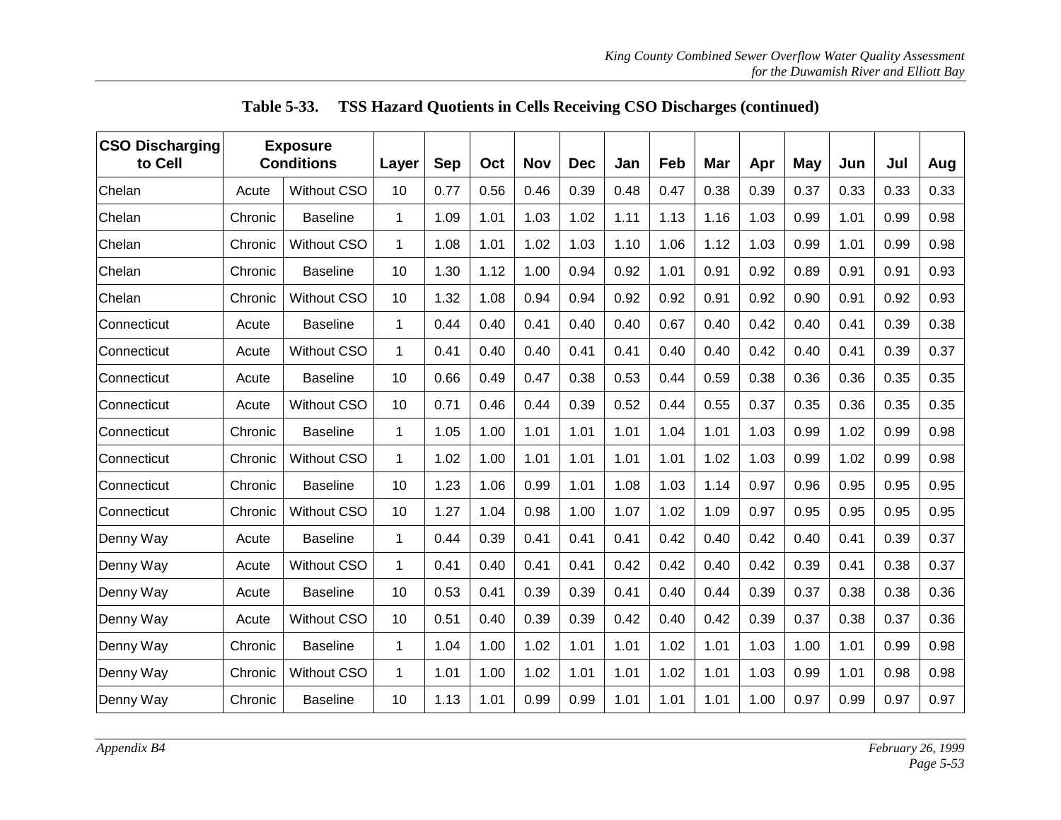**Table 5-33. TSS Hazard Quotients in Cells Receiving CSO Discharges (continued)**

| CSO Discharging to Cell | Exposure Conditions | | Layer | Sep | Oct | Nov | Dec | Jan | Feb | Mar | Apr | May | Jun | Jul | Aug |
|---|---|---|---|---|---|---|---|---|---|---|---|---|---|---|---|
| Chelan | Acute | Without CSO | 10 | 0.77 | 0.56 | 0.46 | 0.39 | 0.48 | 0.47 | 0.38 | 0.39 | 0.37 | 0.33 | 0.33 | 0.33 |
| Chelan | Chronic | Baseline | 1 | 1.09 | 1.01 | 1.03 | 1.02 | 1.11 | 1.13 | 1.16 | 1.03 | 0.99 | 1.01 | 0.99 | 0.98 |
| Chelan | Chronic | Without CSO | 1 | 1.08 | 1.01 | 1.02 | 1.03 | 1.10 | 1.06 | 1.12 | 1.03 | 0.99 | 1.01 | 0.99 | 0.98 |
| Chelan | Chronic | Baseline | 10 | 1.30 | 1.12 | 1.00 | 0.94 | 0.92 | 1.01 | 0.91 | 0.92 | 0.89 | 0.91 | 0.91 | 0.93 |
| Chelan | Chronic | Without CSO | 10 | 1.32 | 1.08 | 0.94 | 0.94 | 0.92 | 0.92 | 0.91 | 0.92 | 0.90 | 0.91 | 0.92 | 0.93 |
| Connecticut | Acute | Baseline | 1 | 0.44 | 0.40 | 0.41 | 0.40 | 0.40 | 0.67 | 0.40 | 0.42 | 0.40 | 0.41 | 0.39 | 0.38 |
| Connecticut | Acute | Without CSO | 1 | 0.41 | 0.40 | 0.40 | 0.41 | 0.41 | 0.40 | 0.40 | 0.42 | 0.40 | 0.41 | 0.39 | 0.37 |
| Connecticut | Acute | Baseline | 10 | 0.66 | 0.49 | 0.47 | 0.38 | 0.53 | 0.44 | 0.59 | 0.38 | 0.36 | 0.36 | 0.35 | 0.35 |
| Connecticut | Acute | Without CSO | 10 | 0.71 | 0.46 | 0.44 | 0.39 | 0.52 | 0.44 | 0.55 | 0.37 | 0.35 | 0.36 | 0.35 | 0.35 |
| Connecticut | Chronic | Baseline | 1 | 1.05 | 1.00 | 1.01 | 1.01 | 1.01 | 1.04 | 1.01 | 1.03 | 0.99 | 1.02 | 0.99 | 0.98 |
| Connecticut | Chronic | Without CSO | 1 | 1.02 | 1.00 | 1.01 | 1.01 | 1.01 | 1.01 | 1.02 | 1.03 | 0.99 | 1.02 | 0.99 | 0.98 |
| Connecticut | Chronic | Baseline | 10 | 1.23 | 1.06 | 0.99 | 1.01 | 1.08 | 1.03 | 1.14 | 0.97 | 0.96 | 0.95 | 0.95 | 0.95 |
| Connecticut | Chronic | Without CSO | 10 | 1.27 | 1.04 | 0.98 | 1.00 | 1.07 | 1.02 | 1.09 | 0.97 | 0.95 | 0.95 | 0.95 | 0.95 |
| Denny Way | Acute | Baseline | 1 | 0.44 | 0.39 | 0.41 | 0.41 | 0.41 | 0.42 | 0.40 | 0.42 | 0.40 | 0.41 | 0.39 | 0.37 |
| Denny Way | Acute | Without CSO | 1 | 0.41 | 0.40 | 0.41 | 0.41 | 0.42 | 0.42 | 0.40 | 0.42 | 0.39 | 0.41 | 0.38 | 0.37 |
| Denny Way | Acute | Baseline | 10 | 0.53 | 0.41 | 0.39 | 0.39 | 0.41 | 0.40 | 0.44 | 0.39 | 0.37 | 0.38 | 0.38 | 0.36 |
| Denny Way | Acute | Without CSO | 10 | 0.51 | 0.40 | 0.39 | 0.39 | 0.42 | 0.40 | 0.42 | 0.39 | 0.37 | 0.38 | 0.37 | 0.36 |
| Denny Way | Chronic | Baseline | 1 | 1.04 | 1.00 | 1.02 | 1.01 | 1.01 | 1.02 | 1.01 | 1.03 | 1.00 | 1.01 | 0.99 | 0.98 |
| Denny Way | Chronic | Without CSO | 1 | 1.01 | 1.00 | 1.02 | 1.01 | 1.01 | 1.02 | 1.01 | 1.03 | 0.99 | 1.01 | 0.98 | 0.98 |
| Denny Way | Chronic | Baseline | 10 | 1.13 | 1.01 | 0.99 | 0.99 | 1.01 | 1.01 | 1.01 | 1.00 | 0.97 | 0.99 | 0.97 | 0.97 |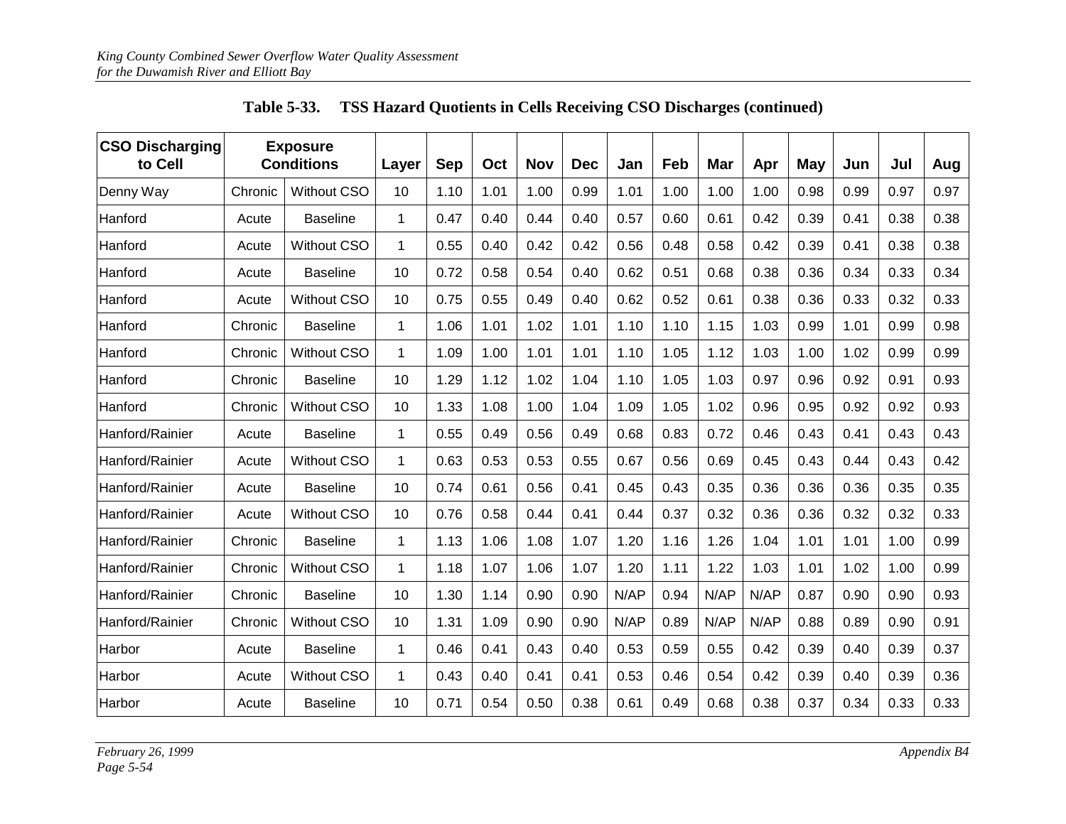**Table 5-33. TSS Hazard Quotients in Cells Receiving CSO Discharges (continued)**

| CSO Discharging to Cell | Exposure Conditions | | Layer | Sep | Oct | Nov | Dec | Jan | Feb | Mar | Apr | May | Jun | Jul | Aug |
|---|---|---|---|---|---|---|---|---|---|---|---|---|---|---|---|
| Denny Way | Chronic | Without CSO | 10 | 1.10 | 1.01 | 1.00 | 0.99 | 1.01 | 1.00 | 1.00 | 1.00 | 0.98 | 0.99 | 0.97 | 0.97 |
| Hanford | Acute | Baseline | 1 | 0.47 | 0.40 | 0.44 | 0.40 | 0.57 | 0.60 | 0.61 | 0.42 | 0.39 | 0.41 | 0.38 | 0.38 |
| Hanford | Acute | Without CSO | 1 | 0.55 | 0.40 | 0.42 | 0.42 | 0.56 | 0.48 | 0.58 | 0.42 | 0.39 | 0.41 | 0.38 | 0.38 |
| Hanford | Acute | Baseline | 10 | 0.72 | 0.58 | 0.54 | 0.40 | 0.62 | 0.51 | 0.68 | 0.38 | 0.36 | 0.34 | 0.33 | 0.34 |
| Hanford | Acute | Without CSO | 10 | 0.75 | 0.55 | 0.49 | 0.40 | 0.62 | 0.52 | 0.61 | 0.38 | 0.36 | 0.33 | 0.32 | 0.33 |
| Hanford | Chronic | Baseline | 1 | 1.06 | 1.01 | 1.02 | 1.01 | 1.10 | 1.10 | 1.15 | 1.03 | 0.99 | 1.01 | 0.99 | 0.98 |
| Hanford | Chronic | Without CSO | 1 | 1.09 | 1.00 | 1.01 | 1.01 | 1.10 | 1.05 | 1.12 | 1.03 | 1.00 | 1.02 | 0.99 | 0.99 |
| Hanford | Chronic | Baseline | 10 | 1.29 | 1.12 | 1.02 | 1.04 | 1.10 | 1.05 | 1.03 | 0.97 | 0.96 | 0.92 | 0.91 | 0.93 |
| Hanford | Chronic | Without CSO | 10 | 1.33 | 1.08 | 1.00 | 1.04 | 1.09 | 1.05 | 1.02 | 0.96 | 0.95 | 0.92 | 0.92 | 0.93 |
| Hanford/Rainier | Acute | Baseline | 1 | 0.55 | 0.49 | 0.56 | 0.49 | 0.68 | 0.83 | 0.72 | 0.46 | 0.43 | 0.41 | 0.43 | 0.43 |
| Hanford/Rainier | Acute | Without CSO | 1 | 0.63 | 0.53 | 0.53 | 0.55 | 0.67 | 0.56 | 0.69 | 0.45 | 0.43 | 0.44 | 0.43 | 0.42 |
| Hanford/Rainier | Acute | Baseline | 10 | 0.74 | 0.61 | 0.56 | 0.41 | 0.45 | 0.43 | 0.35 | 0.36 | 0.36 | 0.36 | 0.35 | 0.35 |
| Hanford/Rainier | Acute | Without CSO | 10 | 0.76 | 0.58 | 0.44 | 0.41 | 0.44 | 0.37 | 0.32 | 0.36 | 0.36 | 0.32 | 0.32 | 0.33 |
| Hanford/Rainier | Chronic | Baseline | 1 | 1.13 | 1.06 | 1.08 | 1.07 | 1.20 | 1.16 | 1.26 | 1.04 | 1.01 | 1.01 | 1.00 | 0.99 |
| Hanford/Rainier | Chronic | Without CSO | 1 | 1.18 | 1.07 | 1.06 | 1.07 | 1.20 | 1.11 | 1.22 | 1.03 | 1.01 | 1.02 | 1.00 | 0.99 |
| Hanford/Rainier | Chronic | Baseline | 10 | 1.30 | 1.14 | 0.90 | 0.90 | N/AP | 0.94 | N/AP | N/AP | 0.87 | 0.90 | 0.90 | 0.93 |
| Hanford/Rainier | Chronic | Without CSO | 10 | 1.31 | 1.09 | 0.90 | 0.90 | N/AP | 0.89 | N/AP | N/AP | 0.88 | 0.89 | 0.90 | 0.91 |
| Harbor | Acute | Baseline | 1 | 0.46 | 0.41 | 0.43 | 0.40 | 0.53 | 0.59 | 0.55 | 0.42 | 0.39 | 0.40 | 0.39 | 0.37 |
| Harbor | Acute | Without CSO | 1 | 0.43 | 0.40 | 0.41 | 0.41 | 0.53 | 0.46 | 0.54 | 0.42 | 0.39 | 0.40 | 0.39 | 0.36 |
| Harbor | Acute | Baseline | 10 | 0.71 | 0.54 | 0.50 | 0.38 | 0.61 | 0.49 | 0.68 | 0.38 | 0.37 | 0.34 | 0.33 | 0.33 |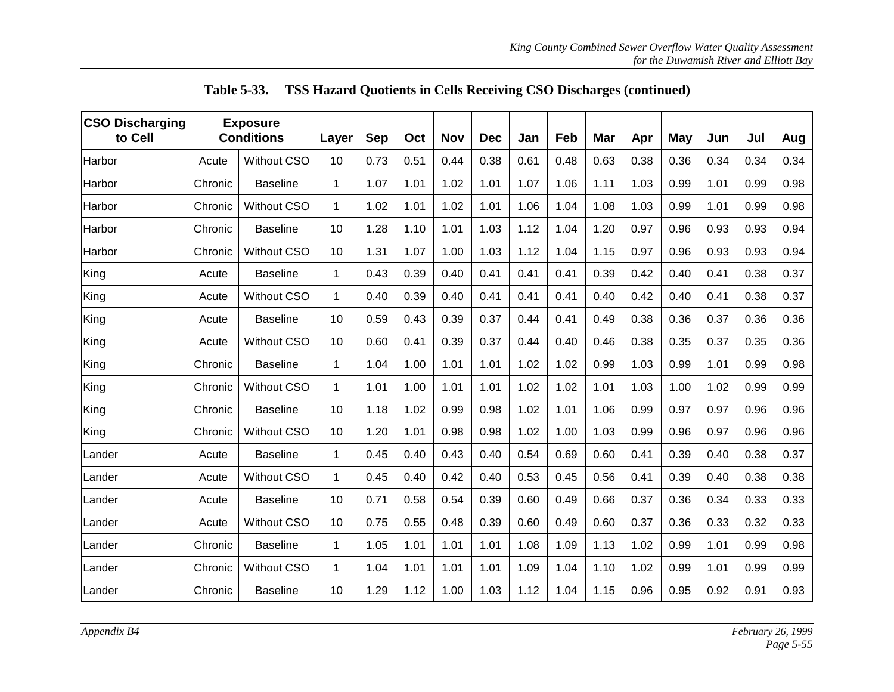**Table 5-33. TSS Hazard Quotients in Cells Receiving CSO Discharges (continued)**

| CSO Discharging to Cell | Exposure Conditions | | Layer | Sep | Oct | Nov | Dec | Jan | Feb | Mar | Apr | May | Jun | Jul | Aug |
|---|---|---|---|---|---|---|---|---|---|---|---|---|---|---|---|
| Harbor | Acute | Without CSO | 10 | 0.73 | 0.51 | 0.44 | 0.38 | 0.61 | 0.48 | 0.63 | 0.38 | 0.36 | 0.34 | 0.34 | 0.34 |
| Harbor | Chronic | Baseline | 1 | 1.07 | 1.01 | 1.02 | 1.01 | 1.07 | 1.06 | 1.11 | 1.03 | 0.99 | 1.01 | 0.99 | 0.98 |
| Harbor | Chronic | Without CSO | 1 | 1.02 | 1.01 | 1.02 | 1.01 | 1.06 | 1.04 | 1.08 | 1.03 | 0.99 | 1.01 | 0.99 | 0.98 |
| Harbor | Chronic | Baseline | 10 | 1.28 | 1.10 | 1.01 | 1.03 | 1.12 | 1.04 | 1.20 | 0.97 | 0.96 | 0.93 | 0.93 | 0.94 |
| Harbor | Chronic | Without CSO | 10 | 1.31 | 1.07 | 1.00 | 1.03 | 1.12 | 1.04 | 1.15 | 0.97 | 0.96 | 0.93 | 0.93 | 0.94 |
| King | Acute | Baseline | 1 | 0.43 | 0.39 | 0.40 | 0.41 | 0.41 | 0.41 | 0.39 | 0.42 | 0.40 | 0.41 | 0.38 | 0.37 |
| King | Acute | Without CSO | 1 | 0.40 | 0.39 | 0.40 | 0.41 | 0.41 | 0.41 | 0.40 | 0.42 | 0.40 | 0.41 | 0.38 | 0.37 |
| King | Acute | Baseline | 10 | 0.59 | 0.43 | 0.39 | 0.37 | 0.44 | 0.41 | 0.49 | 0.38 | 0.36 | 0.37 | 0.36 | 0.36 |
| King | Acute | Without CSO | 10 | 0.60 | 0.41 | 0.39 | 0.37 | 0.44 | 0.40 | 0.46 | 0.38 | 0.35 | 0.37 | 0.35 | 0.36 |
| King | Chronic | Baseline | 1 | 1.04 | 1.00 | 1.01 | 1.01 | 1.02 | 1.02 | 0.99 | 1.03 | 0.99 | 1.01 | 0.99 | 0.98 |
| King | Chronic | Without CSO | 1 | 1.01 | 1.00 | 1.01 | 1.01 | 1.02 | 1.02 | 1.01 | 1.03 | 1.00 | 1.02 | 0.99 | 0.99 |
| King | Chronic | Baseline | 10 | 1.18 | 1.02 | 0.99 | 0.98 | 1.02 | 1.01 | 1.06 | 0.99 | 0.97 | 0.97 | 0.96 | 0.96 |
| King | Chronic | Without CSO | 10 | 1.20 | 1.01 | 0.98 | 0.98 | 1.02 | 1.00 | 1.03 | 0.99 | 0.96 | 0.97 | 0.96 | 0.96 |
| Lander | Acute | Baseline | 1 | 0.45 | 0.40 | 0.43 | 0.40 | 0.54 | 0.69 | 0.60 | 0.41 | 0.39 | 0.40 | 0.38 | 0.37 |
| Lander | Acute | Without CSO | 1 | 0.45 | 0.40 | 0.42 | 0.40 | 0.53 | 0.45 | 0.56 | 0.41 | 0.39 | 0.40 | 0.38 | 0.38 |
| Lander | Acute | Baseline | 10 | 0.71 | 0.58 | 0.54 | 0.39 | 0.60 | 0.49 | 0.66 | 0.37 | 0.36 | 0.34 | 0.33 | 0.33 |
| Lander | Acute | Without CSO | 10 | 0.75 | 0.55 | 0.48 | 0.39 | 0.60 | 0.49 | 0.60 | 0.37 | 0.36 | 0.33 | 0.32 | 0.33 |
| Lander | Chronic | Baseline | 1 | 1.05 | 1.01 | 1.01 | 1.01 | 1.08 | 1.09 | 1.13 | 1.02 | 0.99 | 1.01 | 0.99 | 0.98 |
| Lander | Chronic | Without CSO | 1 | 1.04 | 1.01 | 1.01 | 1.01 | 1.09 | 1.04 | 1.10 | 1.02 | 0.99 | 1.01 | 0.99 | 0.99 |
| Lander | Chronic | Baseline | 10 | 1.29 | 1.12 | 1.00 | 1.03 | 1.12 | 1.04 | 1.15 | 0.96 | 0.95 | 0.92 | 0.91 | 0.93 |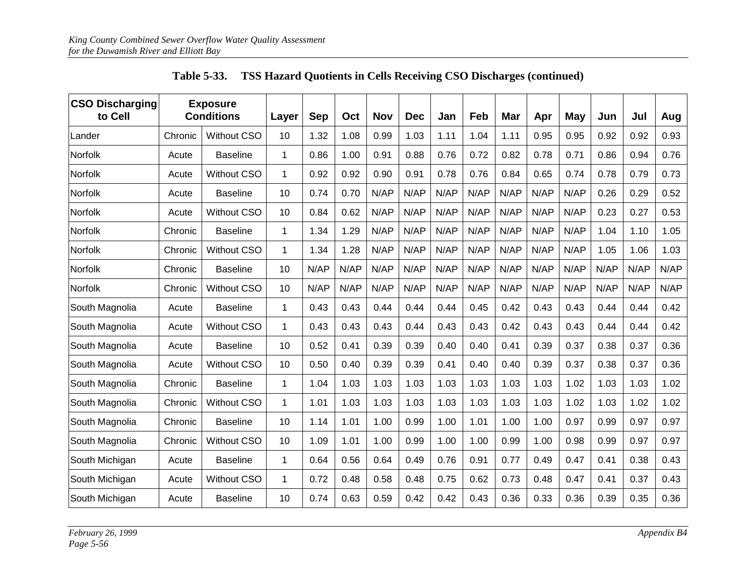**Table 5-33. TSS Hazard Quotients in Cells Receiving CSO Discharges (continued)**

| CSO Discharging to Cell | Exposure Conditions | | Layer | Sep | Oct | Nov | Dec | Jan | Feb | Mar | Apr | May | Jun | Jul | Aug |
|---|---|---|---|---|---|---|---|---|---|---|---|---|---|---|---|
| Lander | Chronic | Without CSO | 10 | 1.32 | 1.08 | 0.99 | 1.03 | 1.11 | 1.04 | 1.11 | 0.95 | 0.95 | 0.92 | 0.92 | 0.93 |
| Norfolk | Acute | Baseline | 1 | 0.86 | 1.00 | 0.91 | 0.88 | 0.76 | 0.72 | 0.82 | 0.78 | 0.71 | 0.86 | 0.94 | 0.76 |
| Norfolk | Acute | Without CSO | 1 | 0.92 | 0.92 | 0.90 | 0.91 | 0.78 | 0.76 | 0.84 | 0.65 | 0.74 | 0.78 | 0.79 | 0.73 |
| Norfolk | Acute | Baseline | 10 | 0.74 | 0.70 | N/AP | N/AP | N/AP | N/AP | N/AP | N/AP | N/AP | 0.26 | 0.29 | 0.52 |
| Norfolk | Acute | Without CSO | 10 | 0.84 | 0.62 | N/AP | N/AP | N/AP | N/AP | N/AP | N/AP | N/AP | 0.23 | 0.27 | 0.53 |
| Norfolk | Chronic | Baseline | 1 | 1.34 | 1.29 | N/AP | N/AP | N/AP | N/AP | N/AP | N/AP | N/AP | 1.04 | 1.10 | 1.05 |
| Norfolk | Chronic | Without CSO | 1 | 1.34 | 1.28 | N/AP | N/AP | N/AP | N/AP | N/AP | N/AP | N/AP | 1.05 | 1.06 | 1.03 |
| Norfolk | Chronic | Baseline | 10 | N/AP | N/AP | N/AP | N/AP | N/AP | N/AP | N/AP | N/AP | N/AP | N/AP | N/AP | N/AP |
| Norfolk | Chronic | Without CSO | 10 | N/AP | N/AP | N/AP | N/AP | N/AP | N/AP | N/AP | N/AP | N/AP | N/AP | N/AP | N/AP |
| South Magnolia | Acute | Baseline | 1 | 0.43 | 0.43 | 0.44 | 0.44 | 0.44 | 0.45 | 0.42 | 0.43 | 0.43 | 0.44 | 0.44 | 0.42 |
| South Magnolia | Acute | Without CSO | 1 | 0.43 | 0.43 | 0.43 | 0.44 | 0.43 | 0.43 | 0.42 | 0.43 | 0.43 | 0.44 | 0.44 | 0.42 |
| South Magnolia | Acute | Baseline | 10 | 0.52 | 0.41 | 0.39 | 0.39 | 0.40 | 0.40 | 0.41 | 0.39 | 0.37 | 0.38 | 0.37 | 0.36 |
| South Magnolia | Acute | Without CSO | 10 | 0.50 | 0.40 | 0.39 | 0.39 | 0.41 | 0.40 | 0.40 | 0.39 | 0.37 | 0.38 | 0.37 | 0.36 |
| South Magnolia | Chronic | Baseline | 1 | 1.04 | 1.03 | 1.03 | 1.03 | 1.03 | 1.03 | 1.03 | 1.03 | 1.02 | 1.03 | 1.03 | 1.02 |
| South Magnolia | Chronic | Without CSO | 1 | 1.01 | 1.03 | 1.03 | 1.03 | 1.03 | 1.03 | 1.03 | 1.03 | 1.02 | 1.03 | 1.02 | 1.02 |
| South Magnolia | Chronic | Baseline | 10 | 1.14 | 1.01 | 1.00 | 0.99 | 1.00 | 1.01 | 1.00 | 1.00 | 0.97 | 0.99 | 0.97 | 0.97 |
| South Magnolia | Chronic | Without CSO | 10 | 1.09 | 1.01 | 1.00 | 0.99 | 1.00 | 1.00 | 0.99 | 1.00 | 0.98 | 0.99 | 0.97 | 0.97 |
| South Michigan | Acute | Baseline | 1 | 0.64 | 0.56 | 0.64 | 0.49 | 0.76 | 0.91 | 0.77 | 0.49 | 0.47 | 0.41 | 0.38 | 0.43 |
| South Michigan | Acute | Without CSO | 1 | 0.72 | 0.48 | 0.58 | 0.48 | 0.75 | 0.62 | 0.73 | 0.48 | 0.47 | 0.41 | 0.37 | 0.43 |
| South Michigan | Acute | Baseline | 10 | 0.74 | 0.63 | 0.59 | 0.42 | 0.42 | 0.43 | 0.36 | 0.33 | 0.36 | 0.39 | 0.35 | 0.36 |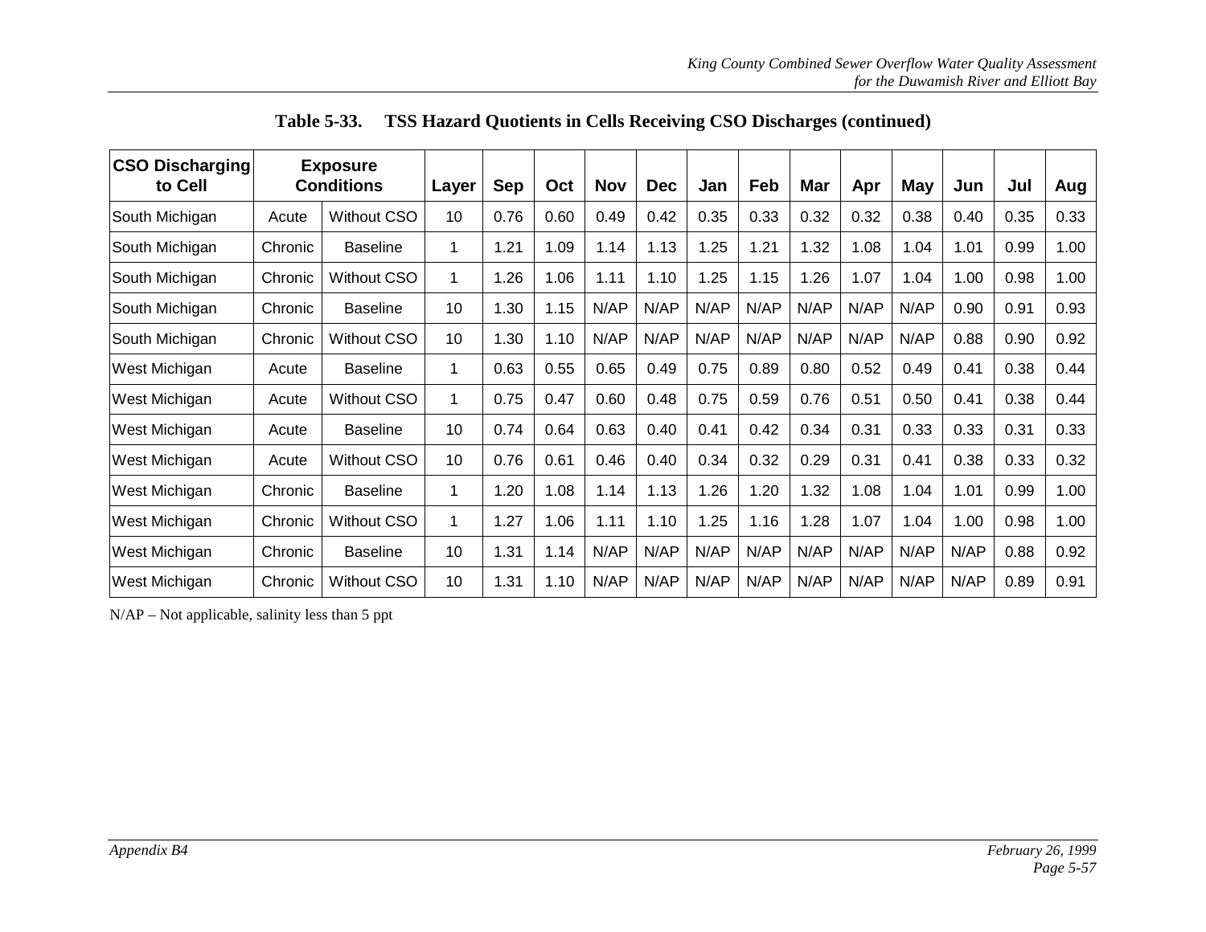**Table 5-33. TSS Hazard Quotients in Cells Receiving CSO Discharges (continued)**

| CSO Discharging to Cell | Exposure Conditions | | Layer | Sep | Oct | Nov | Dec | Jan | Feb | Mar | Apr | May | Jun | Jul | Aug |
|---|---|---|---|---|---|---|---|---|---|---|---|---|---|---|---|
| South Michigan | Acute | Without CSO | 10 | 0.76 | 0.60 | 0.49 | 0.42 | 0.35 | 0.33 | 0.32 | 0.32 | 0.38 | 0.40 | 0.35 | 0.33 |
| South Michigan | Chronic | Baseline | 1 | 1.21 | 1.09 | 1.14 | 1.13 | 1.25 | 1.21 | 1.32 | 1.08 | 1.04 | 1.01 | 0.99 | 1.00 |
| South Michigan | Chronic | Without CSO | 1 | 1.26 | 1.06 | 1.11 | 1.10 | 1.25 | 1.15 | 1.26 | 1.07 | 1.04 | 1.00 | 0.98 | 1.00 |
| South Michigan | Chronic | Baseline | 10 | 1.30 | 1.15 | N/AP | N/AP | N/AP | N/AP | N/AP | N/AP | N/AP | 0.90 | 0.91 | 0.93 |
| South Michigan | Chronic | Without CSO | 10 | 1.30 | 1.10 | N/AP | N/AP | N/AP | N/AP | N/AP | N/AP | N/AP | 0.88 | 0.90 | 0.92 |
| West Michigan | Acute | Baseline | 1 | 0.63 | 0.55 | 0.65 | 0.49 | 0.75 | 0.89 | 0.80 | 0.52 | 0.49 | 0.41 | 0.38 | 0.44 |
| West Michigan | Acute | Without CSO | 1 | 0.75 | 0.47 | 0.60 | 0.48 | 0.75 | 0.59 | 0.76 | 0.51 | 0.50 | 0.41 | 0.38 | 0.44 |
| West Michigan | Acute | Baseline | 10 | 0.74 | 0.64 | 0.63 | 0.40 | 0.41 | 0.42 | 0.34 | 0.31 | 0.33 | 0.33 | 0.31 | 0.33 |
| West Michigan | Acute | Without CSO | 10 | 0.76 | 0.61 | 0.46 | 0.40 | 0.34 | 0.32 | 0.29 | 0.31 | 0.41 | 0.38 | 0.33 | 0.32 |
| West Michigan | Chronic | Baseline | 1 | 1.20 | 1.08 | 1.14 | 1.13 | 1.26 | 1.20 | 1.32 | 1.08 | 1.04 | 1.01 | 0.99 | 1.00 |
| West Michigan | Chronic | Without CSO | 1 | 1.27 | 1.06 | 1.11 | 1.10 | 1.25 | 1.16 | 1.28 | 1.07 | 1.04 | 1.00 | 0.98 | 1.00 |
| West Michigan | Chronic | Baseline | 10 | 1.31 | 1.14 | N/AP | N/AP | N/AP | N/AP | N/AP | N/AP | N/AP | N/AP | 0.88 | 0.92 |
| West Michigan | Chronic | Without CSO | 10 | 1.31 | 1.10 | N/AP | N/AP | N/AP | N/AP | N/AP | N/AP | N/AP | N/AP | 0.89 | 0.91 |

N/AP – Not applicable, salinity less than 5 ppt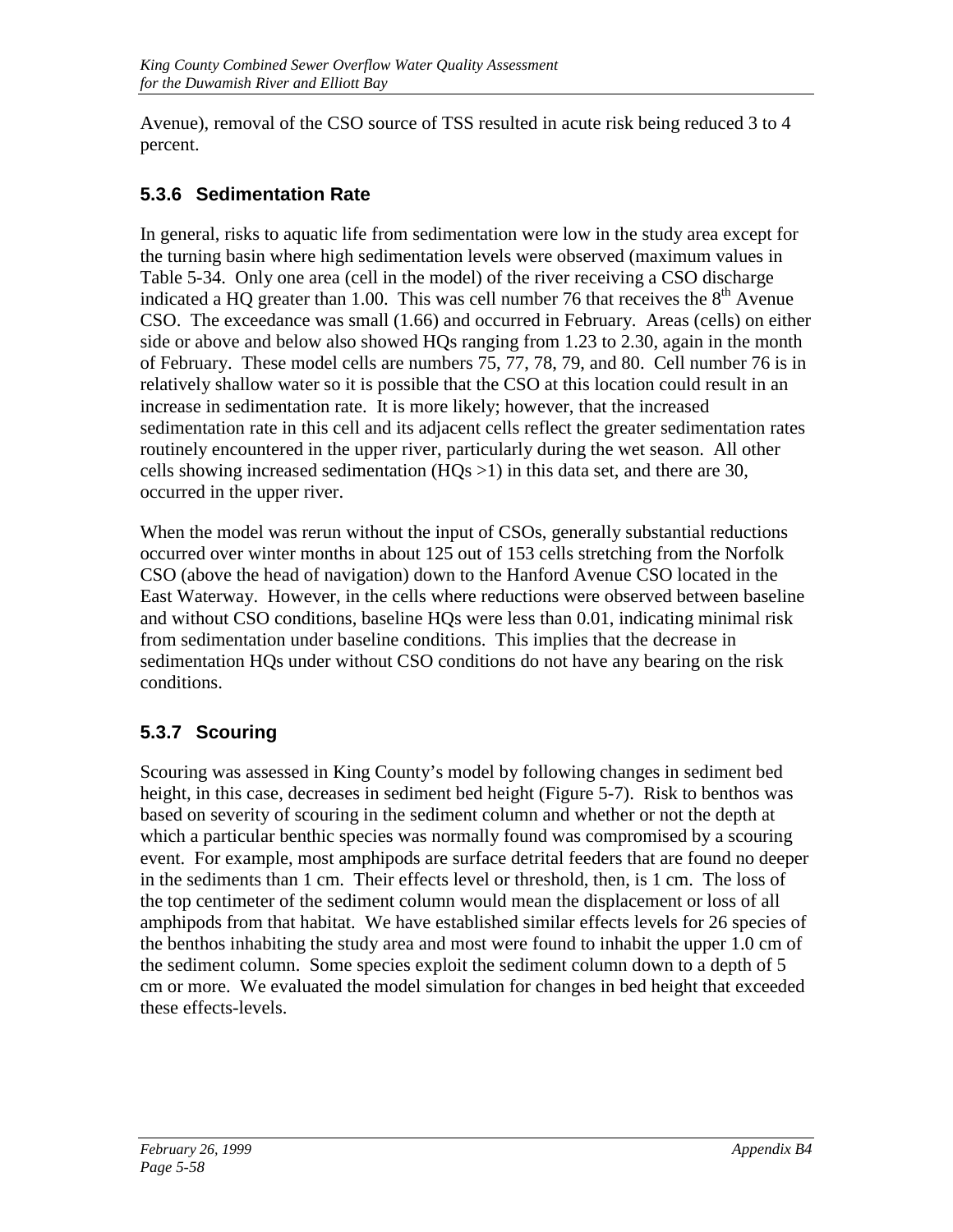Avenue), removal of the CSO source of TSS resulted in acute risk being reduced 3 to 4 percent.

### 5.3.6 Sedimentation Rate

In general, risks to aquatic life from sedimentation were low in the study area except for the turning basin where high sedimentation levels were observed (maximum values in Table 5-34. Only one area (cell in the model) of the river receiving a CSO discharge indicated a HQ greater than 1.00. This was cell number 76 that receives the 8th Avenue CSO. The exceedance was small (1.66) and occurred in February. Areas (cells) on either side or above and below also showed HQs ranging from 1.23 to 2.30, again in the month of February. These model cells are numbers 75, 77, 78, 79, and 80. Cell number 76 is in relatively shallow water so it is possible that the CSO at this location could result in an increase in sedimentation rate. It is more likely; however, that the increased sedimentation rate in this cell and its adjacent cells reflect the greater sedimentation rates routinely encountered in the upper river, particularly during the wet season. All other cells showing increased sedimentation (HQs >1) in this data set, and there are 30, occurred in the upper river.

When the model was rerun without the input of CSOs, generally substantial reductions occurred over winter months in about 125 out of 153 cells stretching from the Norfolk CSO (above the head of navigation) down to the Hanford Avenue CSO located in the East Waterway. However, in the cells where reductions were observed between baseline and without CSO conditions, baseline HQs were less than 0.01, indicating minimal risk from sedimentation under baseline conditions. This implies that the decrease in sedimentation HQs under without CSO conditions do not have any bearing on the risk conditions.

### 5.3.7 Scouring

Scouring was assessed in King County's model by following changes in sediment bed height, in this case, decreases in sediment bed height (Figure 5-7). Risk to benthos was based on severity of scouring in the sediment column and whether or not the depth at which a particular benthic species was normally found was compromised by a scouring event. For example, most amphipods are surface detrital feeders that are found no deeper in the sediments than 1 cm. Their effects level or threshold, then, is 1 cm. The loss of the top centimeter of the sediment column would mean the displacement or loss of all amphipods from that habitat. We have established similar effects levels for 26 species of the benthos inhabiting the study area and most were found to inhabit the upper 1.0 cm of the sediment column. Some species exploit the sediment column down to a depth of 5 cm or more. We evaluated the model simulation for changes in bed height that exceeded these effects-levels.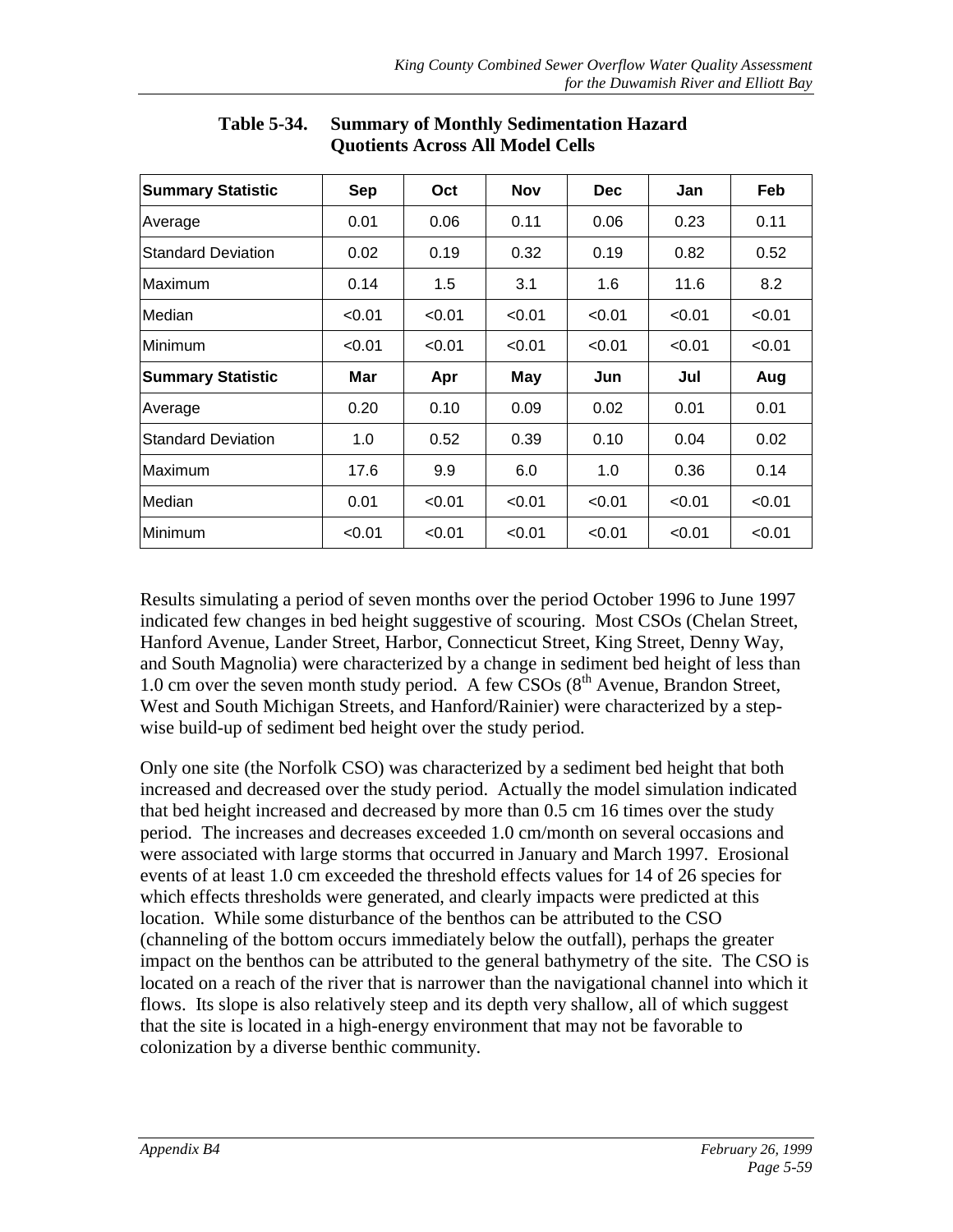**Table 5-34. Summary of Monthly Sedimentation Hazard Quotients Across All Model Cells**

| Summary Statistic | Sep | Oct | Nov | Dec | Jan | Feb |
|---|---|---|---|---|---|---|
| Average | 0.01 | 0.06 | 0.11 | 0.06 | 0.23 | 0.11 |
| Standard Deviation | 0.02 | 0.19 | 0.32 | 0.19 | 0.82 | 0.52 |
| Maximum | 0.14 | 1.5 | 3.1 | 1.6 | 11.6 | 8.2 |
| Median | <0.01 | <0.01 | <0.01 | <0.01 | <0.01 | <0.01 |
| Minimum | <0.01 | <0.01 | <0.01 | <0.01 | <0.01 | <0.01 |
| **Summary Statistic** | **Mar** | **Apr** | **May** | **Jun** | **Jul** | **Aug** |
| Average | 0.20 | 0.10 | 0.09 | 0.02 | 0.01 | 0.01 |
| Standard Deviation | 1.0 | 0.52 | 0.39 | 0.10 | 0.04 | 0.02 |
| Maximum | 17.6 | 9.9 | 6.0 | 1.0 | 0.36 | 0.14 |
| Median | 0.01 | <0.01 | <0.01 | <0.01 | <0.01 | <0.01 |
| Minimum | <0.01 | <0.01 | <0.01 | <0.01 | <0.01 | <0.01 |

Results simulating a period of seven months over the period October 1996 to June 1997 indicated few changes in bed height suggestive of scouring. Most CSOs (Chelan Street, Hanford Avenue, Lander Street, Harbor, Connecticut Street, King Street, Denny Way, and South Magnolia) were characterized by a change in sediment bed height of less than 1.0 cm over the seven month study period. A few CSOs (8th Avenue, Brandon Street, West and South Michigan Streets, and Hanford/Rainier) were characterized by a step-wise build-up of sediment bed height over the study period.

Only one site (the Norfolk CSO) was characterized by a sediment bed height that both increased and decreased over the study period. Actually the model simulation indicated that bed height increased and decreased by more than 0.5 cm 16 times over the study period. The increases and decreases exceeded 1.0 cm/month on several occasions and were associated with large storms that occurred in January and March 1997. Erosional events of at least 1.0 cm exceeded the threshold effects values for 14 of 26 species for which effects thresholds were generated, and clearly impacts were predicted at this location. While some disturbance of the benthos can be attributed to the CSO (channeling of the bottom occurs immediately below the outfall), perhaps the greater impact on the benthos can be attributed to the general bathymetry of the site. The CSO is located on a reach of the river that is narrower than the navigational channel into which it flows. Its slope is also relatively steep and its depth very shallow, all of which suggest that the site is located in a high-energy environment that may not be favorable to colonization by a diverse benthic community.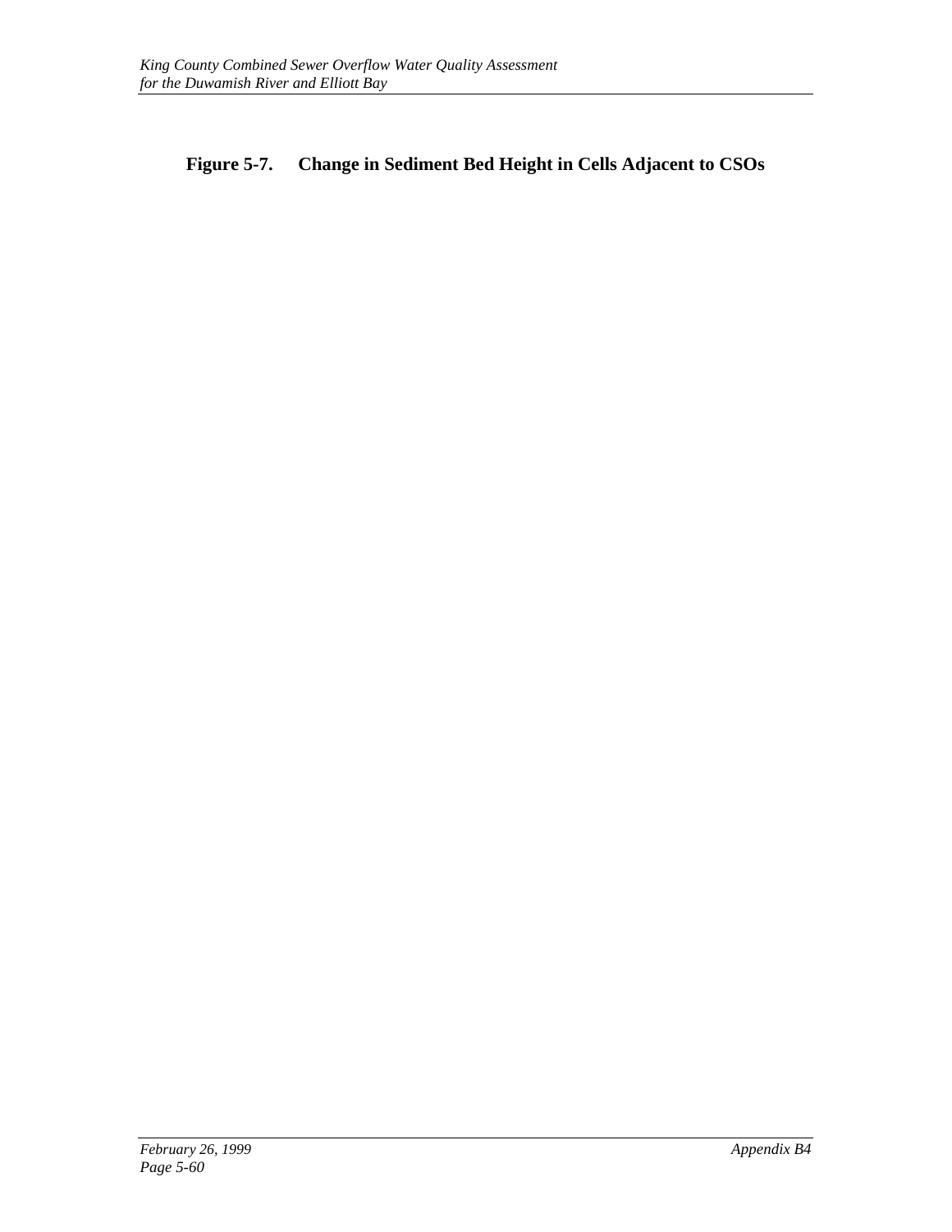**Figure 5-7. Change in Sediment Bed Height in Cells Adjacent to CSOs**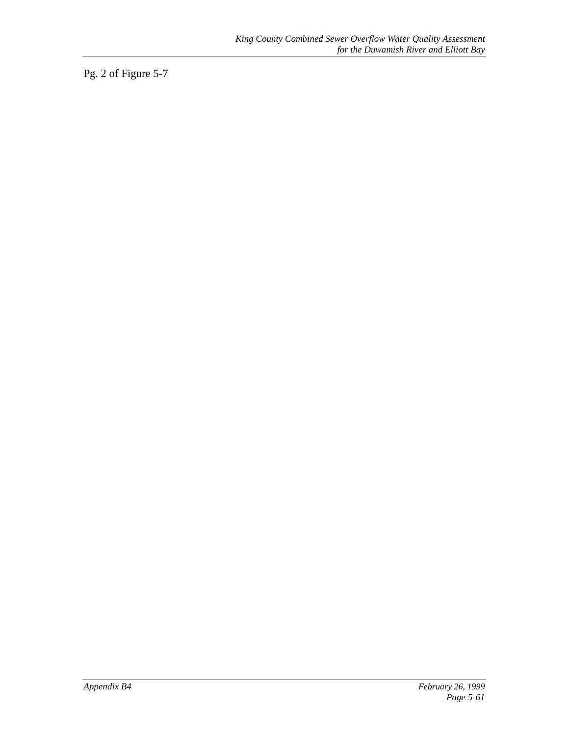Pg. 2 of Figure 5-7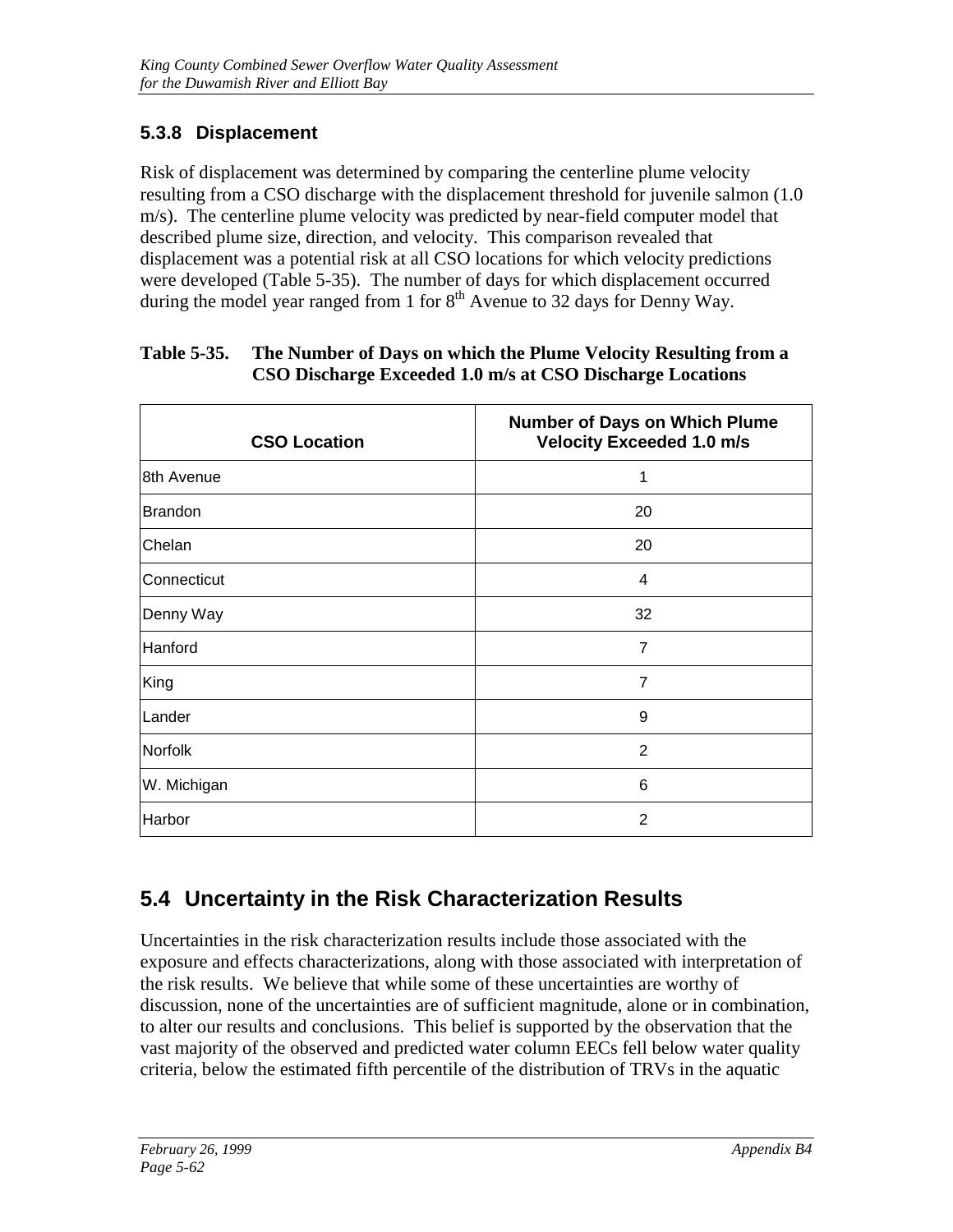### 5.3.8 Displacement

Risk of displacement was determined by comparing the centerline plume velocity resulting from a CSO discharge with the displacement threshold for juvenile salmon (1.0 m/s). The centerline plume velocity was predicted by near-field computer model that described plume size, direction, and velocity. This comparison revealed that displacement was a potential risk at all CSO locations for which velocity predictions were developed (Table 5-35). The number of days for which displacement occurred during the model year ranged from 1 for 8th Avenue to 32 days for Denny Way.

**Table 5-35. The Number of Days on which the Plume Velocity Resulting from a CSO Discharge Exceeded 1.0 m/s at CSO Discharge Locations**

| CSO Location | Number of Days on Which Plume Velocity Exceeded 1.0 m/s |
|---|---|
| 8th Avenue | 1 |
| Brandon | 20 |
| Chelan | 20 |
| Connecticut | 4 |
| Denny Way | 32 |
| Hanford | 7 |
| King | 7 |
| Lander | 9 |
| Norfolk | 2 |
| W. Michigan | 6 |
| Harbor | 2 |

## 5.4 Uncertainty in the Risk Characterization Results

Uncertainties in the risk characterization results include those associated with the exposure and effects characterizations, along with those associated with interpretation of the risk results. We believe that while some of these uncertainties are worthy of discussion, none of the uncertainties are of sufficient magnitude, alone or in combination, to alter our results and conclusions. This belief is supported by the observation that the vast majority of the observed and predicted water column EECs fell below water quality criteria, below the estimated fifth percentile of the distribution of TRVs in the aquatic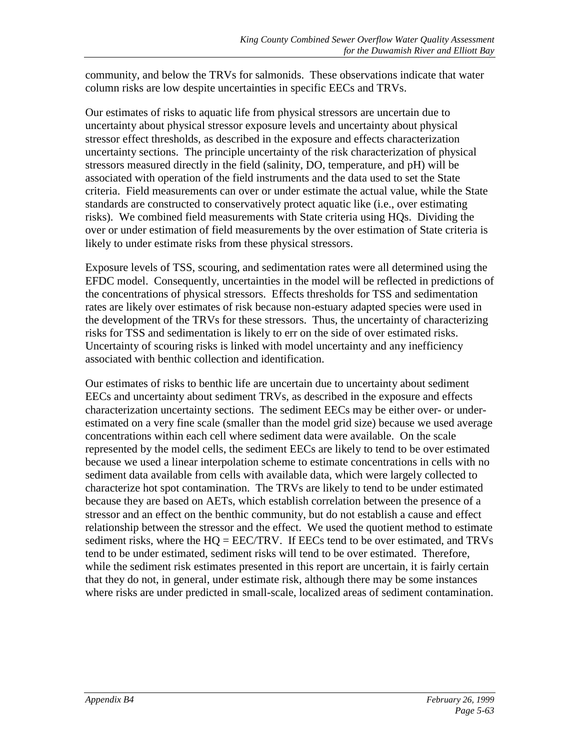community, and below the TRVs for salmonids. These observations indicate that water column risks are low despite uncertainties in specific EECs and TRVs.

Our estimates of risks to aquatic life from physical stressors are uncertain due to uncertainty about physical stressor exposure levels and uncertainty about physical stressor effect thresholds, as described in the exposure and effects characterization uncertainty sections. The principle uncertainty of the risk characterization of physical stressors measured directly in the field (salinity, DO, temperature, and pH) will be associated with operation of the field instruments and the data used to set the State criteria. Field measurements can over or under estimate the actual value, while the State standards are constructed to conservatively protect aquatic like (i.e., over estimating risks). We combined field measurements with State criteria using HQs. Dividing the over or under estimation of field measurements by the over estimation of State criteria is likely to under estimate risks from these physical stressors.

Exposure levels of TSS, scouring, and sedimentation rates were all determined using the EFDC model. Consequently, uncertainties in the model will be reflected in predictions of the concentrations of physical stressors. Effects thresholds for TSS and sedimentation rates are likely over estimates of risk because non-estuary adapted species were used in the development of the TRVs for these stressors. Thus, the uncertainty of characterizing risks for TSS and sedimentation is likely to err on the side of over estimated risks. Uncertainty of scouring risks is linked with model uncertainty and any inefficiency associated with benthic collection and identification.

Our estimates of risks to benthic life are uncertain due to uncertainty about sediment EECs and uncertainty about sediment TRVs, as described in the exposure and effects characterization uncertainty sections. The sediment EECs may be either over- or under-estimated on a very fine scale (smaller than the model grid size) because we used average concentrations within each cell where sediment data were available. On the scale represented by the model cells, the sediment EECs are likely to tend to be over estimated because we used a linear interpolation scheme to estimate concentrations in cells with no sediment data available from cells with available data, which were largely collected to characterize hot spot contamination. The TRVs are likely to tend to be under estimated because they are based on AETs, which establish correlation between the presence of a stressor and an effect on the benthic community, but do not establish a cause and effect relationship between the stressor and the effect. We used the quotient method to estimate sediment risks, where the HQ = EEC/TRV. If EECs tend to be over estimated, and TRVs tend to be under estimated, sediment risks will tend to be over estimated. Therefore, while the sediment risk estimates presented in this report are uncertain, it is fairly certain that they do not, in general, under estimate risk, although there may be some instances where risks are under predicted in small-scale, localized areas of sediment contamination.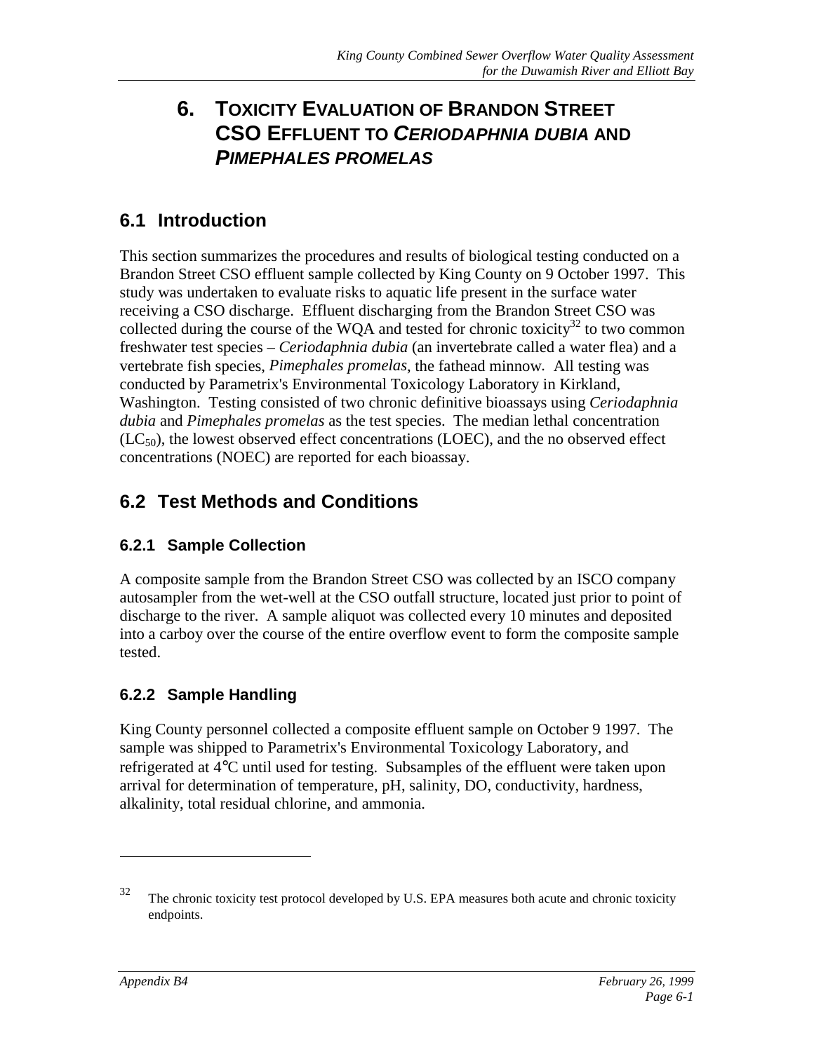# 6. TOXICITY EVALUATION OF BRANDON STREET CSO EFFLUENT TO *CERIODAPHNIA DUBIA* AND *PIMEPHALES PROMELAS*

## 6.1 Introduction

This section summarizes the procedures and results of biological testing conducted on a Brandon Street CSO effluent sample collected by King County on 9 October 1997. This study was undertaken to evaluate risks to aquatic life present in the surface water receiving a CSO discharge. Effluent discharging from the Brandon Street CSO was collected during the course of the WQA and tested for chronic toxicity[32] to two common freshwater test species – *Ceriodaphnia dubia* (an invertebrate called a water flea) and a vertebrate fish species, *Pimephales promelas*, the fathead minnow. All testing was conducted by Parametrix's Environmental Toxicology Laboratory in Kirkland, Washington. Testing consisted of two chronic definitive bioassays using *Ceriodaphnia dubia* and *Pimephales promelas* as the test species. The median lethal concentration ($LC_{50}$), the lowest observed effect concentrations (LOEC), and the no observed effect concentrations (NOEC) are reported for each bioassay.

## 6.2 Test Methods and Conditions

### 6.2.1 Sample Collection

A composite sample from the Brandon Street CSO was collected by an ISCO company autosampler from the wet-well at the CSO outfall structure, located just prior to point of discharge to the river. A sample aliquot was collected every 10 minutes and deposited into a carboy over the course of the entire overflow event to form the composite sample tested.

### 6.2.2 Sample Handling

King County personnel collected a composite effluent sample on October 9 1997. The sample was shipped to Parametrix's Environmental Toxicology Laboratory, and refrigerated at 4°C until used for testing. Subsamples of the effluent were taken upon arrival for determination of temperature, pH, salinity, DO, conductivity, hardness, alkalinity, total residual chlorine, and ammonia.

---

[32] The chronic toxicity test protocol developed by U.S. EPA measures both acute and chronic toxicity endpoints.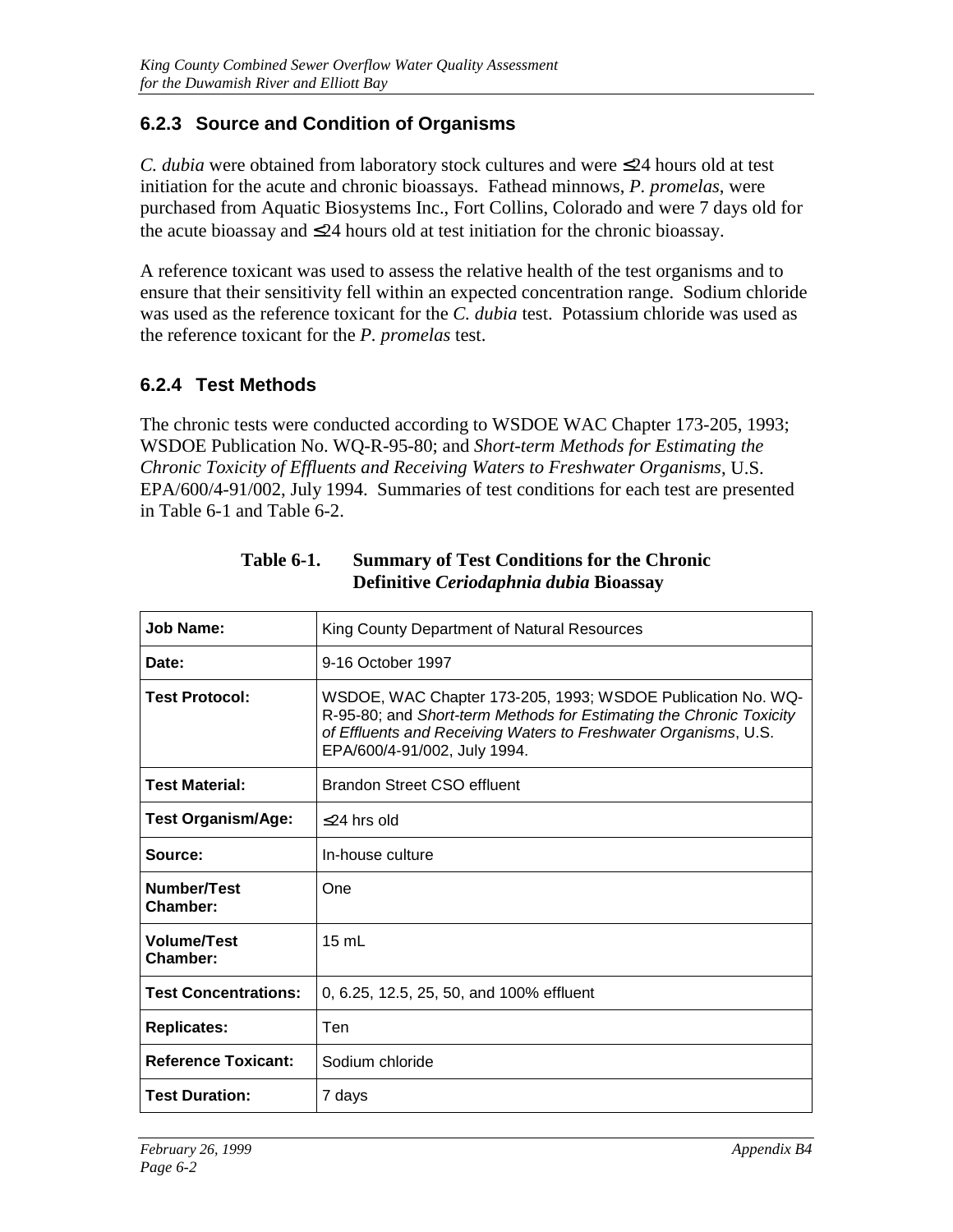### 6.2.3 Source and Condition of Organisms

*C. dubia* were obtained from laboratory stock cultures and were ≤24 hours old at test initiation for the acute and chronic bioassays. Fathead minnows, *P. promelas*, were purchased from Aquatic Biosystems Inc., Fort Collins, Colorado and were 7 days old for the acute bioassay and ≤24 hours old at test initiation for the chronic bioassay.

A reference toxicant was used to assess the relative health of the test organisms and to ensure that their sensitivity fell within an expected concentration range. Sodium chloride was used as the reference toxicant for the *C. dubia* test. Potassium chloride was used as the reference toxicant for the *P. promelas* test.

### 6.2.4 Test Methods

The chronic tests were conducted according to WSDOE WAC Chapter 173-205, 1993; WSDOE Publication No. WQ-R-95-80; and *Short-term Methods for Estimating the Chronic Toxicity of Effluents and Receiving Waters to Freshwater Organisms*, U.S. EPA/600/4-91/002, July 1994. Summaries of test conditions for each test are presented in Table 6-1 and Table 6-2.

**Table 6-1. Summary of Test Conditions for the Chronic Definitive *Ceriodaphnia dubia* Bioassay**

| | |
|---|---|
| **Job Name:** | King County Department of Natural Resources |
| **Date:** | 9-16 October 1997 |
| **Test Protocol:** | WSDOE, WAC Chapter 173-205, 1993; WSDOE Publication No. WQ-R-95-80; and *Short-term Methods for Estimating the Chronic Toxicity of Effluents and Receiving Waters to Freshwater Organisms*, U.S. EPA/600/4-91/002, July 1994. |
| **Test Material:** | Brandon Street CSO effluent |
| **Test Organism/Age:** | ≤24 hrs old |
| **Source:** | In-house culture |
| **Number/Test Chamber:** | One |
| **Volume/Test Chamber:** | 15 mL |
| **Test Concentrations:** | 0, 6.25, 12.5, 25, 50, and 100% effluent |
| **Replicates:** | Ten |
| **Reference Toxicant:** | Sodium chloride |
| **Test Duration:** | 7 days |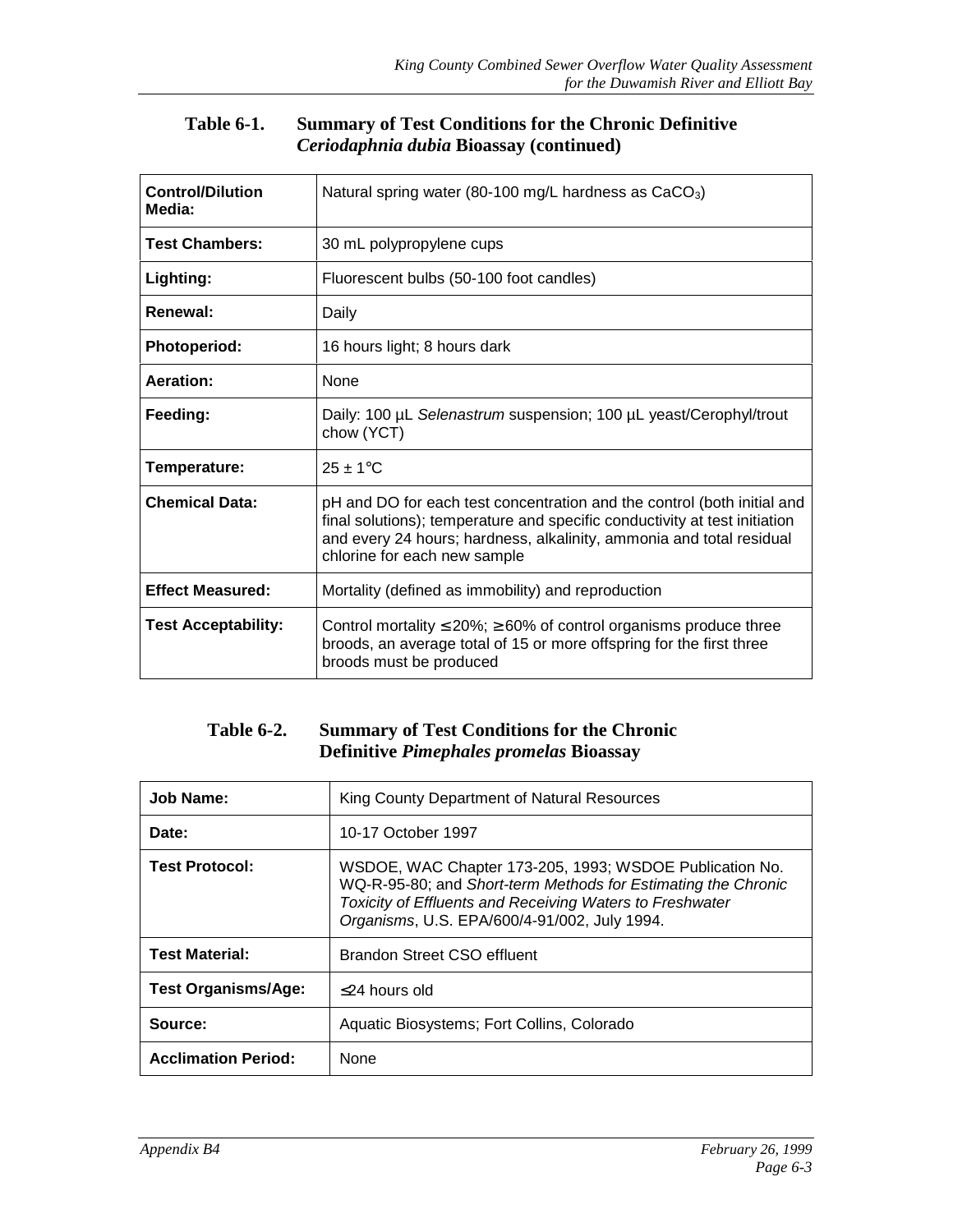**Table 6-1. Summary of Test Conditions for the Chronic Definitive *Ceriodaphnia dubia* Bioassay (continued)**

| | |
|---|---|
| **Control/Dilution Media:** | Natural spring water (80-100 mg/L hardness as $CaCO_3$) |
| **Test Chambers:** | 30 mL polypropylene cups |
| **Lighting:** | Fluorescent bulbs (50-100 foot candles) |
| **Renewal:** | Daily |
| **Photoperiod:** | 16 hours light; 8 hours dark |
| **Aeration:** | None |
| **Feeding:** | Daily: 100 µL *Selenastrum* suspension; 100 µL yeast/Cerophyl/trout chow (YCT) |
| **Temperature:** | 25 ± 1°C |
| **Chemical Data:** | pH and DO for each test concentration and the control (both initial and final solutions); temperature and specific conductivity at test initiation and every 24 hours; hardness, alkalinity, ammonia and total residual chlorine for each new sample |
| **Effect Measured:** | Mortality (defined as immobility) and reproduction |
| **Test Acceptability:** | Control mortality ≤ 20%; ≥ 60% of control organisms produce three broods, an average total of 15 or more offspring for the first three broods must be produced |

**Table 6-2. Summary of Test Conditions for the Chronic Definitive *Pimephales promelas* Bioassay**

| | |
|---|---|
| **Job Name:** | King County Department of Natural Resources |
| **Date:** | 10-17 October 1997 |
| **Test Protocol:** | WSDOE, WAC Chapter 173-205, 1993; WSDOE Publication No. WQ-R-95-80; and *Short-term Methods for Estimating the Chronic Toxicity of Effluents and Receiving Waters to Freshwater Organisms*, U.S. EPA/600/4-91/002, July 1994. |
| **Test Material:** | Brandon Street CSO effluent |
| **Test Organisms/Age:** | ≤24 hours old |
| **Source:** | Aquatic Biosystems; Fort Collins, Colorado |
| **Acclimation Period:** | None |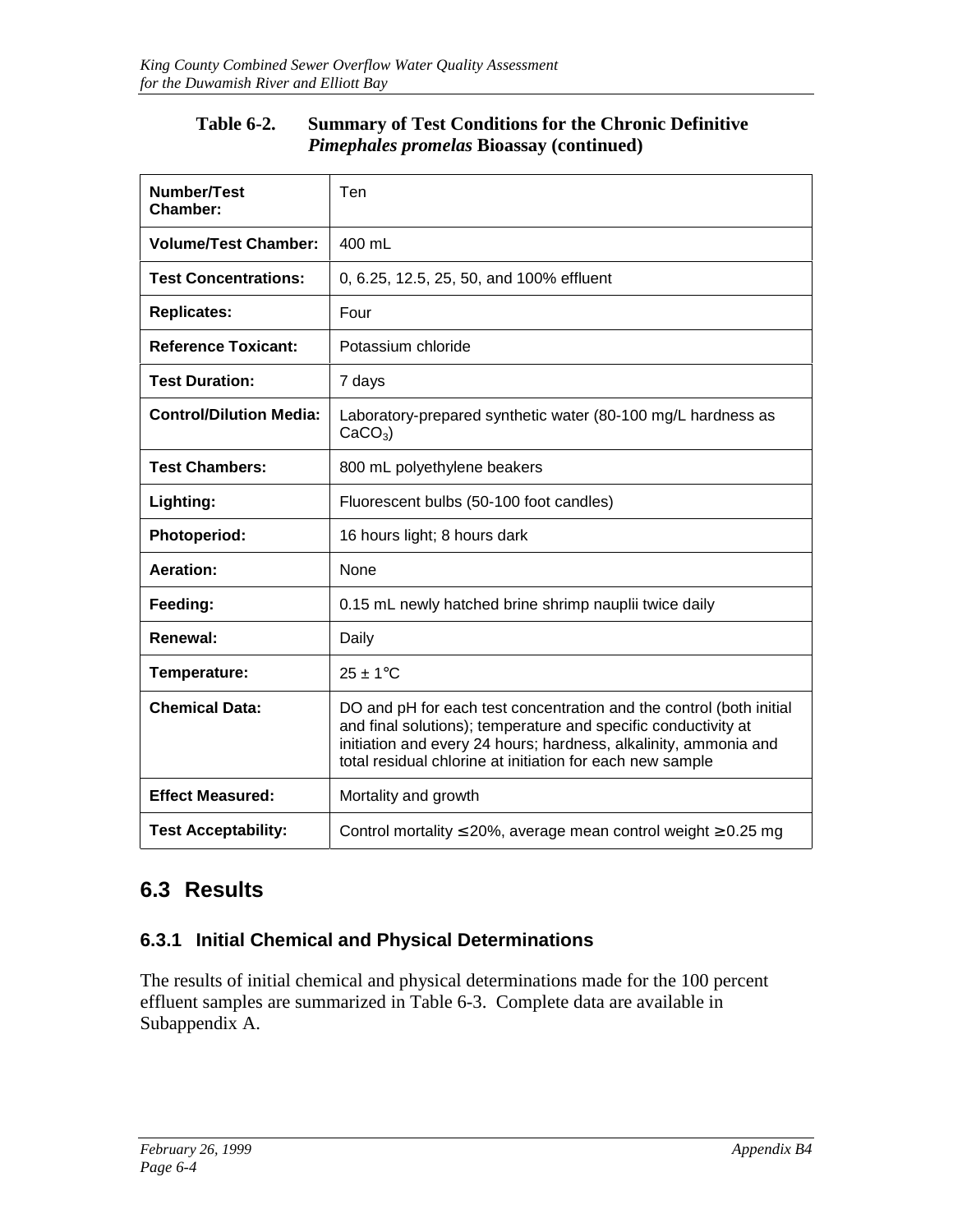**Table 6-2. Summary of Test Conditions for the Chronic Definitive *Pimephales promelas* Bioassay (continued)**

| | |
|---|---|
| **Number/Test Chamber:** | Ten |
| **Volume/Test Chamber:** | 400 mL |
| **Test Concentrations:** | 0, 6.25, 12.5, 25, 50, and 100% effluent |
| **Replicates:** | Four |
| **Reference Toxicant:** | Potassium chloride |
| **Test Duration:** | 7 days |
| **Control/Dilution Media:** | Laboratory-prepared synthetic water (80-100 mg/L hardness as $CaCO_3$) |
| **Test Chambers:** | 800 mL polyethylene beakers |
| **Lighting:** | Fluorescent bulbs (50-100 foot candles) |
| **Photoperiod:** | 16 hours light; 8 hours dark |
| **Aeration:** | None |
| **Feeding:** | 0.15 mL newly hatched brine shrimp nauplii twice daily |
| **Renewal:** | Daily |
| **Temperature:** | 25 ± 1°C |
| **Chemical Data:** | DO and pH for each test concentration and the control (both initial and final solutions); temperature and specific conductivity at initiation and every 24 hours; hardness, alkalinity, ammonia and total residual chlorine at initiation for each new sample |
| **Effect Measured:** | Mortality and growth |
| **Test Acceptability:** | Control mortality ≤ 20%, average mean control weight ≥ 0.25 mg |

## 6.3 Results

### 6.3.1 Initial Chemical and Physical Determinations

The results of initial chemical and physical determinations made for the 100 percent effluent samples are summarized in Table 6-3. Complete data are available in Subappendix A.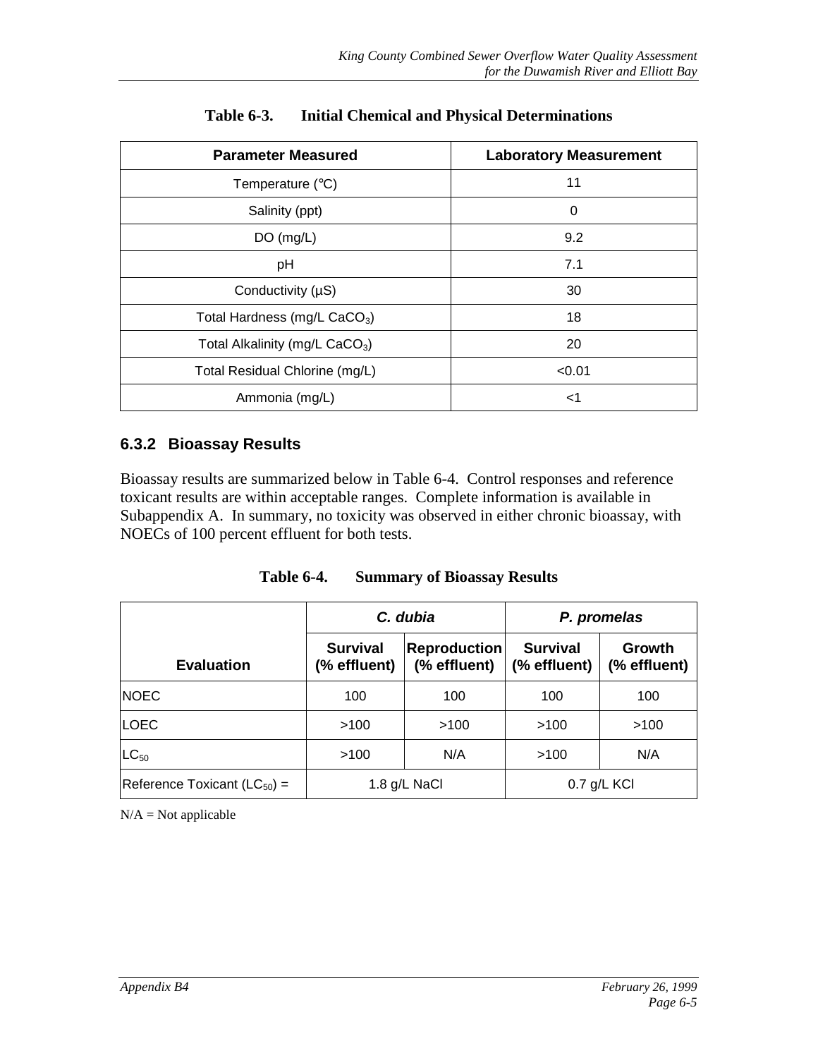**Table 6-3. Initial Chemical and Physical Determinations**

| Parameter Measured | Laboratory Measurement |
|---|---|
| Temperature (°C) | 11 |
| Salinity (ppt) | 0 |
| DO (mg/L) | 9.2 |
| pH | 7.1 |
| Conductivity (µS) | 30 |
| Total Hardness (mg/L $CaCO_3$) | 18 |
| Total Alkalinity (mg/L $CaCO_3$) | 20 |
| Total Residual Chlorine (mg/L) | <0.01 |
| Ammonia (mg/L) | <1 |

### 6.3.2 Bioassay Results

Bioassay results are summarized below in Table 6-4. Control responses and reference toxicant results are within acceptable ranges. Complete information is available in Subappendix A. In summary, no toxicity was observed in either chronic bioassay, with NOECs of 100 percent effluent for both tests.

**Table 6-4. Summary of Bioassay Results**

| | *C. dubia* | | *P. promelas* | |
|---|---|---|---|---|
| **Evaluation** | **Survival (% effluent)** | **Reproduction (% effluent)** | **Survival (% effluent)** | **Growth (% effluent)** |
| NOEC | 100 | 100 | 100 | 100 |
| LOEC | >100 | >100 | >100 | >100 |
| $LC_{50}$ | >100 | N/A | >100 | N/A |
| Reference Toxicant ($LC_{50}$) = | 1.8 g/L NaCl | | 0.7 g/L KCl | |

N/A = Not applicable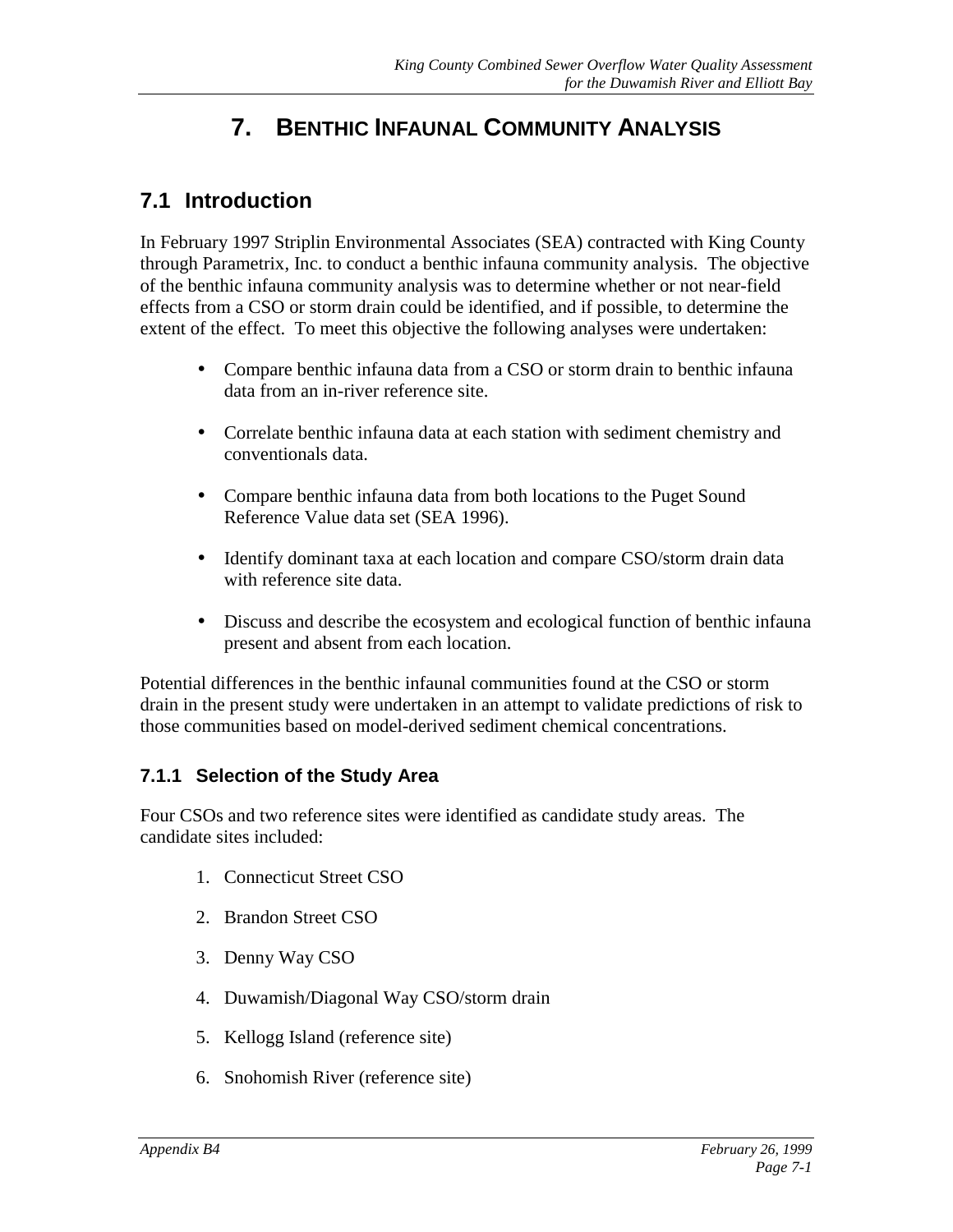# 7. BENTHIC INFAUNAL COMMUNITY ANALYSIS

## 7.1 Introduction

In February 1997 Striplin Environmental Associates (SEA) contracted with King County through Parametrix, Inc. to conduct a benthic infauna community analysis. The objective of the benthic infauna community analysis was to determine whether or not near-field effects from a CSO or storm drain could be identified, and if possible, to determine the extent of the effect. To meet this objective the following analyses were undertaken:

- Compare benthic infauna data from a CSO or storm drain to benthic infauna data from an in-river reference site.
- Correlate benthic infauna data at each station with sediment chemistry and conventionals data.
- Compare benthic infauna data from both locations to the Puget Sound Reference Value data set (SEA 1996).
- Identify dominant taxa at each location and compare CSO/storm drain data with reference site data.
- Discuss and describe the ecosystem and ecological function of benthic infauna present and absent from each location.

Potential differences in the benthic infaunal communities found at the CSO or storm drain in the present study were undertaken in an attempt to validate predictions of risk to those communities based on model-derived sediment chemical concentrations.

### 7.1.1 Selection of the Study Area

Four CSOs and two reference sites were identified as candidate study areas. The candidate sites included:

1. Connecticut Street CSO
2. Brandon Street CSO
3. Denny Way CSO
4. Duwamish/Diagonal Way CSO/storm drain
5. Kellogg Island (reference site)
6. Snohomish River (reference site)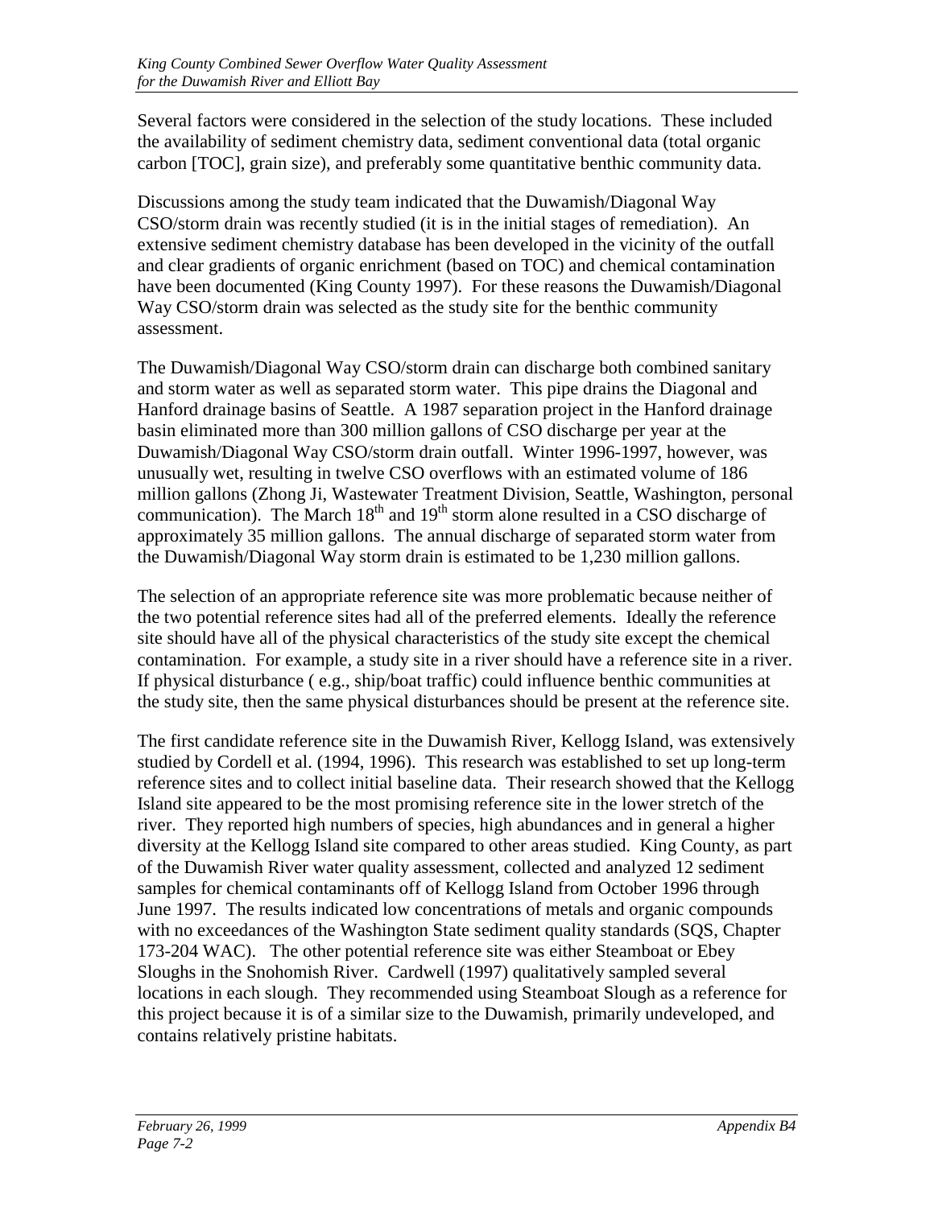Several factors were considered in the selection of the study locations. These included the availability of sediment chemistry data, sediment conventional data (total organic carbon [TOC], grain size), and preferably some quantitative benthic community data.

Discussions among the study team indicated that the Duwamish/Diagonal Way CSO/storm drain was recently studied (it is in the initial stages of remediation). An extensive sediment chemistry database has been developed in the vicinity of the outfall and clear gradients of organic enrichment (based on TOC) and chemical contamination have been documented (King County 1997). For these reasons the Duwamish/Diagonal Way CSO/storm drain was selected as the study site for the benthic community assessment.

The Duwamish/Diagonal Way CSO/storm drain can discharge both combined sanitary and storm water as well as separated storm water. This pipe drains the Diagonal and Hanford drainage basins of Seattle. A 1987 separation project in the Hanford drainage basin eliminated more than 300 million gallons of CSO discharge per year at the Duwamish/Diagonal Way CSO/storm drain outfall. Winter 1996-1997, however, was unusually wet, resulting in twelve CSO overflows with an estimated volume of 186 million gallons (Zhong Ji, Wastewater Treatment Division, Seattle, Washington, personal communication). The March 18th and 19th storm alone resulted in a CSO discharge of approximately 35 million gallons. The annual discharge of separated storm water from the Duwamish/Diagonal Way storm drain is estimated to be 1,230 million gallons.

The selection of an appropriate reference site was more problematic because neither of the two potential reference sites had all of the preferred elements. Ideally the reference site should have all of the physical characteristics of the study site except the chemical contamination. For example, a study site in a river should have a reference site in a river. If physical disturbance ( e.g., ship/boat traffic) could influence benthic communities at the study site, then the same physical disturbances should be present at the reference site.

The first candidate reference site in the Duwamish River, Kellogg Island, was extensively studied by Cordell et al. (1994, 1996). This research was established to set up long-term reference sites and to collect initial baseline data. Their research showed that the Kellogg Island site appeared to be the most promising reference site in the lower stretch of the river. They reported high numbers of species, high abundances and in general a higher diversity at the Kellogg Island site compared to other areas studied. King County, as part of the Duwamish River water quality assessment, collected and analyzed 12 sediment samples for chemical contaminants off of Kellogg Island from October 1996 through June 1997. The results indicated low concentrations of metals and organic compounds with no exceedances of the Washington State sediment quality standards (SQS, Chapter 173-204 WAC). The other potential reference site was either Steamboat or Ebey Sloughs in the Snohomish River. Cardwell (1997) qualitatively sampled several locations in each slough. They recommended using Steamboat Slough as a reference for this project because it is of a similar size to the Duwamish, primarily undeveloped, and contains relatively pristine habitats.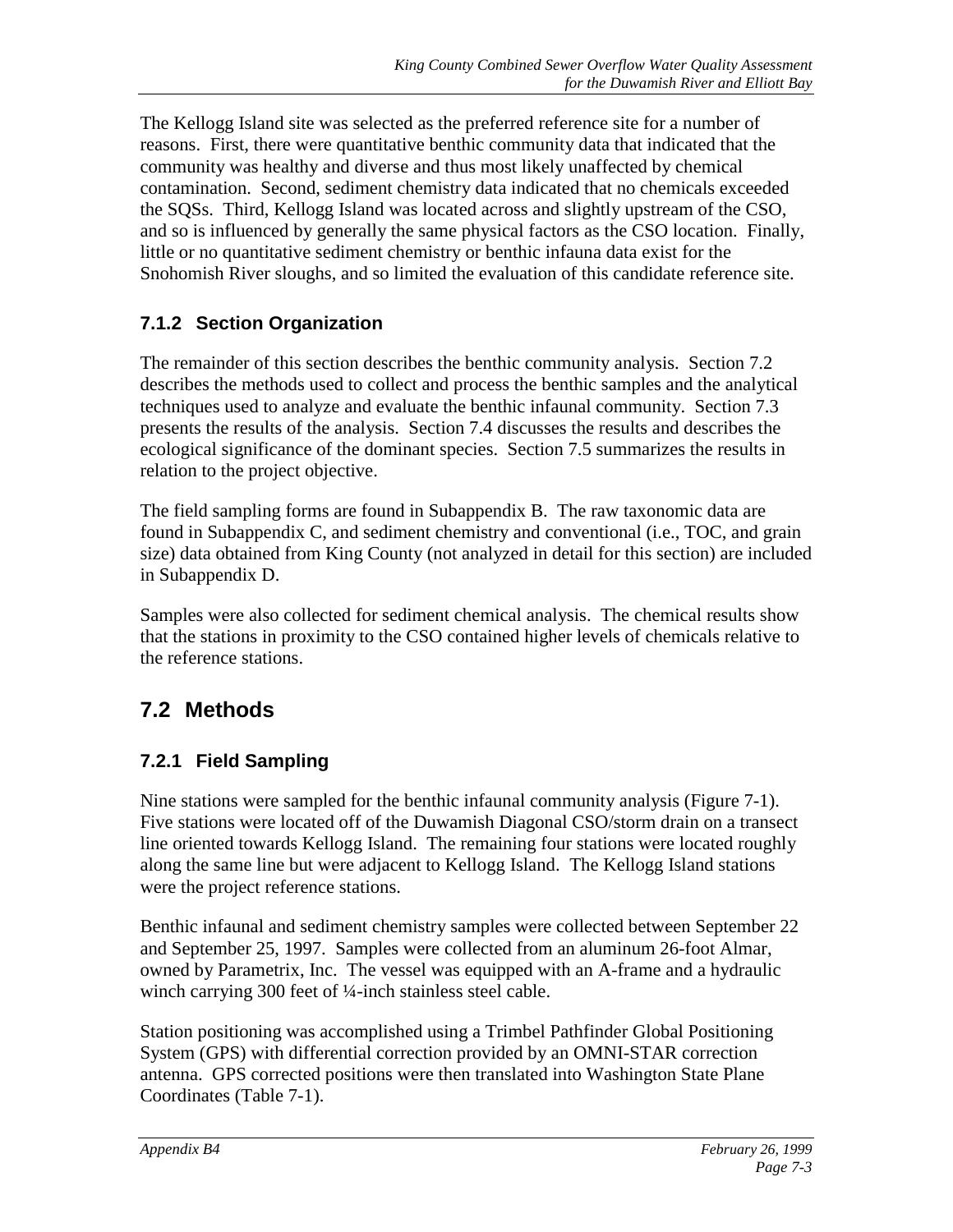The Kellogg Island site was selected as the preferred reference site for a number of reasons. First, there were quantitative benthic community data that indicated that the community was healthy and diverse and thus most likely unaffected by chemical contamination. Second, sediment chemistry data indicated that no chemicals exceeded the SQSs. Third, Kellogg Island was located across and slightly upstream of the CSO, and so is influenced by generally the same physical factors as the CSO location. Finally, little or no quantitative sediment chemistry or benthic infauna data exist for the Snohomish River sloughs, and so limited the evaluation of this candidate reference site.

### 7.1.2 Section Organization

The remainder of this section describes the benthic community analysis. Section 7.2 describes the methods used to collect and process the benthic samples and the analytical techniques used to analyze and evaluate the benthic infaunal community. Section 7.3 presents the results of the analysis. Section 7.4 discusses the results and describes the ecological significance of the dominant species. Section 7.5 summarizes the results in relation to the project objective.

The field sampling forms are found in Subappendix B. The raw taxonomic data are found in Subappendix C, and sediment chemistry and conventional (i.e., TOC, and grain size) data obtained from King County (not analyzed in detail for this section) are included in Subappendix D.

Samples were also collected for sediment chemical analysis. The chemical results show that the stations in proximity to the CSO contained higher levels of chemicals relative to the reference stations.

## 7.2 Methods

### 7.2.1 Field Sampling

Nine stations were sampled for the benthic infaunal community analysis (Figure 7-1). Five stations were located off of the Duwamish Diagonal CSO/storm drain on a transect line oriented towards Kellogg Island. The remaining four stations were located roughly along the same line but were adjacent to Kellogg Island. The Kellogg Island stations were the project reference stations.

Benthic infaunal and sediment chemistry samples were collected between September 22 and September 25, 1997. Samples were collected from an aluminum 26-foot Almar, owned by Parametrix, Inc. The vessel was equipped with an A-frame and a hydraulic winch carrying 300 feet of ¼-inch stainless steel cable.

Station positioning was accomplished using a Trimbel Pathfinder Global Positioning System (GPS) with differential correction provided by an OMNI-STAR correction antenna. GPS corrected positions were then translated into Washington State Plane Coordinates (Table 7-1).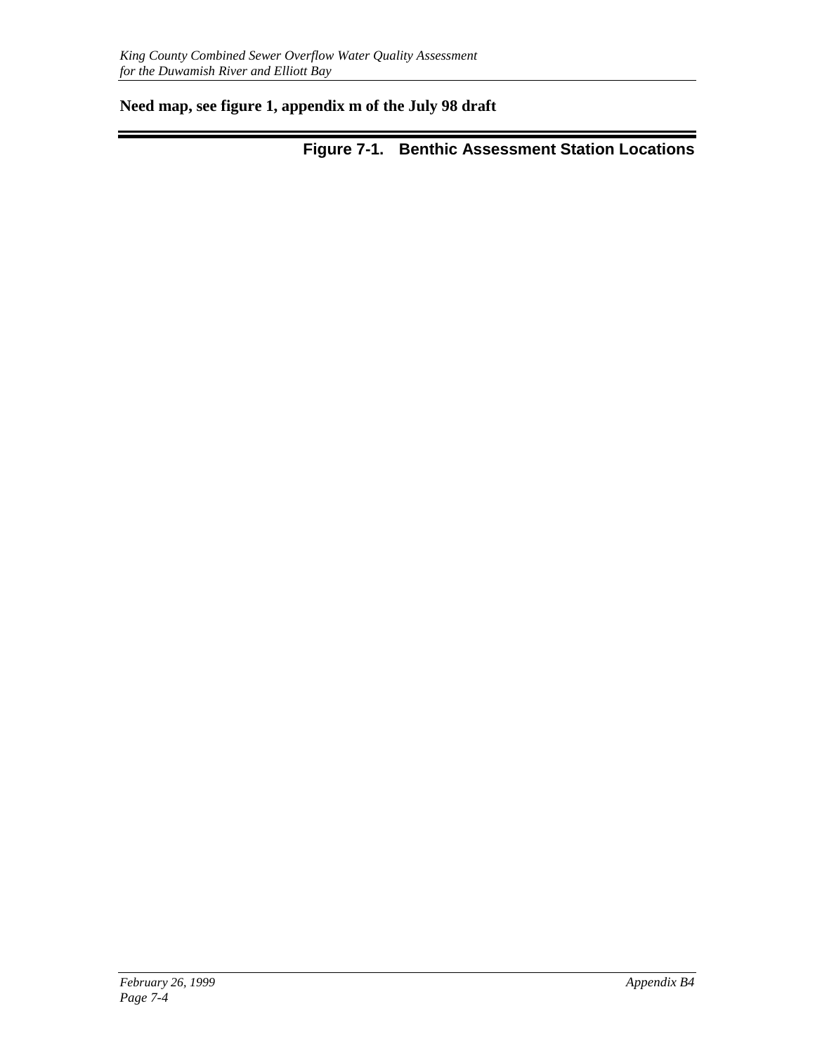**Need map, see figure 1, appendix m of the July 98 draft**

**Figure 7-1. Benthic Assessment Station Locations**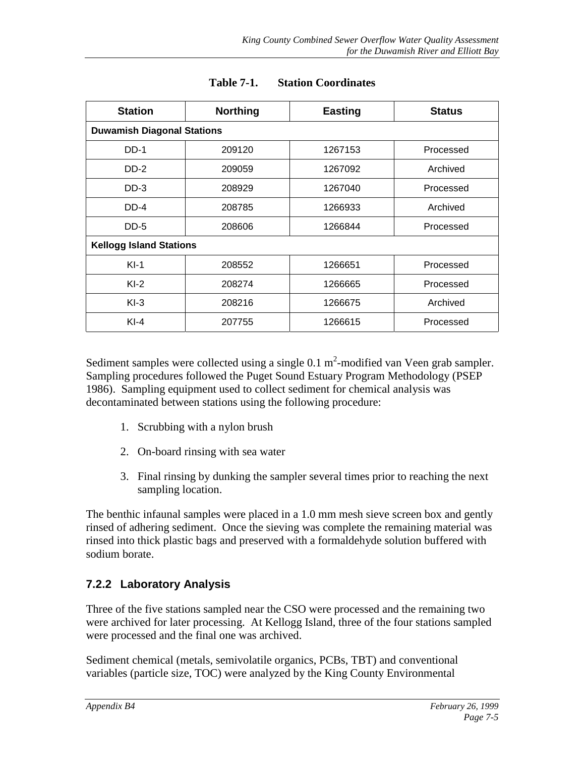**Table 7-1. Station Coordinates**

| Station | Northing | Easting | Status |
|---|---|---|---|
| **Duwamish Diagonal Stations** | | | |
| DD-1 | 209120 | 1267153 | Processed |
| DD-2 | 209059 | 1267092 | Archived |
| DD-3 | 208929 | 1267040 | Processed |
| DD-4 | 208785 | 1266933 | Archived |
| DD-5 | 208606 | 1266844 | Processed |
| **Kellogg Island Stations** | | | |
| KI-1 | 208552 | 1266651 | Processed |
| KI-2 | 208274 | 1266665 | Processed |
| KI-3 | 208216 | 1266675 | Archived |
| KI-4 | 207755 | 1266615 | Processed |

Sediment samples were collected using a single 0.1 $m^2$-modified van Veen grab sampler. Sampling procedures followed the Puget Sound Estuary Program Methodology (PSEP 1986). Sampling equipment used to collect sediment for chemical analysis was decontaminated between stations using the following procedure:

1. Scrubbing with a nylon brush
2. On-board rinsing with sea water
3. Final rinsing by dunking the sampler several times prior to reaching the next sampling location.

The benthic infaunal samples were placed in a 1.0 mm mesh sieve screen box and gently rinsed of adhering sediment. Once the sieving was complete the remaining material was rinsed into thick plastic bags and preserved with a formaldehyde solution buffered with sodium borate.

### 7.2.2 Laboratory Analysis

Three of the five stations sampled near the CSO were processed and the remaining two were archived for later processing. At Kellogg Island, three of the four stations sampled were processed and the final one was archived.

Sediment chemical (metals, semivolatile organics, PCBs, TBT) and conventional variables (particle size, TOC) were analyzed by the King County Environmental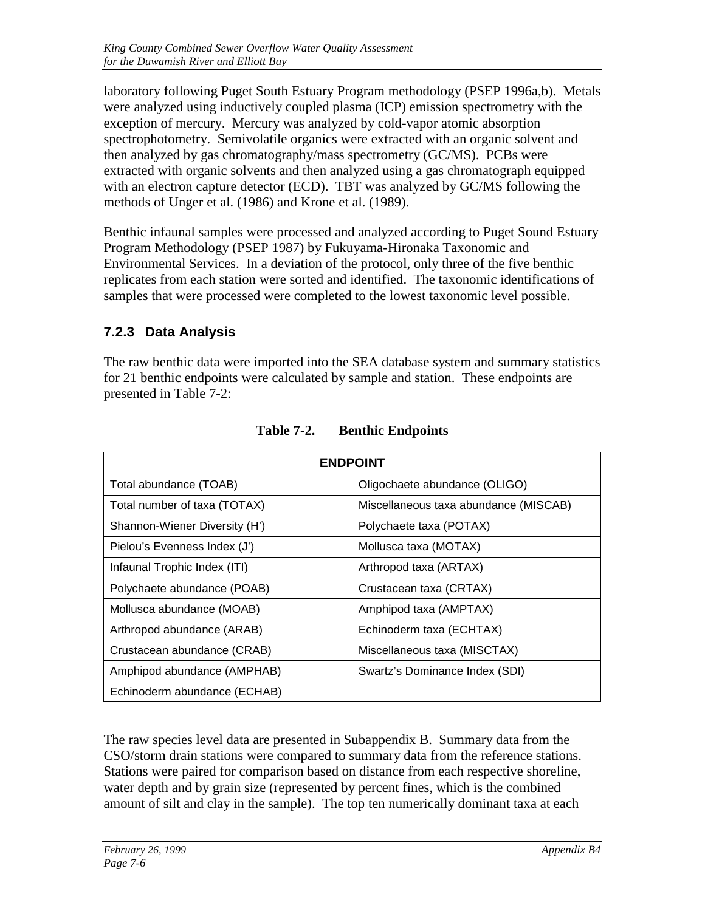laboratory following Puget South Estuary Program methodology (PSEP 1996a,b). Metals were analyzed using inductively coupled plasma (ICP) emission spectrometry with the exception of mercury. Mercury was analyzed by cold-vapor atomic absorption spectrophotometry. Semivolatile organics were extracted with an organic solvent and then analyzed by gas chromatography/mass spectrometry (GC/MS). PCBs were extracted with organic solvents and then analyzed using a gas chromatograph equipped with an electron capture detector (ECD). TBT was analyzed by GC/MS following the methods of Unger et al. (1986) and Krone et al. (1989).

Benthic infaunal samples were processed and analyzed according to Puget Sound Estuary Program Methodology (PSEP 1987) by Fukuyama-Hironaka Taxonomic and Environmental Services. In a deviation of the protocol, only three of the five benthic replicates from each station were sorted and identified. The taxonomic identifications of samples that were processed were completed to the lowest taxonomic level possible.

### 7.2.3 Data Analysis

The raw benthic data were imported into the SEA database system and summary statistics for 21 benthic endpoints were calculated by sample and station. These endpoints are presented in Table 7-2:

**Table 7-2. Benthic Endpoints**

| ENDPOINT | |
|---|---|
| Total abundance (TOAB) | Oligochaete abundance (OLIGO) |
| Total number of taxa (TOTAX) | Miscellaneous taxa abundance (MISCAB) |
| Shannon-Wiener Diversity (H') | Polychaete taxa (POTAX) |
| Pielou's Evenness Index (J') | Mollusca taxa (MOTAX) |
| Infaunal Trophic Index (ITI) | Arthropod taxa (ARTAX) |
| Polychaete abundance (POAB) | Crustacean taxa (CRTAX) |
| Mollusca abundance (MOAB) | Amphipod taxa (AMPTAX) |
| Arthropod abundance (ARAB) | Echinoderm taxa (ECHTAX) |
| Crustacean abundance (CRAB) | Miscellaneous taxa (MISCTAX) |
| Amphipod abundance (AMPHAB) | Swartz's Dominance Index (SDI) |
| Echinoderm abundance (ECHAB) | |

The raw species level data are presented in Subappendix B. Summary data from the CSO/storm drain stations were compared to summary data from the reference stations. Stations were paired for comparison based on distance from each respective shoreline, water depth and by grain size (represented by percent fines, which is the combined amount of silt and clay in the sample). The top ten numerically dominant taxa at each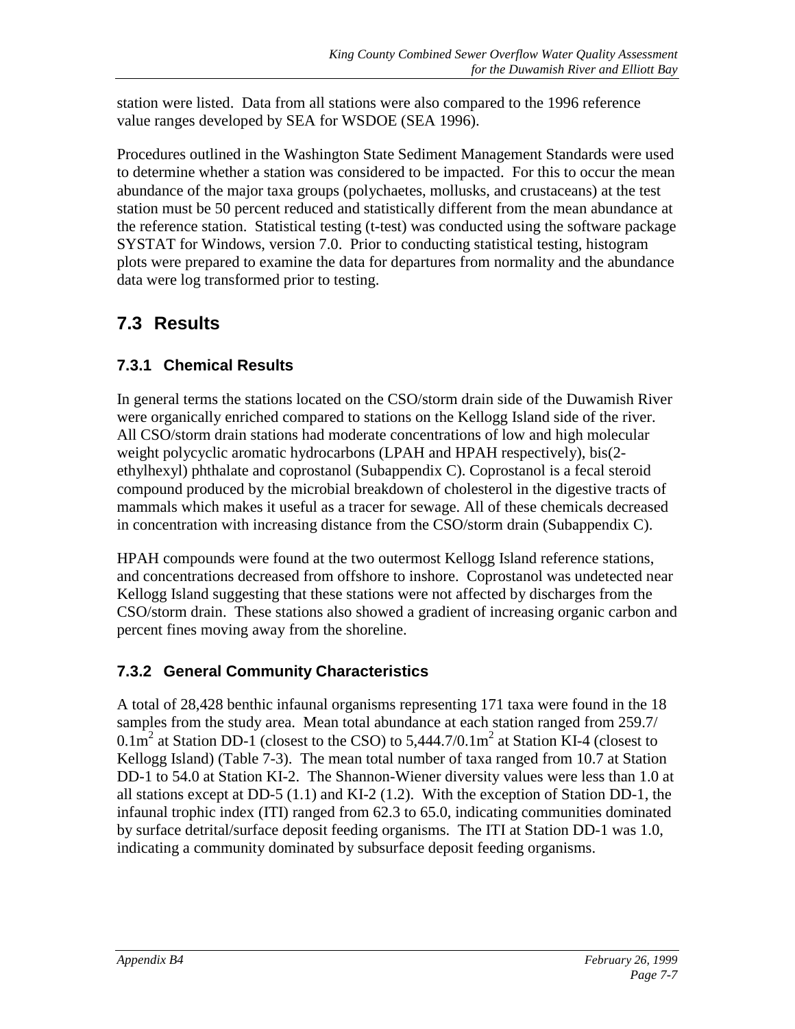station were listed. Data from all stations were also compared to the 1996 reference value ranges developed by SEA for WSDOE (SEA 1996).

Procedures outlined in the Washington State Sediment Management Standards were used to determine whether a station was considered to be impacted. For this to occur the mean abundance of the major taxa groups (polychaetes, mollusks, and crustaceans) at the test station must be 50 percent reduced and statistically different from the mean abundance at the reference station. Statistical testing (t-test) was conducted using the software package SYSTAT for Windows, version 7.0. Prior to conducting statistical testing, histogram plots were prepared to examine the data for departures from normality and the abundance data were log transformed prior to testing.

## 7.3 Results

### 7.3.1 Chemical Results

In general terms the stations located on the CSO/storm drain side of the Duwamish River were organically enriched compared to stations on the Kellogg Island side of the river. All CSO/storm drain stations had moderate concentrations of low and high molecular weight polycyclic aromatic hydrocarbons (LPAH and HPAH respectively), bis(2-ethylhexyl) phthalate and coprostanol (Subappendix C). Coprostanol is a fecal steroid compound produced by the microbial breakdown of cholesterol in the digestive tracts of mammals which makes it useful as a tracer for sewage. All of these chemicals decreased in concentration with increasing distance from the CSO/storm drain (Subappendix C).

HPAH compounds were found at the two outermost Kellogg Island reference stations, and concentrations decreased from offshore to inshore. Coprostanol was undetected near Kellogg Island suggesting that these stations were not affected by discharges from the CSO/storm drain. These stations also showed a gradient of increasing organic carbon and percent fines moving away from the shoreline.

### 7.3.2 General Community Characteristics

A total of 28,428 benthic infaunal organisms representing 171 taxa were found in the 18 samples from the study area. Mean total abundance at each station ranged from 259.7/ $0.1m^2$ at Station DD-1 (closest to the CSO) to 5,444.7/$0.1m^2$ at Station KI-4 (closest to Kellogg Island) (Table 7-3). The mean total number of taxa ranged from 10.7 at Station DD-1 to 54.0 at Station KI-2. The Shannon-Wiener diversity values were less than 1.0 at all stations except at DD-5 (1.1) and KI-2 (1.2). With the exception of Station DD-1, the infaunal trophic index (ITI) ranged from 62.3 to 65.0, indicating communities dominated by surface detrital/surface deposit feeding organisms. The ITI at Station DD-1 was 1.0, indicating a community dominated by subsurface deposit feeding organisms.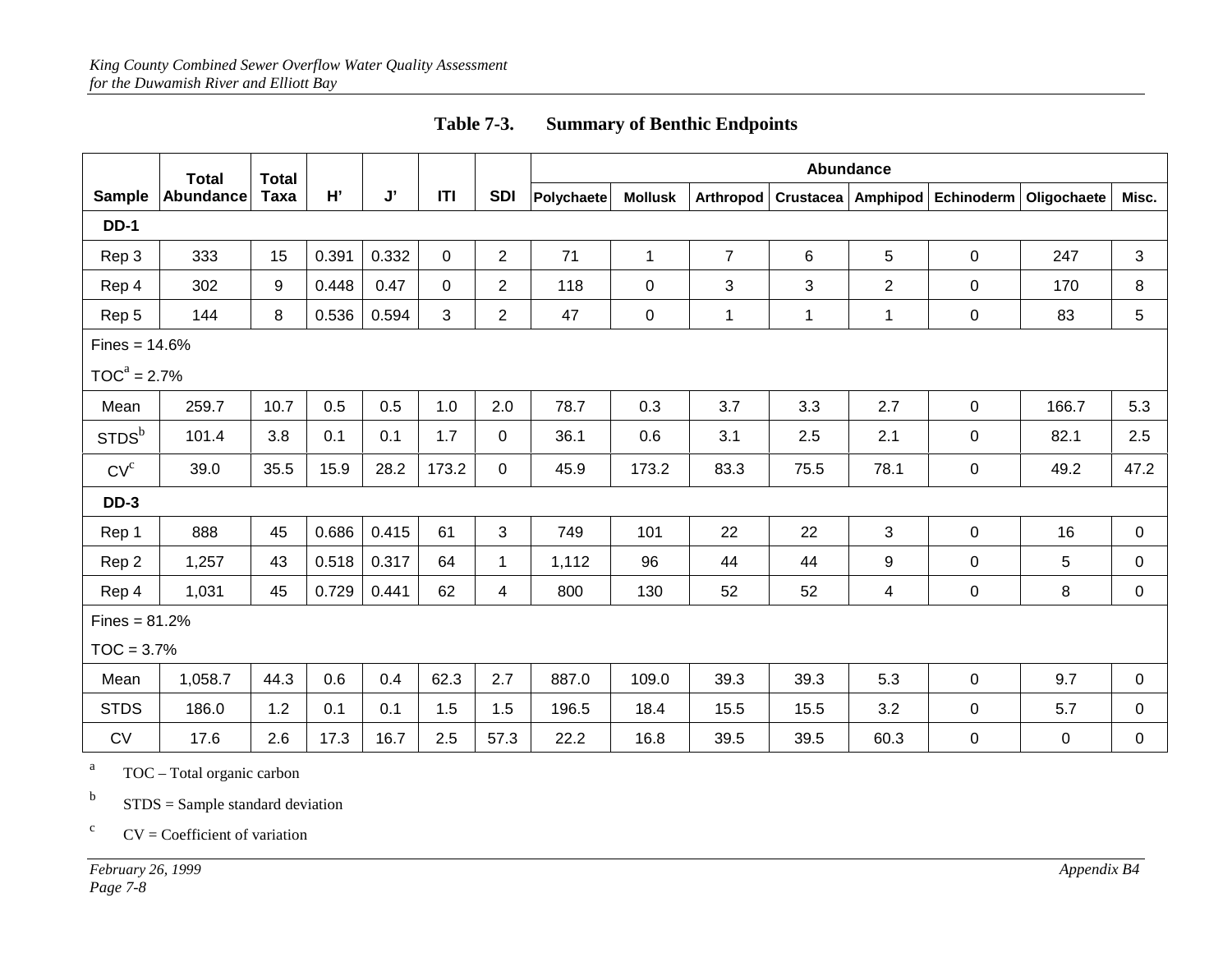**Table 7-3. Summary of Benthic Endpoints**

| Sample | Total Abundance | Total Taxa | H' | J' | ITI | SDI | Abundance | | | | | | | |
|---|---|---|---|---|---|---|---|---|---|---|---|---|---|---|
| | | | | | | | Polychaete | Mollusk | Arthropod | Crustacea | Amphipod | Echinoderm | Oligochaete | Misc. |
| **DD-1** | | | | | | | | | | | | | | |
| Rep 3 | 333 | 15 | 0.391 | 0.332 | 0 | 2 | 71 | 1 | 7 | 6 | 5 | 0 | 247 | 3 |
| Rep 4 | 302 | 9 | 0.448 | 0.47 | 0 | 2 | 118 | 0 | 3 | 3 | 2 | 0 | 170 | 8 |
| Rep 5 | 144 | 8 | 0.536 | 0.594 | 3 | 2 | 47 | 0 | 1 | 1 | 1 | 0 | 83 | 5 |
| Fines = 14.6% | | | | | | | | | | | | | | |
| TOC[a] = 2.7% | | | | | | | | | | | | | | |
| Mean | 259.7 | 10.7 | 0.5 | 0.5 | 1.0 | 2.0 | 78.7 | 0.3 | 3.7 | 3.3 | 2.7 | 0 | 166.7 | 5.3 |
| STDS[b] | 101.4 | 3.8 | 0.1 | 0.1 | 1.7 | 0 | 36.1 | 0.6 | 3.1 | 2.5 | 2.1 | 0 | 82.1 | 2.5 |
| CV[c] | 39.0 | 35.5 | 15.9 | 28.2 | 173.2 | 0 | 45.9 | 173.2 | 83.3 | 75.5 | 78.1 | 0 | 49.2 | 47.2 |
| **DD-3** | | | | | | | | | | | | | | |
| Rep 1 | 888 | 45 | 0.686 | 0.415 | 61 | 3 | 749 | 101 | 22 | 22 | 3 | 0 | 16 | 0 |
| Rep 2 | 1,257 | 43 | 0.518 | 0.317 | 64 | 1 | 1,112 | 96 | 44 | 44 | 9 | 0 | 5 | 0 |
| Rep 4 | 1,031 | 45 | 0.729 | 0.441 | 62 | 4 | 800 | 130 | 52 | 52 | 4 | 0 | 8 | 0 |
| Fines = 81.2% | | | | | | | | | | | | | | |
| TOC = 3.7% | | | | | | | | | | | | | | |
| Mean | 1,058.7 | 44.3 | 0.6 | 0.4 | 62.3 | 2.7 | 887.0 | 109.0 | 39.3 | 39.3 | 5.3 | 0 | 9.7 | 0 |
| STDS | 186.0 | 1.2 | 0.1 | 0.1 | 1.5 | 1.5 | 196.5 | 18.4 | 15.5 | 15.5 | 3.2 | 0 | 5.7 | 0 |
| CV | 17.6 | 2.6 | 17.3 | 16.7 | 2.5 | 57.3 | 22.2 | 16.8 | 39.5 | 39.5 | 60.3 | 0 | 0 | 0 |

[a] TOC – Total organic carbon

[b] STDS = Sample standard deviation

[c] CV = Coefficient of variation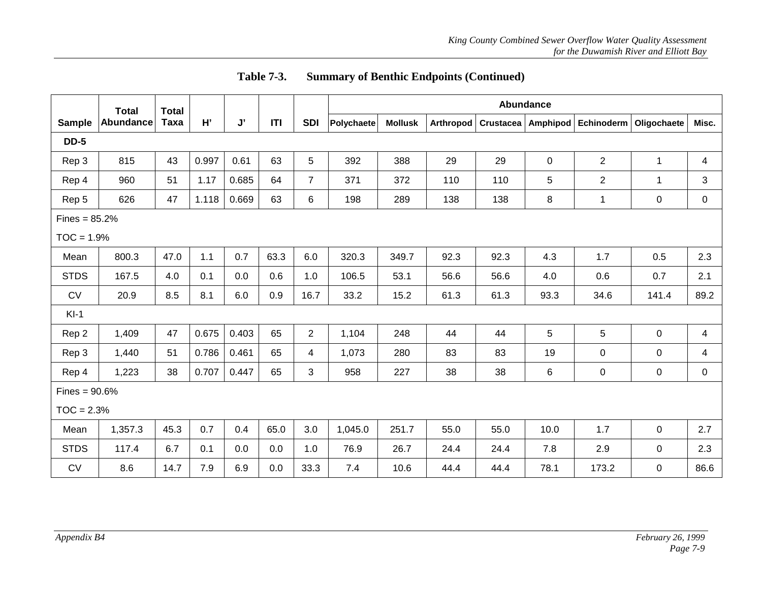**Table 7-3. Summary of Benthic Endpoints (Continued)**

| Sample | Total Abundance | Total Taxa | H' | J' | ITI | SDI | Abundance | | | | | | | |
|---|---|---|---|---|---|---|---|---|---|---|---|---|---|---|
| | | | | | | | Polychaete | Mollusk | Arthropod | Crustacea | Amphipod | Echinoderm | Oligochaete | Misc. |
| **DD-5** | | | | | | | | | | | | | | |
| Rep 3 | 815 | 43 | 0.997 | 0.61 | 63 | 5 | 392 | 388 | 29 | 29 | 0 | 2 | 1 | 4 |
| Rep 4 | 960 | 51 | 1.17 | 0.685 | 64 | 7 | 371 | 372 | 110 | 110 | 5 | 2 | 1 | 3 |
| Rep 5 | 626 | 47 | 1.118 | 0.669 | 63 | 6 | 198 | 289 | 138 | 138 | 8 | 1 | 0 | 0 |
| Fines = 85.2% | | | | | | | | | | | | | | |
| TOC = 1.9% | | | | | | | | | | | | | | |
| Mean | 800.3 | 47.0 | 1.1 | 0.7 | 63.3 | 6.0 | 320.3 | 349.7 | 92.3 | 92.3 | 4.3 | 1.7 | 0.5 | 2.3 |
| STDS | 167.5 | 4.0 | 0.1 | 0.0 | 0.6 | 1.0 | 106.5 | 53.1 | 56.6 | 56.6 | 4.0 | 0.6 | 0.7 | 2.1 |
| CV | 20.9 | 8.5 | 8.1 | 6.0 | 0.9 | 16.7 | 33.2 | 15.2 | 61.3 | 61.3 | 93.3 | 34.6 | 141.4 | 89.2 |
| KI-1 | | | | | | | | | | | | | | |
| Rep 2 | 1,409 | 47 | 0.675 | 0.403 | 65 | 2 | 1,104 | 248 | 44 | 44 | 5 | 5 | 0 | 4 |
| Rep 3 | 1,440 | 51 | 0.786 | 0.461 | 65 | 4 | 1,073 | 280 | 83 | 83 | 19 | 0 | 0 | 4 |
| Rep 4 | 1,223 | 38 | 0.707 | 0.447 | 65 | 3 | 958 | 227 | 38 | 38 | 6 | 0 | 0 | 0 |
| Fines = 90.6% | | | | | | | | | | | | | | |
| TOC = 2.3% | | | | | | | | | | | | | | |
| Mean | 1,357.3 | 45.3 | 0.7 | 0.4 | 65.0 | 3.0 | 1,045.0 | 251.7 | 55.0 | 55.0 | 10.0 | 1.7 | 0 | 2.7 |
| STDS | 117.4 | 6.7 | 0.1 | 0.0 | 0.0 | 1.0 | 76.9 | 26.7 | 24.4 | 24.4 | 7.8 | 2.9 | 0 | 2.3 |
| CV | 8.6 | 14.7 | 7.9 | 6.9 | 0.0 | 33.3 | 7.4 | 10.6 | 44.4 | 44.4 | 78.1 | 173.2 | 0 | 86.6 |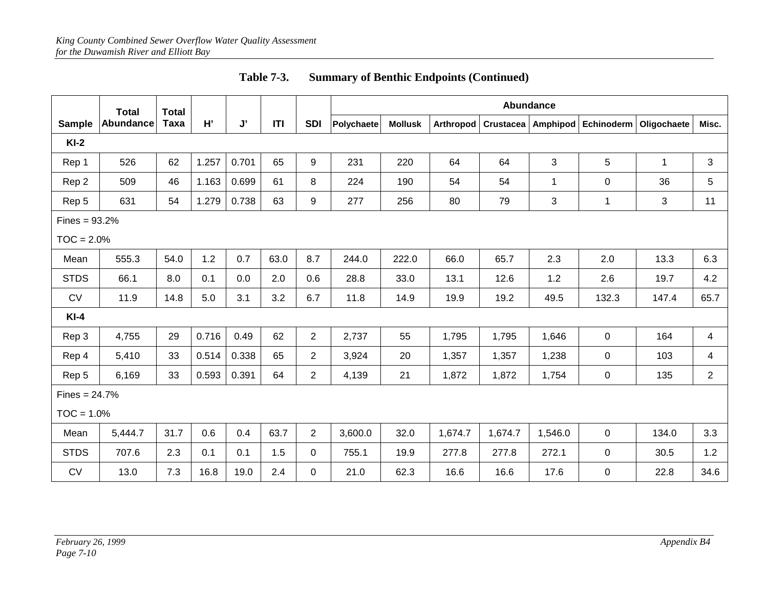**Table 7-3. Summary of Benthic Endpoints (Continued)**

| Sample | Total Abundance | Total Taxa | H' | J' | ITI | SDI | Abundance | | | | | | | |
|---|---|---|---|---|---|---|---|---|---|---|---|---|---|---|
| | | | | | | | Polychaete | Mollusk | Arthropod | Crustacea | Amphipod | Echinoderm | Oligochaete | Misc. |
| **KI-2** | | | | | | | | | | | | | | |
| Rep 1 | 526 | 62 | 1.257 | 0.701 | 65 | 9 | 231 | 220 | 64 | 64 | 3 | 5 | 1 | 3 |
| Rep 2 | 509 | 46 | 1.163 | 0.699 | 61 | 8 | 224 | 190 | 54 | 54 | 1 | 0 | 36 | 5 |
| Rep 5 | 631 | 54 | 1.279 | 0.738 | 63 | 9 | 277 | 256 | 80 | 79 | 3 | 1 | 3 | 11 |
| Fines = 93.2% | | | | | | | | | | | | | | |
| TOC = 2.0% | | | | | | | | | | | | | | |
| Mean | 555.3 | 54.0 | 1.2 | 0.7 | 63.0 | 8.7 | 244.0 | 222.0 | 66.0 | 65.7 | 2.3 | 2.0 | 13.3 | 6.3 |
| STDS | 66.1 | 8.0 | 0.1 | 0.0 | 2.0 | 0.6 | 28.8 | 33.0 | 13.1 | 12.6 | 1.2 | 2.6 | 19.7 | 4.2 |
| CV | 11.9 | 14.8 | 5.0 | 3.1 | 3.2 | 6.7 | 11.8 | 14.9 | 19.9 | 19.2 | 49.5 | 132.3 | 147.4 | 65.7 |
| **KI-4** | | | | | | | | | | | | | | |
| Rep 3 | 4,755 | 29 | 0.716 | 0.49 | 62 | 2 | 2,737 | 55 | 1,795 | 1,795 | 1,646 | 0 | 164 | 4 |
| Rep 4 | 5,410 | 33 | 0.514 | 0.338 | 65 | 2 | 3,924 | 20 | 1,357 | 1,357 | 1,238 | 0 | 103 | 4 |
| Rep 5 | 6,169 | 33 | 0.593 | 0.391 | 64 | 2 | 4,139 | 21 | 1,872 | 1,872 | 1,754 | 0 | 135 | 2 |
| Fines = 24.7% | | | | | | | | | | | | | | |
| TOC = 1.0% | | | | | | | | | | | | | | |
| Mean | 5,444.7 | 31.7 | 0.6 | 0.4 | 63.7 | 2 | 3,600.0 | 32.0 | 1,674.7 | 1,674.7 | 1,546.0 | 0 | 134.0 | 3.3 |
| STDS | 707.6 | 2.3 | 0.1 | 0.1 | 1.5 | 0 | 755.1 | 19.9 | 277.8 | 277.8 | 272.1 | 0 | 30.5 | 1.2 |
| CV | 13.0 | 7.3 | 16.8 | 19.0 | 2.4 | 0 | 21.0 | 62.3 | 16.6 | 16.6 | 17.6 | 0 | 22.8 | 34.6 |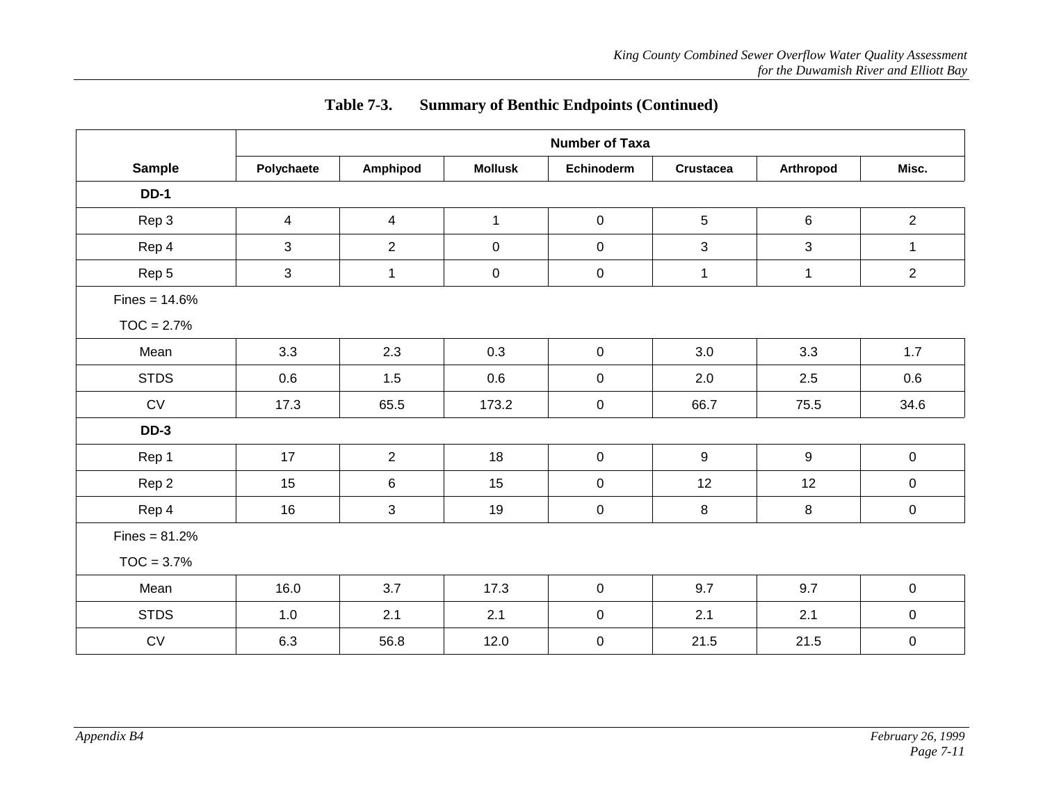**Table 7-3. Summary of Benthic Endpoints (Continued)**

| Sample | Number of Taxa | | | | | | |
|---|---|---|---|---|---|---|---|
| | Polychaete | Amphipod | Mollusk | Echinoderm | Crustacea | Arthropod | Misc. |
| **DD-1** | | | | | | | |
| Rep 3 | 4 | 4 | 1 | 0 | 5 | 6 | 2 |
| Rep 4 | 3 | 2 | 0 | 0 | 3 | 3 | 1 |
| Rep 5 | 3 | 1 | 0 | 0 | 1 | 1 | 2 |
| Fines = 14.6% | | | | | | | |
| TOC = 2.7% | | | | | | | |
| Mean | 3.3 | 2.3 | 0.3 | 0 | 3.0 | 3.3 | 1.7 |
| STDS | 0.6 | 1.5 | 0.6 | 0 | 2.0 | 2.5 | 0.6 |
| CV | 17.3 | 65.5 | 173.2 | 0 | 66.7 | 75.5 | 34.6 |
| **DD-3** | | | | | | | |
| Rep 1 | 17 | 2 | 18 | 0 | 9 | 9 | 0 |
| Rep 2 | 15 | 6 | 15 | 0 | 12 | 12 | 0 |
| Rep 4 | 16 | 3 | 19 | 0 | 8 | 8 | 0 |
| Fines = 81.2% | | | | | | | |
| TOC = 3.7% | | | | | | | |
| Mean | 16.0 | 3.7 | 17.3 | 0 | 9.7 | 9.7 | 0 |
| STDS | 1.0 | 2.1 | 2.1 | 0 | 2.1 | 2.1 | 0 |
| CV | 6.3 | 56.8 | 12.0 | 0 | 21.5 | 21.5 | 0 |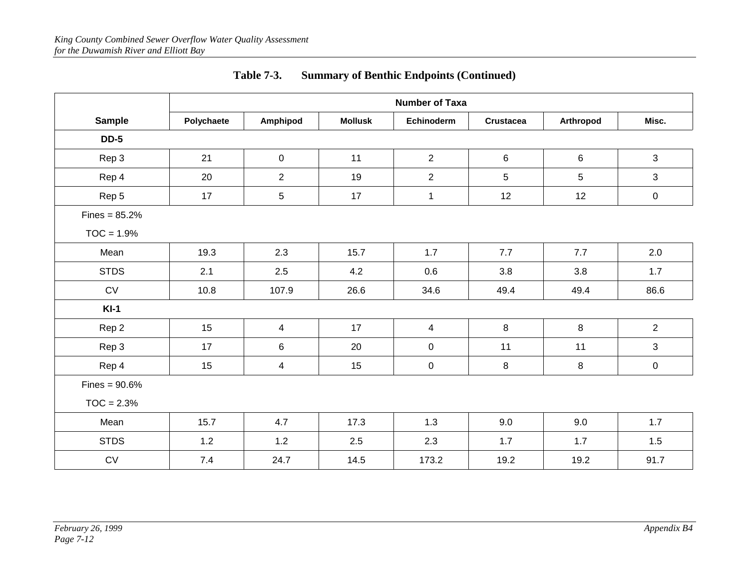**Table 7-3. Summary of Benthic Endpoints (Continued)**

| Sample | Number of Taxa | | | | | | |
|---|---|---|---|---|---|---|---|
| | Polychaete | Amphipod | Mollusk | Echinoderm | Crustacea | Arthropod | Misc. |
| **DD-5** | | | | | | | |
| Rep 3 | 21 | 0 | 11 | 2 | 6 | 6 | 3 |
| Rep 4 | 20 | 2 | 19 | 2 | 5 | 5 | 3 |
| Rep 5 | 17 | 5 | 17 | 1 | 12 | 12 | 0 |
| Fines = 85.2% | | | | | | | |
| TOC = 1.9% | | | | | | | |
| Mean | 19.3 | 2.3 | 15.7 | 1.7 | 7.7 | 7.7 | 2.0 |
| STDS | 2.1 | 2.5 | 4.2 | 0.6 | 3.8 | 3.8 | 1.7 |
| CV | 10.8 | 107.9 | 26.6 | 34.6 | 49.4 | 49.4 | 86.6 |
| **KI-1** | | | | | | | |
| Rep 2 | 15 | 4 | 17 | 4 | 8 | 8 | 2 |
| Rep 3 | 17 | 6 | 20 | 0 | 11 | 11 | 3 |
| Rep 4 | 15 | 4 | 15 | 0 | 8 | 8 | 0 |
| Fines = 90.6% | | | | | | | |
| TOC = 2.3% | | | | | | | |
| Mean | 15.7 | 4.7 | 17.3 | 1.3 | 9.0 | 9.0 | 1.7 |
| STDS | 1.2 | 1.2 | 2.5 | 2.3 | 1.7 | 1.7 | 1.5 |
| CV | 7.4 | 24.7 | 14.5 | 173.2 | 19.2 | 19.2 | 91.7 |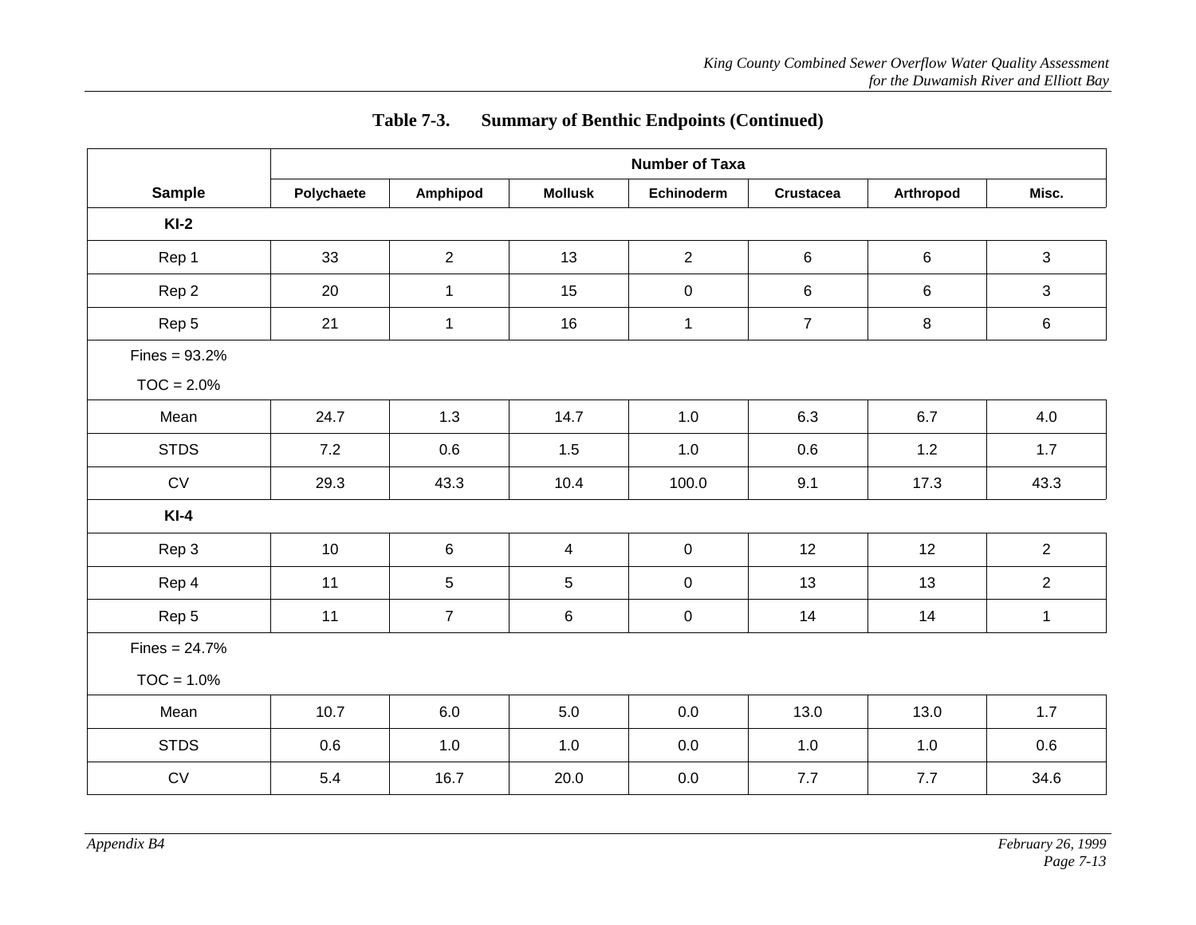**Table 7-3. Summary of Benthic Endpoints (Continued)**

| Sample | Number of Taxa | | | | | | |
|---|---|---|---|---|---|---|---|
| | Polychaete | Amphipod | Mollusk | Echinoderm | Crustacea | Arthropod | Misc. |
| **KI-2** | | | | | | | |
| Rep 1 | 33 | 2 | 13 | 2 | 6 | 6 | 3 |
| Rep 2 | 20 | 1 | 15 | 0 | 6 | 6 | 3 |
| Rep 5 | 21 | 1 | 16 | 1 | 7 | 8 | 6 |
| Fines = 93.2% | | | | | | | |
| TOC = 2.0% | | | | | | | |
| Mean | 24.7 | 1.3 | 14.7 | 1.0 | 6.3 | 6.7 | 4.0 |
| STDS | 7.2 | 0.6 | 1.5 | 1.0 | 0.6 | 1.2 | 1.7 |
| CV | 29.3 | 43.3 | 10.4 | 100.0 | 9.1 | 17.3 | 43.3 |
| **KI-4** | | | | | | | |
| Rep 3 | 10 | 6 | 4 | 0 | 12 | 12 | 2 |
| Rep 4 | 11 | 5 | 5 | 0 | 13 | 13 | 2 |
| Rep 5 | 11 | 7 | 6 | 0 | 14 | 14 | 1 |
| Fines = 24.7% | | | | | | | |
| TOC = 1.0% | | | | | | | |
| Mean | 10.7 | 6.0 | 5.0 | 0.0 | 13.0 | 13.0 | 1.7 |
| STDS | 0.6 | 1.0 | 1.0 | 0.0 | 1.0 | 1.0 | 0.6 |
| CV | 5.4 | 16.7 | 20.0 | 0.0 | 7.7 | 7.7 | 34.6 |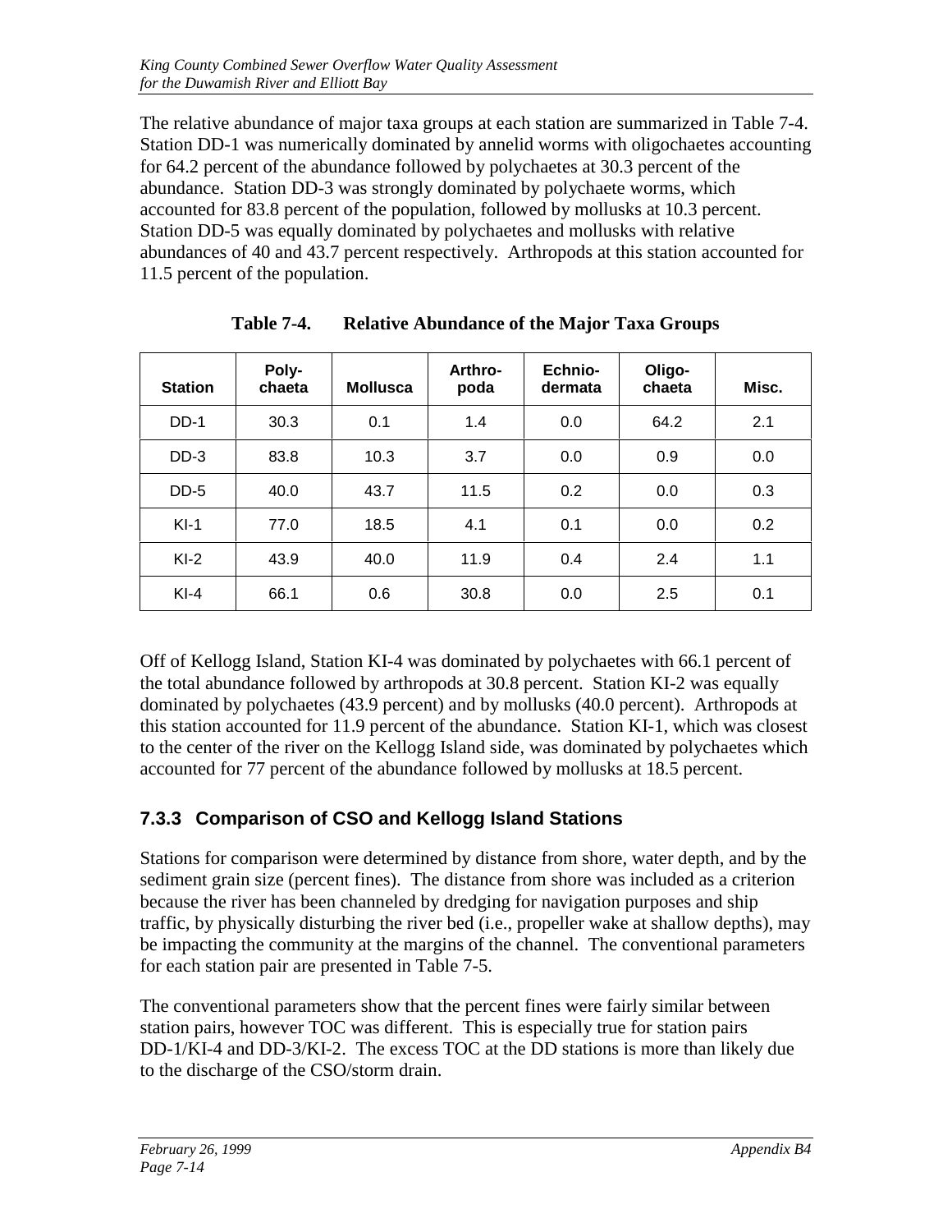The relative abundance of major taxa groups at each station are summarized in Table 7-4. Station DD-1 was numerically dominated by annelid worms with oligochaetes accounting for 64.2 percent of the abundance followed by polychaetes at 30.3 percent of the abundance. Station DD-3 was strongly dominated by polychaete worms, which accounted for 83.8 percent of the population, followed by mollusks at 10.3 percent. Station DD-5 was equally dominated by polychaetes and mollusks with relative abundances of 40 and 43.7 percent respectively. Arthropods at this station accounted for 11.5 percent of the population.

**Table 7-4. Relative Abundance of the Major Taxa Groups**

| Station | Poly-chaeta | Mollusca | Arthro-poda | Echnio-dermata | Oligo-chaeta | Misc. |
|---|---|---|---|---|---|---|
| DD-1 | 30.3 | 0.1 | 1.4 | 0.0 | 64.2 | 2.1 |
| DD-3 | 83.8 | 10.3 | 3.7 | 0.0 | 0.9 | 0.0 |
| DD-5 | 40.0 | 43.7 | 11.5 | 0.2 | 0.0 | 0.3 |
| KI-1 | 77.0 | 18.5 | 4.1 | 0.1 | 0.0 | 0.2 |
| KI-2 | 43.9 | 40.0 | 11.9 | 0.4 | 2.4 | 1.1 |
| KI-4 | 66.1 | 0.6 | 30.8 | 0.0 | 2.5 | 0.1 |

Off of Kellogg Island, Station KI-4 was dominated by polychaetes with 66.1 percent of the total abundance followed by arthropods at 30.8 percent. Station KI-2 was equally dominated by polychaetes (43.9 percent) and by mollusks (40.0 percent). Arthropods at this station accounted for 11.9 percent of the abundance. Station KI-1, which was closest to the center of the river on the Kellogg Island side, was dominated by polychaetes which accounted for 77 percent of the abundance followed by mollusks at 18.5 percent.

### 7.3.3 Comparison of CSO and Kellogg Island Stations

Stations for comparison were determined by distance from shore, water depth, and by the sediment grain size (percent fines). The distance from shore was included as a criterion because the river has been channeled by dredging for navigation purposes and ship traffic, by physically disturbing the river bed (i.e., propeller wake at shallow depths), may be impacting the community at the margins of the channel. The conventional parameters for each station pair are presented in Table 7-5.

The conventional parameters show that the percent fines were fairly similar between station pairs, however TOC was different. This is especially true for station pairs DD-1/KI-4 and DD-3/KI-2. The excess TOC at the DD stations is more than likely due to the discharge of the CSO/storm drain.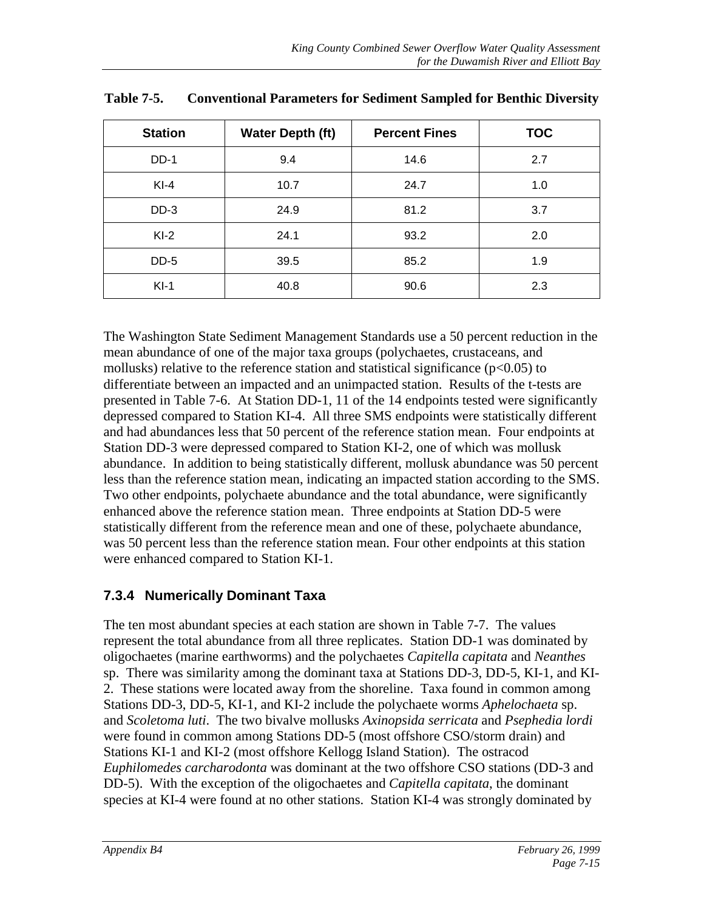**Table 7-5. Conventional Parameters for Sediment Sampled for Benthic Diversity**

| Station | Water Depth (ft) | Percent Fines | TOC |
|---|---|---|---|
| DD-1 | 9.4 | 14.6 | 2.7 |
| KI-4 | 10.7 | 24.7 | 1.0 |
| DD-3 | 24.9 | 81.2 | 3.7 |
| KI-2 | 24.1 | 93.2 | 2.0 |
| DD-5 | 39.5 | 85.2 | 1.9 |
| KI-1 | 40.8 | 90.6 | 2.3 |

The Washington State Sediment Management Standards use a 50 percent reduction in the mean abundance of one of the major taxa groups (polychaetes, crustaceans, and mollusks) relative to the reference station and statistical significance ($p<0.05$) to differentiate between an impacted and an unimpacted station. Results of the t-tests are presented in Table 7-6. At Station DD-1, 11 of the 14 endpoints tested were significantly depressed compared to Station KI-4. All three SMS endpoints were statistically different and had abundances less that 50 percent of the reference station mean. Four endpoints at Station DD-3 were depressed compared to Station KI-2, one of which was mollusk abundance. In addition to being statistically different, mollusk abundance was 50 percent less than the reference station mean, indicating an impacted station according to the SMS. Two other endpoints, polychaete abundance and the total abundance, were significantly enhanced above the reference station mean. Three endpoints at Station DD-5 were statistically different from the reference mean and one of these, polychaete abundance, was 50 percent less than the reference station mean. Four other endpoints at this station were enhanced compared to Station KI-1.

### 7.3.4 Numerically Dominant Taxa

The ten most abundant species at each station are shown in Table 7-7. The values represent the total abundance from all three replicates. Station DD-1 was dominated by oligochaetes (marine earthworms) and the polychaetes *Capitella capitata* and *Neanthes* sp. There was similarity among the dominant taxa at Stations DD-3, DD-5, KI-1, and KI-2. These stations were located away from the shoreline. Taxa found in common among Stations DD-3, DD-5, KI-1, and KI-2 include the polychaete worms *Aphelochaeta* sp. and *Scoletoma luti*. The two bivalve mollusks *Axinopsida serricata* and *Psephedia lordi* were found in common among Stations DD-5 (most offshore CSO/storm drain) and Stations KI-1 and KI-2 (most offshore Kellogg Island Station). The ostracod *Euphilomedes carcharodonta* was dominant at the two offshore CSO stations (DD-3 and DD-5). With the exception of the oligochaetes and *Capitella capitata*, the dominant species at KI-4 were found at no other stations. Station KI-4 was strongly dominated by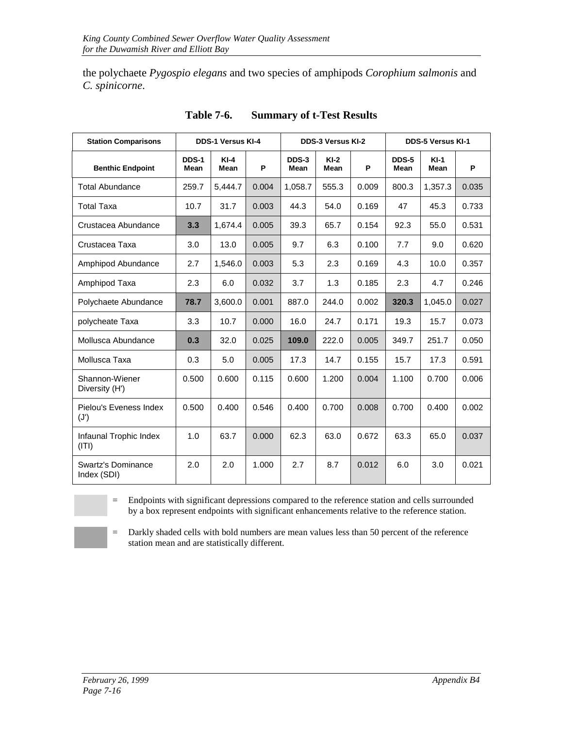the polychaete *Pygospio elegans* and two species of amphipods *Corophium salmonis* and *C. spinicorne*.

**Table 7-6. Summary of t-Test Results**

| Station Comparisons | DDS-1 Versus KI-4 | | | DDS-3 Versus KI-2 | | | DDS-5 Versus KI-1 | | |
|---|---|---|---|---|---|---|---|---|---|
| **Benthic Endpoint** | **DDS-1 Mean** | **KI-4 Mean** | **P** | **DDS-3 Mean** | **KI-2 Mean** | **P** | **DDS-5 Mean** | **KI-1 Mean** | **P** |
| Total Abundance | 259.7 | 5,444.7 | 0.004 | 1,058.7 | 555.3 | 0.009 | 800.3 | 1,357.3 | 0.035 |
| Total Taxa | 10.7 | 31.7 | 0.003 | 44.3 | 54.0 | 0.169 | 47 | 45.3 | 0.733 |
| Crustacea Abundance | **3.3** | 1,674.4 | 0.005 | 39.3 | 65.7 | 0.154 | 92.3 | 55.0 | 0.531 |
| Crustacea Taxa | 3.0 | 13.0 | 0.005 | 9.7 | 6.3 | 0.100 | 7.7 | 9.0 | 0.620 |
| Amphipod Abundance | 2.7 | 1,546.0 | 0.003 | 5.3 | 2.3 | 0.169 | 4.3 | 10.0 | 0.357 |
| Amphipod Taxa | 2.3 | 6.0 | 0.032 | 3.7 | 1.3 | 0.185 | 2.3 | 4.7 | 0.246 |
| Polychaete Abundance | **78.7** | 3,600.0 | 0.001 | 887.0 | 244.0 | 0.002 | **320.3** | 1,045.0 | 0.027 |
| polycheate Taxa | 3.3 | 10.7 | 0.000 | 16.0 | 24.7 | 0.171 | 19.3 | 15.7 | 0.073 |
| Mollusca Abundance | **0.3** | 32.0 | 0.025 | **109.0** | 222.0 | 0.005 | 349.7 | 251.7 | 0.050 |
| Mollusca Taxa | 0.3 | 5.0 | 0.005 | 17.3 | 14.7 | 0.155 | 15.7 | 17.3 | 0.591 |
| Shannon-Wiener Diversity (H') | 0.500 | 0.600 | 0.115 | 0.600 | 1.200 | 0.004 | 1.100 | 0.700 | 0.006 |
| Pielou's Eveness Index (J') | 0.500 | 0.400 | 0.546 | 0.400 | 0.700 | 0.008 | 0.700 | 0.400 | 0.002 |
| Infaunal Trophic Index (ITI) | 1.0 | 63.7 | 0.000 | 62.3 | 63.0 | 0.672 | 63.3 | 65.0 | 0.037 |
| Swartz's Dominance Index (SDI) | 2.0 | 2.0 | 1.000 | 2.7 | 8.7 | 0.012 | 6.0 | 3.0 | 0.021 |

(Light shading) = Endpoints with significant depressions compared to the reference station and cells surrounded by a box represent endpoints with significant enhancements relative to the reference station.

(Dark shading) = Darkly shaded cells with bold numbers are mean values less than 50 percent of the reference station mean and are statistically different.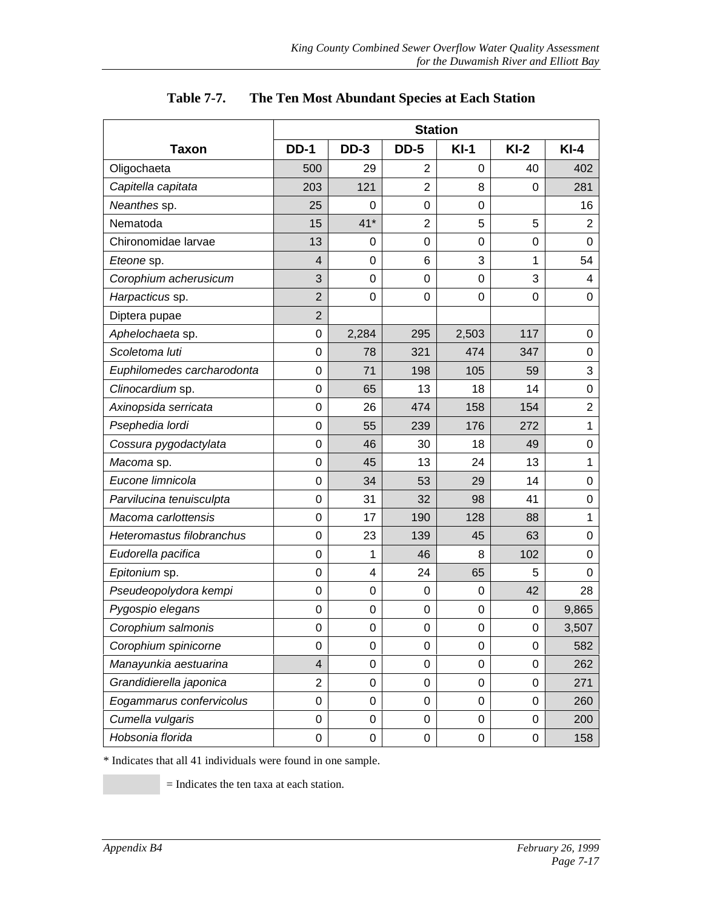## Table 7-7. The Ten Most Abundant Species at Each Station

| Taxon | Station | | | | | |
|---|---|---|---|---|---|---|
| | DD-1 | DD-3 | DD-5 | KI-1 | KI-2 | KI-4 |
| Oligochaeta | 500 | 29 | 2 | 0 | 40 | 402 |
| *Capitella capitata* | 203 | 121 | 2 | 8 | 0 | 281 |
| *Neanthes* sp. | 25 | 0 | 0 | 0 | | 16 |
| Nematoda | 15 | 41* | 2 | 5 | 5 | 2 |
| Chironomidae larvae | 13 | 0 | 0 | 0 | 0 | 0 |
| *Eteone* sp. | 4 | 0 | 6 | 3 | 1 | 54 |
| *Corophium acherusicum* | 3 | 0 | 0 | 0 | 3 | 4 |
| *Harpacticus* sp. | 2 | 0 | 0 | 0 | 0 | 0 |
| Diptera pupae | 2 | | | | | |
| *Aphelochaeta* sp. | 0 | 2,284 | 295 | 2,503 | 117 | 0 |
| *Scoletoma luti* | 0 | 78 | 321 | 474 | 347 | 0 |
| *Euphilomedes carcharodonta* | 0 | 71 | 198 | 105 | 59 | 3 |
| *Clinocardium* sp. | 0 | 65 | 13 | 18 | 14 | 0 |
| *Axinopsida serricata* | 0 | 26 | 474 | 158 | 154 | 2 |
| *Psephedia lordi* | 0 | 55 | 239 | 176 | 272 | 1 |
| *Cossura pygodactylata* | 0 | 46 | 30 | 18 | 49 | 0 |
| *Macoma* sp. | 0 | 45 | 13 | 24 | 13 | 1 |
| *Eucone limnicola* | 0 | 34 | 53 | 29 | 14 | 0 |
| *Parvilucina tenuisculpta* | 0 | 31 | 32 | 98 | 41 | 0 |
| *Macoma carlottensis* | 0 | 17 | 190 | 128 | 88 | 1 |
| *Heteromastus filobranchus* | 0 | 23 | 139 | 45 | 63 | 0 |
| *Eudorella pacifica* | 0 | 1 | 46 | 8 | 102 | 0 |
| *Epitonium* sp. | 0 | 4 | 24 | 65 | 5 | 0 |
| *Pseudeopolydora kempi* | 0 | 0 | 0 | 0 | 42 | 28 |
| *Pygospio elegans* | 0 | 0 | 0 | 0 | 0 | 9,865 |
| *Corophium salmonis* | 0 | 0 | 0 | 0 | 0 | 3,507 |
| *Corophium spinicorne* | 0 | 0 | 0 | 0 | 0 | 582 |
| *Manayunkia aestuarina* | 4 | 0 | 0 | 0 | 0 | 262 |
| *Grandidierella japonica* | 2 | 0 | 0 | 0 | 0 | 271 |
| *Eogammarus confervicolus* | 0 | 0 | 0 | 0 | 0 | 260 |
| *Cumella vulgaris* | 0 | 0 | 0 | 0 | 0 | 200 |
| *Hobsonia florida* | 0 | 0 | 0 | 0 | 0 | 158 |

* Indicates that all 41 individuals were found in one sample.

(shaded) = Indicates the ten taxa at each station.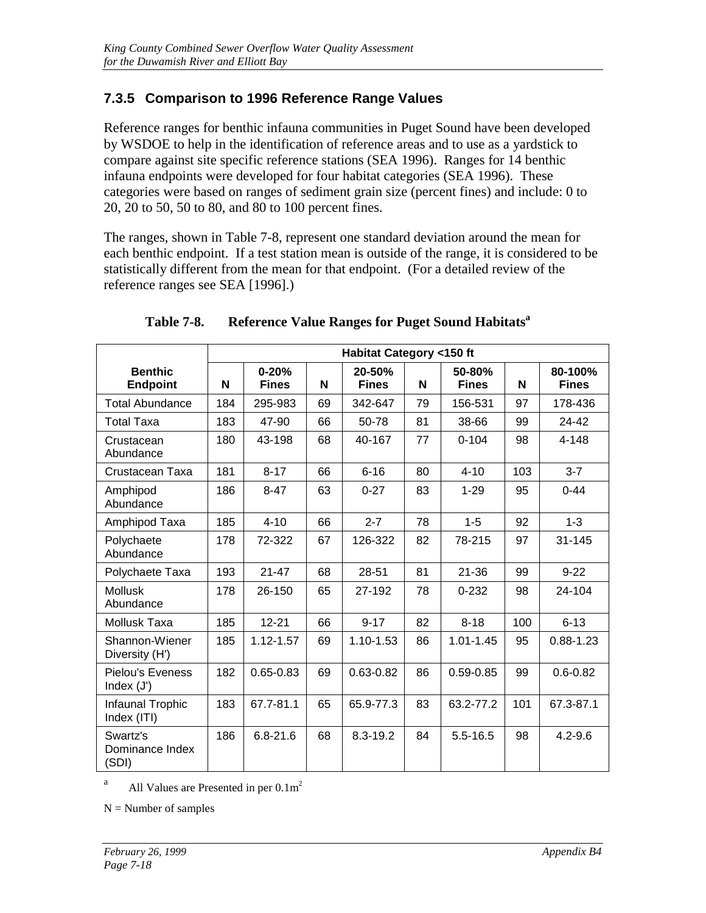### 7.3.5 Comparison to 1996 Reference Range Values

Reference ranges for benthic infauna communities in Puget Sound have been developed by WSDOE to help in the identification of reference areas and to use as a yardstick to compare against site specific reference stations (SEA 1996). Ranges for 14 benthic infauna endpoints were developed for four habitat categories (SEA 1996). These categories were based on ranges of sediment grain size (percent fines) and include: 0 to 20, 20 to 50, 50 to 80, and 80 to 100 percent fines.

The ranges, shown in Table 7-8, represent one standard deviation around the mean for each benthic endpoint. If a test station mean is outside of the range, it is considered to be statistically different from the mean for that endpoint. (For a detailed review of the reference ranges see SEA [1996].)

**Table 7-8. Reference Value Ranges for Puget Sound Habitats[a]**

| | Habitat Category <150 ft | | | | | | | |
|---|---|---|---|---|---|---|---|---|
| **Benthic Endpoint** | **N** | **0-20% Fines** | **N** | **20-50% Fines** | **N** | **50-80% Fines** | **N** | **80-100% Fines** |
| Total Abundance | 184 | 295-983 | 69 | 342-647 | 79 | 156-531 | 97 | 178-436 |
| Total Taxa | 183 | 47-90 | 66 | 50-78 | 81 | 38-66 | 99 | 24-42 |
| Crustacean Abundance | 180 | 43-198 | 68 | 40-167 | 77 | 0-104 | 98 | 4-148 |
| Crustacean Taxa | 181 | 8-17 | 66 | 6-16 | 80 | 4-10 | 103 | 3-7 |
| Amphipod Abundance | 186 | 8-47 | 63 | 0-27 | 83 | 1-29 | 95 | 0-44 |
| Amphipod Taxa | 185 | 4-10 | 66 | 2-7 | 78 | 1-5 | 92 | 1-3 |
| Polychaete Abundance | 178 | 72-322 | 67 | 126-322 | 82 | 78-215 | 97 | 31-145 |
| Polychaete Taxa | 193 | 21-47 | 68 | 28-51 | 81 | 21-36 | 99 | 9-22 |
| Mollusk Abundance | 178 | 26-150 | 65 | 27-192 | 78 | 0-232 | 98 | 24-104 |
| Mollusk Taxa | 185 | 12-21 | 66 | 9-17 | 82 | 8-18 | 100 | 6-13 |
| Shannon-Wiener Diversity (H') | 185 | 1.12-1.57 | 69 | 1.10-1.53 | 86 | 1.01-1.45 | 95 | 0.88-1.23 |
| Pielou's Eveness Index (J') | 182 | 0.65-0.83 | 69 | 0.63-0.82 | 86 | 0.59-0.85 | 99 | 0.6-0.82 |
| Infaunal Trophic Index (ITI) | 183 | 67.7-81.1 | 65 | 65.9-77.3 | 83 | 63.2-77.2 | 101 | 67.3-87.1 |
| Swartz's Dominance Index (SDI) | 186 | 6.8-21.6 | 68 | 8.3-19.2 | 84 | 5.5-16.5 | 98 | 4.2-9.6 |

[a] All Values are Presented in per $0.1m^2$

N = Number of samples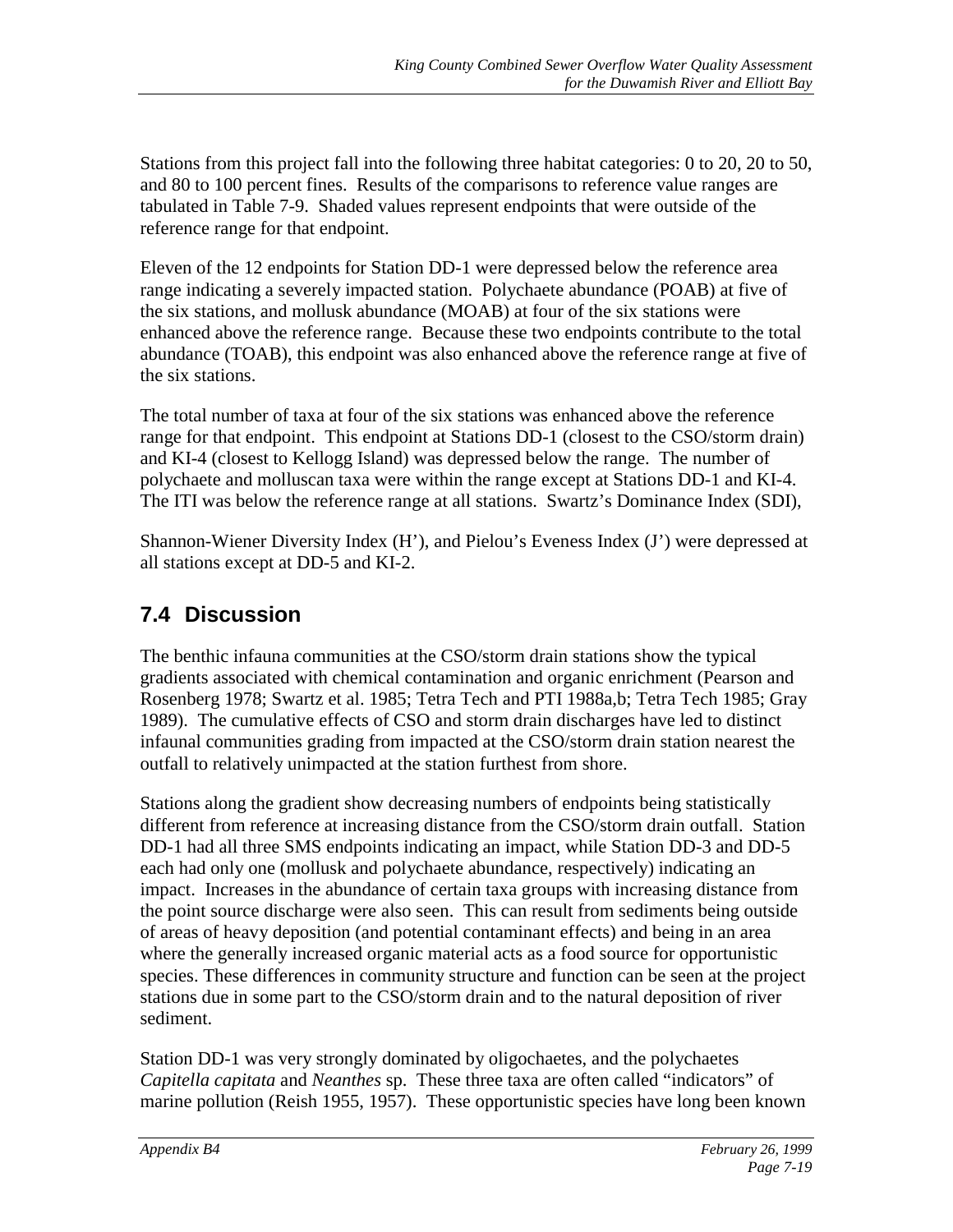Stations from this project fall into the following three habitat categories: 0 to 20, 20 to 50, and 80 to 100 percent fines. Results of the comparisons to reference value ranges are tabulated in Table 7-9. Shaded values represent endpoints that were outside of the reference range for that endpoint.

Eleven of the 12 endpoints for Station DD-1 were depressed below the reference area range indicating a severely impacted station. Polychaete abundance (POAB) at five of the six stations, and mollusk abundance (MOAB) at four of the six stations were enhanced above the reference range. Because these two endpoints contribute to the total abundance (TOAB), this endpoint was also enhanced above the reference range at five of the six stations.

The total number of taxa at four of the six stations was enhanced above the reference range for that endpoint. This endpoint at Stations DD-1 (closest to the CSO/storm drain) and KI-4 (closest to Kellogg Island) was depressed below the range. The number of polychaete and molluscan taxa were within the range except at Stations DD-1 and KI-4. The ITI was below the reference range at all stations. Swartz's Dominance Index (SDI),

Shannon-Wiener Diversity Index (H'), and Pielou's Eveness Index (J') were depressed at all stations except at DD-5 and KI-2.

## 7.4 Discussion

The benthic infauna communities at the CSO/storm drain stations show the typical gradients associated with chemical contamination and organic enrichment (Pearson and Rosenberg 1978; Swartz et al. 1985; Tetra Tech and PTI 1988a,b; Tetra Tech 1985; Gray 1989). The cumulative effects of CSO and storm drain discharges have led to distinct infaunal communities grading from impacted at the CSO/storm drain station nearest the outfall to relatively unimpacted at the station furthest from shore.

Stations along the gradient show decreasing numbers of endpoints being statistically different from reference at increasing distance from the CSO/storm drain outfall. Station DD-1 had all three SMS endpoints indicating an impact, while Station DD-3 and DD-5 each had only one (mollusk and polychaete abundance, respectively) indicating an impact. Increases in the abundance of certain taxa groups with increasing distance from the point source discharge were also seen. This can result from sediments being outside of areas of heavy deposition (and potential contaminant effects) and being in an area where the generally increased organic material acts as a food source for opportunistic species. These differences in community structure and function can be seen at the project stations due in some part to the CSO/storm drain and to the natural deposition of river sediment.

Station DD-1 was very strongly dominated by oligochaetes, and the polychaetes *Capitella capitata* and *Neanthes* sp. These three taxa are often called "indicators" of marine pollution (Reish 1955, 1957). These opportunistic species have long been known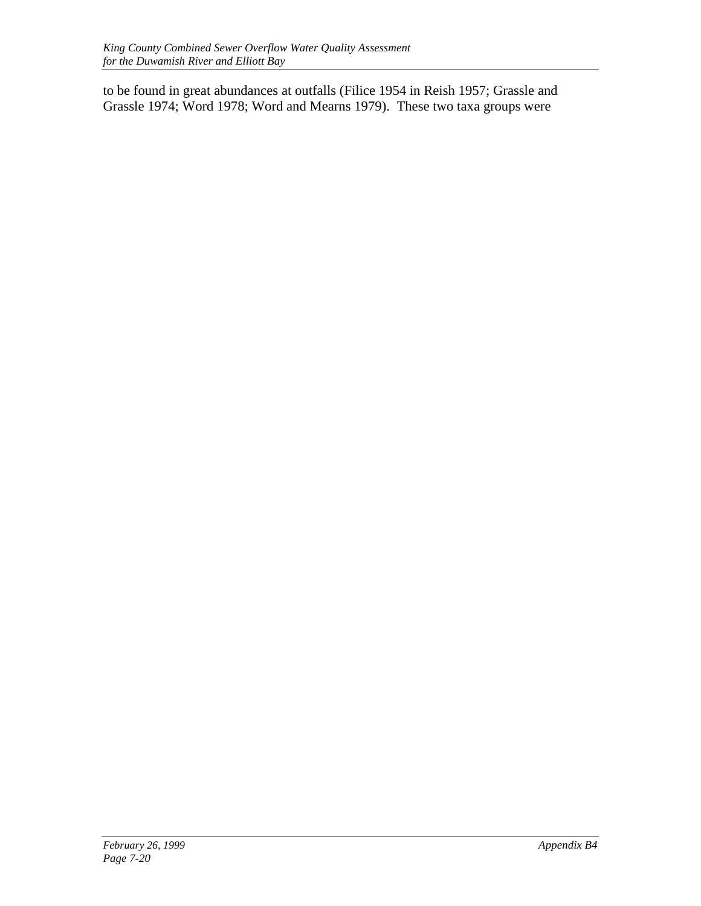to be found in great abundances at outfalls (Filice 1954 in Reish 1957; Grassle and Grassle 1974; Word 1978; Word and Mearns 1979). These two taxa groups were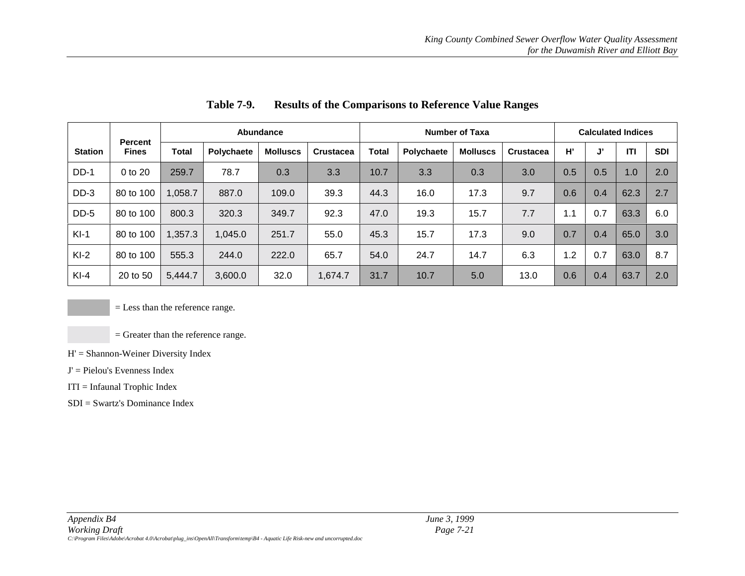**Table 7-9. Results of the Comparisons to Reference Value Ranges**

| Station | Percent Fines | Abundance | | | | Number of Taxa | | | | Calculated Indices | | | |
|---|---|---|---|---|---|---|---|---|---|---|---|---|---|
| | | Total | Polychaete | Molluscs | Crustacea | Total | Polychaete | Molluscs | Crustacea | H' | J' | ITI | SDI |
| DD-1 | 0 to 20 | 259.7 | 78.7 | 0.3 | 3.3 | 10.7 | 3.3 | 0.3 | 3.0 | 0.5 | 0.5 | 1.0 | 2.0 |
| DD-3 | 80 to 100 | 1,058.7 | 887.0 | 109.0 | 39.3 | 44.3 | 16.0 | 17.3 | 9.7 | 0.6 | 0.4 | 62.3 | 2.7 |
| DD-5 | 80 to 100 | 800.3 | 320.3 | 349.7 | 92.3 | 47.0 | 19.3 | 15.7 | 7.7 | 1.1 | 0.7 | 63.3 | 6.0 |
| KI-1 | 80 to 100 | 1,357.3 | 1,045.0 | 251.7 | 55.0 | 45.3 | 15.7 | 17.3 | 9.0 | 0.7 | 0.4 | 65.0 | 3.0 |
| KI-2 | 80 to 100 | 555.3 | 244.0 | 222.0 | 65.7 | 54.0 | 24.7 | 14.7 | 6.3 | 1.2 | 0.7 | 63.0 | 8.7 |
| KI-4 | 20 to 50 | 5,444.7 | 3,600.0 | 32.0 | 1,674.7 | 31.7 | 10.7 | 5.0 | 13.0 | 0.6 | 0.4 | 63.7 | 2.0 |

[dark shading] = Less than the reference range.

[light shading] = Greater than the reference range.

H' = Shannon-Weiner Diversity Index

J' = Pielou's Evenness Index

ITI = Infaunal Trophic Index

SDI = Swartz's Dominance Index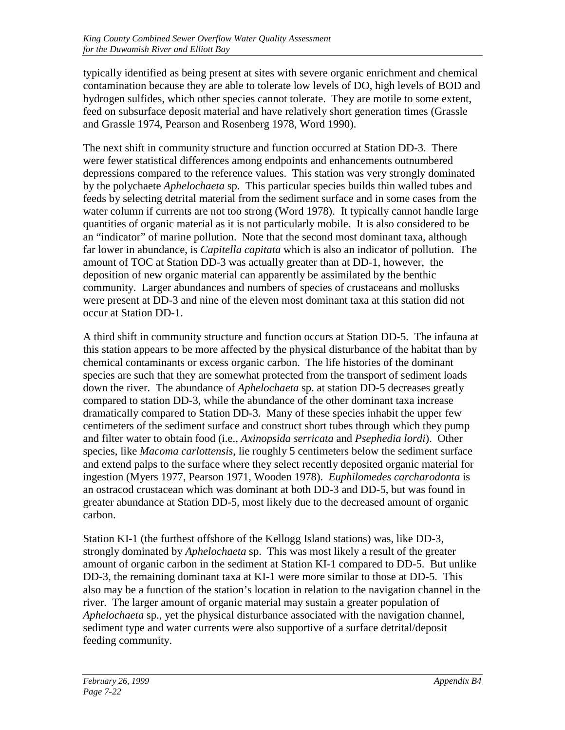typically identified as being present at sites with severe organic enrichment and chemical contamination because they are able to tolerate low levels of DO, high levels of BOD and hydrogen sulfides, which other species cannot tolerate. They are motile to some extent, feed on subsurface deposit material and have relatively short generation times (Grassle and Grassle 1974, Pearson and Rosenberg 1978, Word 1990).

The next shift in community structure and function occurred at Station DD-3. There were fewer statistical differences among endpoints and enhancements outnumbered depressions compared to the reference values. This station was very strongly dominated by the polychaete *Aphelochaeta* sp. This particular species builds thin walled tubes and feeds by selecting detrital material from the sediment surface and in some cases from the water column if currents are not too strong (Word 1978). It typically cannot handle large quantities of organic material as it is not particularly mobile. It is also considered to be an "indicator" of marine pollution. Note that the second most dominant taxa, although far lower in abundance, is *Capitella capitata* which is also an indicator of pollution. The amount of TOC at Station DD-3 was actually greater than at DD-1, however, the deposition of new organic material can apparently be assimilated by the benthic community. Larger abundances and numbers of species of crustaceans and mollusks were present at DD-3 and nine of the eleven most dominant taxa at this station did not occur at Station DD-1.

A third shift in community structure and function occurs at Station DD-5. The infauna at this station appears to be more affected by the physical disturbance of the habitat than by chemical contaminants or excess organic carbon. The life histories of the dominant species are such that they are somewhat protected from the transport of sediment loads down the river. The abundance of *Aphelochaeta* sp. at station DD-5 decreases greatly compared to station DD-3, while the abundance of the other dominant taxa increase dramatically compared to Station DD-3. Many of these species inhabit the upper few centimeters of the sediment surface and construct short tubes through which they pump and filter water to obtain food (i.e., *Axinopsida serricata* and *Psephedia lordi*). Other species, like *Macoma carlottensis*, lie roughly 5 centimeters below the sediment surface and extend palps to the surface where they select recently deposited organic material for ingestion (Myers 1977, Pearson 1971, Wooden 1978). *Euphilomedes carcharodonta* is an ostracod crustacean which was dominant at both DD-3 and DD-5, but was found in greater abundance at Station DD-5, most likely due to the decreased amount of organic carbon.

Station KI-1 (the furthest offshore of the Kellogg Island stations) was, like DD-3, strongly dominated by *Aphelochaeta* sp. This was most likely a result of the greater amount of organic carbon in the sediment at Station KI-1 compared to DD-5. But unlike DD-3, the remaining dominant taxa at KI-1 were more similar to those at DD-5. This also may be a function of the station's location in relation to the navigation channel in the river. The larger amount of organic material may sustain a greater population of *Aphelochaeta* sp., yet the physical disturbance associated with the navigation channel, sediment type and water currents were also supportive of a surface detrital/deposit feeding community.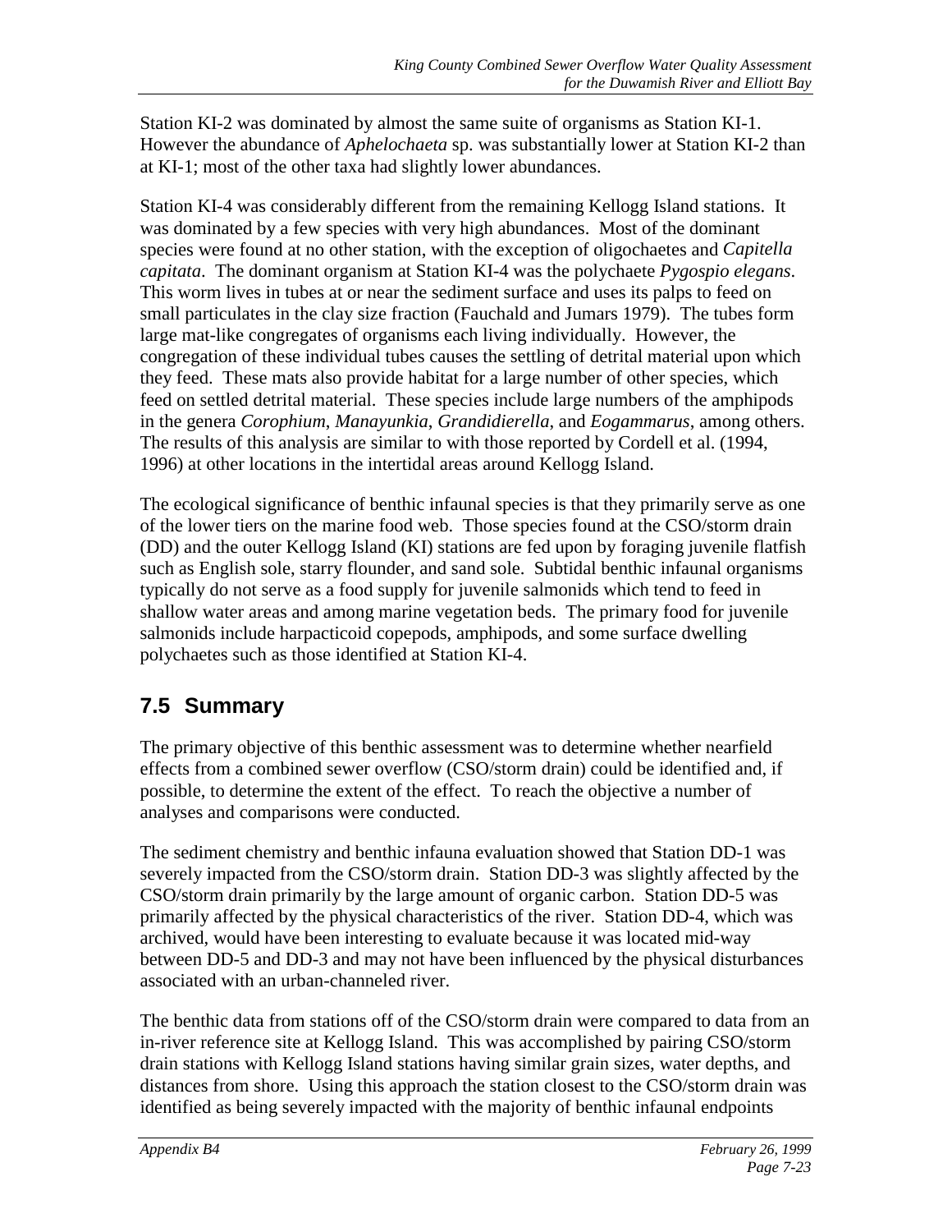Station KI-2 was dominated by almost the same suite of organisms as Station KI-1. However the abundance of *Aphelochaeta* sp. was substantially lower at Station KI-2 than at KI-1; most of the other taxa had slightly lower abundances.

Station KI-4 was considerably different from the remaining Kellogg Island stations. It was dominated by a few species with very high abundances. Most of the dominant species were found at no other station, with the exception of oligochaetes and *Capitella capitata*. The dominant organism at Station KI-4 was the polychaete *Pygospio elegans*. This worm lives in tubes at or near the sediment surface and uses its palps to feed on small particulates in the clay size fraction (Fauchald and Jumars 1979). The tubes form large mat-like congregates of organisms each living individually. However, the congregation of these individual tubes causes the settling of detrital material upon which they feed. These mats also provide habitat for a large number of other species, which feed on settled detrital material. These species include large numbers of the amphipods in the genera *Corophium*, *Manayunkia*, *Grandidierella*, and *Eogammarus*, among others. The results of this analysis are similar to with those reported by Cordell et al. (1994, 1996) at other locations in the intertidal areas around Kellogg Island.

The ecological significance of benthic infaunal species is that they primarily serve as one of the lower tiers on the marine food web. Those species found at the CSO/storm drain (DD) and the outer Kellogg Island (KI) stations are fed upon by foraging juvenile flatfish such as English sole, starry flounder, and sand sole. Subtidal benthic infaunal organisms typically do not serve as a food supply for juvenile salmonids which tend to feed in shallow water areas and among marine vegetation beds. The primary food for juvenile salmonids include harpacticoid copepods, amphipods, and some surface dwelling polychaetes such as those identified at Station KI-4.

## 7.5 Summary

The primary objective of this benthic assessment was to determine whether nearfield effects from a combined sewer overflow (CSO/storm drain) could be identified and, if possible, to determine the extent of the effect. To reach the objective a number of analyses and comparisons were conducted.

The sediment chemistry and benthic infauna evaluation showed that Station DD-1 was severely impacted from the CSO/storm drain. Station DD-3 was slightly affected by the CSO/storm drain primarily by the large amount of organic carbon. Station DD-5 was primarily affected by the physical characteristics of the river. Station DD-4, which was archived, would have been interesting to evaluate because it was located mid-way between DD-5 and DD-3 and may not have been influenced by the physical disturbances associated with an urban-channeled river.

The benthic data from stations off of the CSO/storm drain were compared to data from an in-river reference site at Kellogg Island. This was accomplished by pairing CSO/storm drain stations with Kellogg Island stations having similar grain sizes, water depths, and distances from shore. Using this approach the station closest to the CSO/storm drain was identified as being severely impacted with the majority of benthic infaunal endpoints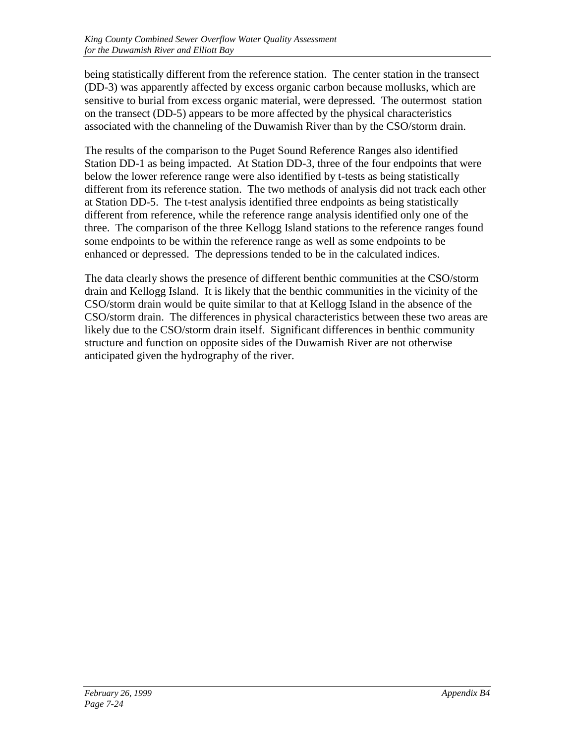being statistically different from the reference station. The center station in the transect (DD-3) was apparently affected by excess organic carbon because mollusks, which are sensitive to burial from excess organic material, were depressed. The outermost station on the transect (DD-5) appears to be more affected by the physical characteristics associated with the channeling of the Duwamish River than by the CSO/storm drain.

The results of the comparison to the Puget Sound Reference Ranges also identified Station DD-1 as being impacted. At Station DD-3, three of the four endpoints that were below the lower reference range were also identified by t-tests as being statistically different from its reference station. The two methods of analysis did not track each other at Station DD-5. The t-test analysis identified three endpoints as being statistically different from reference, while the reference range analysis identified only one of the three. The comparison of the three Kellogg Island stations to the reference ranges found some endpoints to be within the reference range as well as some endpoints to be enhanced or depressed. The depressions tended to be in the calculated indices.

The data clearly shows the presence of different benthic communities at the CSO/storm drain and Kellogg Island. It is likely that the benthic communities in the vicinity of the CSO/storm drain would be quite similar to that at Kellogg Island in the absence of the CSO/storm drain. The differences in physical characteristics between these two areas are likely due to the CSO/storm drain itself. Significant differences in benthic community structure and function on opposite sides of the Duwamish River are not otherwise anticipated given the hydrography of the river.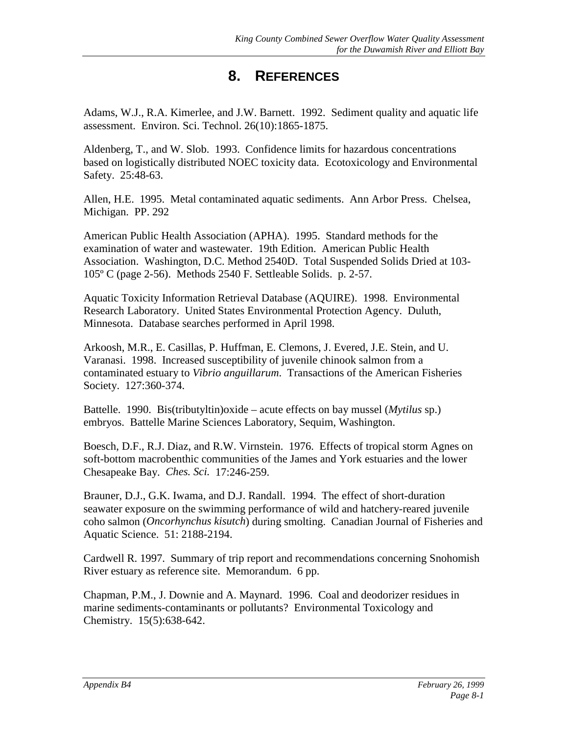# 8. REFERENCES

Adams, W.J., R.A. Kimerlee, and J.W. Barnett. 1992. Sediment quality and aquatic life assessment. Environ. Sci. Technol. 26(10):1865-1875.

Aldenberg, T., and W. Slob. 1993. Confidence limits for hazardous concentrations based on logistically distributed NOEC toxicity data. Ecotoxicology and Environmental Safety. 25:48-63.

Allen, H.E. 1995. Metal contaminated aquatic sediments. Ann Arbor Press. Chelsea, Michigan. PP. 292

American Public Health Association (APHA). 1995. Standard methods for the examination of water and wastewater. 19th Edition. American Public Health Association. Washington, D.C. Method 2540D. Total Suspended Solids Dried at 103-105º C (page 2-56). Methods 2540 F. Settleable Solids. p. 2-57.

Aquatic Toxicity Information Retrieval Database (AQUIRE). 1998. Environmental Research Laboratory. United States Environmental Protection Agency. Duluth, Minnesota. Database searches performed in April 1998.

Arkoosh, M.R., E. Casillas, P. Huffman, E. Clemons, J. Evered, J.E. Stein, and U. Varanasi. 1998. Increased susceptibility of juvenile chinook salmon from a contaminated estuary to *Vibrio anguillarum*. Transactions of the American Fisheries Society. 127:360-374.

Battelle. 1990. Bis(tributyltin)oxide – acute effects on bay mussel (*Mytilus* sp.) embryos. Battelle Marine Sciences Laboratory, Sequim, Washington.

Boesch, D.F., R.J. Diaz, and R.W. Virnstein. 1976. Effects of tropical storm Agnes on soft-bottom macrobenthic communities of the James and York estuaries and the lower Chesapeake Bay. *Ches. Sci.* 17:246-259.

Brauner, D.J., G.K. Iwama, and D.J. Randall. 1994. The effect of short-duration seawater exposure on the swimming performance of wild and hatchery-reared juvenile coho salmon (*Oncorhynchus kisutch*) during smolting. Canadian Journal of Fisheries and Aquatic Science. 51: 2188-2194.

Cardwell R. 1997. Summary of trip report and recommendations concerning Snohomish River estuary as reference site. Memorandum. 6 pp.

Chapman, P.M., J. Downie and A. Maynard. 1996. Coal and deodorizer residues in marine sediments-contaminants or pollutants? Environmental Toxicology and Chemistry. 15(5):638-642.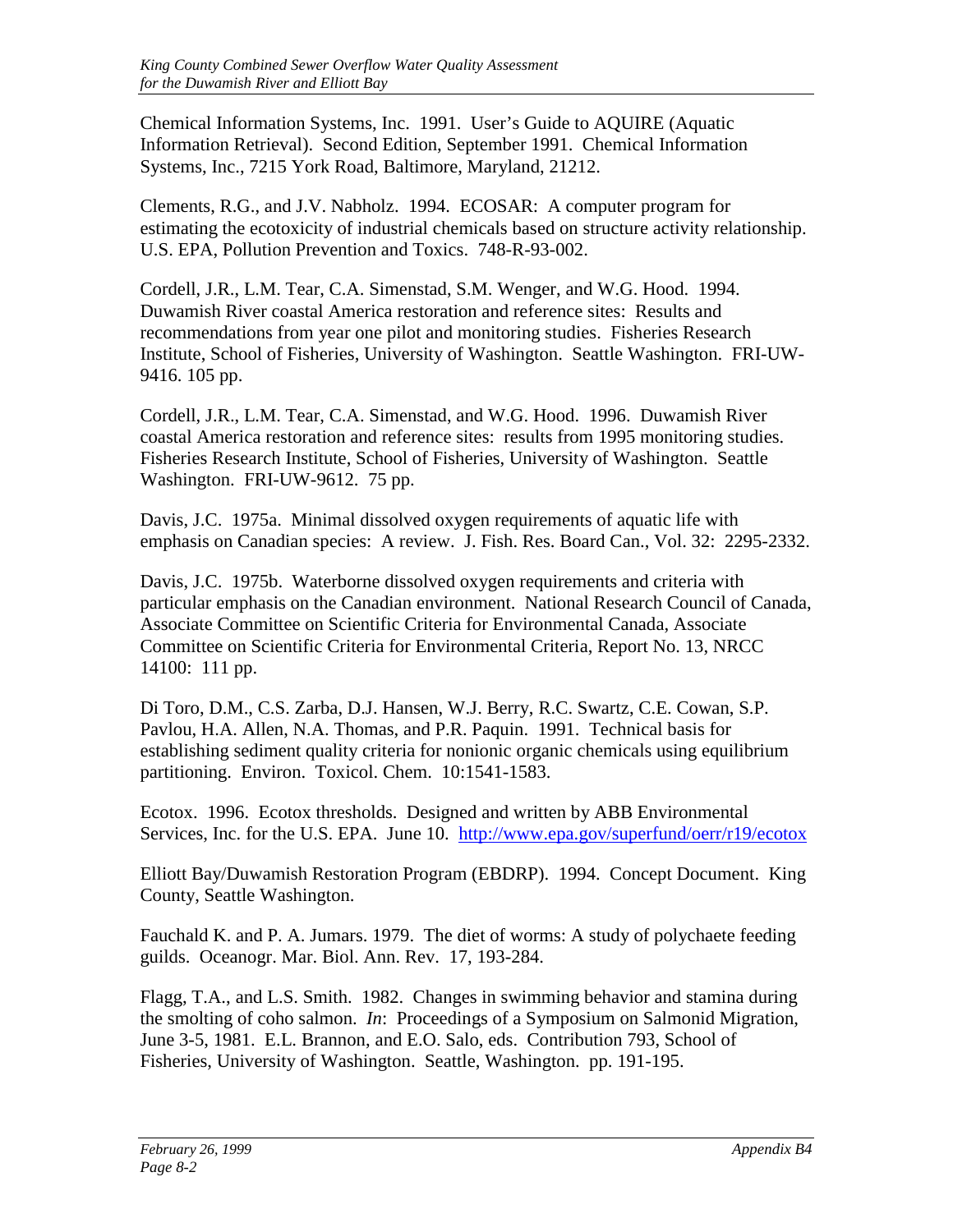Chemical Information Systems, Inc. 1991. User's Guide to AQUIRE (Aquatic Information Retrieval). Second Edition, September 1991. Chemical Information Systems, Inc., 7215 York Road, Baltimore, Maryland, 21212.

Clements, R.G., and J.V. Nabholz. 1994. ECOSAR: A computer program for estimating the ecotoxicity of industrial chemicals based on structure activity relationship. U.S. EPA, Pollution Prevention and Toxics. 748-R-93-002.

Cordell, J.R., L.M. Tear, C.A. Simenstad, S.M. Wenger, and W.G. Hood. 1994. Duwamish River coastal America restoration and reference sites: Results and recommendations from year one pilot and monitoring studies. Fisheries Research Institute, School of Fisheries, University of Washington. Seattle Washington. FRI-UW-9416. 105 pp.

Cordell, J.R., L.M. Tear, C.A. Simenstad, and W.G. Hood. 1996. Duwamish River coastal America restoration and reference sites: results from 1995 monitoring studies. Fisheries Research Institute, School of Fisheries, University of Washington. Seattle Washington. FRI-UW-9612. 75 pp.

Davis, J.C. 1975a. Minimal dissolved oxygen requirements of aquatic life with emphasis on Canadian species: A review. J. Fish. Res. Board Can., Vol. 32: 2295-2332.

Davis, J.C. 1975b. Waterborne dissolved oxygen requirements and criteria with particular emphasis on the Canadian environment. National Research Council of Canada, Associate Committee on Scientific Criteria for Environmental Canada, Associate Committee on Scientific Criteria for Environmental Criteria, Report No. 13, NRCC 14100: 111 pp.

Di Toro, D.M., C.S. Zarba, D.J. Hansen, W.J. Berry, R.C. Swartz, C.E. Cowan, S.P. Pavlou, H.A. Allen, N.A. Thomas, and P.R. Paquin. 1991. Technical basis for establishing sediment quality criteria for nonionic organic chemicals using equilibrium partitioning. Environ. Toxicol. Chem. 10:1541-1583.

Ecotox. 1996. Ecotox thresholds. Designed and written by ABB Environmental Services, Inc. for the U.S. EPA. June 10. http://www.epa.gov/superfund/oerr/r19/ecotox

Elliott Bay/Duwamish Restoration Program (EBDRP). 1994. Concept Document. King County, Seattle Washington.

Fauchald K. and P. A. Jumars. 1979. The diet of worms: A study of polychaete feeding guilds. Oceanogr. Mar. Biol. Ann. Rev. 17, 193-284.

Flagg, T.A., and L.S. Smith. 1982. Changes in swimming behavior and stamina during the smolting of coho salmon. *In*: Proceedings of a Symposium on Salmonid Migration, June 3-5, 1981. E.L. Brannon, and E.O. Salo, eds. Contribution 793, School of Fisheries, University of Washington. Seattle, Washington. pp. 191-195.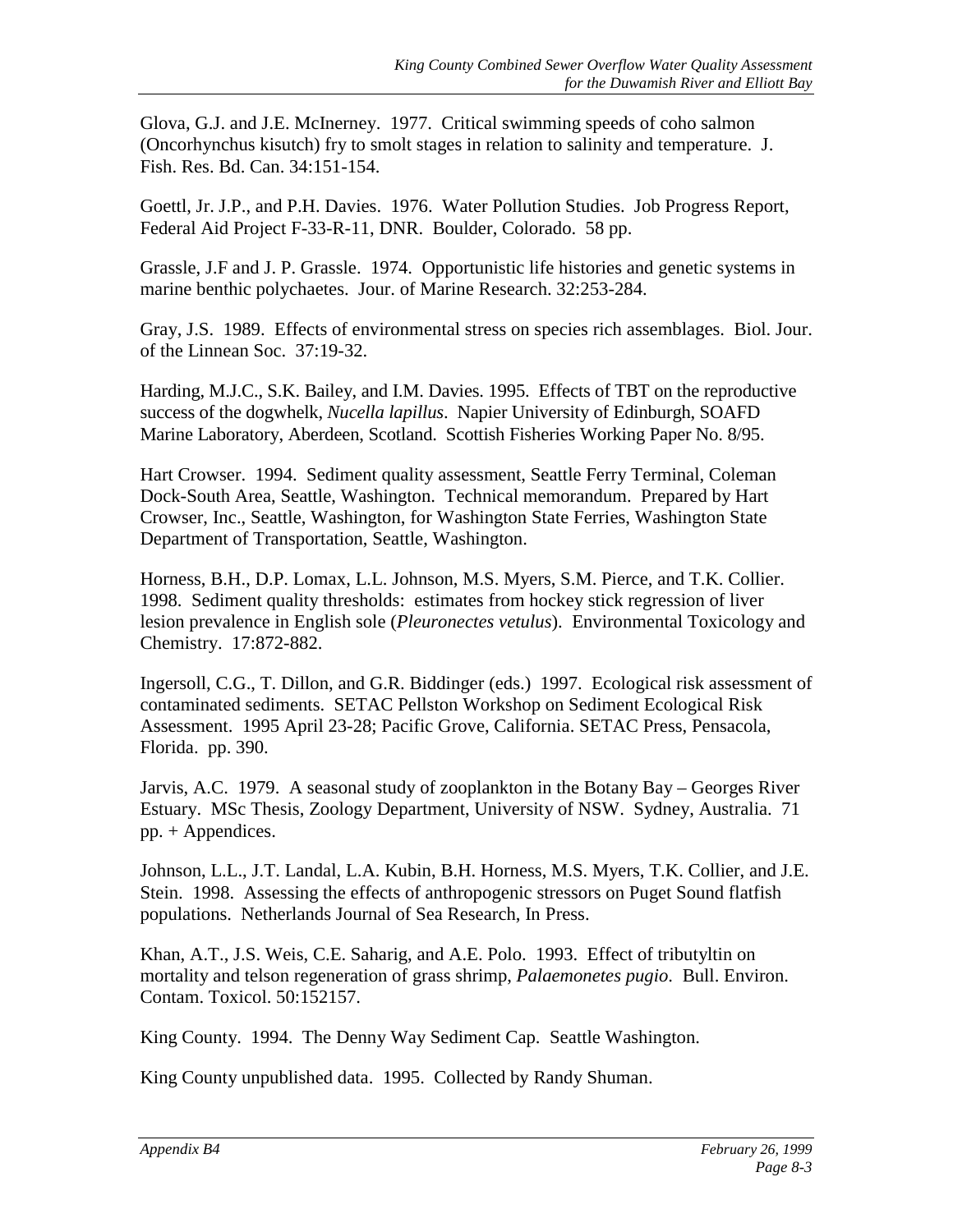Glova, G.J. and J.E. McInerney. 1977. Critical swimming speeds of coho salmon (Oncorhynchus kisutch) fry to smolt stages in relation to salinity and temperature. J. Fish. Res. Bd. Can. 34:151-154.

Goettl, Jr. J.P., and P.H. Davies. 1976. Water Pollution Studies. Job Progress Report, Federal Aid Project F-33-R-11, DNR. Boulder, Colorado. 58 pp.

Grassle, J.F and J. P. Grassle. 1974. Opportunistic life histories and genetic systems in marine benthic polychaetes. Jour. of Marine Research. 32:253-284.

Gray, J.S. 1989. Effects of environmental stress on species rich assemblages. Biol. Jour. of the Linnean Soc. 37:19-32.

Harding, M.J.C., S.K. Bailey, and I.M. Davies. 1995. Effects of TBT on the reproductive success of the dogwhelk, *Nucella lapillus*. Napier University of Edinburgh, SOAFD Marine Laboratory, Aberdeen, Scotland. Scottish Fisheries Working Paper No. 8/95.

Hart Crowser. 1994. Sediment quality assessment, Seattle Ferry Terminal, Coleman Dock-South Area, Seattle, Washington. Technical memorandum. Prepared by Hart Crowser, Inc., Seattle, Washington, for Washington State Ferries, Washington State Department of Transportation, Seattle, Washington.

Horness, B.H., D.P. Lomax, L.L. Johnson, M.S. Myers, S.M. Pierce, and T.K. Collier. 1998. Sediment quality thresholds: estimates from hockey stick regression of liver lesion prevalence in English sole (*Pleuronectes vetulus*). Environmental Toxicology and Chemistry. 17:872-882.

Ingersoll, C.G., T. Dillon, and G.R. Biddinger (eds.) 1997. Ecological risk assessment of contaminated sediments. SETAC Pellston Workshop on Sediment Ecological Risk Assessment. 1995 April 23-28; Pacific Grove, California. SETAC Press, Pensacola, Florida. pp. 390.

Jarvis, A.C. 1979. A seasonal study of zooplankton in the Botany Bay – Georges River Estuary. MSc Thesis, Zoology Department, University of NSW. Sydney, Australia. 71 pp. + Appendices.

Johnson, L.L., J.T. Landal, L.A. Kubin, B.H. Horness, M.S. Myers, T.K. Collier, and J.E. Stein. 1998. Assessing the effects of anthropogenic stressors on Puget Sound flatfish populations. Netherlands Journal of Sea Research, In Press.

Khan, A.T., J.S. Weis, C.E. Saharig, and A.E. Polo. 1993. Effect of tributyltin on mortality and telson regeneration of grass shrimp, *Palaemonetes pugio*. Bull. Environ. Contam. Toxicol. 50:152157.

King County. 1994. The Denny Way Sediment Cap. Seattle Washington.

King County unpublished data. 1995. Collected by Randy Shuman.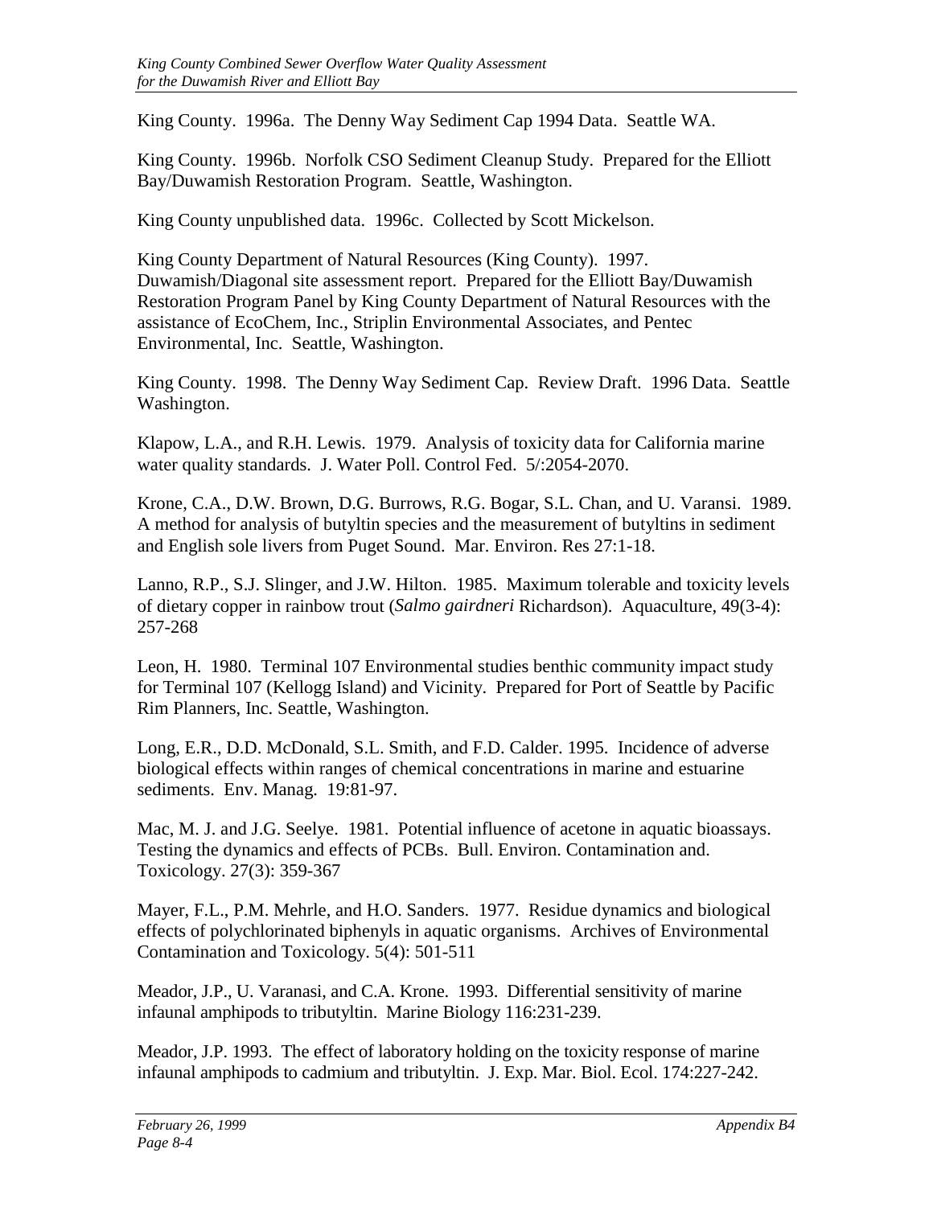King County. 1996a. The Denny Way Sediment Cap 1994 Data. Seattle WA.

King County. 1996b. Norfolk CSO Sediment Cleanup Study. Prepared for the Elliott Bay/Duwamish Restoration Program. Seattle, Washington.

King County unpublished data. 1996c. Collected by Scott Mickelson.

King County Department of Natural Resources (King County). 1997. Duwamish/Diagonal site assessment report. Prepared for the Elliott Bay/Duwamish Restoration Program Panel by King County Department of Natural Resources with the assistance of EcoChem, Inc., Striplin Environmental Associates, and Pentec Environmental, Inc. Seattle, Washington.

King County. 1998. The Denny Way Sediment Cap. Review Draft. 1996 Data. Seattle Washington.

Klapow, L.A., and R.H. Lewis. 1979. Analysis of toxicity data for California marine water quality standards. J. Water Poll. Control Fed. 5/:2054-2070.

Krone, C.A., D.W. Brown, D.G. Burrows, R.G. Bogar, S.L. Chan, and U. Varansi. 1989. A method for analysis of butyltin species and the measurement of butyltins in sediment and English sole livers from Puget Sound. Mar. Environ. Res 27:1-18.

Lanno, R.P., S.J. Slinger, and J.W. Hilton. 1985. Maximum tolerable and toxicity levels of dietary copper in rainbow trout (*Salmo gairdneri* Richardson). Aquaculture, 49(3-4): 257-268

Leon, H. 1980. Terminal 107 Environmental studies benthic community impact study for Terminal 107 (Kellogg Island) and Vicinity. Prepared for Port of Seattle by Pacific Rim Planners, Inc. Seattle, Washington.

Long, E.R., D.D. McDonald, S.L. Smith, and F.D. Calder. 1995. Incidence of adverse biological effects within ranges of chemical concentrations in marine and estuarine sediments. Env. Manag. 19:81-97.

Mac, M. J. and J.G. Seelye. 1981. Potential influence of acetone in aquatic bioassays. Testing the dynamics and effects of PCBs. Bull. Environ. Contamination and. Toxicology. 27(3): 359-367

Mayer, F.L., P.M. Mehrle, and H.O. Sanders. 1977. Residue dynamics and biological effects of polychlorinated biphenyls in aquatic organisms. Archives of Environmental Contamination and Toxicology. 5(4): 501-511

Meador, J.P., U. Varanasi, and C.A. Krone. 1993. Differential sensitivity of marine infaunal amphipods to tributyltin. Marine Biology 116:231-239.

Meador, J.P. 1993. The effect of laboratory holding on the toxicity response of marine infaunal amphipods to cadmium and tributyltin. J. Exp. Mar. Biol. Ecol. 174:227-242.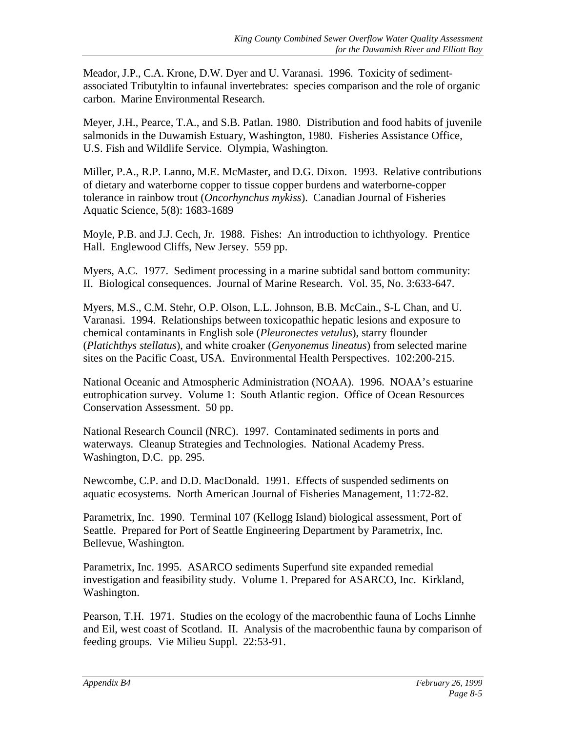Meador, J.P., C.A. Krone, D.W. Dyer and U. Varanasi. 1996. Toxicity of sediment-associated Tributyltin to infaunal invertebrates: species comparison and the role of organic carbon. Marine Environmental Research.

Meyer, J.H., Pearce, T.A., and S.B. Patlan. 1980. Distribution and food habits of juvenile salmonids in the Duwamish Estuary, Washington, 1980. Fisheries Assistance Office, U.S. Fish and Wildlife Service. Olympia, Washington.

Miller, P.A., R.P. Lanno, M.E. McMaster, and D.G. Dixon. 1993. Relative contributions of dietary and waterborne copper to tissue copper burdens and waterborne-copper tolerance in rainbow trout (*Oncorhynchus mykiss*). Canadian Journal of Fisheries Aquatic Science, 5(8): 1683-1689

Moyle, P.B. and J.J. Cech, Jr. 1988. Fishes: An introduction to ichthyology. Prentice Hall. Englewood Cliffs, New Jersey. 559 pp.

Myers, A.C. 1977. Sediment processing in a marine subtidal sand bottom community: II. Biological consequences. Journal of Marine Research. Vol. 35, No. 3:633-647.

Myers, M.S., C.M. Stehr, O.P. Olson, L.L. Johnson, B.B. McCain., S-L Chan, and U. Varanasi. 1994. Relationships between toxicopathic hepatic lesions and exposure to chemical contaminants in English sole (*Pleuronectes vetulus*), starry flounder (*Platichthys stellatus*), and white croaker (*Genyonemus lineatus*) from selected marine sites on the Pacific Coast, USA. Environmental Health Perspectives. 102:200-215.

National Oceanic and Atmospheric Administration (NOAA). 1996. NOAA's estuarine eutrophication survey. Volume 1: South Atlantic region. Office of Ocean Resources Conservation Assessment. 50 pp.

National Research Council (NRC). 1997. Contaminated sediments in ports and waterways. Cleanup Strategies and Technologies. National Academy Press. Washington, D.C. pp. 295.

Newcombe, C.P. and D.D. MacDonald. 1991. Effects of suspended sediments on aquatic ecosystems. North American Journal of Fisheries Management, 11:72-82.

Parametrix, Inc. 1990. Terminal 107 (Kellogg Island) biological assessment, Port of Seattle. Prepared for Port of Seattle Engineering Department by Parametrix, Inc. Bellevue, Washington.

Parametrix, Inc. 1995. ASARCO sediments Superfund site expanded remedial investigation and feasibility study. Volume 1. Prepared for ASARCO, Inc. Kirkland, Washington.

Pearson, T.H. 1971. Studies on the ecology of the macrobenthic fauna of Lochs Linnhe and Eil, west coast of Scotland. II. Analysis of the macrobenthic fauna by comparison of feeding groups. Vie Milieu Suppl. 22:53-91.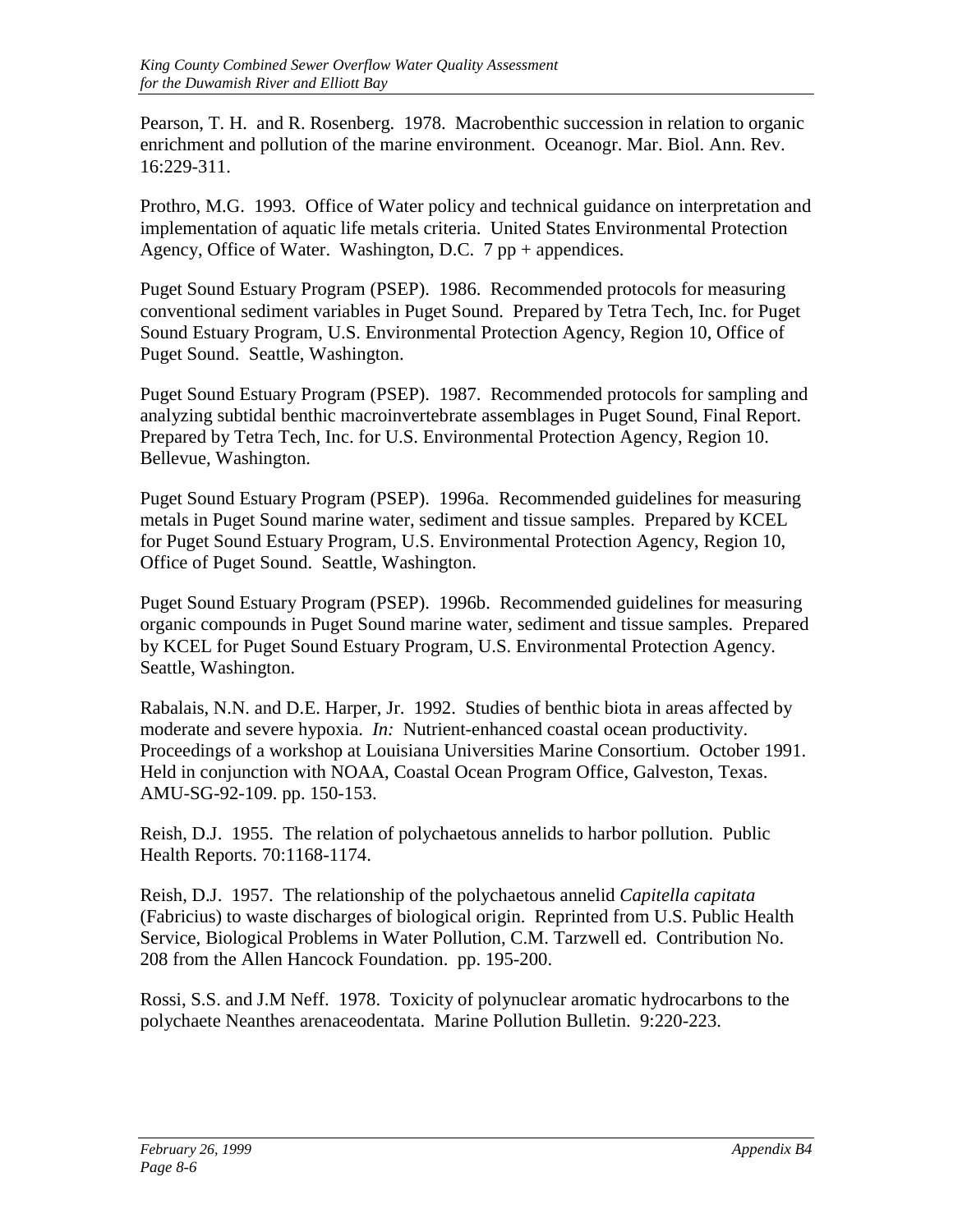Pearson, T. H. and R. Rosenberg. 1978. Macrobenthic succession in relation to organic enrichment and pollution of the marine environment. Oceanogr. Mar. Biol. Ann. Rev. 16:229-311.

Prothro, M.G. 1993. Office of Water policy and technical guidance on interpretation and implementation of aquatic life metals criteria. United States Environmental Protection Agency, Office of Water. Washington, D.C. 7 pp + appendices.

Puget Sound Estuary Program (PSEP). 1986. Recommended protocols for measuring conventional sediment variables in Puget Sound. Prepared by Tetra Tech, Inc. for Puget Sound Estuary Program, U.S. Environmental Protection Agency, Region 10, Office of Puget Sound. Seattle, Washington.

Puget Sound Estuary Program (PSEP). 1987. Recommended protocols for sampling and analyzing subtidal benthic macroinvertebrate assemblages in Puget Sound, Final Report. Prepared by Tetra Tech, Inc. for U.S. Environmental Protection Agency, Region 10. Bellevue, Washington.

Puget Sound Estuary Program (PSEP). 1996a. Recommended guidelines for measuring metals in Puget Sound marine water, sediment and tissue samples. Prepared by KCEL for Puget Sound Estuary Program, U.S. Environmental Protection Agency, Region 10, Office of Puget Sound. Seattle, Washington.

Puget Sound Estuary Program (PSEP). 1996b. Recommended guidelines for measuring organic compounds in Puget Sound marine water, sediment and tissue samples. Prepared by KCEL for Puget Sound Estuary Program, U.S. Environmental Protection Agency. Seattle, Washington.

Rabalais, N.N. and D.E. Harper, Jr. 1992. Studies of benthic biota in areas affected by moderate and severe hypoxia. *In:* Nutrient-enhanced coastal ocean productivity. Proceedings of a workshop at Louisiana Universities Marine Consortium. October 1991. Held in conjunction with NOAA, Coastal Ocean Program Office, Galveston, Texas. AMU-SG-92-109. pp. 150-153.

Reish, D.J. 1955. The relation of polychaetous annelids to harbor pollution. Public Health Reports. 70:1168-1174.

Reish, D.J. 1957. The relationship of the polychaetous annelid *Capitella capitata* (Fabricius) to waste discharges of biological origin. Reprinted from U.S. Public Health Service, Biological Problems in Water Pollution, C.M. Tarzwell ed. Contribution No. 208 from the Allen Hancock Foundation. pp. 195-200.

Rossi, S.S. and J.M Neff. 1978. Toxicity of polynuclear aromatic hydrocarbons to the polychaete Neanthes arenaceodentata. Marine Pollution Bulletin. 9:220-223.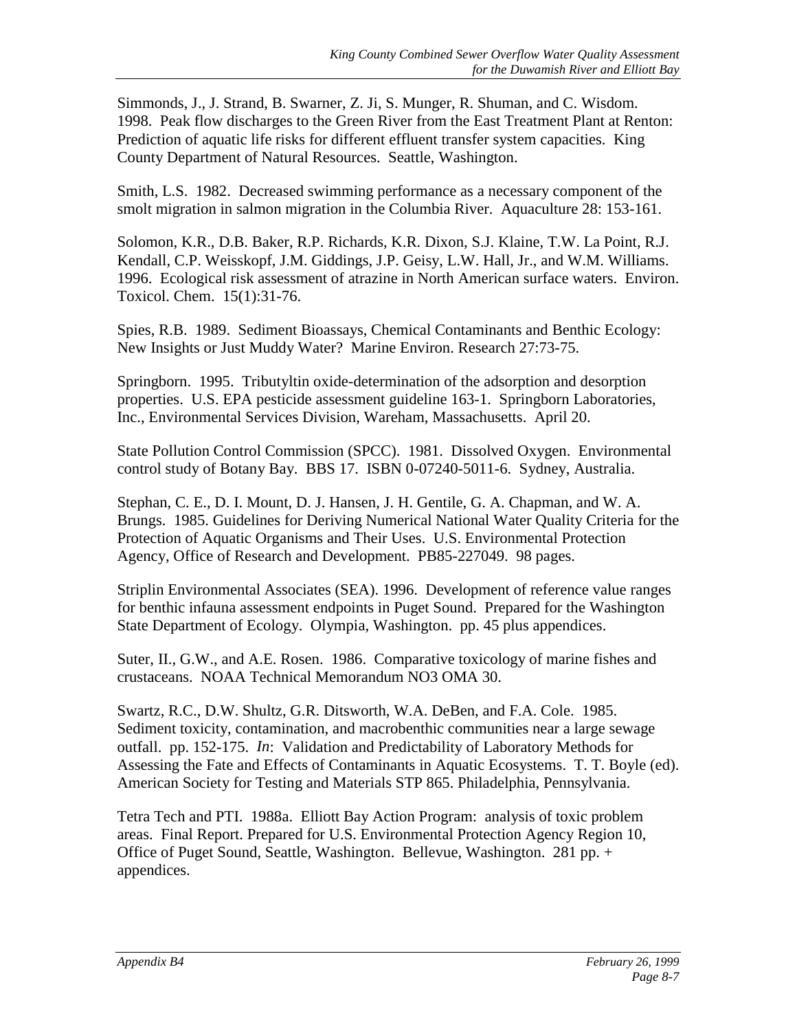Simmonds, J., J. Strand, B. Swarner, Z. Ji, S. Munger, R. Shuman, and C. Wisdom. 1998. Peak flow discharges to the Green River from the East Treatment Plant at Renton: Prediction of aquatic life risks for different effluent transfer system capacities. King County Department of Natural Resources. Seattle, Washington.

Smith, L.S. 1982. Decreased swimming performance as a necessary component of the smolt migration in salmon migration in the Columbia River. Aquaculture 28: 153-161.

Solomon, K.R., D.B. Baker, R.P. Richards, K.R. Dixon, S.J. Klaine, T.W. La Point, R.J. Kendall, C.P. Weisskopf, J.M. Giddings, J.P. Geisy, L.W. Hall, Jr., and W.M. Williams. 1996. Ecological risk assessment of atrazine in North American surface waters. Environ. Toxicol. Chem. 15(1):31-76.

Spies, R.B. 1989. Sediment Bioassays, Chemical Contaminants and Benthic Ecology: New Insights or Just Muddy Water? Marine Environ. Research 27:73-75.

Springborn. 1995. Tributyltin oxide-determination of the adsorption and desorption properties. U.S. EPA pesticide assessment guideline 163-1. Springborn Laboratories, Inc., Environmental Services Division, Wareham, Massachusetts. April 20.

State Pollution Control Commission (SPCC). 1981. Dissolved Oxygen. Environmental control study of Botany Bay. BBS 17. ISBN 0-07240-5011-6. Sydney, Australia.

Stephan, C. E., D. I. Mount, D. J. Hansen, J. H. Gentile, G. A. Chapman, and W. A. Brungs. 1985. Guidelines for Deriving Numerical National Water Quality Criteria for the Protection of Aquatic Organisms and Their Uses. U.S. Environmental Protection Agency, Office of Research and Development. PB85-227049. 98 pages.

Striplin Environmental Associates (SEA). 1996. Development of reference value ranges for benthic infauna assessment endpoints in Puget Sound. Prepared for the Washington State Department of Ecology. Olympia, Washington. pp. 45 plus appendices.

Suter, II., G.W., and A.E. Rosen. 1986. Comparative toxicology of marine fishes and crustaceans. NOAA Technical Memorandum NO3 OMA 30.

Swartz, R.C., D.W. Shultz, G.R. Ditsworth, W.A. DeBen, and F.A. Cole. 1985. Sediment toxicity, contamination, and macrobenthic communities near a large sewage outfall. pp. 152-175. *In*: Validation and Predictability of Laboratory Methods for Assessing the Fate and Effects of Contaminants in Aquatic Ecosystems. T. T. Boyle (ed). American Society for Testing and Materials STP 865. Philadelphia, Pennsylvania.

Tetra Tech and PTI. 1988a. Elliott Bay Action Program: analysis of toxic problem areas. Final Report. Prepared for U.S. Environmental Protection Agency Region 10, Office of Puget Sound, Seattle, Washington. Bellevue, Washington. 281 pp. + appendices.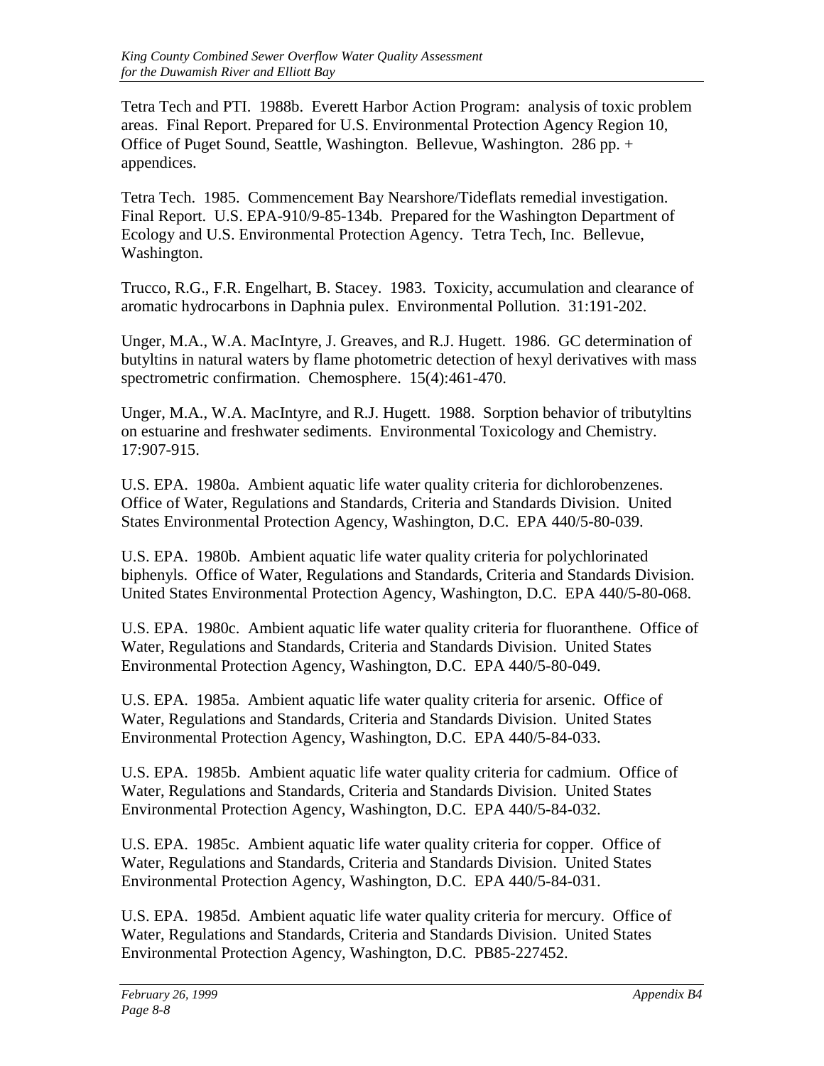Tetra Tech and PTI. 1988b. Everett Harbor Action Program: analysis of toxic problem areas. Final Report. Prepared for U.S. Environmental Protection Agency Region 10, Office of Puget Sound, Seattle, Washington. Bellevue, Washington. 286 pp. + appendices.

Tetra Tech. 1985. Commencement Bay Nearshore/Tideflats remedial investigation. Final Report. U.S. EPA-910/9-85-134b. Prepared for the Washington Department of Ecology and U.S. Environmental Protection Agency. Tetra Tech, Inc. Bellevue, Washington.

Trucco, R.G., F.R. Engelhart, B. Stacey. 1983. Toxicity, accumulation and clearance of aromatic hydrocarbons in Daphnia pulex. Environmental Pollution. 31:191-202.

Unger, M.A., W.A. MacIntyre, J. Greaves, and R.J. Hugett. 1986. GC determination of butyltins in natural waters by flame photometric detection of hexyl derivatives with mass spectrometric confirmation. Chemosphere. 15(4):461-470.

Unger, M.A., W.A. MacIntyre, and R.J. Hugett. 1988. Sorption behavior of tributyltins on estuarine and freshwater sediments. Environmental Toxicology and Chemistry. 17:907-915.

U.S. EPA. 1980a. Ambient aquatic life water quality criteria for dichlorobenzenes. Office of Water, Regulations and Standards, Criteria and Standards Division. United States Environmental Protection Agency, Washington, D.C. EPA 440/5-80-039.

U.S. EPA. 1980b. Ambient aquatic life water quality criteria for polychlorinated biphenyls. Office of Water, Regulations and Standards, Criteria and Standards Division. United States Environmental Protection Agency, Washington, D.C. EPA 440/5-80-068.

U.S. EPA. 1980c. Ambient aquatic life water quality criteria for fluoranthene. Office of Water, Regulations and Standards, Criteria and Standards Division. United States Environmental Protection Agency, Washington, D.C. EPA 440/5-80-049.

U.S. EPA. 1985a. Ambient aquatic life water quality criteria for arsenic. Office of Water, Regulations and Standards, Criteria and Standards Division. United States Environmental Protection Agency, Washington, D.C. EPA 440/5-84-033.

U.S. EPA. 1985b. Ambient aquatic life water quality criteria for cadmium. Office of Water, Regulations and Standards, Criteria and Standards Division. United States Environmental Protection Agency, Washington, D.C. EPA 440/5-84-032.

U.S. EPA. 1985c. Ambient aquatic life water quality criteria for copper. Office of Water, Regulations and Standards, Criteria and Standards Division. United States Environmental Protection Agency, Washington, D.C. EPA 440/5-84-031.

U.S. EPA. 1985d. Ambient aquatic life water quality criteria for mercury. Office of Water, Regulations and Standards, Criteria and Standards Division. United States Environmental Protection Agency, Washington, D.C. PB85-227452.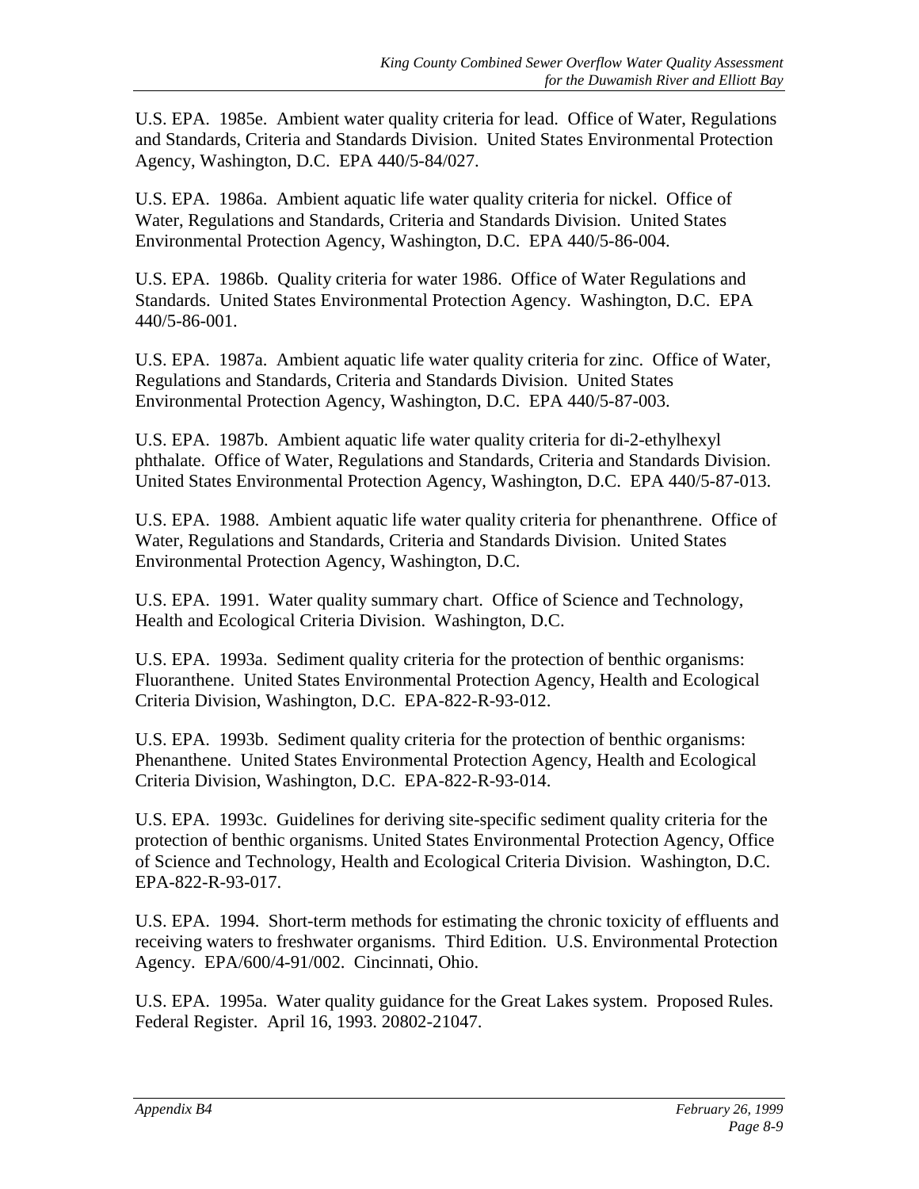U.S. EPA. 1985e. Ambient water quality criteria for lead. Office of Water, Regulations and Standards, Criteria and Standards Division. United States Environmental Protection Agency, Washington, D.C. EPA 440/5-84/027.

U.S. EPA. 1986a. Ambient aquatic life water quality criteria for nickel. Office of Water, Regulations and Standards, Criteria and Standards Division. United States Environmental Protection Agency, Washington, D.C. EPA 440/5-86-004.

U.S. EPA. 1986b. Quality criteria for water 1986. Office of Water Regulations and Standards. United States Environmental Protection Agency. Washington, D.C. EPA 440/5-86-001.

U.S. EPA. 1987a. Ambient aquatic life water quality criteria for zinc. Office of Water, Regulations and Standards, Criteria and Standards Division. United States Environmental Protection Agency, Washington, D.C. EPA 440/5-87-003.

U.S. EPA. 1987b. Ambient aquatic life water quality criteria for di-2-ethylhexyl phthalate. Office of Water, Regulations and Standards, Criteria and Standards Division. United States Environmental Protection Agency, Washington, D.C. EPA 440/5-87-013.

U.S. EPA. 1988. Ambient aquatic life water quality criteria for phenanthrene. Office of Water, Regulations and Standards, Criteria and Standards Division. United States Environmental Protection Agency, Washington, D.C.

U.S. EPA. 1991. Water quality summary chart. Office of Science and Technology, Health and Ecological Criteria Division. Washington, D.C.

U.S. EPA. 1993a. Sediment quality criteria for the protection of benthic organisms: Fluoranthene. United States Environmental Protection Agency, Health and Ecological Criteria Division, Washington, D.C. EPA-822-R-93-012.

U.S. EPA. 1993b. Sediment quality criteria for the protection of benthic organisms: Phenanthene. United States Environmental Protection Agency, Health and Ecological Criteria Division, Washington, D.C. EPA-822-R-93-014.

U.S. EPA. 1993c. Guidelines for deriving site-specific sediment quality criteria for the protection of benthic organisms. United States Environmental Protection Agency, Office of Science and Technology, Health and Ecological Criteria Division. Washington, D.C. EPA-822-R-93-017.

U.S. EPA. 1994. Short-term methods for estimating the chronic toxicity of effluents and receiving waters to freshwater organisms. Third Edition. U.S. Environmental Protection Agency. EPA/600/4-91/002. Cincinnati, Ohio.

U.S. EPA. 1995a. Water quality guidance for the Great Lakes system. Proposed Rules. Federal Register. April 16, 1993. 20802-21047.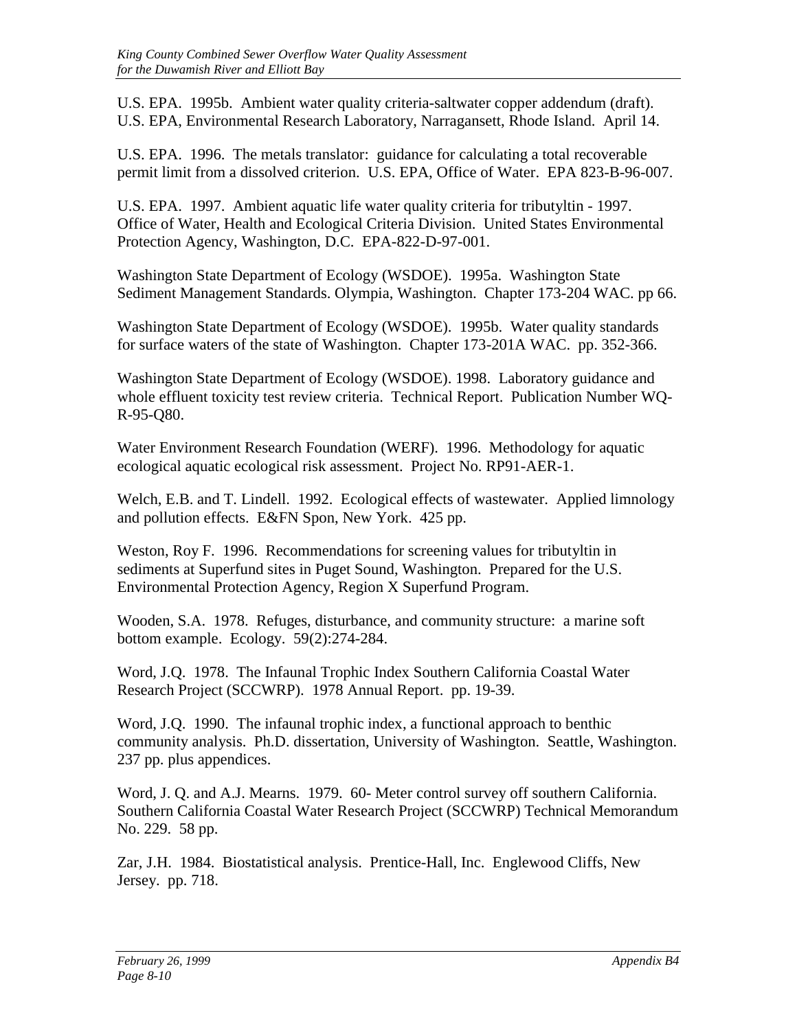U.S. EPA. 1995b. Ambient water quality criteria-saltwater copper addendum (draft). U.S. EPA, Environmental Research Laboratory, Narragansett, Rhode Island. April 14.

U.S. EPA. 1996. The metals translator: guidance for calculating a total recoverable permit limit from a dissolved criterion. U.S. EPA, Office of Water. EPA 823-B-96-007.

U.S. EPA. 1997. Ambient aquatic life water quality criteria for tributyltin - 1997. Office of Water, Health and Ecological Criteria Division. United States Environmental Protection Agency, Washington, D.C. EPA-822-D-97-001.

Washington State Department of Ecology (WSDOE). 1995a. Washington State Sediment Management Standards. Olympia, Washington. Chapter 173-204 WAC. pp 66.

Washington State Department of Ecology (WSDOE). 1995b. Water quality standards for surface waters of the state of Washington. Chapter 173-201A WAC. pp. 352-366.

Washington State Department of Ecology (WSDOE). 1998. Laboratory guidance and whole effluent toxicity test review criteria. Technical Report. Publication Number WQ-R-95-Q80.

Water Environment Research Foundation (WERF). 1996. Methodology for aquatic ecological aquatic ecological risk assessment. Project No. RP91-AER-1.

Welch, E.B. and T. Lindell. 1992. Ecological effects of wastewater. Applied limnology and pollution effects. E&FN Spon, New York. 425 pp.

Weston, Roy F. 1996. Recommendations for screening values for tributyltin in sediments at Superfund sites in Puget Sound, Washington. Prepared for the U.S. Environmental Protection Agency, Region X Superfund Program.

Wooden, S.A. 1978. Refuges, disturbance, and community structure: a marine soft bottom example. Ecology. 59(2):274-284.

Word, J.Q. 1978. The Infaunal Trophic Index Southern California Coastal Water Research Project (SCCWRP). 1978 Annual Report. pp. 19-39.

Word, J.Q. 1990. The infaunal trophic index, a functional approach to benthic community analysis. Ph.D. dissertation, University of Washington. Seattle, Washington. 237 pp. plus appendices.

Word, J. Q. and A.J. Mearns. 1979. 60- Meter control survey off southern California. Southern California Coastal Water Research Project (SCCWRP) Technical Memorandum No. 229. 58 pp.

Zar, J.H. 1984. Biostatistical analysis. Prentice-Hall, Inc. Englewood Cliffs, New Jersey. pp. 718.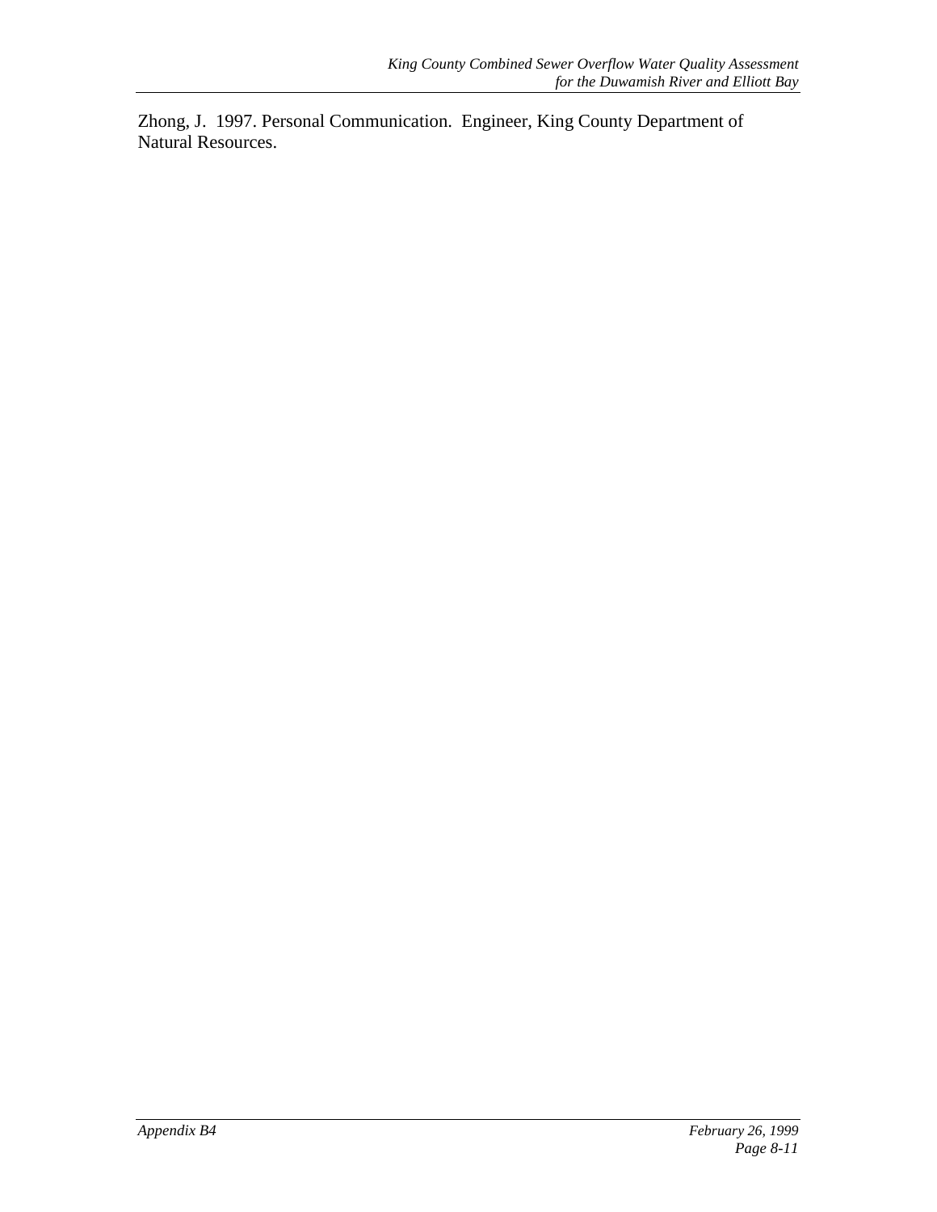Zhong, J.  1997. Personal Communication.  Engineer, King County Department of Natural Resources.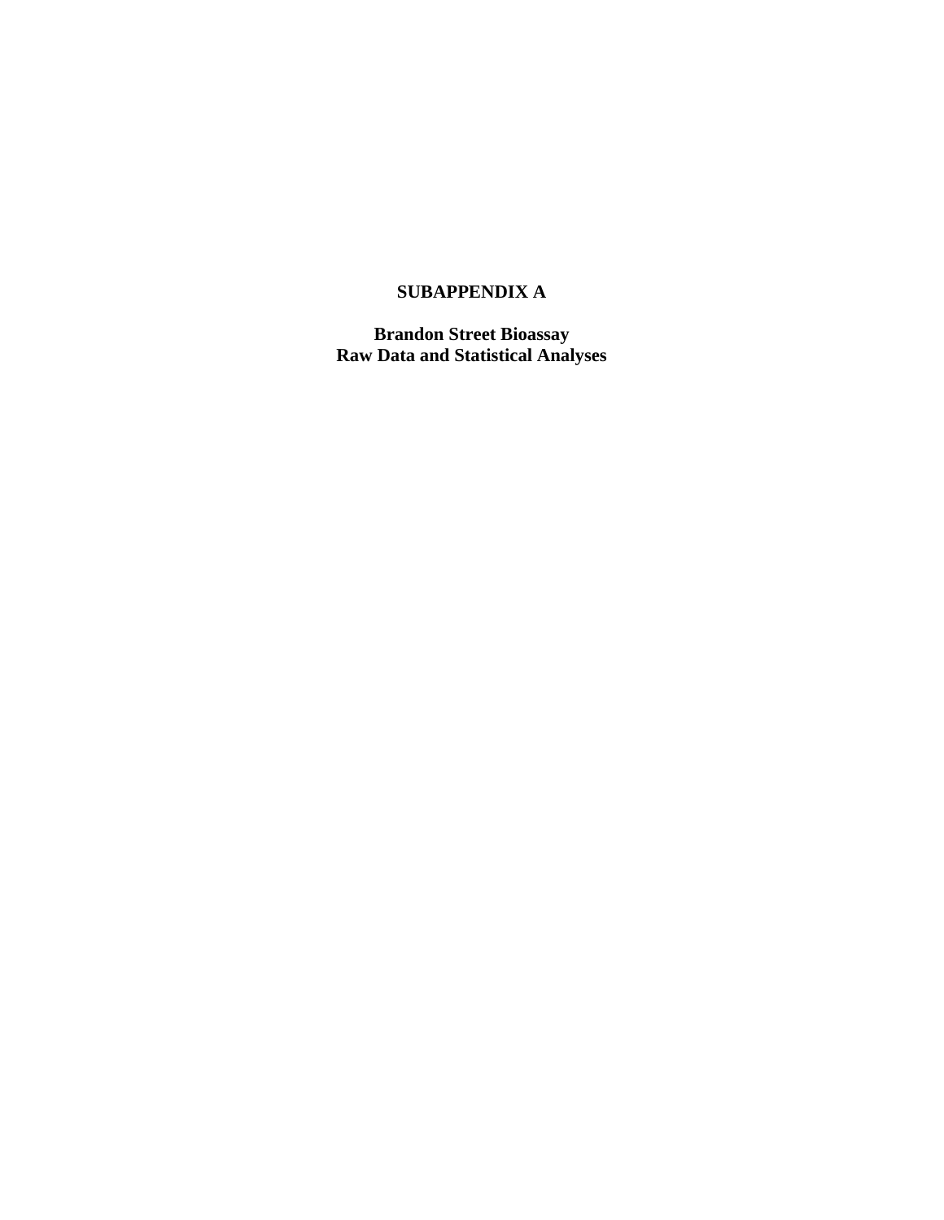# SUBAPPENDIX A

## Brandon Street Bioassay
## Raw Data and Statistical Analyses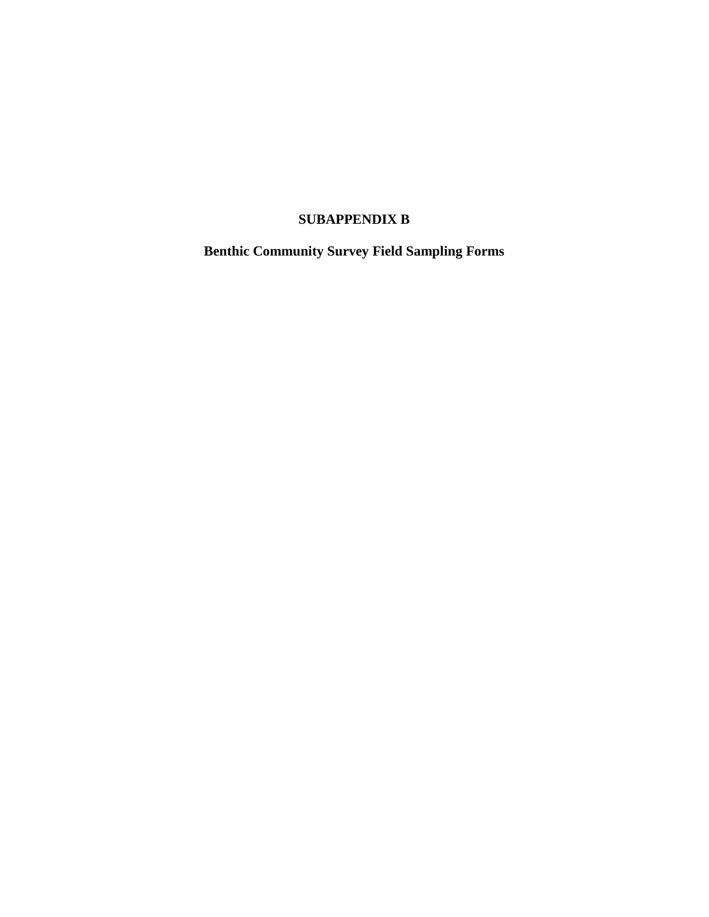# SUBAPPENDIX B

## Benthic Community Survey Field Sampling Forms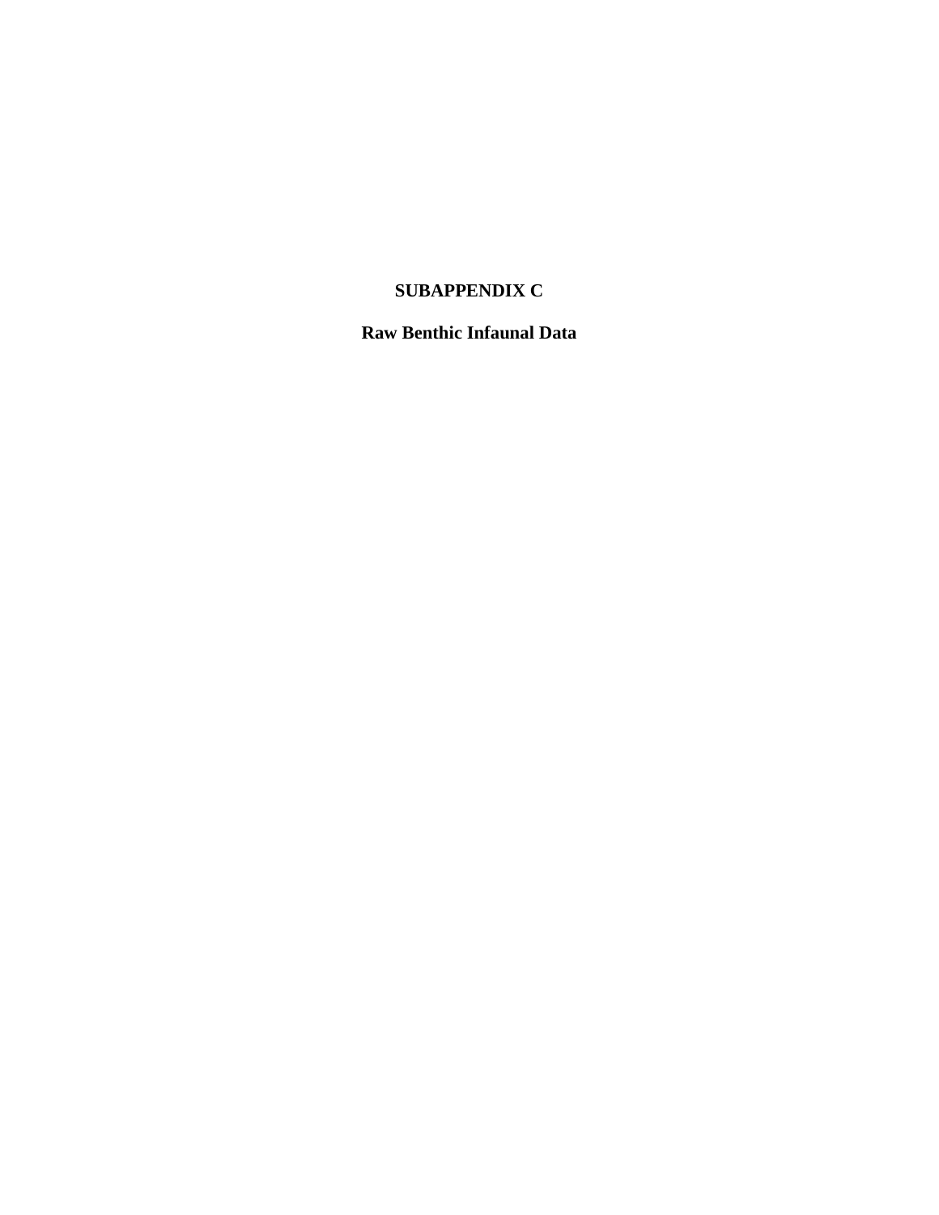# SUBAPPENDIX C

## Raw Benthic Infaunal Data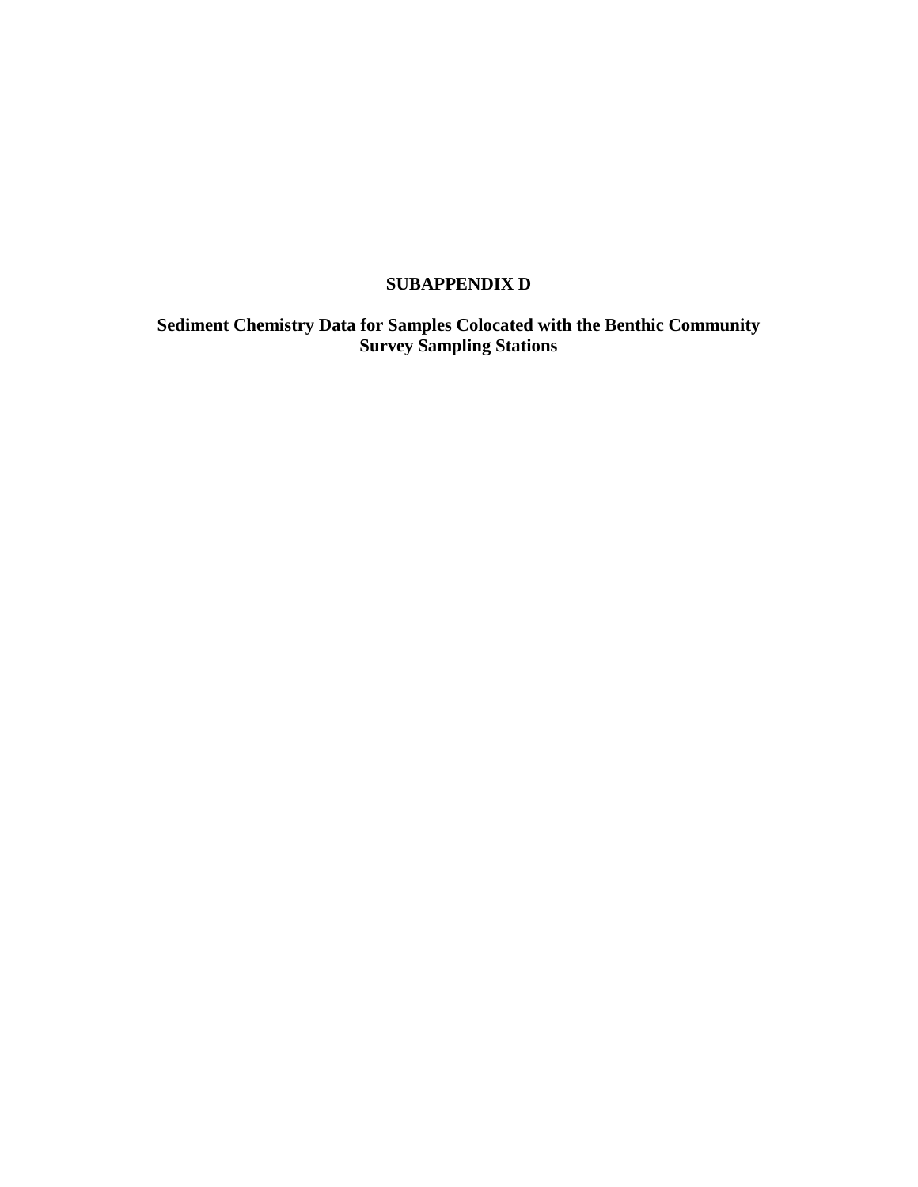# SUBAPPENDIX D

## Sediment Chemistry Data for Samples Colocated with the Benthic Community Survey Sampling Stations